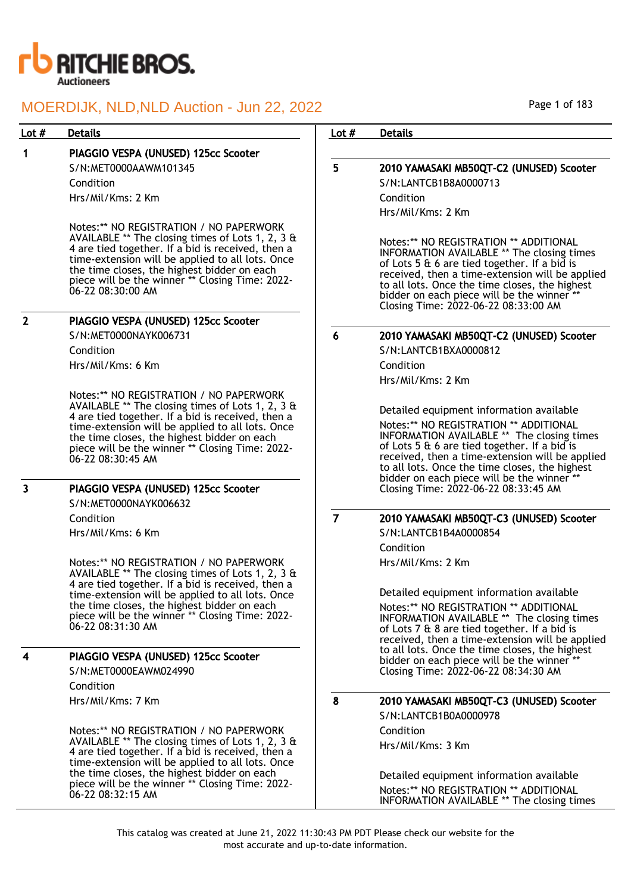# RITCHIE BROS. Auctioneers

## MOERDIJK, NLD,NLD Auction - Jun 22, 2022

| Lot # | Details |
|---|---|
| 1 | **PIAGGIO VESPA (UNUSED) 125cc Scooter**<br>S/N:MET0000AAWM101345<br>Condition<br>Hrs/Mil/Kms: 2 Km<br><br>Notes:** NO REGISTRATION / NO PAPERWORK AVAILABLE ** The closing times of Lots 1, 2, 3 & 4 are tied together. If a bid is received, then a time-extension will be applied to all lots. Once the time closes, the highest bidder on each piece will be the winner ** Closing Time: 2022-06-22 08:30:00 AM |
| 2 | **PIAGGIO VESPA (UNUSED) 125cc Scooter**<br>S/N:MET0000NAYK006731<br>Condition<br>Hrs/Mil/Kms: 6 Km<br><br>Notes:** NO REGISTRATION / NO PAPERWORK AVAILABLE ** The closing times of Lots 1, 2, 3 & 4 are tied together. If a bid is received, then a time-extension will be applied to all lots. Once the time closes, the highest bidder on each piece will be the winner ** Closing Time: 2022-06-22 08:30:45 AM |
| 3 | **PIAGGIO VESPA (UNUSED) 125cc Scooter**<br>S/N:MET0000NAYK006632<br>Condition<br>Hrs/Mil/Kms: 6 Km<br><br>Notes:** NO REGISTRATION / NO PAPERWORK AVAILABLE ** The closing times of Lots 1, 2, 3 & 4 are tied together. If a bid is received, then a time-extension will be applied to all lots. Once the time closes, the highest bidder on each piece will be the winner ** Closing Time: 2022-06-22 08:31:30 AM |
| 4 | **PIAGGIO VESPA (UNUSED) 125cc Scooter**<br>S/N:MET0000EAWM024990<br>Condition<br>Hrs/Mil/Kms: 7 Km<br><br>Notes:** NO REGISTRATION / NO PAPERWORK AVAILABLE ** The closing times of Lots 1, 2, 3 & 4 are tied together. If a bid is received, then a time-extension will be applied to all lots. Once the time closes, the highest bidder on each piece will be the winner ** Closing Time: 2022-06-22 08:32:15 AM |
| 5 | **2010 YAMASAKI MB50QT-C2 (UNUSED) Scooter**<br>S/N:LANTCB1B8A0000713<br>Condition<br>Hrs/Mil/Kms: 2 Km<br><br>Notes:** NO REGISTRATION ** ADDITIONAL INFORMATION AVAILABLE ** The closing times of Lots 5 & 6 are tied together. If a bid is received, then a time-extension will be applied to all lots. Once the time closes, the highest bidder on each piece will be the winner ** Closing Time: 2022-06-22 08:33:00 AM |
| 6 | **2010 YAMASAKI MB50QT-C2 (UNUSED) Scooter**<br>S/N:LANTCB1BXA0000812<br>Condition<br>Hrs/Mil/Kms: 2 Km<br><br>Detailed equipment information available<br>Notes:** NO REGISTRATION ** ADDITIONAL INFORMATION AVAILABLE ** The closing times of Lots 5 & 6 are tied together. If a bid is received, then a time-extension will be applied to all lots. Once the time closes, the highest bidder on each piece will be the winner ** Closing Time: 2022-06-22 08:33:45 AM |
| 7 | **2010 YAMASAKI MB50QT-C3 (UNUSED) Scooter**<br>S/N:LANTCB1B4A0000854<br>Condition<br>Hrs/Mil/Kms: 2 Km<br><br>Detailed equipment information available<br>Notes:** NO REGISTRATION ** ADDITIONAL INFORMATION AVAILABLE ** The closing times of Lots 7 & 8 are tied together. If a bid is received, then a time-extension will be applied to all lots. Once the time closes, the highest bidder on each piece will be the winner ** Closing Time: 2022-06-22 08:34:30 AM |
| 8 | **2010 YAMASAKI MB50QT-C3 (UNUSED) Scooter**<br>S/N:LANTCB1B0A0000978<br>Condition<br>Hrs/Mil/Kms: 3 Km<br><br>Detailed equipment information available<br>Notes:** NO REGISTRATION ** ADDITIONAL INFORMATION AVAILABLE ** The closing times |

This catalog was created at June 21, 2022 11:30:43 PM PDT Please check our website for the most accurate and up-to-date information.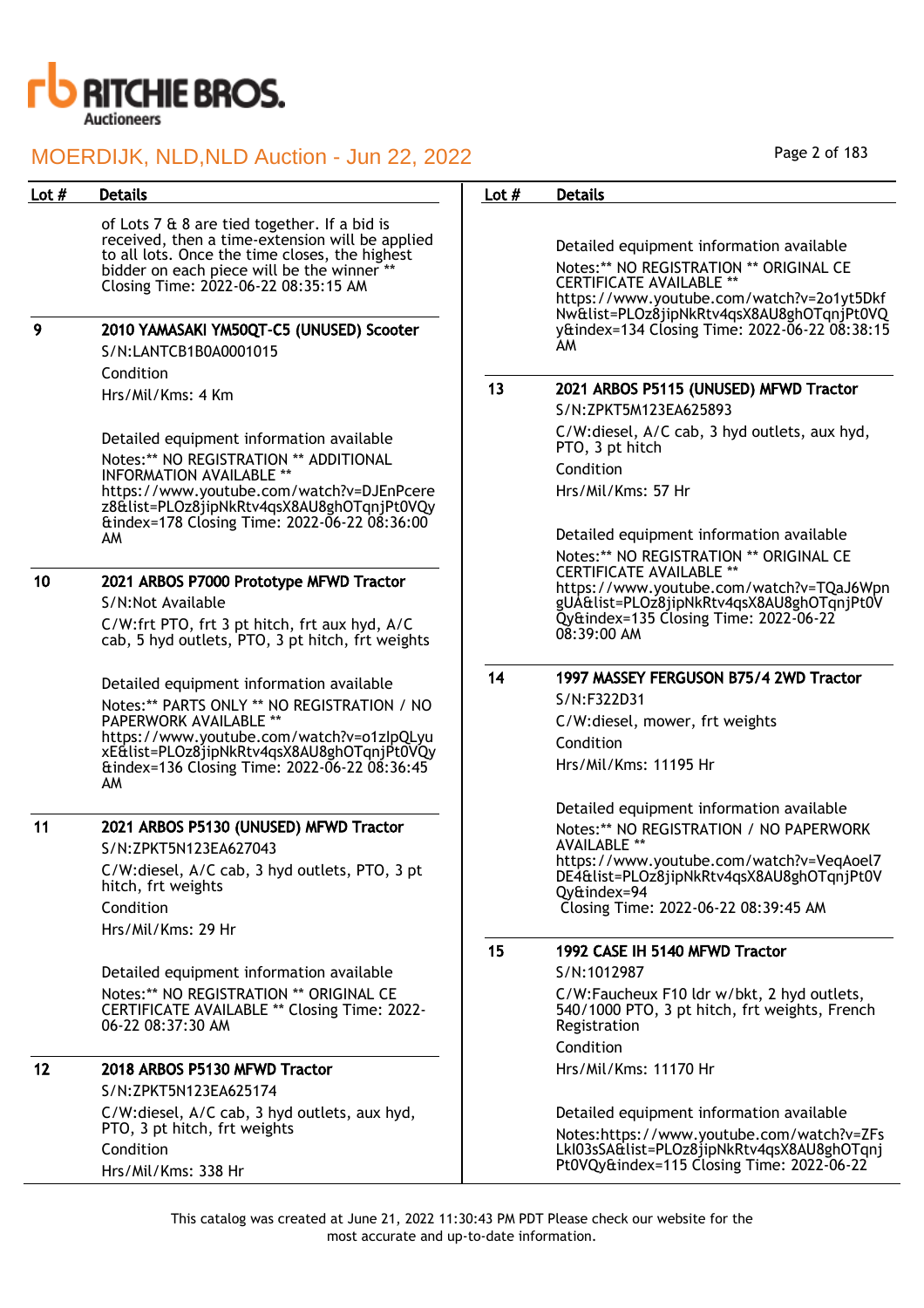# MOERDIJK, NLD,NLD Auction - Jun 22, 2022

| Lot # | Details |
|---|---|
| | of Lots 7 & 8 are tied together. If a bid is received, then a time-extension will be applied to all lots. Once the time closes, the highest bidder on each piece will be the winner ** Closing Time: 2022-06-22 08:35:15 AM |
| 9 | **2010 YAMASAKI YM50QT-C5 (UNUSED) Scooter**<br>S/N:LANTCB1B0A0001015<br>Condition<br>Hrs/Mil/Kms: 4 Km<br><br>Detailed equipment information available<br>Notes:** NO REGISTRATION ** ADDITIONAL INFORMATION AVAILABLE ** https://www.youtube.com/watch?v=DJEnPcerez8&list=PLOz8jipNkRtv4qsX8AU8ghOTqnjPt0VQy&index=178 Closing Time: 2022-06-22 08:36:00 AM |
| 10 | **2021 ARBOS P7000 Prototype MFWD Tractor**<br>S/N:Not Available<br>C/W:frt PTO, frt 3 pt hitch, frt aux hyd, A/C cab, 5 hyd outlets, PTO, 3 pt hitch, frt weights<br><br>Detailed equipment information available<br>Notes:** PARTS ONLY ** NO REGISTRATION / NO PAPERWORK AVAILABLE ** https://www.youtube.com/watch?v=o1zIpQLyuxE&list=PLOz8jipNkRtv4qsX8AU8ghOTqnjPt0VQy&index=136 Closing Time: 2022-06-22 08:36:45 AM |
| 11 | **2021 ARBOS P5130 (UNUSED) MFWD Tractor**<br>S/N:ZPKT5N123EA627043<br>C/W:diesel, A/C cab, 3 hyd outlets, PTO, 3 pt hitch, frt weights<br>Condition<br>Hrs/Mil/Kms: 29 Hr<br><br>Detailed equipment information available<br>Notes:** NO REGISTRATION ** ORIGINAL CE CERTIFICATE AVAILABLE ** Closing Time: 2022-06-22 08:37:30 AM |
| 12 | **2018 ARBOS P5130 MFWD Tractor**<br>S/N:ZPKT5N123EA625174<br>C/W:diesel, A/C cab, 3 hyd outlets, aux hyd, PTO, 3 pt hitch, frt weights<br>Condition<br>Hrs/Mil/Kms: 338 Hr<br><br>Detailed equipment information available<br>Notes:** NO REGISTRATION ** ORIGINAL CE CERTIFICATE AVAILABLE ** https://www.youtube.com/watch?v=2o1yt5DkfNw&list=PLOz8jipNkRtv4qsX8AU8ghOTqnjPt0VQy&index=134 Closing Time: 2022-06-22 08:38:15 AM |
| 13 | **2021 ARBOS P5115 (UNUSED) MFWD Tractor**<br>S/N:ZPKT5M123EA625893<br>C/W:diesel, A/C cab, 3 hyd outlets, aux hyd, PTO, 3 pt hitch<br>Condition<br>Hrs/Mil/Kms: 57 Hr<br><br>Detailed equipment information available<br>Notes:** NO REGISTRATION ** ORIGINAL CE CERTIFICATE AVAILABLE ** https://www.youtube.com/watch?v=TQaJ6WpngUA&list=PLOz8jipNkRtv4qsX8AU8ghOTqnjPt0VQy&index=135 Closing Time: 2022-06-22 08:39:00 AM |
| 14 | **1997 MASSEY FERGUSON B75/4 2WD Tractor**<br>S/N:F322D31<br>C/W:diesel, mower, frt weights<br>Condition<br>Hrs/Mil/Kms: 11195 Hr<br><br>Detailed equipment information available<br>Notes:** NO REGISTRATION / NO PAPERWORK AVAILABLE ** https://www.youtube.com/watch?v=VeqAoel7DE4&list=PLOz8jipNkRtv4qsX8AU8ghOTqnjPt0VQy&index=94<br>Closing Time: 2022-06-22 08:39:45 AM |
| 15 | **1992 CASE IH 5140 MFWD Tractor**<br>S/N:1012987<br>C/W:Faucheux F10 ldr w/bkt, 2 hyd outlets, 540/1000 PTO, 3 pt hitch, frt weights, French Registration<br>Condition<br>Hrs/Mil/Kms: 11170 Hr<br><br>Detailed equipment information available<br>Notes:https://www.youtube.com/watch?v=ZFsLkI03sSA&list=PLOz8jipNkRtv4qsX8AU8ghOTqnjPt0VQy&index=115 Closing Time: 2022-06-22 |

This catalog was created at June 21, 2022 11:30:43 PM PDT Please check our website for the most accurate and up-to-date information.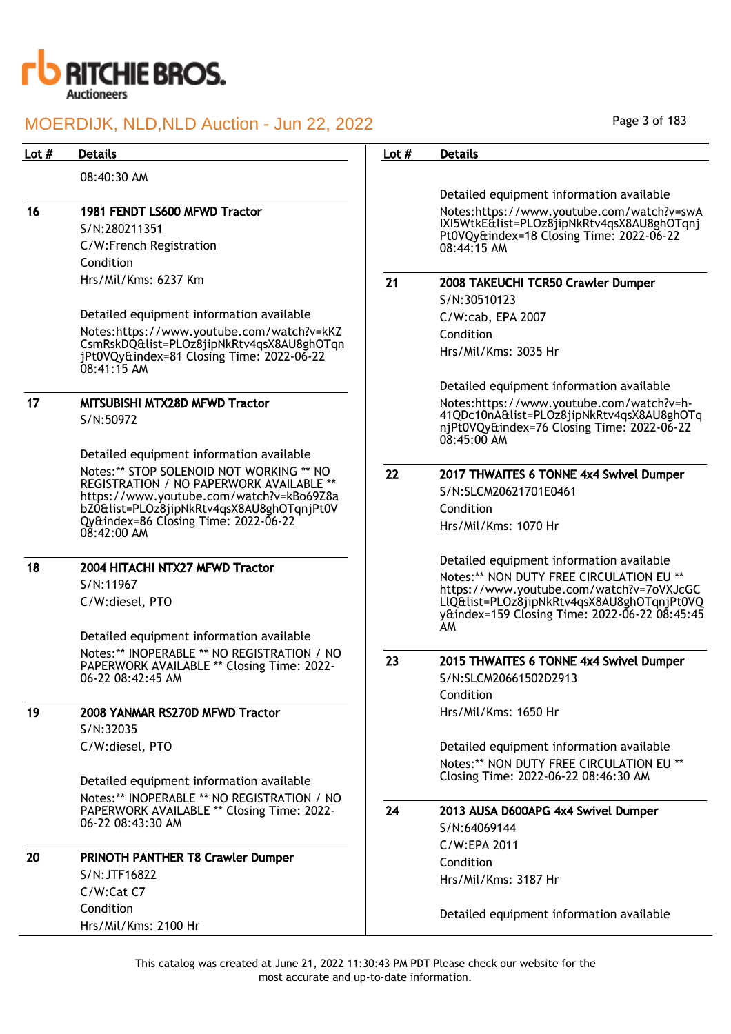| Lot # | Details |
|---|---|
| | 08:40:30 AM |
| 16 | **1981 FENDT LS600 MFWD Tractor**<br>S/N:280211351<br>C/W:French Registration<br>Condition<br>Hrs/Mil/Kms: 6237 Km<br><br>Detailed equipment information available<br>Notes:https://www.youtube.com/watch?v=kKZCsmRskDQ&list=PLOz8jipNkRtv4qsX8AU8ghOTqnjPt0VQy&index=81 Closing Time: 2022-06-22 08:41:15 AM |
| 17 | **MITSUBISHI MTX28D MFWD Tractor**<br>S/N:50972<br><br>Detailed equipment information available<br>Notes:** STOP SOLENOID NOT WORKING ** NO REGISTRATION / NO PAPERWORK AVAILABLE ** https://www.youtube.com/watch?v=kBo69Z8abZ0&list=PLOz8jipNkRtv4qsX8AU8ghOTqnjPt0VQy&index=86 Closing Time: 2022-06-22 08:42:00 AM |
| 18 | **2004 HITACHI NTX27 MFWD Tractor**<br>S/N:11967<br>C/W:diesel, PTO<br><br>Detailed equipment information available<br>Notes:** INOPERABLE ** NO REGISTRATION / NO PAPERWORK AVAILABLE ** Closing Time: 2022-06-22 08:42:45 AM |
| 19 | **2008 YANMAR RS270D MFWD Tractor**<br>S/N:32035<br>C/W:diesel, PTO<br><br>Detailed equipment information available<br>Notes:** INOPERABLE ** NO REGISTRATION / NO PAPERWORK AVAILABLE ** Closing Time: 2022-06-22 08:43:30 AM |
| 20 | **PRINOTH PANTHER T8 Crawler Dumper**<br>S/N:JTF16822<br>C/W:Cat C7<br>Condition<br>Hrs/Mil/Kms: 2100 Hr<br><br>Detailed equipment information available<br>Notes:https://www.youtube.com/watch?v=swAIXI5WtkE&list=PLOz8jipNkRtv4qsX8AU8ghOTqnjPt0VQy&index=18 Closing Time: 2022-06-22 08:44:15 AM |
| 21 | **2008 TAKEUCHI TCR50 Crawler Dumper**<br>S/N:30510123<br>C/W:cab, EPA 2007<br>Condition<br>Hrs/Mil/Kms: 3035 Hr<br><br>Detailed equipment information available<br>Notes:https://www.youtube.com/watch?v=h-41QDc10nA&list=PLOz8jipNkRtv4qsX8AU8ghOTqnjPt0VQy&index=76 Closing Time: 2022-06-22 08:45:00 AM |
| 22 | **2017 THWAITES 6 TONNE 4x4 Swivel Dumper**<br>S/N:SLCM20621701E0461<br>Condition<br>Hrs/Mil/Kms: 1070 Hr<br><br>Detailed equipment information available<br>Notes:** NON DUTY FREE CIRCULATION EU ** https://www.youtube.com/watch?v=7oVXJcGCLlQ&list=PLOz8jipNkRtv4qsX8AU8ghOTqnjPt0VQy&index=159 Closing Time: 2022-06-22 08:45:45 AM |
| 23 | **2015 THWAITES 6 TONNE 4x4 Swivel Dumper**<br>S/N:SLCM20661502D2913<br>Condition<br>Hrs/Mil/Kms: 1650 Hr<br><br>Detailed equipment information available<br>Notes:** NON DUTY FREE CIRCULATION EU ** Closing Time: 2022-06-22 08:46:30 AM |
| 24 | **2013 AUSA D600APG 4x4 Swivel Dumper**<br>S/N:64069144<br>C/W:EPA 2011<br>Condition<br>Hrs/Mil/Kms: 3187 Hr<br><br>Detailed equipment information available |

This catalog was created at June 21, 2022 11:30:43 PM PDT Please check our website for the most accurate and up-to-date information.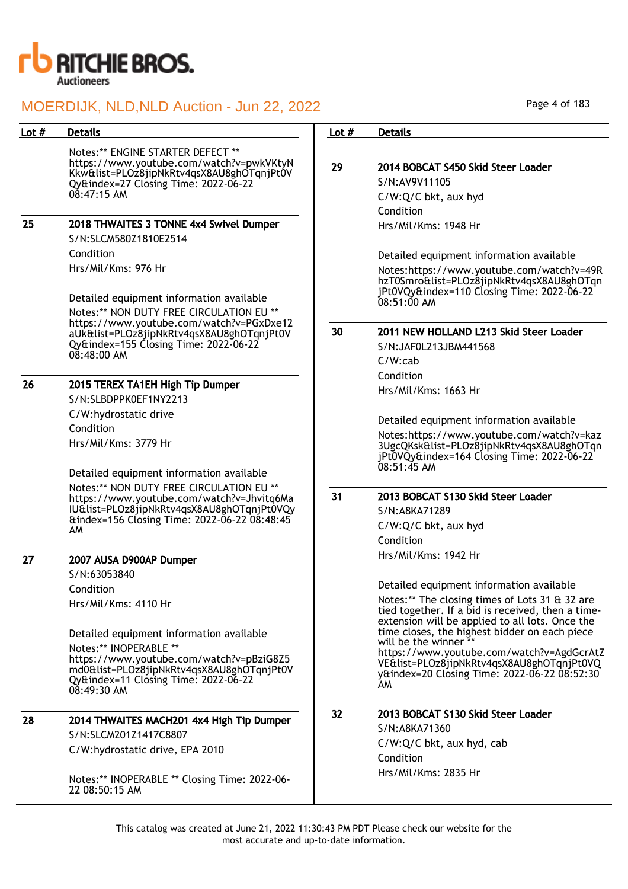Notes:** ENGINE STARTER DEFECT ** https://www.youtube.com/watch?v=pwkVKtyNKkw&list=PLOz8jipNkRtv4qsX8AU8ghOTqnjPt0VQy&index=27 Closing Time: 2022-06-22 08:47:15 AM

**25** **2018 THWAITES 3 TONNE 4x4 Swivel Dumper**
S/N:SLCM580Z1810E2514
Condition
Hrs/Mil/Kms: 976 Hr

Detailed equipment information available
Notes:** NON DUTY FREE CIRCULATION EU ** https://www.youtube.com/watch?v=PGxDxe12aUk&list=PLOz8jipNkRtv4qsX8AU8ghOTqnjPt0VQy&index=155 Closing Time: 2022-06-22 08:48:00 AM

**26** **2015 TEREX TA1EH High Tip Dumper**
S/N:SLBDPPK0EF1NY2213
C/W:hydrostatic drive
Condition
Hrs/Mil/Kms: 3779 Hr

Detailed equipment information available
Notes:** NON DUTY FREE CIRCULATION EU ** https://www.youtube.com/watch?v=Jhvitq6MaIU&list=PLOz8jipNkRtv4qsX8AU8ghOTqnjPt0VQy&index=156 Closing Time: 2022-06-22 08:48:45 AM

**27** **2007 AUSA D900AP Dumper**
S/N:63053840
Condition
Hrs/Mil/Kms: 4110 Hr

Detailed equipment information available
Notes:** INOPERABLE ** https://www.youtube.com/watch?v=pBziG8Z5md0&list=PLOz8jipNkRtv4qsX8AU8ghOTqnjPt0VQy&index=11 Closing Time: 2022-06-22 08:49:30 AM

**28** **2014 THWAITES MACH201 4x4 High Tip Dumper**
S/N:SLCM201Z1417C8807
C/W:hydrostatic drive, EPA 2010

Notes:** INOPERABLE ** Closing Time: 2022-06-22 08:50:15 AM

**29** **2014 BOBCAT S450 Skid Steer Loader**
S/N:AV9V11105
C/W:Q/C bkt, aux hyd
Condition
Hrs/Mil/Kms: 1948 Hr

Detailed equipment information available
Notes:https://www.youtube.com/watch?v=49RhzT0Smro&list=PLOz8jipNkRtv4qsX8AU8ghOTqnjPt0VQy&index=110 Closing Time: 2022-06-22 08:51:00 AM

**30** **2011 NEW HOLLAND L213 Skid Steer Loader**
S/N:JAF0L213JBM441568
C/W:cab
Condition
Hrs/Mil/Kms: 1663 Hr

Detailed equipment information available
Notes:https://www.youtube.com/watch?v=kaz3UgcQKsk&list=PLOz8jipNkRtv4qsX8AU8ghOTqnjPt0VQy&index=164 Closing Time: 2022-06-22 08:51:45 AM

**31** **2013 BOBCAT S130 Skid Steer Loader**
S/N:A8KA71289
C/W:Q/C bkt, aux hyd
Condition
Hrs/Mil/Kms: 1942 Hr

Detailed equipment information available
Notes:** The closing times of Lots 31 & 32 are tied together. If a bid is received, then a time-extension will be applied to all lots. Once the time closes, the highest bidder on each piece will be the winner ** https://www.youtube.com/watch?v=AgdGcrAtZVE&list=PLOz8jipNkRtv4qsX8AU8ghOTqnjPt0VQy&index=20 Closing Time: 2022-06-22 08:52:30 AM

**32** **2013 BOBCAT S130 Skid Steer Loader**
S/N:A8KA71360
C/W:Q/C bkt, aux hyd, cab
Condition
Hrs/Mil/Kms: 2835 Hr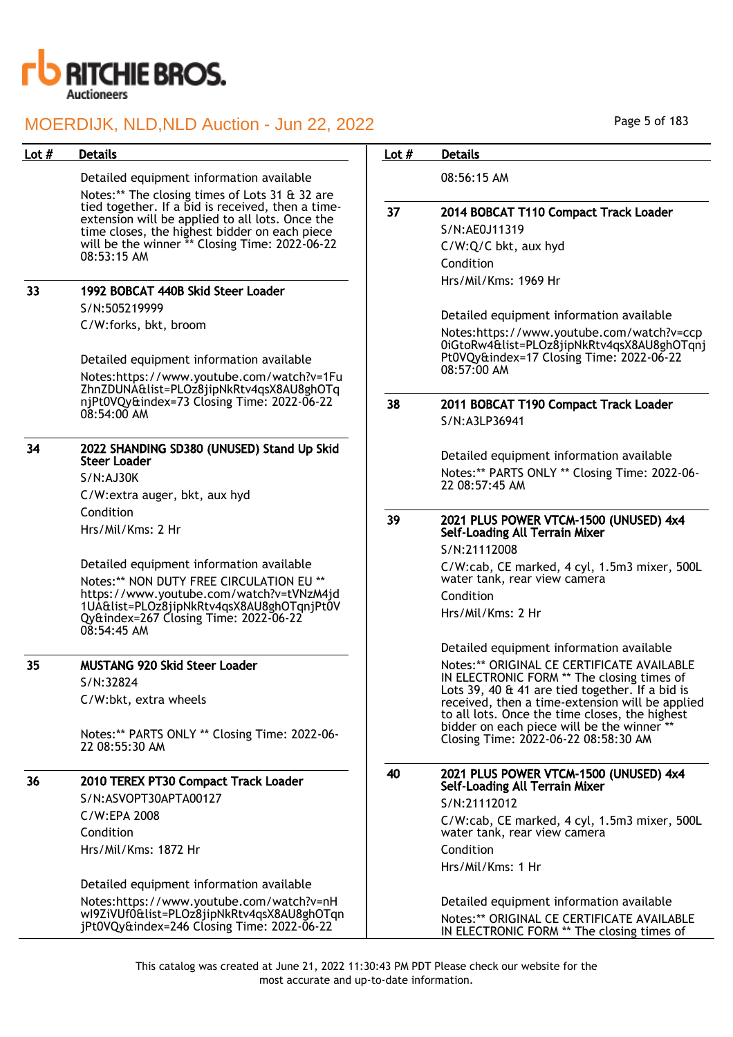| Lot # | Details |
|---|---|
| | Detailed equipment information available<br>Notes:** The closing times of Lots 31 & 32 are tied together. If a bid is received, then a time-extension will be applied to all lots. Once the time closes, the highest bidder on each piece will be the winner ** Closing Time: 2022-06-22 08:53:15 AM |
| 33 | **1992 BOBCAT 440B Skid Steer Loader**<br>S/N:505219999<br>C/W:forks, bkt, broom<br><br>Detailed equipment information available<br>Notes:https://www.youtube.com/watch?v=1FuZhnZDUNA&list=PLOz8jipNkRtv4qsX8AU8ghOTqnjPt0VQy&index=73 Closing Time: 2022-06-22 08:54:00 AM |
| 34 | **2022 SHANDING SD380 (UNUSED) Stand Up Skid Steer Loader**<br>S/N:AJ30K<br>C/W:extra auger, bkt, aux hyd<br>Condition<br>Hrs/Mil/Kms: 2 Hr<br><br>Detailed equipment information available<br>Notes:** NON DUTY FREE CIRCULATION EU ** https://www.youtube.com/watch?v=tVNzM4jd1UA&list=PLOz8jipNkRtv4qsX8AU8ghOTqnjPt0VQy&index=267 Closing Time: 2022-06-22 08:54:45 AM |
| 35 | **MUSTANG 920 Skid Steer Loader**<br>S/N:32824<br>C/W:bkt, extra wheels<br><br>Notes:** PARTS ONLY ** Closing Time: 2022-06-22 08:55:30 AM |
| 36 | **2010 TEREX PT30 Compact Track Loader**<br>S/N:ASVOPT30APTA00127<br>C/W:EPA 2008<br>Condition<br>Hrs/Mil/Kms: 1872 Hr<br><br>Detailed equipment information available<br>Notes:https://www.youtube.com/watch?v=nHwI9ZiVUf0&list=PLOz8jipNkRtv4qsX8AU8ghOTqnjPt0VQy&index=246 Closing Time: 2022-06-22 08:56:15 AM |
| 37 | **2014 BOBCAT T110 Compact Track Loader**<br>S/N:AE0J11319<br>C/W:Q/C bkt, aux hyd<br>Condition<br>Hrs/Mil/Kms: 1969 Hr<br><br>Detailed equipment information available<br>Notes:https://www.youtube.com/watch?v=ccp0iGtoRw4&list=PLOz8jipNkRtv4qsX8AU8ghOTqnjPt0VQy&index=17 Closing Time: 2022-06-22 08:57:00 AM |
| 38 | **2011 BOBCAT T190 Compact Track Loader**<br>S/N:A3LP36941<br><br>Detailed equipment information available<br>Notes:** PARTS ONLY ** Closing Time: 2022-06-22 08:57:45 AM |
| 39 | **2021 PLUS POWER VTCM-1500 (UNUSED) 4x4 Self-Loading All Terrain Mixer**<br>S/N:21112008<br>C/W:cab, CE marked, 4 cyl, 1.5m3 mixer, 500L water tank, rear view camera<br>Condition<br>Hrs/Mil/Kms: 2 Hr<br><br>Detailed equipment information available<br>Notes:** ORIGINAL CE CERTIFICATE AVAILABLE IN ELECTRONIC FORM ** The closing times of Lots 39, 40 & 41 are tied together. If a bid is received, then a time-extension will be applied to all lots. Once the time closes, the highest bidder on each piece will be the winner ** Closing Time: 2022-06-22 08:58:30 AM |
| 40 | **2021 PLUS POWER VTCM-1500 (UNUSED) 4x4 Self-Loading All Terrain Mixer**<br>S/N:21112012<br>C/W:cab, CE marked, 4 cyl, 1.5m3 mixer, 500L water tank, rear view camera<br>Condition<br>Hrs/Mil/Kms: 1 Hr<br><br>Detailed equipment information available<br>Notes:** ORIGINAL CE CERTIFICATE AVAILABLE IN ELECTRONIC FORM ** The closing times of |

This catalog was created at June 21, 2022 11:30:43 PM PDT Please check our website for the most accurate and up-to-date information.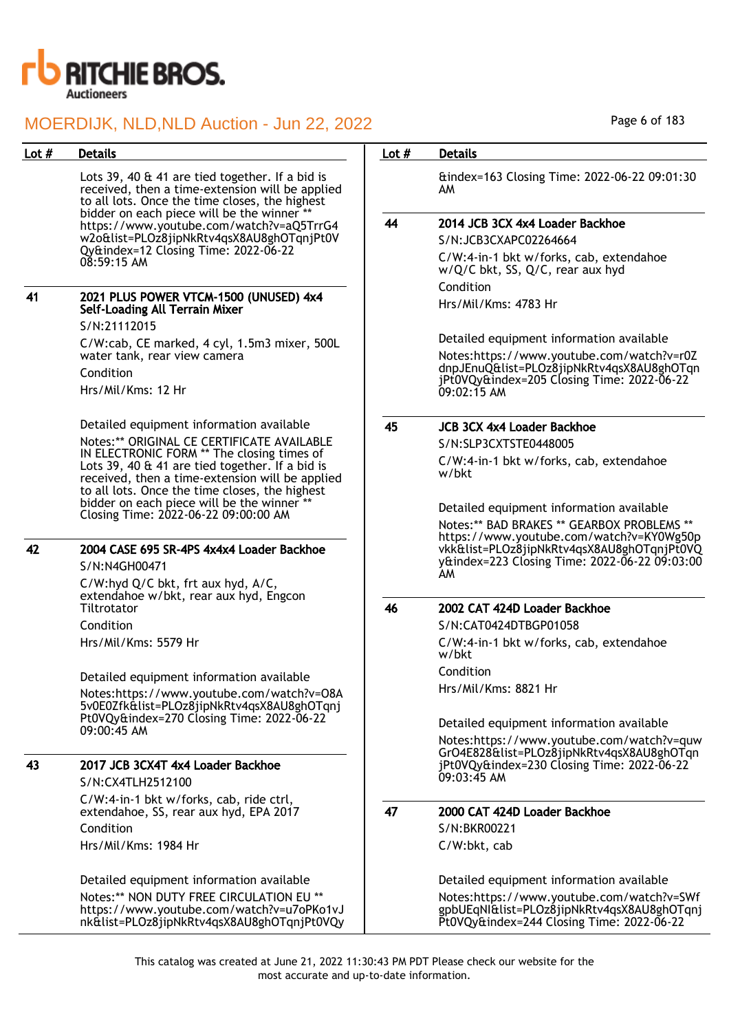| Lot # | Details |
|---|---|
| | Lots 39, 40 & 41 are tied together. If a bid is received, then a time-extension will be applied to all lots. Once the time closes, the highest bidder on each piece will be the winner ** https://www.youtube.com/watch?v=aQ5TrrG4w2o&list=PLOz8jipNkRtv4qsX8AU8ghOTqnjPt0VQy&index=12 Closing Time: 2022-06-22 08:59:15 AM |
| 41 | **2021 PLUS POWER VTCM-1500 (UNUSED) 4x4 Self-Loading All Terrain Mixer**<br>S/N:21112015<br>C/W:cab, CE marked, 4 cyl, 1.5m3 mixer, 500L water tank, rear view camera<br>Condition<br>Hrs/Mil/Kms: 12 Hr<br><br>Detailed equipment information available<br>Notes:** ORIGINAL CE CERTIFICATE AVAILABLE IN ELECTRONIC FORM ** The closing times of Lots 39, 40 & 41 are tied together. If a bid is received, then a time-extension will be applied to all lots. Once the time closes, the highest bidder on each piece will be the winner ** Closing Time: 2022-06-22 09:00:00 AM |
| 42 | **2004 CASE 695 SR-4PS 4x4x4 Loader Backhoe**<br>S/N:N4GH00471<br>C/W:hyd Q/C bkt, frt aux hyd, A/C, extendahoe w/bkt, rear aux hyd, Engcon Tiltrotator<br>Condition<br>Hrs/Mil/Kms: 5579 Hr<br><br>Detailed equipment information available<br>Notes:https://www.youtube.com/watch?v=O8A5v0E0Zfk&list=PLOz8jipNkRtv4qsX8AU8ghOTqnjPt0VQy&index=270 Closing Time: 2022-06-22 09:00:45 AM |
| 43 | **2017 JCB 3CX4T 4x4 Loader Backhoe**<br>S/N:CX4TLH2512100<br>C/W:4-in-1 bkt w/forks, cab, ride ctrl, extendahoe, SS, rear aux hyd, EPA 2017<br>Condition<br>Hrs/Mil/Kms: 1984 Hr<br><br>Detailed equipment information available<br>Notes:** NON DUTY FREE CIRCULATION EU ** https://www.youtube.com/watch?v=u7oPKo1Jnk&list=PLOz8jipNkRtv4qsX8AU8ghOTqnjPt0VQy&index=163 Closing Time: 2022-06-22 09:01:30 AM |
| 44 | **2014 JCB 3CX 4x4 Loader Backhoe**<br>S/N:JCB3CXAPC02264664<br>C/W:4-in-1 bkt w/forks, cab, extendahoe w/Q/C bkt, SS, Q/C, rear aux hyd<br>Condition<br>Hrs/Mil/Kms: 4783 Hr<br><br>Detailed equipment information available<br>Notes:https://www.youtube.com/watch?v=r0ZdnpJEnuQ&list=PLOz8jipNkRtv4qsX8AU8ghOTqnjPt0VQy&index=205 Closing Time: 2022-06-22 09:02:15 AM |
| 45 | **JCB 3CX 4x4 Loader Backhoe**<br>S/N:SLP3CXTSTE0448005<br>C/W:4-in-1 bkt w/forks, cab, extendahoe w/bkt<br><br>Detailed equipment information available<br>Notes:** BAD BRAKES ** GEARBOX PROBLEMS ** https://www.youtube.com/watch?v=KY0Wg50pvkk&list=PLOz8jipNkRtv4qsX8AU8ghOTqnjPt0VQy&index=223 Closing Time: 2022-06-22 09:03:00 AM |
| 46 | **2002 CAT 424D Loader Backhoe**<br>S/N:CAT0424DTBGP01058<br>C/W:4-in-1 bkt w/forks, cab, extendahoe w/bkt<br>Condition<br>Hrs/Mil/Kms: 8821 Hr<br><br>Detailed equipment information available<br>Notes:https://www.youtube.com/watch?v=quwGrO4E828&list=PLOz8jipNkRtv4qsX8AU8ghOTqnjPt0VQy&index=230 Closing Time: 2022-06-22 09:03:45 AM |
| 47 | **2000 CAT 424D Loader Backhoe**<br>S/N:BKR00221<br>C/W:bkt, cab<br><br>Detailed equipment information available<br>Notes:https://www.youtube.com/watch?v=SWfgpbUEqNI&list=PLOz8jipNkRtv4qsX8AU8ghOTqnjPt0VQy&index=244 Closing Time: 2022-06-22 |

This catalog was created at June 21, 2022 11:30:43 PM PDT Please check our website for the most accurate and up-to-date information.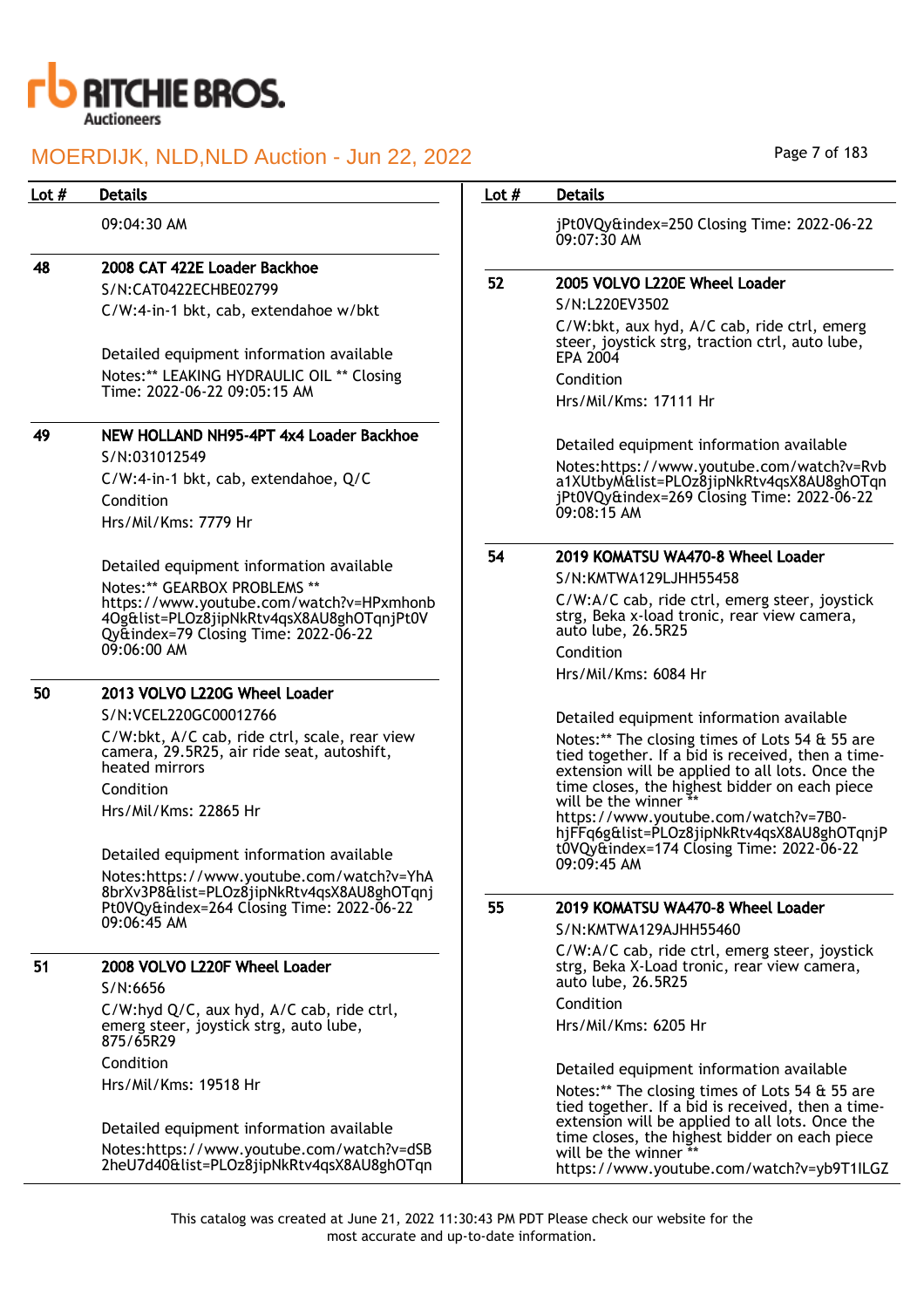| Lot # | Details |
|---|---|
| | 09:04:30 AM |
| 48 | **2008 CAT 422E Loader Backhoe**<br>S/N:CAT0422ECHBE02799<br>C/W:4-in-1 bkt, cab, extendahoe w/bkt<br><br>Detailed equipment information available<br>Notes:** LEAKING HYDRAULIC OIL ** Closing Time: 2022-06-22 09:05:15 AM |
| 49 | **NEW HOLLAND NH95-4PT 4x4 Loader Backhoe**<br>S/N:031012549<br>C/W:4-in-1 bkt, cab, extendahoe, Q/C<br>Condition<br>Hrs/Mil/Kms: 7779 Hr<br><br>Detailed equipment information available<br>Notes:** GEARBOX PROBLEMS ** https://www.youtube.com/watch?v=HPxmhonb4Og&list=PLOz8jipNkRtv4qsX8AU8ghOTqnjPt0VQy&index=79 Closing Time: 2022-06-22 09:06:00 AM |
| 50 | **2013 VOLVO L220G Wheel Loader**<br>S/N:VCEL220GC00012766<br>C/W:bkt, A/C cab, ride ctrl, scale, rear view camera, 29.5R25, air ride seat, autoshift, heated mirrors<br>Condition<br>Hrs/Mil/Kms: 22865 Hr<br><br>Detailed equipment information available<br>Notes:https://www.youtube.com/watch?v=YhA8brXv3P8&list=PLOz8jipNkRtv4qsX8AU8ghOTqnjPt0VQy&index=264 Closing Time: 2022-06-22 09:06:45 AM |
| 51 | **2008 VOLVO L220F Wheel Loader**<br>S/N:6656<br>C/W:hyd Q/C, aux hyd, A/C cab, ride ctrl, emerg steer, joystick strg, auto lube, 875/65R29<br>Condition<br>Hrs/Mil/Kms: 19518 Hr<br><br>Detailed equipment information available<br>Notes:https://www.youtube.com/watch?v=dSB2heU7d40&list=PLOz8jipNkRtv4qsX8AU8ghOTqnjPt0VQy&index=250 Closing Time: 2022-06-22 09:07:30 AM |
| 52 | **2005 VOLVO L220E Wheel Loader**<br>S/N:L220EV3502<br>C/W:bkt, aux hyd, A/C cab, ride ctrl, emerg steer, joystick strg, traction ctrl, auto lube, EPA 2004<br>Condition<br>Hrs/Mil/Kms: 17111 Hr<br><br>Detailed equipment information available<br>Notes:https://www.youtube.com/watch?v=Rvba1XUtbyM&list=PLOz8jipNkRtv4qsX8AU8ghOTqnjPt0VQy&index=269 Closing Time: 2022-06-22 09:08:15 AM |
| 54 | **2019 KOMATSU WA470-8 Wheel Loader**<br>S/N:KMTWA129LJHH55458<br>C/W:A/C cab, ride ctrl, emerg steer, joystick strg, Beka x-load tronic, rear view camera, auto lube, 26.5R25<br>Condition<br>Hrs/Mil/Kms: 6084 Hr<br><br>Detailed equipment information available<br>Notes:** The closing times of Lots 54 & 55 are tied together. If a bid is received, then a time-extension will be applied to all lots. Once the time closes, the highest bidder on each piece will be the winner ** https://www.youtube.com/watch?v=7B0-hjFFq6g&list=PLOz8jipNkRtv4qsX8AU8ghOTqnjPt0VQy&index=174 Closing Time: 2022-06-22 09:09:45 AM |
| 55 | **2019 KOMATSU WA470-8 Wheel Loader**<br>S/N:KMTWA129AJHH55460<br>C/W:A/C cab, ride ctrl, emerg steer, joystick strg, Beka X-Load tronic, rear view camera, auto lube, 26.5R25<br>Condition<br>Hrs/Mil/Kms: 6205 Hr<br><br>Detailed equipment information available<br>Notes:** The closing times of Lots 54 & 55 are tied together. If a bid is received, then a time-extension will be applied to all lots. Once the time closes, the highest bidder on each piece will be the winner ** https://www.youtube.com/watch?v=yb9T1ILGZ |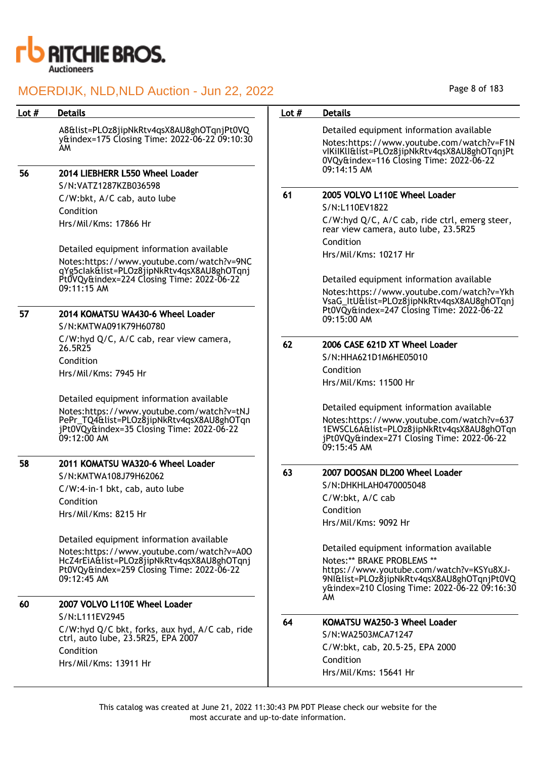A8&list=PLOz8jipNkRtv4qsX8AU8ghOTqnjPt0VQy&index=175 Closing Time: 2022-06-22 09:10:30 AM

| Lot # | Details |
|---|---|
| 56 | **2014 LIEBHERR L550 Wheel Loader**<br>S/N:VATZ1287KZB036598<br>C/W:bkt, A/C cab, auto lube<br>Condition<br>Hrs/Mil/Kms: 17866 Hr<br><br>Detailed equipment information available<br>Notes:https://www.youtube.com/watch?v=9NCqYg5clak&list=PLOz8jipNkRtv4qsX8AU8ghOTqnjPt0VQy&index=224 Closing Time: 2022-06-22 09:11:15 AM |
| 57 | **2014 KOMATSU WA430-6 Wheel Loader**<br>S/N:KMTWA091K79H60780<br>C/W:hyd Q/C, A/C cab, rear view camera, 26.5R25<br>Condition<br>Hrs/Mil/Kms: 7945 Hr<br><br>Detailed equipment information available<br>Notes:https://www.youtube.com/watch?v=tNJPePr_TQ4&list=PLOz8jipNkRtv4qsX8AU8ghOTqnjPt0VQy&index=35 Closing Time: 2022-06-22 09:12:00 AM |
| 58 | **2011 KOMATSU WA320-6 Wheel Loader**<br>S/N:KMTWA108J79H62062<br>C/W:4-in-1 bkt, cab, auto lube<br>Condition<br>Hrs/Mil/Kms: 8215 Hr<br><br>Detailed equipment information available<br>Notes:https://www.youtube.com/watch?v=A0OHcZ4rEiA&list=PLOz8jipNkRtv4qsX8AU8ghOTqnjPt0VQy&index=259 Closing Time: 2022-06-22 09:12:45 AM |
| 60 | **2007 VOLVO L110E Wheel Loader**<br>S/N:L111EV2945<br>C/W:hyd Q/C bkt, forks, aux hyd, A/C cab, ride ctrl, auto lube, 23.5R25, EPA 2007<br>Condition<br>Hrs/Mil/Kms: 13911 Hr<br><br>Detailed equipment information available<br>Notes:https://www.youtube.com/watch?v=F1NvIKiIKlI&list=PLOz8jipNkRtv4qsX8AU8ghOTqnjPt0VQy&index=116 Closing Time: 2022-06-22 09:14:15 AM |
| 61 | **2005 VOLVO L110E Wheel Loader**<br>S/N:L110EV1822<br>C/W:hyd Q/C, A/C cab, ride ctrl, emerg steer, rear view camera, auto lube, 23.5R25<br>Condition<br>Hrs/Mil/Kms: 10217 Hr<br><br>Detailed equipment information available<br>Notes:https://www.youtube.com/watch?v=YkhVsaG_ItU&list=PLOz8jipNkRtv4qsX8AU8ghOTqnjPt0VQy&index=247 Closing Time: 2022-06-22 09:15:00 AM |
| 62 | **2006 CASE 621D XT Wheel Loader**<br>S/N:HHA621D1M6HE05010<br>Condition<br>Hrs/Mil/Kms: 11500 Hr<br><br>Detailed equipment information available<br>Notes:https://www.youtube.com/watch?v=6371EWSCL6A&list=PLOz8jipNkRtv4qsX8AU8ghOTqnjPt0VQy&index=271 Closing Time: 2022-06-22 09:15:45 AM |
| 63 | **2007 DOOSAN DL200 Wheel Loader**<br>S/N:DHKHLAH0470005048<br>C/W:bkt, A/C cab<br>Condition<br>Hrs/Mil/Kms: 9092 Hr<br><br>Detailed equipment information available<br>Notes:** BRAKE PROBLEMS ** https://www.youtube.com/watch?v=KSYu8XJ-9NI&list=PLOz8jipNkRtv4qsX8AU8ghOTqnjPt0VQy&index=210 Closing Time: 2022-06-22 09:16:30 AM |
| 64 | **KOMATSU WA250-3 Wheel Loader**<br>S/N:WA2503MCA71247<br>C/W:bkt, cab, 20.5-25, EPA 2000<br>Condition<br>Hrs/Mil/Kms: 15641 Hr |

This catalog was created at June 21, 2022 11:30:43 PM PDT Please check our website for the most accurate and up-to-date information.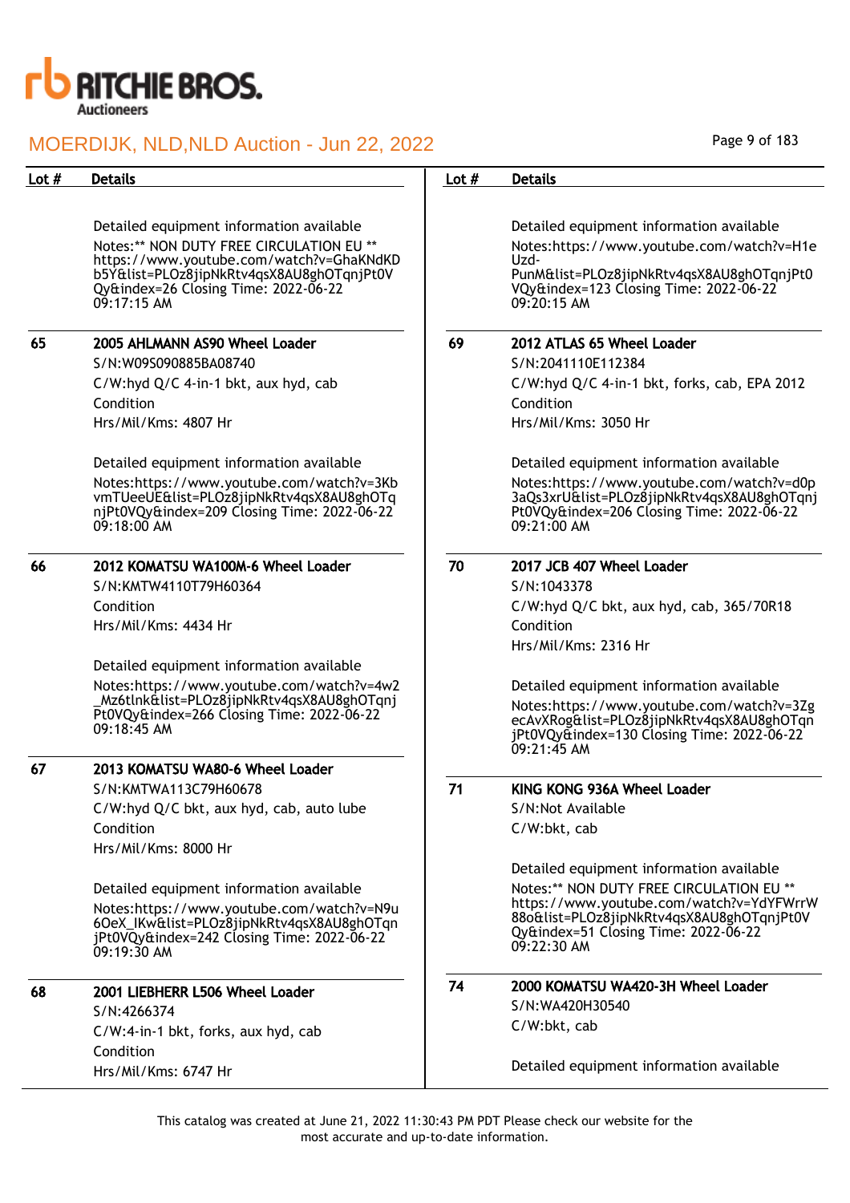| Lot # | Details |
|---|---|
| | Detailed equipment information available<br>Notes:** NON DUTY FREE CIRCULATION EU ** https://www.youtube.com/watch?v=GhaKNdKDb5Y&list=PLOz8jipNkRtv4qsX8AU8ghOTqnjPt0VQy&index=26 Closing Time: 2022-06-22 09:17:15 AM |
| 65 | **2005 AHLMANN AS90 Wheel Loader**<br>S/N:W09S090885BA08740<br>C/W:hyd Q/C 4-in-1 bkt, aux hyd, cab<br>Condition<br>Hrs/Mil/Kms: 4807 Hr<br><br>Detailed equipment information available<br>Notes:https://www.youtube.com/watch?v=3KbvmTUeeUE&list=PLOz8jipNkRtv4qsX8AU8ghOTqnjPt0VQy&index=209 Closing Time: 2022-06-22 09:18:00 AM |
| 66 | **2012 KOMATSU WA100M-6 Wheel Loader**<br>S/N:KMTW4110T79H60364<br>Condition<br>Hrs/Mil/Kms: 4434 Hr<br><br>Detailed equipment information available<br>Notes:https://www.youtube.com/watch?v=4w2_Mz6tlnk&list=PLOz8jipNkRtv4qsX8AU8ghOTqnjPt0VQy&index=266 Closing Time: 2022-06-22 09:18:45 AM |
| 67 | **2013 KOMATSU WA80-6 Wheel Loader**<br>S/N:KMTWA113C79H60678<br>C/W:hyd Q/C bkt, aux hyd, cab, auto lube<br>Condition<br>Hrs/Mil/Kms: 8000 Hr<br><br>Detailed equipment information available<br>Notes:https://www.youtube.com/watch?v=N9u6OeX_IKw&list=PLOz8jipNkRtv4qsX8AU8ghOTqnjPt0VQy&index=242 Closing Time: 2022-06-22 09:19:30 AM |
| 68 | **2001 LIEBHERR L506 Wheel Loader**<br>S/N:4266374<br>C/W:4-in-1 bkt, forks, aux hyd, cab<br>Condition<br>Hrs/Mil/Kms: 6747 Hr |
| | Detailed equipment information available<br>Notes:https://www.youtube.com/watch?v=H1eUzd-PunM&list=PLOz8jipNkRtv4qsX8AU8ghOTqnjPt0VQy&index=123 Closing Time: 2022-06-22 09:20:15 AM |
| 69 | **2012 ATLAS 65 Wheel Loader**<br>S/N:2041110E112384<br>C/W:hyd Q/C 4-in-1 bkt, forks, cab, EPA 2012<br>Condition<br>Hrs/Mil/Kms: 3050 Hr<br><br>Detailed equipment information available<br>Notes:https://www.youtube.com/watch?v=d0p3aQs3xrU&list=PLOz8jipNkRtv4qsX8AU8ghOTqnjPt0VQy&index=206 Closing Time: 2022-06-22 09:21:00 AM |
| 70 | **2017 JCB 407 Wheel Loader**<br>S/N:1043378<br>C/W:hyd Q/C bkt, aux hyd, cab, 365/70R18<br>Condition<br>Hrs/Mil/Kms: 2316 Hr<br><br>Detailed equipment information available<br>Notes:https://www.youtube.com/watch?v=3ZgecAvXRog&list=PLOz8jipNkRtv4qsX8AU8ghOTqnjPt0VQy&index=130 Closing Time: 2022-06-22 09:21:45 AM |
| 71 | **KING KONG 936A Wheel Loader**<br>S/N:Not Available<br>C/W:bkt, cab<br><br>Detailed equipment information available<br>Notes:** NON DUTY FREE CIRCULATION EU ** https://www.youtube.com/watch?v=YdYFWrrW88o&list=PLOz8jipNkRtv4qsX8AU8ghOTqnjPt0VQy&index=51 Closing Time: 2022-06-22 09:22:30 AM |
| 74 | **2000 KOMATSU WA420-3H Wheel Loader**<br>S/N:WA420H30540<br>C/W:bkt, cab<br><br>Detailed equipment information available |

This catalog was created at June 21, 2022 11:30:43 PM PDT Please check our website for the most accurate and up-to-date information.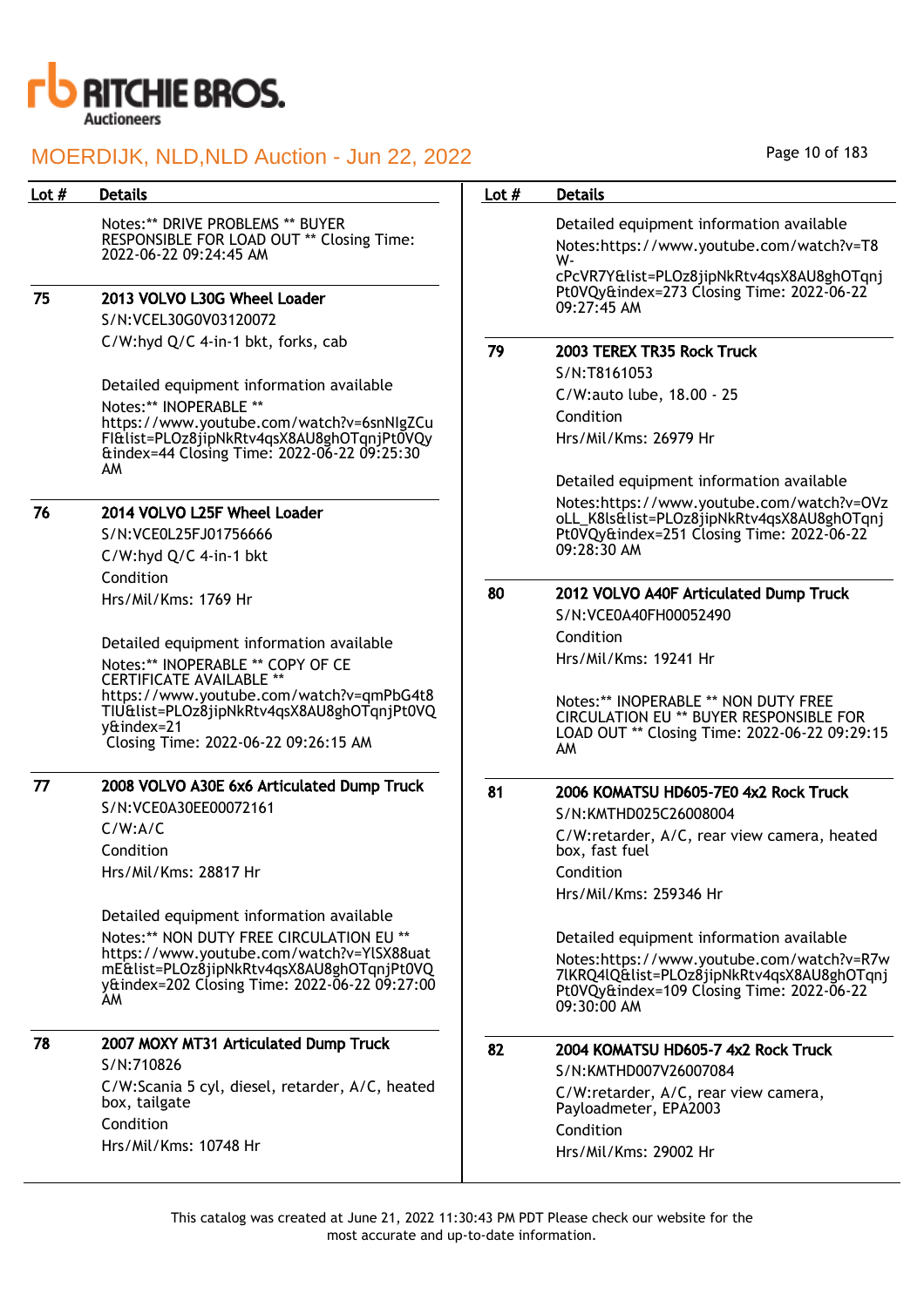| Lot # | Details |
|---|---|
| | Notes:** DRIVE PROBLEMS ** BUYER RESPONSIBLE FOR LOAD OUT ** Closing Time: 2022-06-22 09:24:45 AM |
| 75 | **2013 VOLVO L30G Wheel Loader**<br>S/N:VCEL30G0V03120072<br>C/W:hyd Q/C 4-in-1 bkt, forks, cab<br><br>Detailed equipment information available<br>Notes:** INOPERABLE ** https://www.youtube.com/watch?v=6snNIgZCuFI&list=PLOz8jipNkRtv4qsX8AU8ghOTqnjPt0VQy&index=44 Closing Time: 2022-06-22 09:25:30 AM |
| 76 | **2014 VOLVO L25F Wheel Loader**<br>S/N:VCE0L25FJ01756666<br>C/W:hyd Q/C 4-in-1 bkt<br>Condition<br>Hrs/Mil/Kms: 1769 Hr<br><br>Detailed equipment information available<br>Notes:** INOPERABLE ** COPY OF CE CERTIFICATE AVAILABLE ** https://www.youtube.com/watch?v=qmPbG4t8TIU&list=PLOz8jipNkRtv4qsX8AU8ghOTqnjPt0VQy&index=21<br>Closing Time: 2022-06-22 09:26:15 AM |
| 77 | **2008 VOLVO A30E 6x6 Articulated Dump Truck**<br>S/N:VCE0A30EE00072161<br>C/W:A/C<br>Condition<br>Hrs/Mil/Kms: 28817 Hr<br><br>Detailed equipment information available<br>Notes:** NON DUTY FREE CIRCULATION EU ** https://www.youtube.com/watch?v=YlSX88uatmE&list=PLOz8jipNkRtv4qsX8AU8ghOTqnjPt0VQy&index=202 Closing Time: 2022-06-22 09:27:00 AM |
| 78 | **2007 MOXY MT31 Articulated Dump Truck**<br>S/N:710826<br>C/W:Scania 5 cyl, diesel, retarder, A/C, heated box, tailgate<br>Condition<br>Hrs/Mil/Kms: 10748 Hr |
| | Detailed equipment information available<br>Notes:https://www.youtube.com/watch?v=T8W-cPcVR7Y&list=PLOz8jipNkRtv4qsX8AU8ghOTqnjPt0VQy&index=273 Closing Time: 2022-06-22 09:27:45 AM |
| 79 | **2003 TEREX TR35 Rock Truck**<br>S/N:T8161053<br>C/W:auto lube, 18.00 - 25<br>Condition<br>Hrs/Mil/Kms: 26979 Hr<br><br>Detailed equipment information available<br>Notes:https://www.youtube.com/watch?v=OVzoLL_K8ls&list=PLOz8jipNkRtv4qsX8AU8ghOTqnjPt0VQy&index=251 Closing Time: 2022-06-22 09:28:30 AM |
| 80 | **2012 VOLVO A40F Articulated Dump Truck**<br>S/N:VCE0A40FH00052490<br>Condition<br>Hrs/Mil/Kms: 19241 Hr<br><br>Notes:** INOPERABLE ** NON DUTY FREE CIRCULATION EU ** BUYER RESPONSIBLE FOR LOAD OUT ** Closing Time: 2022-06-22 09:29:15 AM |
| 81 | **2006 KOMATSU HD605-7E0 4x2 Rock Truck**<br>S/N:KMTHD025C26008004<br>C/W:retarder, A/C, rear view camera, heated box, fast fuel<br>Condition<br>Hrs/Mil/Kms: 259346 Hr<br><br>Detailed equipment information available<br>Notes:https://www.youtube.com/watch?v=R7w7lKRQ4lQ&list=PLOz8jipNkRtv4qsX8AU8ghOTqnjPt0VQy&index=109 Closing Time: 2022-06-22 09:30:00 AM |
| 82 | **2004 KOMATSU HD605-7 4x2 Rock Truck**<br>S/N:KMTHD007V26007084<br>C/W:retarder, A/C, rear view camera, Payloadmeter, EPA2003<br>Condition<br>Hrs/Mil/Kms: 29002 Hr |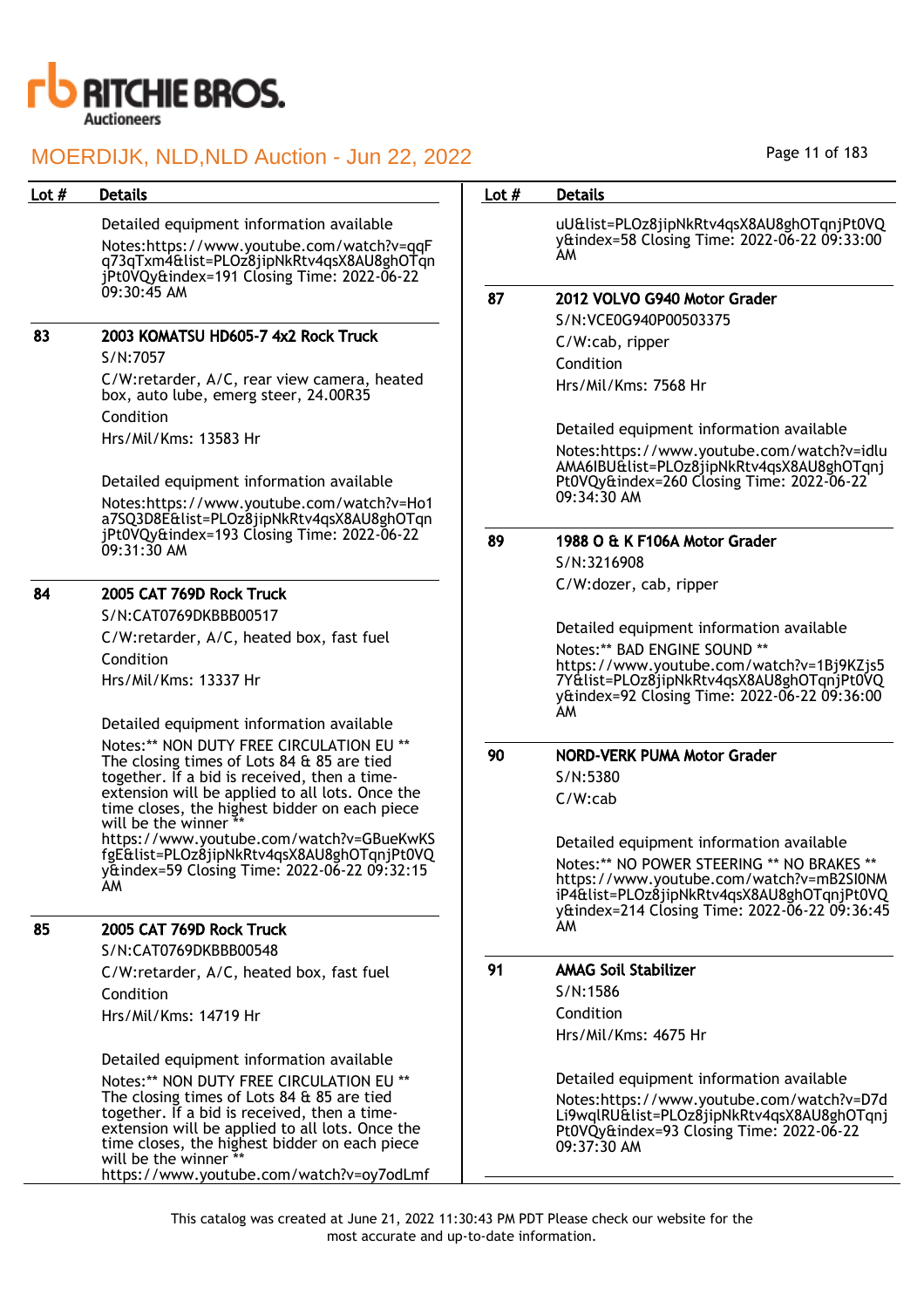| Lot # | Details |
|---|---|
| | Detailed equipment information available<br>Notes:https://www.youtube.com/watch?v=qqFq73qTxm4&list=PLOz8jipNkRtv4qsX8AU8ghOTqnjPt0VQy&index=191 Closing Time: 2022-06-22 09:30:45 AM |
| 83 | **2003 KOMATSU HD605-7 4x2 Rock Truck**<br>S/N:7057<br>C/W:retarder, A/C, rear view camera, heated box, auto lube, emerg steer, 24.00R35<br>Condition<br>Hrs/Mil/Kms: 13583 Hr<br><br>Detailed equipment information available<br>Notes:https://www.youtube.com/watch?v=Ho1a7SQ3D8E&list=PLOz8jipNkRtv4qsX8AU8ghOTqnjPt0VQy&index=193 Closing Time: 2022-06-22 09:31:30 AM |
| 84 | **2005 CAT 769D Rock Truck**<br>S/N:CAT0769DKBBB00517<br>C/W:retarder, A/C, heated box, fast fuel<br>Condition<br>Hrs/Mil/Kms: 13337 Hr<br><br>Detailed equipment information available<br>Notes:** NON DUTY FREE CIRCULATION EU ** The closing times of Lots 84 & 85 are tied together. If a bid is received, then a time-extension will be applied to all lots. Once the time closes, the highest bidder on each piece will be the winner ** https://www.youtube.com/watch?v=GBueKwKSfgE&list=PLOz8jipNkRtv4qsX8AU8ghOTqnjPt0VQy&index=59 Closing Time: 2022-06-22 09:32:15 AM |
| 85 | **2005 CAT 769D Rock Truck**<br>S/N:CAT0769DKBBB00548<br>C/W:retarder, A/C, heated box, fast fuel<br>Condition<br>Hrs/Mil/Kms: 14719 Hr<br><br>Detailed equipment information available<br>Notes:** NON DUTY FREE CIRCULATION EU ** The closing times of Lots 84 & 85 are tied together. If a bid is received, then a time-extension will be applied to all lots. Once the time closes, the highest bidder on each piece will be the winner ** https://www.youtube.com/watch?v=oy7odLmfuU&list=PLOz8jipNkRtv4qsX8AU8ghOTqnjPt0VQy&index=58 Closing Time: 2022-06-22 09:33:00 AM |
| 87 | **2012 VOLVO G940 Motor Grader**<br>S/N:VCE0G940P00503375<br>C/W:cab, ripper<br>Condition<br>Hrs/Mil/Kms: 7568 Hr<br><br>Detailed equipment information available<br>Notes:https://www.youtube.com/watch?v=idluAMA6IBU&list=PLOz8jipNkRtv4qsX8AU8ghOTqnjPt0VQy&index=260 Closing Time: 2022-06-22 09:34:30 AM |
| 89 | **1988 O & K F106A Motor Grader**<br>S/N:3216908<br>C/W:dozer, cab, ripper<br><br>Detailed equipment information available<br>Notes:** BAD ENGINE SOUND ** https://www.youtube.com/watch?v=1Bj9KZjs57Y&list=PLOz8jipNkRtv4qsX8AU8ghOTqnjPt0VQy&index=92 Closing Time: 2022-06-22 09:36:00 AM |
| 90 | **NORD-VERK PUMA Motor Grader**<br>S/N:5380<br>C/W:cab<br><br>Detailed equipment information available<br>Notes:** NO POWER STEERING ** NO BRAKES ** https://www.youtube.com/watch?v=mB2SI0NMiP4&list=PLOz8jipNkRtv4qsX8AU8ghOTqnjPt0VQy&index=214 Closing Time: 2022-06-22 09:36:45 AM |
| 91 | **AMAG Soil Stabilizer**<br>S/N:1586<br>Condition<br>Hrs/Mil/Kms: 4675 Hr<br><br>Detailed equipment information available<br>Notes:https://www.youtube.com/watch?v=D7dLi9wqlRU&list=PLOz8jipNkRtv4qsX8AU8ghOTqnjPt0VQy&index=93 Closing Time: 2022-06-22 09:37:30 AM |

This catalog was created at June 21, 2022 11:30:43 PM PDT Please check our website for the most accurate and up-to-date information.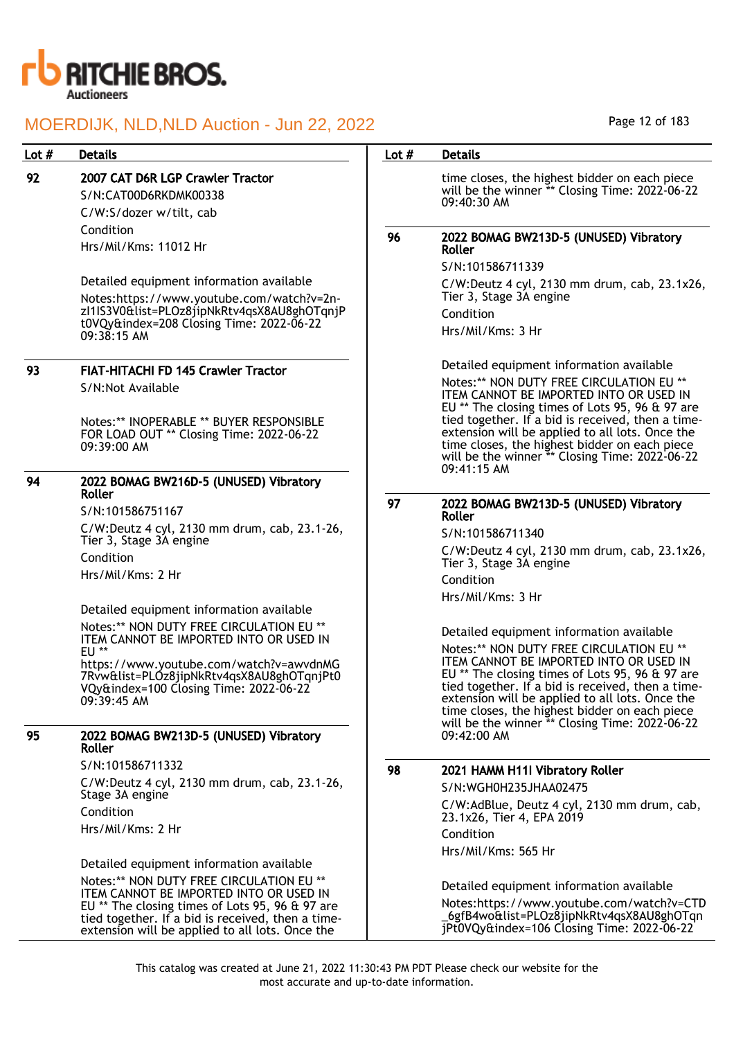# MOERDIJK, NLD,NLD Auction - Jun 22, 2022

| Lot # | Details |
|---|---|
| 92 | **2007 CAT D6R LGP Crawler Tractor**<br>S/N:CAT00D6RKDMK00338<br>C/W:S/dozer w/tilt, cab<br>Condition<br>Hrs/Mil/Kms: 11012 Hr<br><br>Detailed equipment information available<br>Notes:https://www.youtube.com/watch?v=2n-zI1lS3V0&list=PLOz8jipNkRtv4qsX8AU8ghOTqnjPt0VQy&index=208 Closing Time: 2022-06-22 09:38:15 AM |
| 93 | **FIAT-HITACHI FD 145 Crawler Tractor**<br>S/N:Not Available<br><br>Notes:** INOPERABLE ** BUYER RESPONSIBLE FOR LOAD OUT ** Closing Time: 2022-06-22 09:39:00 AM |
| 94 | **2022 BOMAG BW216D-5 (UNUSED) Vibratory Roller**<br>S/N:101586751167<br>C/W:Deutz 4 cyl, 2130 mm drum, cab, 23.1-26, Tier 3, Stage 3A engine<br>Condition<br>Hrs/Mil/Kms: 2 Hr<br><br>Detailed equipment information available<br>Notes:** NON DUTY FREE CIRCULATION EU ** ITEM CANNOT BE IMPORTED INTO OR USED IN EU ** https://www.youtube.com/watch?v=awvdnMG7Rvw&list=PLOz8jipNkRtv4qsX8AU8ghOTqnjPt0VQy&index=100 Closing Time: 2022-06-22 09:39:45 AM |
| 95 | **2022 BOMAG BW213D-5 (UNUSED) Vibratory Roller**<br>S/N:101586711332<br>C/W:Deutz 4 cyl, 2130 mm drum, cab, 23.1-26, Stage 3A engine<br>Condition<br>Hrs/Mil/Kms: 2 Hr<br><br>Detailed equipment information available<br>Notes:** NON DUTY FREE CIRCULATION EU ** ITEM CANNOT BE IMPORTED INTO OR USED IN EU ** The closing times of Lots 95, 96 & 97 are tied together. If a bid is received, then a time-extension will be applied to all lots. Once the time closes, the highest bidder on each piece will be the winner ** Closing Time: 2022-06-22 09:40:30 AM |
| 96 | **2022 BOMAG BW213D-5 (UNUSED) Vibratory Roller**<br>S/N:101586711339<br>C/W:Deutz 4 cyl, 2130 mm drum, cab, 23.1x26, Tier 3, Stage 3A engine<br>Condition<br>Hrs/Mil/Kms: 3 Hr<br><br>Detailed equipment information available<br>Notes:** NON DUTY FREE CIRCULATION EU ** ITEM CANNOT BE IMPORTED INTO OR USED IN EU ** The closing times of Lots 95, 96 & 97 are tied together. If a bid is received, then a time-extension will be applied to all lots. Once the time closes, the highest bidder on each piece will be the winner ** Closing Time: 2022-06-22 09:41:15 AM |
| 97 | **2022 BOMAG BW213D-5 (UNUSED) Vibratory Roller**<br>S/N:101586711340<br>C/W:Deutz 4 cyl, 2130 mm drum, cab, 23.1x26, Tier 3, Stage 3A engine<br>Condition<br>Hrs/Mil/Kms: 3 Hr<br><br>Detailed equipment information available<br>Notes:** NON DUTY FREE CIRCULATION EU ** ITEM CANNOT BE IMPORTED INTO OR USED IN EU ** The closing times of Lots 95, 96 & 97 are tied together. If a bid is received, then a time-extension will be applied to all lots. Once the time closes, the highest bidder on each piece will be the winner ** Closing Time: 2022-06-22 09:42:00 AM |
| 98 | **2021 HAMM H11I Vibratory Roller**<br>S/N:WGH0H235JHAA02475<br>C/W:AdBlue, Deutz 4 cyl, 2130 mm drum, cab, 23.1x26, Tier 4, EPA 2019<br>Condition<br>Hrs/Mil/Kms: 565 Hr<br><br>Detailed equipment information available<br>Notes:https://www.youtube.com/watch?v=CTD_6gfB4wo&list=PLOz8jipNkRtv4qsX8AU8ghOTqnjPt0VQy&index=106 Closing Time: 2022-06-22 |

This catalog was created at June 21, 2022 11:30:43 PM PDT Please check our website for the most accurate and up-to-date information.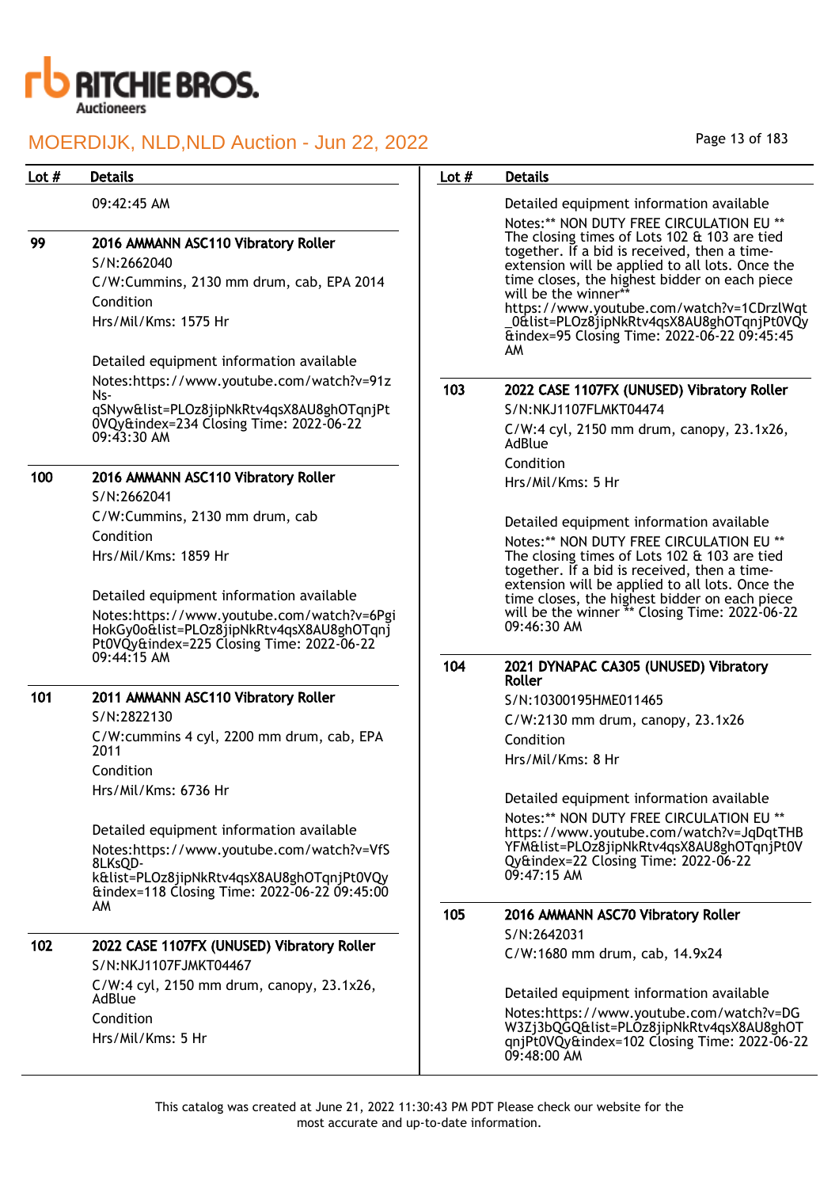| Lot # | Details |
|---|---|
| | 09:42:45 AM |
| 99 | **2016 AMMANN ASC110 Vibratory Roller**<br>S/N:2662040<br>C/W:Cummins, 2130 mm drum, cab, EPA 2014<br>Condition<br>Hrs/Mil/Kms: 1575 Hr<br><br>Detailed equipment information available<br>Notes:https://www.youtube.com/watch?v=91zNs-qSNyw&list=PLOz8jipNkRtv4qsX8AU8ghOTqnjPt0VQy&index=234 Closing Time: 2022-06-22 09:43:30 AM |
| 100 | **2016 AMMANN ASC110 Vibratory Roller**<br>S/N:2662041<br>C/W:Cummins, 2130 mm drum, cab<br>Condition<br>Hrs/Mil/Kms: 1859 Hr<br><br>Detailed equipment information available<br>Notes:https://www.youtube.com/watch?v=6PgiHokGy0o&list=PLOz8jipNkRtv4qsX8AU8ghOTqnjPt0VQy&index=225 Closing Time: 2022-06-22 09:44:15 AM |
| 101 | **2011 AMMANN ASC110 Vibratory Roller**<br>S/N:2822130<br>C/W:cummins 4 cyl, 2200 mm drum, cab, EPA 2011<br>Condition<br>Hrs/Mil/Kms: 6736 Hr<br><br>Detailed equipment information available<br>Notes:https://www.youtube.com/watch?v=VfS8LKsQD-k&list=PLOz8jipNkRtv4qsX8AU8ghOTqnjPt0VQy&index=118 Closing Time: 2022-06-22 09:45:00 AM |
| 102 | **2022 CASE 1107FX (UNUSED) Vibratory Roller**<br>S/N:NKJ1107FJMKT04467<br>C/W:4 cyl, 2150 mm drum, canopy, 23.1x26, AdBlue<br>Condition<br>Hrs/Mil/Kms: 5 Hr<br><br>Detailed equipment information available<br>Notes:** NON DUTY FREE CIRCULATION EU ** The closing times of Lots 102 & 103 are tied together. If a bid is received, then a time-extension will be applied to all lots. Once the time closes, the highest bidder on each piece will be the winner** https://www.youtube.com/watch?v=1CDrzlWqt_0&list=PLOz8jipNkRtv4qsX8AU8ghOTqnjPt0VQy&index=95 Closing Time: 2022-06-22 09:45:45 AM |
| 103 | **2022 CASE 1107FX (UNUSED) Vibratory Roller**<br>S/N:NKJ1107FLMKT04474<br>C/W:4 cyl, 2150 mm drum, canopy, 23.1x26, AdBlue<br>Condition<br>Hrs/Mil/Kms: 5 Hr<br><br>Detailed equipment information available<br>Notes:** NON DUTY FREE CIRCULATION EU ** The closing times of Lots 102 & 103 are tied together. If a bid is received, then a time-extension will be applied to all lots. Once the time closes, the highest bidder on each piece will be the winner ** Closing Time: 2022-06-22 09:46:30 AM |
| 104 | **2021 DYNAPAC CA305 (UNUSED) Vibratory Roller**<br>S/N:10300195HME011465<br>C/W:2130 mm drum, canopy, 23.1x26<br>Condition<br>Hrs/Mil/Kms: 8 Hr<br><br>Detailed equipment information available<br>Notes:** NON DUTY FREE CIRCULATION EU ** https://www.youtube.com/watch?v=JqDqtTHBYFM&list=PLOz8jipNkRtv4qsX8AU8ghOTqnjPt0VQy&index=22 Closing Time: 2022-06-22 09:47:15 AM |
| 105 | **2016 AMMANN ASC70 Vibratory Roller**<br>S/N:2642031<br>C/W:1680 mm drum, cab, 14.9x24<br><br>Detailed equipment information available<br>Notes:https://www.youtube.com/watch?v=DGW3Zj3bQGQ&list=PLOz8jipNkRtv4qsX8AU8ghOTqnjPt0VQy&index=102 Closing Time: 2022-06-22 09:48:00 AM |

This catalog was created at June 21, 2022 11:30:43 PM PDT Please check our website for the most accurate and up-to-date information.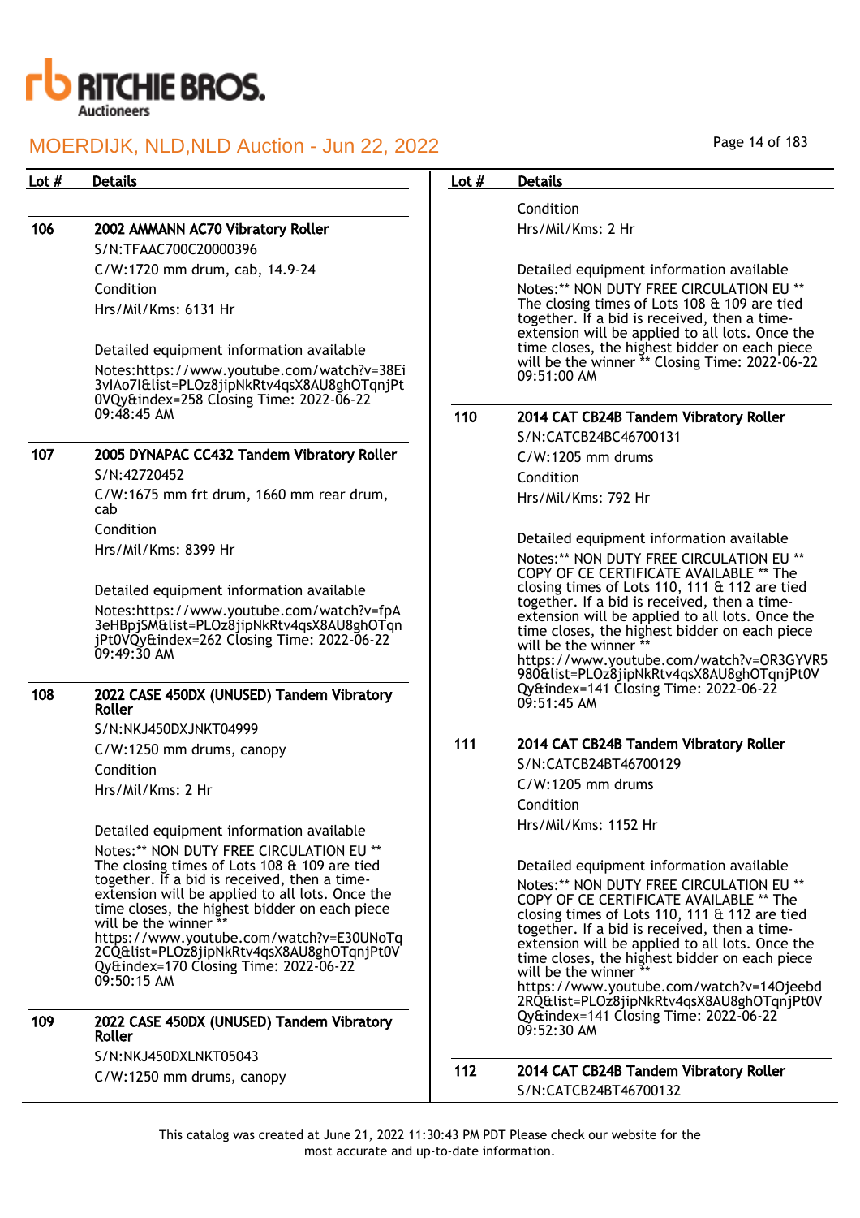| Lot # | Details |
|---|---|
| 106 | **2002 AMMANN AC70 Vibratory Roller**<br>S/N:TFAAC700C20000396<br>C/W:1720 mm drum, cab, 14.9-24<br>Condition<br>Hrs/Mil/Kms: 6131 Hr<br><br>Detailed equipment information available<br>Notes:https://www.youtube.com/watch?v=38Ei3vlAo7I&list=PLOz8jipNkRtv4qsX8AU8ghOTqnjPt0VQy&index=258 Closing Time: 2022-06-22 09:48:45 AM |
| 107 | **2005 DYNAPAC CC432 Tandem Vibratory Roller**<br>S/N:42720452<br>C/W:1675 mm frt drum, 1660 mm rear drum, cab<br>Condition<br>Hrs/Mil/Kms: 8399 Hr<br><br>Detailed equipment information available<br>Notes:https://www.youtube.com/watch?v=fpA3eHBpjSM&list=PLOz8jipNkRtv4qsX8AU8ghOTqnjPt0VQy&index=262 Closing Time: 2022-06-22 09:49:30 AM |
| 108 | **2022 CASE 450DX (UNUSED) Tandem Vibratory Roller**<br>S/N:NKJ450DXJNKT04999<br>C/W:1250 mm drums, canopy<br>Condition<br>Hrs/Mil/Kms: 2 Hr<br><br>Detailed equipment information available<br>Notes:** NON DUTY FREE CIRCULATION EU ** The closing times of Lots 108 & 109 are tied together. If a bid is received, then a time-extension will be applied to all lots. Once the time closes, the highest bidder on each piece will be the winner ** https://www.youtube.com/watch?v=E30UNoTq2CQ&list=PLOz8jipNkRtv4qsX8AU8ghOTqnjPt0VQy&index=170 Closing Time: 2022-06-22 09:50:15 AM |
| 109 | **2022 CASE 450DX (UNUSED) Tandem Vibratory Roller**<br>S/N:NKJ450DXLNKT05043<br>C/W:1250 mm drums, canopy<br>Condition<br>Hrs/Mil/Kms: 2 Hr<br><br>Detailed equipment information available<br>Notes:** NON DUTY FREE CIRCULATION EU ** The closing times of Lots 108 & 109 are tied together. If a bid is received, then a time-extension will be applied to all lots. Once the time closes, the highest bidder on each piece will be the winner ** Closing Time: 2022-06-22 09:51:00 AM |
| 110 | **2014 CAT CB24B Tandem Vibratory Roller**<br>S/N:CATCB24BC46700131<br>C/W:1205 mm drums<br>Condition<br>Hrs/Mil/Kms: 792 Hr<br><br>Detailed equipment information available<br>Notes:** NON DUTY FREE CIRCULATION EU ** COPY OF CE CERTIFICATE AVAILABLE ** The closing times of Lots 110, 111 & 112 are tied together. If a bid is received, then a time-extension will be applied to all lots. Once the time closes, the highest bidder on each piece will be the winner ** https://www.youtube.com/watch?v=OR3GYVR5980&list=PLOz8jipNkRtv4qsX8AU8ghOTqnjPt0VQy&index=141 Closing Time: 2022-06-22 09:51:45 AM |
| 111 | **2014 CAT CB24B Tandem Vibratory Roller**<br>S/N:CATCB24BT46700129<br>C/W:1205 mm drums<br>Condition<br>Hrs/Mil/Kms: 1152 Hr<br><br>Detailed equipment information available<br>Notes:** NON DUTY FREE CIRCULATION EU ** COPY OF CE CERTIFICATE AVAILABLE ** The closing times of Lots 110, 111 & 112 are tied together. If a bid is received, then a time-extension will be applied to all lots. Once the time closes, the highest bidder on each piece will be the winner ** https://www.youtube.com/watch?v=14Ojeebd2RQ&list=PLOz8jipNkRtv4qsX8AU8ghOTqnjPt0VQy&index=141 Closing Time: 2022-06-22 09:52:30 AM |
| 112 | **2014 CAT CB24B Tandem Vibratory Roller**<br>S/N:CATCB24BT46700132 |

This catalog was created at June 21, 2022 11:30:43 PM PDT Please check our website for the most accurate and up-to-date information.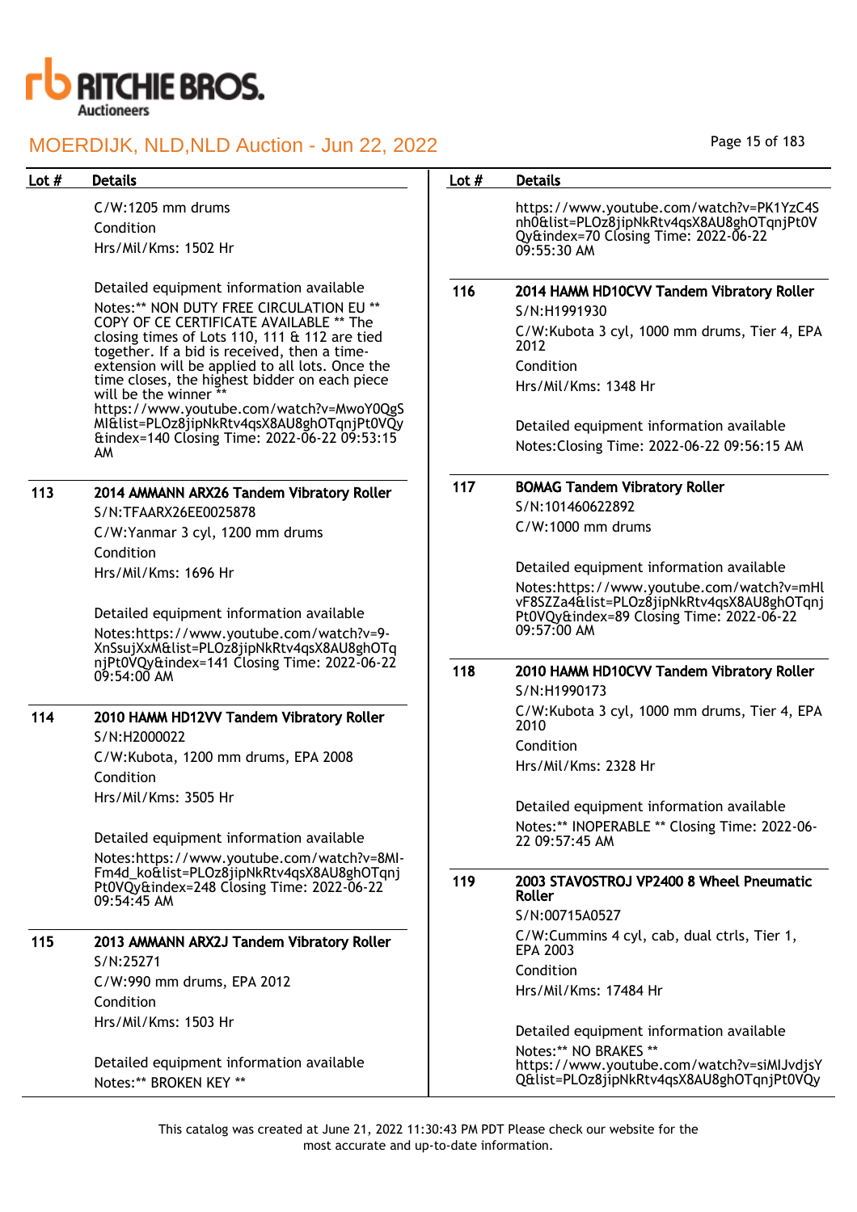| Lot # | Details |
|---|---|
| | C/W:1205 mm drums<br>Condition<br>Hrs/Mil/Kms: 1502 Hr<br><br>Detailed equipment information available<br>Notes:** NON DUTY FREE CIRCULATION EU ** COPY OF CE CERTIFICATE AVAILABLE ** The closing times of Lots 110, 111 & 112 are tied together. If a bid is received, then a time-extension will be applied to all lots. Once the time closes, the highest bidder on each piece will be the winner ** https://www.youtube.com/watch?v=MwoY0QgSMI&list=PLOz8jipNkRtv4qsX8AU8ghOTqnjPt0VQy&index=140 Closing Time: 2022-06-22 09:53:15 AM |
| 113 | **2014 AMMANN ARX26 Tandem Vibratory Roller**<br>S/N:TFAARX26EE0025878<br>C/W:Yanmar 3 cyl, 1200 mm drums<br>Condition<br>Hrs/Mil/Kms: 1696 Hr<br><br>Detailed equipment information available<br>Notes:https://www.youtube.com/watch?v=9-XnSsujXxM&list=PLOz8jipNkRtv4qsX8AU8ghOTqnjPt0VQy&index=141 Closing Time: 2022-06-22 09:54:00 AM |
| 114 | **2010 HAMM HD12VV Tandem Vibratory Roller**<br>S/N:H2000022<br>C/W:Kubota, 1200 mm drums, EPA 2008<br>Condition<br>Hrs/Mil/Kms: 3505 Hr<br><br>Detailed equipment information available<br>Notes:https://www.youtube.com/watch?v=8MI-Fm4d_ko&list=PLOz8jipNkRtv4qsX8AU8ghOTqnjPt0VQy&index=248 Closing Time: 2022-06-22 09:54:45 AM |
| 115 | **2013 AMMANN ARX2J Tandem Vibratory Roller**<br>S/N:25271<br>C/W:990 mm drums, EPA 2012<br>Condition<br>Hrs/Mil/Kms: 1503 Hr<br><br>Detailed equipment information available<br>Notes:** BROKEN KEY ** https://www.youtube.com/watch?v=PK1YzC4Snh0&list=PLOz8jipNkRtv4qsX8AU8ghOTqnjPt0VQy&index=70 Closing Time: 2022-06-22 09:55:30 AM |
| 116 | **2014 HAMM HD10CVV Tandem Vibratory Roller**<br>S/N:H1991930<br>C/W:Kubota 3 cyl, 1000 mm drums, Tier 4, EPA 2012<br>Condition<br>Hrs/Mil/Kms: 1348 Hr<br><br>Detailed equipment information available<br>Notes:Closing Time: 2022-06-22 09:56:15 AM |
| 117 | **BOMAG Tandem Vibratory Roller**<br>S/N:101460622892<br>C/W:1000 mm drums<br><br>Detailed equipment information available<br>Notes:https://www.youtube.com/watch?v=mHlvF8SZZa4&list=PLOz8jipNkRtv4qsX8AU8ghOTqnjPt0VQy&index=89 Closing Time: 2022-06-22 09:57:00 AM |
| 118 | **2010 HAMM HD10CVV Tandem Vibratory Roller**<br>S/N:H1990173<br>C/W:Kubota 3 cyl, 1000 mm drums, Tier 4, EPA 2010<br>Condition<br>Hrs/Mil/Kms: 2328 Hr<br><br>Detailed equipment information available<br>Notes:** INOPERABLE ** Closing Time: 2022-06-22 09:57:45 AM |
| 119 | **2003 STAVOSTROJ VP2400 8 Wheel Pneumatic Roller**<br>S/N:00715A0527<br>C/W:Cummins 4 cyl, cab, dual ctrls, Tier 1, EPA 2003<br>Condition<br>Hrs/Mil/Kms: 17484 Hr<br><br>Detailed equipment information available<br>Notes:** NO BRAKES ** https://www.youtube.com/watch?v=siMlJvdjsYQ&list=PLOz8jipNkRtv4qsX8AU8ghOTqnjPt0VQy |

This catalog was created at June 21, 2022 11:30:43 PM PDT Please check our website for the most accurate and up-to-date information.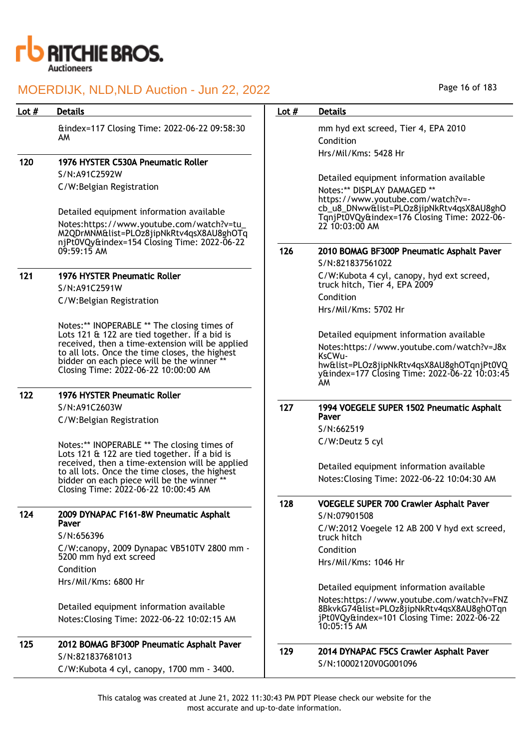| Lot # | Details |
|---|---|
| | &index=117 Closing Time: 2022-06-22 09:58:30 AM |
| 120 | **1976 HYSTER C530A Pneumatic Roller**<br>S/N:A91C2592W<br>C/W:Belgian Registration<br><br>Detailed equipment information available<br>Notes:https://www.youtube.com/watch?v=tu_M2QDrMNM&list=PLOz8jipNkRtv4qsX8AU8ghOTqnjPt0VQy&index=154 Closing Time: 2022-06-22 09:59:15 AM |
| 121 | **1976 HYSTER Pneumatic Roller**<br>S/N:A91C2591W<br>C/W:Belgian Registration<br><br>Notes:** INOPERABLE ** The closing times of Lots 121 & 122 are tied together. If a bid is received, then a time-extension will be applied to all lots. Once the time closes, the highest bidder on each piece will be the winner ** Closing Time: 2022-06-22 10:00:00 AM |
| 122 | **1976 HYSTER Pneumatic Roller**<br>S/N:A91C2603W<br>C/W:Belgian Registration<br><br>Notes:** INOPERABLE ** The closing times of Lots 121 & 122 are tied together. If a bid is received, then a time-extension will be applied to all lots. Once the time closes, the highest bidder on each piece will be the winner ** Closing Time: 2022-06-22 10:00:45 AM |
| 124 | **2009 DYNAPAC F161-8W Pneumatic Asphalt Paver**<br>S/N:656396<br>C/W:canopy, 2009 Dynapac VB510TV 2800 mm - 5200 mm hyd ext screed<br>Condition<br>Hrs/Mil/Kms: 6800 Hr<br><br>Detailed equipment information available<br>Notes:Closing Time: 2022-06-22 10:02:15 AM |
| 125 | **2012 BOMAG BF300P Pneumatic Asphalt Paver**<br>S/N:821837681013<br>C/W:Kubota 4 cyl, canopy, 1700 mm - 3400 mm hyd ext screed, Tier 4, EPA 2010<br>Condition<br>Hrs/Mil/Kms: 5428 Hr<br><br>Detailed equipment information available<br>Notes:** DISPLAY DAMAGED ** https://www.youtube.com/watch?v=-cb_u8_DNww&list=PLOz8jipNkRtv4qsX8AU8ghOTqnjPt0VQy&index=176 Closing Time: 2022-06-22 10:03:00 AM |
| 126 | **2010 BOMAG BF300P Pneumatic Asphalt Paver**<br>S/N:821837561022<br>C/W:Kubota 4 cyl, canopy, hyd ext screed, truck hitch, Tier 4, EPA 2009<br>Condition<br>Hrs/Mil/Kms: 5702 Hr<br><br>Detailed equipment information available<br>Notes:https://www.youtube.com/watch?v=J8xKsCWu-hw&list=PLOz8jipNkRtv4qsX8AU8ghOTqnjPt0VQy&index=177 Closing Time: 2022-06-22 10:03:45 AM |
| 127 | **1994 VOEGELE SUPER 1502 Pneumatic Asphalt Paver**<br>S/N:662519<br>C/W:Deutz 5 cyl<br><br>Detailed equipment information available<br>Notes:Closing Time: 2022-06-22 10:04:30 AM |
| 128 | **VOEGELE SUPER 700 Crawler Asphalt Paver**<br>S/N:07901508<br>C/W:2012 Voegele 12 AB 200 V hyd ext screed, truck hitch<br>Condition<br>Hrs/Mil/Kms: 1046 Hr<br><br>Detailed equipment information available<br>Notes:https://www.youtube.com/watch?v=FNZ8BkvkG74&list=PLOz8jipNkRtv4qsX8AU8ghOTqnjPt0VQy&index=101 Closing Time: 2022-06-22 10:05:15 AM |
| 129 | **2014 DYNAPAC F5CS Crawler Asphalt Paver**<br>S/N:10002120V0G001096 |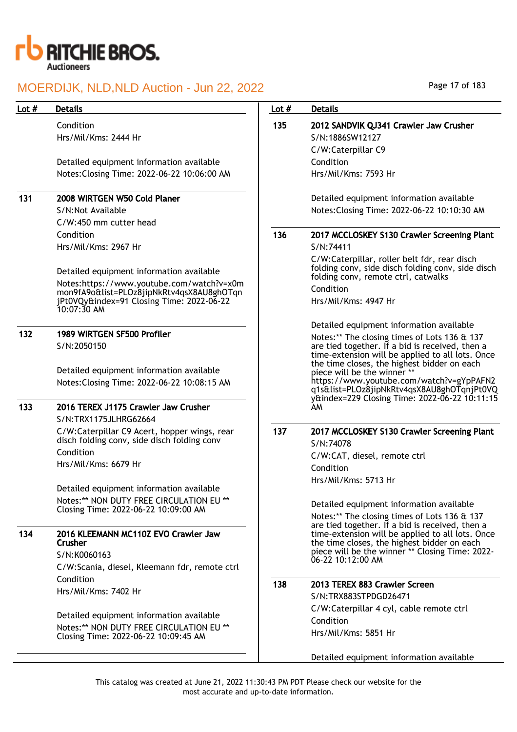Condition
Hrs/Mil/Kms: 2444 Hr

Detailed equipment information available
Notes:Closing Time: 2022-06-22 10:06:00 AM

| Lot # | Details |
|---|---|
| 131 | **2008 WIRTGEN W50 Cold Planer**<br>S/N:Not Available<br>C/W:450 mm cutter head<br>Condition<br>Hrs/Mil/Kms: 2967 Hr<br><br>Detailed equipment information available<br>Notes:https://www.youtube.com/watch?v=x0mmon9fA9o&list=PLOz8jipNkRtv4qsX8AU8ghOTqnjPt0VQy&index=91 Closing Time: 2022-06-22 10:07:30 AM |
| 132 | **1989 WIRTGEN SF500 Profiler**<br>S/N:2050150<br><br>Detailed equipment information available<br>Notes:Closing Time: 2022-06-22 10:08:15 AM |
| 133 | **2016 TEREX J1175 Crawler Jaw Crusher**<br>S/N:TRX1175JLHRG62664<br>C/W:Caterpillar C9 Acert, hopper wings, rear disch folding conv, side disch folding conv<br>Condition<br>Hrs/Mil/Kms: 6679 Hr<br><br>Detailed equipment information available<br>Notes:** NON DUTY FREE CIRCULATION EU ** Closing Time: 2022-06-22 10:09:00 AM |
| 134 | **2016 KLEEMANN MC110Z EVO Crawler Jaw Crusher**<br>S/N:K0060163<br>C/W:Scania, diesel, Kleemann fdr, remote ctrl<br>Condition<br>Hrs/Mil/Kms: 7402 Hr<br><br>Detailed equipment information available<br>Notes:** NON DUTY FREE CIRCULATION EU ** Closing Time: 2022-06-22 10:09:45 AM |
| 135 | **2012 SANDVIK QJ341 Crawler Jaw Crusher**<br>S/N:1886SW12127<br>C/W:Caterpillar C9<br>Condition<br>Hrs/Mil/Kms: 7593 Hr<br><br>Detailed equipment information available<br>Notes:Closing Time: 2022-06-22 10:10:30 AM |
| 136 | **2017 MCCLOSKEY S130 Crawler Screening Plant**<br>S/N:74411<br>C/W:Caterpillar, roller belt fdr, rear disch folding conv, side disch folding conv, side disch folding conv, remote ctrl, catwalks<br>Condition<br>Hrs/Mil/Kms: 4947 Hr<br><br>Detailed equipment information available<br>Notes:** The closing times of Lots 136 & 137 are tied together. If a bid is received, then a time-extension will be applied to all lots. Once the time closes, the highest bidder on each piece will be the winner ** https://www.youtube.com/watch?v=gYpPAFN2q1s&list=PLOz8jipNkRtv4qsX8AU8ghOTqnjPt0VQy&index=229 Closing Time: 2022-06-22 10:11:15 AM |
| 137 | **2017 MCCLOSKEY S130 Crawler Screening Plant**<br>S/N:74078<br>C/W:CAT, diesel, remote ctrl<br>Condition<br>Hrs/Mil/Kms: 5713 Hr<br><br>Detailed equipment information available<br>Notes:** The closing times of Lots 136 & 137 are tied together. If a bid is received, then a time-extension will be applied to all lots. Once the time closes, the highest bidder on each piece will be the winner ** Closing Time: 2022-06-22 10:12:00 AM |
| 138 | **2013 TEREX 883 Crawler Screen**<br>S/N:TRX883STPDGD26471<br>C/W:Caterpillar 4 cyl, cable remote ctrl<br>Condition<br>Hrs/Mil/Kms: 5851 Hr<br><br>Detailed equipment information available |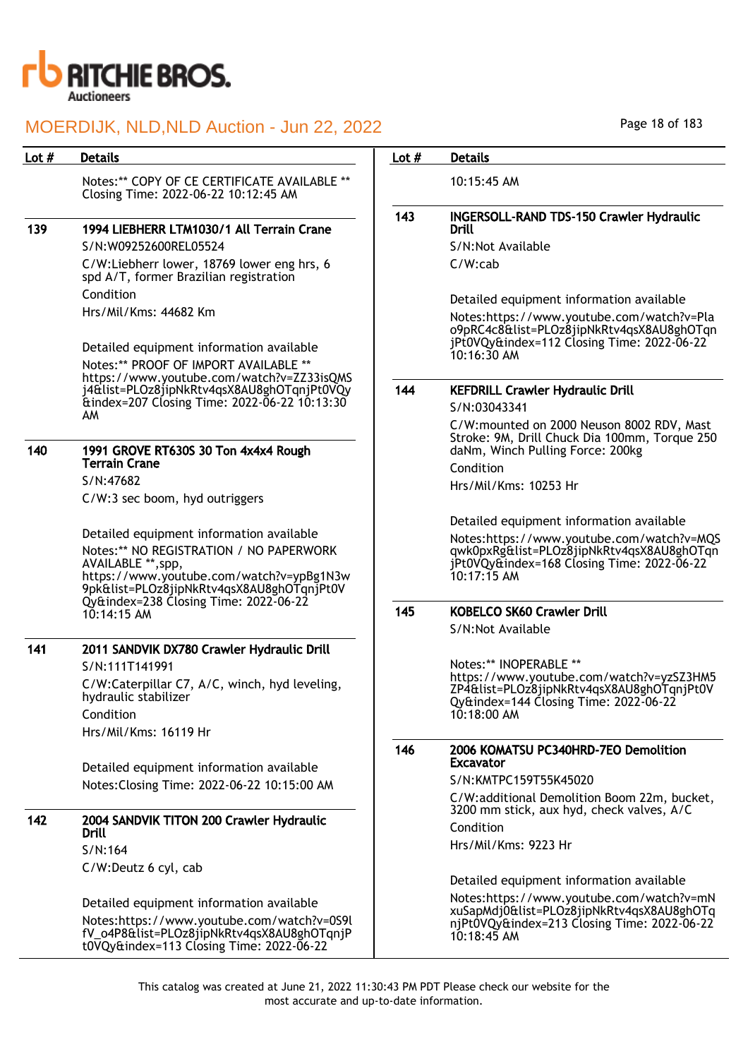| Lot # | Details |
|---|---|
| | Notes:** COPY OF CE CERTIFICATE AVAILABLE ** Closing Time: 2022-06-22 10:12:45 AM |
| 139 | **1994 LIEBHERR LTM1030/1 All Terrain Crane**<br>S/N:W09252600REL05524<br>C/W:Liebherr lower, 18769 lower eng hrs, 6 spd A/T, former Brazilian registration<br>Condition<br>Hrs/Mil/Kms: 44682 Km<br><br>Detailed equipment information available<br>Notes:** PROOF OF IMPORT AVAILABLE ** https://www.youtube.com/watch?v=ZZ33isQMSj4&list=PLOz8jipNkRtv4qsX8AU8ghOTqnjPt0VQy&index=207 Closing Time: 2022-06-22 10:13:30 AM |
| 140 | **1991 GROVE RT630S 30 Ton 4x4x4 Rough Terrain Crane**<br>S/N:47682<br>C/W:3 sec boom, hyd outriggers<br><br>Detailed equipment information available<br>Notes:** NO REGISTRATION / NO PAPERWORK AVAILABLE **,spp, https://www.youtube.com/watch?v=ypBg1N3w9pk&list=PLOz8jipNkRtv4qsX8AU8ghOTqnjPt0VQy&index=238 Closing Time: 2022-06-22 10:14:15 AM |
| 141 | **2011 SANDVIK DX780 Crawler Hydraulic Drill**<br>S/N:111T141991<br>C/W:Caterpillar C7, A/C, winch, hyd leveling, hydraulic stabilizer<br>Condition<br>Hrs/Mil/Kms: 16119 Hr<br><br>Detailed equipment information available<br>Notes:Closing Time: 2022-06-22 10:15:00 AM |
| 142 | **2004 SANDVIK TITON 200 Crawler Hydraulic Drill**<br>S/N:164<br>C/W:Deutz 6 cyl, cab<br><br>Detailed equipment information available<br>Notes:https://www.youtube.com/watch?v=0S9lfV_o4P8&list=PLOz8jipNkRtv4qsX8AU8ghOTqnjPt0VQy&index=113 Closing Time: 2022-06-22 10:15:45 AM |
| 143 | **INGERSOLL-RAND TDS-150 Crawler Hydraulic Drill**<br>S/N:Not Available<br>C/W:cab<br><br>Detailed equipment information available<br>Notes:https://www.youtube.com/watch?v=Plao9pRC4c8&list=PLOz8jipNkRtv4qsX8AU8ghOTqnjPt0VQy&index=112 Closing Time: 2022-06-22 10:16:30 AM |
| 144 | **KEFDRILL Crawler Hydraulic Drill**<br>S/N:03043341<br>C/W:mounted on 2000 Neuson 8002 RDV, Mast Stroke: 9M, Drill Chuck Dia 100mm, Torque 250 daNm, Winch Pulling Force: 200kg<br>Condition<br>Hrs/Mil/Kms: 10253 Hr<br><br>Detailed equipment information available<br>Notes:https://www.youtube.com/watch?v=MQSqwk0pxRg&list=PLOz8jipNkRtv4qsX8AU8ghOTqnjPt0VQy&index=168 Closing Time: 2022-06-22 10:17:15 AM |
| 145 | **KOBELCO SK60 Crawler Drill**<br>S/N:Not Available<br><br>Notes:** INOPERABLE ** https://www.youtube.com/watch?v=yzSZ3HM5ZP4&list=PLOz8jipNkRtv4qsX8AU8ghOTqnjPt0VQy&index=144 Closing Time: 2022-06-22 10:18:00 AM |
| 146 | **2006 KOMATSU PC340HRD-7EO Demolition Excavator**<br>S/N:KMTPC159T55K45020<br>C/W:additional Demolition Boom 22m, bucket, 3200 mm stick, aux hyd, check valves, A/C<br>Condition<br>Hrs/Mil/Kms: 9223 Hr<br><br>Detailed equipment information available<br>Notes:https://www.youtube.com/watch?v=mNxuSapMdj0&list=PLOz8jipNkRtv4qsX8AU8ghOTqnjPt0VQy&index=213 Closing Time: 2022-06-22 10:18:45 AM |

This catalog was created at June 21, 2022 11:30:43 PM PDT Please check our website for the most accurate and up-to-date information.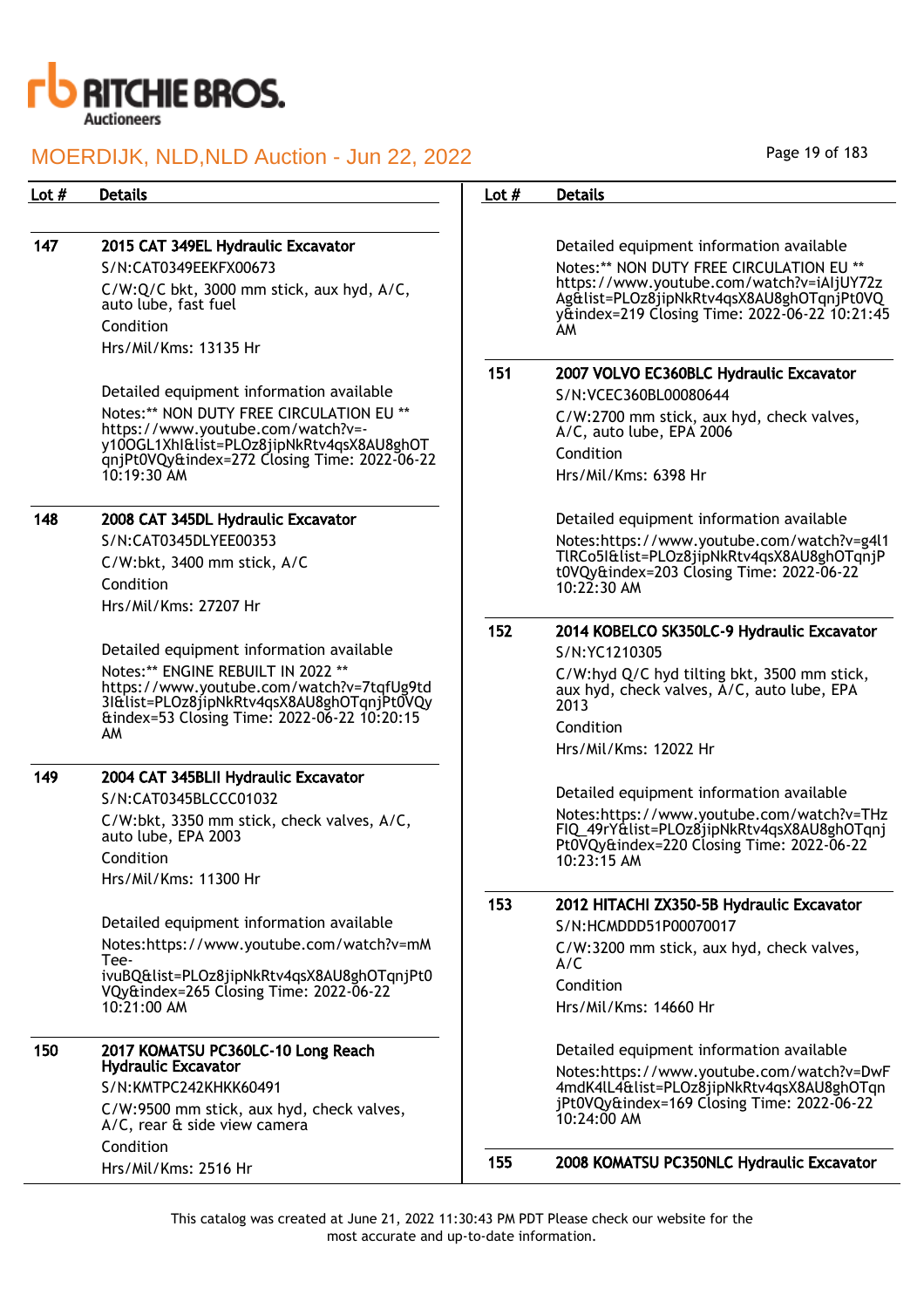| Lot # | Details |
|---|---|
| 147 | **2015 CAT 349EL Hydraulic Excavator**<br>S/N:CAT0349EEKFX00673<br>C/W:Q/C bkt, 3000 mm stick, aux hyd, A/C, auto lube, fast fuel<br>Condition<br>Hrs/Mil/Kms: 13135 Hr<br><br>Detailed equipment information available<br>Notes:** NON DUTY FREE CIRCULATION EU ** https://www.youtube.com/watch?v=-y1OOGL1XhI&list=PLOz8jipNkRtv4qsX8AU8ghOTqnjPt0VQy&index=272 Closing Time: 2022-06-22 10:19:30 AM |
| 148 | **2008 CAT 345DL Hydraulic Excavator**<br>S/N:CAT0345DLYEE00353<br>C/W:bkt, 3400 mm stick, A/C<br>Condition<br>Hrs/Mil/Kms: 27207 Hr<br><br>Detailed equipment information available<br>Notes:** ENGINE REBUILT IN 2022 ** https://www.youtube.com/watch?v=7tqfUg9td3I&list=PLOz8jipNkRtv4qsX8AU8ghOTqnjPt0VQy&index=53 Closing Time: 2022-06-22 10:20:15 AM |
| 149 | **2004 CAT 345BLII Hydraulic Excavator**<br>S/N:CAT0345BLCCC01032<br>C/W:bkt, 3350 mm stick, check valves, A/C, auto lube, EPA 2003<br>Condition<br>Hrs/Mil/Kms: 11300 Hr<br><br>Detailed equipment information available<br>Notes:https://www.youtube.com/watch?v=mMTee-ivuBQ&list=PLOz8jipNkRtv4qsX8AU8ghOTqnjPt0VQy&index=265 Closing Time: 2022-06-22 10:21:00 AM |
| 150 | **2017 KOMATSU PC360LC-10 Long Reach Hydraulic Excavator**<br>S/N:KMTPC242KHKK60491<br>C/W:9500 mm stick, aux hyd, check valves, A/C, rear & side view camera<br>Condition<br>Hrs/Mil/Kms: 2516 Hr<br><br>Detailed equipment information available<br>Notes:** NON DUTY FREE CIRCULATION EU ** https://www.youtube.com/watch?v=iAljUY72zAg&list=PLOz8jipNkRtv4qsX8AU8ghOTqnjPt0VQy&index=219 Closing Time: 2022-06-22 10:21:45 AM |
| 151 | **2007 VOLVO EC360BLC Hydraulic Excavator**<br>S/N:VCEC360BL00080644<br>C/W:2700 mm stick, aux hyd, check valves, A/C, auto lube, EPA 2006<br>Condition<br>Hrs/Mil/Kms: 6398 Hr<br><br>Detailed equipment information available<br>Notes:https://www.youtube.com/watch?v=g4l1TlRCo5I&list=PLOz8jipNkRtv4qsX8AU8ghOTqnjPt0VQy&index=203 Closing Time: 2022-06-22 10:22:30 AM |
| 152 | **2014 KOBELCO SK350LC-9 Hydraulic Excavator**<br>S/N:YC1210305<br>C/W:hyd Q/C hyd tilting bkt, 3500 mm stick, aux hyd, check valves, A/C, auto lube, EPA 2013<br>Condition<br>Hrs/Mil/Kms: 12022 Hr<br><br>Detailed equipment information available<br>Notes:https://www.youtube.com/watch?v=THzFIQ_49rY&list=PLOz8jipNkRtv4qsX8AU8ghOTqnjPt0VQy&index=220 Closing Time: 2022-06-22 10:23:15 AM |
| 153 | **2012 HITACHI ZX350-5B Hydraulic Excavator**<br>S/N:HCMDDD51P00070017<br>C/W:3200 mm stick, aux hyd, check valves, A/C<br>Condition<br>Hrs/Mil/Kms: 14660 Hr<br><br>Detailed equipment information available<br>Notes:https://www.youtube.com/watch?v=DwF4mdK4lL4&list=PLOz8jipNkRtv4qsX8AU8ghOTqnjPt0VQy&index=169 Closing Time: 2022-06-22 10:24:00 AM |
| 155 | **2008 KOMATSU PC350NLC Hydraulic Excavator** |

This catalog was created at June 21, 2022 11:30:43 PM PDT Please check our website for the most accurate and up-to-date information.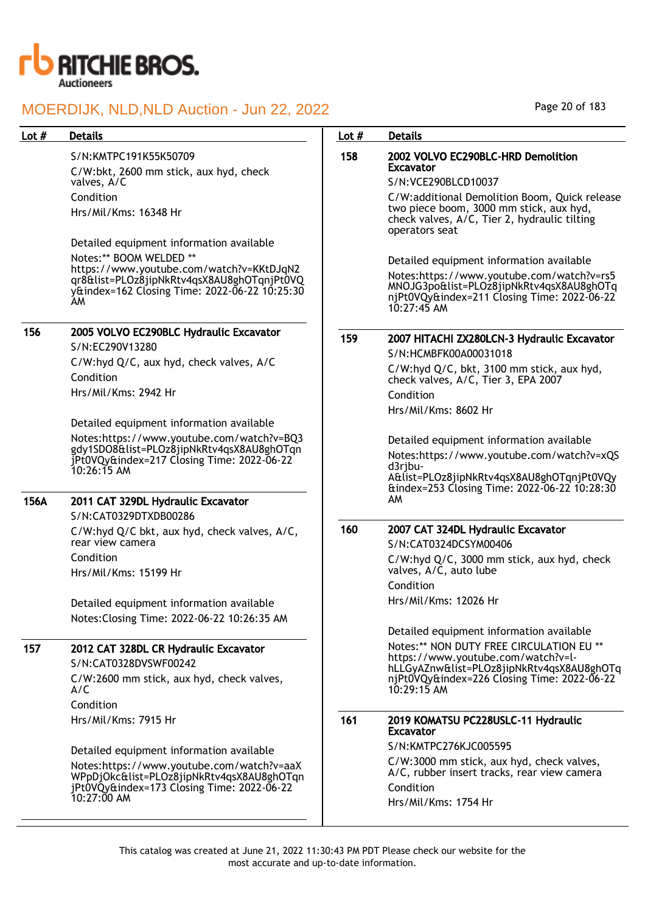| Lot # | Details |
|---|---|
| | S/N:KMTPC191K55K50709<br>C/W:bkt, 2600 mm stick, aux hyd, check valves, A/C<br>Condition<br>Hrs/Mil/Kms: 16348 Hr<br><br>Detailed equipment information available<br>Notes:** BOOM WELDED ** https://www.youtube.com/watch?v=KKtDJqN2qr8&list=PLOz8jipNkRtv4qsX8AU8ghOTqnjPt0VQy&index=162 Closing Time: 2022-06-22 10:25:30 AM |
| 156 | **2005 VOLVO EC290BLC Hydraulic Excavator**<br>S/N:EC290V13280<br>C/W:hyd Q/C, aux hyd, check valves, A/C<br>Condition<br>Hrs/Mil/Kms: 2942 Hr<br><br>Detailed equipment information available<br>Notes:https://www.youtube.com/watch?v=BQ3gdy1SDO8&list=PLOz8jipNkRtv4qsX8AU8ghOTqnjPt0VQy&index=217 Closing Time: 2022-06-22 10:26:15 AM |
| 156A | **2011 CAT 329DL Hydraulic Excavator**<br>S/N:CAT0329DTXDB00286<br>C/W:hyd Q/C bkt, aux hyd, check valves, A/C, rear view camera<br>Condition<br>Hrs/Mil/Kms: 15199 Hr<br><br>Detailed equipment information available<br>Notes:Closing Time: 2022-06-22 10:26:35 AM |
| 157 | **2012 CAT 328DL CR Hydraulic Excavator**<br>S/N:CAT0328DVSWF00242<br>C/W:2600 mm stick, aux hyd, check valves, A/C<br>Condition<br>Hrs/Mil/Kms: 7915 Hr<br><br>Detailed equipment information available<br>Notes:https://www.youtube.com/watch?v=aaXWPpDjOkc&list=PLOz8jipNkRtv4qsX8AU8ghOTqnjPt0VQy&index=173 Closing Time: 2022-06-22 10:27:00 AM |
| 158 | **2002 VOLVO EC290BLC-HRD Demolition Excavator**<br>S/N:VCE290BLCD10037<br>C/W:additional Demolition Boom, Quick release two piece boom, 3000 mm stick, aux hyd, check valves, A/C, Tier 2, hydraulic tilting operators seat<br><br>Detailed equipment information available<br>Notes:https://www.youtube.com/watch?v=rs5MNOJG3po&list=PLOz8jipNkRtv4qsX8AU8ghOTqnjPt0VQy&index=211 Closing Time: 2022-06-22 10:27:45 AM |
| 159 | **2007 HITACHI ZX280LCN-3 Hydraulic Excavator**<br>S/N:HCMBFK00A00031018<br>C/W:hyd Q/C, bkt, 3100 mm stick, aux hyd, check valves, A/C, Tier 3, EPA 2007<br>Condition<br>Hrs/Mil/Kms: 8602 Hr<br><br>Detailed equipment information available<br>Notes:https://www.youtube.com/watch?v=xQSd3rjbu-A&list=PLOz8jipNkRtv4qsX8AU8ghOTqnjPt0VQy&index=253 Closing Time: 2022-06-22 10:28:30 AM |
| 160 | **2007 CAT 324DL Hydraulic Excavator**<br>S/N:CAT0324DCSYM00406<br>C/W:hyd Q/C, 3000 mm stick, aux hyd, check valves, A/C, auto lube<br>Condition<br>Hrs/Mil/Kms: 12026 Hr<br><br>Detailed equipment information available<br>Notes:** NON DUTY FREE CIRCULATION EU ** https://www.youtube.com/watch?v=l-hLLGyAZnw&list=PLOz8jipNkRtv4qsX8AU8ghOTqnjPt0VQy&index=226 Closing Time: 2022-06-22 10:29:15 AM |
| 161 | **2019 KOMATSU PC228USLC-11 Hydraulic Excavator**<br>S/N:KMTPC276KJC005595<br>C/W:3000 mm stick, aux hyd, check valves, A/C, rubber insert tracks, rear view camera<br>Condition<br>Hrs/Mil/Kms: 1754 Hr |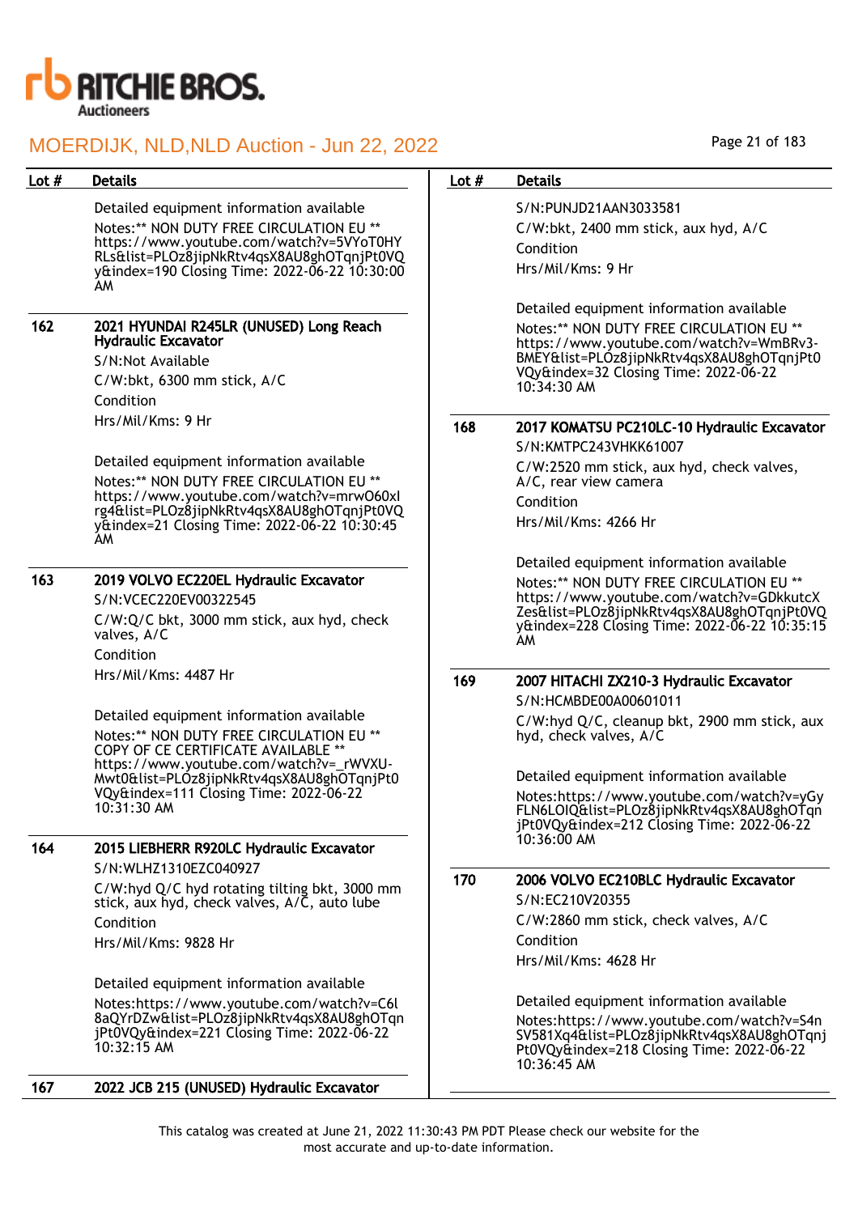| Lot # | Details |
|---|---|
| | Detailed equipment information available<br>Notes:** NON DUTY FREE CIRCULATION EU ** https://www.youtube.com/watch?v=5VYoT0HYRLs&list=PLOz8jipNkRtv4qsX8AU8ghOTqnjPt0VQy&index=190 Closing Time: 2022-06-22 10:30:00 AM |
| 162 | **2021 HYUNDAI R245LR (UNUSED) Long Reach Hydraulic Excavator**<br>S/N:Not Available<br>C/W:bkt, 6300 mm stick, A/C<br>Condition<br>Hrs/Mil/Kms: 9 Hr<br><br>Detailed equipment information available<br>Notes:** NON DUTY FREE CIRCULATION EU ** https://www.youtube.com/watch?v=mrwO60xIrg4&list=PLOz8jipNkRtv4qsX8AU8ghOTqnjPt0VQy&index=21 Closing Time: 2022-06-22 10:30:45 AM |
| 163 | **2019 VOLVO EC220EL Hydraulic Excavator**<br>S/N:VCEC220EV00322545<br>C/W:Q/C bkt, 3000 mm stick, aux hyd, check valves, A/C<br>Condition<br>Hrs/Mil/Kms: 4487 Hr<br><br>Detailed equipment information available<br>Notes:** NON DUTY FREE CIRCULATION EU ** COPY OF CE CERTIFICATE AVAILABLE ** https://www.youtube.com/watch?v=_rWVXU-Mwt0&list=PLOz8jipNkRtv4qsX8AU8ghOTqnjPt0VQy&index=111 Closing Time: 2022-06-22 10:31:30 AM |
| 164 | **2015 LIEBHERR R920LC Hydraulic Excavator**<br>S/N:WLHZ1310EZC040927<br>C/W:hyd Q/C hyd rotating tilting bkt, 3000 mm stick, aux hyd, check valves, A/C, auto lube<br>Condition<br>Hrs/Mil/Kms: 9828 Hr<br><br>Detailed equipment information available<br>Notes:https://www.youtube.com/watch?v=C6l8aQYrDZw&list=PLOz8jipNkRtv4qsX8AU8ghOTqnjPt0VQy&index=221 Closing Time: 2022-06-22 10:32:15 AM |
| 167 | **2022 JCB 215 (UNUSED) Hydraulic Excavator**<br>S/N:PUNJD21AAN3033581<br>C/W:bkt, 2400 mm stick, aux hyd, A/C<br>Condition<br>Hrs/Mil/Kms: 9 Hr<br><br>Detailed equipment information available<br>Notes:** NON DUTY FREE CIRCULATION EU ** https://www.youtube.com/watch?v=WmBRv3-BMEY&list=PLOz8jipNkRtv4qsX8AU8ghOTqnjPt0VQy&index=32 Closing Time: 2022-06-22 10:34:30 AM |
| 168 | **2017 KOMATSU PC210LC-10 Hydraulic Excavator**<br>S/N:KMTPC243VHKK61007<br>C/W:2520 mm stick, aux hyd, check valves, A/C, rear view camera<br>Condition<br>Hrs/Mil/Kms: 4266 Hr<br><br>Detailed equipment information available<br>Notes:** NON DUTY FREE CIRCULATION EU ** https://www.youtube.com/watch?v=GDkkutcXZes&list=PLOz8jipNkRtv4qsX8AU8ghOTqnjPt0VQy&index=228 Closing Time: 2022-06-22 10:35:15 AM |
| 169 | **2007 HITACHI ZX210-3 Hydraulic Excavator**<br>S/N:HCMBDE00A00601011<br>C/W:hyd Q/C, cleanup bkt, 2900 mm stick, aux hyd, check valves, A/C<br><br>Detailed equipment information available<br>Notes:https://www.youtube.com/watch?v=yGyFLN6LOIQ&list=PLOz8jipNkRtv4qsX8AU8ghOTqnjPt0VQy&index=212 Closing Time: 2022-06-22 10:36:00 AM |
| 170 | **2006 VOLVO EC210BLC Hydraulic Excavator**<br>S/N:EC210V20355<br>C/W:2860 mm stick, check valves, A/C<br>Condition<br>Hrs/Mil/Kms: 4628 Hr<br><br>Detailed equipment information available<br>Notes:https://www.youtube.com/watch?v=S4nSV581Xq4&list=PLOz8jipNkRtv4qsX8AU8ghOTqnjPt0VQy&index=218 Closing Time: 2022-06-22 10:36:45 AM |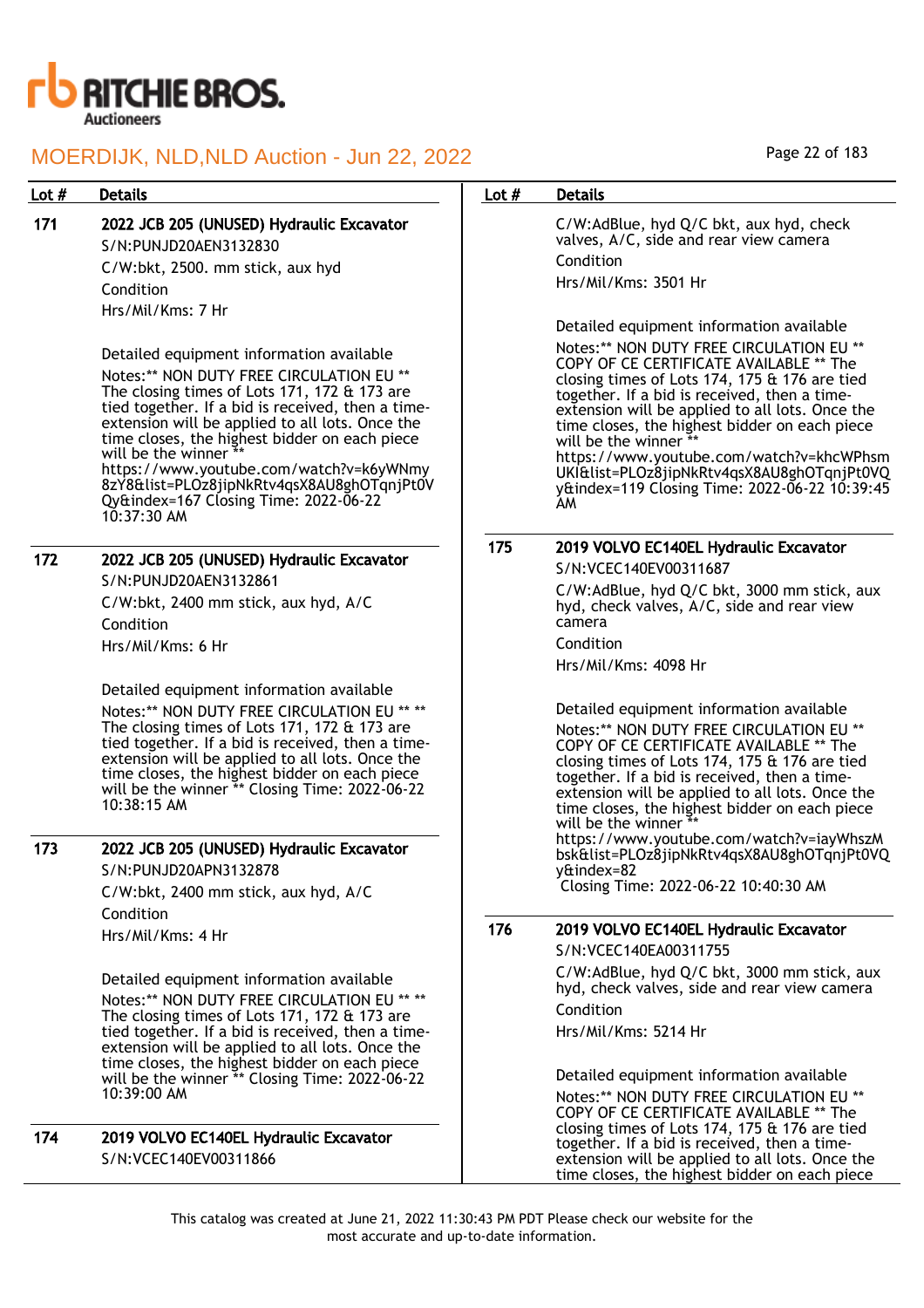| Lot # | Details |
|---|---|
| 171 | **2022 JCB 205 (UNUSED) Hydraulic Excavator**<br>S/N:PUNJD20AEN3132830<br>C/W:bkt, 2500. mm stick, aux hyd<br>Condition<br>Hrs/Mil/Kms: 7 Hr<br><br>Detailed equipment information available<br>Notes:** NON DUTY FREE CIRCULATION EU ** The closing times of Lots 171, 172 & 173 are tied together. If a bid is received, then a time-extension will be applied to all lots. Once the time closes, the highest bidder on each piece will be the winner ** https://www.youtube.com/watch?v=k6yWNmy8zY8&list=PLOz8jipNkRtv4qsX8AU8ghOTqnjPt0VQy&index=167 Closing Time: 2022-06-22 10:37:30 AM |
| 172 | **2022 JCB 205 (UNUSED) Hydraulic Excavator**<br>S/N:PUNJD20AEN3132861<br>C/W:bkt, 2400 mm stick, aux hyd, A/C<br>Condition<br>Hrs/Mil/Kms: 6 Hr<br><br>Detailed equipment information available<br>Notes:** NON DUTY FREE CIRCULATION EU ** ** The closing times of Lots 171, 172 & 173 are tied together. If a bid is received, then a time-extension will be applied to all lots. Once the time closes, the highest bidder on each piece will be the winner ** Closing Time: 2022-06-22 10:38:15 AM |
| 173 | **2022 JCB 205 (UNUSED) Hydraulic Excavator**<br>S/N:PUNJD20APN3132878<br>C/W:bkt, 2400 mm stick, aux hyd, A/C<br>Condition<br>Hrs/Mil/Kms: 4 Hr<br><br>Detailed equipment information available<br>Notes:** NON DUTY FREE CIRCULATION EU ** ** The closing times of Lots 171, 172 & 173 are tied together. If a bid is received, then a time-extension will be applied to all lots. Once the time closes, the highest bidder on each piece will be the winner ** Closing Time: 2022-06-22 10:39:00 AM |
| 174 | **2019 VOLVO EC140EL Hydraulic Excavator**<br>S/N:VCEC140EV00311866<br>C/W:AdBlue, hyd Q/C bkt, aux hyd, check valves, A/C, side and rear view camera<br>Condition<br>Hrs/Mil/Kms: 3501 Hr<br><br>Detailed equipment information available<br>Notes:** NON DUTY FREE CIRCULATION EU ** COPY OF CE CERTIFICATE AVAILABLE ** The closing times of Lots 174, 175 & 176 are tied together. If a bid is received, then a time-extension will be applied to all lots. Once the time closes, the highest bidder on each piece will be the winner ** https://www.youtube.com/watch?v=khcWPhsmUKI&list=PLOz8jipNkRtv4qsX8AU8ghOTqnjPt0VQy&index=119 Closing Time: 2022-06-22 10:39:45 AM |
| 175 | **2019 VOLVO EC140EL Hydraulic Excavator**<br>S/N:VCEC140EV00311687<br>C/W:AdBlue, hyd Q/C bkt, 3000 mm stick, aux hyd, check valves, A/C, side and rear view camera<br>Condition<br>Hrs/Mil/Kms: 4098 Hr<br><br>Detailed equipment information available<br>Notes:** NON DUTY FREE CIRCULATION EU ** COPY OF CE CERTIFICATE AVAILABLE ** The closing times of Lots 174, 175 & 176 are tied together. If a bid is received, then a time-extension will be applied to all lots. Once the time closes, the highest bidder on each piece will be the winner ** https://www.youtube.com/watch?v=iayWhszMbsk&list=PLOz8jipNkRtv4qsX8AU8ghOTqnjPt0VQy&index=82<br>Closing Time: 2022-06-22 10:40:30 AM |
| 176 | **2019 VOLVO EC140EL Hydraulic Excavator**<br>S/N:VCEC140EA00311755<br>C/W:AdBlue, hyd Q/C bkt, 3000 mm stick, aux hyd, check valves, side and rear view camera<br>Condition<br>Hrs/Mil/Kms: 5214 Hr<br><br>Detailed equipment information available<br>Notes:** NON DUTY FREE CIRCULATION EU ** COPY OF CE CERTIFICATE AVAILABLE ** The closing times of Lots 174, 175 & 176 are tied together. If a bid is received, then a time-extension will be applied to all lots. Once the time closes, the highest bidder on each piece |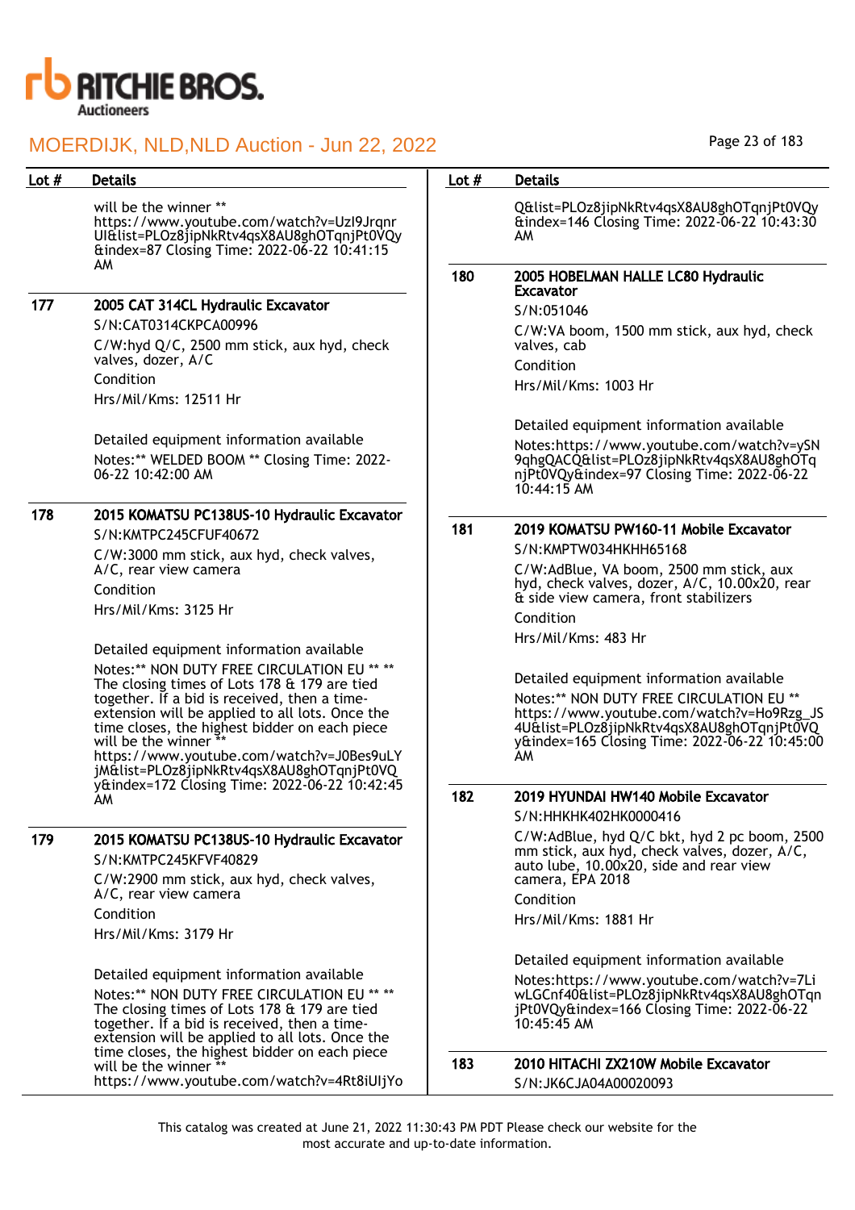## MOERDIJK, NLD,NLD Auction - Jun 22, 2022

| Lot # | Details |
|---|---|
| | will be the winner ** https://www.youtube.com/watch?v=UzI9JrqnrUI&list=PLOz8jipNkRtv4qsX8AU8ghOTqnjPt0VQy&index=87 Closing Time: 2022-06-22 10:41:15 AM |
| 177 | **2005 CAT 314CL Hydraulic Excavator**<br>S/N:CAT0314CKPCA00996<br>C/W:hyd Q/C, 2500 mm stick, aux hyd, check valves, dozer, A/C<br>Condition<br>Hrs/Mil/Kms: 12511 Hr<br><br>Detailed equipment information available<br>Notes:** WELDED BOOM ** Closing Time: 2022-06-22 10:42:00 AM |
| 178 | **2015 KOMATSU PC138US-10 Hydraulic Excavator**<br>S/N:KMTPC245CFUF40672<br>C/W:3000 mm stick, aux hyd, check valves, A/C, rear view camera<br>Condition<br>Hrs/Mil/Kms: 3125 Hr<br><br>Detailed equipment information available<br>Notes:** NON DUTY FREE CIRCULATION EU ** ** The closing times of Lots 178 & 179 are tied together. If a bid is received, then a time-extension will be applied to all lots. Once the time closes, the highest bidder on each piece will be the winner ** https://www.youtube.com/watch?v=J0Bes9uLYjM&list=PLOz8jipNkRtv4qsX8AU8ghOTqnjPt0VQy&index=172 Closing Time: 2022-06-22 10:42:45 AM |
| 179 | **2015 KOMATSU PC138US-10 Hydraulic Excavator**<br>S/N:KMTPC245KFVF40829<br>C/W:2900 mm stick, aux hyd, check valves, A/C, rear view camera<br>Condition<br>Hrs/Mil/Kms: 3179 Hr<br><br>Detailed equipment information available<br>Notes:** NON DUTY FREE CIRCULATION EU ** ** The closing times of Lots 178 & 179 are tied together. If a bid is received, then a time-extension will be applied to all lots. Once the time closes, the highest bidder on each piece will be the winner ** https://www.youtube.com/watch?v=4Rt8iUIjYoQ&list=PLOz8jipNkRtv4qsX8AU8ghOTqnjPt0VQy&index=146 Closing Time: 2022-06-22 10:43:30 AM |
| 180 | **2005 HOBELMAN HALLE LC80 Hydraulic Excavator**<br>S/N:051046<br>C/W:VA boom, 1500 mm stick, aux hyd, check valves, cab<br>Condition<br>Hrs/Mil/Kms: 1003 Hr<br><br>Detailed equipment information available<br>Notes:https://www.youtube.com/watch?v=ySN9qhgQACQ&list=PLOz8jipNkRtv4qsX8AU8ghOTqnjPt0VQy&index=97 Closing Time: 2022-06-22 10:44:15 AM |
| 181 | **2019 KOMATSU PW160-11 Mobile Excavator**<br>S/N:KMPTW034HKHH65168<br>C/W:AdBlue, VA boom, 2500 mm stick, aux hyd, check valves, dozer, A/C, 10.00x20, rear & side view camera, front stabilizers<br>Condition<br>Hrs/Mil/Kms: 483 Hr<br><br>Detailed equipment information available<br>Notes:** NON DUTY FREE CIRCULATION EU ** https://www.youtube.com/watch?v=Ho9Rzg_JS4U&list=PLOz8jipNkRtv4qsX8AU8ghOTqnjPt0VQy&index=165 Closing Time: 2022-06-22 10:45:00 AM |
| 182 | **2019 HYUNDAI HW140 Mobile Excavator**<br>S/N:HHKHK402HK0000416<br>C/W:AdBlue, hyd Q/C bkt, hyd 2 pc boom, 2500 mm stick, aux hyd, check valves, dozer, A/C, auto lube, 10.00x20, side and rear view camera, EPA 2018<br>Condition<br>Hrs/Mil/Kms: 1881 Hr<br><br>Detailed equipment information available<br>Notes:https://www.youtube.com/watch?v=7LiwLGCnf40&list=PLOz8jipNkRtv4qsX8AU8ghOTqnjPt0VQy&index=166 Closing Time: 2022-06-22 10:45:45 AM |
| 183 | **2010 HITACHI ZX210W Mobile Excavator**<br>S/N:JK6CJA04A00020093 |

This catalog was created at June 21, 2022 11:30:43 PM PDT Please check our website for the most accurate and up-to-date information.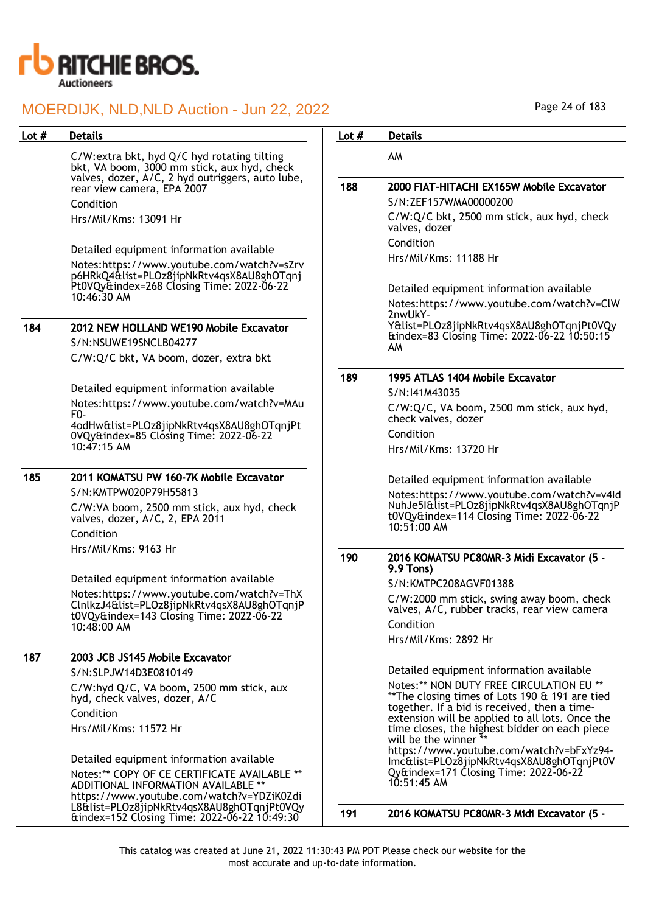| Lot # | Details |
|---|---|
| | C/W:extra bkt, hyd Q/C hyd rotating tilting bkt, VA boom, 3000 mm stick, aux hyd, check valves, dozer, A/C, 2 hyd outriggers, auto lube, rear view camera, EPA 2007<br>Condition<br>Hrs/Mil/Kms: 13091 Hr<br><br>Detailed equipment information available<br>Notes:https://www.youtube.com/watch?v=sZrvp6HRkQ4&list=PLOz8jipNkRtv4qsX8AU8ghOTqnjPt0VQy&index=268 Closing Time: 2022-06-22 10:46:30 AM |
| 184 | **2012 NEW HOLLAND WE190 Mobile Excavator**<br>S/N:NSUWE19SNCLB04277<br>C/W:Q/C bkt, VA boom, dozer, extra bkt<br><br>Detailed equipment information available<br>Notes:https://www.youtube.com/watch?v=MAuF0-4odHw&list=PLOz8jipNkRtv4qsX8AU8ghOTqnjPt0VQy&index=85 Closing Time: 2022-06-22 10:47:15 AM |
| 185 | **2011 KOMATSU PW 160-7K Mobile Excavator**<br>S/N:KMTPW020P79H55813<br>C/W:VA boom, 2500 mm stick, aux hyd, check valves, dozer, A/C, 2, EPA 2011<br>Condition<br>Hrs/Mil/Kms: 9163 Hr<br><br>Detailed equipment information available<br>Notes:https://www.youtube.com/watch?v=ThXClnlkzJ4&list=PLOz8jipNkRtv4qsX8AU8ghOTqnjPt0VQy&index=143 Closing Time: 2022-06-22 10:48:00 AM |
| 187 | **2003 JCB JS145 Mobile Excavator**<br>S/N:SLPJW14D3E0810149<br>C/W:hyd Q/C, VA boom, 2500 mm stick, aux hyd, check valves, dozer, A/C<br>Condition<br>Hrs/Mil/Kms: 11572 Hr<br><br>Detailed equipment information available<br>Notes:** COPY OF CE CERTIFICATE AVAILABLE ** ADDITIONAL INFORMATION AVAILABLE ** https://www.youtube.com/watch?v=YDZiK0ZdiL8&list=PLOz8jipNkRtv4qsX8AU8ghOTqnjPt0VQy&index=152 Closing Time: 2022-06-22 10:49:30 AM |
| 188 | **2000 FIAT-HITACHI EX165W Mobile Excavator**<br>S/N:ZEF157WMA00000200<br>C/W:Q/C bkt, 2500 mm stick, aux hyd, check valves, dozer<br>Condition<br>Hrs/Mil/Kms: 11188 Hr<br><br>Detailed equipment information available<br>Notes:https://www.youtube.com/watch?v=ClW2nwUkY-Y&list=PLOz8jipNkRtv4qsX8AU8ghOTqnjPt0VQy&index=83 Closing Time: 2022-06-22 10:50:15 AM |
| 189 | **1995 ATLAS 1404 Mobile Excavator**<br>S/N:I41M43035<br>C/W:Q/C, VA boom, 2500 mm stick, aux hyd, check valves, dozer<br>Condition<br>Hrs/Mil/Kms: 13720 Hr<br><br>Detailed equipment information available<br>Notes:https://www.youtube.com/watch?v=v4IdNuhJe5I&list=PLOz8jipNkRtv4qsX8AU8ghOTqnjPt0VQy&index=114 Closing Time: 2022-06-22 10:51:00 AM |
| 190 | **2016 KOMATSU PC80MR-3 Midi Excavator (5 - 9.9 Tons)**<br>S/N:KMTPC208AGVF01388<br>C/W:2000 mm stick, swing away boom, check valves, A/C, rubber tracks, rear view camera<br>Condition<br>Hrs/Mil/Kms: 2892 Hr<br><br>Detailed equipment information available<br>Notes:** NON DUTY FREE CIRCULATION EU ** **The closing times of Lots 190 & 191 are tied together. If a bid is received, then a time-extension will be applied to all lots. Once the time closes, the highest bidder on each piece will be the winner ** https://www.youtube.com/watch?v=bFxYz94-Imc&list=PLOz8jipNkRtv4qsX8AU8ghOTqnjPt0VQy&index=171 Closing Time: 2022-06-22 10:51:45 AM |
| 191 | **2016 KOMATSU PC80MR-3 Midi Excavator (5 -** |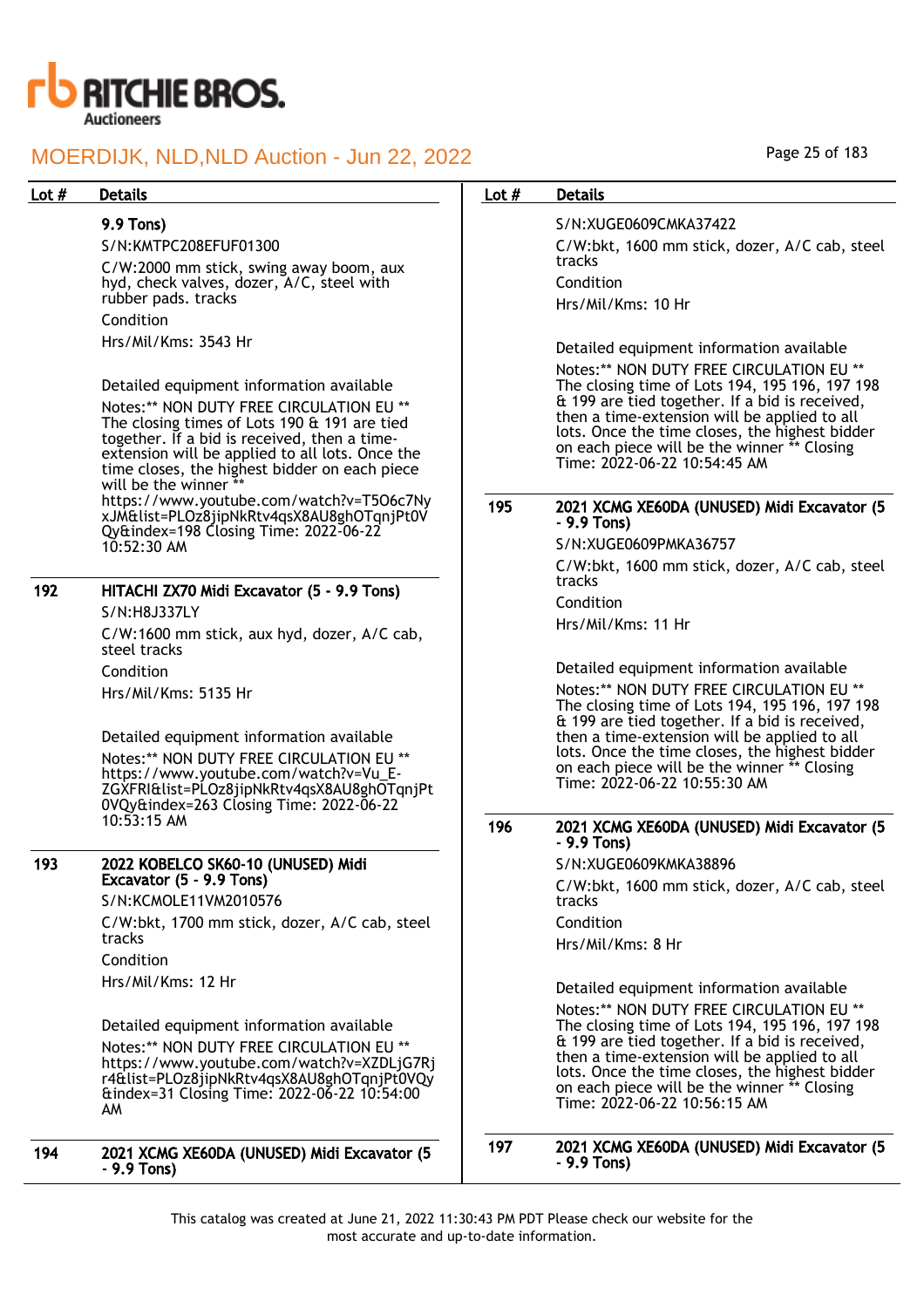| Lot # | Details |
|---|---|
| | 9.9 Tons) |
| | S/N:KMTPC208EFUF01300 |
| | C/W:2000 mm stick, swing away boom, aux hyd, check valves, dozer, A/C, steel with rubber pads. tracks |
| | Condition |
| | Hrs/Mil/Kms: 3543 Hr |
| | Detailed equipment information available |
| | Notes:** NON DUTY FREE CIRCULATION EU ** The closing times of Lots 190 & 191 are tied together. If a bid is received, then a time-extension will be applied to all lots. Once the time closes, the highest bidder on each piece will be the winner ** https://www.youtube.com/watch?v=T5O6c7NyxJM&list=PLOz8jipNkRtv4qsX8AU8ghOTqnjPt0VQy&index=198 Closing Time: 2022-06-22 10:52:30 AM |
| 192 | **HITACHI ZX70 Midi Excavator (5 - 9.9 Tons)** |
| | S/N:H8J337LY |
| | C/W:1600 mm stick, aux hyd, dozer, A/C cab, steel tracks |
| | Condition |
| | Hrs/Mil/Kms: 5135 Hr |
| | Detailed equipment information available |
| | Notes:** NON DUTY FREE CIRCULATION EU ** https://www.youtube.com/watch?v=Vu_E-ZGXFRI&list=PLOz8jipNkRtv4qsX8AU8ghOTqnjPt0VQy&index=263 Closing Time: 2022-06-22 10:53:15 AM |
| 193 | **2022 KOBELCO SK60-10 (UNUSED) Midi Excavator (5 - 9.9 Tons)** |
| | S/N:KCMOLE11VM2010576 |
| | C/W:bkt, 1700 mm stick, dozer, A/C cab, steel tracks |
| | Condition |
| | Hrs/Mil/Kms: 12 Hr |
| | Detailed equipment information available |
| | Notes:** NON DUTY FREE CIRCULATION EU ** https://www.youtube.com/watch?v=XZDLjG7Rjr4&list=PLOz8jipNkRtv4qsX8AU8ghOTqnjPt0VQy&index=31 Closing Time: 2022-06-22 10:54:00 AM |
| 194 | **2021 XCMG XE60DA (UNUSED) Midi Excavator (5 - 9.9 Tons)** |
| | S/N:XUGE0609CMKA37422 |
| | C/W:bkt, 1600 mm stick, dozer, A/C cab, steel tracks |
| | Condition |
| | Hrs/Mil/Kms: 10 Hr |
| | Detailed equipment information available |
| | Notes:** NON DUTY FREE CIRCULATION EU ** The closing time of Lots 194, 195 196, 197 198 & 199 are tied together. If a bid is received, then a time-extension will be applied to all lots. Once the time closes, the highest bidder on each piece will be the winner ** Closing Time: 2022-06-22 10:54:45 AM |
| 195 | **2021 XCMG XE60DA (UNUSED) Midi Excavator (5 - 9.9 Tons)** |
| | S/N:XUGE0609PMKA36757 |
| | C/W:bkt, 1600 mm stick, dozer, A/C cab, steel tracks |
| | Condition |
| | Hrs/Mil/Kms: 11 Hr |
| | Detailed equipment information available |
| | Notes:** NON DUTY FREE CIRCULATION EU ** The closing time of Lots 194, 195 196, 197 198 & 199 are tied together. If a bid is received, then a time-extension will be applied to all lots. Once the time closes, the highest bidder on each piece will be the winner ** Closing Time: 2022-06-22 10:55:30 AM |
| 196 | **2021 XCMG XE60DA (UNUSED) Midi Excavator (5 - 9.9 Tons)** |
| | S/N:XUGE0609KMKA38896 |
| | C/W:bkt, 1600 mm stick, dozer, A/C cab, steel tracks |
| | Condition |
| | Hrs/Mil/Kms: 8 Hr |
| | Detailed equipment information available |
| | Notes:** NON DUTY FREE CIRCULATION EU ** The closing time of Lots 194, 195 196, 197 198 & 199 are tied together. If a bid is received, then a time-extension will be applied to all lots. Once the time closes, the highest bidder on each piece will be the winner ** Closing Time: 2022-06-22 10:56:15 AM |
| 197 | **2021 XCMG XE60DA (UNUSED) Midi Excavator (5 - 9.9 Tons)** |

This catalog was created at June 21, 2022 11:30:43 PM PDT Please check our website for the most accurate and up-to-date information.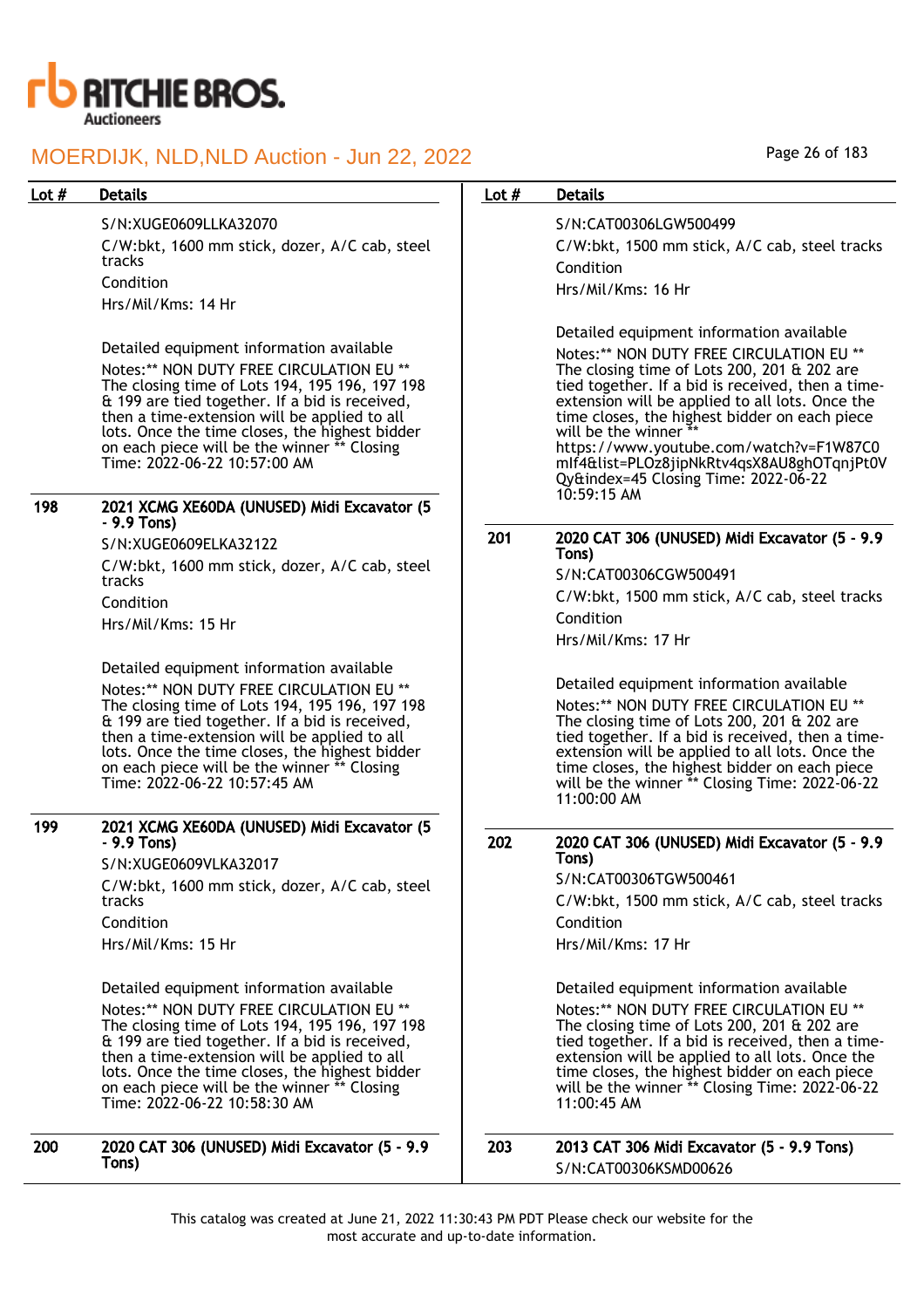| Lot # | Details |
| --- | --- |
| | S/N:XUGE0609LLKA32070<br>C/W:bkt, 1600 mm stick, dozer, A/C cab, steel tracks<br>Condition<br>Hrs/Mil/Kms: 14 Hr<br><br>Detailed equipment information available<br>Notes:** NON DUTY FREE CIRCULATION EU ** The closing time of Lots 194, 195 196, 197 198 & 199 are tied together. If a bid is received, then a time-extension will be applied to all lots. Once the time closes, the highest bidder on each piece will be the winner ** Closing Time: 2022-06-22 10:57:00 AM |
| 198 | **2021 XCMG XE60DA (UNUSED) Midi Excavator (5 - 9.9 Tons)**<br>S/N:XUGE0609ELKA32122<br>C/W:bkt, 1600 mm stick, dozer, A/C cab, steel tracks<br>Condition<br>Hrs/Mil/Kms: 15 Hr<br><br>Detailed equipment information available<br>Notes:** NON DUTY FREE CIRCULATION EU ** The closing time of Lots 194, 195 196, 197 198 & 199 are tied together. If a bid is received, then a time-extension will be applied to all lots. Once the time closes, the highest bidder on each piece will be the winner ** Closing Time: 2022-06-22 10:57:45 AM |
| 199 | **2021 XCMG XE60DA (UNUSED) Midi Excavator (5 - 9.9 Tons)**<br>S/N:XUGE0609VLKA32017<br>C/W:bkt, 1600 mm stick, dozer, A/C cab, steel tracks<br>Condition<br>Hrs/Mil/Kms: 15 Hr<br><br>Detailed equipment information available<br>Notes:** NON DUTY FREE CIRCULATION EU ** The closing time of Lots 194, 195 196, 197 198 & 199 are tied together. If a bid is received, then a time-extension will be applied to all lots. Once the time closes, the highest bidder on each piece will be the winner ** Closing Time: 2022-06-22 10:58:30 AM |
| 200 | **2020 CAT 306 (UNUSED) Midi Excavator (5 - 9.9 Tons)**<br>S/N:CAT00306LGW500499<br>C/W:bkt, 1500 mm stick, A/C cab, steel tracks<br>Condition<br>Hrs/Mil/Kms: 16 Hr<br><br>Detailed equipment information available<br>Notes:** NON DUTY FREE CIRCULATION EU ** The closing time of Lots 200, 201 & 202 are tied together. If a bid is received, then a time-extension will be applied to all lots. Once the time closes, the highest bidder on each piece will be the winner ** https://www.youtube.com/watch?v=F1W87C0mIf4&list=PLOz8jipNkRtv4qsX8AU8ghOTqnjPt0VQy&index=45 Closing Time: 2022-06-22 10:59:15 AM |
| 201 | **2020 CAT 306 (UNUSED) Midi Excavator (5 - 9.9 Tons)**<br>S/N:CAT00306CGW500491<br>C/W:bkt, 1500 mm stick, A/C cab, steel tracks<br>Condition<br>Hrs/Mil/Kms: 17 Hr<br><br>Detailed equipment information available<br>Notes:** NON DUTY FREE CIRCULATION EU ** The closing time of Lots 200, 201 & 202 are tied together. If a bid is received, then a time-extension will be applied to all lots. Once the time closes, the highest bidder on each piece will be the winner ** Closing Time: 2022-06-22 11:00:00 AM |
| 202 | **2020 CAT 306 (UNUSED) Midi Excavator (5 - 9.9 Tons)**<br>S/N:CAT00306TGW500461<br>C/W:bkt, 1500 mm stick, A/C cab, steel tracks<br>Condition<br>Hrs/Mil/Kms: 17 Hr<br><br>Detailed equipment information available<br>Notes:** NON DUTY FREE CIRCULATION EU ** The closing time of Lots 200, 201 & 202 are tied together. If a bid is received, then a time-extension will be applied to all lots. Once the time closes, the highest bidder on each piece will be the winner ** Closing Time: 2022-06-22 11:00:45 AM |
| 203 | **2013 CAT 306 Midi Excavator (5 - 9.9 Tons)**<br>S/N:CAT00306KSMD00626 |

This catalog was created at June 21, 2022 11:30:43 PM PDT Please check our website for the most accurate and up-to-date information.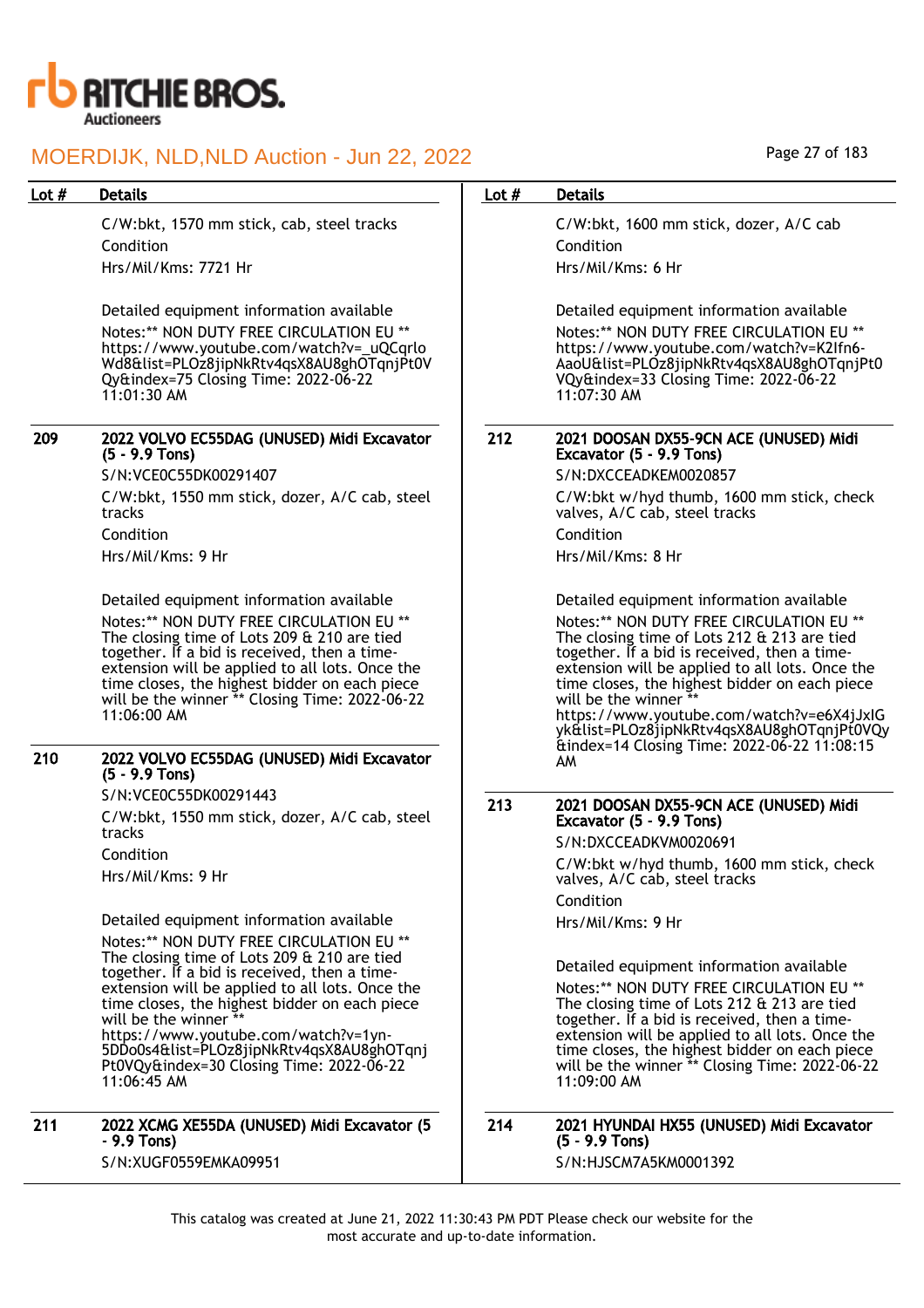| Lot # | Details |
|---|---|
| | C/W:bkt, 1570 mm stick, cab, steel tracks<br>Condition<br>Hrs/Mil/Kms: 7721 Hr<br><br>Detailed equipment information available<br>Notes:** NON DUTY FREE CIRCULATION EU ** https://www.youtube.com/watch?v=_uQCqrloWd8&list=PLOz8jipNkRtv4qsX8AU8ghOTqnjPt0VQy&index=75 Closing Time: 2022-06-22 11:01:30 AM |
| 209 | **2022 VOLVO EC55DAG (UNUSED) Midi Excavator (5 - 9.9 Tons)**<br>S/N:VCE0C55DK00291407<br>C/W:bkt, 1550 mm stick, dozer, A/C cab, steel tracks<br>Condition<br>Hrs/Mil/Kms: 9 Hr<br><br>Detailed equipment information available<br>Notes:** NON DUTY FREE CIRCULATION EU ** The closing time of Lots 209 & 210 are tied together. If a bid is received, then a time-extension will be applied to all lots. Once the time closes, the highest bidder on each piece will be the winner ** Closing Time: 2022-06-22 11:06:00 AM |
| 210 | **2022 VOLVO EC55DAG (UNUSED) Midi Excavator (5 - 9.9 Tons)**<br>S/N:VCE0C55DK00291443<br>C/W:bkt, 1550 mm stick, dozer, A/C cab, steel tracks<br>Condition<br>Hrs/Mil/Kms: 9 Hr<br><br>Detailed equipment information available<br>Notes:** NON DUTY FREE CIRCULATION EU ** The closing time of Lots 209 & 210 are tied together. If a bid is received, then a time-extension will be applied to all lots. Once the time closes, the highest bidder on each piece will be the winner ** https://www.youtube.com/watch?v=1yn-5DDo0s4&list=PLOz8jipNkRtv4qsX8AU8ghOTqnjPt0VQy&index=30 Closing Time: 2022-06-22 11:06:45 AM |
| 211 | **2022 XCMG XE55DA (UNUSED) Midi Excavator (5 - 9.9 Tons)**<br>S/N:XUGF0559EMKA09951 |
| | C/W:bkt, 1600 mm stick, dozer, A/C cab<br>Condition<br>Hrs/Mil/Kms: 6 Hr<br><br>Detailed equipment information available<br>Notes:** NON DUTY FREE CIRCULATION EU ** https://www.youtube.com/watch?v=K2Ifn6-AaoU&list=PLOz8jipNkRtv4qsX8AU8ghOTqnjPt0VQy&index=33 Closing Time: 2022-06-22 11:07:30 AM |
| 212 | **2021 DOOSAN DX55-9CN ACE (UNUSED) Midi Excavator (5 - 9.9 Tons)**<br>S/N:DXCCEADKEM0020857<br>C/W:bkt w/hyd thumb, 1600 mm stick, check valves, A/C cab, steel tracks<br>Condition<br>Hrs/Mil/Kms: 8 Hr<br><br>Detailed equipment information available<br>Notes:** NON DUTY FREE CIRCULATION EU ** The closing time of Lots 212 & 213 are tied together. If a bid is received, then a time-extension will be applied to all lots. Once the time closes, the highest bidder on each piece will be the winner ** https://www.youtube.com/watch?v=e6X4jJxIGyk&list=PLOz8jipNkRtv4qsX8AU8ghOTqnjPt0VQy&index=14 Closing Time: 2022-06-22 11:08:15 AM |
| 213 | **2021 DOOSAN DX55-9CN ACE (UNUSED) Midi Excavator (5 - 9.9 Tons)**<br>S/N:DXCCEADKVM0020691<br>C/W:bkt w/hyd thumb, 1600 mm stick, check valves, A/C cab, steel tracks<br>Condition<br>Hrs/Mil/Kms: 9 Hr<br><br>Detailed equipment information available<br>Notes:** NON DUTY FREE CIRCULATION EU ** The closing time of Lots 212 & 213 are tied together. If a bid is received, then a time-extension will be applied to all lots. Once the time closes, the highest bidder on each piece will be the winner ** Closing Time: 2022-06-22 11:09:00 AM |
| 214 | **2021 HYUNDAI HX55 (UNUSED) Midi Excavator (5 - 9.9 Tons)**<br>S/N:HJSCM7A5KM0001392 |

This catalog was created at June 21, 2022 11:30:43 PM PDT Please check our website for the most accurate and up-to-date information.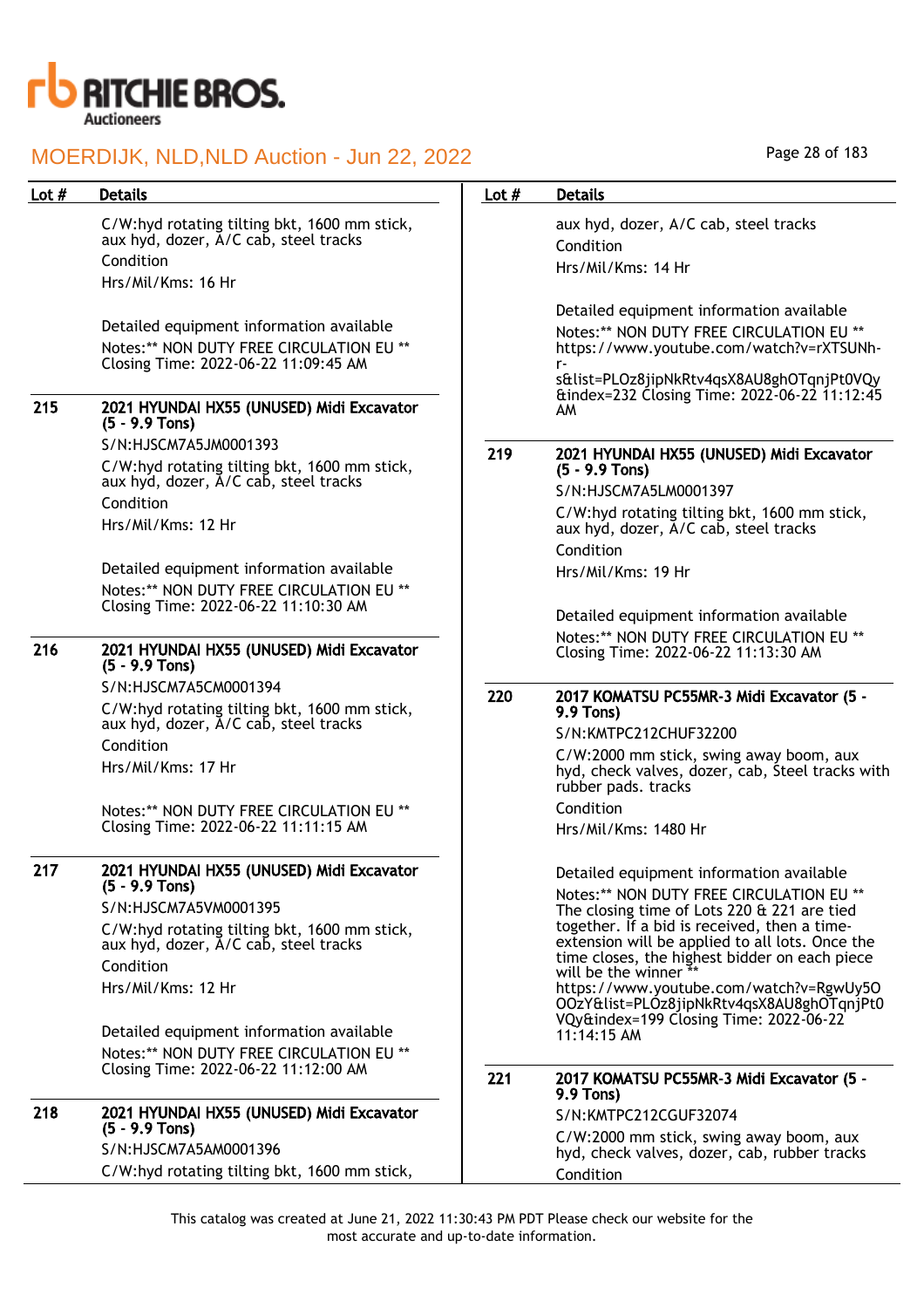| Lot # | Details |
|---|---|
| | C/W:hyd rotating tilting bkt, 1600 mm stick, aux hyd, dozer, A/C cab, steel tracks<br>Condition<br>Hrs/Mil/Kms: 16 Hr<br><br>Detailed equipment information available<br>Notes:** NON DUTY FREE CIRCULATION EU ** Closing Time: 2022-06-22 11:09:45 AM |
| 215 | **2021 HYUNDAI HX55 (UNUSED) Midi Excavator (5 - 9.9 Tons)**<br>S/N:HJSCM7A5JM0001393<br>C/W:hyd rotating tilting bkt, 1600 mm stick, aux hyd, dozer, A/C cab, steel tracks<br>Condition<br>Hrs/Mil/Kms: 12 Hr<br><br>Detailed equipment information available<br>Notes:** NON DUTY FREE CIRCULATION EU ** Closing Time: 2022-06-22 11:10:30 AM |
| 216 | **2021 HYUNDAI HX55 (UNUSED) Midi Excavator (5 - 9.9 Tons)**<br>S/N:HJSCM7A5CM0001394<br>C/W:hyd rotating tilting bkt, 1600 mm stick, aux hyd, dozer, A/C cab, steel tracks<br>Condition<br>Hrs/Mil/Kms: 17 Hr<br><br>Notes:** NON DUTY FREE CIRCULATION EU ** Closing Time: 2022-06-22 11:11:15 AM |
| 217 | **2021 HYUNDAI HX55 (UNUSED) Midi Excavator (5 - 9.9 Tons)**<br>S/N:HJSCM7A5VM0001395<br>C/W:hyd rotating tilting bkt, 1600 mm stick, aux hyd, dozer, A/C cab, steel tracks<br>Condition<br>Hrs/Mil/Kms: 12 Hr<br><br>Detailed equipment information available<br>Notes:** NON DUTY FREE CIRCULATION EU ** Closing Time: 2022-06-22 11:12:00 AM |
| 218 | **2021 HYUNDAI HX55 (UNUSED) Midi Excavator (5 - 9.9 Tons)**<br>S/N:HJSCM7A5AM0001396<br>C/W:hyd rotating tilting bkt, 1600 mm stick, aux hyd, dozer, A/C cab, steel tracks<br>Condition<br>Hrs/Mil/Kms: 14 Hr<br><br>Detailed equipment information available<br>Notes:** NON DUTY FREE CIRCULATION EU ** https://www.youtube.com/watch?v=rXTSUNh-r-s&list=PLOz8jipNkRtv4qsX8AU8ghOTqnjPt0VQy&index=232 Closing Time: 2022-06-22 11:12:45 AM |
| 219 | **2021 HYUNDAI HX55 (UNUSED) Midi Excavator (5 - 9.9 Tons)**<br>S/N:HJSCM7A5LM0001397<br>C/W:hyd rotating tilting bkt, 1600 mm stick, aux hyd, dozer, A/C cab, steel tracks<br>Condition<br>Hrs/Mil/Kms: 19 Hr<br><br>Detailed equipment information available<br>Notes:** NON DUTY FREE CIRCULATION EU ** Closing Time: 2022-06-22 11:13:30 AM |
| 220 | **2017 KOMATSU PC55MR-3 Midi Excavator (5 - 9.9 Tons)**<br>S/N:KMTPC212CHUF32200<br>C/W:2000 mm stick, swing away boom, aux hyd, check valves, dozer, cab, Steel tracks with rubber pads. tracks<br>Condition<br>Hrs/Mil/Kms: 1480 Hr<br><br>Detailed equipment information available<br>Notes:** NON DUTY FREE CIRCULATION EU ** The closing time of Lots 220 & 221 are tied together. If a bid is received, then a time-extension will be applied to all lots. Once the time closes, the highest bidder on each piece will be the winner ** https://www.youtube.com/watch?v=RgwUy5O0OzY&list=PLOz8jipNkRtv4qsX8AU8ghOTqnjPt0VQy&index=199 Closing Time: 2022-06-22 11:14:15 AM |
| 221 | **2017 KOMATSU PC55MR-3 Midi Excavator (5 - 9.9 Tons)**<br>S/N:KMTPC212CGUF32074<br>C/W:2000 mm stick, swing away boom, aux hyd, check valves, dozer, cab, rubber tracks<br>Condition |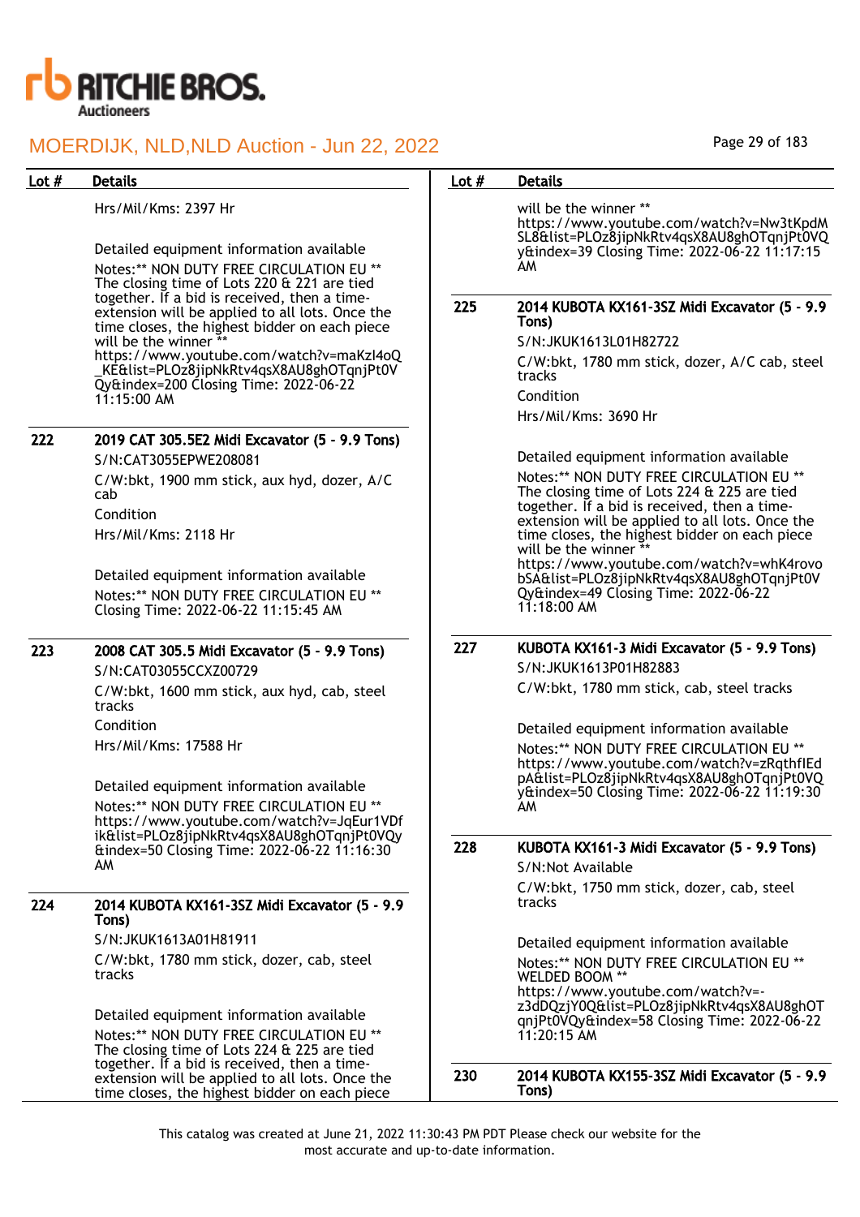Hrs/Mil/Kms: 2397 Hr

Detailed equipment information available

Notes:** NON DUTY FREE CIRCULATION EU ** The closing time of Lots 220 & 221 are tied together. If a bid is received, then a time-extension will be applied to all lots. Once the time closes, the highest bidder on each piece will be the winner ** https://www.youtube.com/watch?v=maKzI4oQ_KE&list=PLOz8jipNkRtv4qsX8AU8ghOTqnjPt0VQy&index=200 Closing Time: 2022-06-22 11:15:00 AM

| Lot # | Details |
|---|---|
| 222 | **2019 CAT 305.5E2 Midi Excavator (5 - 9.9 Tons)**<br>S/N:CAT3055EPWE208081<br>C/W:bkt, 1900 mm stick, aux hyd, dozer, A/C cab<br>Condition<br>Hrs/Mil/Kms: 2118 Hr<br><br>Detailed equipment information available<br>Notes:** NON DUTY FREE CIRCULATION EU ** Closing Time: 2022-06-22 11:15:45 AM |
| 223 | **2008 CAT 305.5 Midi Excavator (5 - 9.9 Tons)**<br>S/N:CAT03055CCXZ00729<br>C/W:bkt, 1600 mm stick, aux hyd, cab, steel tracks<br>Condition<br>Hrs/Mil/Kms: 17588 Hr<br><br>Detailed equipment information available<br>Notes:** NON DUTY FREE CIRCULATION EU ** https://www.youtube.com/watch?v=JqEur1VDfik&list=PLOz8jipNkRtv4qsX8AU8ghOTqnjPt0VQy&index=50 Closing Time: 2022-06-22 11:16:30 AM |
| 224 | **2014 KUBOTA KX161-3SZ Midi Excavator (5 - 9.9 Tons)**<br>S/N:JKUK1613A01H81911<br>C/W:bkt, 1780 mm stick, dozer, cab, steel tracks<br><br>Detailed equipment information available<br>Notes:** NON DUTY FREE CIRCULATION EU ** The closing time of Lots 224 & 225 are tied together. If a bid is received, then a time-extension will be applied to all lots. Once the time closes, the highest bidder on each piece will be the winner ** https://www.youtube.com/watch?v=Nw3tKpdMSL8&list=PLOz8jipNkRtv4qsX8AU8ghOTqnjPt0VQy&index=39 Closing Time: 2022-06-22 11:17:15 AM |
| 225 | **2014 KUBOTA KX161-3SZ Midi Excavator (5 - 9.9 Tons)**<br>S/N:JKUK1613L01H82722<br>C/W:bkt, 1780 mm stick, dozer, A/C cab, steel tracks<br>Condition<br>Hrs/Mil/Kms: 3690 Hr<br><br>Detailed equipment information available<br>Notes:** NON DUTY FREE CIRCULATION EU ** The closing time of Lots 224 & 225 are tied together. If a bid is received, then a time-extension will be applied to all lots. Once the time closes, the highest bidder on each piece will be the winner ** https://www.youtube.com/watch?v=whK4rovobSA&list=PLOz8jipNkRtv4qsX8AU8ghOTqnjPt0VQy&index=49 Closing Time: 2022-06-22 11:18:00 AM |
| 227 | **KUBOTA KX161-3 Midi Excavator (5 - 9.9 Tons)**<br>S/N:JKUK1613P01H82883<br>C/W:bkt, 1780 mm stick, cab, steel tracks<br><br>Detailed equipment information available<br>Notes:** NON DUTY FREE CIRCULATION EU ** https://www.youtube.com/watch?v=zRqthfIEdpA&list=PLOz8jipNkRtv4qsX8AU8ghOTqnjPt0VQy&index=50 Closing Time: 2022-06-22 11:19:30 AM |
| 228 | **KUBOTA KX161-3 Midi Excavator (5 - 9.9 Tons)**<br>S/N:Not Available<br>C/W:bkt, 1750 mm stick, dozer, cab, steel tracks<br><br>Detailed equipment information available<br>Notes:** NON DUTY FREE CIRCULATION EU ** WELDED BOOM ** https://www.youtube.com/watch?v=-z3dDQzjY0Q&list=PLOz8jipNkRtv4qsX8AU8ghOTqnjPt0VQy&index=58 Closing Time: 2022-06-22 11:20:15 AM |
| 230 | **2014 KUBOTA KX155-3SZ Midi Excavator (5 - 9.9 Tons)** |

This catalog was created at June 21, 2022 11:30:43 PM PDT Please check our website for the most accurate and up-to-date information.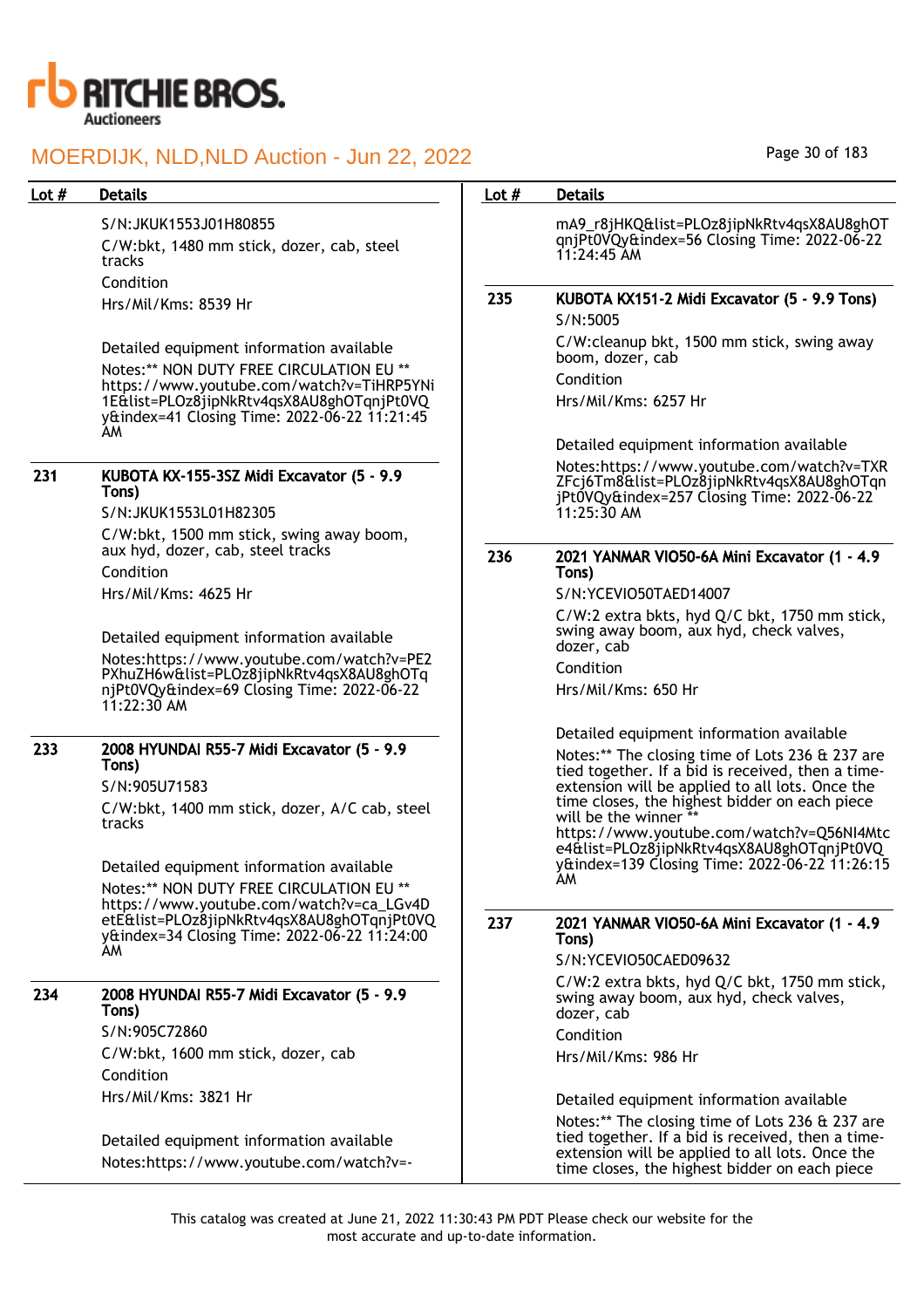| Lot # | Details |
|---|---|
| | S/N:JKUK1553J01H80855<br>C/W:bkt, 1480 mm stick, dozer, cab, steel tracks<br>Condition<br>Hrs/Mil/Kms: 8539 Hr<br><br>Detailed equipment information available<br>Notes:** NON DUTY FREE CIRCULATION EU ** https://www.youtube.com/watch?v=TiHRP5YNi1E&list=PLOz8jipNkRtv4qsX8AU8ghOTqnjPt0VQy&index=41 Closing Time: 2022-06-22 11:21:45 AM |
| 231 | **KUBOTA KX-155-3SZ Midi Excavator (5 - 9.9 Tons)**<br>S/N:JKUK1553L01H82305<br>C/W:bkt, 1500 mm stick, swing away boom, aux hyd, dozer, cab, steel tracks<br>Condition<br>Hrs/Mil/Kms: 4625 Hr<br><br>Detailed equipment information available<br>Notes:https://www.youtube.com/watch?v=PE2PXhuZH6w&list=PLOz8jipNkRtv4qsX8AU8ghOTqnjPt0VQy&index=69 Closing Time: 2022-06-22 11:22:30 AM |
| 233 | **2008 HYUNDAI R55-7 Midi Excavator (5 - 9.9 Tons)**<br>S/N:905U71583<br>C/W:bkt, 1400 mm stick, dozer, A/C cab, steel tracks<br><br>Detailed equipment information available<br>Notes:** NON DUTY FREE CIRCULATION EU ** https://www.youtube.com/watch?v=ca_LGv4DetE&list=PLOz8jipNkRtv4qsX8AU8ghOTqnjPt0VQy&index=34 Closing Time: 2022-06-22 11:24:00 AM |
| 234 | **2008 HYUNDAI R55-7 Midi Excavator (5 - 9.9 Tons)**<br>S/N:905C72860<br>C/W:bkt, 1600 mm stick, dozer, cab<br>Condition<br>Hrs/Mil/Kms: 3821 Hr<br><br>Detailed equipment information available<br>Notes:https://www.youtube.com/watch?v=-mA9_r8jHKQ&list=PLOz8jipNkRtv4qsX8AU8ghOTqnjPt0VQy&index=56 Closing Time: 2022-06-22 11:24:45 AM |
| 235 | **KUBOTA KX151-2 Midi Excavator (5 - 9.9 Tons)**<br>S/N:5005<br>C/W:cleanup bkt, 1500 mm stick, swing away boom, dozer, cab<br>Condition<br>Hrs/Mil/Kms: 6257 Hr<br><br>Detailed equipment information available<br>Notes:https://www.youtube.com/watch?v=TXRZFcj6Tm8&list=PLOz8jipNkRtv4qsX8AU8ghOTqnjPt0VQy&index=257 Closing Time: 2022-06-22 11:25:30 AM |
| 236 | **2021 YANMAR VIO50-6A Mini Excavator (1 - 4.9 Tons)**<br>S/N:YCEVIO50TAED14007<br>C/W:2 extra bkts, hyd Q/C bkt, 1750 mm stick, swing away boom, aux hyd, check valves, dozer, cab<br>Condition<br>Hrs/Mil/Kms: 650 Hr<br><br>Detailed equipment information available<br>Notes:** The closing time of Lots 236 & 237 are tied together. If a bid is received, then a time-extension will be applied to all lots. Once the time closes, the highest bidder on each piece will be the winner ** https://www.youtube.com/watch?v=Q56NI4Mtce4&list=PLOz8jipNkRtv4qsX8AU8ghOTqnjPt0VQy&index=139 Closing Time: 2022-06-22 11:26:15 AM |
| 237 | **2021 YANMAR VIO50-6A Mini Excavator (1 - 4.9 Tons)**<br>S/N:YCEVIO50CAED09632<br>C/W:2 extra bkts, hyd Q/C bkt, 1750 mm stick, swing away boom, aux hyd, check valves, dozer, cab<br>Condition<br>Hrs/Mil/Kms: 986 Hr<br><br>Detailed equipment information available<br>Notes:** The closing time of Lots 236 & 237 are tied together. If a bid is received, then a time-extension will be applied to all lots. Once the time closes, the highest bidder on each piece |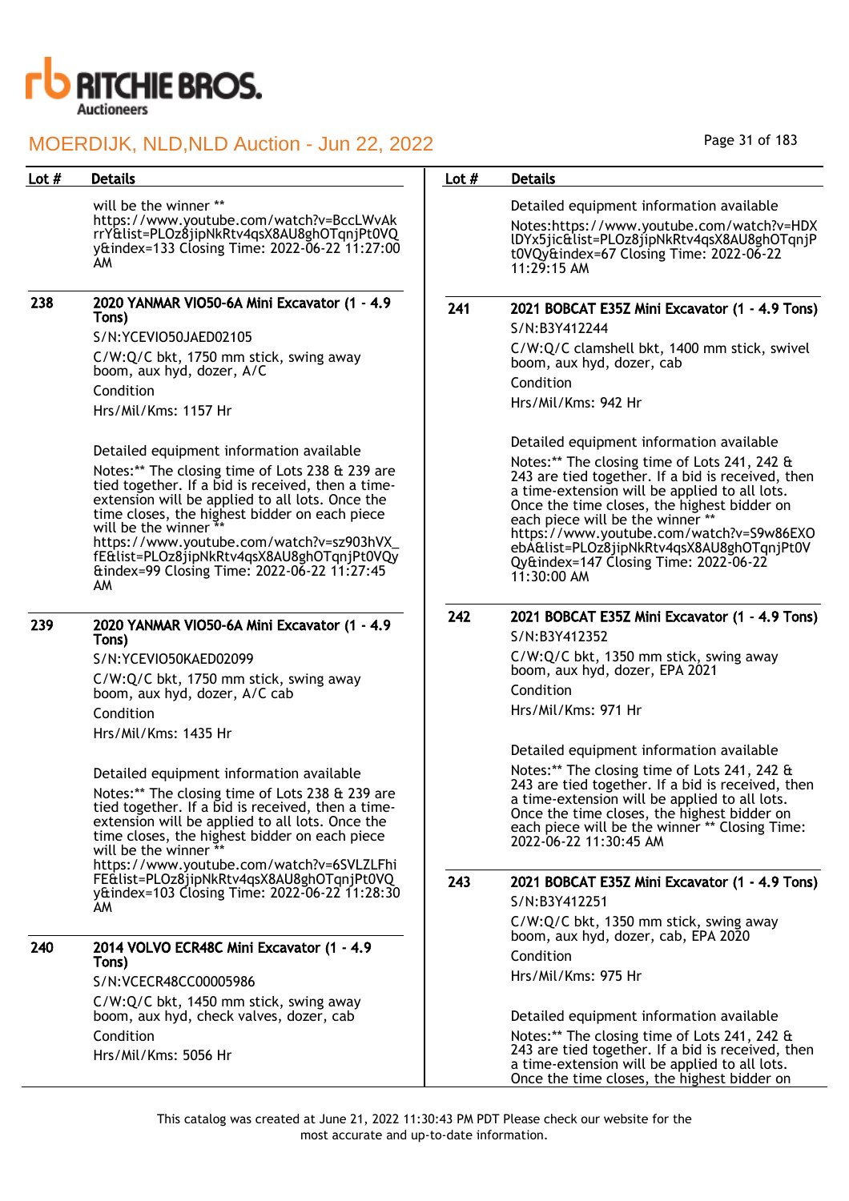| Lot # | Details |
|---|---|
| | will be the winner ** https://www.youtube.com/watch?v=BccLWvAkrrY&list=PLOz8jipNkRtv4qsX8AU8ghOTqnjPt0VQy&index=133 Closing Time: 2022-06-22 11:27:00 AM |
| 238 | **2020 YANMAR VIO50-6A Mini Excavator (1 - 4.9 Tons)**<br>S/N:YCEVIO50JAED02105<br>C/W:Q/C bkt, 1750 mm stick, swing away boom, aux hyd, dozer, A/C<br>Condition<br>Hrs/Mil/Kms: 1157 Hr<br><br>Detailed equipment information available<br>Notes:** The closing time of Lots 238 & 239 are tied together. If a bid is received, then a time-extension will be applied to all lots. Once the time closes, the highest bidder on each piece will be the winner ** https://www.youtube.com/watch?v=sz903hVX_fE&list=PLOz8jipNkRtv4qsX8AU8ghOTqnjPt0VQy&index=99 Closing Time: 2022-06-22 11:27:45 AM |
| 239 | **2020 YANMAR VIO50-6A Mini Excavator (1 - 4.9 Tons)**<br>S/N:YCEVIO50KAED02099<br>C/W:Q/C bkt, 1750 mm stick, swing away boom, aux hyd, dozer, A/C cab<br>Condition<br>Hrs/Mil/Kms: 1435 Hr<br><br>Detailed equipment information available<br>Notes:** The closing time of Lots 238 & 239 are tied together. If a bid is received, then a time-extension will be applied to all lots. Once the time closes, the highest bidder on each piece will be the winner ** https://www.youtube.com/watch?v=6SVLZLFhiFE&list=PLOz8jipNkRtv4qsX8AU8ghOTqnjPt0VQy&index=103 Closing Time: 2022-06-22 11:28:30 AM |
| 240 | **2014 VOLVO ECR48C Mini Excavator (1 - 4.9 Tons)**<br>S/N:VCECR48CC00005986<br>C/W:Q/C bkt, 1450 mm stick, swing away boom, aux hyd, check valves, dozer, cab<br>Condition<br>Hrs/Mil/Kms: 5056 Hr<br><br>Detailed equipment information available<br>Notes:https://www.youtube.com/watch?v=HDXlDYx5jic&list=PLOz8jipNkRtv4qsX8AU8ghOTqnjPt0VQy&index=67 Closing Time: 2022-06-22 11:29:15 AM |
| 241 | **2021 BOBCAT E35Z Mini Excavator (1 - 4.9 Tons)**<br>S/N:B3Y412244<br>C/W:Q/C clamshell bkt, 1400 mm stick, swivel boom, aux hyd, dozer, cab<br>Condition<br>Hrs/Mil/Kms: 942 Hr<br><br>Detailed equipment information available<br>Notes:** The closing time of Lots 241, 242 & 243 are tied together. If a bid is received, then a time-extension will be applied to all lots. Once the time closes, the highest bidder on each piece will be the winner ** https://www.youtube.com/watch?v=S9w86EXOebA&list=PLOz8jipNkRtv4qsX8AU8ghOTqnjPt0VQy&index=147 Closing Time: 2022-06-22 11:30:00 AM |
| 242 | **2021 BOBCAT E35Z Mini Excavator (1 - 4.9 Tons)**<br>S/N:B3Y412352<br>C/W:Q/C bkt, 1350 mm stick, swing away boom, aux hyd, dozer, EPA 2021<br>Condition<br>Hrs/Mil/Kms: 971 Hr<br><br>Detailed equipment information available<br>Notes:** The closing time of Lots 241, 242 & 243 are tied together. If a bid is received, then a time-extension will be applied to all lots. Once the time closes, the highest bidder on each piece will be the winner ** Closing Time: 2022-06-22 11:30:45 AM |
| 243 | **2021 BOBCAT E35Z Mini Excavator (1 - 4.9 Tons)**<br>S/N:B3Y412251<br>C/W:Q/C bkt, 1350 mm stick, swing away boom, aux hyd, dozer, cab, EPA 2020<br>Condition<br>Hrs/Mil/Kms: 975 Hr<br><br>Detailed equipment information available<br>Notes:** The closing time of Lots 241, 242 & 243 are tied together. If a bid is received, then a time-extension will be applied to all lots. Once the time closes, the highest bidder on |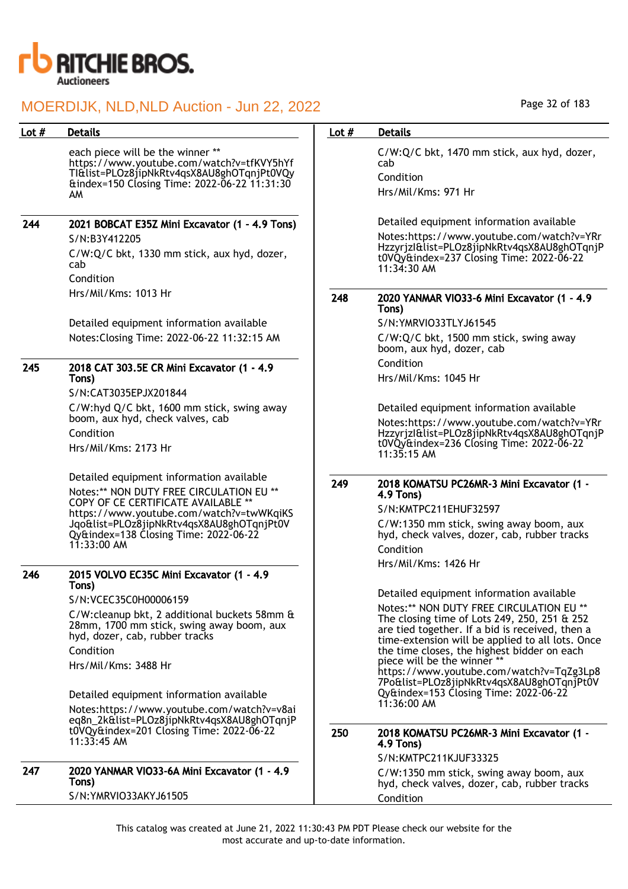| Lot # | Details |
|---|---|
| | each piece will be the winner ** https://www.youtube.com/watch?v=tfKVY5hYfTI&list=PLOz8jipNkRtv4qsX8AU8ghOTqnjPt0VQy&index=150 Closing Time: 2022-06-22 11:31:30 AM |
| 244 | **2021 BOBCAT E35Z Mini Excavator (1 - 4.9 Tons)**<br>S/N:B3Y412205<br>C/W:Q/C bkt, 1330 mm stick, aux hyd, dozer, cab<br>Condition<br>Hrs/Mil/Kms: 1013 Hr<br><br>Detailed equipment information available<br>Notes:Closing Time: 2022-06-22 11:32:15 AM |
| 245 | **2018 CAT 303.5E CR Mini Excavator (1 - 4.9 Tons)**<br>S/N:CAT3035EPJX201844<br>C/W:hyd Q/C bkt, 1600 mm stick, swing away boom, aux hyd, check valves, cab<br>Condition<br>Hrs/Mil/Kms: 2173 Hr<br><br>Detailed equipment information available<br>Notes:** NON DUTY FREE CIRCULATION EU ** COPY OF CE CERTIFICATE AVAILABLE ** https://www.youtube.com/watch?v=twWKqiKSJqo&list=PLOz8jipNkRtv4qsX8AU8ghOTqnjPt0VQy&index=138 Closing Time: 2022-06-22 11:33:00 AM |
| 246 | **2015 VOLVO EC35C Mini Excavator (1 - 4.9 Tons)**<br>S/N:VCEC35C0H00006159<br>C/W:cleanup bkt, 2 additional buckets 58mm & 28mm, 1700 mm stick, swing away boom, aux hyd, dozer, cab, rubber tracks<br>Condition<br>Hrs/Mil/Kms: 3488 Hr<br><br>Detailed equipment information available<br>Notes:https://www.youtube.com/watch?v=v8aieq8n_2k&list=PLOz8jipNkRtv4qsX8AU8ghOTqnjPt0VQy&index=201 Closing Time: 2022-06-22 11:33:45 AM |
| 247 | **2020 YANMAR VIO33-6A Mini Excavator (1 - 4.9 Tons)**<br>S/N:YMRVIO33AKYJ61505<br>C/W:Q/C bkt, 1470 mm stick, aux hyd, dozer, cab<br>Condition<br>Hrs/Mil/Kms: 971 Hr<br><br>Detailed equipment information available<br>Notes:https://www.youtube.com/watch?v=YRrHzzyrjzI&list=PLOz8jipNkRtv4qsX8AU8ghOTqnjPt0VQy&index=237 Closing Time: 2022-06-22 11:34:30 AM |
| 248 | **2020 YANMAR VIO33-6 Mini Excavator (1 - 4.9 Tons)**<br>S/N:YMRVIO33TLYJ61545<br>C/W:Q/C bkt, 1500 mm stick, swing away boom, aux hyd, dozer, cab<br>Condition<br>Hrs/Mil/Kms: 1045 Hr<br><br>Detailed equipment information available<br>Notes:https://www.youtube.com/watch?v=YRrHzzyrjzI&list=PLOz8jipNkRtv4qsX8AU8ghOTqnjPt0VQy&index=236 Closing Time: 2022-06-22 11:35:15 AM |
| 249 | **2018 KOMATSU PC26MR-3 Mini Excavator (1 - 4.9 Tons)**<br>S/N:KMTPC211EHUF32597<br>C/W:1350 mm stick, swing away boom, aux hyd, check valves, dozer, cab, rubber tracks<br>Condition<br>Hrs/Mil/Kms: 1426 Hr<br><br>Detailed equipment information available<br>Notes:** NON DUTY FREE CIRCULATION EU ** The closing time of Lots 249, 250, 251 & 252 are tied together. If a bid is received, then a time-extension will be applied to all lots. Once the time closes, the highest bidder on each piece will be the winner ** https://www.youtube.com/watch?v=TqZg3Lp87Po&list=PLOz8jipNkRtv4qsX8AU8ghOTqnjPt0VQy&index=153 Closing Time: 2022-06-22 11:36:00 AM |
| 250 | **2018 KOMATSU PC26MR-3 Mini Excavator (1 - 4.9 Tons)**<br>S/N:KMTPC211KJUF33325<br>C/W:1350 mm stick, swing away boom, aux hyd, check valves, dozer, cab, rubber tracks<br>Condition |

This catalog was created at June 21, 2022 11:30:43 PM PDT Please check our website for the most accurate and up-to-date information.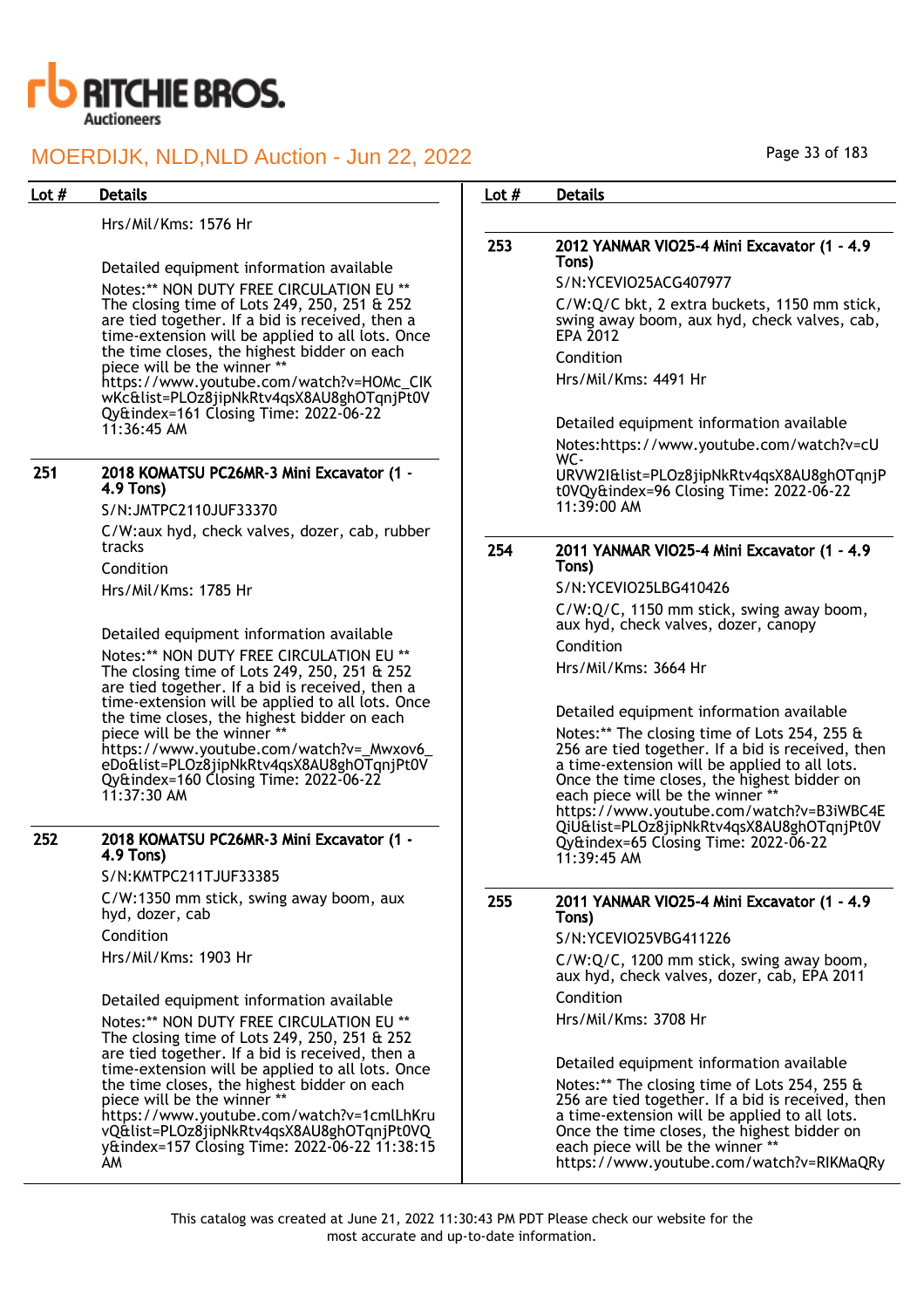| Lot # | Details |
|---|---|
| | Hrs/Mil/Kms: 1576 Hr<br><br>Detailed equipment information available<br>Notes:** NON DUTY FREE CIRCULATION EU ** The closing time of Lots 249, 250, 251 & 252 are tied together. If a bid is received, then a time-extension will be applied to all lots. Once the time closes, the highest bidder on each piece will be the winner ** https://www.youtube.com/watch?v=HOMc_CIKwKc&list=PLOz8jipNkRtv4qsX8AU8ghOTqnjPt0VQy&index=161 Closing Time: 2022-06-22 11:36:45 AM |
| 251 | **2018 KOMATSU PC26MR-3 Mini Excavator (1 - 4.9 Tons)**<br>S/N:JMTPC2110JUF33370<br>C/W:aux hyd, check valves, dozer, cab, rubber tracks<br>Condition<br>Hrs/Mil/Kms: 1785 Hr<br><br>Detailed equipment information available<br>Notes:** NON DUTY FREE CIRCULATION EU ** The closing time of Lots 249, 250, 251 & 252 are tied together. If a bid is received, then a time-extension will be applied to all lots. Once the time closes, the highest bidder on each piece will be the winner ** https://www.youtube.com/watch?v=_Mwxov6_eDo&list=PLOz8jipNkRtv4qsX8AU8ghOTqnjPt0VQy&index=160 Closing Time: 2022-06-22 11:37:30 AM |
| 252 | **2018 KOMATSU PC26MR-3 Mini Excavator (1 - 4.9 Tons)**<br>S/N:KMTPC211TJUF33385<br>C/W:1350 mm stick, swing away boom, aux hyd, dozer, cab<br>Condition<br>Hrs/Mil/Kms: 1903 Hr<br><br>Detailed equipment information available<br>Notes:** NON DUTY FREE CIRCULATION EU ** The closing time of Lots 249, 250, 251 & 252 are tied together. If a bid is received, then a time-extension will be applied to all lots. Once the time closes, the highest bidder on each piece will be the winner ** https://www.youtube.com/watch?v=1cmlLhKruvQ&list=PLOz8jipNkRtv4qsX8AU8ghOTqnjPt0VQy&index=157 Closing Time: 2022-06-22 11:38:15 AM |
| 253 | **2012 YANMAR VIO25-4 Mini Excavator (1 - 4.9 Tons)**<br>S/N:YCEVIO25ACG407977<br>C/W:Q/C bkt, 2 extra buckets, 1150 mm stick, swing away boom, aux hyd, check valves, cab, EPA 2012<br>Condition<br>Hrs/Mil/Kms: 4491 Hr<br><br>Detailed equipment information available<br>Notes:https://www.youtube.com/watch?v=cUWC-URVW2I&list=PLOz8jipNkRtv4qsX8AU8ghOTqnjPt0VQy&index=96 Closing Time: 2022-06-22 11:39:00 AM |
| 254 | **2011 YANMAR VIO25-4 Mini Excavator (1 - 4.9 Tons)**<br>S/N:YCEVIO25LBG410426<br>C/W:Q/C, 1150 mm stick, swing away boom, aux hyd, check valves, dozer, canopy<br>Condition<br>Hrs/Mil/Kms: 3664 Hr<br><br>Detailed equipment information available<br>Notes:** The closing time of Lots 254, 255 & 256 are tied together. If a bid is received, then a time-extension will be applied to all lots. Once the time closes, the highest bidder on each piece will be the winner ** https://www.youtube.com/watch?v=B3iWBC4EQiU&list=PLOz8jipNkRtv4qsX8AU8ghOTqnjPt0VQy&index=65 Closing Time: 2022-06-22 11:39:45 AM |
| 255 | **2011 YANMAR VIO25-4 Mini Excavator (1 - 4.9 Tons)**<br>S/N:YCEVIO25VBG411226<br>C/W:Q/C, 1200 mm stick, swing away boom, aux hyd, check valves, dozer, cab, EPA 2011<br>Condition<br>Hrs/Mil/Kms: 3708 Hr<br><br>Detailed equipment information available<br>Notes:** The closing time of Lots 254, 255 & 256 are tied together. If a bid is received, then a time-extension will be applied to all lots. Once the time closes, the highest bidder on each piece will be the winner ** https://www.youtube.com/watch?v=RIKMaQRy |

This catalog was created at June 21, 2022 11:30:43 PM PDT Please check our website for the most accurate and up-to-date information.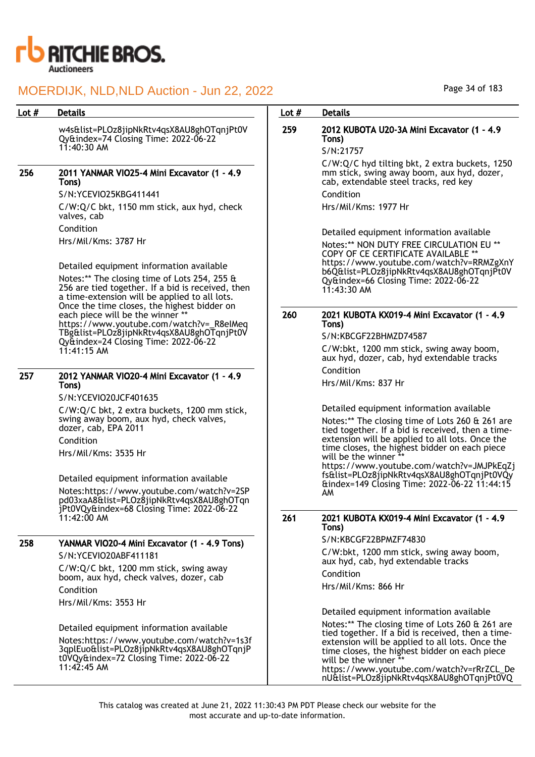| Lot # | Details |
|---|---|
| | w4s&list=PLOz8jipNkRtv4qsX8AU8ghOTqnjPt0VQy&index=74 Closing Time: 2022-06-22 11:40:30 AM |
| 256 | **2011 YANMAR VIO25-4 Mini Excavator (1 - 4.9 Tons)**<br>S/N:YCEVIO25KBG411441<br>C/W:Q/C bkt, 1150 mm stick, aux hyd, check valves, cab<br>Condition<br>Hrs/Mil/Kms: 3787 Hr<br><br>Detailed equipment information available<br>Notes:** The closing time of Lots 254, 255 & 256 are tied together. If a bid is received, then a time-extension will be applied to all lots. Once the time closes, the highest bidder on each piece will be the winner ** https://www.youtube.com/watch?v=_R8eIMeqTBg&list=PLOz8jipNkRtv4qsX8AU8ghOTqnjPt0VQy&index=24 Closing Time: 2022-06-22 11:41:15 AM |
| 257 | **2012 YANMAR VIO20-4 Mini Excavator (1 - 4.9 Tons)**<br>S/N:YCEVIO20JCF401635<br>C/W:Q/C bkt, 2 extra buckets, 1200 mm stick, swing away boom, aux hyd, check valves, dozer, cab, EPA 2011<br>Condition<br>Hrs/Mil/Kms: 3535 Hr<br><br>Detailed equipment information available<br>Notes:https://www.youtube.com/watch?v=2SPpd03xaA8&list=PLOz8jipNkRtv4qsX8AU8ghOTqnjPt0VQy&index=68 Closing Time: 2022-06-22 11:42:00 AM |
| 258 | **YANMAR VIO20-4 Mini Excavator (1 - 4.9 Tons)**<br>S/N:YCEVIO20ABF411181<br>C/W:Q/C bkt, 1200 mm stick, swing away boom, aux hyd, check valves, dozer, cab<br>Condition<br>Hrs/Mil/Kms: 3553 Hr<br><br>Detailed equipment information available<br>Notes:https://www.youtube.com/watch?v=1s3f3qplEuo&list=PLOz8jipNkRtv4qsX8AU8ghOTqnjPt0VQy&index=72 Closing Time: 2022-06-22 11:42:45 AM |
| 259 | **2012 KUBOTA U20-3A Mini Excavator (1 - 4.9 Tons)**<br>S/N:21757<br>C/W:Q/C hyd tilting bkt, 2 extra buckets, 1250 mm stick, swing away boom, aux hyd, dozer, cab, extendable steel tracks, red key<br>Condition<br>Hrs/Mil/Kms: 1977 Hr<br><br>Detailed equipment information available<br>Notes:** NON DUTY FREE CIRCULATION EU ** COPY OF CE CERTIFICATE AVAILABLE ** https://www.youtube.com/watch?v=RRMZgXnYb6Q&list=PLOz8jipNkRtv4qsX8AU8ghOTqnjPt0VQy&index=66 Closing Time: 2022-06-22 11:43:30 AM |
| 260 | **2021 KUBOTA KX019-4 Mini Excavator (1 - 4.9 Tons)**<br>S/N:KBCGF22BHMZD74587<br>C/W:bkt, 1200 mm stick, swing away boom, aux hyd, dozer, cab, hyd extendable tracks<br>Condition<br>Hrs/Mil/Kms: 837 Hr<br><br>Detailed equipment information available<br>Notes:** The closing time of Lots 260 & 261 are tied together. If a bid is received, then a time-extension will be applied to all lots. Once the time closes, the highest bidder on each piece will be the winner ** https://www.youtube.com/watch?v=JMJPkEqZjfs&list=PLOz8jipNkRtv4qsX8AU8ghOTqnjPt0VQy&index=149 Closing Time: 2022-06-22 11:44:15 AM |
| 261 | **2021 KUBOTA KX019-4 Mini Excavator (1 - 4.9 Tons)**<br>S/N:KBCGF22BPMZF74830<br>C/W:bkt, 1200 mm stick, swing away boom, aux hyd, cab, hyd extendable tracks<br>Condition<br>Hrs/Mil/Kms: 866 Hr<br><br>Detailed equipment information available<br>Notes:** The closing time of Lots 260 & 261 are tied together. If a bid is received, then a time-extension will be applied to all lots. Once the time closes, the highest bidder on each piece will be the winner ** https://www.youtube.com/watch?v=rRrZCL_DenU&list=PLOz8jipNkRtv4qsX8AU8ghOTqnjPt0VQ |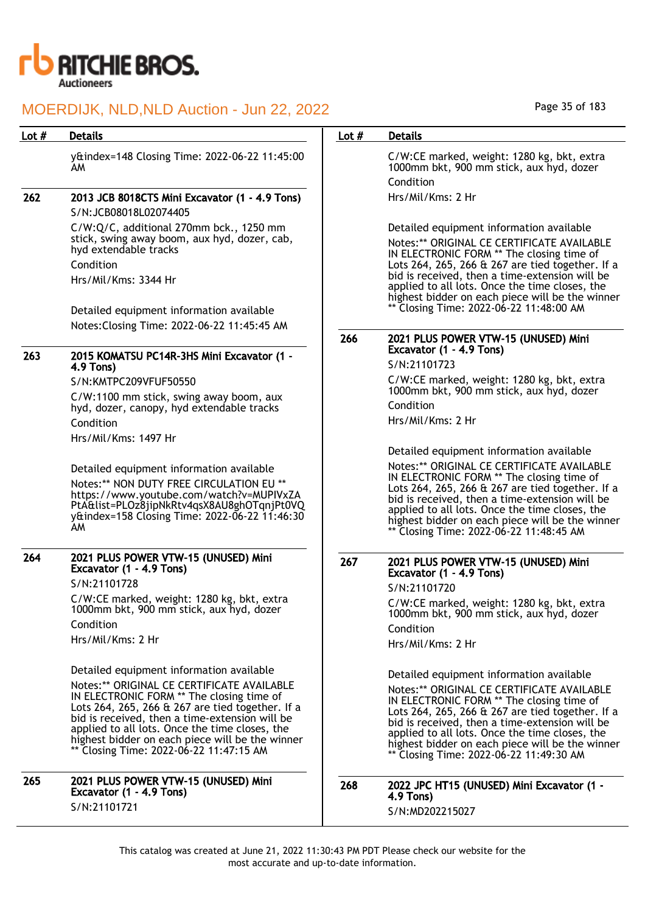| Lot # | Details |
|---|---|
| | y&index=148 Closing Time: 2022-06-22 11:45:00 AM |
| **262** | **2013 JCB 8018CTS Mini Excavator (1 - 4.9 Tons)**<br>S/N:JCB08018L02074405<br>C/W:Q/C, additional 270mm bck., 1250 mm stick, swing away boom, aux hyd, dozer, cab, hyd extendable tracks<br>Condition<br>Hrs/Mil/Kms: 3344 Hr<br><br>Detailed equipment information available<br>Notes:Closing Time: 2022-06-22 11:45:45 AM |
| **263** | **2015 KOMATSU PC14R-3HS Mini Excavator (1 - 4.9 Tons)**<br>S/N:KMTPC209VFUF50550<br>C/W:1100 mm stick, swing away boom, aux hyd, dozer, canopy, hyd extendable tracks<br>Condition<br>Hrs/Mil/Kms: 1497 Hr<br><br>Detailed equipment information available<br>Notes:** NON DUTY FREE CIRCULATION EU ** https://www.youtube.com/watch?v=MUPIVxZAPtA&list=PLOz8jipNkRtv4qsX8AU8ghOTqnjPt0VQy&index=158 Closing Time: 2022-06-22 11:46:30 AM |
| **264** | **2021 PLUS POWER VTW-15 (UNUSED) Mini Excavator (1 - 4.9 Tons)**<br>S/N:21101728<br>C/W:CE marked, weight: 1280 kg, bkt, extra 1000mm bkt, 900 mm stick, aux hyd, dozer<br>Condition<br>Hrs/Mil/Kms: 2 Hr<br><br>Detailed equipment information available<br>Notes:** ORIGINAL CE CERTIFICATE AVAILABLE IN ELECTRONIC FORM ** The closing time of Lots 264, 265, 266 & 267 are tied together. If a bid is received, then a time-extension will be applied to all lots. Once the time closes, the highest bidder on each piece will be the winner ** Closing Time: 2022-06-22 11:47:15 AM |
| **265** | **2021 PLUS POWER VTW-15 (UNUSED) Mini Excavator (1 - 4.9 Tons)**<br>S/N:21101721<br>C/W:CE marked, weight: 1280 kg, bkt, extra 1000mm bkt, 900 mm stick, aux hyd, dozer<br>Condition<br>Hrs/Mil/Kms: 2 Hr<br><br>Detailed equipment information available<br>Notes:** ORIGINAL CE CERTIFICATE AVAILABLE IN ELECTRONIC FORM ** The closing time of Lots 264, 265, 266 & 267 are tied together. If a bid is received, then a time-extension will be applied to all lots. Once the time closes, the highest bidder on each piece will be the winner ** Closing Time: 2022-06-22 11:48:00 AM |
| **266** | **2021 PLUS POWER VTW-15 (UNUSED) Mini Excavator (1 - 4.9 Tons)**<br>S/N:21101723<br>C/W:CE marked, weight: 1280 kg, bkt, extra 1000mm bkt, 900 mm stick, aux hyd, dozer<br>Condition<br>Hrs/Mil/Kms: 2 Hr<br><br>Detailed equipment information available<br>Notes:** ORIGINAL CE CERTIFICATE AVAILABLE IN ELECTRONIC FORM ** The closing time of Lots 264, 265, 266 & 267 are tied together. If a bid is received, then a time-extension will be applied to all lots. Once the time closes, the highest bidder on each piece will be the winner ** Closing Time: 2022-06-22 11:48:45 AM |
| **267** | **2021 PLUS POWER VTW-15 (UNUSED) Mini Excavator (1 - 4.9 Tons)**<br>S/N:21101720<br>C/W:CE marked, weight: 1280 kg, bkt, extra 1000mm bkt, 900 mm stick, aux hyd, dozer<br>Condition<br>Hrs/Mil/Kms: 2 Hr<br><br>Detailed equipment information available<br>Notes:** ORIGINAL CE CERTIFICATE AVAILABLE IN ELECTRONIC FORM ** The closing time of Lots 264, 265, 266 & 267 are tied together. If a bid is received, then a time-extension will be applied to all lots. Once the time closes, the highest bidder on each piece will be the winner ** Closing Time: 2022-06-22 11:49:30 AM |
| **268** | **2022 JPC HT15 (UNUSED) Mini Excavator (1 - 4.9 Tons)**<br>S/N:MD202215027 |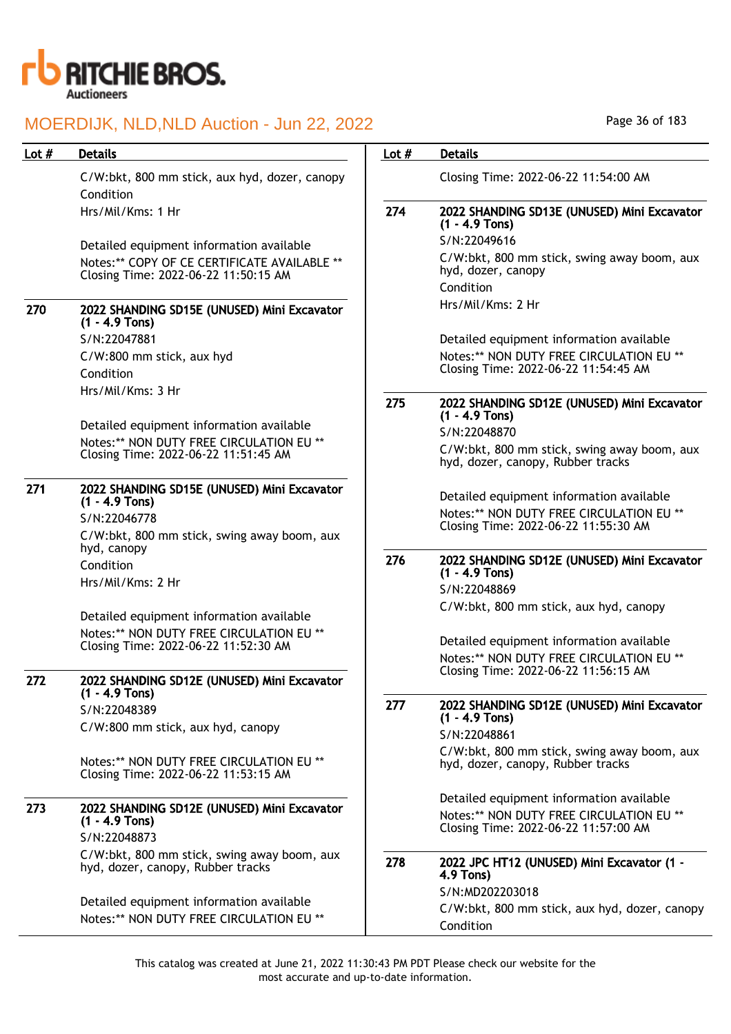| Lot # | Details |
|---|---|
| | C/W:bkt, 800 mm stick, aux hyd, dozer, canopy<br>Condition<br>Hrs/Mil/Kms: 1 Hr<br><br>Detailed equipment information available<br>Notes:** COPY OF CE CERTIFICATE AVAILABLE **<br>Closing Time: 2022-06-22 11:50:15 AM |
| 270 | **2022 SHANDING SD15E (UNUSED) Mini Excavator (1 - 4.9 Tons)**<br>S/N:22047881<br>C/W:800 mm stick, aux hyd<br>Condition<br>Hrs/Mil/Kms: 3 Hr<br><br>Detailed equipment information available<br>Notes:** NON DUTY FREE CIRCULATION EU **<br>Closing Time: 2022-06-22 11:51:45 AM |
| 271 | **2022 SHANDING SD15E (UNUSED) Mini Excavator (1 - 4.9 Tons)**<br>S/N:22046778<br>C/W:bkt, 800 mm stick, swing away boom, aux hyd, canopy<br>Condition<br>Hrs/Mil/Kms: 2 Hr<br><br>Detailed equipment information available<br>Notes:** NON DUTY FREE CIRCULATION EU **<br>Closing Time: 2022-06-22 11:52:30 AM |
| 272 | **2022 SHANDING SD12E (UNUSED) Mini Excavator (1 - 4.9 Tons)**<br>S/N:22048389<br>C/W:800 mm stick, aux hyd, canopy<br><br>Notes:** NON DUTY FREE CIRCULATION EU **<br>Closing Time: 2022-06-22 11:53:15 AM |
| 273 | **2022 SHANDING SD12E (UNUSED) Mini Excavator (1 - 4.9 Tons)**<br>S/N:22048873<br>C/W:bkt, 800 mm stick, swing away boom, aux hyd, dozer, canopy, Rubber tracks<br><br>Detailed equipment information available<br>Notes:** NON DUTY FREE CIRCULATION EU **<br>Closing Time: 2022-06-22 11:54:00 AM |
| 274 | **2022 SHANDING SD13E (UNUSED) Mini Excavator (1 - 4.9 Tons)**<br>S/N:22049616<br>C/W:bkt, 800 mm stick, swing away boom, aux hyd, dozer, canopy<br>Condition<br>Hrs/Mil/Kms: 2 Hr<br><br>Detailed equipment information available<br>Notes:** NON DUTY FREE CIRCULATION EU **<br>Closing Time: 2022-06-22 11:54:45 AM |
| 275 | **2022 SHANDING SD12E (UNUSED) Mini Excavator (1 - 4.9 Tons)**<br>S/N:22048870<br>C/W:bkt, 800 mm stick, swing away boom, aux hyd, dozer, canopy, Rubber tracks<br><br>Detailed equipment information available<br>Notes:** NON DUTY FREE CIRCULATION EU **<br>Closing Time: 2022-06-22 11:55:30 AM |
| 276 | **2022 SHANDING SD12E (UNUSED) Mini Excavator (1 - 4.9 Tons)**<br>S/N:22048869<br>C/W:bkt, 800 mm stick, aux hyd, canopy<br><br>Detailed equipment information available<br>Notes:** NON DUTY FREE CIRCULATION EU **<br>Closing Time: 2022-06-22 11:56:15 AM |
| 277 | **2022 SHANDING SD12E (UNUSED) Mini Excavator (1 - 4.9 Tons)**<br>S/N:22048861<br>C/W:bkt, 800 mm stick, swing away boom, aux hyd, dozer, canopy, Rubber tracks<br><br>Detailed equipment information available<br>Notes:** NON DUTY FREE CIRCULATION EU **<br>Closing Time: 2022-06-22 11:57:00 AM |
| 278 | **2022 JPC HT12 (UNUSED) Mini Excavator (1 - 4.9 Tons)**<br>S/N:MD202203018<br>C/W:bkt, 800 mm stick, aux hyd, dozer, canopy<br>Condition |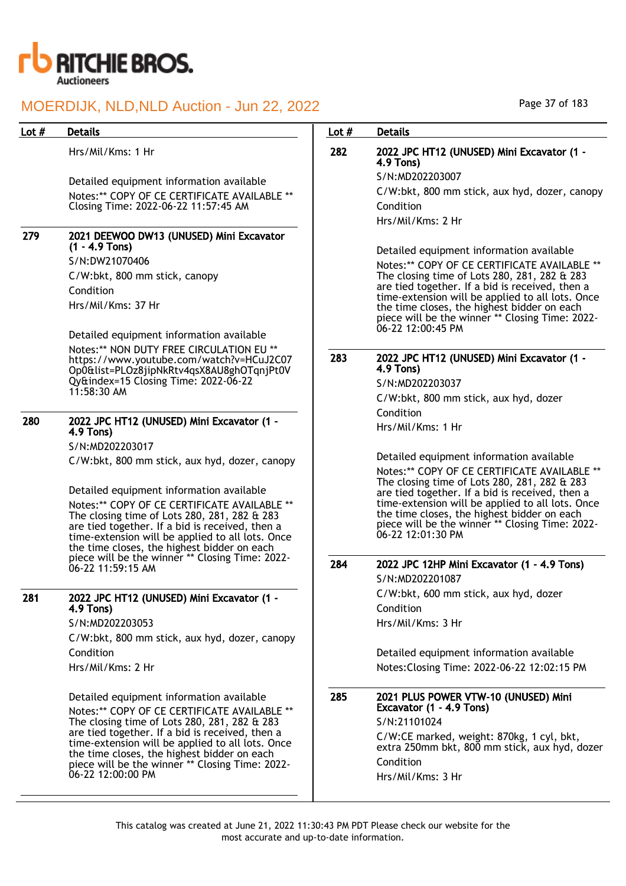| Lot # | Details |
|---|---|
| | Hrs/Mil/Kms: 1 Hr<br><br>Detailed equipment information available<br>Notes:** COPY OF CE CERTIFICATE AVAILABLE ** Closing Time: 2022-06-22 11:57:45 AM |
| 279 | **2021 DEEWOO DW13 (UNUSED) Mini Excavator (1 - 4.9 Tons)**<br>S/N:DW21070406<br>C/W:bkt, 800 mm stick, canopy<br>Condition<br>Hrs/Mil/Kms: 37 Hr<br><br>Detailed equipment information available<br>Notes:** NON DUTY FREE CIRCULATION EU ** https://www.youtube.com/watch?v=HCuJ2C07Op0&list=PLOz8jipNkRtv4qsX8AU8ghOTqnjPt0VQy&index=15 Closing Time: 2022-06-22 11:58:30 AM |
| 280 | **2022 JPC HT12 (UNUSED) Mini Excavator (1 - 4.9 Tons)**<br>S/N:MD202203017<br>C/W:bkt, 800 mm stick, aux hyd, dozer, canopy<br><br>Detailed equipment information available<br>Notes:** COPY OF CE CERTIFICATE AVAILABLE ** The closing time of Lots 280, 281, 282 & 283 are tied together. If a bid is received, then a time-extension will be applied to all lots. Once the time closes, the highest bidder on each piece will be the winner ** Closing Time: 2022-06-22 11:59:15 AM |
| 281 | **2022 JPC HT12 (UNUSED) Mini Excavator (1 - 4.9 Tons)**<br>S/N:MD202203053<br>C/W:bkt, 800 mm stick, aux hyd, dozer, canopy<br>Condition<br>Hrs/Mil/Kms: 2 Hr<br><br>Detailed equipment information available<br>Notes:** COPY OF CE CERTIFICATE AVAILABLE ** The closing time of Lots 280, 281, 282 & 283 are tied together. If a bid is received, then a time-extension will be applied to all lots. Once the time closes, the highest bidder on each piece will be the winner ** Closing Time: 2022-06-22 12:00:00 PM |
| 282 | **2022 JPC HT12 (UNUSED) Mini Excavator (1 - 4.9 Tons)**<br>S/N:MD202203007<br>C/W:bkt, 800 mm stick, aux hyd, dozer, canopy<br>Condition<br>Hrs/Mil/Kms: 2 Hr<br><br>Detailed equipment information available<br>Notes:** COPY OF CE CERTIFICATE AVAILABLE ** The closing time of Lots 280, 281, 282 & 283 are tied together. If a bid is received, then a time-extension will be applied to all lots. Once the time closes, the highest bidder on each piece will be the winner ** Closing Time: 2022-06-22 12:00:45 PM |
| 283 | **2022 JPC HT12 (UNUSED) Mini Excavator (1 - 4.9 Tons)**<br>S/N:MD202203037<br>C/W:bkt, 800 mm stick, aux hyd, dozer<br>Condition<br>Hrs/Mil/Kms: 1 Hr<br><br>Detailed equipment information available<br>Notes:** COPY OF CE CERTIFICATE AVAILABLE ** The closing time of Lots 280, 281, 282 & 283 are tied together. If a bid is received, then a time-extension will be applied to all lots. Once the time closes, the highest bidder on each piece will be the winner ** Closing Time: 2022-06-22 12:01:30 PM |
| 284 | **2022 JPC 12HP Mini Excavator (1 - 4.9 Tons)**<br>S/N:MD202201087<br>C/W:bkt, 600 mm stick, aux hyd, dozer<br>Condition<br>Hrs/Mil/Kms: 3 Hr<br><br>Detailed equipment information available<br>Notes:Closing Time: 2022-06-22 12:02:15 PM |
| 285 | **2021 PLUS POWER VTW-10 (UNUSED) Mini Excavator (1 - 4.9 Tons)**<br>S/N:21101024<br>C/W:CE marked, weight: 870kg, 1 cyl, bkt, extra 250mm bkt, 800 mm stick, aux hyd, dozer<br>Condition<br>Hrs/Mil/Kms: 3 Hr |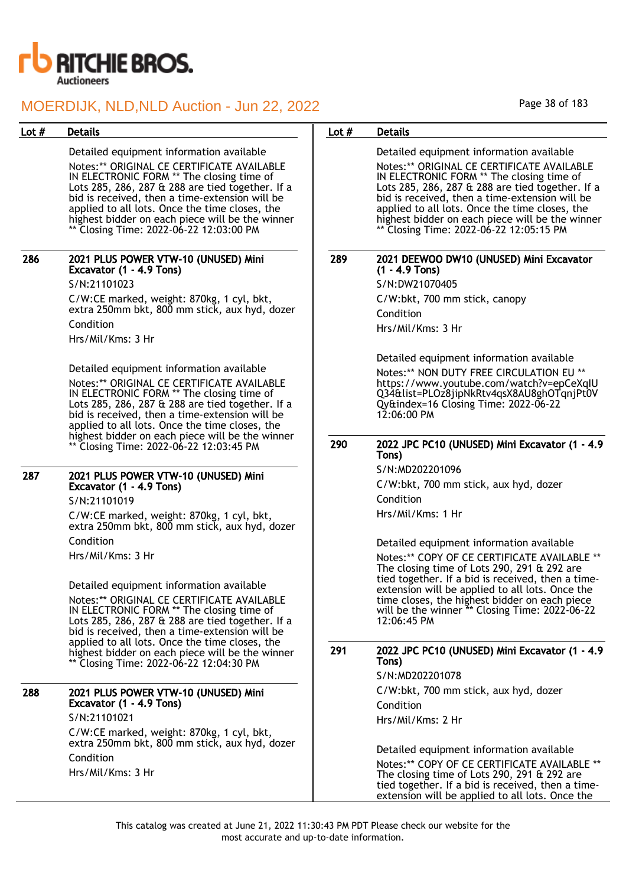| Lot # | Details |
|---|---|
| | Detailed equipment information available<br>Notes:** ORIGINAL CE CERTIFICATE AVAILABLE IN ELECTRONIC FORM ** The closing time of Lots 285, 286, 287 & 288 are tied together. If a bid is received, then a time-extension will be applied to all lots. Once the time closes, the highest bidder on each piece will be the winner ** Closing Time: 2022-06-22 12:03:00 PM |
| 286 | **2021 PLUS POWER VTW-10 (UNUSED) Mini Excavator (1 - 4.9 Tons)**<br>S/N:21101023<br>C/W:CE marked, weight: 870kg, 1 cyl, bkt, extra 250mm bkt, 800 mm stick, aux hyd, dozer<br>Condition<br>Hrs/Mil/Kms: 3 Hr<br><br>Detailed equipment information available<br>Notes:** ORIGINAL CE CERTIFICATE AVAILABLE IN ELECTRONIC FORM ** The closing time of Lots 285, 286, 287 & 288 are tied together. If a bid is received, then a time-extension will be applied to all lots. Once the time closes, the highest bidder on each piece will be the winner ** Closing Time: 2022-06-22 12:03:45 PM |
| 287 | **2021 PLUS POWER VTW-10 (UNUSED) Mini Excavator (1 - 4.9 Tons)**<br>S/N:21101019<br>C/W:CE marked, weight: 870kg, 1 cyl, bkt, extra 250mm bkt, 800 mm stick, aux hyd, dozer<br>Condition<br>Hrs/Mil/Kms: 3 Hr<br><br>Detailed equipment information available<br>Notes:** ORIGINAL CE CERTIFICATE AVAILABLE IN ELECTRONIC FORM ** The closing time of Lots 285, 286, 287 & 288 are tied together. If a bid is received, then a time-extension will be applied to all lots. Once the time closes, the highest bidder on each piece will be the winner ** Closing Time: 2022-06-22 12:04:30 PM |
| 288 | **2021 PLUS POWER VTW-10 (UNUSED) Mini Excavator (1 - 4.9 Tons)**<br>S/N:21101021<br>C/W:CE marked, weight: 870kg, 1 cyl, bkt, extra 250mm bkt, 800 mm stick, aux hyd, dozer<br>Condition<br>Hrs/Mil/Kms: 3 Hr<br><br>Detailed equipment information available<br>Notes:** ORIGINAL CE CERTIFICATE AVAILABLE IN ELECTRONIC FORM ** The closing time of Lots 285, 286, 287 & 288 are tied together. If a bid is received, then a time-extension will be applied to all lots. Once the time closes, the highest bidder on each piece will be the winner ** Closing Time: 2022-06-22 12:05:15 PM |
| 289 | **2021 DEEWOO DW10 (UNUSED) Mini Excavator (1 - 4.9 Tons)**<br>S/N:DW21070405<br>C/W:bkt, 700 mm stick, canopy<br>Condition<br>Hrs/Mil/Kms: 3 Hr<br><br>Detailed equipment information available<br>Notes:** NON DUTY FREE CIRCULATION EU ** https://www.youtube.com/watch?v=epCeXqIUQ34&list=PLOz8jipNkRtv4qsX8AU8ghOTqnjPt0VQy&index=16 Closing Time: 2022-06-22 12:06:00 PM |
| 290 | **2022 JPC PC10 (UNUSED) Mini Excavator (1 - 4.9 Tons)**<br>S/N:MD202201096<br>C/W:bkt, 700 mm stick, aux hyd, dozer<br>Condition<br>Hrs/Mil/Kms: 1 Hr<br><br>Detailed equipment information available<br>Notes:** COPY OF CE CERTIFICATE AVAILABLE ** The closing time of Lots 290, 291 & 292 are tied together. If a bid is received, then a time-extension will be applied to all lots. Once the time closes, the highest bidder on each piece will be the winner ** Closing Time: 2022-06-22 12:06:45 PM |
| 291 | **2022 JPC PC10 (UNUSED) Mini Excavator (1 - 4.9 Tons)**<br>S/N:MD202201078<br>C/W:bkt, 700 mm stick, aux hyd, dozer<br>Condition<br>Hrs/Mil/Kms: 2 Hr<br><br>Detailed equipment information available<br>Notes:** COPY OF CE CERTIFICATE AVAILABLE ** The closing time of Lots 290, 291 & 292 are tied together. If a bid is received, then a time-extension will be applied to all lots. Once the |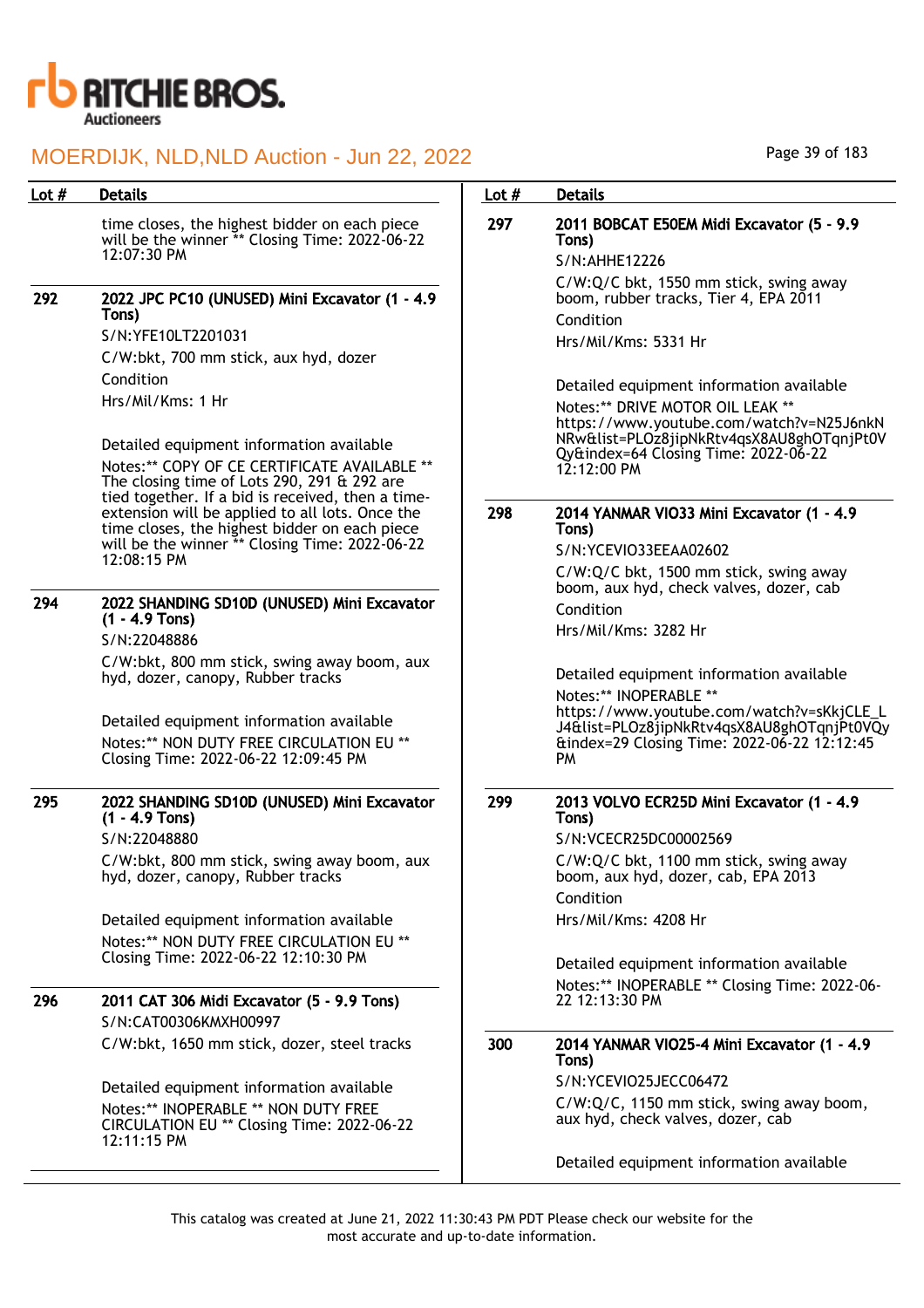| Lot # | Details |
|---|---|
| | time closes, the highest bidder on each piece will be the winner ** Closing Time: 2022-06-22 12:07:30 PM |
| 292 | **2022 JPC PC10 (UNUSED) Mini Excavator (1 - 4.9 Tons)**<br>S/N:YFE10LT2201031<br>C/W:bkt, 700 mm stick, aux hyd, dozer<br>Condition<br>Hrs/Mil/Kms: 1 Hr<br><br>Detailed equipment information available<br>Notes:** COPY OF CE CERTIFICATE AVAILABLE ** The closing time of Lots 290, 291 & 292 are tied together. If a bid is received, then a time-extension will be applied to all lots. Once the time closes, the highest bidder on each piece will be the winner ** Closing Time: 2022-06-22 12:08:15 PM |
| 294 | **2022 SHANDING SD10D (UNUSED) Mini Excavator (1 - 4.9 Tons)**<br>S/N:22048886<br>C/W:bkt, 800 mm stick, swing away boom, aux hyd, dozer, canopy, Rubber tracks<br><br>Detailed equipment information available<br>Notes:** NON DUTY FREE CIRCULATION EU ** Closing Time: 2022-06-22 12:09:45 PM |
| 295 | **2022 SHANDING SD10D (UNUSED) Mini Excavator (1 - 4.9 Tons)**<br>S/N:22048880<br>C/W:bkt, 800 mm stick, swing away boom, aux hyd, dozer, canopy, Rubber tracks<br><br>Detailed equipment information available<br>Notes:** NON DUTY FREE CIRCULATION EU ** Closing Time: 2022-06-22 12:10:30 PM |
| 296 | **2011 CAT 306 Midi Excavator (5 - 9.9 Tons)**<br>S/N:CAT00306KMXH00997<br>C/W:bkt, 1650 mm stick, dozer, steel tracks<br><br>Detailed equipment information available<br>Notes:** INOPERABLE ** NON DUTY FREE CIRCULATION EU ** Closing Time: 2022-06-22 12:11:15 PM |
| 297 | **2011 BOBCAT E50EM Midi Excavator (5 - 9.9 Tons)**<br>S/N:AHHE12226<br>C/W:Q/C bkt, 1550 mm stick, swing away boom, rubber tracks, Tier 4, EPA 2011<br>Condition<br>Hrs/Mil/Kms: 5331 Hr<br><br>Detailed equipment information available<br>Notes:** DRIVE MOTOR OIL LEAK ** https://www.youtube.com/watch?v=N25J6nkNNRw&list=PLOz8jipNkRtv4qsX8AU8ghOTqnjPt0VQy&index=64 Closing Time: 2022-06-22 12:12:00 PM |
| 298 | **2014 YANMAR VIO33 Mini Excavator (1 - 4.9 Tons)**<br>S/N:YCEVIO33EEAA02602<br>C/W:Q/C bkt, 1500 mm stick, swing away boom, aux hyd, check valves, dozer, cab<br>Condition<br>Hrs/Mil/Kms: 3282 Hr<br><br>Detailed equipment information available<br>Notes:** INOPERABLE ** https://www.youtube.com/watch?v=sKkjCLE_LJ4&list=PLOz8jipNkRtv4qsX8AU8ghOTqnjPt0VQy&index=29 Closing Time: 2022-06-22 12:12:45 PM |
| 299 | **2013 VOLVO ECR25D Mini Excavator (1 - 4.9 Tons)**<br>S/N:VCECR25DC00002569<br>C/W:Q/C bkt, 1100 mm stick, swing away boom, aux hyd, dozer, cab, EPA 2013<br>Condition<br>Hrs/Mil/Kms: 4208 Hr<br><br>Detailed equipment information available<br>Notes:** INOPERABLE ** Closing Time: 2022-06-22 12:13:30 PM |
| 300 | **2014 YANMAR VIO25-4 Mini Excavator (1 - 4.9 Tons)**<br>S/N:YCEVIO25JECC06472<br>C/W:Q/C, 1150 mm stick, swing away boom, aux hyd, check valves, dozer, cab<br><br>Detailed equipment information available |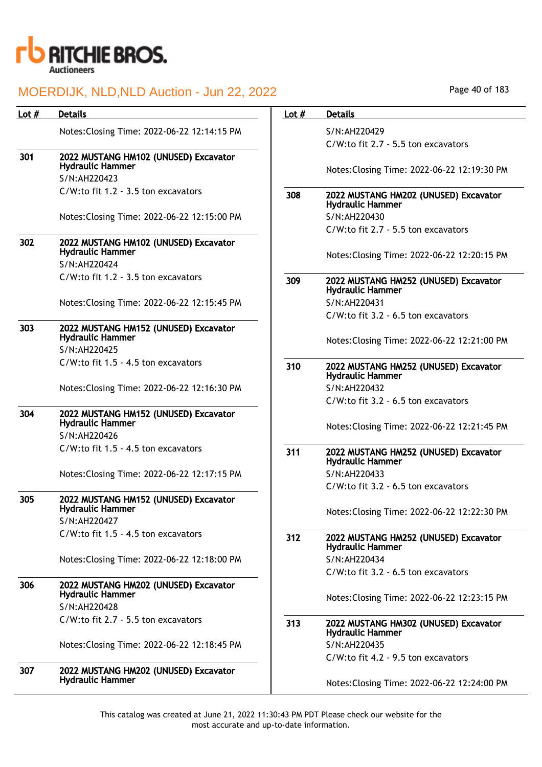| Lot # | Details |
|---|---|
| | Notes:Closing Time: 2022-06-22 12:14:15 PM |
| 301 | **2022 MUSTANG HM102 (UNUSED) Excavator Hydraulic Hammer**<br>S/N:AH220423<br>C/W:to fit 1.2 - 3.5 ton excavators<br><br>Notes:Closing Time: 2022-06-22 12:15:00 PM |
| 302 | **2022 MUSTANG HM102 (UNUSED) Excavator Hydraulic Hammer**<br>S/N:AH220424<br>C/W:to fit 1.2 - 3.5 ton excavators<br><br>Notes:Closing Time: 2022-06-22 12:15:45 PM |
| 303 | **2022 MUSTANG HM152 (UNUSED) Excavator Hydraulic Hammer**<br>S/N:AH220425<br>C/W:to fit 1.5 - 4.5 ton excavators<br><br>Notes:Closing Time: 2022-06-22 12:16:30 PM |
| 304 | **2022 MUSTANG HM152 (UNUSED) Excavator Hydraulic Hammer**<br>S/N:AH220426<br>C/W:to fit 1.5 - 4.5 ton excavators<br><br>Notes:Closing Time: 2022-06-22 12:17:15 PM |
| 305 | **2022 MUSTANG HM152 (UNUSED) Excavator Hydraulic Hammer**<br>S/N:AH220427<br>C/W:to fit 1.5 - 4.5 ton excavators<br><br>Notes:Closing Time: 2022-06-22 12:18:00 PM |
| 306 | **2022 MUSTANG HM202 (UNUSED) Excavator Hydraulic Hammer**<br>S/N:AH220428<br>C/W:to fit 2.7 - 5.5 ton excavators<br><br>Notes:Closing Time: 2022-06-22 12:18:45 PM |
| 307 | **2022 MUSTANG HM202 (UNUSED) Excavator Hydraulic Hammer**<br>S/N:AH220429<br>C/W:to fit 2.7 - 5.5 ton excavators<br><br>Notes:Closing Time: 2022-06-22 12:19:30 PM |
| 308 | **2022 MUSTANG HM202 (UNUSED) Excavator Hydraulic Hammer**<br>S/N:AH220430<br>C/W:to fit 2.7 - 5.5 ton excavators<br><br>Notes:Closing Time: 2022-06-22 12:20:15 PM |
| 309 | **2022 MUSTANG HM252 (UNUSED) Excavator Hydraulic Hammer**<br>S/N:AH220431<br>C/W:to fit 3.2 - 6.5 ton excavators<br><br>Notes:Closing Time: 2022-06-22 12:21:00 PM |
| 310 | **2022 MUSTANG HM252 (UNUSED) Excavator Hydraulic Hammer**<br>S/N:AH220432<br>C/W:to fit 3.2 - 6.5 ton excavators<br><br>Notes:Closing Time: 2022-06-22 12:21:45 PM |
| 311 | **2022 MUSTANG HM252 (UNUSED) Excavator Hydraulic Hammer**<br>S/N:AH220433<br>C/W:to fit 3.2 - 6.5 ton excavators<br><br>Notes:Closing Time: 2022-06-22 12:22:30 PM |
| 312 | **2022 MUSTANG HM252 (UNUSED) Excavator Hydraulic Hammer**<br>S/N:AH220434<br>C/W:to fit 3.2 - 6.5 ton excavators<br><br>Notes:Closing Time: 2022-06-22 12:23:15 PM |
| 313 | **2022 MUSTANG HM302 (UNUSED) Excavator Hydraulic Hammer**<br>S/N:AH220435<br>C/W:to fit 4.2 - 9.5 ton excavators<br><br>Notes:Closing Time: 2022-06-22 12:24:00 PM |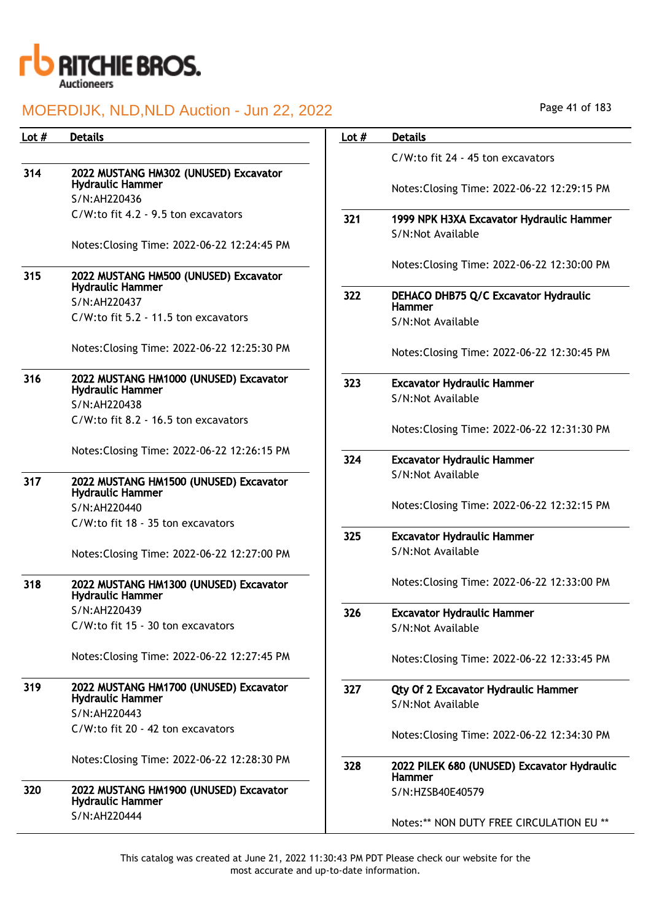| Lot # | Details |
|---|---|
| 314 | **2022 MUSTANG HM302 (UNUSED) Excavator Hydraulic Hammer**<br>S/N:AH220436<br>C/W:to fit 4.2 - 9.5 ton excavators<br><br>Notes:Closing Time: 2022-06-22 12:24:45 PM |
| 315 | **2022 MUSTANG HM500 (UNUSED) Excavator Hydraulic Hammer**<br>S/N:AH220437<br>C/W:to fit 5.2 - 11.5 ton excavators<br><br>Notes:Closing Time: 2022-06-22 12:25:30 PM |
| 316 | **2022 MUSTANG HM1000 (UNUSED) Excavator Hydraulic Hammer**<br>S/N:AH220438<br>C/W:to fit 8.2 - 16.5 ton excavators<br><br>Notes:Closing Time: 2022-06-22 12:26:15 PM |
| 317 | **2022 MUSTANG HM1500 (UNUSED) Excavator Hydraulic Hammer**<br>S/N:AH220440<br>C/W:to fit 18 - 35 ton excavators<br><br>Notes:Closing Time: 2022-06-22 12:27:00 PM |
| 318 | **2022 MUSTANG HM1300 (UNUSED) Excavator Hydraulic Hammer**<br>S/N:AH220439<br>C/W:to fit 15 - 30 ton excavators<br><br>Notes:Closing Time: 2022-06-22 12:27:45 PM |
| 319 | **2022 MUSTANG HM1700 (UNUSED) Excavator Hydraulic Hammer**<br>S/N:AH220443<br>C/W:to fit 20 - 42 ton excavators<br><br>Notes:Closing Time: 2022-06-22 12:28:30 PM |
| 320 | **2022 MUSTANG HM1900 (UNUSED) Excavator Hydraulic Hammer**<br>S/N:AH220444<br>C/W:to fit 24 - 45 ton excavators<br><br>Notes:Closing Time: 2022-06-22 12:29:15 PM |
| 321 | **1999 NPK H3XA Excavator Hydraulic Hammer**<br>S/N:Not Available<br><br>Notes:Closing Time: 2022-06-22 12:30:00 PM |
| 322 | **DEHACO DHB75 Q/C Excavator Hydraulic Hammer**<br>S/N:Not Available<br><br>Notes:Closing Time: 2022-06-22 12:30:45 PM |
| 323 | **Excavator Hydraulic Hammer**<br>S/N:Not Available<br><br>Notes:Closing Time: 2022-06-22 12:31:30 PM |
| 324 | **Excavator Hydraulic Hammer**<br>S/N:Not Available<br><br>Notes:Closing Time: 2022-06-22 12:32:15 PM |
| 325 | **Excavator Hydraulic Hammer**<br>S/N:Not Available<br><br>Notes:Closing Time: 2022-06-22 12:33:00 PM |
| 326 | **Excavator Hydraulic Hammer**<br>S/N:Not Available<br><br>Notes:Closing Time: 2022-06-22 12:33:45 PM |
| 327 | **Qty Of 2 Excavator Hydraulic Hammer**<br>S/N:Not Available<br><br>Notes:Closing Time: 2022-06-22 12:34:30 PM |
| 328 | **2022 PILEK 680 (UNUSED) Excavator Hydraulic Hammer**<br>S/N:HZSB40E40579<br><br>Notes:** NON DUTY FREE CIRCULATION EU ** |

This catalog was created at June 21, 2022 11:30:43 PM PDT Please check our website for the most accurate and up-to-date information.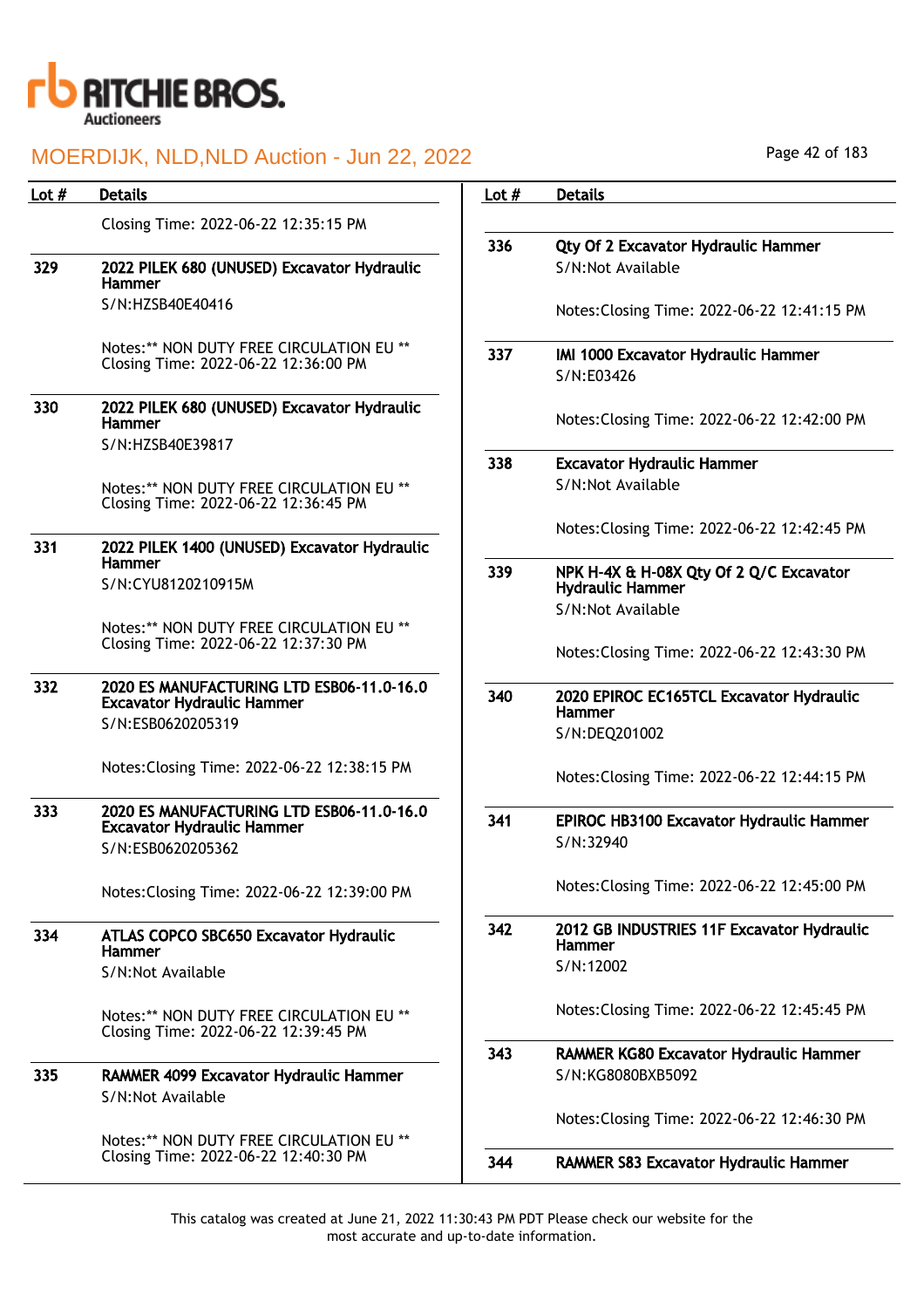| Lot # | Details |
|---|---|
| | Closing Time: 2022-06-22 12:35:15 PM |
| 329 | **2022 PILEK 680 (UNUSED) Excavator Hydraulic Hammer**<br>S/N:HZSB40E40416<br><br>Notes:** NON DUTY FREE CIRCULATION EU **<br>Closing Time: 2022-06-22 12:36:00 PM |
| 330 | **2022 PILEK 680 (UNUSED) Excavator Hydraulic Hammer**<br>S/N:HZSB40E39817<br><br>Notes:** NON DUTY FREE CIRCULATION EU **<br>Closing Time: 2022-06-22 12:36:45 PM |
| 331 | **2022 PILEK 1400 (UNUSED) Excavator Hydraulic Hammer**<br>S/N:CYU8120210915M<br><br>Notes:** NON DUTY FREE CIRCULATION EU **<br>Closing Time: 2022-06-22 12:37:30 PM |
| 332 | **2020 ES MANUFACTURING LTD ESB06-11.0-16.0 Excavator Hydraulic Hammer**<br>S/N:ESB0620205319<br><br>Notes:Closing Time: 2022-06-22 12:38:15 PM |
| 333 | **2020 ES MANUFACTURING LTD ESB06-11.0-16.0 Excavator Hydraulic Hammer**<br>S/N:ESB0620205362<br><br>Notes:Closing Time: 2022-06-22 12:39:00 PM |
| 334 | **ATLAS COPCO SBC650 Excavator Hydraulic Hammer**<br>S/N:Not Available<br><br>Notes:** NON DUTY FREE CIRCULATION EU **<br>Closing Time: 2022-06-22 12:39:45 PM |
| 335 | **RAMMER 4099 Excavator Hydraulic Hammer**<br>S/N:Not Available<br><br>Notes:** NON DUTY FREE CIRCULATION EU **<br>Closing Time: 2022-06-22 12:40:30 PM |
| 336 | **Qty Of 2 Excavator Hydraulic Hammer**<br>S/N:Not Available<br><br>Notes:Closing Time: 2022-06-22 12:41:15 PM |
| 337 | **IMI 1000 Excavator Hydraulic Hammer**<br>S/N:E03426<br><br>Notes:Closing Time: 2022-06-22 12:42:00 PM |
| 338 | **Excavator Hydraulic Hammer**<br>S/N:Not Available<br><br>Notes:Closing Time: 2022-06-22 12:42:45 PM |
| 339 | **NPK H-4X & H-08X Qty Of 2 Q/C Excavator Hydraulic Hammer**<br>S/N:Not Available<br><br>Notes:Closing Time: 2022-06-22 12:43:30 PM |
| 340 | **2020 EPIROC EC165TCL Excavator Hydraulic Hammer**<br>S/N:DEQ201002<br><br>Notes:Closing Time: 2022-06-22 12:44:15 PM |
| 341 | **EPIROC HB3100 Excavator Hydraulic Hammer**<br>S/N:32940<br><br>Notes:Closing Time: 2022-06-22 12:45:00 PM |
| 342 | **2012 GB INDUSTRIES 11F Excavator Hydraulic Hammer**<br>S/N:12002<br><br>Notes:Closing Time: 2022-06-22 12:45:45 PM |
| 343 | **RAMMER KG80 Excavator Hydraulic Hammer**<br>S/N:KG8080BXB5092<br><br>Notes:Closing Time: 2022-06-22 12:46:30 PM |
| 344 | **RAMMER S83 Excavator Hydraulic Hammer** |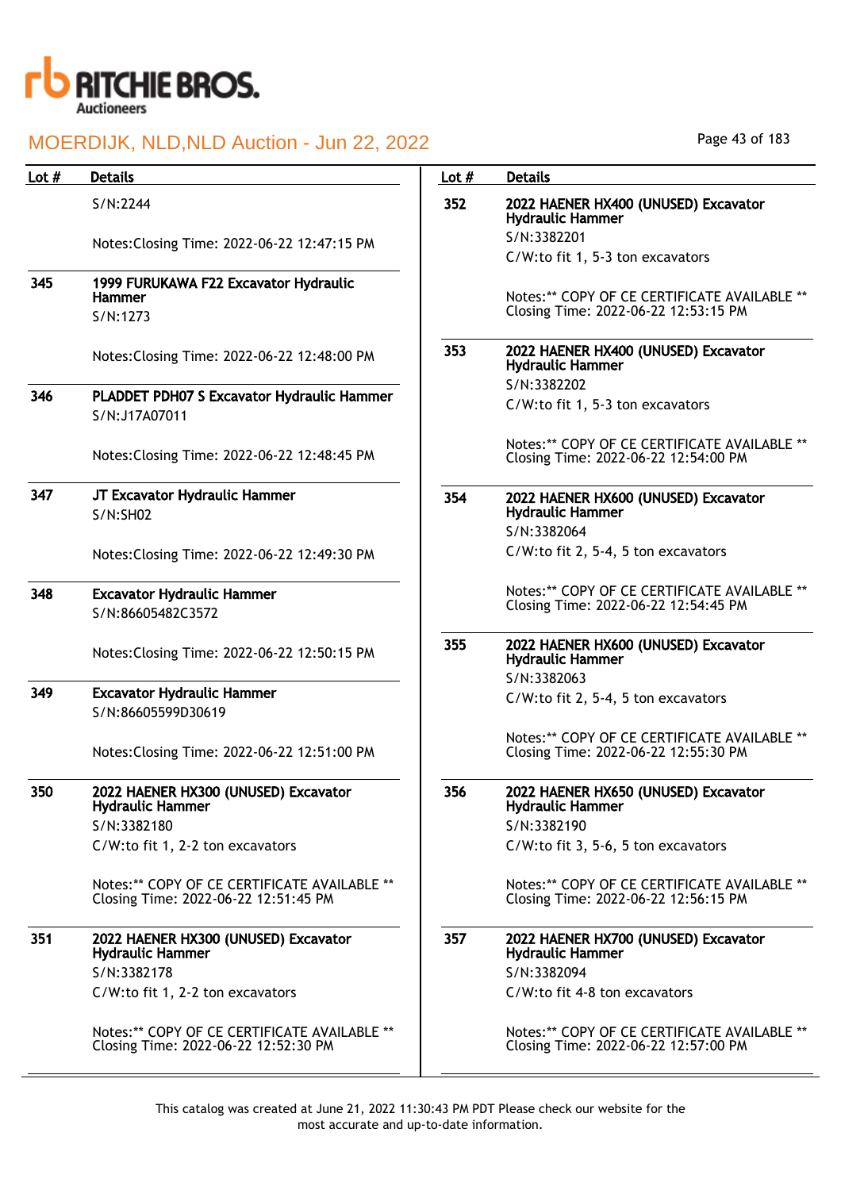| Lot # | Details |
|---|---|
| | S/N:2244<br><br>Notes:Closing Time: 2022-06-22 12:47:15 PM |
| 345 | **1999 FURUKAWA F22 Excavator Hydraulic Hammer**<br>S/N:1273<br><br>Notes:Closing Time: 2022-06-22 12:48:00 PM |
| 346 | **PLADDET PDH07 S Excavator Hydraulic Hammer**<br>S/N:J17A07011<br><br>Notes:Closing Time: 2022-06-22 12:48:45 PM |
| 347 | **JT Excavator Hydraulic Hammer**<br>S/N:SH02<br><br>Notes:Closing Time: 2022-06-22 12:49:30 PM |
| 348 | **Excavator Hydraulic Hammer**<br>S/N:86605482C3572<br><br>Notes:Closing Time: 2022-06-22 12:50:15 PM |
| 349 | **Excavator Hydraulic Hammer**<br>S/N:86605599D30619<br><br>Notes:Closing Time: 2022-06-22 12:51:00 PM |
| 350 | **2022 HAENER HX300 (UNUSED) Excavator Hydraulic Hammer**<br>S/N:3382180<br>C/W:to fit 1, 2-2 ton excavators<br><br>Notes:** COPY OF CE CERTIFICATE AVAILABLE ** Closing Time: 2022-06-22 12:51:45 PM |
| 351 | **2022 HAENER HX300 (UNUSED) Excavator Hydraulic Hammer**<br>S/N:3382178<br>C/W:to fit 1, 2-2 ton excavators<br><br>Notes:** COPY OF CE CERTIFICATE AVAILABLE ** Closing Time: 2022-06-22 12:52:30 PM |
| 352 | **2022 HAENER HX400 (UNUSED) Excavator Hydraulic Hammer**<br>S/N:3382201<br>C/W:to fit 1, 5-3 ton excavators<br><br>Notes:** COPY OF CE CERTIFICATE AVAILABLE ** Closing Time: 2022-06-22 12:53:15 PM |
| 353 | **2022 HAENER HX400 (UNUSED) Excavator Hydraulic Hammer**<br>S/N:3382202<br>C/W:to fit 1, 5-3 ton excavators<br><br>Notes:** COPY OF CE CERTIFICATE AVAILABLE ** Closing Time: 2022-06-22 12:54:00 PM |
| 354 | **2022 HAENER HX600 (UNUSED) Excavator Hydraulic Hammer**<br>S/N:3382064<br>C/W:to fit 2, 5-4, 5 ton excavators<br><br>Notes:** COPY OF CE CERTIFICATE AVAILABLE ** Closing Time: 2022-06-22 12:54:45 PM |
| 355 | **2022 HAENER HX600 (UNUSED) Excavator Hydraulic Hammer**<br>S/N:3382063<br>C/W:to fit 2, 5-4, 5 ton excavators<br><br>Notes:** COPY OF CE CERTIFICATE AVAILABLE ** Closing Time: 2022-06-22 12:55:30 PM |
| 356 | **2022 HAENER HX650 (UNUSED) Excavator Hydraulic Hammer**<br>S/N:3382190<br>C/W:to fit 3, 5-6, 5 ton excavators<br><br>Notes:** COPY OF CE CERTIFICATE AVAILABLE ** Closing Time: 2022-06-22 12:56:15 PM |
| 357 | **2022 HAENER HX700 (UNUSED) Excavator Hydraulic Hammer**<br>S/N:3382094<br>C/W:to fit 4-8 ton excavators<br><br>Notes:** COPY OF CE CERTIFICATE AVAILABLE ** Closing Time: 2022-06-22 12:57:00 PM |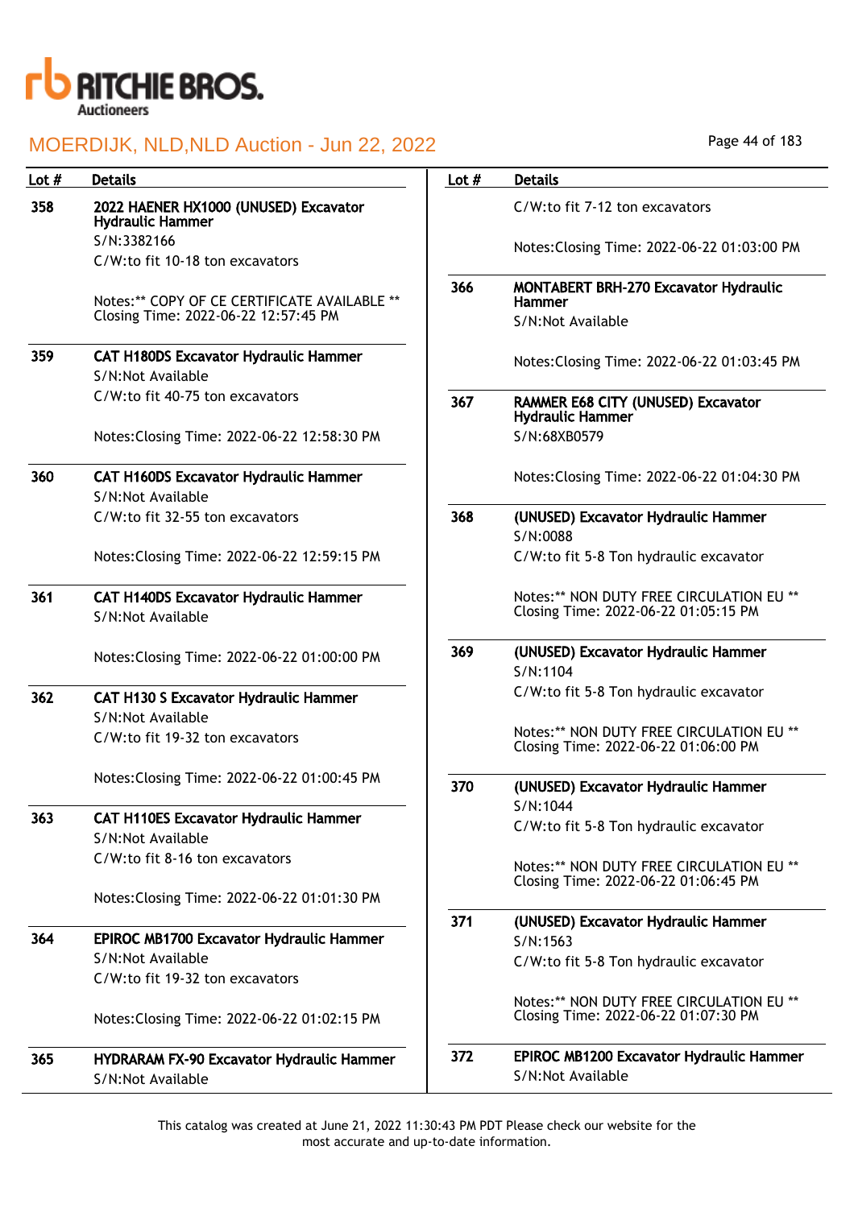# MOERDIJK, NLD,NLD Auction - Jun 22, 2022

| Lot # | Details |
|---|---|
| 358 | **2022 HAENER HX1000 (UNUSED) Excavator Hydraulic Hammer**<br>S/N:3382166<br>C/W:to fit 10-18 ton excavators<br><br>Notes:** COPY OF CE CERTIFICATE AVAILABLE ** Closing Time: 2022-06-22 12:57:45 PM |
| 359 | **CAT H180DS Excavator Hydraulic Hammer**<br>S/N:Not Available<br>C/W:to fit 40-75 ton excavators<br><br>Notes:Closing Time: 2022-06-22 12:58:30 PM |
| 360 | **CAT H160DS Excavator Hydraulic Hammer**<br>S/N:Not Available<br>C/W:to fit 32-55 ton excavators<br><br>Notes:Closing Time: 2022-06-22 12:59:15 PM |
| 361 | **CAT H140DS Excavator Hydraulic Hammer**<br>S/N:Not Available<br><br>Notes:Closing Time: 2022-06-22 01:00:00 PM |
| 362 | **CAT H130 S Excavator Hydraulic Hammer**<br>S/N:Not Available<br>C/W:to fit 19-32 ton excavators<br><br>Notes:Closing Time: 2022-06-22 01:00:45 PM |
| 363 | **CAT H110ES Excavator Hydraulic Hammer**<br>S/N:Not Available<br>C/W:to fit 8-16 ton excavators<br><br>Notes:Closing Time: 2022-06-22 01:01:30 PM |
| 364 | **EPIROC MB1700 Excavator Hydraulic Hammer**<br>S/N:Not Available<br>C/W:to fit 19-32 ton excavators<br><br>Notes:Closing Time: 2022-06-22 01:02:15 PM |
| 365 | **HYDRARAM FX-90 Excavator Hydraulic Hammer**<br>S/N:Not Available<br>C/W:to fit 7-12 ton excavators<br><br>Notes:Closing Time: 2022-06-22 01:03:00 PM |
| 366 | **MONTABERT BRH-270 Excavator Hydraulic Hammer**<br>S/N:Not Available<br><br>Notes:Closing Time: 2022-06-22 01:03:45 PM |
| 367 | **RAMMER E68 CITY (UNUSED) Excavator Hydraulic Hammer**<br>S/N:68XB0579<br><br>Notes:Closing Time: 2022-06-22 01:04:30 PM |
| 368 | **(UNUSED) Excavator Hydraulic Hammer**<br>S/N:0088<br>C/W:to fit 5-8 Ton hydraulic excavator<br><br>Notes:** NON DUTY FREE CIRCULATION EU ** Closing Time: 2022-06-22 01:05:15 PM |
| 369 | **(UNUSED) Excavator Hydraulic Hammer**<br>S/N:1104<br>C/W:to fit 5-8 Ton hydraulic excavator<br><br>Notes:** NON DUTY FREE CIRCULATION EU ** Closing Time: 2022-06-22 01:06:00 PM |
| 370 | **(UNUSED) Excavator Hydraulic Hammer**<br>S/N:1044<br>C/W:to fit 5-8 Ton hydraulic excavator<br><br>Notes:** NON DUTY FREE CIRCULATION EU ** Closing Time: 2022-06-22 01:06:45 PM |
| 371 | **(UNUSED) Excavator Hydraulic Hammer**<br>S/N:1563<br>C/W:to fit 5-8 Ton hydraulic excavator<br><br>Notes:** NON DUTY FREE CIRCULATION EU ** Closing Time: 2022-06-22 01:07:30 PM |
| 372 | **EPIROC MB1200 Excavator Hydraulic Hammer**<br>S/N:Not Available |

This catalog was created at June 21, 2022 11:30:43 PM PDT Please check our website for the most accurate and up-to-date information.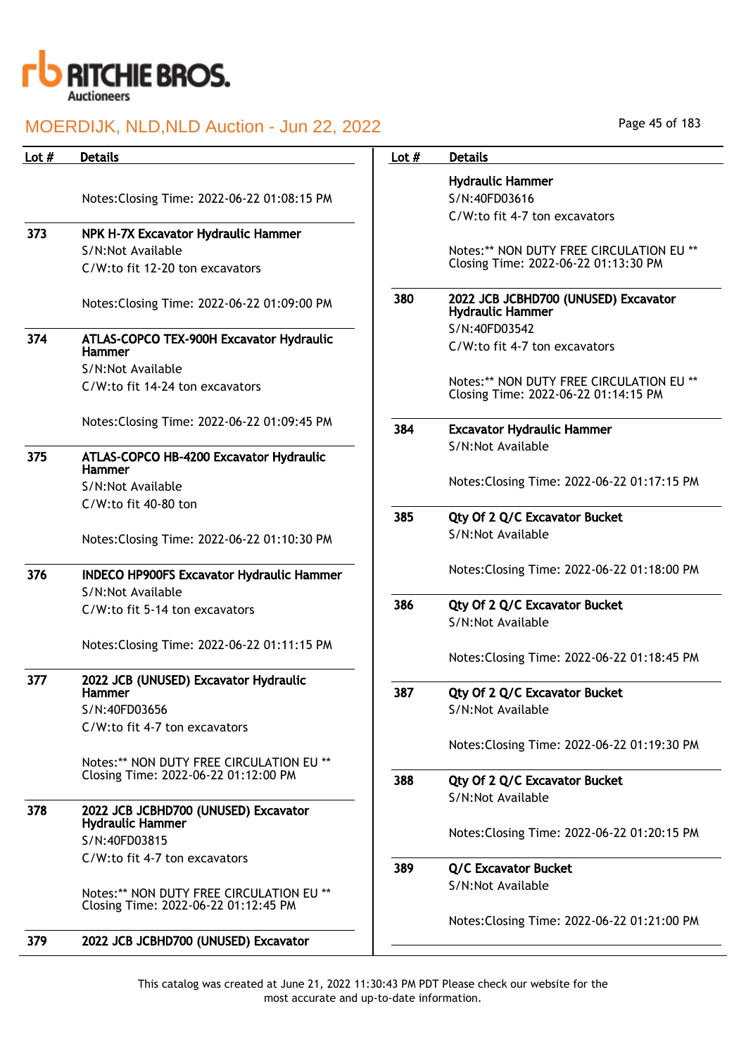# MOERDIJK, NLD,NLD Auction - Jun 22, 2022

| Lot # | Details |
|---|---|
| | Notes:Closing Time: 2022-06-22 01:08:15 PM |
| 373 | **NPK H-7X Excavator Hydraulic Hammer**<br>S/N:Not Available<br>C/W:to fit 12-20 ton excavators<br><br>Notes:Closing Time: 2022-06-22 01:09:00 PM |
| 374 | **ATLAS-COPCO TEX-900H Excavator Hydraulic Hammer**<br>S/N:Not Available<br>C/W:to fit 14-24 ton excavators<br><br>Notes:Closing Time: 2022-06-22 01:09:45 PM |
| 375 | **ATLAS-COPCO HB-4200 Excavator Hydraulic Hammer**<br>S/N:Not Available<br>C/W:to fit 40-80 ton<br><br>Notes:Closing Time: 2022-06-22 01:10:30 PM |
| 376 | **INDECO HP900FS Excavator Hydraulic Hammer**<br>S/N:Not Available<br>C/W:to fit 5-14 ton excavators<br><br>Notes:Closing Time: 2022-06-22 01:11:15 PM |
| 377 | **2022 JCB (UNUSED) Excavator Hydraulic Hammer**<br>S/N:40FD03656<br>C/W:to fit 4-7 ton excavators<br><br>Notes:** NON DUTY FREE CIRCULATION EU **<br>Closing Time: 2022-06-22 01:12:00 PM |
| 378 | **2022 JCB JCBHD700 (UNUSED) Excavator Hydraulic Hammer**<br>S/N:40FD03815<br>C/W:to fit 4-7 ton excavators<br><br>Notes:** NON DUTY FREE CIRCULATION EU **<br>Closing Time: 2022-06-22 01:12:45 PM |
| 379 | **2022 JCB JCBHD700 (UNUSED) Excavator Hydraulic Hammer**<br>S/N:40FD03616<br>C/W:to fit 4-7 ton excavators<br><br>Notes:** NON DUTY FREE CIRCULATION EU **<br>Closing Time: 2022-06-22 01:13:30 PM |
| 380 | **2022 JCB JCBHD700 (UNUSED) Excavator Hydraulic Hammer**<br>S/N:40FD03542<br>C/W:to fit 4-7 ton excavators<br><br>Notes:** NON DUTY FREE CIRCULATION EU **<br>Closing Time: 2022-06-22 01:14:15 PM |
| 384 | **Excavator Hydraulic Hammer**<br>S/N:Not Available<br><br>Notes:Closing Time: 2022-06-22 01:17:15 PM |
| 385 | **Qty Of 2 Q/C Excavator Bucket**<br>S/N:Not Available<br><br>Notes:Closing Time: 2022-06-22 01:18:00 PM |
| 386 | **Qty Of 2 Q/C Excavator Bucket**<br>S/N:Not Available<br><br>Notes:Closing Time: 2022-06-22 01:18:45 PM |
| 387 | **Qty Of 2 Q/C Excavator Bucket**<br>S/N:Not Available<br><br>Notes:Closing Time: 2022-06-22 01:19:30 PM |
| 388 | **Qty Of 2 Q/C Excavator Bucket**<br>S/N:Not Available<br><br>Notes:Closing Time: 2022-06-22 01:20:15 PM |
| 389 | **Q/C Excavator Bucket**<br>S/N:Not Available<br><br>Notes:Closing Time: 2022-06-22 01:21:00 PM |

This catalog was created at June 21, 2022 11:30:43 PM PDT Please check our website for the most accurate and up-to-date information.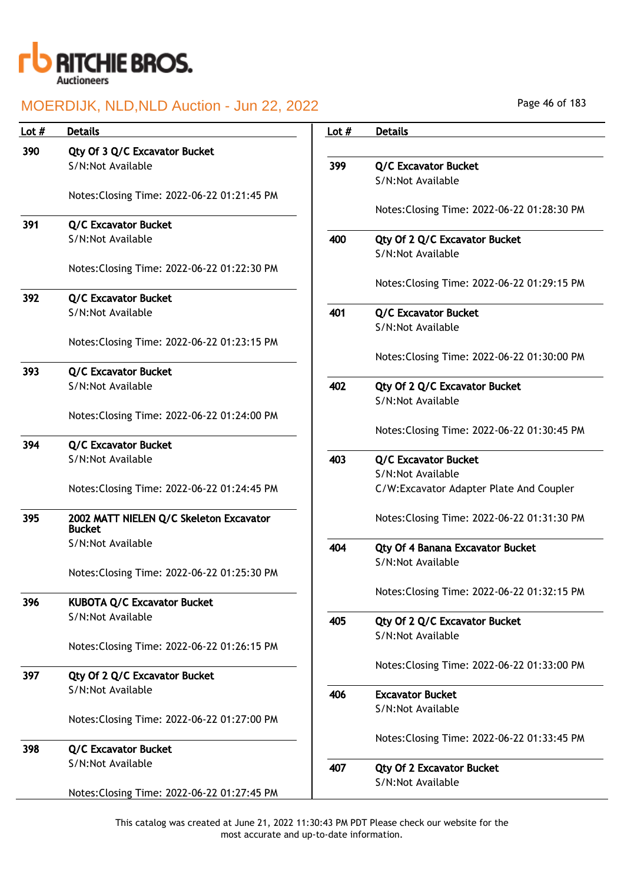| Lot # | Details |
|---|---|
| 390 | **Qty Of 3 Q/C Excavator Bucket**<br>S/N:Not Available<br><br>Notes:Closing Time: 2022-06-22 01:21:45 PM |
| 391 | **Q/C Excavator Bucket**<br>S/N:Not Available<br><br>Notes:Closing Time: 2022-06-22 01:22:30 PM |
| 392 | **Q/C Excavator Bucket**<br>S/N:Not Available<br><br>Notes:Closing Time: 2022-06-22 01:23:15 PM |
| 393 | **Q/C Excavator Bucket**<br>S/N:Not Available<br><br>Notes:Closing Time: 2022-06-22 01:24:00 PM |
| 394 | **Q/C Excavator Bucket**<br>S/N:Not Available<br><br>Notes:Closing Time: 2022-06-22 01:24:45 PM |
| 395 | **2002 MATT NIELEN Q/C Skeleton Excavator Bucket**<br>S/N:Not Available<br><br>Notes:Closing Time: 2022-06-22 01:25:30 PM |
| 396 | **KUBOTA Q/C Excavator Bucket**<br>S/N:Not Available<br><br>Notes:Closing Time: 2022-06-22 01:26:15 PM |
| 397 | **Qty Of 2 Q/C Excavator Bucket**<br>S/N:Not Available<br><br>Notes:Closing Time: 2022-06-22 01:27:00 PM |
| 398 | **Q/C Excavator Bucket**<br>S/N:Not Available<br><br>Notes:Closing Time: 2022-06-22 01:27:45 PM |
| 399 | **Q/C Excavator Bucket**<br>S/N:Not Available<br><br>Notes:Closing Time: 2022-06-22 01:28:30 PM |
| 400 | **Qty Of 2 Q/C Excavator Bucket**<br>S/N:Not Available<br><br>Notes:Closing Time: 2022-06-22 01:29:15 PM |
| 401 | **Q/C Excavator Bucket**<br>S/N:Not Available<br><br>Notes:Closing Time: 2022-06-22 01:30:00 PM |
| 402 | **Qty Of 2 Q/C Excavator Bucket**<br>S/N:Not Available<br><br>Notes:Closing Time: 2022-06-22 01:30:45 PM |
| 403 | **Q/C Excavator Bucket**<br>S/N:Not Available<br>C/W:Excavator Adapter Plate And Coupler<br><br>Notes:Closing Time: 2022-06-22 01:31:30 PM |
| 404 | **Qty Of 4 Banana Excavator Bucket**<br>S/N:Not Available<br><br>Notes:Closing Time: 2022-06-22 01:32:15 PM |
| 405 | **Qty Of 2 Q/C Excavator Bucket**<br>S/N:Not Available<br><br>Notes:Closing Time: 2022-06-22 01:33:00 PM |
| 406 | **Excavator Bucket**<br>S/N:Not Available<br><br>Notes:Closing Time: 2022-06-22 01:33:45 PM |
| 407 | **Qty Of 2 Excavator Bucket**<br>S/N:Not Available |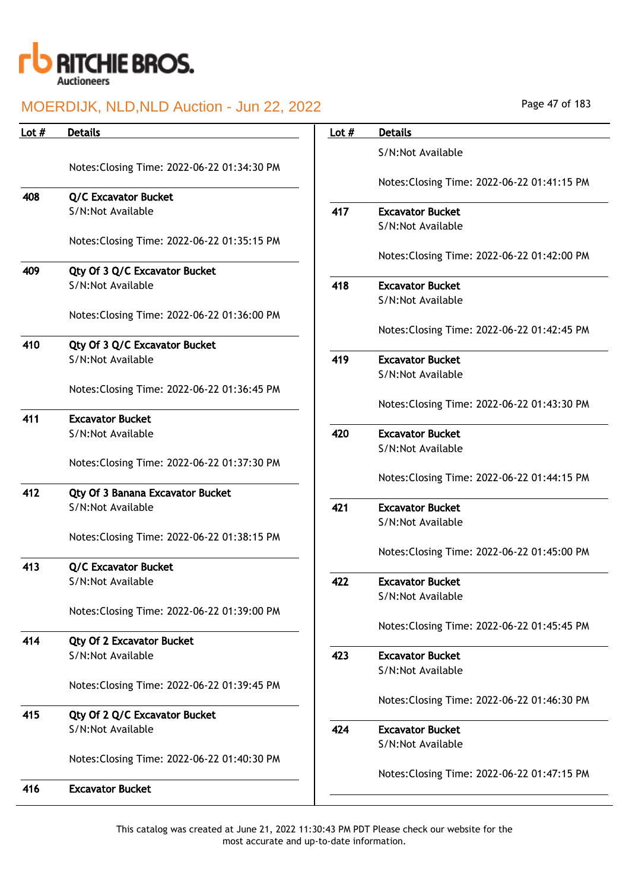| Lot # | Details |
|---|---|
| | Notes:Closing Time: 2022-06-22 01:34:30 PM |
| 408 | **Q/C Excavator Bucket**<br>S/N:Not Available<br><br>Notes:Closing Time: 2022-06-22 01:35:15 PM |
| 409 | **Qty Of 3 Q/C Excavator Bucket**<br>S/N:Not Available<br><br>Notes:Closing Time: 2022-06-22 01:36:00 PM |
| 410 | **Qty Of 3 Q/C Excavator Bucket**<br>S/N:Not Available<br><br>Notes:Closing Time: 2022-06-22 01:36:45 PM |
| 411 | **Excavator Bucket**<br>S/N:Not Available<br><br>Notes:Closing Time: 2022-06-22 01:37:30 PM |
| 412 | **Qty Of 3 Banana Excavator Bucket**<br>S/N:Not Available<br><br>Notes:Closing Time: 2022-06-22 01:38:15 PM |
| 413 | **Q/C Excavator Bucket**<br>S/N:Not Available<br><br>Notes:Closing Time: 2022-06-22 01:39:00 PM |
| 414 | **Qty Of 2 Excavator Bucket**<br>S/N:Not Available<br><br>Notes:Closing Time: 2022-06-22 01:39:45 PM |
| 415 | **Qty Of 2 Q/C Excavator Bucket**<br>S/N:Not Available<br><br>Notes:Closing Time: 2022-06-22 01:40:30 PM |
| 416 | **Excavator Bucket**<br>S/N:Not Available<br><br>Notes:Closing Time: 2022-06-22 01:41:15 PM |
| 417 | **Excavator Bucket**<br>S/N:Not Available<br><br>Notes:Closing Time: 2022-06-22 01:42:00 PM |
| 418 | **Excavator Bucket**<br>S/N:Not Available<br><br>Notes:Closing Time: 2022-06-22 01:42:45 PM |
| 419 | **Excavator Bucket**<br>S/N:Not Available<br><br>Notes:Closing Time: 2022-06-22 01:43:30 PM |
| 420 | **Excavator Bucket**<br>S/N:Not Available<br><br>Notes:Closing Time: 2022-06-22 01:44:15 PM |
| 421 | **Excavator Bucket**<br>S/N:Not Available<br><br>Notes:Closing Time: 2022-06-22 01:45:00 PM |
| 422 | **Excavator Bucket**<br>S/N:Not Available<br><br>Notes:Closing Time: 2022-06-22 01:45:45 PM |
| 423 | **Excavator Bucket**<br>S/N:Not Available<br><br>Notes:Closing Time: 2022-06-22 01:46:30 PM |
| 424 | **Excavator Bucket**<br>S/N:Not Available<br><br>Notes:Closing Time: 2022-06-22 01:47:15 PM |

This catalog was created at June 21, 2022 11:30:43 PM PDT Please check our website for the most accurate and up-to-date information.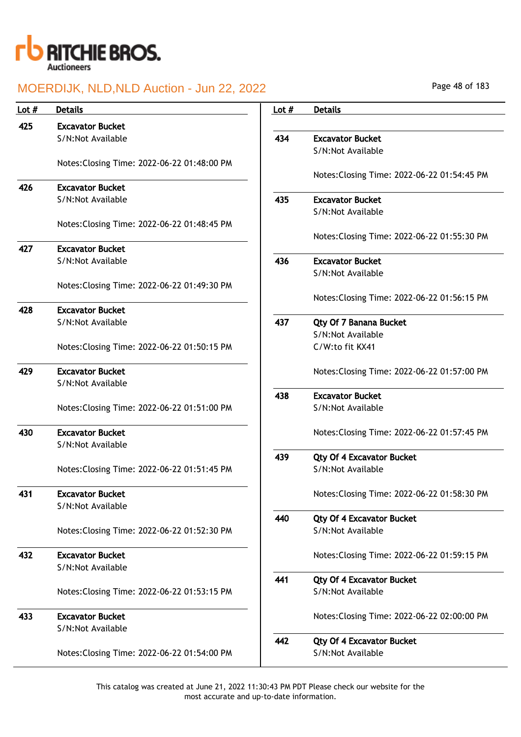# MOERDIJK, NLD,NLD Auction - Jun 22, 2022

| Lot # | Details |
|---|---|
| 425 | **Excavator Bucket**<br>S/N:Not Available<br><br>Notes:Closing Time: 2022-06-22 01:48:00 PM |
| 426 | **Excavator Bucket**<br>S/N:Not Available<br><br>Notes:Closing Time: 2022-06-22 01:48:45 PM |
| 427 | **Excavator Bucket**<br>S/N:Not Available<br><br>Notes:Closing Time: 2022-06-22 01:49:30 PM |
| 428 | **Excavator Bucket**<br>S/N:Not Available<br><br>Notes:Closing Time: 2022-06-22 01:50:15 PM |
| 429 | **Excavator Bucket**<br>S/N:Not Available<br><br>Notes:Closing Time: 2022-06-22 01:51:00 PM |
| 430 | **Excavator Bucket**<br>S/N:Not Available<br><br>Notes:Closing Time: 2022-06-22 01:51:45 PM |
| 431 | **Excavator Bucket**<br>S/N:Not Available<br><br>Notes:Closing Time: 2022-06-22 01:52:30 PM |
| 432 | **Excavator Bucket**<br>S/N:Not Available<br><br>Notes:Closing Time: 2022-06-22 01:53:15 PM |
| 433 | **Excavator Bucket**<br>S/N:Not Available<br><br>Notes:Closing Time: 2022-06-22 01:54:00 PM |
| 434 | **Excavator Bucket**<br>S/N:Not Available<br><br>Notes:Closing Time: 2022-06-22 01:54:45 PM |
| 435 | **Excavator Bucket**<br>S/N:Not Available<br><br>Notes:Closing Time: 2022-06-22 01:55:30 PM |
| 436 | **Excavator Bucket**<br>S/N:Not Available<br><br>Notes:Closing Time: 2022-06-22 01:56:15 PM |
| 437 | **Qty Of 7 Banana Bucket**<br>S/N:Not Available<br>C/W:to fit KX41<br><br>Notes:Closing Time: 2022-06-22 01:57:00 PM |
| 438 | **Excavator Bucket**<br>S/N:Not Available<br><br>Notes:Closing Time: 2022-06-22 01:57:45 PM |
| 439 | **Qty Of 4 Excavator Bucket**<br>S/N:Not Available<br><br>Notes:Closing Time: 2022-06-22 01:58:30 PM |
| 440 | **Qty Of 4 Excavator Bucket**<br>S/N:Not Available<br><br>Notes:Closing Time: 2022-06-22 01:59:15 PM |
| 441 | **Qty Of 4 Excavator Bucket**<br>S/N:Not Available<br><br>Notes:Closing Time: 2022-06-22 02:00:00 PM |
| 442 | **Qty Of 4 Excavator Bucket**<br>S/N:Not Available |

This catalog was created at June 21, 2022 11:30:43 PM PDT Please check our website for the most accurate and up-to-date information.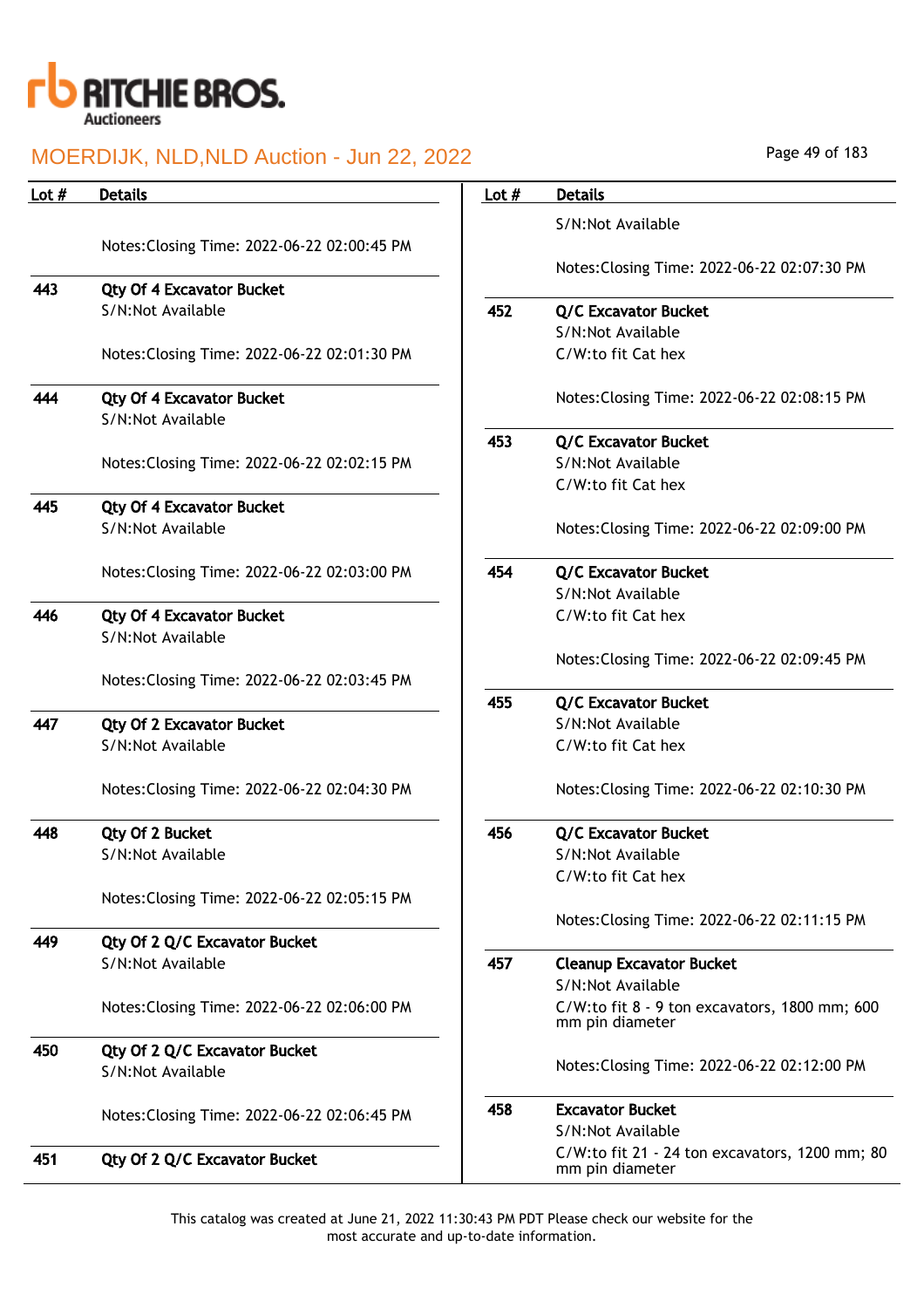# MOERDIJK, NLD,NLD Auction - Jun 22, 2022

| Lot # | Details |
|---|---|
| | Notes:Closing Time: 2022-06-22 02:00:45 PM |
| 443 | **Qty Of 4 Excavator Bucket**<br>S/N:Not Available<br><br>Notes:Closing Time: 2022-06-22 02:01:30 PM |
| 444 | **Qty Of 4 Excavator Bucket**<br>S/N:Not Available<br><br>Notes:Closing Time: 2022-06-22 02:02:15 PM |
| 445 | **Qty Of 4 Excavator Bucket**<br>S/N:Not Available<br><br>Notes:Closing Time: 2022-06-22 02:03:00 PM |
| 446 | **Qty Of 4 Excavator Bucket**<br>S/N:Not Available<br><br>Notes:Closing Time: 2022-06-22 02:03:45 PM |
| 447 | **Qty Of 2 Excavator Bucket**<br>S/N:Not Available<br><br>Notes:Closing Time: 2022-06-22 02:04:30 PM |
| 448 | **Qty Of 2 Bucket**<br>S/N:Not Available<br><br>Notes:Closing Time: 2022-06-22 02:05:15 PM |
| 449 | **Qty Of 2 Q/C Excavator Bucket**<br>S/N:Not Available<br><br>Notes:Closing Time: 2022-06-22 02:06:00 PM |
| 450 | **Qty Of 2 Q/C Excavator Bucket**<br>S/N:Not Available<br><br>Notes:Closing Time: 2022-06-22 02:06:45 PM |
| 451 | **Qty Of 2 Q/C Excavator Bucket**<br>S/N:Not Available<br><br>Notes:Closing Time: 2022-06-22 02:07:30 PM |
| 452 | **Q/C Excavator Bucket**<br>S/N:Not Available<br>C/W:to fit Cat hex<br><br>Notes:Closing Time: 2022-06-22 02:08:15 PM |
| 453 | **Q/C Excavator Bucket**<br>S/N:Not Available<br>C/W:to fit Cat hex<br><br>Notes:Closing Time: 2022-06-22 02:09:00 PM |
| 454 | **Q/C Excavator Bucket**<br>S/N:Not Available<br>C/W:to fit Cat hex<br><br>Notes:Closing Time: 2022-06-22 02:09:45 PM |
| 455 | **Q/C Excavator Bucket**<br>S/N:Not Available<br>C/W:to fit Cat hex<br><br>Notes:Closing Time: 2022-06-22 02:10:30 PM |
| 456 | **Q/C Excavator Bucket**<br>S/N:Not Available<br>C/W:to fit Cat hex<br><br>Notes:Closing Time: 2022-06-22 02:11:15 PM |
| 457 | **Cleanup Excavator Bucket**<br>S/N:Not Available<br>C/W:to fit 8 - 9 ton excavators, 1800 mm; 600 mm pin diameter<br><br>Notes:Closing Time: 2022-06-22 02:12:00 PM |
| 458 | **Excavator Bucket**<br>S/N:Not Available<br>C/W:to fit 21 - 24 ton excavators, 1200 mm; 80 mm pin diameter |

This catalog was created at June 21, 2022 11:30:43 PM PDT Please check our website for the most accurate and up-to-date information.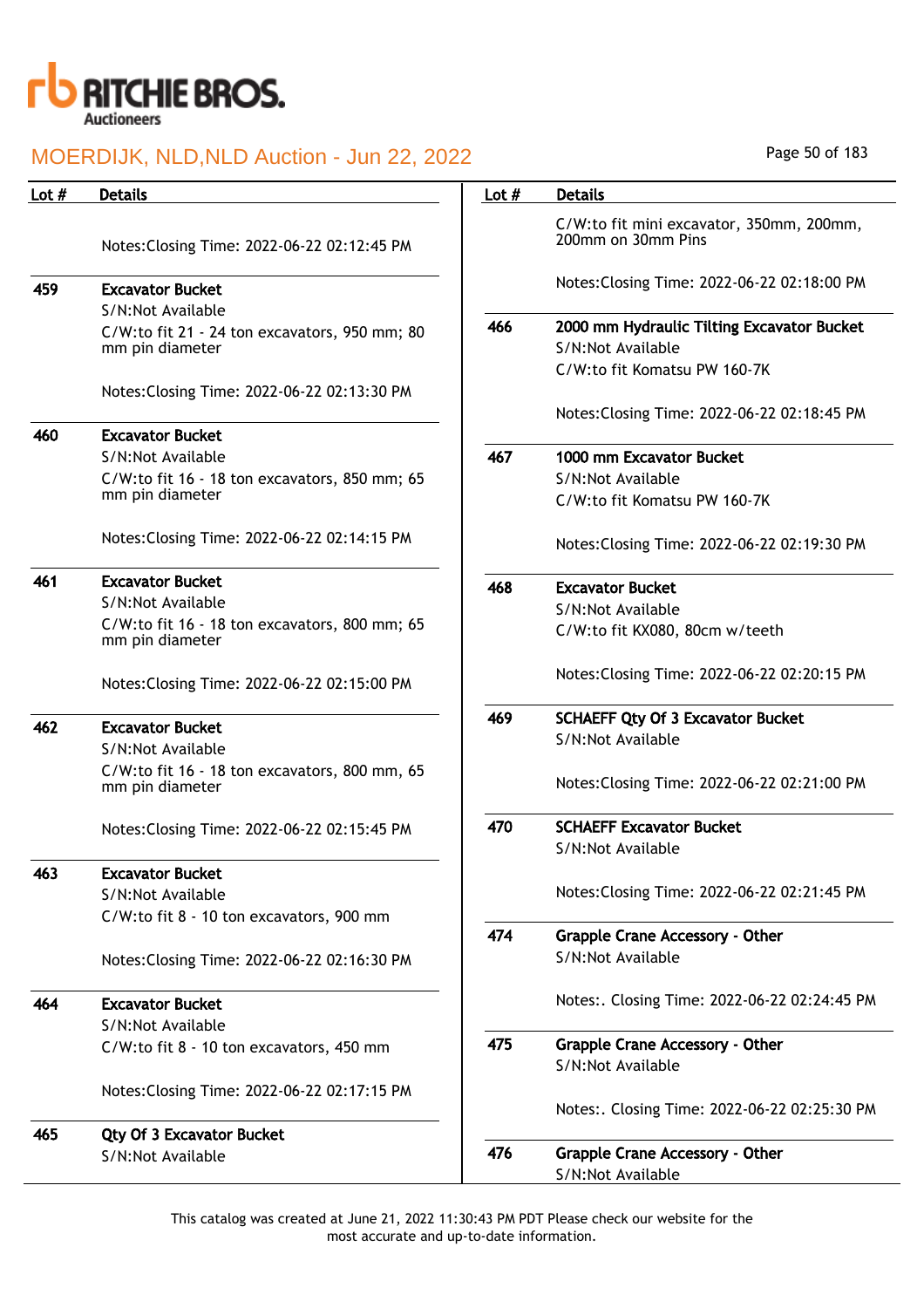# MOERDIJK, NLD,NLD Auction - Jun 22, 2022

| Lot # | Details |
|---|---|
| | Notes:Closing Time: 2022-06-22 02:12:45 PM |
| 459 | **Excavator Bucket**<br>S/N:Not Available<br>C/W:to fit 21 - 24 ton excavators, 950 mm; 80 mm pin diameter<br><br>Notes:Closing Time: 2022-06-22 02:13:30 PM |
| 460 | **Excavator Bucket**<br>S/N:Not Available<br>C/W:to fit 16 - 18 ton excavators, 850 mm; 65 mm pin diameter<br><br>Notes:Closing Time: 2022-06-22 02:14:15 PM |
| 461 | **Excavator Bucket**<br>S/N:Not Available<br>C/W:to fit 16 - 18 ton excavators, 800 mm; 65 mm pin diameter<br><br>Notes:Closing Time: 2022-06-22 02:15:00 PM |
| 462 | **Excavator Bucket**<br>S/N:Not Available<br>C/W:to fit 16 - 18 ton excavators, 800 mm, 65 mm pin diameter<br><br>Notes:Closing Time: 2022-06-22 02:15:45 PM |
| 463 | **Excavator Bucket**<br>S/N:Not Available<br>C/W:to fit 8 - 10 ton excavators, 900 mm<br><br>Notes:Closing Time: 2022-06-22 02:16:30 PM |
| 464 | **Excavator Bucket**<br>S/N:Not Available<br>C/W:to fit 8 - 10 ton excavators, 450 mm<br><br>Notes:Closing Time: 2022-06-22 02:17:15 PM |
| 465 | **Qty Of 3 Excavator Bucket**<br>S/N:Not Available<br>C/W:to fit mini excavator, 350mm, 200mm, 200mm on 30mm Pins<br><br>Notes:Closing Time: 2022-06-22 02:18:00 PM |
| 466 | **2000 mm Hydraulic Tilting Excavator Bucket**<br>S/N:Not Available<br>C/W:to fit Komatsu PW 160-7K<br><br>Notes:Closing Time: 2022-06-22 02:18:45 PM |
| 467 | **1000 mm Excavator Bucket**<br>S/N:Not Available<br>C/W:to fit Komatsu PW 160-7K<br><br>Notes:Closing Time: 2022-06-22 02:19:30 PM |
| 468 | **Excavator Bucket**<br>S/N:Not Available<br>C/W:to fit KX080, 80cm w/teeth<br><br>Notes:Closing Time: 2022-06-22 02:20:15 PM |
| 469 | **SCHAEFF Qty Of 3 Excavator Bucket**<br>S/N:Not Available<br><br>Notes:Closing Time: 2022-06-22 02:21:00 PM |
| 470 | **SCHAEFF Excavator Bucket**<br>S/N:Not Available<br><br>Notes:Closing Time: 2022-06-22 02:21:45 PM |
| 474 | **Grapple Crane Accessory - Other**<br>S/N:Not Available<br><br>Notes:. Closing Time: 2022-06-22 02:24:45 PM |
| 475 | **Grapple Crane Accessory - Other**<br>S/N:Not Available<br><br>Notes:. Closing Time: 2022-06-22 02:25:30 PM |
| 476 | **Grapple Crane Accessory - Other**<br>S/N:Not Available |

This catalog was created at June 21, 2022 11:30:43 PM PDT Please check our website for the most accurate and up-to-date information.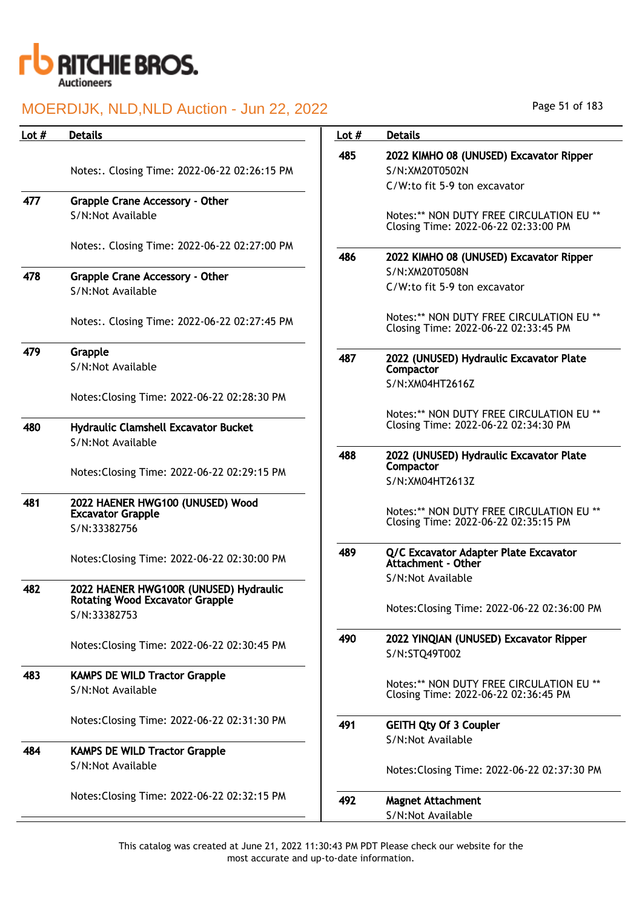| Lot # | Details |
|---|---|
| | Notes:. Closing Time: 2022-06-22 02:26:15 PM |
| 477 | **Grapple Crane Accessory - Other**<br>S/N:Not Available<br><br>Notes:. Closing Time: 2022-06-22 02:27:00 PM |
| 478 | **Grapple Crane Accessory - Other**<br>S/N:Not Available<br><br>Notes:. Closing Time: 2022-06-22 02:27:45 PM |
| 479 | **Grapple**<br>S/N:Not Available<br><br>Notes:Closing Time: 2022-06-22 02:28:30 PM |
| 480 | **Hydraulic Clamshell Excavator Bucket**<br>S/N:Not Available<br><br>Notes:Closing Time: 2022-06-22 02:29:15 PM |
| 481 | **2022 HAENER HWG100 (UNUSED) Wood Excavator Grapple**<br>S/N:33382756<br><br>Notes:Closing Time: 2022-06-22 02:30:00 PM |
| 482 | **2022 HAENER HWG100R (UNUSED) Hydraulic Rotating Wood Excavator Grapple**<br>S/N:33382753<br><br>Notes:Closing Time: 2022-06-22 02:30:45 PM |
| 483 | **KAMPS DE WILD Tractor Grapple**<br>S/N:Not Available<br><br>Notes:Closing Time: 2022-06-22 02:31:30 PM |
| 484 | **KAMPS DE WILD Tractor Grapple**<br>S/N:Not Available<br><br>Notes:Closing Time: 2022-06-22 02:32:15 PM |
| 485 | **2022 KIMHO 08 (UNUSED) Excavator Ripper**<br>S/N:XM20T0502N<br>C/W:to fit 5-9 ton excavator<br><br>Notes:** NON DUTY FREE CIRCULATION EU ** Closing Time: 2022-06-22 02:33:00 PM |
| 486 | **2022 KIMHO 08 (UNUSED) Excavator Ripper**<br>S/N:XM20T0508N<br>C/W:to fit 5-9 ton excavator<br><br>Notes:** NON DUTY FREE CIRCULATION EU ** Closing Time: 2022-06-22 02:33:45 PM |
| 487 | **2022 (UNUSED) Hydraulic Excavator Plate Compactor**<br>S/N:XM04HT2616Z<br><br>Notes:** NON DUTY FREE CIRCULATION EU ** Closing Time: 2022-06-22 02:34:30 PM |
| 488 | **2022 (UNUSED) Hydraulic Excavator Plate Compactor**<br>S/N:XM04HT2613Z<br><br>Notes:** NON DUTY FREE CIRCULATION EU ** Closing Time: 2022-06-22 02:35:15 PM |
| 489 | **Q/C Excavator Adapter Plate Excavator Attachment - Other**<br>S/N:Not Available<br><br>Notes:Closing Time: 2022-06-22 02:36:00 PM |
| 490 | **2022 YINQIAN (UNUSED) Excavator Ripper**<br>S/N:STQ49T002<br><br>Notes:** NON DUTY FREE CIRCULATION EU ** Closing Time: 2022-06-22 02:36:45 PM |
| 491 | **GEITH Qty Of 3 Coupler**<br>S/N:Not Available<br><br>Notes:Closing Time: 2022-06-22 02:37:30 PM |
| 492 | **Magnet Attachment**<br>S/N:Not Available |

This catalog was created at June 21, 2022 11:30:43 PM PDT Please check our website for the most accurate and up-to-date information.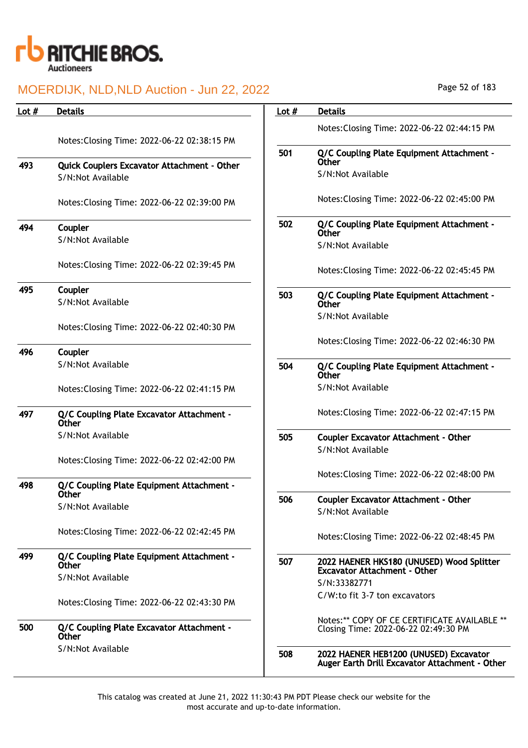| Lot # | Details |
|---|---|
| | Notes:Closing Time: 2022-06-22 02:38:15 PM |
| 493 | **Quick Couplers Excavator Attachment - Other**<br>S/N:Not Available<br><br>Notes:Closing Time: 2022-06-22 02:39:00 PM |
| 494 | **Coupler**<br>S/N:Not Available<br><br>Notes:Closing Time: 2022-06-22 02:39:45 PM |
| 495 | **Coupler**<br>S/N:Not Available<br><br>Notes:Closing Time: 2022-06-22 02:40:30 PM |
| 496 | **Coupler**<br>S/N:Not Available<br><br>Notes:Closing Time: 2022-06-22 02:41:15 PM |
| 497 | **Q/C Coupling Plate Excavator Attachment - Other**<br>S/N:Not Available<br><br>Notes:Closing Time: 2022-06-22 02:42:00 PM |
| 498 | **Q/C Coupling Plate Equipment Attachment - Other**<br>S/N:Not Available<br><br>Notes:Closing Time: 2022-06-22 02:42:45 PM |
| 499 | **Q/C Coupling Plate Equipment Attachment - Other**<br>S/N:Not Available<br><br>Notes:Closing Time: 2022-06-22 02:43:30 PM |
| 500 | **Q/C Coupling Plate Excavator Attachment - Other**<br>S/N:Not Available<br><br>Notes:Closing Time: 2022-06-22 02:44:15 PM |
| 501 | **Q/C Coupling Plate Equipment Attachment - Other**<br>S/N:Not Available<br><br>Notes:Closing Time: 2022-06-22 02:45:00 PM |
| 502 | **Q/C Coupling Plate Equipment Attachment - Other**<br>S/N:Not Available<br><br>Notes:Closing Time: 2022-06-22 02:45:45 PM |
| 503 | **Q/C Coupling Plate Equipment Attachment - Other**<br>S/N:Not Available<br><br>Notes:Closing Time: 2022-06-22 02:46:30 PM |
| 504 | **Q/C Coupling Plate Equipment Attachment - Other**<br>S/N:Not Available<br><br>Notes:Closing Time: 2022-06-22 02:47:15 PM |
| 505 | **Coupler Excavator Attachment - Other**<br>S/N:Not Available<br><br>Notes:Closing Time: 2022-06-22 02:48:00 PM |
| 506 | **Coupler Excavator Attachment - Other**<br>S/N:Not Available<br><br>Notes:Closing Time: 2022-06-22 02:48:45 PM |
| 507 | **2022 HAENER HKS180 (UNUSED) Wood Splitter Excavator Attachment - Other**<br>S/N:33382771<br>C/W:to fit 3-7 ton excavators<br><br>Notes:** COPY OF CE CERTIFICATE AVAILABLE ** Closing Time: 2022-06-22 02:49:30 PM |
| 508 | **2022 HAENER HEB1200 (UNUSED) Excavator Auger Earth Drill Excavator Attachment - Other** |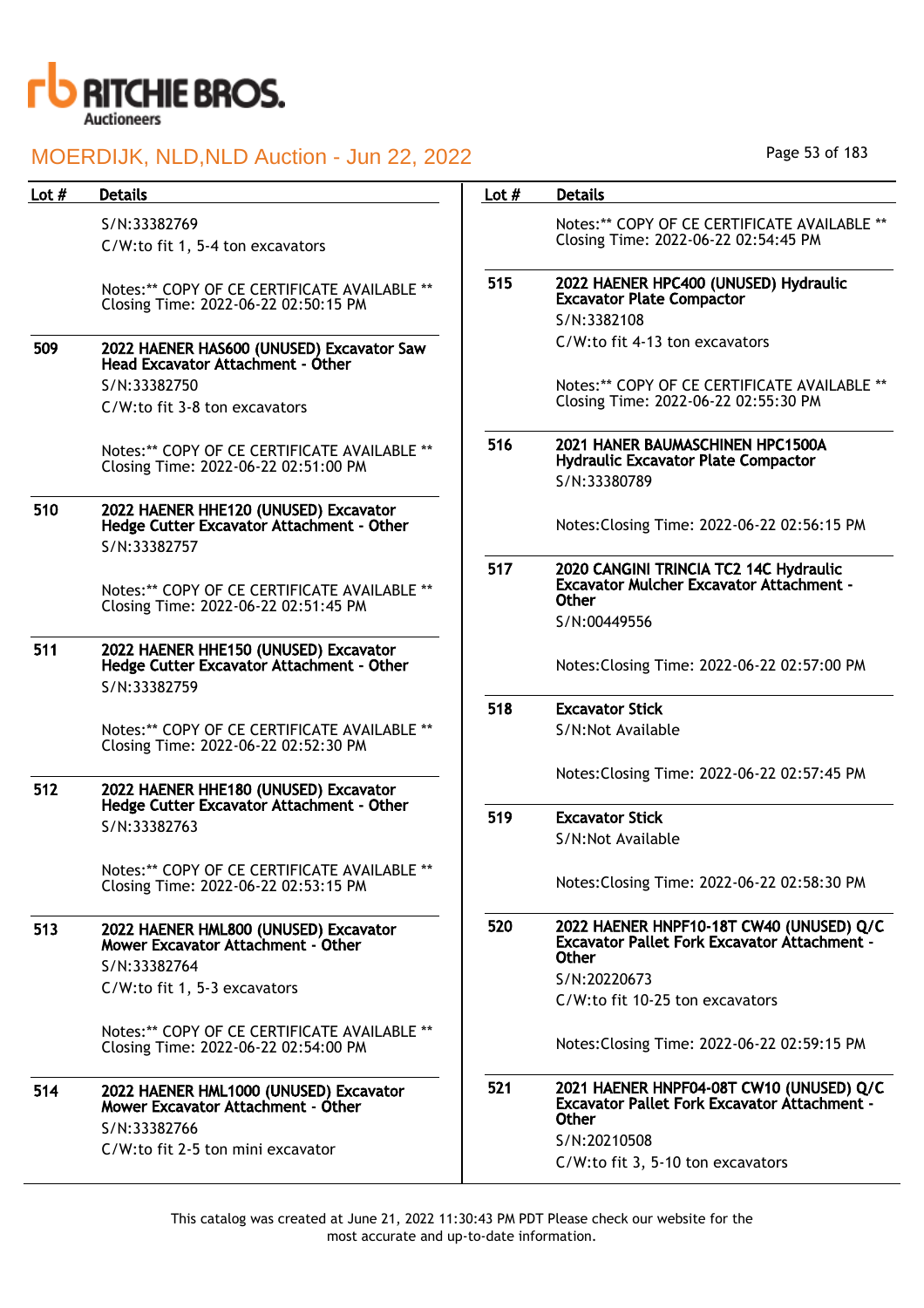| Lot # | Details |
|---|---|
| | S/N:33382769<br>C/W:to fit 1, 5-4 ton excavators<br><br>Notes:** COPY OF CE CERTIFICATE AVAILABLE **<br>Closing Time: 2022-06-22 02:50:15 PM |
| 509 | **2022 HAENER HAS600 (UNUSED) Excavator Saw Head Excavator Attachment - Other**<br>S/N:33382750<br>C/W:to fit 3-8 ton excavators<br><br>Notes:** COPY OF CE CERTIFICATE AVAILABLE **<br>Closing Time: 2022-06-22 02:51:00 PM |
| 510 | **2022 HAENER HHE120 (UNUSED) Excavator Hedge Cutter Excavator Attachment - Other**<br>S/N:33382757<br><br>Notes:** COPY OF CE CERTIFICATE AVAILABLE **<br>Closing Time: 2022-06-22 02:51:45 PM |
| 511 | **2022 HAENER HHE150 (UNUSED) Excavator Hedge Cutter Excavator Attachment - Other**<br>S/N:33382759<br><br>Notes:** COPY OF CE CERTIFICATE AVAILABLE **<br>Closing Time: 2022-06-22 02:52:30 PM |
| 512 | **2022 HAENER HHE180 (UNUSED) Excavator Hedge Cutter Excavator Attachment - Other**<br>S/N:33382763<br><br>Notes:** COPY OF CE CERTIFICATE AVAILABLE **<br>Closing Time: 2022-06-22 02:53:15 PM |
| 513 | **2022 HAENER HML800 (UNUSED) Excavator Mower Excavator Attachment - Other**<br>S/N:33382764<br>C/W:to fit 1, 5-3 excavators<br><br>Notes:** COPY OF CE CERTIFICATE AVAILABLE **<br>Closing Time: 2022-06-22 02:54:00 PM |
| 514 | **2022 HAENER HML1000 (UNUSED) Excavator Mower Excavator Attachment - Other**<br>S/N:33382766<br>C/W:to fit 2-5 ton mini excavator<br><br>Notes:** COPY OF CE CERTIFICATE AVAILABLE **<br>Closing Time: 2022-06-22 02:54:45 PM |
| 515 | **2022 HAENER HPC400 (UNUSED) Hydraulic Excavator Plate Compactor**<br>S/N:3382108<br>C/W:to fit 4-13 ton excavators<br><br>Notes:** COPY OF CE CERTIFICATE AVAILABLE **<br>Closing Time: 2022-06-22 02:55:30 PM |
| 516 | **2021 HANER BAUMASCHINEN HPC1500A Hydraulic Excavator Plate Compactor**<br>S/N:33380789<br><br>Notes:Closing Time: 2022-06-22 02:56:15 PM |
| 517 | **2020 CANGINI TRINCIA TC2 14C Hydraulic Excavator Mulcher Excavator Attachment - Other**<br>S/N:00449556<br><br>Notes:Closing Time: 2022-06-22 02:57:00 PM |
| 518 | **Excavator Stick**<br>S/N:Not Available<br><br>Notes:Closing Time: 2022-06-22 02:57:45 PM |
| 519 | **Excavator Stick**<br>S/N:Not Available<br><br>Notes:Closing Time: 2022-06-22 02:58:30 PM |
| 520 | **2022 HAENER HNPF10-18T CW40 (UNUSED) Q/C Excavator Pallet Fork Excavator Attachment - Other**<br>S/N:20220673<br>C/W:to fit 10-25 ton excavators<br><br>Notes:Closing Time: 2022-06-22 02:59:15 PM |
| 521 | **2021 HAENER HNPF04-08T CW10 (UNUSED) Q/C Excavator Pallet Fork Excavator Attachment - Other**<br>S/N:20210508<br>C/W:to fit 3, 5-10 ton excavators |

This catalog was created at June 21, 2022 11:30:43 PM PDT Please check our website for the most accurate and up-to-date information.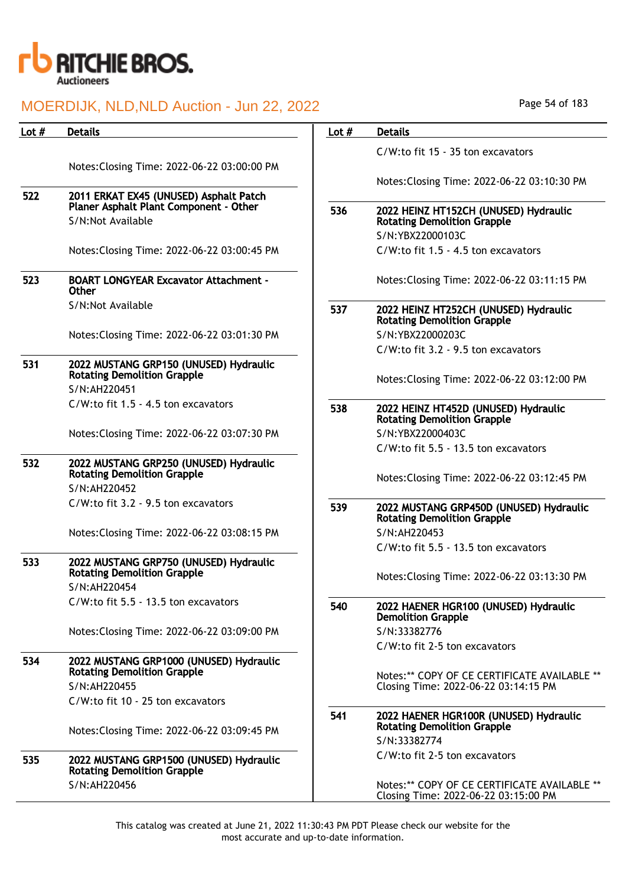| Lot # | Details |
|---|---|
| | Notes:Closing Time: 2022-06-22 03:00:00 PM |
| 522 | **2011 ERKAT EX45 (UNUSED) Asphalt Patch Planer Asphalt Plant Component - Other**<br>S/N:Not Available<br><br>Notes:Closing Time: 2022-06-22 03:00:45 PM |
| 523 | **BOART LONGYEAR Excavator Attachment - Other**<br>S/N:Not Available<br><br>Notes:Closing Time: 2022-06-22 03:01:30 PM |
| 531 | **2022 MUSTANG GRP150 (UNUSED) Hydraulic Rotating Demolition Grapple**<br>S/N:AH220451<br>C/W:to fit 1.5 - 4.5 ton excavators<br><br>Notes:Closing Time: 2022-06-22 03:07:30 PM |
| 532 | **2022 MUSTANG GRP250 (UNUSED) Hydraulic Rotating Demolition Grapple**<br>S/N:AH220452<br>C/W:to fit 3.2 - 9.5 ton excavators<br><br>Notes:Closing Time: 2022-06-22 03:08:15 PM |
| 533 | **2022 MUSTANG GRP750 (UNUSED) Hydraulic Rotating Demolition Grapple**<br>S/N:AH220454<br>C/W:to fit 5.5 - 13.5 ton excavators<br><br>Notes:Closing Time: 2022-06-22 03:09:00 PM |
| 534 | **2022 MUSTANG GRP1000 (UNUSED) Hydraulic Rotating Demolition Grapple**<br>S/N:AH220455<br>C/W:to fit 10 - 25 ton excavators<br><br>Notes:Closing Time: 2022-06-22 03:09:45 PM |
| 535 | **2022 MUSTANG GRP1500 (UNUSED) Hydraulic Rotating Demolition Grapple**<br>S/N:AH220456<br>C/W:to fit 15 - 35 ton excavators<br><br>Notes:Closing Time: 2022-06-22 03:10:30 PM |
| 536 | **2022 HEINZ HT152CH (UNUSED) Hydraulic Rotating Demolition Grapple**<br>S/N:YBX22000103C<br>C/W:to fit 1.5 - 4.5 ton excavators<br><br>Notes:Closing Time: 2022-06-22 03:11:15 PM |
| 537 | **2022 HEINZ HT252CH (UNUSED) Hydraulic Rotating Demolition Grapple**<br>S/N:YBX22000203C<br>C/W:to fit 3.2 - 9.5 ton excavators<br><br>Notes:Closing Time: 2022-06-22 03:12:00 PM |
| 538 | **2022 HEINZ HT452D (UNUSED) Hydraulic Rotating Demolition Grapple**<br>S/N:YBX22000403C<br>C/W:to fit 5.5 - 13.5 ton excavators<br><br>Notes:Closing Time: 2022-06-22 03:12:45 PM |
| 539 | **2022 MUSTANG GRP450D (UNUSED) Hydraulic Rotating Demolition Grapple**<br>S/N:AH220453<br>C/W:to fit 5.5 - 13.5 ton excavators<br><br>Notes:Closing Time: 2022-06-22 03:13:30 PM |
| 540 | **2022 HAENER HGR100 (UNUSED) Hydraulic Demolition Grapple**<br>S/N:33382776<br>C/W:to fit 2-5 ton excavators<br><br>Notes:** COPY OF CE CERTIFICATE AVAILABLE ** Closing Time: 2022-06-22 03:14:15 PM |
| 541 | **2022 HAENER HGR100R (UNUSED) Hydraulic Rotating Demolition Grapple**<br>S/N:33382774<br>C/W:to fit 2-5 ton excavators<br><br>Notes:** COPY OF CE CERTIFICATE AVAILABLE ** Closing Time: 2022-06-22 03:15:00 PM |

This catalog was created at June 21, 2022 11:30:43 PM PDT Please check our website for the most accurate and up-to-date information.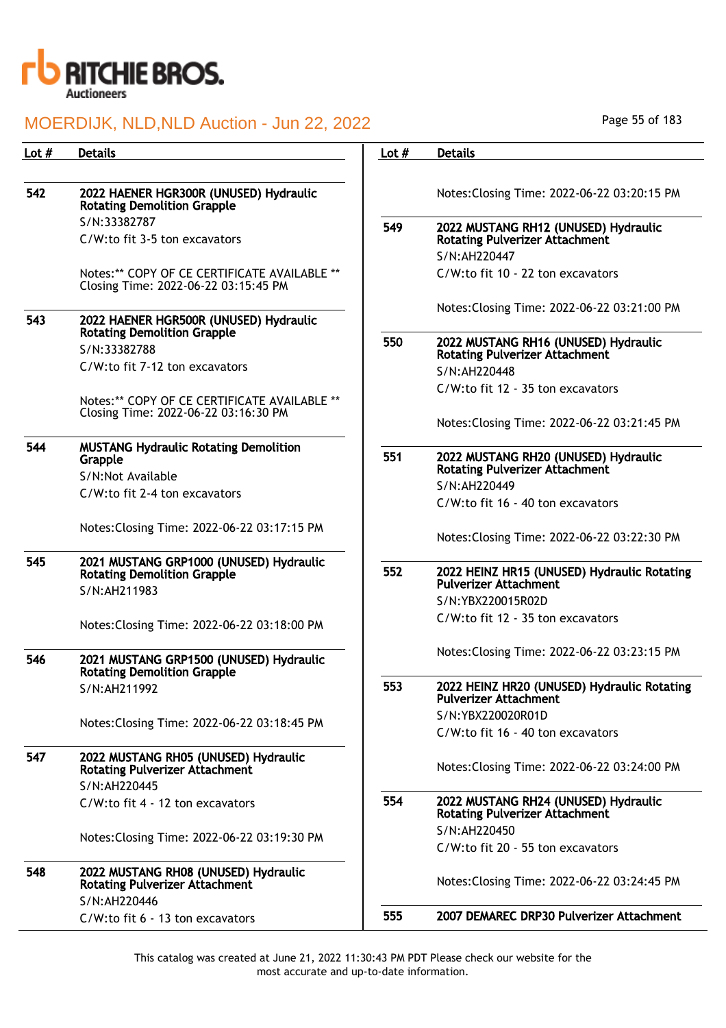| Lot # | Details |
|---|---|
| 542 | **2022 HAENER HGR300R (UNUSED) Hydraulic Rotating Demolition Grapple**<br>S/N:33382787<br>C/W:to fit 3-5 ton excavators<br><br>Notes:** COPY OF CE CERTIFICATE AVAILABLE **<br>Closing Time: 2022-06-22 03:15:45 PM |
| 543 | **2022 HAENER HGR500R (UNUSED) Hydraulic Rotating Demolition Grapple**<br>S/N:33382788<br>C/W:to fit 7-12 ton excavators<br><br>Notes:** COPY OF CE CERTIFICATE AVAILABLE **<br>Closing Time: 2022-06-22 03:16:30 PM |
| 544 | **MUSTANG Hydraulic Rotating Demolition Grapple**<br>S/N:Not Available<br>C/W:to fit 2-4 ton excavators<br><br>Notes:Closing Time: 2022-06-22 03:17:15 PM |
| 545 | **2021 MUSTANG GRP1000 (UNUSED) Hydraulic Rotating Demolition Grapple**<br>S/N:AH211983<br><br>Notes:Closing Time: 2022-06-22 03:18:00 PM |
| 546 | **2021 MUSTANG GRP1500 (UNUSED) Hydraulic Rotating Demolition Grapple**<br>S/N:AH211992<br><br>Notes:Closing Time: 2022-06-22 03:18:45 PM |
| 547 | **2022 MUSTANG RH05 (UNUSED) Hydraulic Rotating Pulverizer Attachment**<br>S/N:AH220445<br>C/W:to fit 4 - 12 ton excavators<br><br>Notes:Closing Time: 2022-06-22 03:19:30 PM |
| 548 | **2022 MUSTANG RH08 (UNUSED) Hydraulic Rotating Pulverizer Attachment**<br>S/N:AH220446<br>C/W:to fit 6 - 13 ton excavators<br><br>Notes:Closing Time: 2022-06-22 03:20:15 PM |
| 549 | **2022 MUSTANG RH12 (UNUSED) Hydraulic Rotating Pulverizer Attachment**<br>S/N:AH220447<br>C/W:to fit 10 - 22 ton excavators<br><br>Notes:Closing Time: 2022-06-22 03:21:00 PM |
| 550 | **2022 MUSTANG RH16 (UNUSED) Hydraulic Rotating Pulverizer Attachment**<br>S/N:AH220448<br>C/W:to fit 12 - 35 ton excavators<br><br>Notes:Closing Time: 2022-06-22 03:21:45 PM |
| 551 | **2022 MUSTANG RH20 (UNUSED) Hydraulic Rotating Pulverizer Attachment**<br>S/N:AH220449<br>C/W:to fit 16 - 40 ton excavators<br><br>Notes:Closing Time: 2022-06-22 03:22:30 PM |
| 552 | **2022 HEINZ HR15 (UNUSED) Hydraulic Rotating Pulverizer Attachment**<br>S/N:YBX220015R02D<br>C/W:to fit 12 - 35 ton excavators<br><br>Notes:Closing Time: 2022-06-22 03:23:15 PM |
| 553 | **2022 HEINZ HR20 (UNUSED) Hydraulic Rotating Pulverizer Attachment**<br>S/N:YBX220020R01D<br>C/W:to fit 16 - 40 ton excavators<br><br>Notes:Closing Time: 2022-06-22 03:24:00 PM |
| 554 | **2022 MUSTANG RH24 (UNUSED) Hydraulic Rotating Pulverizer Attachment**<br>S/N:AH220450<br>C/W:to fit 20 - 55 ton excavators<br><br>Notes:Closing Time: 2022-06-22 03:24:45 PM |
| 555 | **2007 DEMAREC DRP30 Pulverizer Attachment** |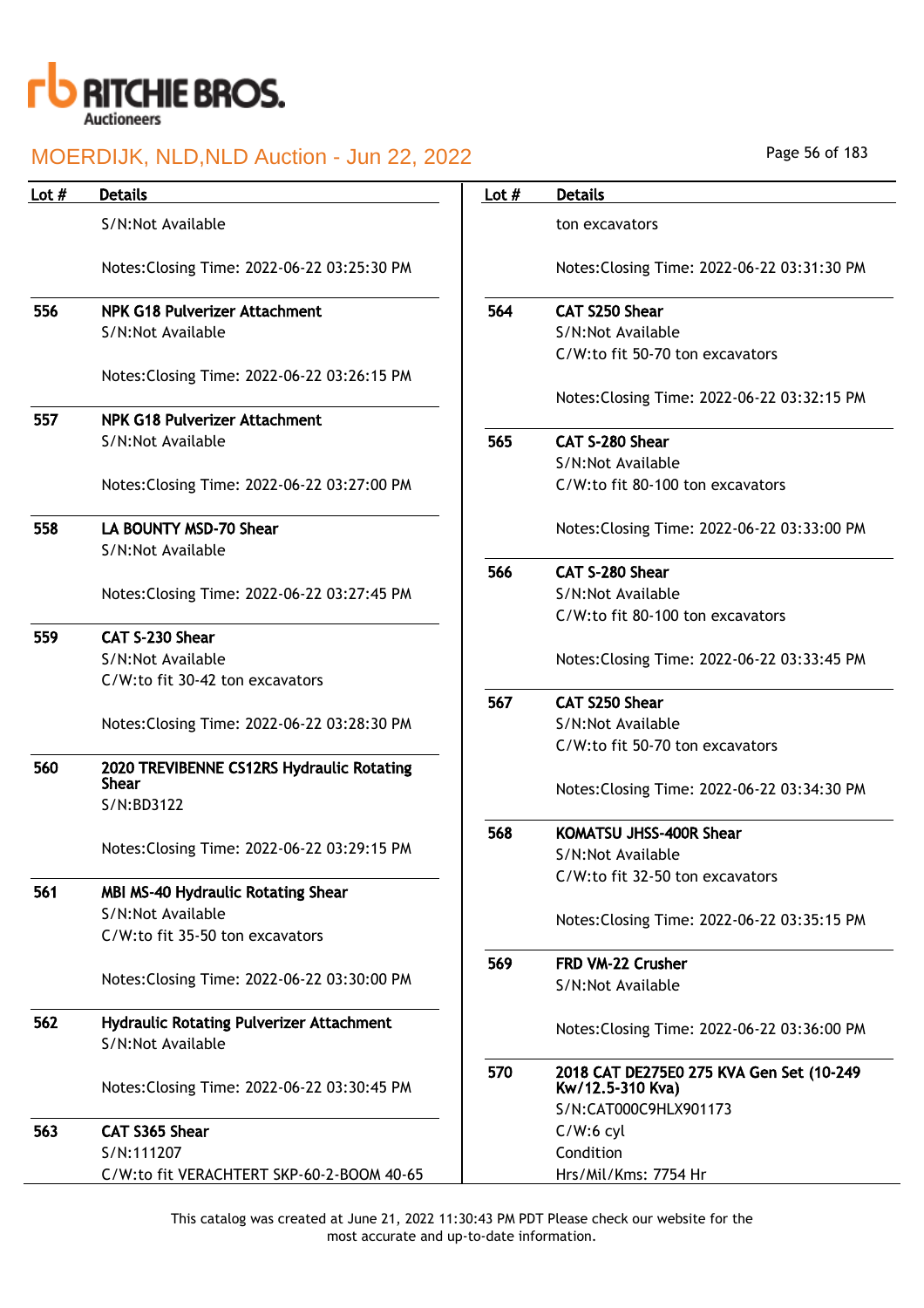| Lot # | Details |
|---|---|
| | S/N:Not Available<br><br>Notes:Closing Time: 2022-06-22 03:25:30 PM |
| 556 | **NPK G18 Pulverizer Attachment**<br>S/N:Not Available<br><br>Notes:Closing Time: 2022-06-22 03:26:15 PM |
| 557 | **NPK G18 Pulverizer Attachment**<br>S/N:Not Available<br><br>Notes:Closing Time: 2022-06-22 03:27:00 PM |
| 558 | **LA BOUNTY MSD-70 Shear**<br>S/N:Not Available<br><br>Notes:Closing Time: 2022-06-22 03:27:45 PM |
| 559 | **CAT S-230 Shear**<br>S/N:Not Available<br>C/W:to fit 30-42 ton excavators<br><br>Notes:Closing Time: 2022-06-22 03:28:30 PM |
| 560 | **2020 TREVIBENNE CS12RS Hydraulic Rotating Shear**<br>S/N:BD3122<br><br>Notes:Closing Time: 2022-06-22 03:29:15 PM |
| 561 | **MBI MS-40 Hydraulic Rotating Shear**<br>S/N:Not Available<br>C/W:to fit 35-50 ton excavators<br><br>Notes:Closing Time: 2022-06-22 03:30:00 PM |
| 562 | **Hydraulic Rotating Pulverizer Attachment**<br>S/N:Not Available<br><br>Notes:Closing Time: 2022-06-22 03:30:45 PM |
| 563 | **CAT S365 Shear**<br>S/N:111207<br>C/W:to fit VERACHTERT SKP-60-2-BOOM 40-65 ton excavators<br><br>Notes:Closing Time: 2022-06-22 03:31:30 PM |
| 564 | **CAT S250 Shear**<br>S/N:Not Available<br>C/W:to fit 50-70 ton excavators<br><br>Notes:Closing Time: 2022-06-22 03:32:15 PM |
| 565 | **CAT S-280 Shear**<br>S/N:Not Available<br>C/W:to fit 80-100 ton excavators<br><br>Notes:Closing Time: 2022-06-22 03:33:00 PM |
| 566 | **CAT S-280 Shear**<br>S/N:Not Available<br>C/W:to fit 80-100 ton excavators<br><br>Notes:Closing Time: 2022-06-22 03:33:45 PM |
| 567 | **CAT S250 Shear**<br>S/N:Not Available<br>C/W:to fit 50-70 ton excavators<br><br>Notes:Closing Time: 2022-06-22 03:34:30 PM |
| 568 | **KOMATSU JHSS-400R Shear**<br>S/N:Not Available<br>C/W:to fit 32-50 ton excavators<br><br>Notes:Closing Time: 2022-06-22 03:35:15 PM |
| 569 | **FRD VM-22 Crusher**<br>S/N:Not Available<br><br>Notes:Closing Time: 2022-06-22 03:36:00 PM |
| 570 | **2018 CAT DE275E0 275 KVA Gen Set (10-249 Kw/12.5-310 Kva)**<br>S/N:CAT000C9HLX901173<br>C/W:6 cyl<br>Condition<br>Hrs/Mil/Kms: 7754 Hr |

This catalog was created at June 21, 2022 11:30:43 PM PDT Please check our website for the most accurate and up-to-date information.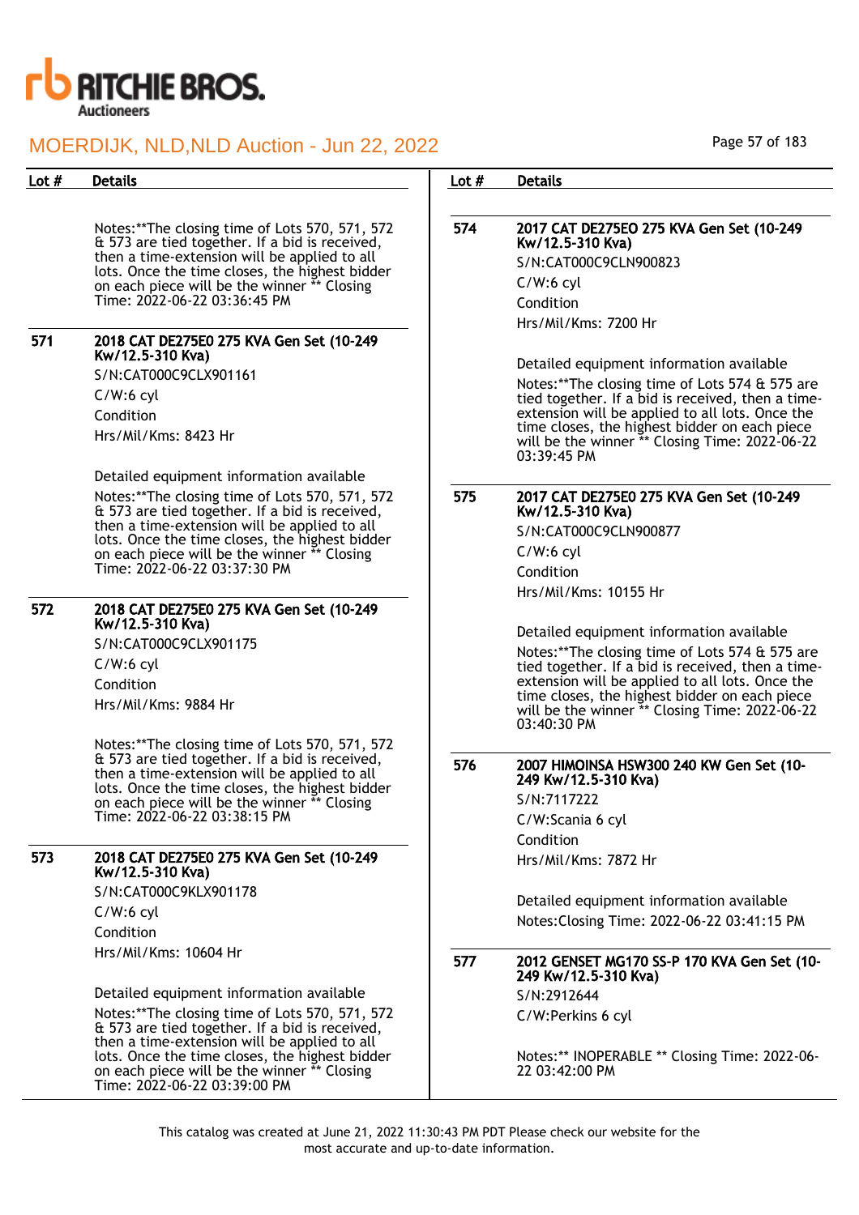| Lot # | Details |
|---|---|
| | Notes:**The closing time of Lots 570, 571, 572 & 573 are tied together. If a bid is received, then a time-extension will be applied to all lots. Once the time closes, the highest bidder on each piece will be the winner ** Closing Time: 2022-06-22 03:36:45 PM |
| **571** | **2018 CAT DE275E0 275 KVA Gen Set (10-249 Kw/12.5-310 Kva)**<br>S/N:CAT000C9CLX901161<br>C/W:6 cyl<br>Condition<br>Hrs/Mil/Kms: 8423 Hr<br><br>Detailed equipment information available<br>Notes:**The closing time of Lots 570, 571, 572 & 573 are tied together. If a bid is received, then a time-extension will be applied to all lots. Once the time closes, the highest bidder on each piece will be the winner ** Closing Time: 2022-06-22 03:37:30 PM |
| **572** | **2018 CAT DE275E0 275 KVA Gen Set (10-249 Kw/12.5-310 Kva)**<br>S/N:CAT000C9CLX901175<br>C/W:6 cyl<br>Condition<br>Hrs/Mil/Kms: 9884 Hr<br><br>Notes:**The closing time of Lots 570, 571, 572 & 573 are tied together. If a bid is received, then a time-extension will be applied to all lots. Once the time closes, the highest bidder on each piece will be the winner ** Closing Time: 2022-06-22 03:38:15 PM |
| **573** | **2018 CAT DE275E0 275 KVA Gen Set (10-249 Kw/12.5-310 Kva)**<br>S/N:CAT000C9KLX901178<br>C/W:6 cyl<br>Condition<br>Hrs/Mil/Kms: 10604 Hr<br><br>Detailed equipment information available<br>Notes:**The closing time of Lots 570, 571, 572 & 573 are tied together. If a bid is received, then a time-extension will be applied to all lots. Once the time closes, the highest bidder on each piece will be the winner ** Closing Time: 2022-06-22 03:39:00 PM |
| **574** | **2017 CAT DE275EO 275 KVA Gen Set (10-249 Kw/12.5-310 Kva)**<br>S/N:CAT000C9CLN900823<br>C/W:6 cyl<br>Condition<br>Hrs/Mil/Kms: 7200 Hr<br><br>Detailed equipment information available<br>Notes:**The closing time of Lots 574 & 575 are tied together. If a bid is received, then a time-extension will be applied to all lots. Once the time closes, the highest bidder on each piece will be the winner ** Closing Time: 2022-06-22 03:39:45 PM |
| **575** | **2017 CAT DE275E0 275 KVA Gen Set (10-249 Kw/12.5-310 Kva)**<br>S/N:CAT000C9CLN900877<br>C/W:6 cyl<br>Condition<br>Hrs/Mil/Kms: 10155 Hr<br><br>Detailed equipment information available<br>Notes:**The closing time of Lots 574 & 575 are tied together. If a bid is received, then a time-extension will be applied to all lots. Once the time closes, the highest bidder on each piece will be the winner ** Closing Time: 2022-06-22 03:40:30 PM |
| **576** | **2007 HIMOINSA HSW300 240 KW Gen Set (10-249 Kw/12.5-310 Kva)**<br>S/N:7117222<br>C/W:Scania 6 cyl<br>Condition<br>Hrs/Mil/Kms: 7872 Hr<br><br>Detailed equipment information available<br>Notes:Closing Time: 2022-06-22 03:41:15 PM |
| **577** | **2012 GENSET MG170 SS-P 170 KVA Gen Set (10-249 Kw/12.5-310 Kva)**<br>S/N:2912644<br>C/W:Perkins 6 cyl<br><br>Notes:** INOPERABLE ** Closing Time: 2022-06-22 03:42:00 PM |

This catalog was created at June 21, 2022 11:30:43 PM PDT Please check our website for the most accurate and up-to-date information.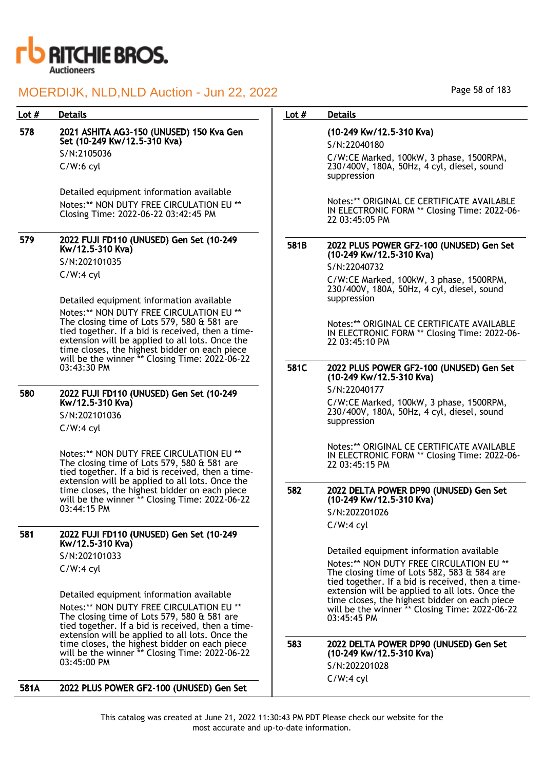MOERDIJK, NLD,NLD Auction - Jun 22, 2022

| Lot # | Details |
|---|---|
| 578 | **2021 ASHITA AG3-150 (UNUSED) 150 Kva Gen Set (10-249 Kw/12.5-310 Kva)**<br>S/N:2105036<br>C/W:6 cyl<br><br>Detailed equipment information available<br>Notes:** NON DUTY FREE CIRCULATION EU ** Closing Time: 2022-06-22 03:42:45 PM |
| 579 | **2022 FUJI FD110 (UNUSED) Gen Set (10-249 Kw/12.5-310 Kva)**<br>S/N:202101035<br>C/W:4 cyl<br><br>Detailed equipment information available<br>Notes:** NON DUTY FREE CIRCULATION EU ** The closing time of Lots 579, 580 & 581 are tied together. If a bid is received, then a time-extension will be applied to all lots. Once the time closes, the highest bidder on each piece will be the winner ** Closing Time: 2022-06-22 03:43:30 PM |
| 580 | **2022 FUJI FD110 (UNUSED) Gen Set (10-249 Kw/12.5-310 Kva)**<br>S/N:202101036<br>C/W:4 cyl<br><br>Notes:** NON DUTY FREE CIRCULATION EU ** The closing time of Lots 579, 580 & 581 are tied together. If a bid is received, then a time-extension will be applied to all lots. Once the time closes, the highest bidder on each piece will be the winner ** Closing Time: 2022-06-22 03:44:15 PM |
| 581 | **2022 FUJI FD110 (UNUSED) Gen Set (10-249 Kw/12.5-310 Kva)**<br>S/N:202101033<br>C/W:4 cyl<br><br>Detailed equipment information available<br>Notes:** NON DUTY FREE CIRCULATION EU ** The closing time of Lots 579, 580 & 581 are tied together. If a bid is received, then a time-extension will be applied to all lots. Once the time closes, the highest bidder on each piece will be the winner ** Closing Time: 2022-06-22 03:45:00 PM |
| 581A | **2022 PLUS POWER GF2-100 (UNUSED) Gen Set (10-249 Kw/12.5-310 Kva)**<br>S/N:22040180<br>C/W:CE Marked, 100kW, 3 phase, 1500RPM, 230/400V, 180A, 50Hz, 4 cyl, diesel, sound suppression<br><br>Notes:** ORIGINAL CE CERTIFICATE AVAILABLE IN ELECTRONIC FORM ** Closing Time: 2022-06-22 03:45:05 PM |
| 581B | **2022 PLUS POWER GF2-100 (UNUSED) Gen Set (10-249 Kw/12.5-310 Kva)**<br>S/N:22040732<br>C/W:CE Marked, 100kW, 3 phase, 1500RPM, 230/400V, 180A, 50Hz, 4 cyl, diesel, sound suppression<br><br>Notes:** ORIGINAL CE CERTIFICATE AVAILABLE IN ELECTRONIC FORM ** Closing Time: 2022-06-22 03:45:10 PM |
| 581C | **2022 PLUS POWER GF2-100 (UNUSED) Gen Set (10-249 Kw/12.5-310 Kva)**<br>S/N:22040177<br>C/W:CE Marked, 100kW, 3 phase, 1500RPM, 230/400V, 180A, 50Hz, 4 cyl, diesel, sound suppression<br><br>Notes:** ORIGINAL CE CERTIFICATE AVAILABLE IN ELECTRONIC FORM ** Closing Time: 2022-06-22 03:45:15 PM |
| 582 | **2022 DELTA POWER DP90 (UNUSED) Gen Set (10-249 Kw/12.5-310 Kva)**<br>S/N:202201026<br>C/W:4 cyl<br><br>Detailed equipment information available<br>Notes:** NON DUTY FREE CIRCULATION EU ** The closing time of Lots 582, 583 & 584 are tied together. If a bid is received, then a time-extension will be applied to all lots. Once the time closes, the highest bidder on each piece will be the winner ** Closing Time: 2022-06-22 03:45:45 PM |
| 583 | **2022 DELTA POWER DP90 (UNUSED) Gen Set (10-249 Kw/12.5-310 Kva)**<br>S/N:202201028<br>C/W:4 cyl |

This catalog was created at June 21, 2022 11:30:43 PM PDT Please check our website for the most accurate and up-to-date information.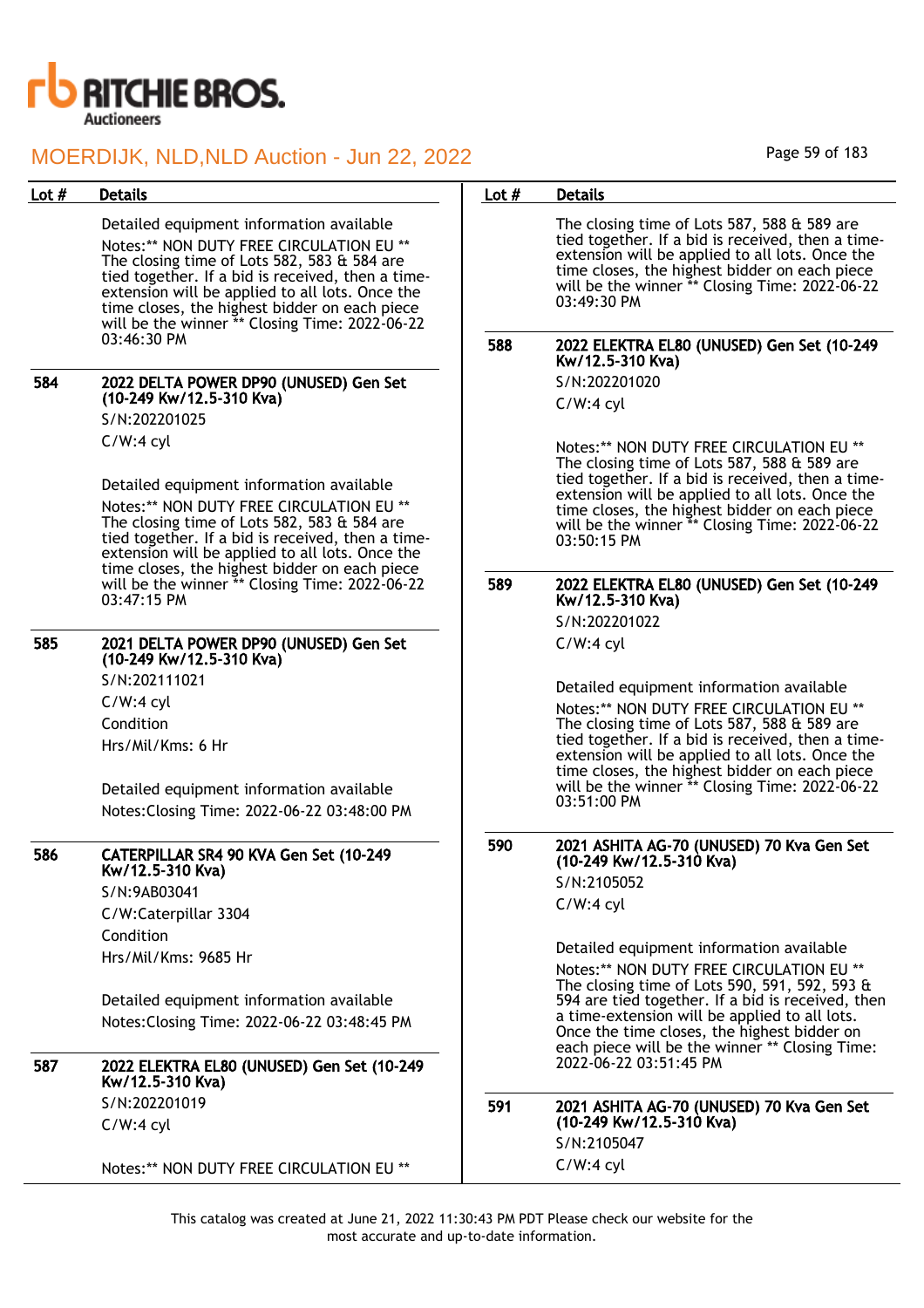# MOERDIJK, NLD,NLD Auction - Jun 22, 2022

| Lot # | Details |
|---|---|
| | Detailed equipment information available<br>Notes:** NON DUTY FREE CIRCULATION EU ** The closing time of Lots 582, 583 & 584 are tied together. If a bid is received, then a time-extension will be applied to all lots. Once the time closes, the highest bidder on each piece will be the winner ** Closing Time: 2022-06-22 03:46:30 PM |
| 584 | **2022 DELTA POWER DP90 (UNUSED) Gen Set (10-249 Kw/12.5-310 Kva)**<br>S/N:202201025<br>C/W:4 cyl<br>Detailed equipment information available<br>Notes:** NON DUTY FREE CIRCULATION EU ** The closing time of Lots 582, 583 & 584 are tied together. If a bid is received, then a time-extension will be applied to all lots. Once the time closes, the highest bidder on each piece will be the winner ** Closing Time: 2022-06-22 03:47:15 PM |
| 585 | **2021 DELTA POWER DP90 (UNUSED) Gen Set (10-249 Kw/12.5-310 Kva)**<br>S/N:202111021<br>C/W:4 cyl<br>Condition<br>Hrs/Mil/Kms: 6 Hr<br>Detailed equipment information available<br>Notes:Closing Time: 2022-06-22 03:48:00 PM |
| 586 | **CATERPILLAR SR4 90 KVA Gen Set (10-249 Kw/12.5-310 Kva)**<br>S/N:9AB03041<br>C/W:Caterpillar 3304<br>Condition<br>Hrs/Mil/Kms: 9685 Hr<br>Detailed equipment information available<br>Notes:Closing Time: 2022-06-22 03:48:45 PM |
| 587 | **2022 ELEKTRA EL80 (UNUSED) Gen Set (10-249 Kw/12.5-310 Kva)**<br>S/N:202201019<br>C/W:4 cyl<br>Notes:** NON DUTY FREE CIRCULATION EU ** The closing time of Lots 587, 588 & 589 are tied together. If a bid is received, then a time-extension will be applied to all lots. Once the time closes, the highest bidder on each piece will be the winner ** Closing Time: 2022-06-22 03:49:30 PM |
| 588 | **2022 ELEKTRA EL80 (UNUSED) Gen Set (10-249 Kw/12.5-310 Kva)**<br>S/N:202201020<br>C/W:4 cyl<br>Notes:** NON DUTY FREE CIRCULATION EU ** The closing time of Lots 587, 588 & 589 are tied together. If a bid is received, then a time-extension will be applied to all lots. Once the time closes, the highest bidder on each piece will be the winner ** Closing Time: 2022-06-22 03:50:15 PM |
| 589 | **2022 ELEKTRA EL80 (UNUSED) Gen Set (10-249 Kw/12.5-310 Kva)**<br>S/N:202201022<br>C/W:4 cyl<br>Detailed equipment information available<br>Notes:** NON DUTY FREE CIRCULATION EU ** The closing time of Lots 587, 588 & 589 are tied together. If a bid is received, then a time-extension will be applied to all lots. Once the time closes, the highest bidder on each piece will be the winner ** Closing Time: 2022-06-22 03:51:00 PM |
| 590 | **2021 ASHITA AG-70 (UNUSED) 70 Kva Gen Set (10-249 Kw/12.5-310 Kva)**<br>S/N:2105052<br>C/W:4 cyl<br>Detailed equipment information available<br>Notes:** NON DUTY FREE CIRCULATION EU ** The closing time of Lots 590, 591, 592, 593 & 594 are tied together. If a bid is received, then a time-extension will be applied to all lots. Once the time closes, the highest bidder on each piece will be the winner ** Closing Time: 2022-06-22 03:51:45 PM |
| 591 | **2021 ASHITA AG-70 (UNUSED) 70 Kva Gen Set (10-249 Kw/12.5-310 Kva)**<br>S/N:2105047<br>C/W:4 cyl |

This catalog was created at June 21, 2022 11:30:43 PM PDT Please check our website for the most accurate and up-to-date information.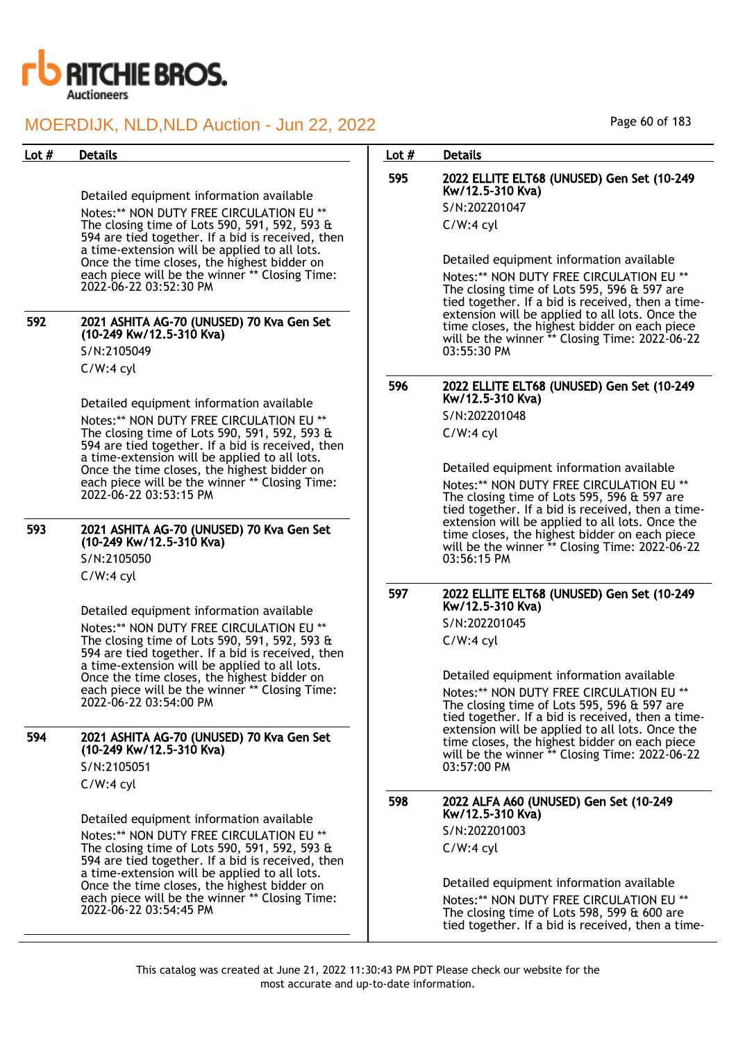| Lot # | Details |
| --- | --- |
| | Detailed equipment information available<br>Notes:** NON DUTY FREE CIRCULATION EU ** The closing time of Lots 590, 591, 592, 593 & 594 are tied together. If a bid is received, then a time-extension will be applied to all lots. Once the time closes, the highest bidder on each piece will be the winner ** Closing Time: 2022-06-22 03:52:30 PM |
| 592 | **2021 ASHITA AG-70 (UNUSED) 70 Kva Gen Set (10-249 Kw/12.5-310 Kva)**<br>S/N:2105049<br>C/W:4 cyl<br>Detailed equipment information available<br>Notes:** NON DUTY FREE CIRCULATION EU ** The closing time of Lots 590, 591, 592, 593 & 594 are tied together. If a bid is received, then a time-extension will be applied to all lots. Once the time closes, the highest bidder on each piece will be the winner ** Closing Time: 2022-06-22 03:53:15 PM |
| 593 | **2021 ASHITA AG-70 (UNUSED) 70 Kva Gen Set (10-249 Kw/12.5-310 Kva)**<br>S/N:2105050<br>C/W:4 cyl<br>Detailed equipment information available<br>Notes:** NON DUTY FREE CIRCULATION EU ** The closing time of Lots 590, 591, 592, 593 & 594 are tied together. If a bid is received, then a time-extension will be applied to all lots. Once the time closes, the highest bidder on each piece will be the winner ** Closing Time: 2022-06-22 03:54:00 PM |
| 594 | **2021 ASHITA AG-70 (UNUSED) 70 Kva Gen Set (10-249 Kw/12.5-310 Kva)**<br>S/N:2105051<br>C/W:4 cyl<br>Detailed equipment information available<br>Notes:** NON DUTY FREE CIRCULATION EU ** The closing time of Lots 590, 591, 592, 593 & 594 are tied together. If a bid is received, then a time-extension will be applied to all lots. Once the time closes, the highest bidder on each piece will be the winner ** Closing Time: 2022-06-22 03:54:45 PM |
| 595 | **2022 ELLITE ELT68 (UNUSED) Gen Set (10-249 Kw/12.5-310 Kva)**<br>S/N:202201047<br>C/W:4 cyl<br>Detailed equipment information available<br>Notes:** NON DUTY FREE CIRCULATION EU ** The closing time of Lots 595, 596 & 597 are tied together. If a bid is received, then a time-extension will be applied to all lots. Once the time closes, the highest bidder on each piece will be the winner ** Closing Time: 2022-06-22 03:55:30 PM |
| 596 | **2022 ELLITE ELT68 (UNUSED) Gen Set (10-249 Kw/12.5-310 Kva)**<br>S/N:202201048<br>C/W:4 cyl<br>Detailed equipment information available<br>Notes:** NON DUTY FREE CIRCULATION EU ** The closing time of Lots 595, 596 & 597 are tied together. If a bid is received, then a time-extension will be applied to all lots. Once the time closes, the highest bidder on each piece will be the winner ** Closing Time: 2022-06-22 03:56:15 PM |
| 597 | **2022 ELLITE ELT68 (UNUSED) Gen Set (10-249 Kw/12.5-310 Kva)**<br>S/N:202201045<br>C/W:4 cyl<br>Detailed equipment information available<br>Notes:** NON DUTY FREE CIRCULATION EU ** The closing time of Lots 595, 596 & 597 are tied together. If a bid is received, then a time-extension will be applied to all lots. Once the time closes, the highest bidder on each piece will be the winner ** Closing Time: 2022-06-22 03:57:00 PM |
| 598 | **2022 ALFA A60 (UNUSED) Gen Set (10-249 Kw/12.5-310 Kva)**<br>S/N:202201003<br>C/W:4 cyl<br>Detailed equipment information available<br>Notes:** NON DUTY FREE CIRCULATION EU ** The closing time of Lots 598, 599 & 600 are tied together. If a bid is received, then a time- |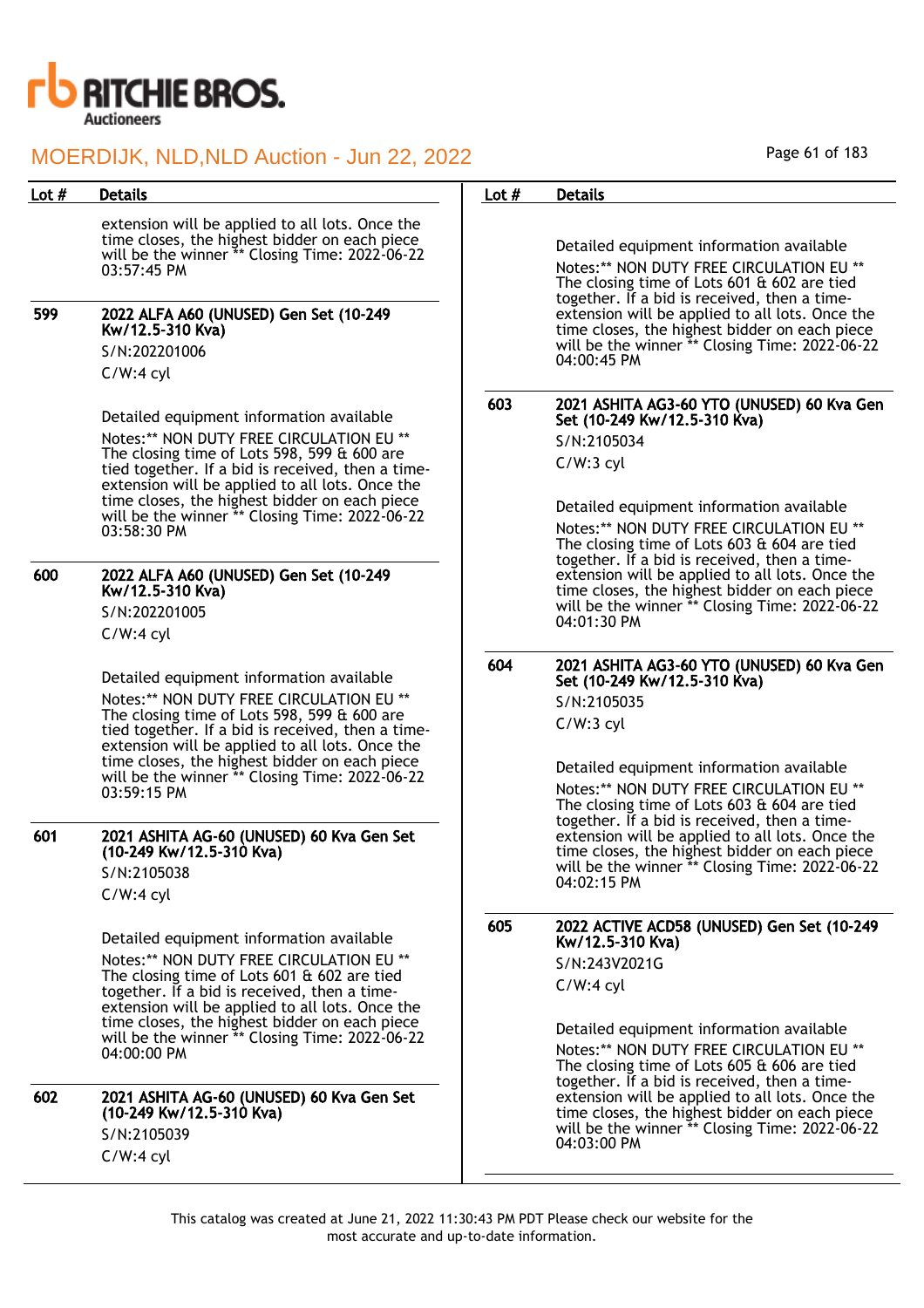# MOERDIJK, NLD,NLD Auction - Jun 22, 2022

| Lot # | Details |
|---|---|
| | extension will be applied to all lots. Once the time closes, the highest bidder on each piece will be the winner ** Closing Time: 2022-06-22 03:57:45 PM |
| 599 | **2022 ALFA A60 (UNUSED) Gen Set (10-249 Kw/12.5-310 Kva)**<br>S/N:202201006<br>C/W:4 cyl<br><br>Detailed equipment information available<br>Notes:** NON DUTY FREE CIRCULATION EU ** The closing time of Lots 598, 599 & 600 are tied together. If a bid is received, then a time-extension will be applied to all lots. Once the time closes, the highest bidder on each piece will be the winner ** Closing Time: 2022-06-22 03:58:30 PM |
| 600 | **2022 ALFA A60 (UNUSED) Gen Set (10-249 Kw/12.5-310 Kva)**<br>S/N:202201005<br>C/W:4 cyl<br><br>Detailed equipment information available<br>Notes:** NON DUTY FREE CIRCULATION EU ** The closing time of Lots 598, 599 & 600 are tied together. If a bid is received, then a time-extension will be applied to all lots. Once the time closes, the highest bidder on each piece will be the winner ** Closing Time: 2022-06-22 03:59:15 PM |
| 601 | **2021 ASHITA AG-60 (UNUSED) 60 Kva Gen Set (10-249 Kw/12.5-310 Kva)**<br>S/N:2105038<br>C/W:4 cyl<br><br>Detailed equipment information available<br>Notes:** NON DUTY FREE CIRCULATION EU ** The closing time of Lots 601 & 602 are tied together. If a bid is received, then a time-extension will be applied to all lots. Once the time closes, the highest bidder on each piece will be the winner ** Closing Time: 2022-06-22 04:00:00 PM |
| 602 | **2021 ASHITA AG-60 (UNUSED) 60 Kva Gen Set (10-249 Kw/12.5-310 Kva)**<br>S/N:2105039<br>C/W:4 cyl<br><br>Detailed equipment information available<br>Notes:** NON DUTY FREE CIRCULATION EU ** The closing time of Lots 601 & 602 are tied together. If a bid is received, then a time-extension will be applied to all lots. Once the time closes, the highest bidder on each piece will be the winner ** Closing Time: 2022-06-22 04:00:45 PM |
| 603 | **2021 ASHITA AG3-60 YTO (UNUSED) 60 Kva Gen Set (10-249 Kw/12.5-310 Kva)**<br>S/N:2105034<br>C/W:3 cyl<br><br>Detailed equipment information available<br>Notes:** NON DUTY FREE CIRCULATION EU ** The closing time of Lots 603 & 604 are tied together. If a bid is received, then a time-extension will be applied to all lots. Once the time closes, the highest bidder on each piece will be the winner ** Closing Time: 2022-06-22 04:01:30 PM |
| 604 | **2021 ASHITA AG3-60 YTO (UNUSED) 60 Kva Gen Set (10-249 Kw/12.5-310 Kva)**<br>S/N:2105035<br>C/W:3 cyl<br><br>Detailed equipment information available<br>Notes:** NON DUTY FREE CIRCULATION EU ** The closing time of Lots 603 & 604 are tied together. If a bid is received, then a time-extension will be applied to all lots. Once the time closes, the highest bidder on each piece will be the winner ** Closing Time: 2022-06-22 04:02:15 PM |
| 605 | **2022 ACTIVE ACD58 (UNUSED) Gen Set (10-249 Kw/12.5-310 Kva)**<br>S/N:243V2021G<br>C/W:4 cyl<br><br>Detailed equipment information available<br>Notes:** NON DUTY FREE CIRCULATION EU ** The closing time of Lots 605 & 606 are tied together. If a bid is received, then a time-extension will be applied to all lots. Once the time closes, the highest bidder on each piece will be the winner ** Closing Time: 2022-06-22 04:03:00 PM |

This catalog was created at June 21, 2022 11:30:43 PM PDT Please check our website for the most accurate and up-to-date information.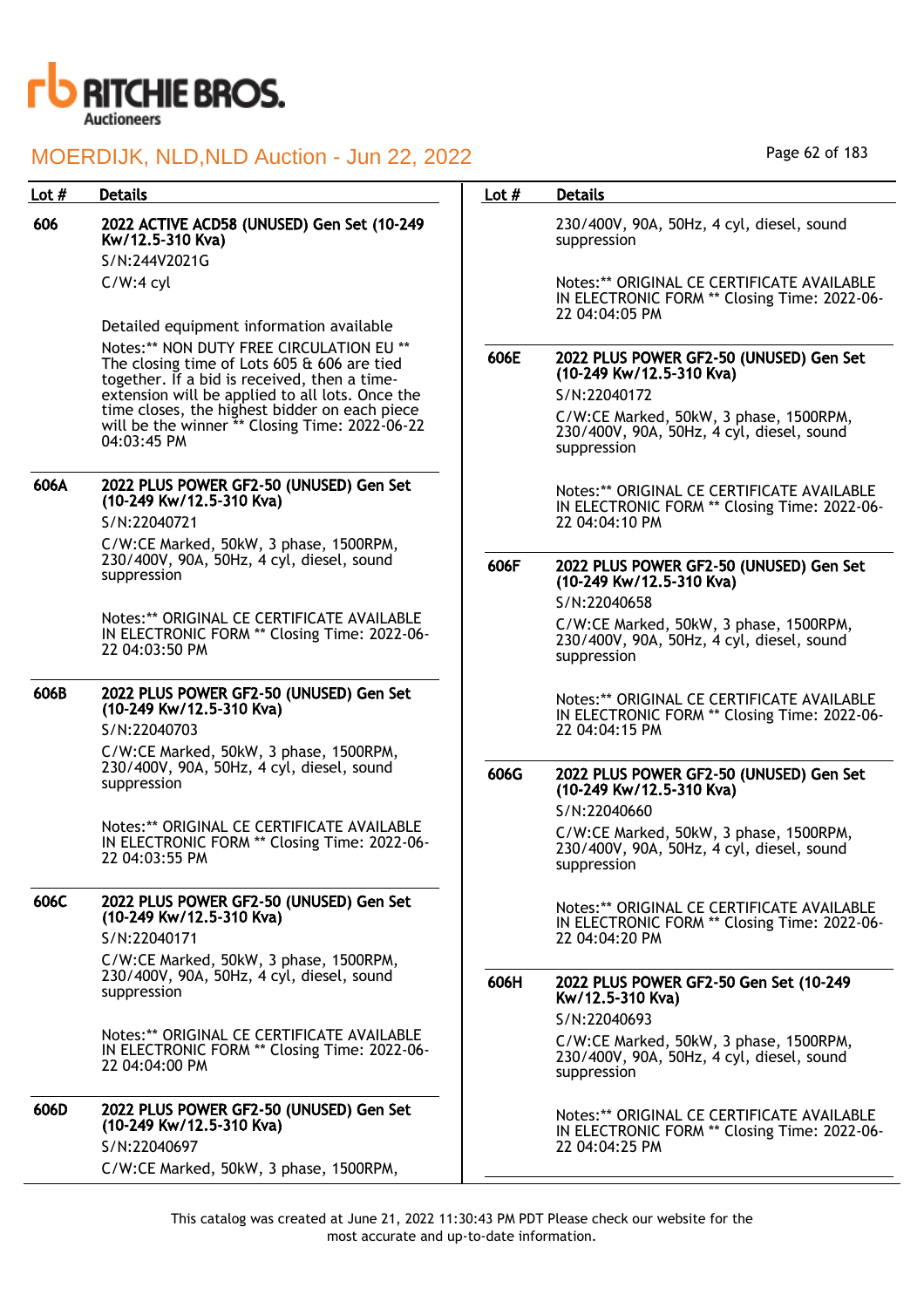| Lot # | Details |
|---|---|
| 606 | **2022 ACTIVE ACD58 (UNUSED) Gen Set (10-249 Kw/12.5-310 Kva)**<br>S/N:244V2021G<br>C/W:4 cyl<br><br>Detailed equipment information available<br>Notes:** NON DUTY FREE CIRCULATION EU ** The closing time of Lots 605 & 606 are tied together. If a bid is received, then a time-extension will be applied to all lots. Once the time closes, the highest bidder on each piece will be the winner ** Closing Time: 2022-06-22 04:03:45 PM |
| 606A | **2022 PLUS POWER GF2-50 (UNUSED) Gen Set (10-249 Kw/12.5-310 Kva)**<br>S/N:22040721<br>C/W:CE Marked, 50kW, 3 phase, 1500RPM, 230/400V, 90A, 50Hz, 4 cyl, diesel, sound suppression<br><br>Notes:** ORIGINAL CE CERTIFICATE AVAILABLE IN ELECTRONIC FORM ** Closing Time: 2022-06-22 04:03:50 PM |
| 606B | **2022 PLUS POWER GF2-50 (UNUSED) Gen Set (10-249 Kw/12.5-310 Kva)**<br>S/N:22040703<br>C/W:CE Marked, 50kW, 3 phase, 1500RPM, 230/400V, 90A, 50Hz, 4 cyl, diesel, sound suppression<br><br>Notes:** ORIGINAL CE CERTIFICATE AVAILABLE IN ELECTRONIC FORM ** Closing Time: 2022-06-22 04:03:55 PM |
| 606C | **2022 PLUS POWER GF2-50 (UNUSED) Gen Set (10-249 Kw/12.5-310 Kva)**<br>S/N:22040171<br>C/W:CE Marked, 50kW, 3 phase, 1500RPM, 230/400V, 90A, 50Hz, 4 cyl, diesel, sound suppression<br><br>Notes:** ORIGINAL CE CERTIFICATE AVAILABLE IN ELECTRONIC FORM ** Closing Time: 2022-06-22 04:04:00 PM |
| 606D | **2022 PLUS POWER GF2-50 (UNUSED) Gen Set (10-249 Kw/12.5-310 Kva)**<br>S/N:22040697<br>C/W:CE Marked, 50kW, 3 phase, 1500RPM, 230/400V, 90A, 50Hz, 4 cyl, diesel, sound suppression<br><br>Notes:** ORIGINAL CE CERTIFICATE AVAILABLE IN ELECTRONIC FORM ** Closing Time: 2022-06-22 04:04:05 PM |
| 606E | **2022 PLUS POWER GF2-50 (UNUSED) Gen Set (10-249 Kw/12.5-310 Kva)**<br>S/N:22040172<br>C/W:CE Marked, 50kW, 3 phase, 1500RPM, 230/400V, 90A, 50Hz, 4 cyl, diesel, sound suppression<br><br>Notes:** ORIGINAL CE CERTIFICATE AVAILABLE IN ELECTRONIC FORM ** Closing Time: 2022-06-22 04:04:10 PM |
| 606F | **2022 PLUS POWER GF2-50 (UNUSED) Gen Set (10-249 Kw/12.5-310 Kva)**<br>S/N:22040658<br>C/W:CE Marked, 50kW, 3 phase, 1500RPM, 230/400V, 90A, 50Hz, 4 cyl, diesel, sound suppression<br><br>Notes:** ORIGINAL CE CERTIFICATE AVAILABLE IN ELECTRONIC FORM ** Closing Time: 2022-06-22 04:04:15 PM |
| 606G | **2022 PLUS POWER GF2-50 (UNUSED) Gen Set (10-249 Kw/12.5-310 Kva)**<br>S/N:22040660<br>C/W:CE Marked, 50kW, 3 phase, 1500RPM, 230/400V, 90A, 50Hz, 4 cyl, diesel, sound suppression<br><br>Notes:** ORIGINAL CE CERTIFICATE AVAILABLE IN ELECTRONIC FORM ** Closing Time: 2022-06-22 04:04:20 PM |
| 606H | **2022 PLUS POWER GF2-50 Gen Set (10-249 Kw/12.5-310 Kva)**<br>S/N:22040693<br>C/W:CE Marked, 50kW, 3 phase, 1500RPM, 230/400V, 90A, 50Hz, 4 cyl, diesel, sound suppression<br><br>Notes:** ORIGINAL CE CERTIFICATE AVAILABLE IN ELECTRONIC FORM ** Closing Time: 2022-06-22 04:04:25 PM |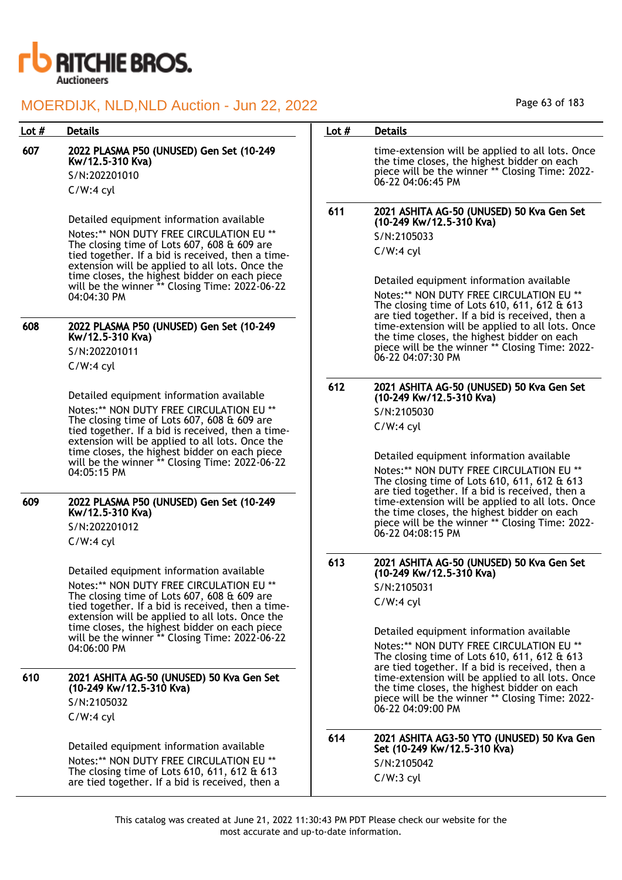| Lot # | Details |
|---|---|
| 607 | **2022 PLASMA P50 (UNUSED) Gen Set (10-249 Kw/12.5-310 Kva)**<br>S/N:202201010<br>C/W:4 cyl<br><br>Detailed equipment information available<br>Notes:** NON DUTY FREE CIRCULATION EU ** The closing time of Lots 607, 608 & 609 are tied together. If a bid is received, then a time-extension will be applied to all lots. Once the time closes, the highest bidder on each piece will be the winner ** Closing Time: 2022-06-22 04:04:30 PM |
| 608 | **2022 PLASMA P50 (UNUSED) Gen Set (10-249 Kw/12.5-310 Kva)**<br>S/N:202201011<br>C/W:4 cyl<br><br>Detailed equipment information available<br>Notes:** NON DUTY FREE CIRCULATION EU ** The closing time of Lots 607, 608 & 609 are tied together. If a bid is received, then a time-extension will be applied to all lots. Once the time closes, the highest bidder on each piece will be the winner ** Closing Time: 2022-06-22 04:05:15 PM |
| 609 | **2022 PLASMA P50 (UNUSED) Gen Set (10-249 Kw/12.5-310 Kva)**<br>S/N:202201012<br>C/W:4 cyl<br><br>Detailed equipment information available<br>Notes:** NON DUTY FREE CIRCULATION EU ** The closing time of Lots 607, 608 & 609 are tied together. If a bid is received, then a time-extension will be applied to all lots. Once the time closes, the highest bidder on each piece will be the winner ** Closing Time: 2022-06-22 04:06:00 PM |
| 610 | **2021 ASHITA AG-50 (UNUSED) 50 Kva Gen Set (10-249 Kw/12.5-310 Kva)**<br>S/N:2105032<br>C/W:4 cyl<br><br>Detailed equipment information available<br>Notes:** NON DUTY FREE CIRCULATION EU ** The closing time of Lots 610, 611, 612 & 613 are tied together. If a bid is received, then a time-extension will be applied to all lots. Once the time closes, the highest bidder on each piece will be the winner ** Closing Time: 2022-06-22 04:06:45 PM |
| 611 | **2021 ASHITA AG-50 (UNUSED) 50 Kva Gen Set (10-249 Kw/12.5-310 Kva)**<br>S/N:2105033<br>C/W:4 cyl<br><br>Detailed equipment information available<br>Notes:** NON DUTY FREE CIRCULATION EU ** The closing time of Lots 610, 611, 612 & 613 are tied together. If a bid is received, then a time-extension will be applied to all lots. Once the time closes, the highest bidder on each piece will be the winner ** Closing Time: 2022-06-22 04:07:30 PM |
| 612 | **2021 ASHITA AG-50 (UNUSED) 50 Kva Gen Set (10-249 Kw/12.5-310 Kva)**<br>S/N:2105030<br>C/W:4 cyl<br><br>Detailed equipment information available<br>Notes:** NON DUTY FREE CIRCULATION EU ** The closing time of Lots 610, 611, 612 & 613 are tied together. If a bid is received, then a time-extension will be applied to all lots. Once the time closes, the highest bidder on each piece will be the winner ** Closing Time: 2022-06-22 04:08:15 PM |
| 613 | **2021 ASHITA AG-50 (UNUSED) 50 Kva Gen Set (10-249 Kw/12.5-310 Kva)**<br>S/N:2105031<br>C/W:4 cyl<br><br>Detailed equipment information available<br>Notes:** NON DUTY FREE CIRCULATION EU ** The closing time of Lots 610, 611, 612 & 613 are tied together. If a bid is received, then a time-extension will be applied to all lots. Once the time closes, the highest bidder on each piece will be the winner ** Closing Time: 2022-06-22 04:09:00 PM |
| 614 | **2021 ASHITA AG3-50 YTO (UNUSED) 50 Kva Gen Set (10-249 Kw/12.5-310 Kva)**<br>S/N:2105042<br>C/W:3 cyl |

This catalog was created at June 21, 2022 11:30:43 PM PDT Please check our website for the most accurate and up-to-date information.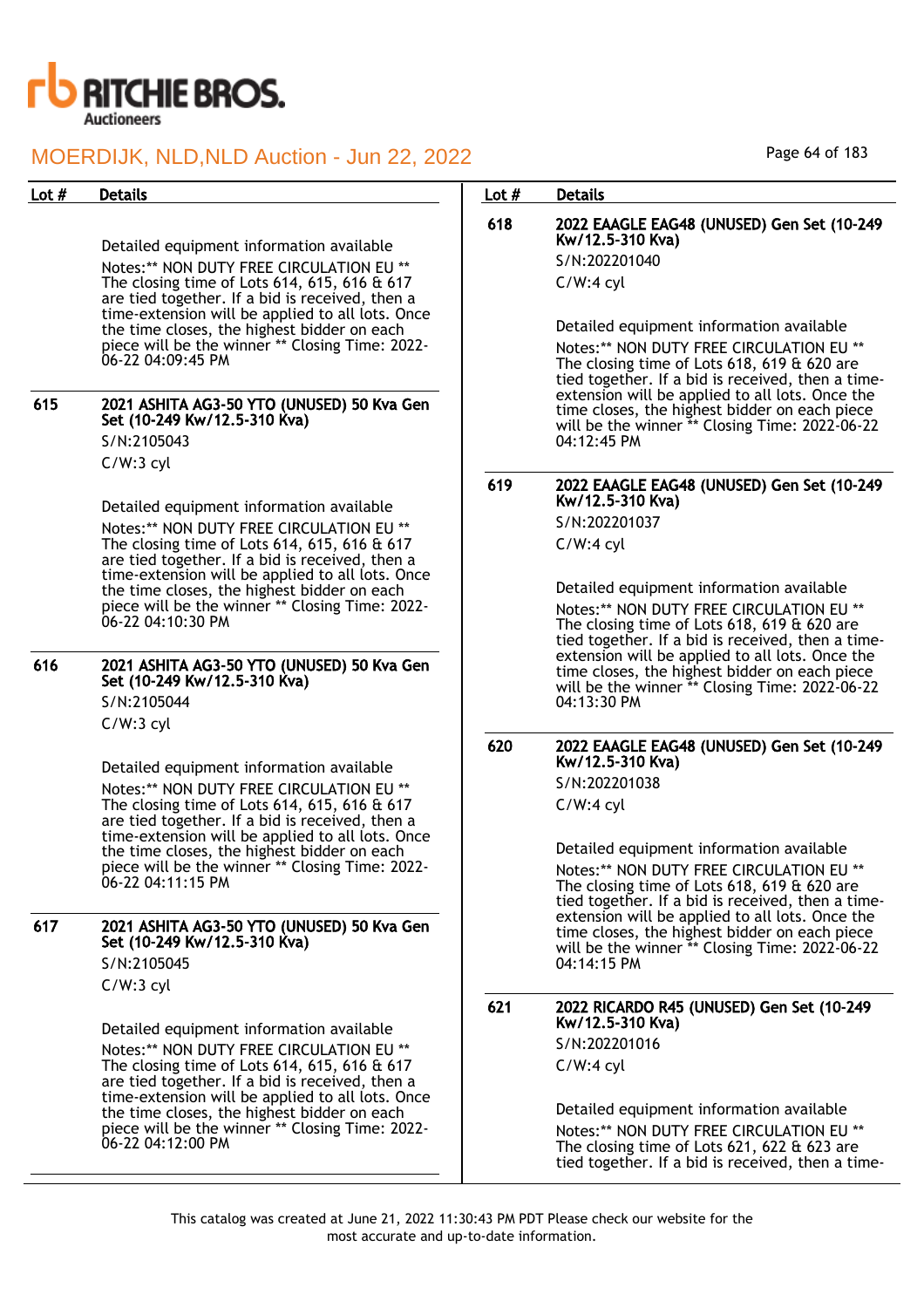| Lot # | Details |
| --- | --- |
| | Detailed equipment information available<br>Notes:** NON DUTY FREE CIRCULATION EU ** The closing time of Lots 614, 615, 616 & 617 are tied together. If a bid is received, then a time-extension will be applied to all lots. Once the time closes, the highest bidder on each piece will be the winner ** Closing Time: 2022-06-22 04:09:45 PM |
| 615 | **2021 ASHITA AG3-50 YTO (UNUSED) 50 Kva Gen Set (10-249 Kw/12.5-310 Kva)**<br>S/N:2105043<br>C/W:3 cyl<br><br>Detailed equipment information available<br>Notes:** NON DUTY FREE CIRCULATION EU ** The closing time of Lots 614, 615, 616 & 617 are tied together. If a bid is received, then a time-extension will be applied to all lots. Once the time closes, the highest bidder on each piece will be the winner ** Closing Time: 2022-06-22 04:10:30 PM |
| 616 | **2021 ASHITA AG3-50 YTO (UNUSED) 50 Kva Gen Set (10-249 Kw/12.5-310 Kva)**<br>S/N:2105044<br>C/W:3 cyl<br><br>Detailed equipment information available<br>Notes:** NON DUTY FREE CIRCULATION EU ** The closing time of Lots 614, 615, 616 & 617 are tied together. If a bid is received, then a time-extension will be applied to all lots. Once the time closes, the highest bidder on each piece will be the winner ** Closing Time: 2022-06-22 04:11:15 PM |
| 617 | **2021 ASHITA AG3-50 YTO (UNUSED) 50 Kva Gen Set (10-249 Kw/12.5-310 Kva)**<br>S/N:2105045<br>C/W:3 cyl<br><br>Detailed equipment information available<br>Notes:** NON DUTY FREE CIRCULATION EU ** The closing time of Lots 614, 615, 616 & 617 are tied together. If a bid is received, then a time-extension will be applied to all lots. Once the time closes, the highest bidder on each piece will be the winner ** Closing Time: 2022-06-22 04:12:00 PM |
| 618 | **2022 EAAGLE EAG48 (UNUSED) Gen Set (10-249 Kw/12.5-310 Kva)**<br>S/N:202201040<br>C/W:4 cyl<br><br>Detailed equipment information available<br>Notes:** NON DUTY FREE CIRCULATION EU ** The closing time of Lots 618, 619 & 620 are tied together. If a bid is received, then a time-extension will be applied to all lots. Once the time closes, the highest bidder on each piece will be the winner ** Closing Time: 2022-06-22 04:12:45 PM |
| 619 | **2022 EAAGLE EAG48 (UNUSED) Gen Set (10-249 Kw/12.5-310 Kva)**<br>S/N:202201037<br>C/W:4 cyl<br><br>Detailed equipment information available<br>Notes:** NON DUTY FREE CIRCULATION EU ** The closing time of Lots 618, 619 & 620 are tied together. If a bid is received, then a time-extension will be applied to all lots. Once the time closes, the highest bidder on each piece will be the winner ** Closing Time: 2022-06-22 04:13:30 PM |
| 620 | **2022 EAAGLE EAG48 (UNUSED) Gen Set (10-249 Kw/12.5-310 Kva)**<br>S/N:202201038<br>C/W:4 cyl<br><br>Detailed equipment information available<br>Notes:** NON DUTY FREE CIRCULATION EU ** The closing time of Lots 618, 619 & 620 are tied together. If a bid is received, then a time-extension will be applied to all lots. Once the time closes, the highest bidder on each piece will be the winner ** Closing Time: 2022-06-22 04:14:15 PM |
| 621 | **2022 RICARDO R45 (UNUSED) Gen Set (10-249 Kw/12.5-310 Kva)**<br>S/N:202201016<br>C/W:4 cyl<br><br>Detailed equipment information available<br>Notes:** NON DUTY FREE CIRCULATION EU ** The closing time of Lots 621, 622 & 623 are tied together. If a bid is received, then a time- |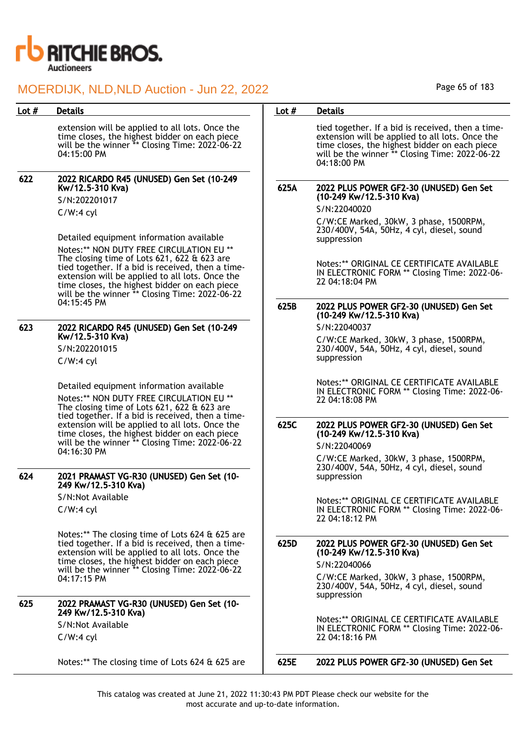| Lot # | Details |
|---|---|
| | extension will be applied to all lots. Once the time closes, the highest bidder on each piece will be the winner ** Closing Time: 2022-06-22 04:15:00 PM |
| 622 | **2022 RICARDO R45 (UNUSED) Gen Set (10-249 Kw/12.5-310 Kva)**<br>S/N:202201017<br>C/W:4 cyl<br><br>Detailed equipment information available<br>Notes:** NON DUTY FREE CIRCULATION EU ** The closing time of Lots 621, 622 & 623 are tied together. If a bid is received, then a time-extension will be applied to all lots. Once the time closes, the highest bidder on each piece will be the winner ** Closing Time: 2022-06-22 04:15:45 PM |
| 623 | **2022 RICARDO R45 (UNUSED) Gen Set (10-249 Kw/12.5-310 Kva)**<br>S/N:202201015<br>C/W:4 cyl<br><br>Detailed equipment information available<br>Notes:** NON DUTY FREE CIRCULATION EU ** The closing time of Lots 621, 622 & 623 are tied together. If a bid is received, then a time-extension will be applied to all lots. Once the time closes, the highest bidder on each piece will be the winner ** Closing Time: 2022-06-22 04:16:30 PM |
| 624 | **2021 PRAMAST VG-R30 (UNUSED) Gen Set (10-249 Kw/12.5-310 Kva)**<br>S/N:Not Available<br>C/W:4 cyl<br><br>Notes:** The closing time of Lots 624 & 625 are tied together. If a bid is received, then a time-extension will be applied to all lots. Once the time closes, the highest bidder on each piece will be the winner ** Closing Time: 2022-06-22 04:17:15 PM |
| 625 | **2022 PRAMAST VG-R30 (UNUSED) Gen Set (10-249 Kw/12.5-310 Kva)**<br>S/N:Not Available<br>C/W:4 cyl<br><br>Notes:** The closing time of Lots 624 & 625 are tied together. If a bid is received, then a time-extension will be applied to all lots. Once the time closes, the highest bidder on each piece will be the winner ** Closing Time: 2022-06-22 04:18:00 PM |
| 625A | **2022 PLUS POWER GF2-30 (UNUSED) Gen Set (10-249 Kw/12.5-310 Kva)**<br>S/N:22040020<br>C/W:CE Marked, 30kW, 3 phase, 1500RPM, 230/400V, 54A, 50Hz, 4 cyl, diesel, sound suppression<br><br>Notes:** ORIGINAL CE CERTIFICATE AVAILABLE IN ELECTRONIC FORM ** Closing Time: 2022-06-22 04:18:04 PM |
| 625B | **2022 PLUS POWER GF2-30 (UNUSED) Gen Set (10-249 Kw/12.5-310 Kva)**<br>S/N:22040037<br>C/W:CE Marked, 30kW, 3 phase, 1500RPM, 230/400V, 54A, 50Hz, 4 cyl, diesel, sound suppression<br><br>Notes:** ORIGINAL CE CERTIFICATE AVAILABLE IN ELECTRONIC FORM ** Closing Time: 2022-06-22 04:18:08 PM |
| 625C | **2022 PLUS POWER GF2-30 (UNUSED) Gen Set (10-249 Kw/12.5-310 Kva)**<br>S/N:22040069<br>C/W:CE Marked, 30kW, 3 phase, 1500RPM, 230/400V, 54A, 50Hz, 4 cyl, diesel, sound suppression<br><br>Notes:** ORIGINAL CE CERTIFICATE AVAILABLE IN ELECTRONIC FORM ** Closing Time: 2022-06-22 04:18:12 PM |
| 625D | **2022 PLUS POWER GF2-30 (UNUSED) Gen Set (10-249 Kw/12.5-310 Kva)**<br>S/N:22040066<br>C/W:CE Marked, 30kW, 3 phase, 1500RPM, 230/400V, 54A, 50Hz, 4 cyl, diesel, sound suppression<br><br>Notes:** ORIGINAL CE CERTIFICATE AVAILABLE IN ELECTRONIC FORM ** Closing Time: 2022-06-22 04:18:16 PM |
| 625E | **2022 PLUS POWER GF2-30 (UNUSED) Gen Set** |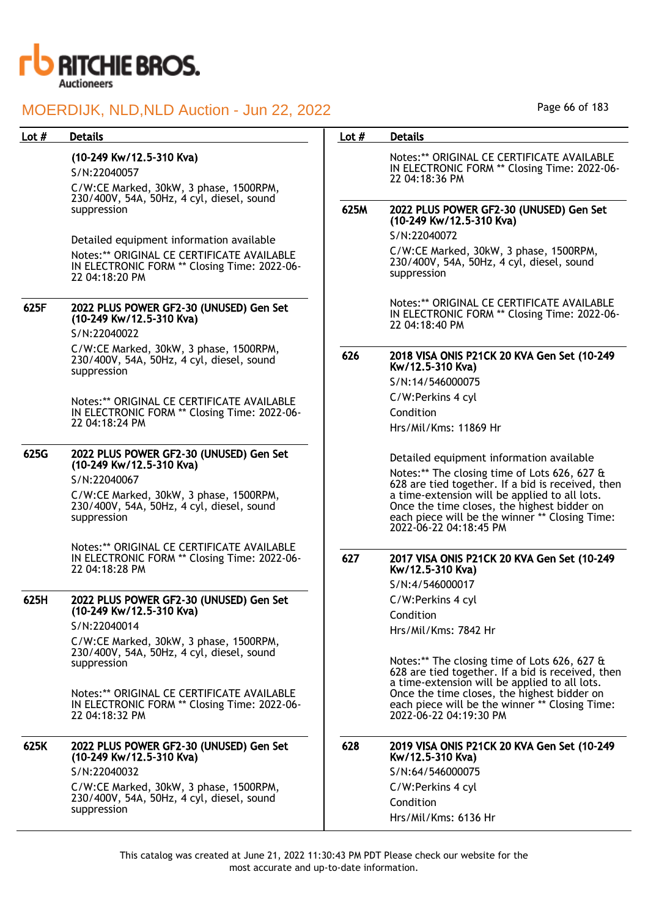| Lot # | Details |
| --- | --- |
| | **(10-249 Kw/12.5-310 Kva)**<br>S/N:22040057<br>C/W:CE Marked, 30kW, 3 phase, 1500RPM, 230/400V, 54A, 50Hz, 4 cyl, diesel, sound suppression<br><br>Detailed equipment information available<br>Notes:** ORIGINAL CE CERTIFICATE AVAILABLE IN ELECTRONIC FORM ** Closing Time: 2022-06-22 04:18:20 PM |
| 625F | **2022 PLUS POWER GF2-30 (UNUSED) Gen Set (10-249 Kw/12.5-310 Kva)**<br>S/N:22040022<br>C/W:CE Marked, 30kW, 3 phase, 1500RPM, 230/400V, 54A, 50Hz, 4 cyl, diesel, sound suppression<br><br>Notes:** ORIGINAL CE CERTIFICATE AVAILABLE IN ELECTRONIC FORM ** Closing Time: 2022-06-22 04:18:24 PM |
| 625G | **2022 PLUS POWER GF2-30 (UNUSED) Gen Set (10-249 Kw/12.5-310 Kva)**<br>S/N:22040067<br>C/W:CE Marked, 30kW, 3 phase, 1500RPM, 230/400V, 54A, 50Hz, 4 cyl, diesel, sound suppression<br><br>Notes:** ORIGINAL CE CERTIFICATE AVAILABLE IN ELECTRONIC FORM ** Closing Time: 2022-06-22 04:18:28 PM |
| 625H | **2022 PLUS POWER GF2-30 (UNUSED) Gen Set (10-249 Kw/12.5-310 Kva)**<br>S/N:22040014<br>C/W:CE Marked, 30kW, 3 phase, 1500RPM, 230/400V, 54A, 50Hz, 4 cyl, diesel, sound suppression<br><br>Notes:** ORIGINAL CE CERTIFICATE AVAILABLE IN ELECTRONIC FORM ** Closing Time: 2022-06-22 04:18:32 PM |
| 625K | **2022 PLUS POWER GF2-30 (UNUSED) Gen Set (10-249 Kw/12.5-310 Kva)**<br>S/N:22040032<br>C/W:CE Marked, 30kW, 3 phase, 1500RPM, 230/400V, 54A, 50Hz, 4 cyl, diesel, sound suppression<br><br>Notes:** ORIGINAL CE CERTIFICATE AVAILABLE IN ELECTRONIC FORM ** Closing Time: 2022-06-22 04:18:36 PM |
| 625M | **2022 PLUS POWER GF2-30 (UNUSED) Gen Set (10-249 Kw/12.5-310 Kva)**<br>S/N:22040072<br>C/W:CE Marked, 30kW, 3 phase, 1500RPM, 230/400V, 54A, 50Hz, 4 cyl, diesel, sound suppression<br><br>Notes:** ORIGINAL CE CERTIFICATE AVAILABLE IN ELECTRONIC FORM ** Closing Time: 2022-06-22 04:18:40 PM |
| 626 | **2018 VISA ONIS P21CK 20 KVA Gen Set (10-249 Kw/12.5-310 Kva)**<br>S/N:14/546000075<br>C/W:Perkins 4 cyl<br>Condition<br>Hrs/Mil/Kms: 11869 Hr<br><br>Detailed equipment information available<br>Notes:** The closing time of Lots 626, 627 & 628 are tied together. If a bid is received, then a time-extension will be applied to all lots. Once the time closes, the highest bidder on each piece will be the winner ** Closing Time: 2022-06-22 04:18:45 PM |
| 627 | **2017 VISA ONIS P21CK 20 KVA Gen Set (10-249 Kw/12.5-310 Kva)**<br>S/N:4/546000017<br>C/W:Perkins 4 cyl<br>Condition<br>Hrs/Mil/Kms: 7842 Hr<br><br>Notes:** The closing time of Lots 626, 627 & 628 are tied together. If a bid is received, then a time-extension will be applied to all lots. Once the time closes, the highest bidder on each piece will be the winner ** Closing Time: 2022-06-22 04:19:30 PM |
| 628 | **2019 VISA ONIS P21CK 20 KVA Gen Set (10-249 Kw/12.5-310 Kva)**<br>S/N:64/546000075<br>C/W:Perkins 4 cyl<br>Condition<br>Hrs/Mil/Kms: 6136 Hr |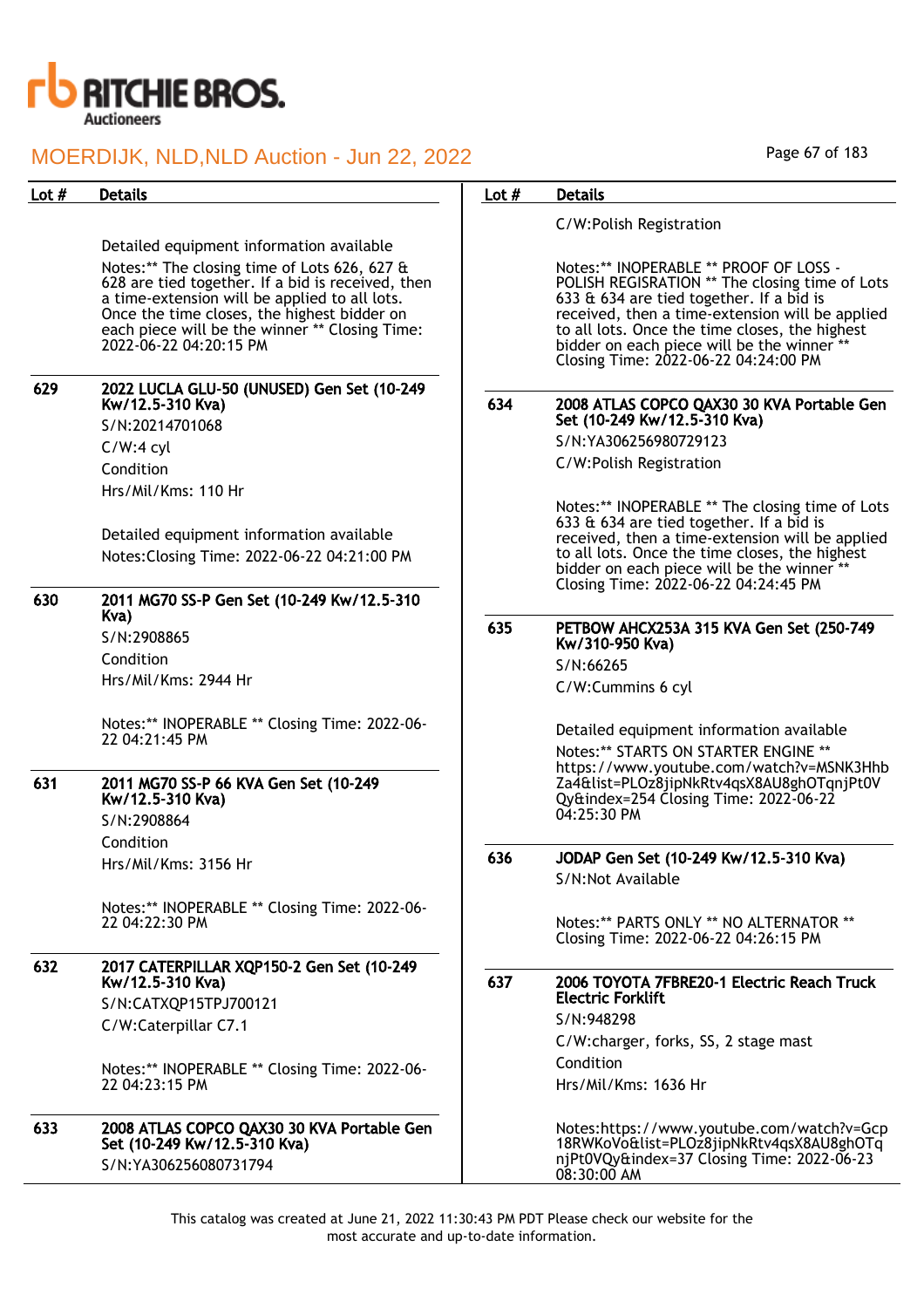| Lot # | Details |
|---|---|
| | Detailed equipment information available<br>Notes:** The closing time of Lots 626, 627 & 628 are tied together. If a bid is received, then a time-extension will be applied to all lots. Once the time closes, the highest bidder on each piece will be the winner ** Closing Time: 2022-06-22 04:20:15 PM |
| 629 | **2022 LUCLA GLU-50 (UNUSED) Gen Set (10-249 Kw/12.5-310 Kva)**<br>S/N:20214701068<br>C/W:4 cyl<br>Condition<br>Hrs/Mil/Kms: 110 Hr<br><br>Detailed equipment information available<br>Notes:Closing Time: 2022-06-22 04:21:00 PM |
| 630 | **2011 MG70 SS-P Gen Set (10-249 Kw/12.5-310 Kva)**<br>S/N:2908865<br>Condition<br>Hrs/Mil/Kms: 2944 Hr<br><br>Notes:** INOPERABLE ** Closing Time: 2022-06-22 04:21:45 PM |
| 631 | **2011 MG70 SS-P 66 KVA Gen Set (10-249 Kw/12.5-310 Kva)**<br>S/N:2908864<br>Condition<br>Hrs/Mil/Kms: 3156 Hr<br><br>Notes:** INOPERABLE ** Closing Time: 2022-06-22 04:22:30 PM |
| 632 | **2017 CATERPILLAR XQP150-2 Gen Set (10-249 Kw/12.5-310 Kva)**<br>S/N:CATXQP15TPJ700121<br>C/W:Caterpillar C7.1<br><br>Notes:** INOPERABLE ** Closing Time: 2022-06-22 04:23:15 PM |
| 633 | **2008 ATLAS COPCO QAX30 30 KVA Portable Gen Set (10-249 Kw/12.5-310 Kva)**<br>S/N:YA306256080731794<br>C/W:Polish Registration<br><br>Notes:** INOPERABLE ** PROOF OF LOSS - POLISH REGISRATION ** The closing time of Lots 633 & 634 are tied together. If a bid is received, then a time-extension will be applied to all lots. Once the time closes, the highest bidder on each piece will be the winner ** Closing Time: 2022-06-22 04:24:00 PM |
| 634 | **2008 ATLAS COPCO QAX30 30 KVA Portable Gen Set (10-249 Kw/12.5-310 Kva)**<br>S/N:YA306256980729123<br>C/W:Polish Registration<br><br>Notes:** INOPERABLE ** The closing time of Lots 633 & 634 are tied together. If a bid is received, then a time-extension will be applied to all lots. Once the time closes, the highest bidder on each piece will be the winner ** Closing Time: 2022-06-22 04:24:45 PM |
| 635 | **PETBOW AHCX253A 315 KVA Gen Set (250-749 Kw/310-950 Kva)**<br>S/N:66265<br>C/W:Cummins 6 cyl<br><br>Detailed equipment information available<br>Notes:** STARTS ON STARTER ENGINE ** https://www.youtube.com/watch?v=MSNK3HhbZa4&list=PLOz8jipNkRtv4qsX8AU8ghOTqnjPt0VQy&index=254 Closing Time: 2022-06-22 04:25:30 PM |
| 636 | **JODAP Gen Set (10-249 Kw/12.5-310 Kva)**<br>S/N:Not Available<br><br>Notes:** PARTS ONLY ** NO ALTERNATOR ** Closing Time: 2022-06-22 04:26:15 PM |
| 637 | **2006 TOYOTA 7FBRE20-1 Electric Reach Truck Electric Forklift**<br>S/N:948298<br>C/W:charger, forks, SS, 2 stage mast<br>Condition<br>Hrs/Mil/Kms: 1636 Hr<br><br>Notes:https://www.youtube.com/watch?v=Gcp18RWKoVo&list=PLOz8jipNkRtv4qsX8AU8ghOTqnjPt0VQy&index=37 Closing Time: 2022-06-23 08:30:00 AM |

This catalog was created at June 21, 2022 11:30:43 PM PDT Please check our website for the most accurate and up-to-date information.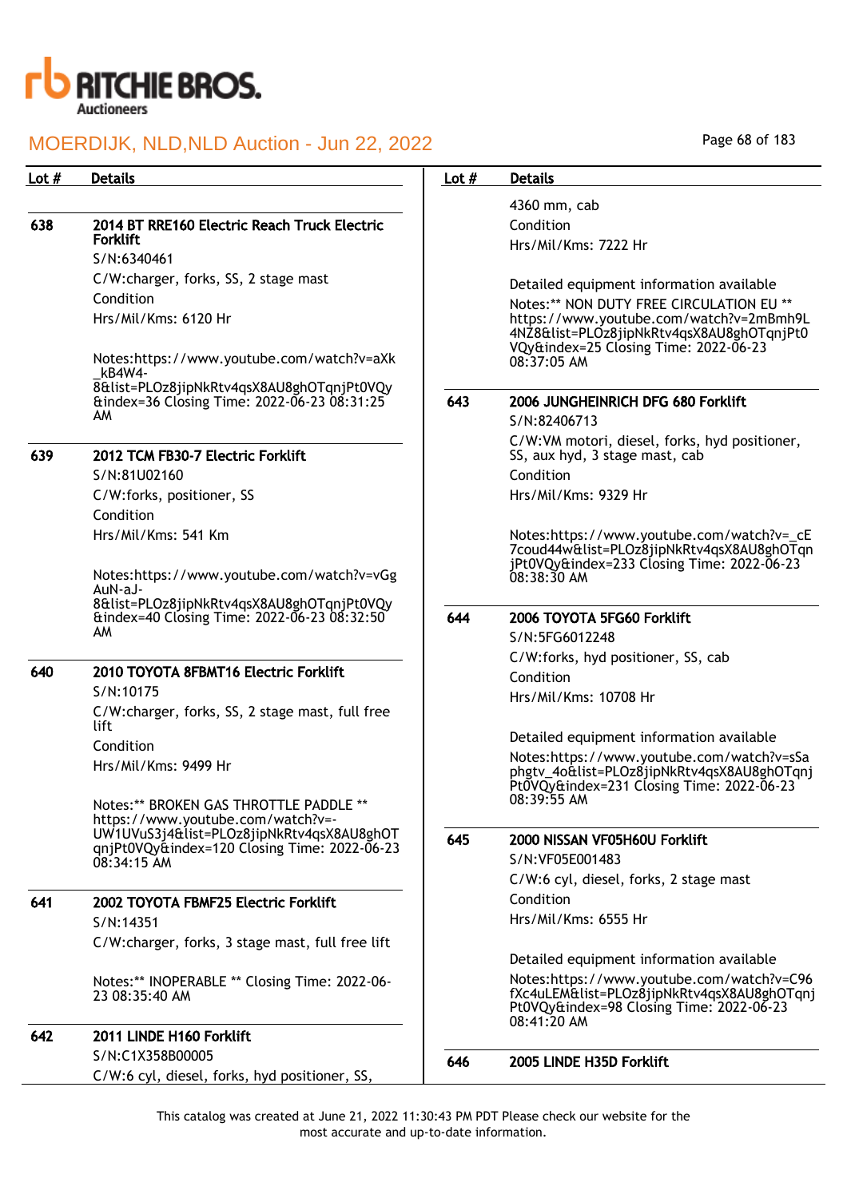| Lot # | Details |
|---|---|
| 638 | **2014 BT RRE160 Electric Reach Truck Electric Forklift**<br>S/N:6340461<br>C/W:charger, forks, SS, 2 stage mast<br>Condition<br>Hrs/Mil/Kms: 6120 Hr<br><br>Notes:https://www.youtube.com/watch?v=aXk_kB4W4-8&list=PLOz8jipNkRtv4qsX8AU8ghOTqnjPt0VQy&index=36 Closing Time: 2022-06-23 08:31:25 AM |
| 639 | **2012 TCM FB30-7 Electric Forklift**<br>S/N:81U02160<br>C/W:forks, positioner, SS<br>Condition<br>Hrs/Mil/Kms: 541 Km<br><br>Notes:https://www.youtube.com/watch?v=vGgAuN-aJ-8&list=PLOz8jipNkRtv4qsX8AU8ghOTqnjPt0VQy&index=40 Closing Time: 2022-06-23 08:32:50 AM |
| 640 | **2010 TOYOTA 8FBMT16 Electric Forklift**<br>S/N:10175<br>C/W:charger, forks, SS, 2 stage mast, full free lift<br>Condition<br>Hrs/Mil/Kms: 9499 Hr<br><br>Notes:** BROKEN GAS THROTTLE PADDLE ** https://www.youtube.com/watch?v=-UW1UVuS3j4&list=PLOz8jipNkRtv4qsX8AU8ghOTqnjPt0VQy&index=120 Closing Time: 2022-06-23 08:34:15 AM |
| 641 | **2002 TOYOTA FBMF25 Electric Forklift**<br>S/N:14351<br>C/W:charger, forks, 3 stage mast, full free lift<br><br>Notes:** INOPERABLE ** Closing Time: 2022-06-23 08:35:40 AM |
| 642 | **2011 LINDE H160 Forklift**<br>S/N:C1X358B00005<br>C/W:6 cyl, diesel, forks, hyd positioner, SS, 4360 mm, cab<br>Condition<br>Hrs/Mil/Kms: 7222 Hr<br><br>Detailed equipment information available<br>Notes:** NON DUTY FREE CIRCULATION EU ** https://www.youtube.com/watch?v=2mBmh9L4NZ8&list=PLOz8jipNkRtv4qsX8AU8ghOTqnjPt0VQy&index=25 Closing Time: 2022-06-23 08:37:05 AM |
| 643 | **2006 JUNGHEINRICH DFG 680 Forklift**<br>S/N:82406713<br>C/W:VM motori, diesel, forks, hyd positioner, SS, aux hyd, 3 stage mast, cab<br>Condition<br>Hrs/Mil/Kms: 9329 Hr<br><br>Notes:https://www.youtube.com/watch?v=_cE7coud44w&list=PLOz8jipNkRtv4qsX8AU8ghOTqnjPt0VQy&index=233 Closing Time: 2022-06-23 08:38:30 AM |
| 644 | **2006 TOYOTA 5FG60 Forklift**<br>S/N:5FG6012248<br>C/W:forks, hyd positioner, SS, cab<br>Condition<br>Hrs/Mil/Kms: 10708 Hr<br><br>Detailed equipment information available<br>Notes:https://www.youtube.com/watch?v=sSaphgtv_4o&list=PLOz8jipNkRtv4qsX8AU8ghOTqnjPt0VQy&index=231 Closing Time: 2022-06-23 08:39:55 AM |
| 645 | **2000 NISSAN VF05H60U Forklift**<br>S/N:VF05E001483<br>C/W:6 cyl, diesel, forks, 2 stage mast<br>Condition<br>Hrs/Mil/Kms: 6555 Hr<br><br>Detailed equipment information available<br>Notes:https://www.youtube.com/watch?v=C96fXc4uLEM&list=PLOz8jipNkRtv4qsX8AU8ghOTqnjPt0VQy&index=98 Closing Time: 2022-06-23 08:41:20 AM |
| 646 | **2005 LINDE H35D Forklift** |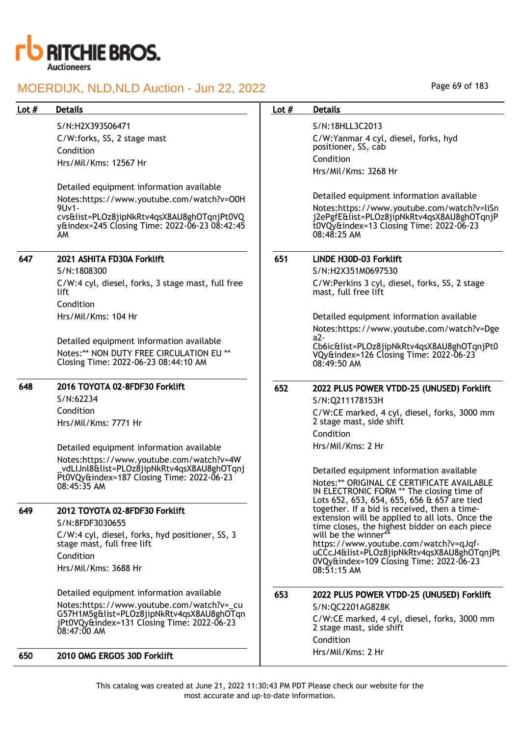| Lot # | Details |
|---|---|
| | S/N:H2X393S06471<br>C/W:forks, SS, 2 stage mast<br>Condition<br>Hrs/Mil/Kms: 12567 Hr<br><br>Detailed equipment information available<br>Notes:https://www.youtube.com/watch?v=O0H9Uv1-cvs&list=PLOz8jipNkRtv4qsX8AU8ghOTqnjPt0VQy&index=245 Closing Time: 2022-06-23 08:42:45 AM |
| 647 | **2021 ASHITA FD30A Forklift**<br>S/N:1808300<br>C/W:4 cyl, diesel, forks, 3 stage mast, full free lift<br>Condition<br>Hrs/Mil/Kms: 104 Hr<br><br>Detailed equipment information available<br>Notes:** NON DUTY FREE CIRCULATION EU ** Closing Time: 2022-06-23 08:44:10 AM |
| 648 | **2016 TOYOTA 02-8FDF30 Forklift**<br>S/N:62234<br>Condition<br>Hrs/Mil/Kms: 7771 Hr<br><br>Detailed equipment information available<br>Notes:https://www.youtube.com/watch?v=4W_vdLIJnl8&list=PLOz8jipNkRtv4qsX8AU8ghOTqnjPt0VQy&index=187 Closing Time: 2022-06-23 08:45:35 AM |
| 649 | **2012 TOYOTA 02-8FDF30 Forklift**<br>S/N:8FDF3030655<br>C/W:4 cyl, diesel, forks, hyd positioner, SS, 3 stage mast, full free lift<br>Condition<br>Hrs/Mil/Kms: 3688 Hr<br><br>Detailed equipment information available<br>Notes:https://www.youtube.com/watch?v=_cuG57H1M5g&list=PLOz8jipNkRtv4qsX8AU8ghOTqnjPt0VQy&index=131 Closing Time: 2022-06-23 08:47:00 AM |
| 650 | **2010 OMG ERGOS 30D Forklift**<br>S/N:18HLL3C2013<br>C/W:Yanmar 4 cyl, diesel, forks, hyd positioner, SS, cab<br>Condition<br>Hrs/Mil/Kms: 3268 Hr<br><br>Detailed equipment information available<br>Notes:https://www.youtube.com/watch?v=liSnj2ePgfE&list=PLOz8jipNkRtv4qsX8AU8ghOTqnjPt0VQy&index=13 Closing Time: 2022-06-23 08:48:25 AM |
| 651 | **LINDE H30D-03 Forklift**<br>S/N:H2X351M0697530<br>C/W:Perkins 3 cyl, diesel, forks, SS, 2 stage mast, full free lift<br><br>Detailed equipment information available<br>Notes:https://www.youtube.com/watch?v=Dgea2-Cb6ic&list=PLOz8jipNkRtv4qsX8AU8ghOTqnjPt0VQy&index=126 Closing Time: 2022-06-23 08:49:50 AM |
| 652 | **2022 PLUS POWER VTDD-25 (UNUSED) Forklift**<br>S/N:Q211178153H<br>C/W:CE marked, 4 cyl, diesel, forks, 3000 mm 2 stage mast, side shift<br>Condition<br>Hrs/Mil/Kms: 2 Hr<br><br>Detailed equipment information available<br>Notes:** ORIGINAL CE CERTIFICATE AVAILABLE IN ELECTRONIC FORM ** The closing time of Lots 652, 653, 654, 655, 656 & 657 are tied together. If a bid is received, then a time-extension will be applied to all lots. Once the time closes, the highest bidder on each piece will be the winner** https://www.youtube.com/watch?v=qJqf-uCCcJ4&list=PLOz8jipNkRtv4qsX8AU8ghOTqnjPt0VQy&index=109 Closing Time: 2022-06-23 08:51:15 AM |
| 653 | **2022 PLUS POWER VTDD-25 (UNUSED) Forklift**<br>S/N:QC2201AG828K<br>C/W:CE marked, 4 cyl, diesel, forks, 3000 mm 2 stage mast, side shift<br>Condition<br>Hrs/Mil/Kms: 2 Hr |

This catalog was created at June 21, 2022 11:30:43 PM PDT Please check our website for the most accurate and up-to-date information.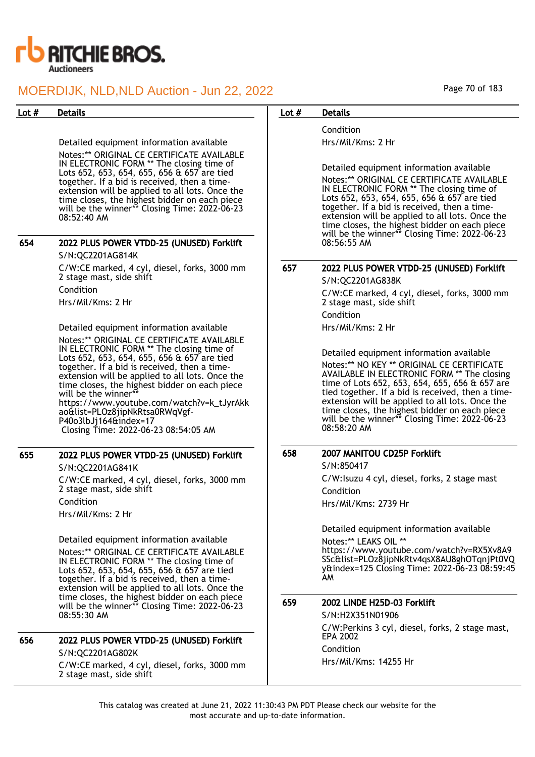| Lot # | Details |
|---|---|
| | Detailed equipment information available<br>Notes:** ORIGINAL CE CERTIFICATE AVAILABLE IN ELECTRONIC FORM ** The closing time of Lots 652, 653, 654, 655, 656 & 657 are tied together. If a bid is received, then a time-extension will be applied to all lots. Once the time closes, the highest bidder on each piece will be the winner** Closing Time: 2022-06-23 08:52:40 AM |
| 654 | **2022 PLUS POWER VTDD-25 (UNUSED) Forklift**<br>S/N:QC2201AG814K<br>C/W:CE marked, 4 cyl, diesel, forks, 3000 mm 2 stage mast, side shift<br>Condition<br>Hrs/Mil/Kms: 2 Hr<br><br>Detailed equipment information available<br>Notes:** ORIGINAL CE CERTIFICATE AVAILABLE IN ELECTRONIC FORM ** The closing time of Lots 652, 653, 654, 655, 656 & 657 are tied together. If a bid is received, then a time-extension will be applied to all lots. Once the time closes, the highest bidder on each piece will be the winner**<br>https://www.youtube.com/watch?v=k_tJyrAkkao&list=PLOz8jipNkRtsa0RWqVgf-P40o3lbJj164&index=17<br>Closing Time: 2022-06-23 08:54:05 AM |
| 655 | **2022 PLUS POWER VTDD-25 (UNUSED) Forklift**<br>S/N:QC2201AG841K<br>C/W:CE marked, 4 cyl, diesel, forks, 3000 mm 2 stage mast, side shift<br>Condition<br>Hrs/Mil/Kms: 2 Hr<br><br>Detailed equipment information available<br>Notes:** ORIGINAL CE CERTIFICATE AVAILABLE IN ELECTRONIC FORM ** The closing time of Lots 652, 653, 654, 655, 656 & 657 are tied together. If a bid is received, then a time-extension will be applied to all lots. Once the time closes, the highest bidder on each piece will be the winner** Closing Time: 2022-06-23 08:55:30 AM |
| 656 | **2022 PLUS POWER VTDD-25 (UNUSED) Forklift**<br>S/N:QC2201AG802K<br>C/W:CE marked, 4 cyl, diesel, forks, 3000 mm 2 stage mast, side shift<br>Condition<br>Hrs/Mil/Kms: 2 Hr<br><br>Detailed equipment information available<br>Notes:** ORIGINAL CE CERTIFICATE AVAILABLE IN ELECTRONIC FORM ** The closing time of Lots 652, 653, 654, 655, 656 & 657 are tied together. If a bid is received, then a time-extension will be applied to all lots. Once the time closes, the highest bidder on each piece will be the winner** Closing Time: 2022-06-23 08:56:55 AM |
| 657 | **2022 PLUS POWER VTDD-25 (UNUSED) Forklift**<br>S/N:QC2201AG838K<br>C/W:CE marked, 4 cyl, diesel, forks, 3000 mm 2 stage mast, side shift<br>Condition<br>Hrs/Mil/Kms: 2 Hr<br><br>Detailed equipment information available<br>Notes:** NO KEY ** ORIGINAL CE CERTIFICATE AVAILABLE IN ELECTRONIC FORM ** The closing time of Lots 652, 653, 654, 655, 656 & 657 are tied together. If a bid is received, then a time-extension will be applied to all lots. Once the time closes, the highest bidder on each piece will be the winner** Closing Time: 2022-06-23 08:58:20 AM |
| 658 | **2007 MANITOU CD25P Forklift**<br>S/N:850417<br>C/W:Isuzu 4 cyl, diesel, forks, 2 stage mast<br>Condition<br>Hrs/Mil/Kms: 2739 Hr<br><br>Detailed equipment information available<br>Notes:** LEAKS OIL **<br>https://www.youtube.com/watch?v=RX5Xv8A9SSc&list=PLOz8jipNkRtv4qsX8AU8ghOTqnjPt0VQy&index=125 Closing Time: 2022-06-23 08:59:45 AM |
| 659 | **2002 LINDE H25D-03 Forklift**<br>S/N:H2X351N01906<br>C/W:Perkins 3 cyl, diesel, forks, 2 stage mast, EPA 2002<br>Condition<br>Hrs/Mil/Kms: 14255 Hr |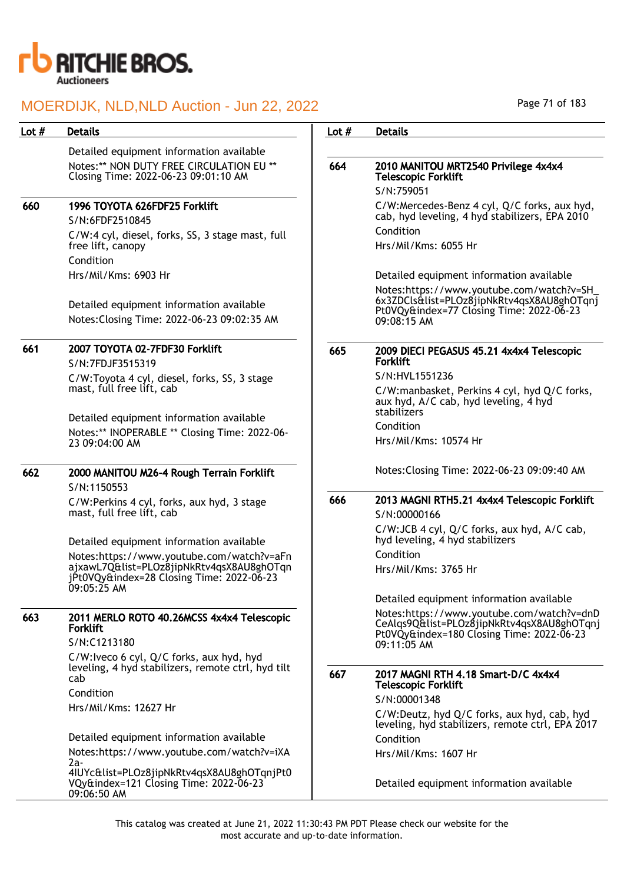| Lot # | Details |
|---|---|
| | Detailed equipment information available<br>Notes:** NON DUTY FREE CIRCULATION EU ** Closing Time: 2022-06-23 09:01:10 AM |
| 660 | **1996 TOYOTA 626FDF25 Forklift**<br>S/N:6FDF2510845<br>C/W:4 cyl, diesel, forks, SS, 3 stage mast, full free lift, canopy<br>Condition<br>Hrs/Mil/Kms: 6903 Hr<br><br>Detailed equipment information available<br>Notes:Closing Time: 2022-06-23 09:02:35 AM |
| 661 | **2007 TOYOTA 02-7FDF30 Forklift**<br>S/N:7FDJF3515319<br>C/W:Toyota 4 cyl, diesel, forks, SS, 3 stage mast, full free lift, cab<br><br>Detailed equipment information available<br>Notes:** INOPERABLE ** Closing Time: 2022-06-23 09:04:00 AM |
| 662 | **2000 MANITOU M26-4 Rough Terrain Forklift**<br>S/N:1150553<br>C/W:Perkins 4 cyl, forks, aux hyd, 3 stage mast, full free lift, cab<br><br>Detailed equipment information available<br>Notes:https://www.youtube.com/watch?v=aFnajxawL7Q&list=PLOz8jipNkRtv4qsX8AU8ghOTqnjPt0VQy&index=28 Closing Time: 2022-06-23 09:05:25 AM |
| 663 | **2011 MERLO ROTO 40.26MCSS 4x4x4 Telescopic Forklift**<br>S/N:C1213180<br>C/W:Iveco 6 cyl, Q/C forks, aux hyd, hyd leveling, 4 hyd stabilizers, remote ctrl, hyd tilt cab<br>Condition<br>Hrs/Mil/Kms: 12627 Hr<br><br>Detailed equipment information available<br>Notes:https://www.youtube.com/watch?v=iXA2a-4lUYc&list=PLOz8jipNkRtv4qsX8AU8ghOTqnjPt0VQy&index=121 Closing Time: 2022-06-23 09:06:50 AM |
| 664 | **2010 MANITOU MRT2540 Privilege 4x4x4 Telescopic Forklift**<br>S/N:759051<br>C/W:Mercedes-Benz 4 cyl, Q/C forks, aux hyd, cab, hyd leveling, 4 hyd stabilizers, EPA 2010<br>Condition<br>Hrs/Mil/Kms: 6055 Hr<br><br>Detailed equipment information available<br>Notes:https://www.youtube.com/watch?v=SH_6x3ZDCls&list=PLOz8jipNkRtv4qsX8AU8ghOTqnjPt0VQy&index=77 Closing Time: 2022-06-23 09:08:15 AM |
| 665 | **2009 DIECI PEGASUS 45.21 4x4x4 Telescopic Forklift**<br>S/N:HVL1551236<br>C/W:manbasket, Perkins 4 cyl, hyd Q/C forks, aux hyd, A/C cab, hyd leveling, 4 hyd stabilizers<br>Condition<br>Hrs/Mil/Kms: 10574 Hr<br><br>Notes:Closing Time: 2022-06-23 09:09:40 AM |
| 666 | **2013 MAGNI RTH5.21 4x4x4 Telescopic Forklift**<br>S/N:00000166<br>C/W:JCB 4 cyl, Q/C forks, aux hyd, A/C cab, hyd leveling, 4 hyd stabilizers<br>Condition<br>Hrs/Mil/Kms: 3765 Hr<br><br>Detailed equipment information available<br>Notes:https://www.youtube.com/watch?v=dnDCeAlqs9Q&list=PLOz8jipNkRtv4qsX8AU8ghOTqnjPt0VQy&index=180 Closing Time: 2022-06-23 09:11:05 AM |
| 667 | **2017 MAGNI RTH 4.18 Smart-D/C 4x4x4 Telescopic Forklift**<br>S/N:00001348<br>C/W:Deutz, hyd Q/C forks, aux hyd, cab, hyd leveling, hyd stabilizers, remote ctrl, EPA 2017<br>Condition<br>Hrs/Mil/Kms: 1607 Hr<br><br>Detailed equipment information available |

This catalog was created at June 21, 2022 11:30:43 PM PDT Please check our website for the most accurate and up-to-date information.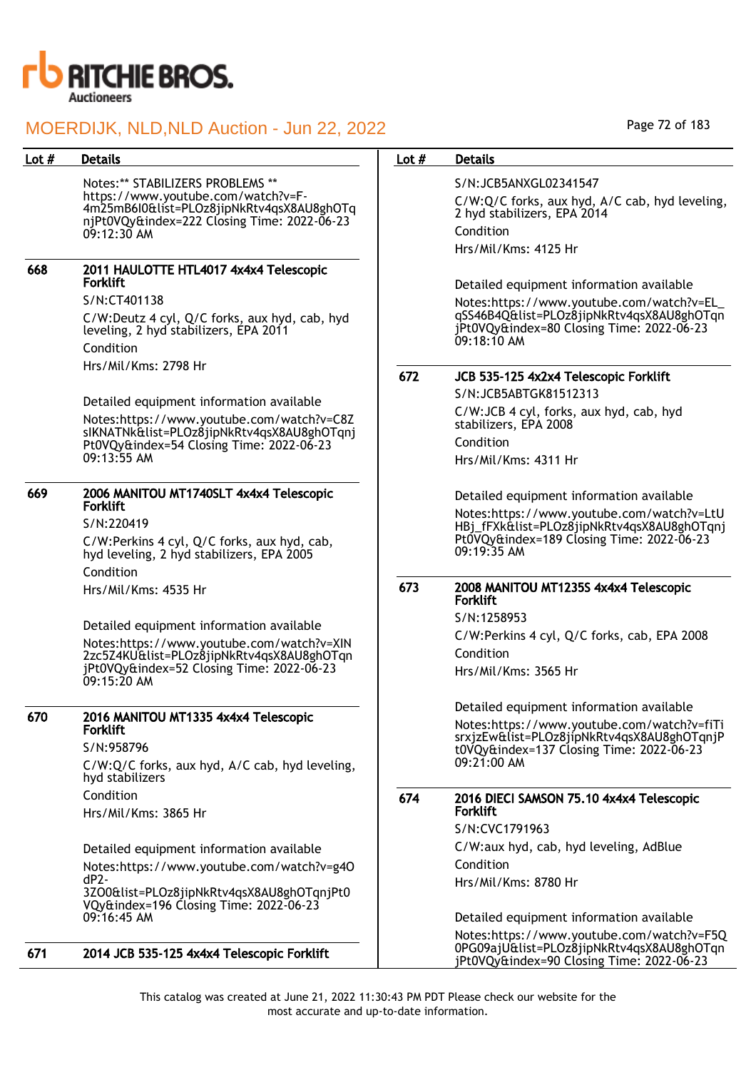| Lot # | Details |
|---|---|
| | Notes:** STABILIZERS PROBLEMS ** https://www.youtube.com/watch?v=F-4m25mB6I0&list=PLOz8jipNkRtv4qsX8AU8ghOTqnjPt0VQy&index=222 Closing Time: 2022-06-23 09:12:30 AM |
| 668 | **2011 HAULOTTE HTL4017 4x4x4 Telescopic Forklift**<br>S/N:CT401138<br>C/W:Deutz 4 cyl, Q/C forks, aux hyd, cab, hyd leveling, 2 hyd stabilizers, EPA 2011<br>Condition<br>Hrs/Mil/Kms: 2798 Hr<br><br>Detailed equipment information available<br>Notes:https://www.youtube.com/watch?v=C8ZsIKNATNk&list=PLOz8jipNkRtv4qsX8AU8ghOTqnjPt0VQy&index=54 Closing Time: 2022-06-23 09:13:55 AM |
| 669 | **2006 MANITOU MT1740SLT 4x4x4 Telescopic Forklift**<br>S/N:220419<br>C/W:Perkins 4 cyl, Q/C forks, aux hyd, cab, hyd leveling, 2 hyd stabilizers, EPA 2005<br>Condition<br>Hrs/Mil/Kms: 4535 Hr<br><br>Detailed equipment information available<br>Notes:https://www.youtube.com/watch?v=XIN2zc5Z4KU&list=PLOz8jipNkRtv4qsX8AU8ghOTqnjPt0VQy&index=52 Closing Time: 2022-06-23 09:15:20 AM |
| 670 | **2016 MANITOU MT1335 4x4x4 Telescopic Forklift**<br>S/N:958796<br>C/W:Q/C forks, aux hyd, A/C cab, hyd leveling, hyd stabilizers<br>Condition<br>Hrs/Mil/Kms: 3865 Hr<br><br>Detailed equipment information available<br>Notes:https://www.youtube.com/watch?v=g4OdP2-3ZO0&list=PLOz8jipNkRtv4qsX8AU8ghOTqnjPt0VQy&index=196 Closing Time: 2022-06-23 09:16:45 AM |
| 671 | **2014 JCB 535-125 4x4x4 Telescopic Forklift**<br>S/N:JCB5ANXGL02341547<br>C/W:Q/C forks, aux hyd, A/C cab, hyd leveling, 2 hyd stabilizers, EPA 2014<br>Condition<br>Hrs/Mil/Kms: 4125 Hr<br><br>Detailed equipment information available<br>Notes:https://www.youtube.com/watch?v=EL_qSS46B4Q&list=PLOz8jipNkRtv4qsX8AU8ghOTqnjPt0VQy&index=80 Closing Time: 2022-06-23 09:18:10 AM |
| 672 | **JCB 535-125 4x2x4 Telescopic Forklift**<br>S/N:JCB5ABTGK81512313<br>C/W:JCB 4 cyl, forks, aux hyd, cab, hyd stabilizers, EPA 2008<br>Condition<br>Hrs/Mil/Kms: 4311 Hr<br><br>Detailed equipment information available<br>Notes:https://www.youtube.com/watch?v=LtUHBj_fFXk&list=PLOz8jipNkRtv4qsX8AU8ghOTqnjPt0VQy&index=189 Closing Time: 2022-06-23 09:19:35 AM |
| 673 | **2008 MANITOU MT1235S 4x4x4 Telescopic Forklift**<br>S/N:1258953<br>C/W:Perkins 4 cyl, Q/C forks, cab, EPA 2008<br>Condition<br>Hrs/Mil/Kms: 3565 Hr<br><br>Detailed equipment information available<br>Notes:https://www.youtube.com/watch?v=fiTisrxjzEw&list=PLOz8jipNkRtv4qsX8AU8ghOTqnjPt0VQy&index=137 Closing Time: 2022-06-23 09:21:00 AM |
| 674 | **2016 DIECI SAMSON 75.10 4x4x4 Telescopic Forklift**<br>S/N:CVC1791963<br>C/W:aux hyd, cab, hyd leveling, AdBlue<br>Condition<br>Hrs/Mil/Kms: 8780 Hr<br><br>Detailed equipment information available<br>Notes:https://www.youtube.com/watch?v=F5Q0PG09ajU&list=PLOz8jipNkRtv4qsX8AU8ghOTqnjPt0VQy&index=90 Closing Time: 2022-06-23 |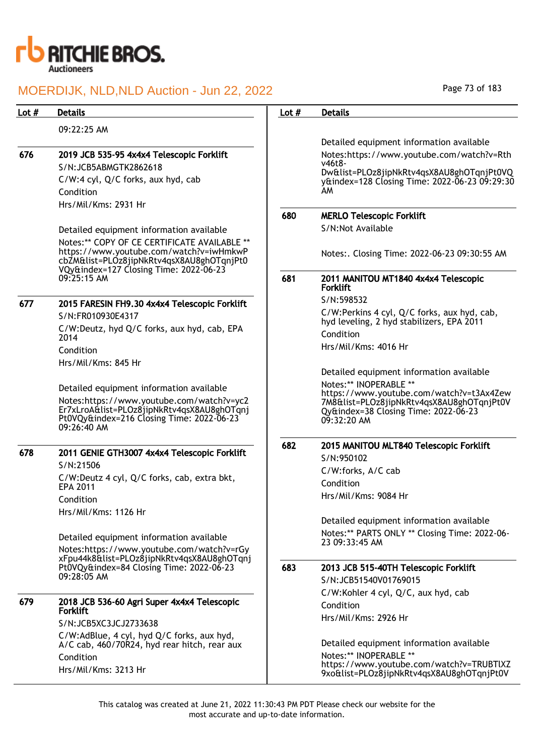| Lot # | Details |
|---|---|
| | 09:22:25 AM |
| 676 | **2019 JCB 535-95 4x4x4 Telescopic Forklift**<br>S/N:JCB5ABMGTK2862618<br>C/W:4 cyl, Q/C forks, aux hyd, cab<br>Condition<br>Hrs/Mil/Kms: 2931 Hr<br><br>Detailed equipment information available<br>Notes:** COPY OF CE CERTIFICATE AVAILABLE ** https://www.youtube.com/watch?v=iwHmkwPcbZM&list=PLOz8jipNkRtv4qsX8AU8ghOTqnjPt0VQy&index=127 Closing Time: 2022-06-23 09:25:15 AM |
| 677 | **2015 FARESIN FH9.30 4x4x4 Telescopic Forklift**<br>S/N:FR010930E4317<br>C/W:Deutz, hyd Q/C forks, aux hyd, cab, EPA 2014<br>Condition<br>Hrs/Mil/Kms: 845 Hr<br><br>Detailed equipment information available<br>Notes:https://www.youtube.com/watch?v=yc2Er7xLroA&list=PLOz8jipNkRtv4qsX8AU8ghOTqnjPt0VQy&index=216 Closing Time: 2022-06-23 09:26:40 AM |
| 678 | **2011 GENIE GTH3007 4x4x4 Telescopic Forklift**<br>S/N:21506<br>C/W:Deutz 4 cyl, Q/C forks, cab, extra bkt, EPA 2011<br>Condition<br>Hrs/Mil/Kms: 1126 Hr<br><br>Detailed equipment information available<br>Notes:https://www.youtube.com/watch?v=rGyxFpu44k8&list=PLOz8jipNkRtv4qsX8AU8ghOTqnjPt0VQy&index=84 Closing Time: 2022-06-23 09:28:05 AM |
| 679 | **2018 JCB 536-60 Agri Super 4x4x4 Telescopic Forklift**<br>S/N:JCB5XC3JCJ2733638<br>C/W:AdBlue, 4 cyl, hyd Q/C forks, aux hyd, A/C cab, 460/70R24, hyd rear hitch, rear aux<br>Condition<br>Hrs/Mil/Kms: 3213 Hr<br><br>Detailed equipment information available<br>Notes:https://www.youtube.com/watch?v=Rthv46t8-Dw&list=PLOz8jipNkRtv4qsX8AU8ghOTqnjPt0VQy&index=128 Closing Time: 2022-06-23 09:29:30 AM |
| 680 | **MERLO Telescopic Forklift**<br>S/N:Not Available<br><br>Notes:. Closing Time: 2022-06-23 09:30:55 AM |
| 681 | **2011 MANITOU MT1840 4x4x4 Telescopic Forklift**<br>S/N:598532<br>C/W:Perkins 4 cyl, Q/C forks, aux hyd, cab, hyd leveling, 2 hyd stabilizers, EPA 2011<br>Condition<br>Hrs/Mil/Kms: 4016 Hr<br><br>Detailed equipment information available<br>Notes:** INOPERABLE ** https://www.youtube.com/watch?v=t3Ax4Zew7M8&list=PLOz8jipNkRtv4qsX8AU8ghOTqnjPt0VQy&index=38 Closing Time: 2022-06-23 09:32:20 AM |
| 682 | **2015 MANITOU MLT840 Telescopic Forklift**<br>S/N:950102<br>C/W:forks, A/C cab<br>Condition<br>Hrs/Mil/Kms: 9084 Hr<br><br>Detailed equipment information available<br>Notes:** PARTS ONLY ** Closing Time: 2022-06-23 09:33:45 AM |
| 683 | **2013 JCB 515-40TH Telescopic Forklift**<br>S/N:JCB51540V01769015<br>C/W:Kohler 4 cyl, Q/C, aux hyd, cab<br>Condition<br>Hrs/Mil/Kms: 2926 Hr<br><br>Detailed equipment information available<br>Notes:** INOPERABLE ** https://www.youtube.com/watch?v=TRUBTlXZ9xo&list=PLOz8jipNkRtv4qsX8AU8ghOTqnjPt0V |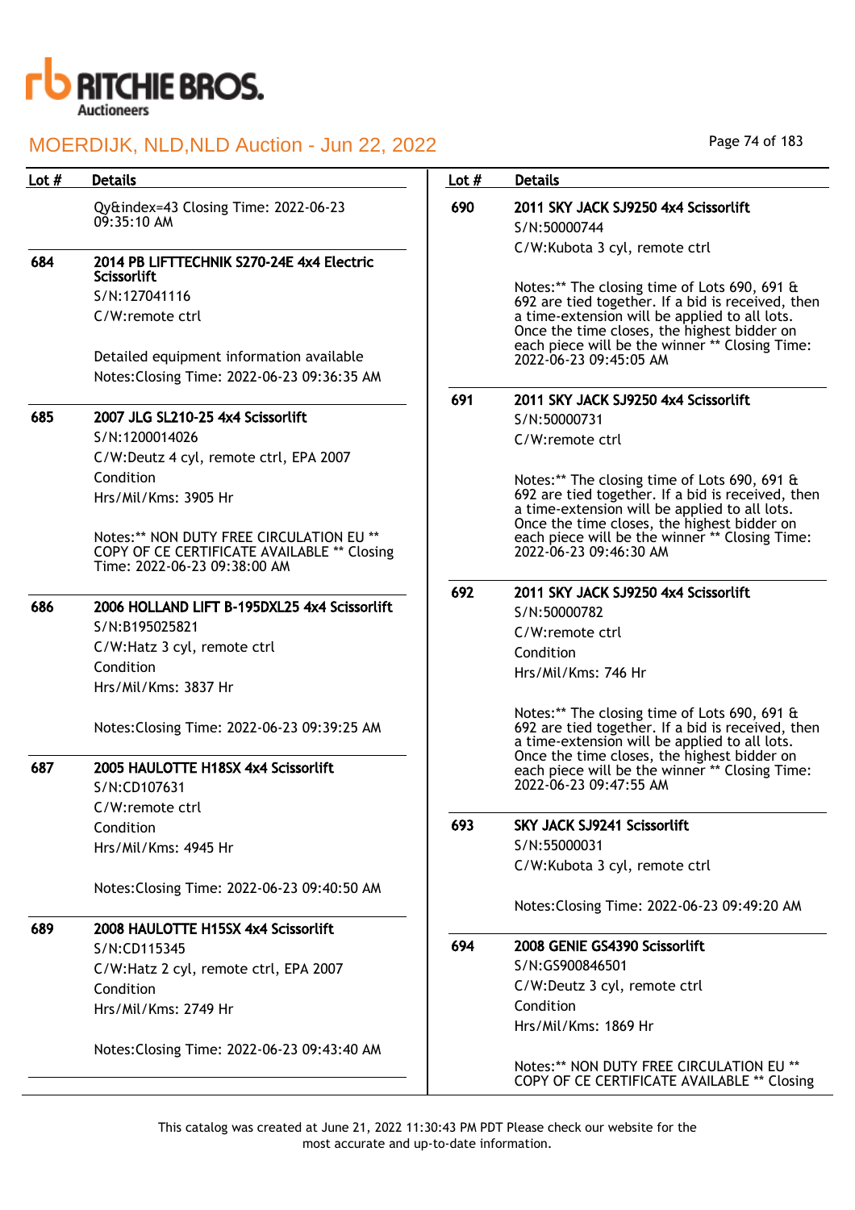| Lot # | Details |
|---|---|
| | Qy&index=43 Closing Time: 2022-06-23 09:35:10 AM |
| 684 | **2014 PB LIFTTECHNIK S270-24E 4x4 Electric Scissorlift**<br>S/N:127041116<br>C/W:remote ctrl<br><br>Detailed equipment information available<br>Notes:Closing Time: 2022-06-23 09:36:35 AM |
| 685 | **2007 JLG SL210-25 4x4 Scissorlift**<br>S/N:1200014026<br>C/W:Deutz 4 cyl, remote ctrl, EPA 2007<br>Condition<br>Hrs/Mil/Kms: 3905 Hr<br><br>Notes:** NON DUTY FREE CIRCULATION EU ** COPY OF CE CERTIFICATE AVAILABLE ** Closing Time: 2022-06-23 09:38:00 AM |
| 686 | **2006 HOLLAND LIFT B-195DXL25 4x4 Scissorlift**<br>S/N:B195025821<br>C/W:Hatz 3 cyl, remote ctrl<br>Condition<br>Hrs/Mil/Kms: 3837 Hr<br><br>Notes:Closing Time: 2022-06-23 09:39:25 AM |
| 687 | **2005 HAULOTTE H18SX 4x4 Scissorlift**<br>S/N:CD107631<br>C/W:remote ctrl<br>Condition<br>Hrs/Mil/Kms: 4945 Hr<br><br>Notes:Closing Time: 2022-06-23 09:40:50 AM |
| 689 | **2008 HAULOTTE H15SX 4x4 Scissorlift**<br>S/N:CD115345<br>C/W:Hatz 2 cyl, remote ctrl, EPA 2007<br>Condition<br>Hrs/Mil/Kms: 2749 Hr<br><br>Notes:Closing Time: 2022-06-23 09:43:40 AM |
| 690 | **2011 SKY JACK SJ9250 4x4 Scissorlift**<br>S/N:50000744<br>C/W:Kubota 3 cyl, remote ctrl<br><br>Notes:** The closing time of Lots 690, 691 & 692 are tied together. If a bid is received, then a time-extension will be applied to all lots. Once the time closes, the highest bidder on each piece will be the winner ** Closing Time: 2022-06-23 09:45:05 AM |
| 691 | **2011 SKY JACK SJ9250 4x4 Scissorlift**<br>S/N:50000731<br>C/W:remote ctrl<br><br>Notes:** The closing time of Lots 690, 691 & 692 are tied together. If a bid is received, then a time-extension will be applied to all lots. Once the time closes, the highest bidder on each piece will be the winner ** Closing Time: 2022-06-23 09:46:30 AM |
| 692 | **2011 SKY JACK SJ9250 4x4 Scissorlift**<br>S/N:50000782<br>C/W:remote ctrl<br>Condition<br>Hrs/Mil/Kms: 746 Hr<br><br>Notes:** The closing time of Lots 690, 691 & 692 are tied together. If a bid is received, then a time-extension will be applied to all lots. Once the time closes, the highest bidder on each piece will be the winner ** Closing Time: 2022-06-23 09:47:55 AM |
| 693 | **SKY JACK SJ9241 Scissorlift**<br>S/N:55000031<br>C/W:Kubota 3 cyl, remote ctrl<br><br>Notes:Closing Time: 2022-06-23 09:49:20 AM |
| 694 | **2008 GENIE GS4390 Scissorlift**<br>S/N:GS900846501<br>C/W:Deutz 3 cyl, remote ctrl<br>Condition<br>Hrs/Mil/Kms: 1869 Hr<br><br>Notes:** NON DUTY FREE CIRCULATION EU ** COPY OF CE CERTIFICATE AVAILABLE ** Closing |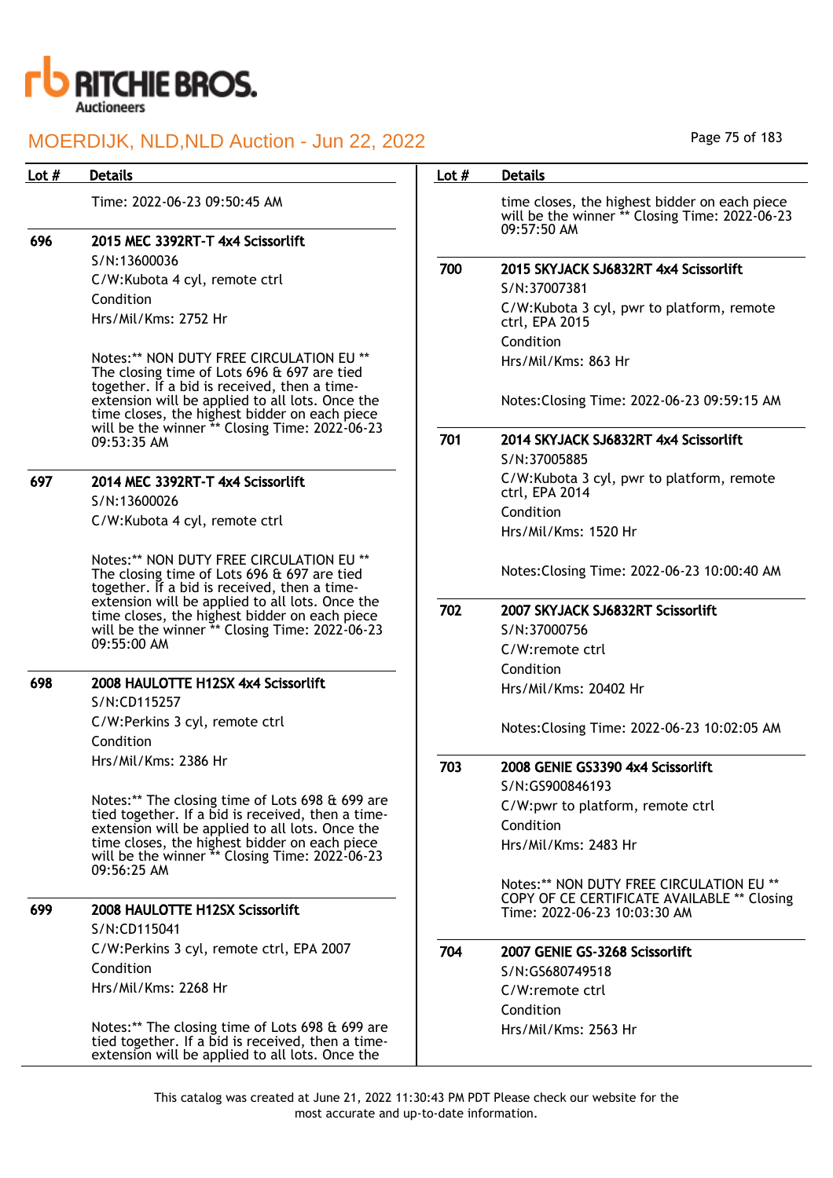| Lot # | Details |
|---|---|
| | Time: 2022-06-23 09:50:45 AM |
| 696 | **2015 MEC 3392RT-T 4x4 Scissorlift**<br>S/N:13600036<br>C/W:Kubota 4 cyl, remote ctrl<br>Condition<br>Hrs/Mil/Kms: 2752 Hr<br><br>Notes:** NON DUTY FREE CIRCULATION EU ** The closing time of Lots 696 & 697 are tied together. If a bid is received, then a time-extension will be applied to all lots. Once the time closes, the highest bidder on each piece will be the winner ** Closing Time: 2022-06-23 09:53:35 AM |
| 697 | **2014 MEC 3392RT-T 4x4 Scissorlift**<br>S/N:13600026<br>C/W:Kubota 4 cyl, remote ctrl<br><br>Notes:** NON DUTY FREE CIRCULATION EU ** The closing time of Lots 696 & 697 are tied together. If a bid is received, then a time-extension will be applied to all lots. Once the time closes, the highest bidder on each piece will be the winner ** Closing Time: 2022-06-23 09:55:00 AM |
| 698 | **2008 HAULOTTE H12SX 4x4 Scissorlift**<br>S/N:CD115257<br>C/W:Perkins 3 cyl, remote ctrl<br>Condition<br>Hrs/Mil/Kms: 2386 Hr<br><br>Notes:** The closing time of Lots 698 & 699 are tied together. If a bid is received, then a time-extension will be applied to all lots. Once the time closes, the highest bidder on each piece will be the winner ** Closing Time: 2022-06-23 09:56:25 AM |
| 699 | **2008 HAULOTTE H12SX Scissorlift**<br>S/N:CD115041<br>C/W:Perkins 3 cyl, remote ctrl, EPA 2007<br>Condition<br>Hrs/Mil/Kms: 2268 Hr<br><br>Notes:** The closing time of Lots 698 & 699 are tied together. If a bid is received, then a time-extension will be applied to all lots. Once the time closes, the highest bidder on each piece will be the winner ** Closing Time: 2022-06-23 09:57:50 AM |
| 700 | **2015 SKYJACK SJ6832RT 4x4 Scissorlift**<br>S/N:37007381<br>C/W:Kubota 3 cyl, pwr to platform, remote ctrl, EPA 2015<br>Condition<br>Hrs/Mil/Kms: 863 Hr<br><br>Notes:Closing Time: 2022-06-23 09:59:15 AM |
| 701 | **2014 SKYJACK SJ6832RT 4x4 Scissorlift**<br>S/N:37005885<br>C/W:Kubota 3 cyl, pwr to platform, remote ctrl, EPA 2014<br>Condition<br>Hrs/Mil/Kms: 1520 Hr<br><br>Notes:Closing Time: 2022-06-23 10:00:40 AM |
| 702 | **2007 SKYJACK SJ6832RT Scissorlift**<br>S/N:37000756<br>C/W:remote ctrl<br>Condition<br>Hrs/Mil/Kms: 20402 Hr<br><br>Notes:Closing Time: 2022-06-23 10:02:05 AM |
| 703 | **2008 GENIE GS3390 4x4 Scissorlift**<br>S/N:GS900846193<br>C/W:pwr to platform, remote ctrl<br>Condition<br>Hrs/Mil/Kms: 2483 Hr<br><br>Notes:** NON DUTY FREE CIRCULATION EU ** COPY OF CE CERTIFICATE AVAILABLE ** Closing Time: 2022-06-23 10:03:30 AM |
| 704 | **2007 GENIE GS-3268 Scissorlift**<br>S/N:GS680749518<br>C/W:remote ctrl<br>Condition<br>Hrs/Mil/Kms: 2563 Hr |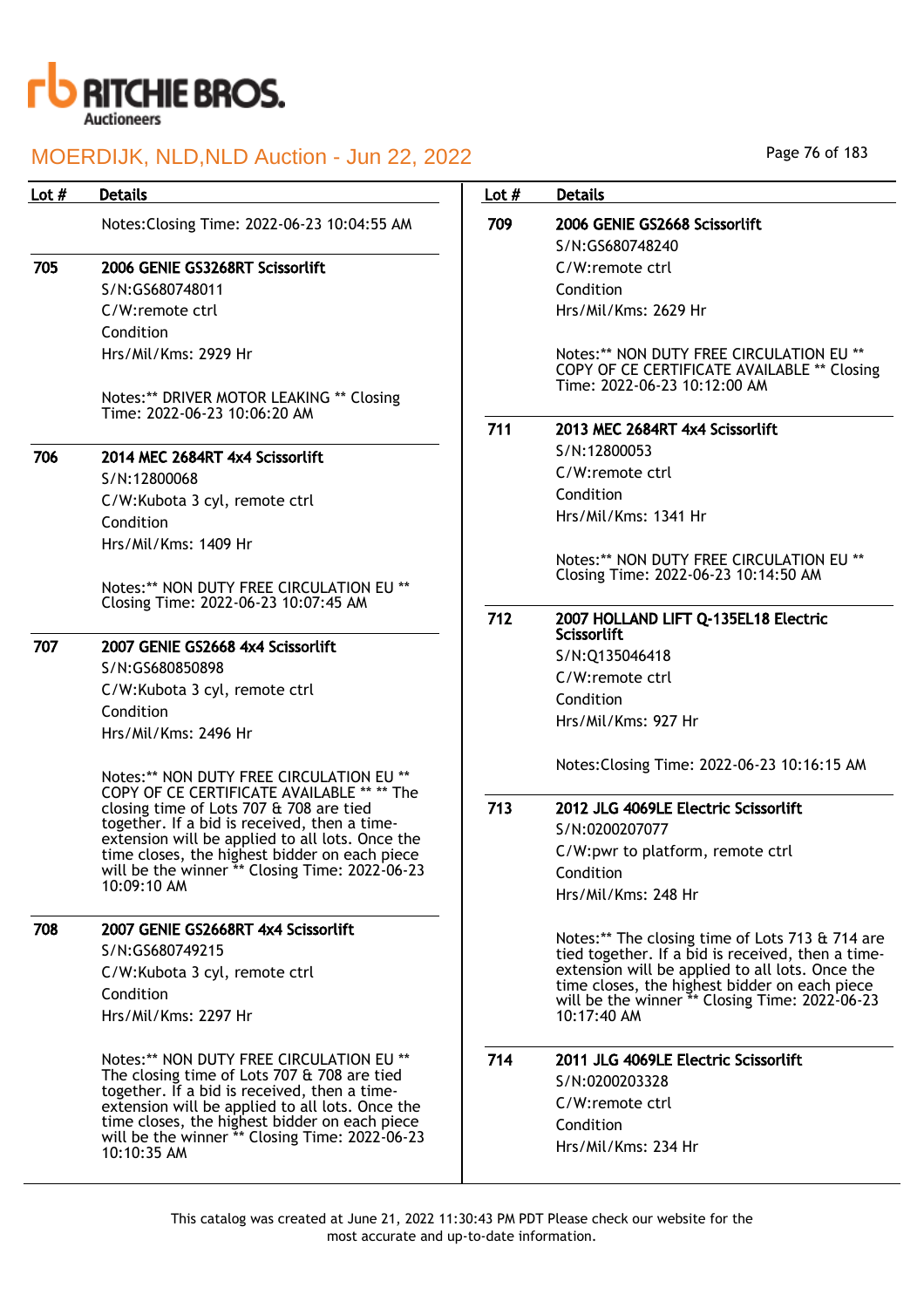| Lot # | Details |
|---|---|
| | Notes:Closing Time: 2022-06-23 10:04:55 AM |
| 705 | **2006 GENIE GS3268RT Scissorlift**<br>S/N:GS680748011<br>C/W:remote ctrl<br>Condition<br>Hrs/Mil/Kms: 2929 Hr<br><br>Notes:** DRIVER MOTOR LEAKING ** Closing Time: 2022-06-23 10:06:20 AM |
| 706 | **2014 MEC 2684RT 4x4 Scissorlift**<br>S/N:12800068<br>C/W:Kubota 3 cyl, remote ctrl<br>Condition<br>Hrs/Mil/Kms: 1409 Hr<br><br>Notes:** NON DUTY FREE CIRCULATION EU ** Closing Time: 2022-06-23 10:07:45 AM |
| 707 | **2007 GENIE GS2668 4x4 Scissorlift**<br>S/N:GS680850898<br>C/W:Kubota 3 cyl, remote ctrl<br>Condition<br>Hrs/Mil/Kms: 2496 Hr<br><br>Notes:** NON DUTY FREE CIRCULATION EU ** COPY OF CE CERTIFICATE AVAILABLE ** ** The closing time of Lots 707 & 708 are tied together. If a bid is received, then a time-extension will be applied to all lots. Once the time closes, the highest bidder on each piece will be the winner ** Closing Time: 2022-06-23 10:09:10 AM |
| 708 | **2007 GENIE GS2668RT 4x4 Scissorlift**<br>S/N:GS680749215<br>C/W:Kubota 3 cyl, remote ctrl<br>Condition<br>Hrs/Mil/Kms: 2297 Hr<br><br>Notes:** NON DUTY FREE CIRCULATION EU ** The closing time of Lots 707 & 708 are tied together. If a bid is received, then a time-extension will be applied to all lots. Once the time closes, the highest bidder on each piece will be the winner ** Closing Time: 2022-06-23 10:10:35 AM |
| 709 | **2006 GENIE GS2668 Scissorlift**<br>S/N:GS680748240<br>C/W:remote ctrl<br>Condition<br>Hrs/Mil/Kms: 2629 Hr<br><br>Notes:** NON DUTY FREE CIRCULATION EU ** COPY OF CE CERTIFICATE AVAILABLE ** Closing Time: 2022-06-23 10:12:00 AM |
| 711 | **2013 MEC 2684RT 4x4 Scissorlift**<br>S/N:12800053<br>C/W:remote ctrl<br>Condition<br>Hrs/Mil/Kms: 1341 Hr<br><br>Notes:** NON DUTY FREE CIRCULATION EU ** Closing Time: 2022-06-23 10:14:50 AM |
| 712 | **2007 HOLLAND LIFT Q-135EL18 Electric Scissorlift**<br>S/N:Q135046418<br>C/W:remote ctrl<br>Condition<br>Hrs/Mil/Kms: 927 Hr<br><br>Notes:Closing Time: 2022-06-23 10:16:15 AM |
| 713 | **2012 JLG 4069LE Electric Scissorlift**<br>S/N:0200207077<br>C/W:pwr to platform, remote ctrl<br>Condition<br>Hrs/Mil/Kms: 248 Hr<br><br>Notes:** The closing time of Lots 713 & 714 are tied together. If a bid is received, then a time-extension will be applied to all lots. Once the time closes, the highest bidder on each piece will be the winner ** Closing Time: 2022-06-23 10:17:40 AM |
| 714 | **2011 JLG 4069LE Electric Scissorlift**<br>S/N:0200203328<br>C/W:remote ctrl<br>Condition<br>Hrs/Mil/Kms: 234 Hr |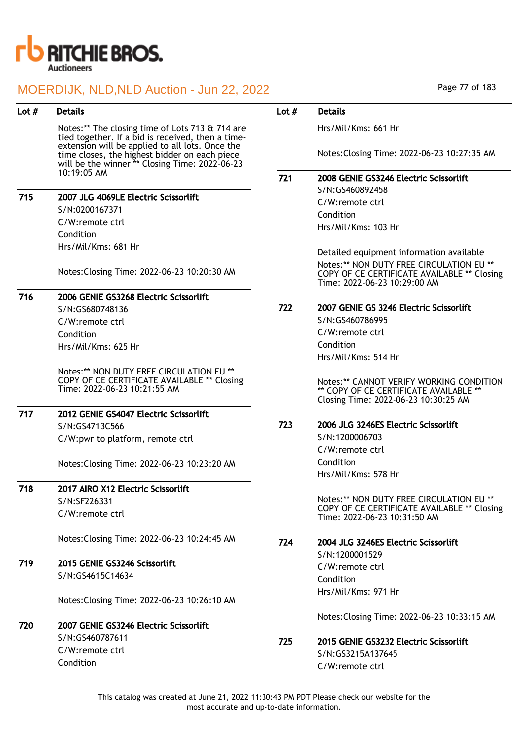| Lot # | Details |
|---|---|
| | Notes:** The closing time of Lots 713 & 714 are tied together. If a bid is received, then a time-extension will be applied to all lots. Once the time closes, the highest bidder on each piece will be the winner ** Closing Time: 2022-06-23 10:19:05 AM |
| 715 | **2007 JLG 4069LE Electric Scissorlift**<br>S/N:0200167371<br>C/W:remote ctrl<br>Condition<br>Hrs/Mil/Kms: 681 Hr<br><br>Notes:Closing Time: 2022-06-23 10:20:30 AM |
| 716 | **2006 GENIE GS3268 Electric Scissorlift**<br>S/N:GS680748136<br>C/W:remote ctrl<br>Condition<br>Hrs/Mil/Kms: 625 Hr<br><br>Notes:** NON DUTY FREE CIRCULATION EU ** COPY OF CE CERTIFICATE AVAILABLE ** Closing Time: 2022-06-23 10:21:55 AM |
| 717 | **2012 GENIE GS4047 Electric Scissorlift**<br>S/N:GS4713C566<br>C/W:pwr to platform, remote ctrl<br><br>Notes:Closing Time: 2022-06-23 10:23:20 AM |
| 718 | **2017 AIRO X12 Electric Scissorlift**<br>S/N:SF226331<br>C/W:remote ctrl<br><br>Notes:Closing Time: 2022-06-23 10:24:45 AM |
| 719 | **2015 GENIE GS3246 Scissorlift**<br>S/N:GS4615C14634<br><br>Notes:Closing Time: 2022-06-23 10:26:10 AM |
| 720 | **2007 GENIE GS3246 Electric Scissorlift**<br>S/N:GS460787611<br>C/W:remote ctrl<br>Condition<br>Hrs/Mil/Kms: 661 Hr<br><br>Notes:Closing Time: 2022-06-23 10:27:35 AM |
| 721 | **2008 GENIE GS3246 Electric Scissorlift**<br>S/N:GS460892458<br>C/W:remote ctrl<br>Condition<br>Hrs/Mil/Kms: 103 Hr<br><br>Detailed equipment information available<br>Notes:** NON DUTY FREE CIRCULATION EU ** COPY OF CE CERTIFICATE AVAILABLE ** Closing Time: 2022-06-23 10:29:00 AM |
| 722 | **2007 GENIE GS 3246 Electric Scissorlift**<br>S/N:GS460786995<br>C/W:remote ctrl<br>Condition<br>Hrs/Mil/Kms: 514 Hr<br><br>Notes:** CANNOT VERIFY WORKING CONDITION ** COPY OF CE CERTIFICATE AVAILABLE ** Closing Time: 2022-06-23 10:30:25 AM |
| 723 | **2006 JLG 3246ES Electric Scissorlift**<br>S/N:1200006703<br>C/W:remote ctrl<br>Condition<br>Hrs/Mil/Kms: 578 Hr<br><br>Notes:** NON DUTY FREE CIRCULATION EU ** COPY OF CE CERTIFICATE AVAILABLE ** Closing Time: 2022-06-23 10:31:50 AM |
| 724 | **2004 JLG 3246ES Electric Scissorlift**<br>S/N:1200001529<br>C/W:remote ctrl<br>Condition<br>Hrs/Mil/Kms: 971 Hr<br><br>Notes:Closing Time: 2022-06-23 10:33:15 AM |
| 725 | **2015 GENIE GS3232 Electric Scissorlift**<br>S/N:GS3215A137645<br>C/W:remote ctrl |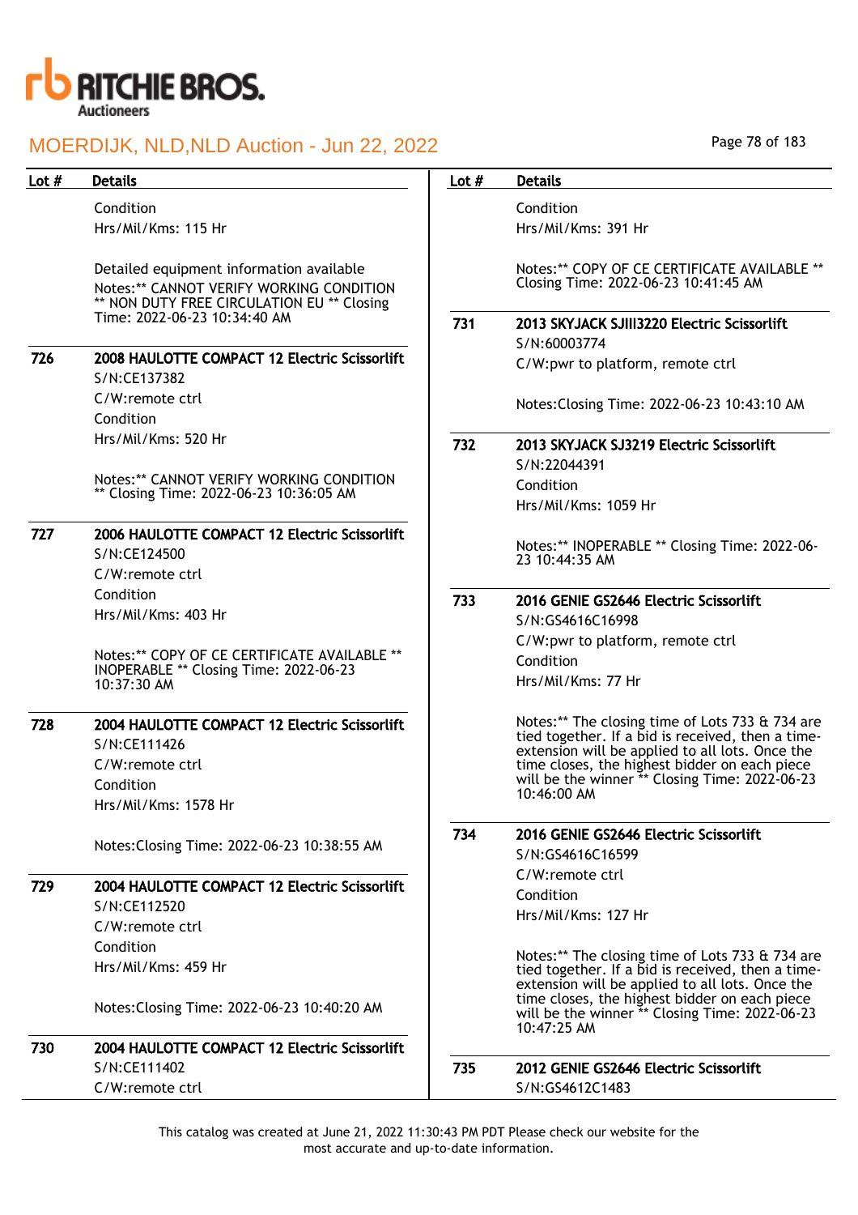| Lot # | Details |
|---|---|
| | Condition<br>Hrs/Mil/Kms: 115 Hr<br><br>Detailed equipment information available<br>Notes:** CANNOT VERIFY WORKING CONDITION ** NON DUTY FREE CIRCULATION EU ** Closing Time: 2022-06-23 10:34:40 AM |
| 726 | **2008 HAULOTTE COMPACT 12 Electric Scissorlift**<br>S/N:CE137382<br>C/W:remote ctrl<br>Condition<br>Hrs/Mil/Kms: 520 Hr<br><br>Notes:** CANNOT VERIFY WORKING CONDITION ** Closing Time: 2022-06-23 10:36:05 AM |
| 727 | **2006 HAULOTTE COMPACT 12 Electric Scissorlift**<br>S/N:CE124500<br>C/W:remote ctrl<br>Condition<br>Hrs/Mil/Kms: 403 Hr<br><br>Notes:** COPY OF CE CERTIFICATE AVAILABLE ** INOPERABLE ** Closing Time: 2022-06-23 10:37:30 AM |
| 728 | **2004 HAULOTTE COMPACT 12 Electric Scissorlift**<br>S/N:CE111426<br>C/W:remote ctrl<br>Condition<br>Hrs/Mil/Kms: 1578 Hr<br><br>Notes:Closing Time: 2022-06-23 10:38:55 AM |
| 729 | **2004 HAULOTTE COMPACT 12 Electric Scissorlift**<br>S/N:CE112520<br>C/W:remote ctrl<br>Condition<br>Hrs/Mil/Kms: 459 Hr<br><br>Notes:Closing Time: 2022-06-23 10:40:20 AM |
| 730 | **2004 HAULOTTE COMPACT 12 Electric Scissorlift**<br>S/N:CE111402<br>C/W:remote ctrl<br>Condition<br>Hrs/Mil/Kms: 391 Hr<br><br>Notes:** COPY OF CE CERTIFICATE AVAILABLE ** Closing Time: 2022-06-23 10:41:45 AM |
| 731 | **2013 SKYJACK SJIII3220 Electric Scissorlift**<br>S/N:60003774<br>C/W:pwr to platform, remote ctrl<br><br>Notes:Closing Time: 2022-06-23 10:43:10 AM |
| 732 | **2013 SKYJACK SJ3219 Electric Scissorlift**<br>S/N:22044391<br>Condition<br>Hrs/Mil/Kms: 1059 Hr<br><br>Notes:** INOPERABLE ** Closing Time: 2022-06-23 10:44:35 AM |
| 733 | **2016 GENIE GS2646 Electric Scissorlift**<br>S/N:GS4616C16998<br>C/W:pwr to platform, remote ctrl<br>Condition<br>Hrs/Mil/Kms: 77 Hr<br><br>Notes:** The closing time of Lots 733 & 734 are tied together. If a bid is received, then a time-extension will be applied to all lots. Once the time closes, the highest bidder on each piece will be the winner ** Closing Time: 2022-06-23 10:46:00 AM |
| 734 | **2016 GENIE GS2646 Electric Scissorlift**<br>S/N:GS4616C16599<br>C/W:remote ctrl<br>Condition<br>Hrs/Mil/Kms: 127 Hr<br><br>Notes:** The closing time of Lots 733 & 734 are tied together. If a bid is received, then a time-extension will be applied to all lots. Once the time closes, the highest bidder on each piece will be the winner ** Closing Time: 2022-06-23 10:47:25 AM |
| 735 | **2012 GENIE GS2646 Electric Scissorlift**<br>S/N:GS4612C1483 |

This catalog was created at June 21, 2022 11:30:43 PM PDT Please check our website for the most accurate and up-to-date information.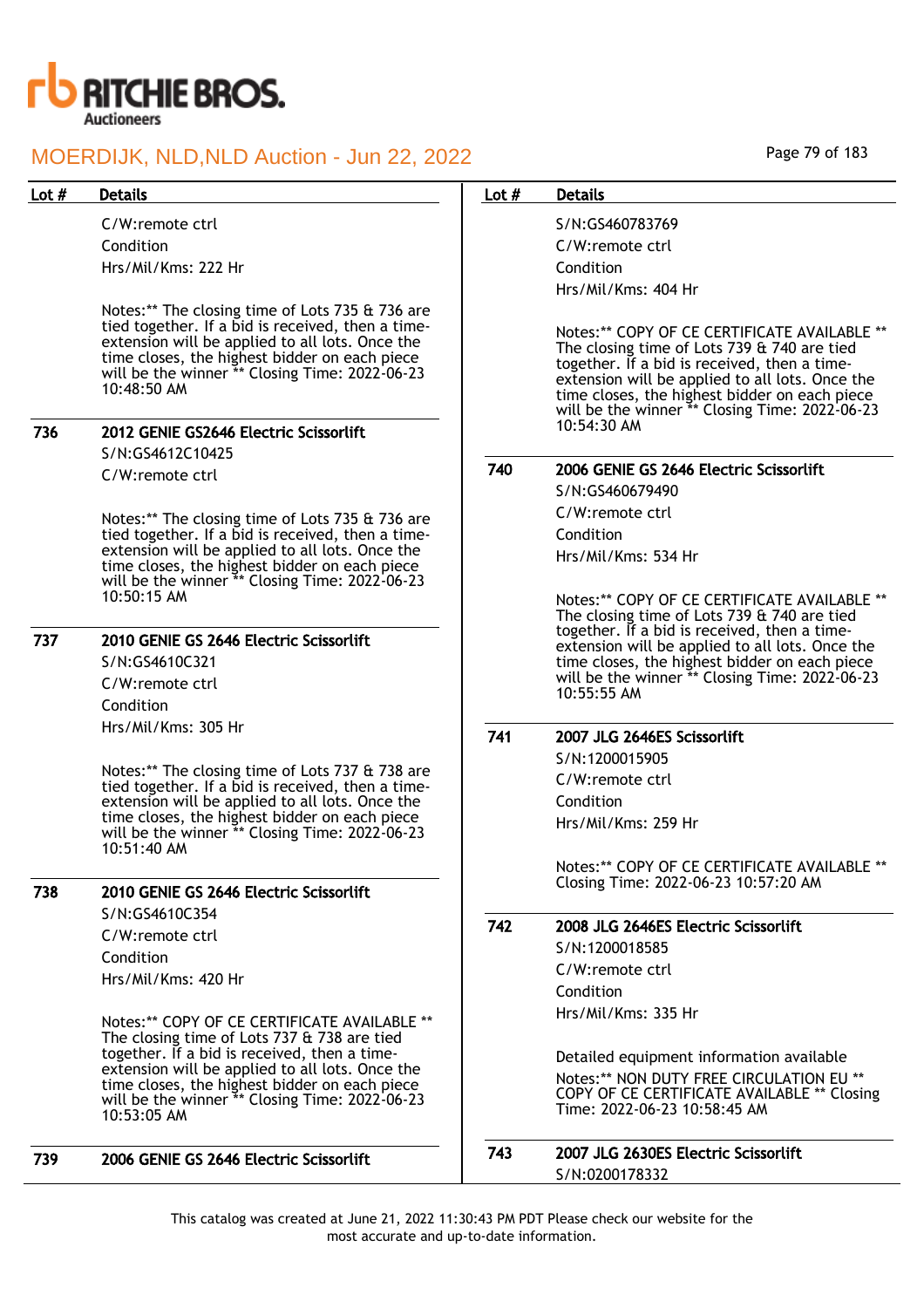| Lot # | Details |
|---|---|
| | C/W:remote ctrl<br>Condition<br>Hrs/Mil/Kms: 222 Hr<br><br>Notes:** The closing time of Lots 735 & 736 are tied together. If a bid is received, then a time-extension will be applied to all lots. Once the time closes, the highest bidder on each piece will be the winner ** Closing Time: 2022-06-23 10:48:50 AM |
| 736 | **2012 GENIE GS2646 Electric Scissorlift**<br>S/N:GS4612C10425<br>C/W:remote ctrl<br><br>Notes:** The closing time of Lots 735 & 736 are tied together. If a bid is received, then a time-extension will be applied to all lots. Once the time closes, the highest bidder on each piece will be the winner ** Closing Time: 2022-06-23 10:50:15 AM |
| 737 | **2010 GENIE GS 2646 Electric Scissorlift**<br>S/N:GS4610C321<br>C/W:remote ctrl<br>Condition<br>Hrs/Mil/Kms: 305 Hr<br><br>Notes:** The closing time of Lots 737 & 738 are tied together. If a bid is received, then a time-extension will be applied to all lots. Once the time closes, the highest bidder on each piece will be the winner ** Closing Time: 2022-06-23 10:51:40 AM |
| 738 | **2010 GENIE GS 2646 Electric Scissorlift**<br>S/N:GS4610C354<br>C/W:remote ctrl<br>Condition<br>Hrs/Mil/Kms: 420 Hr<br><br>Notes:** COPY OF CE CERTIFICATE AVAILABLE ** The closing time of Lots 737 & 738 are tied together. If a bid is received, then a time-extension will be applied to all lots. Once the time closes, the highest bidder on each piece will be the winner ** Closing Time: 2022-06-23 10:53:05 AM |
| 739 | **2006 GENIE GS 2646 Electric Scissorlift**<br>S/N:GS460783769<br>C/W:remote ctrl<br>Condition<br>Hrs/Mil/Kms: 404 Hr<br><br>Notes:** COPY OF CE CERTIFICATE AVAILABLE ** The closing time of Lots 739 & 740 are tied together. If a bid is received, then a time-extension will be applied to all lots. Once the time closes, the highest bidder on each piece will be the winner ** Closing Time: 2022-06-23 10:54:30 AM |
| 740 | **2006 GENIE GS 2646 Electric Scissorlift**<br>S/N:GS460679490<br>C/W:remote ctrl<br>Condition<br>Hrs/Mil/Kms: 534 Hr<br><br>Notes:** COPY OF CE CERTIFICATE AVAILABLE ** The closing time of Lots 739 & 740 are tied together. If a bid is received, then a time-extension will be applied to all lots. Once the time closes, the highest bidder on each piece will be the winner ** Closing Time: 2022-06-23 10:55:55 AM |
| 741 | **2007 JLG 2646ES Scissorlift**<br>S/N:1200015905<br>C/W:remote ctrl<br>Condition<br>Hrs/Mil/Kms: 259 Hr<br><br>Notes:** COPY OF CE CERTIFICATE AVAILABLE ** Closing Time: 2022-06-23 10:57:20 AM |
| 742 | **2008 JLG 2646ES Electric Scissorlift**<br>S/N:1200018585<br>C/W:remote ctrl<br>Condition<br>Hrs/Mil/Kms: 335 Hr<br><br>Detailed equipment information available<br>Notes:** NON DUTY FREE CIRCULATION EU ** COPY OF CE CERTIFICATE AVAILABLE ** Closing Time: 2022-06-23 10:58:45 AM |
| 743 | **2007 JLG 2630ES Electric Scissorlift**<br>S/N:0200178332 |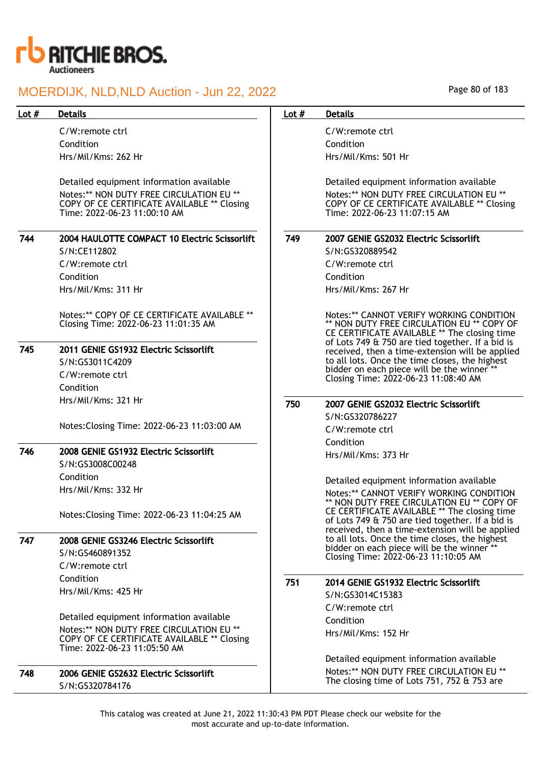| Lot # | Details |
|---|---|
| | C/W:remote ctrl<br>Condition<br>Hrs/Mil/Kms: 262 Hr<br><br>Detailed equipment information available<br>Notes:** NON DUTY FREE CIRCULATION EU ** COPY OF CE CERTIFICATE AVAILABLE ** Closing Time: 2022-06-23 11:00:10 AM |
| 744 | **2004 HAULOTTE COMPACT 10 Electric Scissorlift**<br>S/N:CE112802<br>C/W:remote ctrl<br>Condition<br>Hrs/Mil/Kms: 311 Hr<br><br>Notes:** COPY OF CE CERTIFICATE AVAILABLE ** Closing Time: 2022-06-23 11:01:35 AM |
| 745 | **2011 GENIE GS1932 Electric Scissorlift**<br>S/N:GS3011C4209<br>C/W:remote ctrl<br>Condition<br>Hrs/Mil/Kms: 321 Hr<br><br>Notes:Closing Time: 2022-06-23 11:03:00 AM |
| 746 | **2008 GENIE GS1932 Electric Scissorlift**<br>S/N:GS3008C00248<br>Condition<br>Hrs/Mil/Kms: 332 Hr<br><br>Notes:Closing Time: 2022-06-23 11:04:25 AM |
| 747 | **2008 GENIE GS3246 Electric Scissorlift**<br>S/N:GS460891352<br>C/W:remote ctrl<br>Condition<br>Hrs/Mil/Kms: 425 Hr<br><br>Detailed equipment information available<br>Notes:** NON DUTY FREE CIRCULATION EU ** COPY OF CE CERTIFICATE AVAILABLE ** Closing Time: 2022-06-23 11:05:50 AM |
| 748 | **2006 GENIE GS2632 Electric Scissorlift**<br>S/N:GS320784176 |

| Lot # | Details |
|---|---|
| | C/W:remote ctrl<br>Condition<br>Hrs/Mil/Kms: 501 Hr<br><br>Detailed equipment information available<br>Notes:** NON DUTY FREE CIRCULATION EU ** COPY OF CE CERTIFICATE AVAILABLE ** Closing Time: 2022-06-23 11:07:15 AM |
| 749 | **2007 GENIE GS2032 Electric Scissorlift**<br>S/N:GS320889542<br>C/W:remote ctrl<br>Condition<br>Hrs/Mil/Kms: 267 Hr<br><br>Notes:** CANNOT VERIFY WORKING CONDITION ** NON DUTY FREE CIRCULATION EU ** COPY OF CE CERTIFICATE AVAILABLE ** The closing time of Lots 749 & 750 are tied together. If a bid is received, then a time-extension will be applied to all lots. Once the time closes, the highest bidder on each piece will be the winner ** Closing Time: 2022-06-23 11:08:40 AM |
| 750 | **2007 GENIE GS2032 Electric Scissorlift**<br>S/N:GS320786227<br>C/W:remote ctrl<br>Condition<br>Hrs/Mil/Kms: 373 Hr<br><br>Detailed equipment information available<br>Notes:** CANNOT VERIFY WORKING CONDITION ** NON DUTY FREE CIRCULATION EU ** COPY OF CE CERTIFICATE AVAILABLE ** The closing time of Lots 749 & 750 are tied together. If a bid is received, then a time-extension will be applied to all lots. Once the time closes, the highest bidder on each piece will be the winner ** Closing Time: 2022-06-23 11:10:05 AM |
| 751 | **2014 GENIE GS1932 Electric Scissorlift**<br>S/N:GS3014C15383<br>C/W:remote ctrl<br>Condition<br>Hrs/Mil/Kms: 152 Hr<br><br>Detailed equipment information available<br>Notes:** NON DUTY FREE CIRCULATION EU ** The closing time of Lots 751, 752 & 753 are |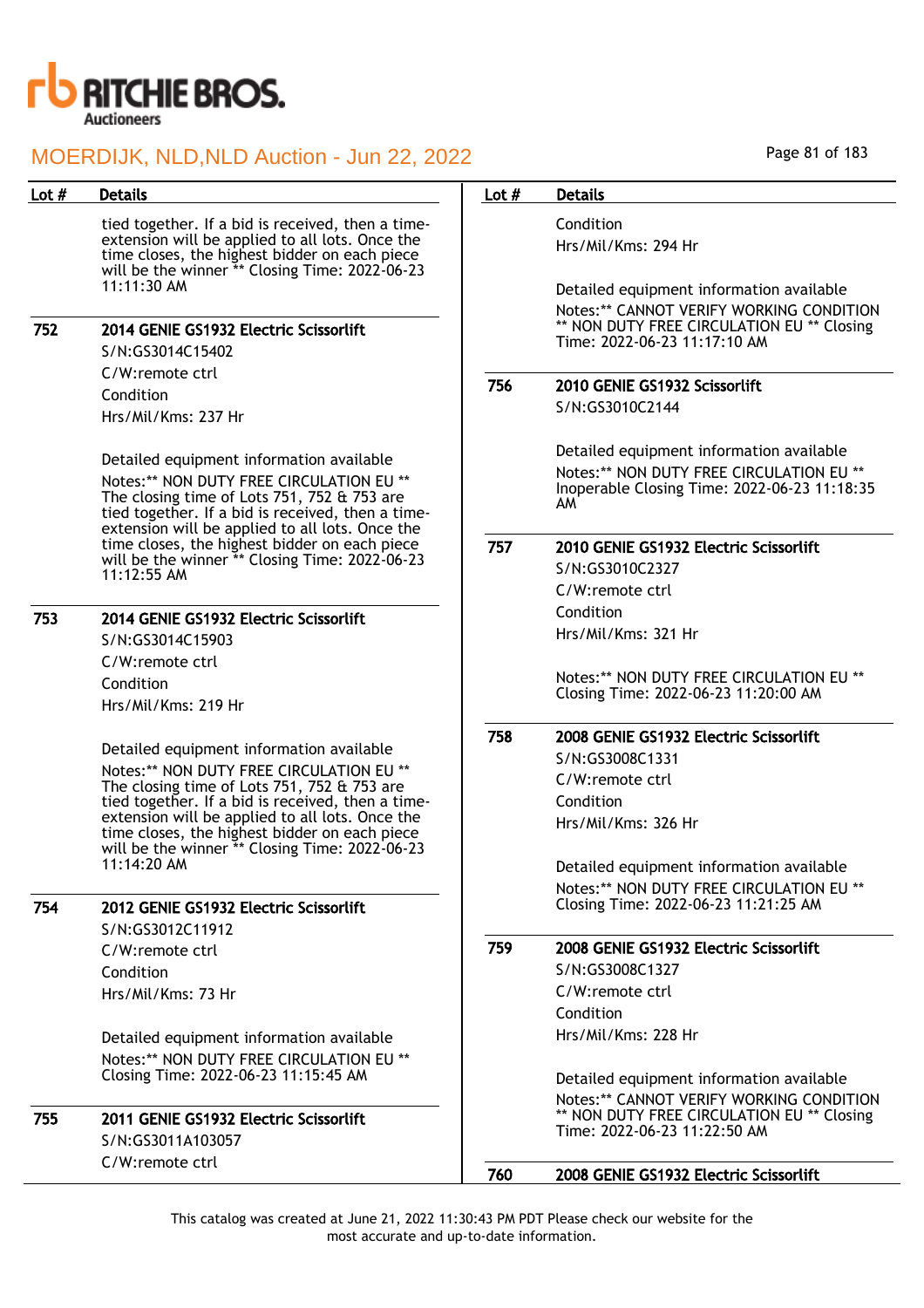tied together. If a bid is received, then a time-extension will be applied to all lots. Once the time closes, the highest bidder on each piece will be the winner ** Closing Time: 2022-06-23 11:11:30 AM

| Lot # | Details |
|---|---|
| 752 | **2014 GENIE GS1932 Electric Scissorlift** |

S/N:GS3014C15402

C/W:remote ctrl

Condition

Hrs/Mil/Kms: 237 Hr

Detailed equipment information available

Notes:** NON DUTY FREE CIRCULATION EU ** The closing time of Lots 751, 752 & 753 are tied together. If a bid is received, then a time-extension will be applied to all lots. Once the time closes, the highest bidder on each piece will be the winner ** Closing Time: 2022-06-23 11:12:55 AM

| Lot # | Details |
|---|---|
| 753 | **2014 GENIE GS1932 Electric Scissorlift** |

S/N:GS3014C15903

C/W:remote ctrl

Condition

Hrs/Mil/Kms: 219 Hr

Detailed equipment information available

Notes:** NON DUTY FREE CIRCULATION EU ** The closing time of Lots 751, 752 & 753 are tied together. If a bid is received, then a time-extension will be applied to all lots. Once the time closes, the highest bidder on each piece will be the winner ** Closing Time: 2022-06-23 11:14:20 AM

| Lot # | Details |
|---|---|
| 754 | **2012 GENIE GS1932 Electric Scissorlift** |

S/N:GS3012C11912

C/W:remote ctrl

Condition

Hrs/Mil/Kms: 73 Hr

Detailed equipment information available

Notes:** NON DUTY FREE CIRCULATION EU ** Closing Time: 2022-06-23 11:15:45 AM

| Lot # | Details |
|---|---|
| 755 | **2011 GENIE GS1932 Electric Scissorlift** |

S/N:GS3011A103057

C/W:remote ctrl

Condition

Hrs/Mil/Kms: 294 Hr

Detailed equipment information available

Notes:** CANNOT VERIFY WORKING CONDITION ** NON DUTY FREE CIRCULATION EU ** Closing Time: 2022-06-23 11:17:10 AM

| Lot # | Details |
|---|---|
| 756 | **2010 GENIE GS1932 Scissorlift** |

S/N:GS3010C2144

Detailed equipment information available

Notes:** NON DUTY FREE CIRCULATION EU ** Inoperable Closing Time: 2022-06-23 11:18:35 AM

| Lot # | Details |
|---|---|
| 757 | **2010 GENIE GS1932 Electric Scissorlift** |

S/N:GS3010C2327

C/W:remote ctrl

Condition

Hrs/Mil/Kms: 321 Hr

Notes:** NON DUTY FREE CIRCULATION EU ** Closing Time: 2022-06-23 11:20:00 AM

| Lot # | Details |
|---|---|
| 758 | **2008 GENIE GS1932 Electric Scissorlift** |

S/N:GS3008C1331

C/W:remote ctrl

Condition

Hrs/Mil/Kms: 326 Hr

Detailed equipment information available

Notes:** NON DUTY FREE CIRCULATION EU ** Closing Time: 2022-06-23 11:21:25 AM

| Lot # | Details |
|---|---|
| 759 | **2008 GENIE GS1932 Electric Scissorlift** |

S/N:GS3008C1327

C/W:remote ctrl

Condition

Hrs/Mil/Kms: 228 Hr

Detailed equipment information available

Notes:** CANNOT VERIFY WORKING CONDITION ** NON DUTY FREE CIRCULATION EU ** Closing Time: 2022-06-23 11:22:50 AM

| Lot # | Details |
|---|---|
| 760 | **2008 GENIE GS1932 Electric Scissorlift** |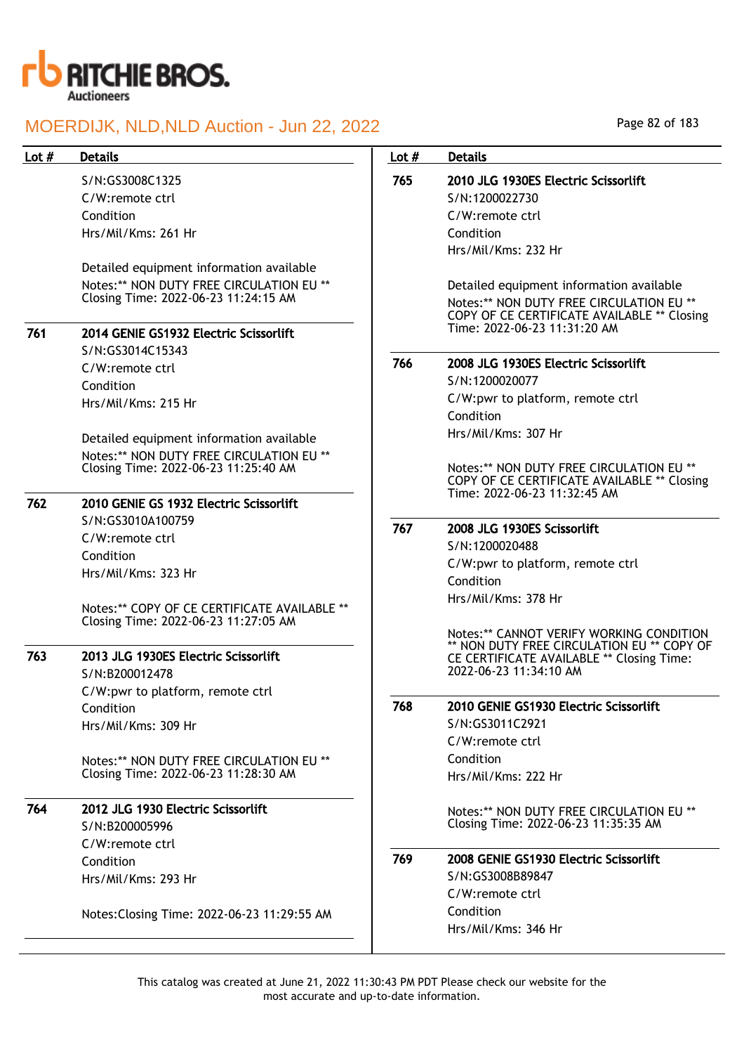| Lot # | Details |
|---|---|
| | S/N:GS3008C1325<br>C/W:remote ctrl<br>Condition<br>Hrs/Mil/Kms: 261 Hr<br><br>Detailed equipment information available<br>Notes:** NON DUTY FREE CIRCULATION EU ** Closing Time: 2022-06-23 11:24:15 AM |
| 761 | **2014 GENIE GS1932 Electric Scissorlift**<br>S/N:GS3014C15343<br>C/W:remote ctrl<br>Condition<br>Hrs/Mil/Kms: 215 Hr<br><br>Detailed equipment information available<br>Notes:** NON DUTY FREE CIRCULATION EU ** Closing Time: 2022-06-23 11:25:40 AM |
| 762 | **2010 GENIE GS 1932 Electric Scissorlift**<br>S/N:GS3010A100759<br>C/W:remote ctrl<br>Condition<br>Hrs/Mil/Kms: 323 Hr<br><br>Notes:** COPY OF CE CERTIFICATE AVAILABLE ** Closing Time: 2022-06-23 11:27:05 AM |
| 763 | **2013 JLG 1930ES Electric Scissorlift**<br>S/N:B200012478<br>C/W:pwr to platform, remote ctrl<br>Condition<br>Hrs/Mil/Kms: 309 Hr<br><br>Notes:** NON DUTY FREE CIRCULATION EU ** Closing Time: 2022-06-23 11:28:30 AM |
| 764 | **2012 JLG 1930 Electric Scissorlift**<br>S/N:B200005996<br>C/W:remote ctrl<br>Condition<br>Hrs/Mil/Kms: 293 Hr<br><br>Notes:Closing Time: 2022-06-23 11:29:55 AM |
| 765 | **2010 JLG 1930ES Electric Scissorlift**<br>S/N:1200022730<br>C/W:remote ctrl<br>Condition<br>Hrs/Mil/Kms: 232 Hr<br><br>Detailed equipment information available<br>Notes:** NON DUTY FREE CIRCULATION EU ** COPY OF CE CERTIFICATE AVAILABLE ** Closing Time: 2022-06-23 11:31:20 AM |
| 766 | **2008 JLG 1930ES Electric Scissorlift**<br>S/N:1200020077<br>C/W:pwr to platform, remote ctrl<br>Condition<br>Hrs/Mil/Kms: 307 Hr<br><br>Notes:** NON DUTY FREE CIRCULATION EU ** COPY OF CE CERTIFICATE AVAILABLE ** Closing Time: 2022-06-23 11:32:45 AM |
| 767 | **2008 JLG 1930ES Scissorlift**<br>S/N:1200020488<br>C/W:pwr to platform, remote ctrl<br>Condition<br>Hrs/Mil/Kms: 378 Hr<br><br>Notes:** CANNOT VERIFY WORKING CONDITION ** NON DUTY FREE CIRCULATION EU ** COPY OF CE CERTIFICATE AVAILABLE ** Closing Time: 2022-06-23 11:34:10 AM |
| 768 | **2010 GENIE GS1930 Electric Scissorlift**<br>S/N:GS3011C2921<br>C/W:remote ctrl<br>Condition<br>Hrs/Mil/Kms: 222 Hr<br><br>Notes:** NON DUTY FREE CIRCULATION EU ** Closing Time: 2022-06-23 11:35:35 AM |
| 769 | **2008 GENIE GS1930 Electric Scissorlift**<br>S/N:GS3008B89847<br>C/W:remote ctrl<br>Condition<br>Hrs/Mil/Kms: 346 Hr |

This catalog was created at June 21, 2022 11:30:43 PM PDT Please check our website for the most accurate and up-to-date information.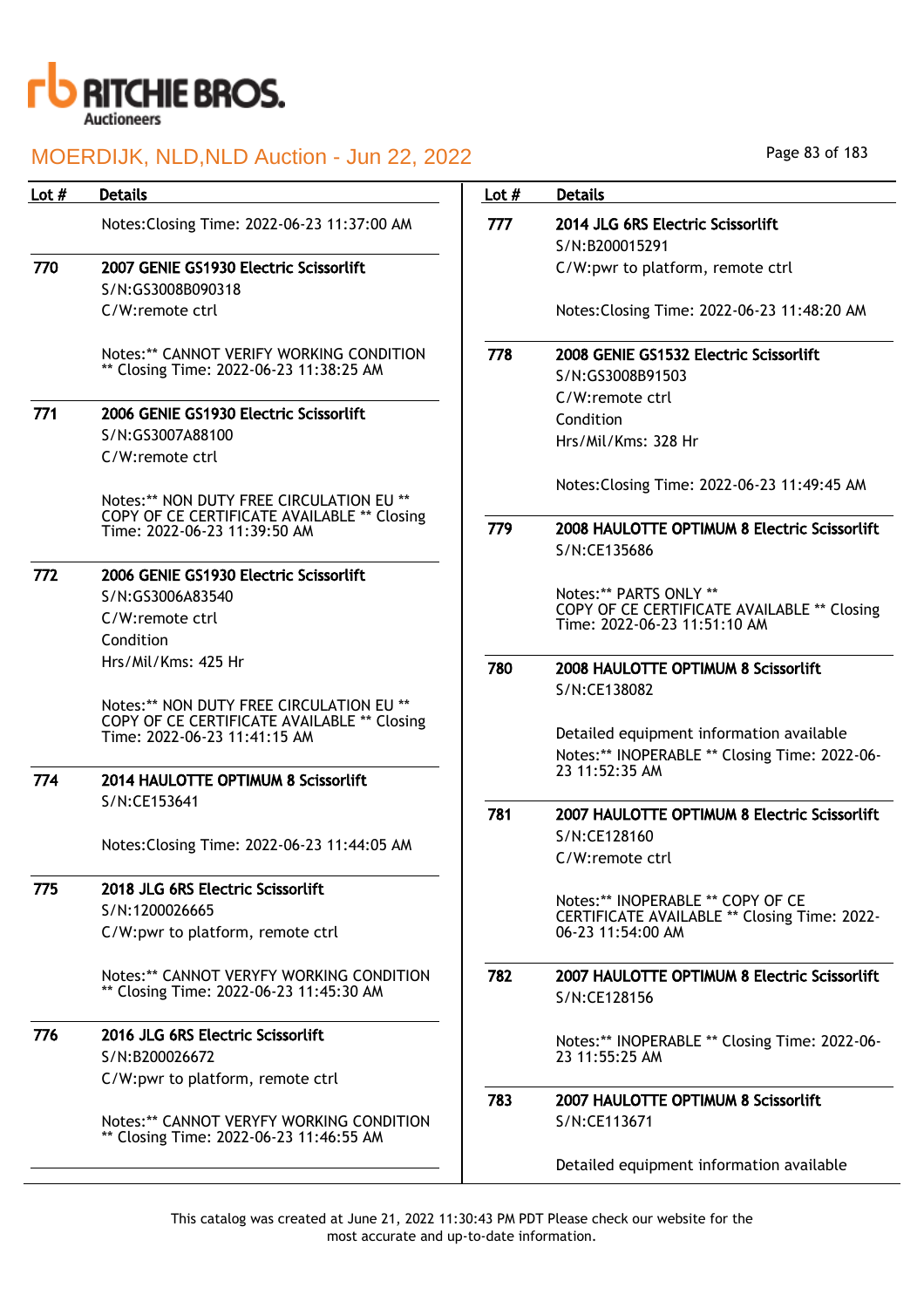# MOERDIJK, NLD,NLD Auction - Jun 22, 2022

| Lot # | Details |
|---|---|
| | Notes:Closing Time: 2022-06-23 11:37:00 AM |
| 770 | **2007 GENIE GS1930 Electric Scissorlift**<br>S/N:GS3008B090318<br>C/W:remote ctrl<br><br>Notes:** CANNOT VERIFY WORKING CONDITION ** Closing Time: 2022-06-23 11:38:25 AM |
| 771 | **2006 GENIE GS1930 Electric Scissorlift**<br>S/N:GS3007A88100<br>C/W:remote ctrl<br><br>Notes:** NON DUTY FREE CIRCULATION EU ** COPY OF CE CERTIFICATE AVAILABLE ** Closing Time: 2022-06-23 11:39:50 AM |
| 772 | **2006 GENIE GS1930 Electric Scissorlift**<br>S/N:GS3006A83540<br>C/W:remote ctrl<br>Condition<br>Hrs/Mil/Kms: 425 Hr<br><br>Notes:** NON DUTY FREE CIRCULATION EU ** COPY OF CE CERTIFICATE AVAILABLE ** Closing Time: 2022-06-23 11:41:15 AM |
| 774 | **2014 HAULOTTE OPTIMUM 8 Scissorlift**<br>S/N:CE153641<br><br>Notes:Closing Time: 2022-06-23 11:44:05 AM |
| 775 | **2018 JLG 6RS Electric Scissorlift**<br>S/N:1200026665<br>C/W:pwr to platform, remote ctrl<br><br>Notes:** CANNOT VERYFY WORKING CONDITION ** Closing Time: 2022-06-23 11:45:30 AM |
| 776 | **2016 JLG 6RS Electric Scissorlift**<br>S/N:B200026672<br>C/W:pwr to platform, remote ctrl<br><br>Notes:** CANNOT VERYFY WORKING CONDITION ** Closing Time: 2022-06-23 11:46:55 AM |
| 777 | **2014 JLG 6RS Electric Scissorlift**<br>S/N:B200015291<br>C/W:pwr to platform, remote ctrl<br><br>Notes:Closing Time: 2022-06-23 11:48:20 AM |
| 778 | **2008 GENIE GS1532 Electric Scissorlift**<br>S/N:GS3008B91503<br>C/W:remote ctrl<br>Condition<br>Hrs/Mil/Kms: 328 Hr<br><br>Notes:Closing Time: 2022-06-23 11:49:45 AM |
| 779 | **2008 HAULOTTE OPTIMUM 8 Electric Scissorlift**<br>S/N:CE135686<br><br>Notes:** PARTS ONLY ** COPY OF CE CERTIFICATE AVAILABLE ** Closing Time: 2022-06-23 11:51:10 AM |
| 780 | **2008 HAULOTTE OPTIMUM 8 Scissorlift**<br>S/N:CE138082<br><br>Detailed equipment information available<br>Notes:** INOPERABLE ** Closing Time: 2022-06-23 11:52:35 AM |
| 781 | **2007 HAULOTTE OPTIMUM 8 Electric Scissorlift**<br>S/N:CE128160<br>C/W:remote ctrl<br><br>Notes:** INOPERABLE ** COPY OF CE CERTIFICATE AVAILABLE ** Closing Time: 2022-06-23 11:54:00 AM |
| 782 | **2007 HAULOTTE OPTIMUM 8 Electric Scissorlift**<br>S/N:CE128156<br><br>Notes:** INOPERABLE ** Closing Time: 2022-06-23 11:55:25 AM |
| 783 | **2007 HAULOTTE OPTIMUM 8 Scissorlift**<br>S/N:CE113671<br><br>Detailed equipment information available |

This catalog was created at June 21, 2022 11:30:43 PM PDT Please check our website for the most accurate and up-to-date information.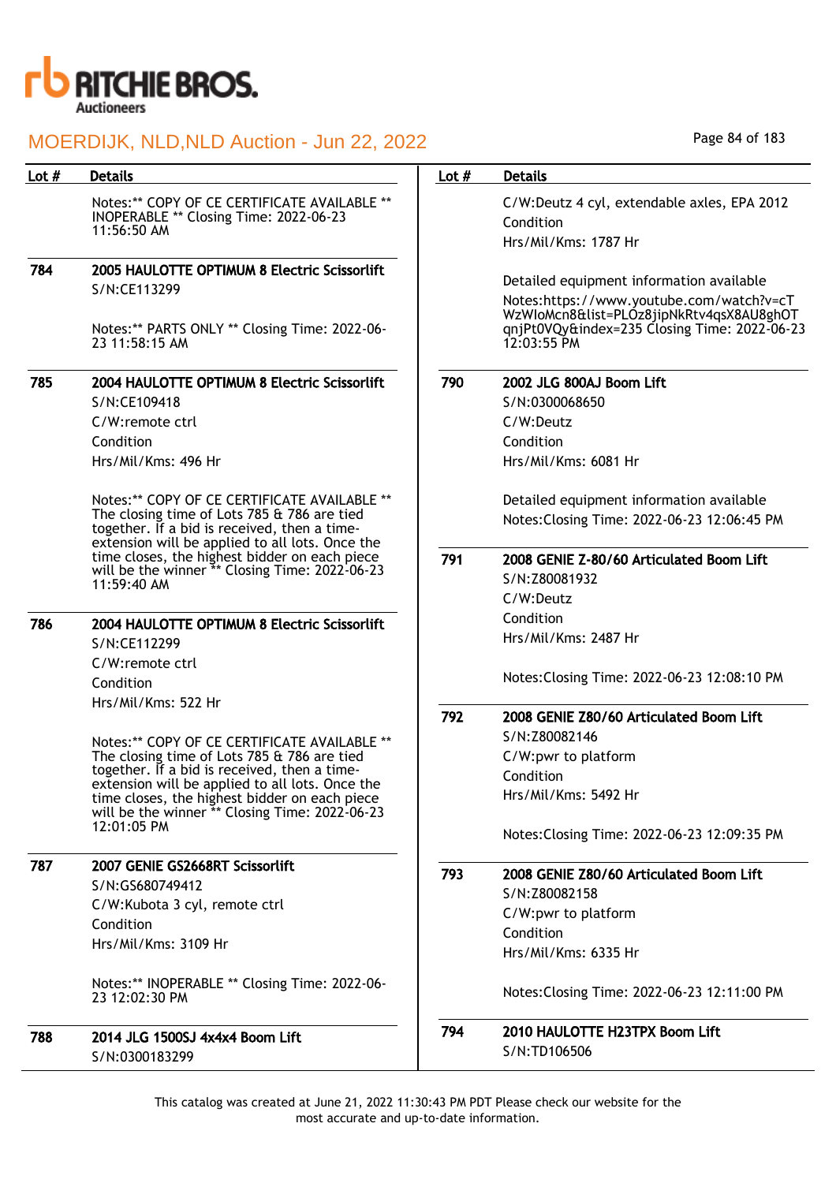Notes:** COPY OF CE CERTIFICATE AVAILABLE ** INOPERABLE ** Closing Time: 2022-06-23 11:56:50 AM

| Lot # | Details |
|---|---|
| 784 | **2005 HAULOTTE OPTIMUM 8 Electric Scissorlift**<br>S/N:CE113299<br><br>Notes:** PARTS ONLY ** Closing Time: 2022-06-23 11:58:15 AM |
| 785 | **2004 HAULOTTE OPTIMUM 8 Electric Scissorlift**<br>S/N:CE109418<br>C/W:remote ctrl<br>Condition<br>Hrs/Mil/Kms: 496 Hr<br><br>Notes:** COPY OF CE CERTIFICATE AVAILABLE ** The closing time of Lots 785 & 786 are tied together. If a bid is received, then a time-extension will be applied to all lots. Once the time closes, the highest bidder on each piece will be the winner ** Closing Time: 2022-06-23 11:59:40 AM |
| 786 | **2004 HAULOTTE OPTIMUM 8 Electric Scissorlift**<br>S/N:CE112299<br>C/W:remote ctrl<br>Condition<br>Hrs/Mil/Kms: 522 Hr<br><br>Notes:** COPY OF CE CERTIFICATE AVAILABLE ** The closing time of Lots 785 & 786 are tied together. If a bid is received, then a time-extension will be applied to all lots. Once the time closes, the highest bidder on each piece will be the winner ** Closing Time: 2022-06-23 12:01:05 PM |
| 787 | **2007 GENIE GS2668RT Scissorlift**<br>S/N:GS680749412<br>C/W:Kubota 3 cyl, remote ctrl<br>Condition<br>Hrs/Mil/Kms: 3109 Hr<br><br>Notes:** INOPERABLE ** Closing Time: 2022-06-23 12:02:30 PM |
| 788 | **2014 JLG 1500SJ 4x4x4 Boom Lift**<br>S/N:0300183299<br>C/W:Deutz 4 cyl, extendable axles, EPA 2012<br>Condition<br>Hrs/Mil/Kms: 1787 Hr<br><br>Detailed equipment information available<br>Notes:https://www.youtube.com/watch?v=cTWzWIoMcn8&list=PLOz8jipNkRtv4qsX8AU8ghOTqnjPt0VQy&index=235 Closing Time: 2022-06-23 12:03:55 PM |
| 790 | **2002 JLG 800AJ Boom Lift**<br>S/N:0300068650<br>C/W:Deutz<br>Condition<br>Hrs/Mil/Kms: 6081 Hr<br><br>Detailed equipment information available<br>Notes:Closing Time: 2022-06-23 12:06:45 PM |
| 791 | **2008 GENIE Z-80/60 Articulated Boom Lift**<br>S/N:Z80081932<br>C/W:Deutz<br>Condition<br>Hrs/Mil/Kms: 2487 Hr<br><br>Notes:Closing Time: 2022-06-23 12:08:10 PM |
| 792 | **2008 GENIE Z80/60 Articulated Boom Lift**<br>S/N:Z80082146<br>C/W:pwr to platform<br>Condition<br>Hrs/Mil/Kms: 5492 Hr<br><br>Notes:Closing Time: 2022-06-23 12:09:35 PM |
| 793 | **2008 GENIE Z80/60 Articulated Boom Lift**<br>S/N:Z80082158<br>C/W:pwr to platform<br>Condition<br>Hrs/Mil/Kms: 6335 Hr<br><br>Notes:Closing Time: 2022-06-23 12:11:00 PM |
| 794 | **2010 HAULOTTE H23TPX Boom Lift**<br>S/N:TD106506 |

This catalog was created at June 21, 2022 11:30:43 PM PDT Please check our website for the most accurate and up-to-date information.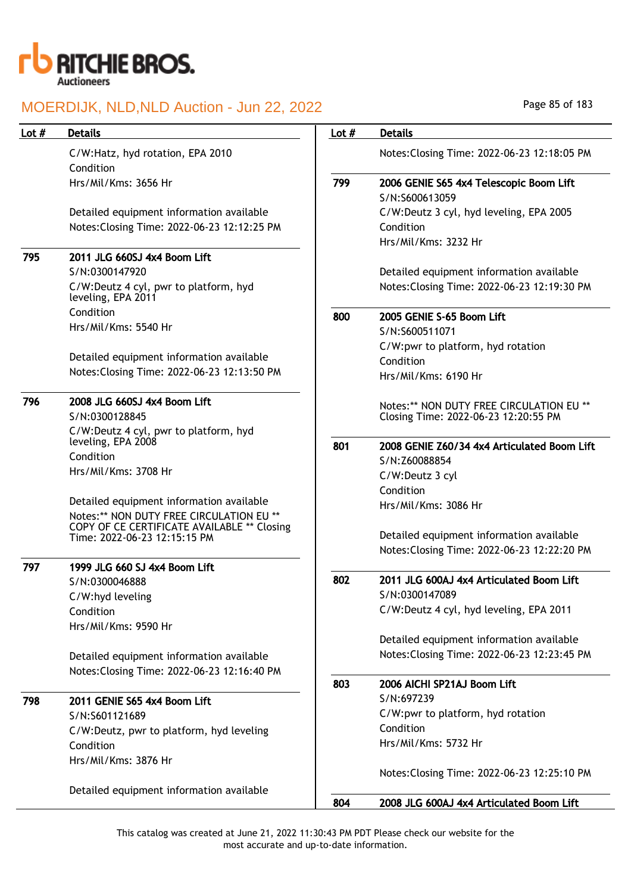| Lot # | Details |
|---|---|
| | C/W:Hatz, hyd rotation, EPA 2010<br>Condition<br>Hrs/Mil/Kms: 3656 Hr<br><br>Detailed equipment information available<br>Notes:Closing Time: 2022-06-23 12:12:25 PM |
| 795 | **2011 JLG 660SJ 4x4 Boom Lift**<br>S/N:0300147920<br>C/W:Deutz 4 cyl, pwr to platform, hyd leveling, EPA 2011<br>Condition<br>Hrs/Mil/Kms: 5540 Hr<br><br>Detailed equipment information available<br>Notes:Closing Time: 2022-06-23 12:13:50 PM |
| 796 | **2008 JLG 660SJ 4x4 Boom Lift**<br>S/N:0300128845<br>C/W:Deutz 4 cyl, pwr to platform, hyd leveling, EPA 2008<br>Condition<br>Hrs/Mil/Kms: 3708 Hr<br><br>Detailed equipment information available<br>Notes:** NON DUTY FREE CIRCULATION EU ** COPY OF CE CERTIFICATE AVAILABLE ** Closing Time: 2022-06-23 12:15:15 PM |
| 797 | **1999 JLG 660 SJ 4x4 Boom Lift**<br>S/N:0300046888<br>C/W:hyd leveling<br>Condition<br>Hrs/Mil/Kms: 9590 Hr<br><br>Detailed equipment information available<br>Notes:Closing Time: 2022-06-23 12:16:40 PM |
| 798 | **2011 GENIE S65 4x4 Boom Lift**<br>S/N:S601121689<br>C/W:Deutz, pwr to platform, hyd leveling<br>Condition<br>Hrs/Mil/Kms: 3876 Hr<br><br>Detailed equipment information available<br>Notes:Closing Time: 2022-06-23 12:18:05 PM |
| 799 | **2006 GENIE S65 4x4 Telescopic Boom Lift**<br>S/N:S600613059<br>C/W:Deutz 3 cyl, hyd leveling, EPA 2005<br>Condition<br>Hrs/Mil/Kms: 3232 Hr<br><br>Detailed equipment information available<br>Notes:Closing Time: 2022-06-23 12:19:30 PM |
| 800 | **2005 GENIE S-65 Boom Lift**<br>S/N:S600511071<br>C/W:pwr to platform, hyd rotation<br>Condition<br>Hrs/Mil/Kms: 6190 Hr<br><br>Notes:** NON DUTY FREE CIRCULATION EU ** Closing Time: 2022-06-23 12:20:55 PM |
| 801 | **2008 GENIE Z60/34 4x4 Articulated Boom Lift**<br>S/N:Z60088854<br>C/W:Deutz 3 cyl<br>Condition<br>Hrs/Mil/Kms: 3086 Hr<br><br>Detailed equipment information available<br>Notes:Closing Time: 2022-06-23 12:22:20 PM |
| 802 | **2011 JLG 600AJ 4x4 Articulated Boom Lift**<br>S/N:0300147089<br>C/W:Deutz 4 cyl, hyd leveling, EPA 2011<br><br>Detailed equipment information available<br>Notes:Closing Time: 2022-06-23 12:23:45 PM |
| 803 | **2006 AICHI SP21AJ Boom Lift**<br>S/N:697239<br>C/W:pwr to platform, hyd rotation<br>Condition<br>Hrs/Mil/Kms: 5732 Hr<br><br>Notes:Closing Time: 2022-06-23 12:25:10 PM |
| 804 | **2008 JLG 600AJ 4x4 Articulated Boom Lift** |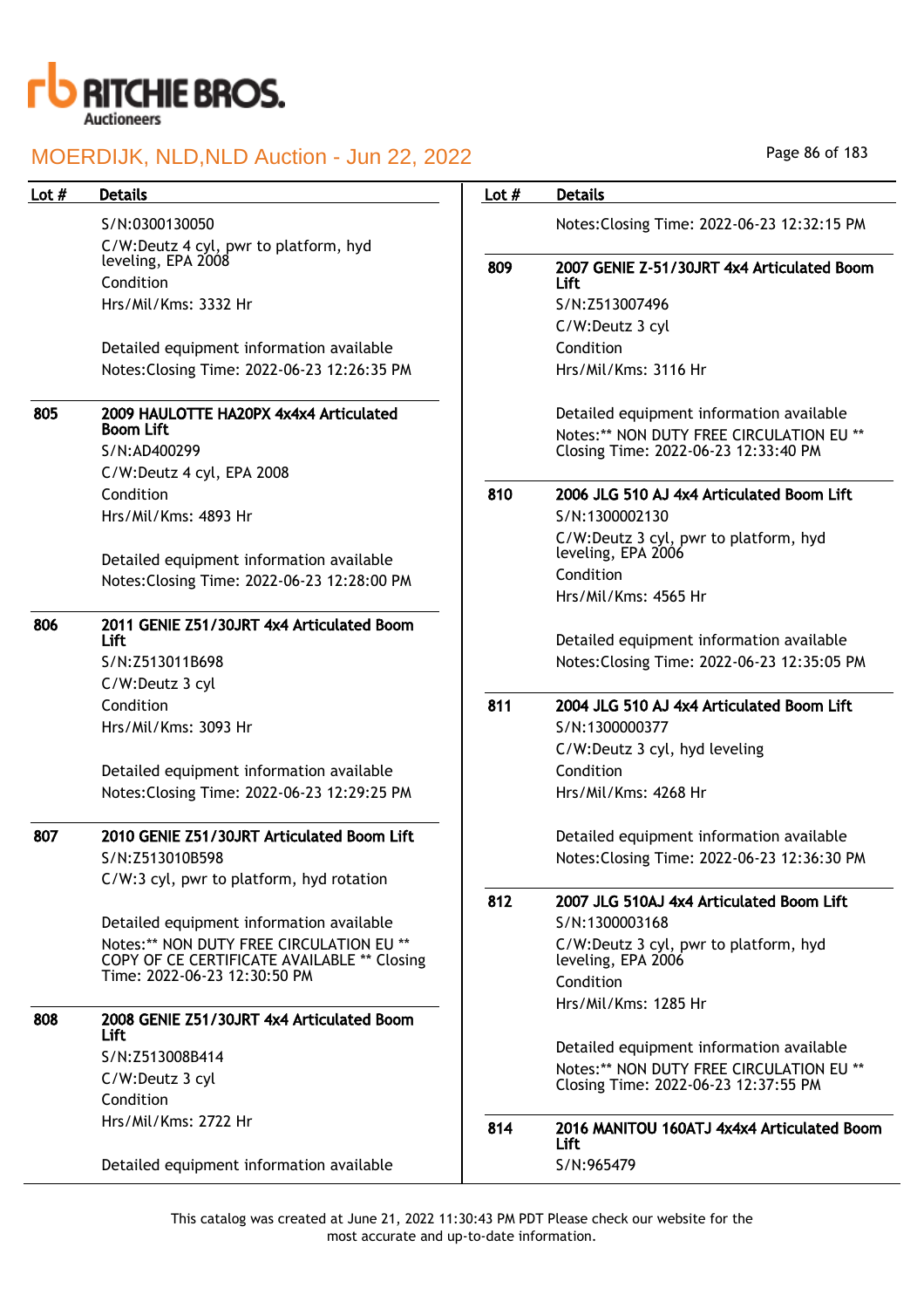| Lot # | Details |
|---|---|
| | S/N:0300130050<br>C/W:Deutz 4 cyl, pwr to platform, hyd leveling, EPA 2008<br>Condition<br>Hrs/Mil/Kms: 3332 Hr<br><br>Detailed equipment information available<br>Notes:Closing Time: 2022-06-23 12:26:35 PM |
| 805 | **2009 HAULOTTE HA20PX 4x4x4 Articulated Boom Lift**<br>S/N:AD400299<br>C/W:Deutz 4 cyl, EPA 2008<br>Condition<br>Hrs/Mil/Kms: 4893 Hr<br><br>Detailed equipment information available<br>Notes:Closing Time: 2022-06-23 12:28:00 PM |
| 806 | **2011 GENIE Z51/30JRT 4x4 Articulated Boom Lift**<br>S/N:Z513011B698<br>C/W:Deutz 3 cyl<br>Condition<br>Hrs/Mil/Kms: 3093 Hr<br><br>Detailed equipment information available<br>Notes:Closing Time: 2022-06-23 12:29:25 PM |
| 807 | **2010 GENIE Z51/30JRT Articulated Boom Lift**<br>S/N:Z513010B598<br>C/W:3 cyl, pwr to platform, hyd rotation<br><br>Detailed equipment information available<br>Notes:** NON DUTY FREE CIRCULATION EU ** COPY OF CE CERTIFICATE AVAILABLE ** Closing Time: 2022-06-23 12:30:50 PM |
| 808 | **2008 GENIE Z51/30JRT 4x4 Articulated Boom Lift**<br>S/N:Z513008B414<br>C/W:Deutz 3 cyl<br>Condition<br>Hrs/Mil/Kms: 2722 Hr<br><br>Detailed equipment information available<br>Notes:Closing Time: 2022-06-23 12:32:15 PM |
| 809 | **2007 GENIE Z-51/30JRT 4x4 Articulated Boom Lift**<br>S/N:Z513007496<br>C/W:Deutz 3 cyl<br>Condition<br>Hrs/Mil/Kms: 3116 Hr<br><br>Detailed equipment information available<br>Notes:** NON DUTY FREE CIRCULATION EU ** Closing Time: 2022-06-23 12:33:40 PM |
| 810 | **2006 JLG 510 AJ 4x4 Articulated Boom Lift**<br>S/N:1300002130<br>C/W:Deutz 3 cyl, pwr to platform, hyd leveling, EPA 2006<br>Condition<br>Hrs/Mil/Kms: 4565 Hr<br><br>Detailed equipment information available<br>Notes:Closing Time: 2022-06-23 12:35:05 PM |
| 811 | **2004 JLG 510 AJ 4x4 Articulated Boom Lift**<br>S/N:1300000377<br>C/W:Deutz 3 cyl, hyd leveling<br>Condition<br>Hrs/Mil/Kms: 4268 Hr<br><br>Detailed equipment information available<br>Notes:Closing Time: 2022-06-23 12:36:30 PM |
| 812 | **2007 JLG 510AJ 4x4 Articulated Boom Lift**<br>S/N:1300003168<br>C/W:Deutz 3 cyl, pwr to platform, hyd leveling, EPA 2006<br>Condition<br>Hrs/Mil/Kms: 1285 Hr<br><br>Detailed equipment information available<br>Notes:** NON DUTY FREE CIRCULATION EU ** Closing Time: 2022-06-23 12:37:55 PM |
| 814 | **2016 MANITOU 160ATJ 4x4x4 Articulated Boom Lift**<br>S/N:965479 |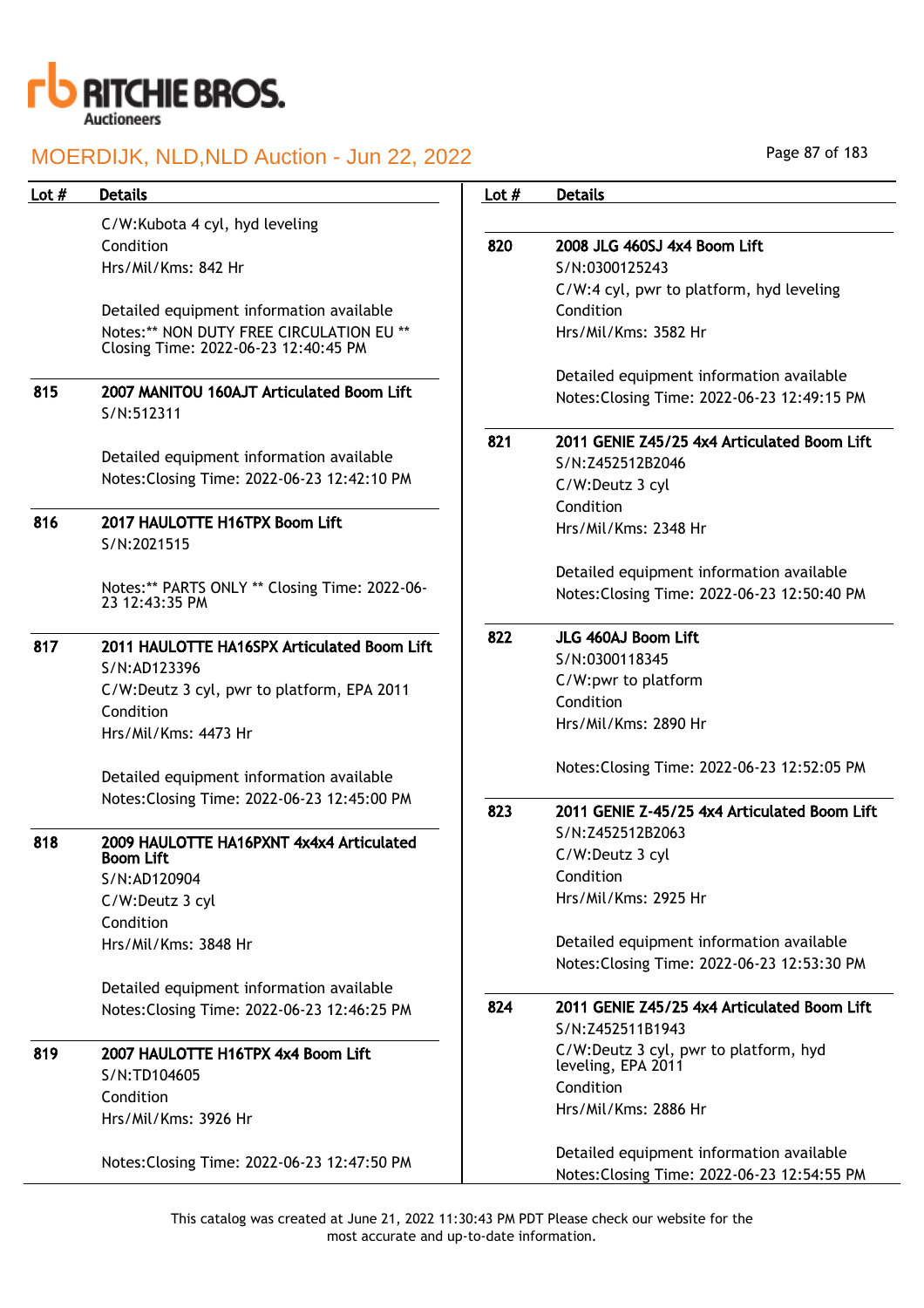| Lot # | Details |
|---|---|
| | C/W:Kubota 4 cyl, hyd leveling<br>Condition<br>Hrs/Mil/Kms: 842 Hr<br><br>Detailed equipment information available<br>Notes:** NON DUTY FREE CIRCULATION EU ** Closing Time: 2022-06-23 12:40:45 PM |
| 815 | **2007 MANITOU 160AJT Articulated Boom Lift**<br>S/N:512311<br><br>Detailed equipment information available<br>Notes:Closing Time: 2022-06-23 12:42:10 PM |
| 816 | **2017 HAULOTTE H16TPX Boom Lift**<br>S/N:2021515<br><br>Notes:** PARTS ONLY ** Closing Time: 2022-06-23 12:43:35 PM |
| 817 | **2011 HAULOTTE HA16SPX Articulated Boom Lift**<br>S/N:AD123396<br>C/W:Deutz 3 cyl, pwr to platform, EPA 2011<br>Condition<br>Hrs/Mil/Kms: 4473 Hr<br><br>Detailed equipment information available<br>Notes:Closing Time: 2022-06-23 12:45:00 PM |
| 818 | **2009 HAULOTTE HA16PXNT 4x4x4 Articulated Boom Lift**<br>S/N:AD120904<br>C/W:Deutz 3 cyl<br>Condition<br>Hrs/Mil/Kms: 3848 Hr<br><br>Detailed equipment information available<br>Notes:Closing Time: 2022-06-23 12:46:25 PM |
| 819 | **2007 HAULOTTE H16TPX 4x4 Boom Lift**<br>S/N:TD104605<br>Condition<br>Hrs/Mil/Kms: 3926 Hr<br><br>Notes:Closing Time: 2022-06-23 12:47:50 PM |
| 820 | **2008 JLG 460SJ 4x4 Boom Lift**<br>S/N:0300125243<br>C/W:4 cyl, pwr to platform, hyd leveling<br>Condition<br>Hrs/Mil/Kms: 3582 Hr<br><br>Detailed equipment information available<br>Notes:Closing Time: 2022-06-23 12:49:15 PM |
| 821 | **2011 GENIE Z45/25 4x4 Articulated Boom Lift**<br>S/N:Z452512B2046<br>C/W:Deutz 3 cyl<br>Condition<br>Hrs/Mil/Kms: 2348 Hr<br><br>Detailed equipment information available<br>Notes:Closing Time: 2022-06-23 12:50:40 PM |
| 822 | **JLG 460AJ Boom Lift**<br>S/N:0300118345<br>C/W:pwr to platform<br>Condition<br>Hrs/Mil/Kms: 2890 Hr<br><br>Notes:Closing Time: 2022-06-23 12:52:05 PM |
| 823 | **2011 GENIE Z-45/25 4x4 Articulated Boom Lift**<br>S/N:Z452512B2063<br>C/W:Deutz 3 cyl<br>Condition<br>Hrs/Mil/Kms: 2925 Hr<br><br>Detailed equipment information available<br>Notes:Closing Time: 2022-06-23 12:53:30 PM |
| 824 | **2011 GENIE Z45/25 4x4 Articulated Boom Lift**<br>S/N:Z452511B1943<br>C/W:Deutz 3 cyl, pwr to platform, hyd leveling, EPA 2011<br>Condition<br>Hrs/Mil/Kms: 2886 Hr<br><br>Detailed equipment information available<br>Notes:Closing Time: 2022-06-23 12:54:55 PM |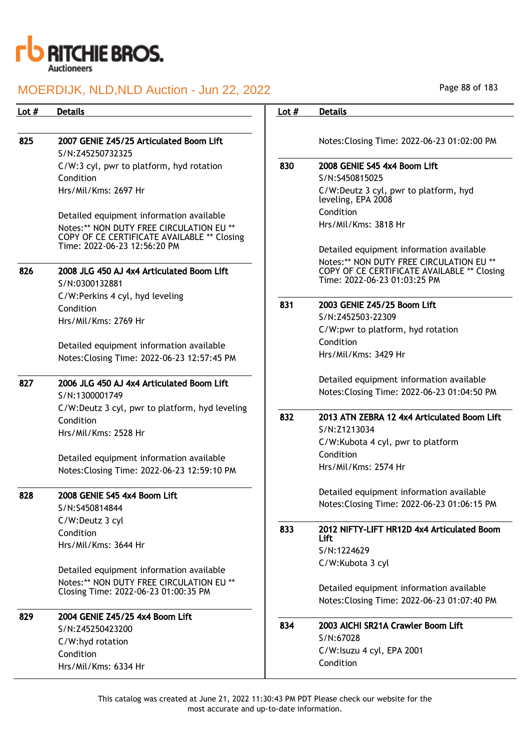| Lot # | Details |
|---|---|
| 825 | **2007 GENIE Z45/25 Articulated Boom Lift**<br>S/N:Z45250732325<br>C/W:3 cyl, pwr to platform, hyd rotation<br>Condition<br>Hrs/Mil/Kms: 2697 Hr<br><br>Detailed equipment information available<br>Notes:** NON DUTY FREE CIRCULATION EU ** COPY OF CE CERTIFICATE AVAILABLE ** Closing Time: 2022-06-23 12:56:20 PM |
| 826 | **2008 JLG 450 AJ 4x4 Articulated Boom Lift**<br>S/N:0300132881<br>C/W:Perkins 4 cyl, hyd leveling<br>Condition<br>Hrs/Mil/Kms: 2769 Hr<br><br>Detailed equipment information available<br>Notes:Closing Time: 2022-06-23 12:57:45 PM |
| 827 | **2006 JLG 450 AJ 4x4 Articulated Boom Lift**<br>S/N:1300001749<br>C/W:Deutz 3 cyl, pwr to platform, hyd leveling<br>Condition<br>Hrs/Mil/Kms: 2528 Hr<br><br>Detailed equipment information available<br>Notes:Closing Time: 2022-06-23 12:59:10 PM |
| 828 | **2008 GENIE S45 4x4 Boom Lift**<br>S/N:S450814844<br>C/W:Deutz 3 cyl<br>Condition<br>Hrs/Mil/Kms: 3644 Hr<br><br>Detailed equipment information available<br>Notes:** NON DUTY FREE CIRCULATION EU ** Closing Time: 2022-06-23 01:00:35 PM |
| 829 | **2004 GENIE Z45/25 4x4 Boom Lift**<br>S/N:Z45250423200<br>C/W:hyd rotation<br>Condition<br>Hrs/Mil/Kms: 6334 Hr<br><br>Notes:Closing Time: 2022-06-23 01:02:00 PM |
| 830 | **2008 GENIE S45 4x4 Boom Lift**<br>S/N:S450815025<br>C/W:Deutz 3 cyl, pwr to platform, hyd leveling, EPA 2008<br>Condition<br>Hrs/Mil/Kms: 3818 Hr<br><br>Detailed equipment information available<br>Notes:** NON DUTY FREE CIRCULATION EU ** COPY OF CE CERTIFICATE AVAILABLE ** Closing Time: 2022-06-23 01:03:25 PM |
| 831 | **2003 GENIE Z45/25 Boom Lift**<br>S/N:Z452503-22309<br>C/W:pwr to platform, hyd rotation<br>Condition<br>Hrs/Mil/Kms: 3429 Hr<br><br>Detailed equipment information available<br>Notes:Closing Time: 2022-06-23 01:04:50 PM |
| 832 | **2013 ATN ZEBRA 12 4x4 Articulated Boom Lift**<br>S/N:Z1213034<br>C/W:Kubota 4 cyl, pwr to platform<br>Condition<br>Hrs/Mil/Kms: 2574 Hr<br><br>Detailed equipment information available<br>Notes:Closing Time: 2022-06-23 01:06:15 PM |
| 833 | **2012 NIFTY-LIFT HR12D 4x4 Articulated Boom Lift**<br>S/N:1224629<br>C/W:Kubota 3 cyl<br><br>Detailed equipment information available<br>Notes:Closing Time: 2022-06-23 01:07:40 PM |
| 834 | **2003 AICHI SR21A Crawler Boom Lift**<br>S/N:67028<br>C/W:Isuzu 4 cyl, EPA 2001<br>Condition |

This catalog was created at June 21, 2022 11:30:43 PM PDT Please check our website for the most accurate and up-to-date information.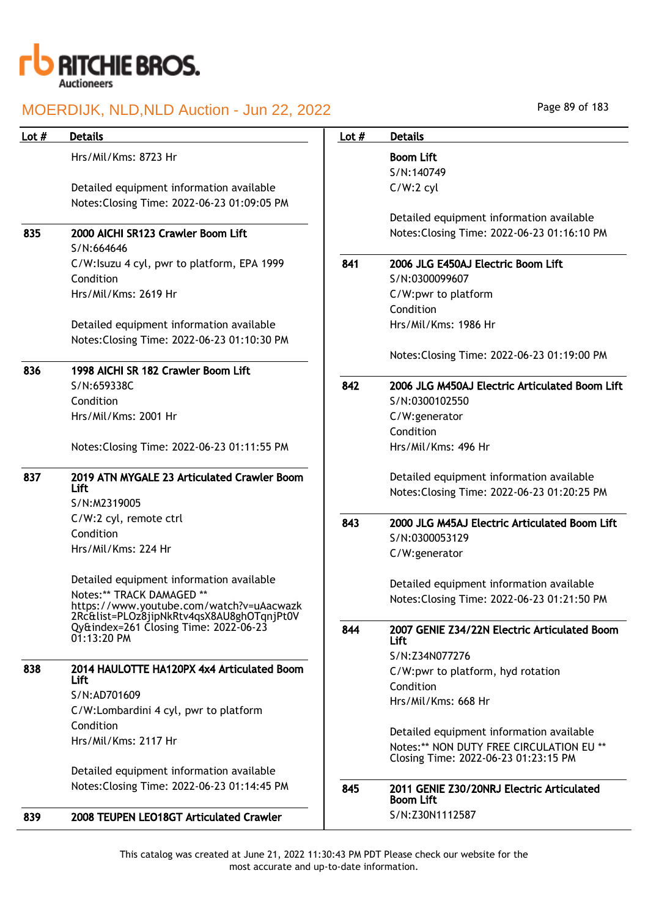| Lot # | Details |
|---|---|
| | Hrs/Mil/Kms: 8723 Hr<br><br>Detailed equipment information available<br>Notes:Closing Time: 2022-06-23 01:09:05 PM |
| 835 | **2000 AICHI SR123 Crawler Boom Lift**<br>S/N:664646<br>C/W:Isuzu 4 cyl, pwr to platform, EPA 1999<br>Condition<br>Hrs/Mil/Kms: 2619 Hr<br><br>Detailed equipment information available<br>Notes:Closing Time: 2022-06-23 01:10:30 PM |
| 836 | **1998 AICHI SR 182 Crawler Boom Lift**<br>S/N:659338C<br>Condition<br>Hrs/Mil/Kms: 2001 Hr<br><br>Notes:Closing Time: 2022-06-23 01:11:55 PM |
| 837 | **2019 ATN MYGALE 23 Articulated Crawler Boom Lift**<br>S/N:M2319005<br>C/W:2 cyl, remote ctrl<br>Condition<br>Hrs/Mil/Kms: 224 Hr<br><br>Detailed equipment information available<br>Notes:** TRACK DAMAGED ** https://www.youtube.com/watch?v=uAacwazk2Rc&list=PLOz8jipNkRtv4qsX8AU8ghOTqnjPt0VQy&index=261 Closing Time: 2022-06-23 01:13:20 PM |
| 838 | **2014 HAULOTTE HA120PX 4x4 Articulated Boom Lift**<br>S/N:AD701609<br>C/W:Lombardini 4 cyl, pwr to platform<br>Condition<br>Hrs/Mil/Kms: 2117 Hr<br><br>Detailed equipment information available<br>Notes:Closing Time: 2022-06-23 01:14:45 PM |
| 839 | **2008 TEUPEN LEO18GT Articulated Crawler Boom Lift**<br>S/N:140749<br>C/W:2 cyl<br><br>Detailed equipment information available<br>Notes:Closing Time: 2022-06-23 01:16:10 PM |
| 841 | **2006 JLG E450AJ Electric Boom Lift**<br>S/N:0300099607<br>C/W:pwr to platform<br>Condition<br>Hrs/Mil/Kms: 1986 Hr<br><br>Notes:Closing Time: 2022-06-23 01:19:00 PM |
| 842 | **2006 JLG M450AJ Electric Articulated Boom Lift**<br>S/N:0300102550<br>C/W:generator<br>Condition<br>Hrs/Mil/Kms: 496 Hr<br><br>Detailed equipment information available<br>Notes:Closing Time: 2022-06-23 01:20:25 PM |
| 843 | **2000 JLG M45AJ Electric Articulated Boom Lift**<br>S/N:0300053129<br>C/W:generator<br><br>Detailed equipment information available<br>Notes:Closing Time: 2022-06-23 01:21:50 PM |
| 844 | **2007 GENIE Z34/22N Electric Articulated Boom Lift**<br>S/N:Z34N077276<br>C/W:pwr to platform, hyd rotation<br>Condition<br>Hrs/Mil/Kms: 668 Hr<br><br>Detailed equipment information available<br>Notes:** NON DUTY FREE CIRCULATION EU ** Closing Time: 2022-06-23 01:23:15 PM |
| 845 | **2011 GENIE Z30/20NRJ Electric Articulated Boom Lift**<br>S/N:Z30N1112587 |

This catalog was created at June 21, 2022 11:30:43 PM PDT Please check our website for the most accurate and up-to-date information.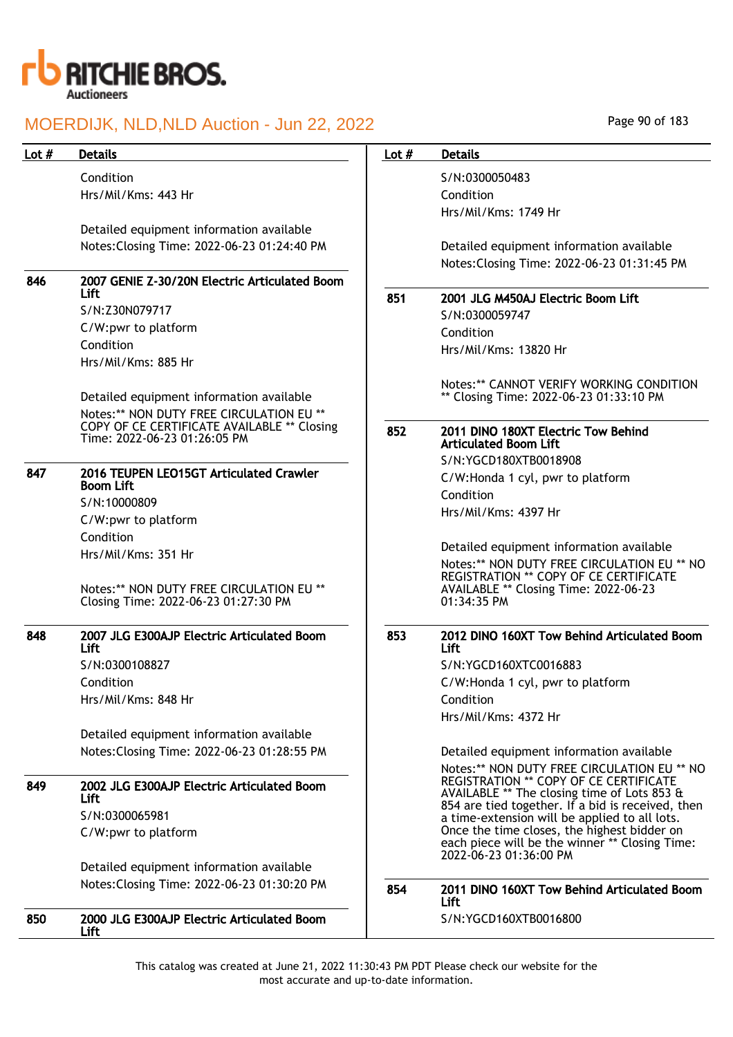| Lot # | Details |
|---|---|
| | Condition<br>Hrs/Mil/Kms: 443 Hr<br><br>Detailed equipment information available<br>Notes:Closing Time: 2022-06-23 01:24:40 PM |
| 846 | **2007 GENIE Z-30/20N Electric Articulated Boom Lift**<br>S/N:Z30N079717<br>C/W:pwr to platform<br>Condition<br>Hrs/Mil/Kms: 885 Hr<br><br>Detailed equipment information available<br>Notes:** NON DUTY FREE CIRCULATION EU ** COPY OF CE CERTIFICATE AVAILABLE ** Closing Time: 2022-06-23 01:26:05 PM |
| 847 | **2016 TEUPEN LEO15GT Articulated Crawler Boom Lift**<br>S/N:10000809<br>C/W:pwr to platform<br>Condition<br>Hrs/Mil/Kms: 351 Hr<br><br>Notes:** NON DUTY FREE CIRCULATION EU ** Closing Time: 2022-06-23 01:27:30 PM |
| 848 | **2007 JLG E300AJP Electric Articulated Boom Lift**<br>S/N:0300108827<br>Condition<br>Hrs/Mil/Kms: 848 Hr<br><br>Detailed equipment information available<br>Notes:Closing Time: 2022-06-23 01:28:55 PM |
| 849 | **2002 JLG E300AJP Electric Articulated Boom Lift**<br>S/N:0300065981<br>C/W:pwr to platform<br><br>Detailed equipment information available<br>Notes:Closing Time: 2022-06-23 01:30:20 PM |
| 850 | **2000 JLG E300AJP Electric Articulated Boom Lift**<br>S/N:0300050483<br>Condition<br>Hrs/Mil/Kms: 1749 Hr<br><br>Detailed equipment information available<br>Notes:Closing Time: 2022-06-23 01:31:45 PM |
| 851 | **2001 JLG M450AJ Electric Boom Lift**<br>S/N:0300059747<br>Condition<br>Hrs/Mil/Kms: 13820 Hr<br><br>Notes:** CANNOT VERIFY WORKING CONDITION ** Closing Time: 2022-06-23 01:33:10 PM |
| 852 | **2011 DINO 180XT Electric Tow Behind Articulated Boom Lift**<br>S/N:YGCD180XTB0018908<br>C/W:Honda 1 cyl, pwr to platform<br>Condition<br>Hrs/Mil/Kms: 4397 Hr<br><br>Detailed equipment information available<br>Notes:** NON DUTY FREE CIRCULATION EU ** NO REGISTRATION ** COPY OF CE CERTIFICATE AVAILABLE ** Closing Time: 2022-06-23 01:34:35 PM |
| 853 | **2012 DINO 160XT Tow Behind Articulated Boom Lift**<br>S/N:YGCD160XTC0016883<br>C/W:Honda 1 cyl, pwr to platform<br>Condition<br>Hrs/Mil/Kms: 4372 Hr<br><br>Detailed equipment information available<br>Notes:** NON DUTY FREE CIRCULATION EU ** NO REGISTRATION ** COPY OF CE CERTIFICATE AVAILABLE ** The closing time of Lots 853 & 854 are tied together. If a bid is received, then a time-extension will be applied to all lots. Once the time closes, the highest bidder on each piece will be the winner ** Closing Time: 2022-06-23 01:36:00 PM |
| 854 | **2011 DINO 160XT Tow Behind Articulated Boom Lift**<br>S/N:YGCD160XTB0016800 |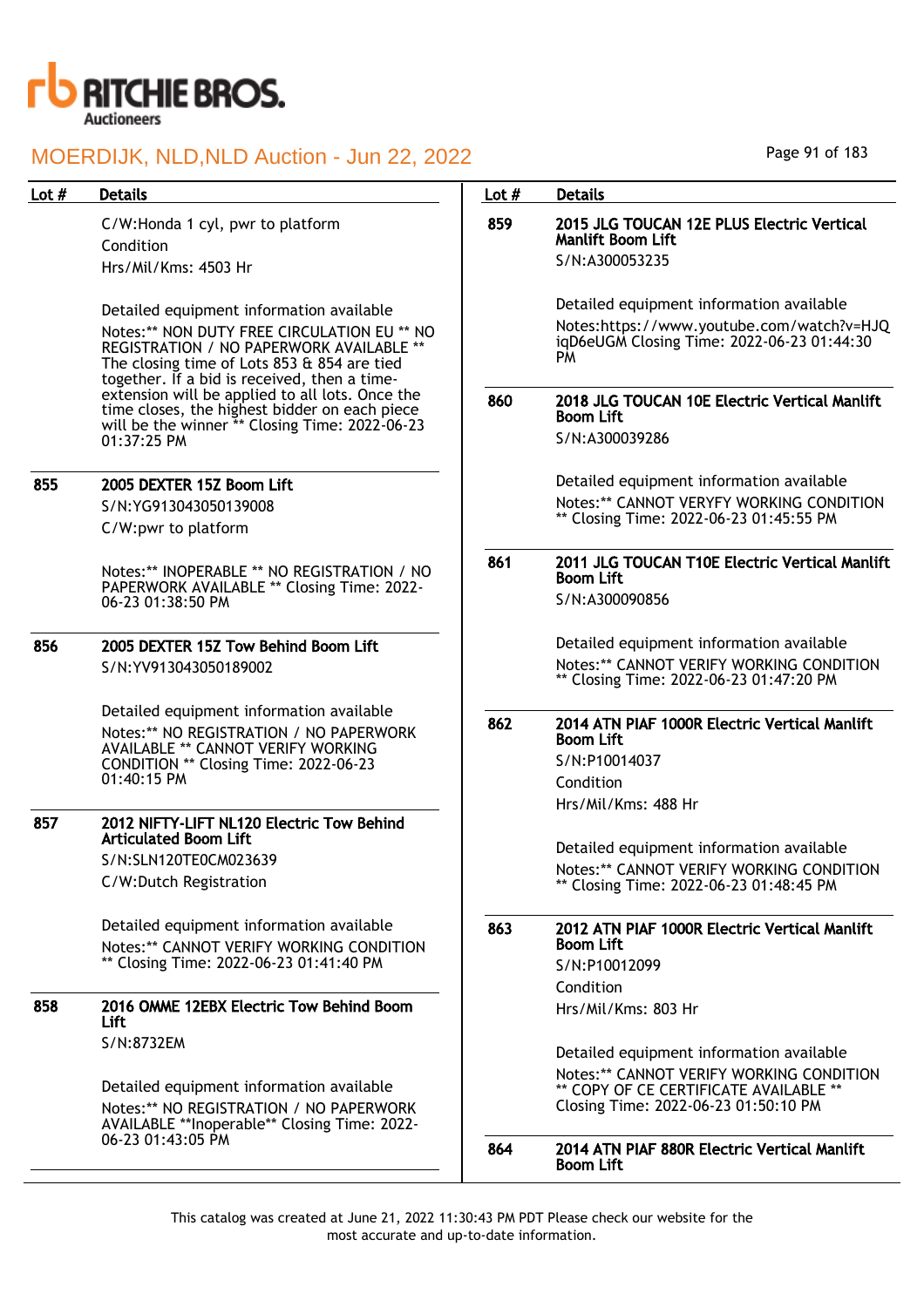| Lot # | Details |
|---|---|
| | C/W:Honda 1 cyl, pwr to platform<br>Condition<br>Hrs/Mil/Kms: 4503 Hr<br><br>Detailed equipment information available<br>Notes:** NON DUTY FREE CIRCULATION EU ** NO REGISTRATION / NO PAPERWORK AVAILABLE ** The closing time of Lots 853 & 854 are tied together. If a bid is received, then a time-extension will be applied to all lots. Once the time closes, the highest bidder on each piece will be the winner ** Closing Time: 2022-06-23 01:37:25 PM |
| **855** | **2005 DEXTER 15Z Boom Lift**<br>S/N:YG913043050139008<br>C/W:pwr to platform<br><br>Notes:** INOPERABLE ** NO REGISTRATION / NO PAPERWORK AVAILABLE ** Closing Time: 2022-06-23 01:38:50 PM |
| **856** | **2005 DEXTER 15Z Tow Behind Boom Lift**<br>S/N:YV913043050189002<br><br>Detailed equipment information available<br>Notes:** NO REGISTRATION / NO PAPERWORK AVAILABLE ** CANNOT VERIFY WORKING CONDITION ** Closing Time: 2022-06-23 01:40:15 PM |
| **857** | **2012 NIFTY-LIFT NL120 Electric Tow Behind Articulated Boom Lift**<br>S/N:SLN120TE0CM023639<br>C/W:Dutch Registration<br><br>Detailed equipment information available<br>Notes:** CANNOT VERIFY WORKING CONDITION ** Closing Time: 2022-06-23 01:41:40 PM |
| **858** | **2016 OMME 12EBX Electric Tow Behind Boom Lift**<br>S/N:8732EM<br><br>Detailed equipment information available<br>Notes:** NO REGISTRATION / NO PAPERWORK AVAILABLE **Inoperable** Closing Time: 2022-06-23 01:43:05 PM |
| **859** | **2015 JLG TOUCAN 12E PLUS Electric Vertical Manlift Boom Lift**<br>S/N:A300053235<br><br>Detailed equipment information available<br>Notes:https://www.youtube.com/watch?v=HJQiqD6eUGM Closing Time: 2022-06-23 01:44:30 PM |
| **860** | **2018 JLG TOUCAN 10E Electric Vertical Manlift Boom Lift**<br>S/N:A300039286<br><br>Detailed equipment information available<br>Notes:** CANNOT VERYFY WORKING CONDITION ** Closing Time: 2022-06-23 01:45:55 PM |
| **861** | **2011 JLG TOUCAN T10E Electric Vertical Manlift Boom Lift**<br>S/N:A300090856<br><br>Detailed equipment information available<br>Notes:** CANNOT VERIFY WORKING CONDITION ** Closing Time: 2022-06-23 01:47:20 PM |
| **862** | **2014 ATN PIAF 1000R Electric Vertical Manlift Boom Lift**<br>S/N:P10014037<br>Condition<br>Hrs/Mil/Kms: 488 Hr<br><br>Detailed equipment information available<br>Notes:** CANNOT VERIFY WORKING CONDITION ** Closing Time: 2022-06-23 01:48:45 PM |
| **863** | **2012 ATN PIAF 1000R Electric Vertical Manlift Boom Lift**<br>S/N:P10012099<br>Condition<br>Hrs/Mil/Kms: 803 Hr<br><br>Detailed equipment information available<br>Notes:** CANNOT VERIFY WORKING CONDITION ** COPY OF CE CERTIFICATE AVAILABLE ** Closing Time: 2022-06-23 01:50:10 PM |
| **864** | **2014 ATN PIAF 880R Electric Vertical Manlift Boom Lift** |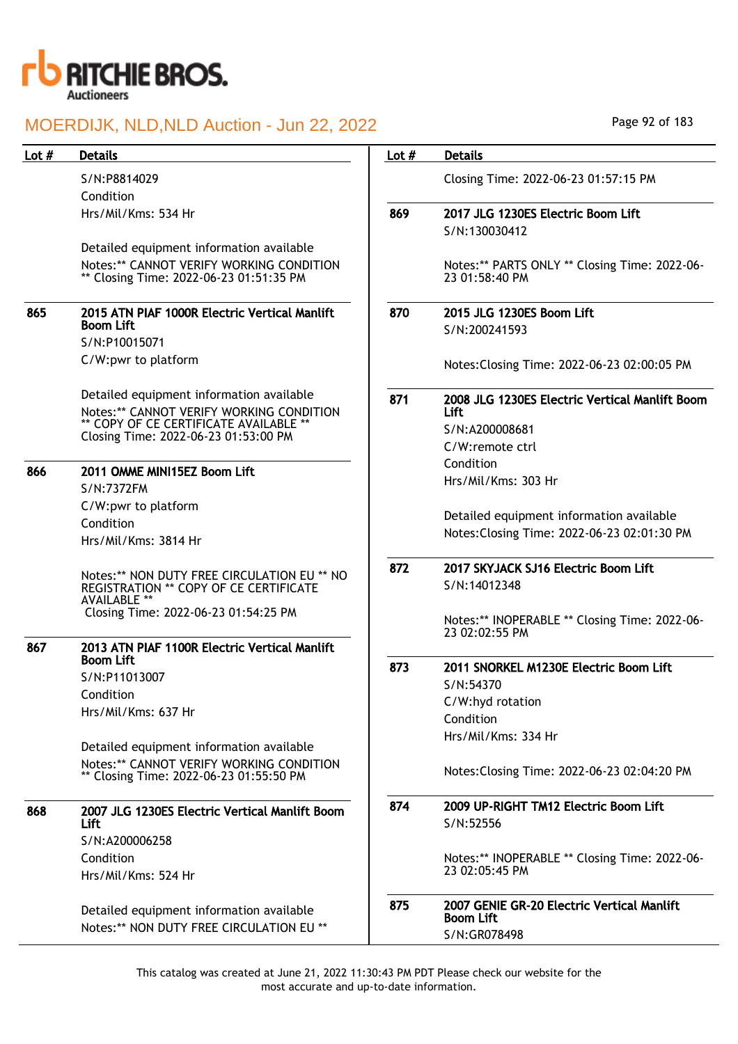| Lot # | Details |
|---|---|
| | S/N:P8814029<br>Condition<br>Hrs/Mil/Kms: 534 Hr<br><br>Detailed equipment information available<br>Notes:** CANNOT VERIFY WORKING CONDITION ** Closing Time: 2022-06-23 01:51:35 PM |
| 865 | **2015 ATN PIAF 1000R Electric Vertical Manlift Boom Lift**<br>S/N:P10015071<br>C/W:pwr to platform<br><br>Detailed equipment information available<br>Notes:** CANNOT VERIFY WORKING CONDITION ** COPY OF CE CERTIFICATE AVAILABLE ** Closing Time: 2022-06-23 01:53:00 PM |
| 866 | **2011 OMME MINI15EZ Boom Lift**<br>S/N:7372FM<br>C/W:pwr to platform<br>Condition<br>Hrs/Mil/Kms: 3814 Hr<br><br>Notes:** NON DUTY FREE CIRCULATION EU ** NO REGISTRATION ** COPY OF CE CERTIFICATE AVAILABLE **<br>Closing Time: 2022-06-23 01:54:25 PM |
| 867 | **2013 ATN PIAF 1100R Electric Vertical Manlift Boom Lift**<br>S/N:P11013007<br>Condition<br>Hrs/Mil/Kms: 637 Hr<br><br>Detailed equipment information available<br>Notes:** CANNOT VERIFY WORKING CONDITION ** Closing Time: 2022-06-23 01:55:50 PM |
| 868 | **2007 JLG 1230ES Electric Vertical Manlift Boom Lift**<br>S/N:A200006258<br>Condition<br>Hrs/Mil/Kms: 524 Hr<br><br>Detailed equipment information available<br>Notes:** NON DUTY FREE CIRCULATION EU ** |
| | Closing Time: 2022-06-23 01:57:15 PM |
| 869 | **2017 JLG 1230ES Electric Boom Lift**<br>S/N:130030412<br><br>Notes:** PARTS ONLY ** Closing Time: 2022-06-23 01:58:40 PM |
| 870 | **2015 JLG 1230ES Boom Lift**<br>S/N:200241593<br><br>Notes:Closing Time: 2022-06-23 02:00:05 PM |
| 871 | **2008 JLG 1230ES Electric Vertical Manlift Boom Lift**<br>S/N:A200008681<br>C/W:remote ctrl<br>Condition<br>Hrs/Mil/Kms: 303 Hr<br><br>Detailed equipment information available<br>Notes:Closing Time: 2022-06-23 02:01:30 PM |
| 872 | **2017 SKYJACK SJ16 Electric Boom Lift**<br>S/N:14012348<br><br>Notes:** INOPERABLE ** Closing Time: 2022-06-23 02:02:55 PM |
| 873 | **2011 SNORKEL M1230E Electric Boom Lift**<br>S/N:54370<br>C/W:hyd rotation<br>Condition<br>Hrs/Mil/Kms: 334 Hr<br><br>Notes:Closing Time: 2022-06-23 02:04:20 PM |
| 874 | **2009 UP-RIGHT TM12 Electric Boom Lift**<br>S/N:52556<br><br>Notes:** INOPERABLE ** Closing Time: 2022-06-23 02:05:45 PM |
| 875 | **2007 GENIE GR-20 Electric Vertical Manlift Boom Lift**<br>S/N:GR078498 |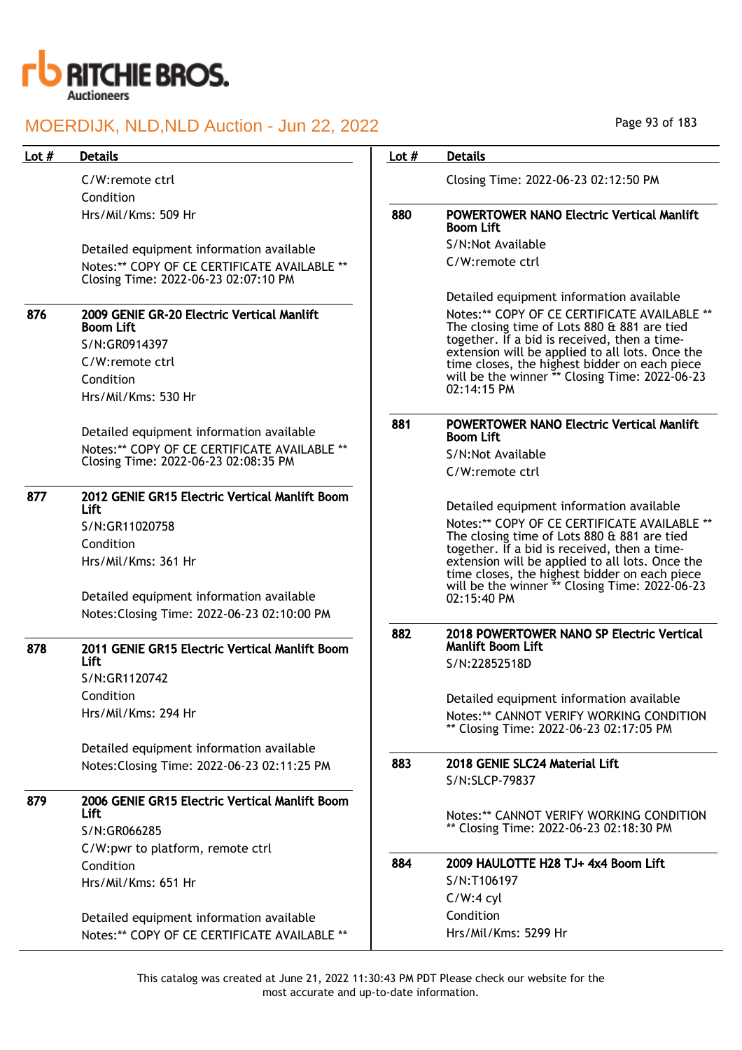| Lot # | Details |
|---|---|
| | C/W:remote ctrl<br>Condition<br>Hrs/Mil/Kms: 509 Hr<br><br>Detailed equipment information available<br>Notes:** COPY OF CE CERTIFICATE AVAILABLE ** Closing Time: 2022-06-23 02:07:10 PM |
| 876 | **2009 GENIE GR-20 Electric Vertical Manlift Boom Lift**<br>S/N:GR0914397<br>C/W:remote ctrl<br>Condition<br>Hrs/Mil/Kms: 530 Hr<br><br>Detailed equipment information available<br>Notes:** COPY OF CE CERTIFICATE AVAILABLE ** Closing Time: 2022-06-23 02:08:35 PM |
| 877 | **2012 GENIE GR15 Electric Vertical Manlift Boom Lift**<br>S/N:GR11020758<br>Condition<br>Hrs/Mil/Kms: 361 Hr<br><br>Detailed equipment information available<br>Notes:Closing Time: 2022-06-23 02:10:00 PM |
| 878 | **2011 GENIE GR15 Electric Vertical Manlift Boom Lift**<br>S/N:GR1120742<br>Condition<br>Hrs/Mil/Kms: 294 Hr<br><br>Detailed equipment information available<br>Notes:Closing Time: 2022-06-23 02:11:25 PM |
| 879 | **2006 GENIE GR15 Electric Vertical Manlift Boom Lift**<br>S/N:GR066285<br>C/W:pwr to platform, remote ctrl<br>Condition<br>Hrs/Mil/Kms: 651 Hr<br><br>Detailed equipment information available<br>Notes:** COPY OF CE CERTIFICATE AVAILABLE ** Closing Time: 2022-06-23 02:12:50 PM |
| 880 | **POWERTOWER NANO Electric Vertical Manlift Boom Lift**<br>S/N:Not Available<br>C/W:remote ctrl<br><br>Detailed equipment information available<br>Notes:** COPY OF CE CERTIFICATE AVAILABLE ** The closing time of Lots 880 & 881 are tied together. If a bid is received, then a time-extension will be applied to all lots. Once the time closes, the highest bidder on each piece will be the winner ** Closing Time: 2022-06-23 02:14:15 PM |
| 881 | **POWERTOWER NANO Electric Vertical Manlift Boom Lift**<br>S/N:Not Available<br>C/W:remote ctrl<br><br>Detailed equipment information available<br>Notes:** COPY OF CE CERTIFICATE AVAILABLE ** The closing time of Lots 880 & 881 are tied together. If a bid is received, then a time-extension will be applied to all lots. Once the time closes, the highest bidder on each piece will be the winner ** Closing Time: 2022-06-23 02:15:40 PM |
| 882 | **2018 POWERTOWER NANO SP Electric Vertical Manlift Boom Lift**<br>S/N:22852518D<br><br>Detailed equipment information available<br>Notes:** CANNOT VERIFY WORKING CONDITION ** Closing Time: 2022-06-23 02:17:05 PM |
| 883 | **2018 GENIE SLC24 Material Lift**<br>S/N:SLCP-79837<br><br>Notes:** CANNOT VERIFY WORKING CONDITION ** Closing Time: 2022-06-23 02:18:30 PM |
| 884 | **2009 HAULOTTE H28 TJ+ 4x4 Boom Lift**<br>S/N:T106197<br>C/W:4 cyl<br>Condition<br>Hrs/Mil/Kms: 5299 Hr |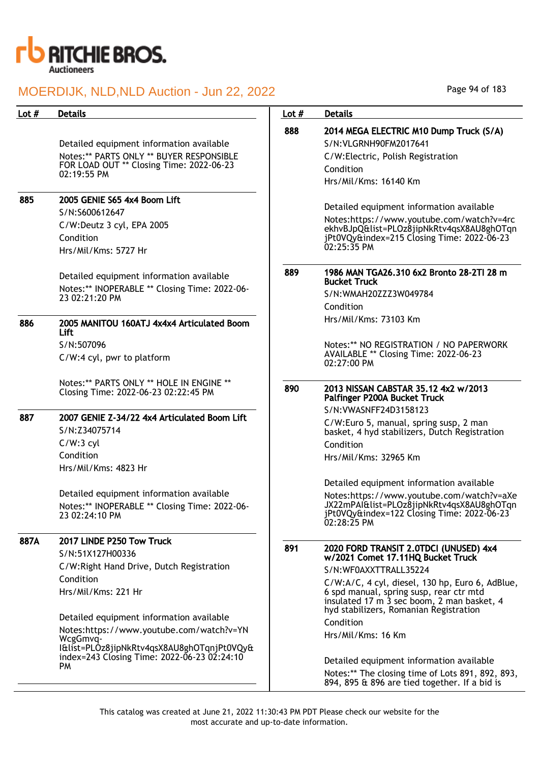| Lot # | Details |
|---|---|
| | Detailed equipment information available<br>Notes:** PARTS ONLY ** BUYER RESPONSIBLE FOR LOAD OUT ** Closing Time: 2022-06-23 02:19:55 PM |
| 885 | **2005 GENIE S65 4x4 Boom Lift**<br>S/N:S600612647<br>C/W:Deutz 3 cyl, EPA 2005<br>Condition<br>Hrs/Mil/Kms: 5727 Hr<br><br>Detailed equipment information available<br>Notes:** INOPERABLE ** Closing Time: 2022-06-23 02:21:20 PM |
| 886 | **2005 MANITOU 160ATJ 4x4x4 Articulated Boom Lift**<br>S/N:507096<br>C/W:4 cyl, pwr to platform<br><br>Notes:** PARTS ONLY ** HOLE IN ENGINE ** Closing Time: 2022-06-23 02:22:45 PM |
| 887 | **2007 GENIE Z-34/22 4x4 Articulated Boom Lift**<br>S/N:Z34075714<br>C/W:3 cyl<br>Condition<br>Hrs/Mil/Kms: 4823 Hr<br><br>Detailed equipment information available<br>Notes:** INOPERABLE ** Closing Time: 2022-06-23 02:24:10 PM |
| 887A | **2017 LINDE P250 Tow Truck**<br>S/N:51X127H00336<br>C/W:Right Hand Drive, Dutch Registration<br>Condition<br>Hrs/Mil/Kms: 221 Hr<br><br>Detailed equipment information available<br>Notes:https://www.youtube.com/watch?v=YNWcgGmvq-I&list=PLOz8jipNkRtv4qsX8AU8ghOTqnjPt0VQy&index=243 Closing Time: 2022-06-23 02:24:10 PM |
| 888 | **2014 MEGA ELECTRIC M10 Dump Truck (S/A)**<br>S/N:VLGRNH90FM2017641<br>C/W:Electric, Polish Registration<br>Condition<br>Hrs/Mil/Kms: 16140 Km<br><br>Detailed equipment information available<br>Notes:https://www.youtube.com/watch?v=4rcekhvBJpQ&list=PLOz8jipNkRtv4qsX8AU8ghOTqnjPt0VQy&index=215 Closing Time: 2022-06-23 02:25:35 PM |
| 889 | **1986 MAN TGA26.310 6x2 Bronto 28-2TI 28 m Bucket Truck**<br>S/N:WMAH20ZZZ3W049784<br>Condition<br>Hrs/Mil/Kms: 73103 Km<br><br>Notes:** NO REGISTRATION / NO PAPERWORK AVAILABLE ** Closing Time: 2022-06-23 02:27:00 PM |
| 890 | **2013 NISSAN CABSTAR 35.12 4x2 w/2013 Palfinger P200A Bucket Truck**<br>S/N:VWASNFF24D3158123<br>C/W:Euro 5, manual, spring susp, 2 man basket, 4 hyd stabilizers, Dutch Registration<br>Condition<br>Hrs/Mil/Kms: 32965 Km<br><br>Detailed equipment information available<br>Notes:https://www.youtube.com/watch?v=aXeJX22mPAI&list=PLOz8jipNkRtv4qsX8AU8ghOTqnjPt0VQy&index=122 Closing Time: 2022-06-23 02:28:25 PM |
| 891 | **2020 FORD TRANSIT 2.0TDCI (UNUSED) 4x4 w/2021 Comet 17.11HQ Bucket Truck**<br>S/N:WF0AXXTTRALL35224<br>C/W:A/C, 4 cyl, diesel, 130 hp, Euro 6, AdBlue, 6 spd manual, spring susp, rear ctr mtd insulated 17 m 3 sec boom, 2 man basket, 4 hyd stabilizers, Romanian Registration<br>Condition<br>Hrs/Mil/Kms: 16 Km<br><br>Detailed equipment information available<br>Notes:** The closing time of Lots 891, 892, 893, 894, 895 & 896 are tied together. If a bid is |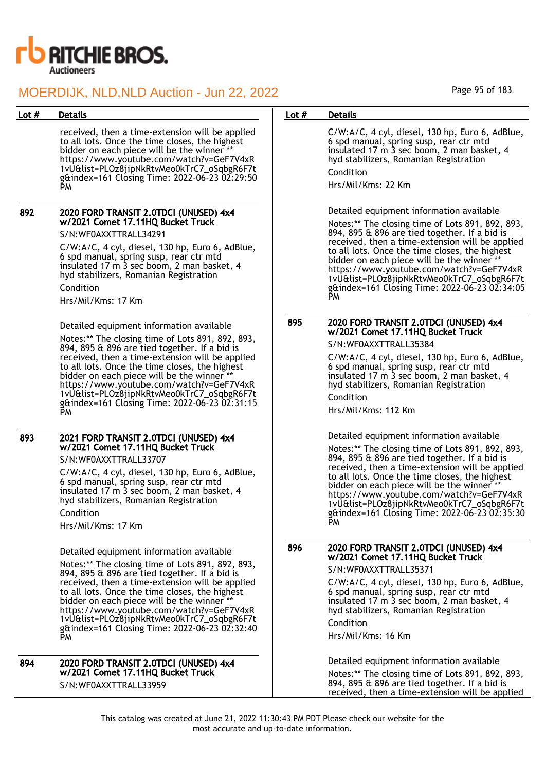received, then a time-extension will be applied to all lots. Once the time closes, the highest bidder on each piece will be the winner ** https://www.youtube.com/watch?v=GeF7V4xR1vU&list=PLOz8jipNkRtvMeo0kTrC7_oSqbgR6F7tg&index=161 Closing Time: 2022-06-23 02:29:50 PM

| Lot # | Details |
|---|---|
| 892 | **2020 FORD TRANSIT 2.0TDCI (UNUSED) 4x4 w/2021 Comet 17.11HQ Bucket Truck**<br>S/N:WF0AXXTTRALL34291<br>C/W:A/C, 4 cyl, diesel, 130 hp, Euro 6, AdBlue, 6 spd manual, spring susp, rear ctr mtd insulated 17 m 3 sec boom, 2 man basket, 4 hyd stabilizers, Romanian Registration<br>Condition<br>Hrs/Mil/Kms: 17 Km<br>Detailed equipment information available<br>Notes:** The closing time of Lots 891, 892, 893, 894, 895 & 896 are tied together. If a bid is received, then a time-extension will be applied to all lots. Once the time closes, the highest bidder on each piece will be the winner ** https://www.youtube.com/watch?v=GeF7V4xR1vU&list=PLOz8jipNkRtvMeo0kTrC7_oSqbgR6F7tg&index=161 Closing Time: 2022-06-23 02:31:15 PM |
| 893 | **2021 FORD TRANSIT 2.0TDCI (UNUSED) 4x4 w/2021 Comet 17.11HQ Bucket Truck**<br>S/N:WF0AXXTTRALL33707<br>C/W:A/C, 4 cyl, diesel, 130 hp, Euro 6, AdBlue, 6 spd manual, spring susp, rear ctr mtd insulated 17 m 3 sec boom, 2 man basket, 4 hyd stabilizers, Romanian Registration<br>Condition<br>Hrs/Mil/Kms: 17 Km<br>Detailed equipment information available<br>Notes:** The closing time of Lots 891, 892, 893, 894, 895 & 896 are tied together. If a bid is received, then a time-extension will be applied to all lots. Once the time closes, the highest bidder on each piece will be the winner ** https://www.youtube.com/watch?v=GeF7V4xR1vU&list=PLOz8jipNkRtvMeo0kTrC7_oSqbgR6F7tg&index=161 Closing Time: 2022-06-23 02:32:40 PM |
| 894 | **2020 FORD TRANSIT 2.0TDCI (UNUSED) 4x4 w/2021 Comet 17.11HQ Bucket Truck**<br>S/N:WF0AXXTTRALL33959<br>C/W:A/C, 4 cyl, diesel, 130 hp, Euro 6, AdBlue, 6 spd manual, spring susp, rear ctr mtd insulated 17 m 3 sec boom, 2 man basket, 4 hyd stabilizers, Romanian Registration<br>Condition<br>Hrs/Mil/Kms: 22 Km<br>Detailed equipment information available<br>Notes:** The closing time of Lots 891, 892, 893, 894, 895 & 896 are tied together. If a bid is received, then a time-extension will be applied to all lots. Once the time closes, the highest bidder on each piece will be the winner ** https://www.youtube.com/watch?v=GeF7V4xR1vU&list=PLOz8jipNkRtvMeo0kTrC7_oSqbgR6F7tg&index=161 Closing Time: 2022-06-23 02:34:05 PM |
| 895 | **2020 FORD TRANSIT 2.0TDCI (UNUSED) 4x4 w/2021 Comet 17.11HQ Bucket Truck**<br>S/N:WF0AXXTTRALL35384<br>C/W:A/C, 4 cyl, diesel, 130 hp, Euro 6, AdBlue, 6 spd manual, spring susp, rear ctr mtd insulated 17 m 3 sec boom, 2 man basket, 4 hyd stabilizers, Romanian Registration<br>Condition<br>Hrs/Mil/Kms: 112 Km<br>Detailed equipment information available<br>Notes:** The closing time of Lots 891, 892, 893, 894, 895 & 896 are tied together. If a bid is received, then a time-extension will be applied to all lots. Once the time closes, the highest bidder on each piece will be the winner ** https://www.youtube.com/watch?v=GeF7V4xR1vU&list=PLOz8jipNkRtvMeo0kTrC7_oSqbgR6F7tg&index=161 Closing Time: 2022-06-23 02:35:30 PM |
| 896 | **2020 FORD TRANSIT 2.0TDCI (UNUSED) 4x4 w/2021 Comet 17.11HQ Bucket Truck**<br>S/N:WF0AXXTTRALL35371<br>C/W:A/C, 4 cyl, diesel, 130 hp, Euro 6, AdBlue, 6 spd manual, spring susp, rear ctr mtd insulated 17 m 3 sec boom, 2 man basket, 4 hyd stabilizers, Romanian Registration<br>Condition<br>Hrs/Mil/Kms: 16 Km<br>Detailed equipment information available<br>Notes:** The closing time of Lots 891, 892, 893, 894, 895 & 896 are tied together. If a bid is received, then a time-extension will be applied |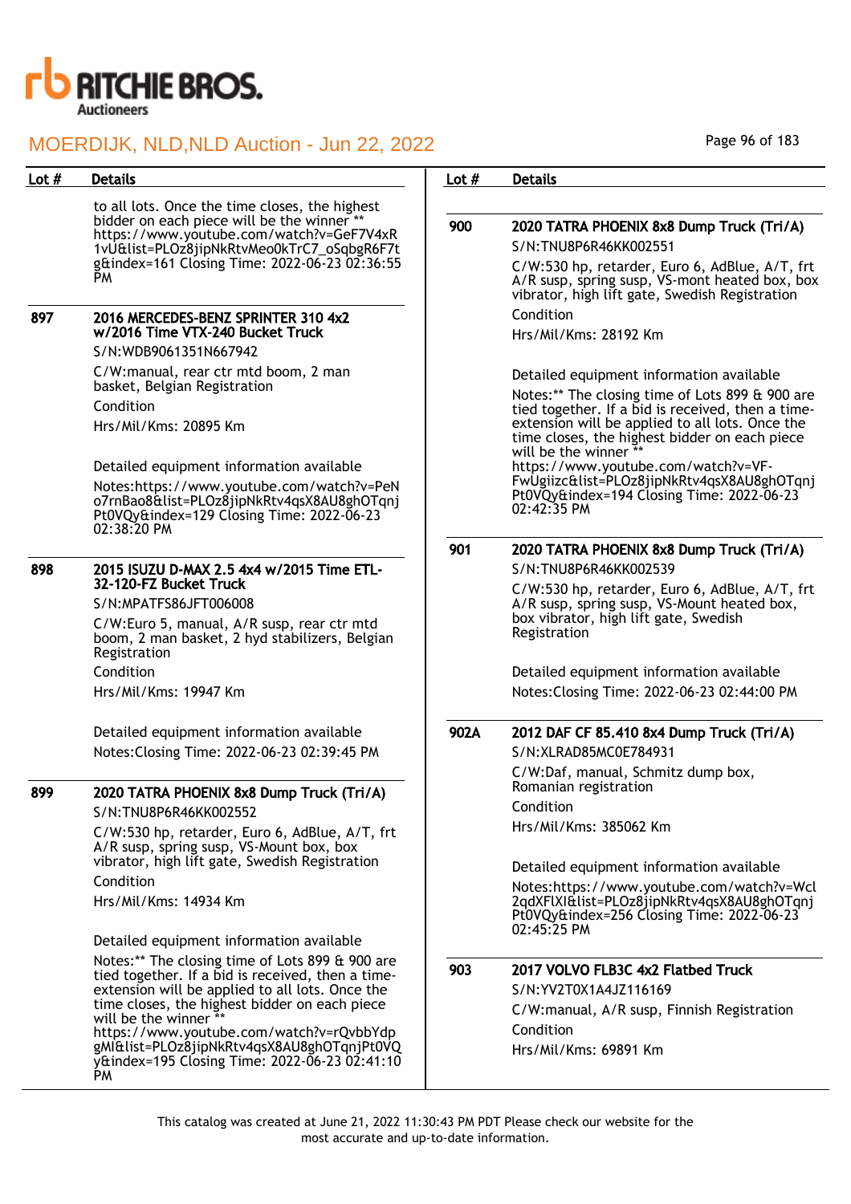| Lot # | Details |
|---|---|
| | to all lots. Once the time closes, the highest bidder on each piece will be the winner ** https://www.youtube.com/watch?v=GeF7V4xR1vU&list=PLOz8jipNkRtvMeo0kTrC7_oSqbgR6F7tg&index=161 Closing Time: 2022-06-23 02:36:55 PM |
| 897 | **2016 MERCEDES-BENZ SPRINTER 310 4x2 w/2016 Time VTX-240 Bucket Truck**<br>S/N:WDB9061351N667942<br>C/W:manual, rear ctr mtd boom, 2 man basket, Belgian Registration<br>Condition<br>Hrs/Mil/Kms: 20895 Km<br><br>Detailed equipment information available<br>Notes:https://www.youtube.com/watch?v=PeNo7rnBao8&list=PLOz8jipNkRtv4qsX8AU8ghOTqnjPt0VQy&index=129 Closing Time: 2022-06-23 02:38:20 PM |
| 898 | **2015 ISUZU D-MAX 2.5 4x4 w/2015 Time ETL-32-120-FZ Bucket Truck**<br>S/N:MPATFS86JFT006008<br>C/W:Euro 5, manual, A/R susp, rear ctr mtd boom, 2 man basket, 2 hyd stabilizers, Belgian Registration<br>Condition<br>Hrs/Mil/Kms: 19947 Km<br><br>Detailed equipment information available<br>Notes:Closing Time: 2022-06-23 02:39:45 PM |
| 899 | **2020 TATRA PHOENIX 8x8 Dump Truck (Tri/A)**<br>S/N:TNU8P6R46KK002552<br>C/W:530 hp, retarder, Euro 6, AdBlue, A/T, frt A/R susp, spring susp, VS-Mount box, box vibrator, high lift gate, Swedish Registration<br>Condition<br>Hrs/Mil/Kms: 14934 Km<br><br>Detailed equipment information available<br>Notes:** The closing time of Lots 899 & 900 are tied together. If a bid is received, then a time-extension will be applied to all lots. Once the time closes, the highest bidder on each piece will be the winner ** https://www.youtube.com/watch?v=rQvbbYdpgMI&list=PLOz8jipNkRtv4qsX8AU8ghOTqnjPt0VQy&index=195 Closing Time: 2022-06-23 02:41:10 PM |
| 900 | **2020 TATRA PHOENIX 8x8 Dump Truck (Tri/A)**<br>S/N:TNU8P6R46KK002551<br>C/W:530 hp, retarder, Euro 6, AdBlue, A/T, frt A/R susp, spring susp, VS-mont heated box, box vibrator, high lift gate, Swedish Registration<br>Condition<br>Hrs/Mil/Kms: 28192 Km<br><br>Detailed equipment information available<br>Notes:** The closing time of Lots 899 & 900 are tied together. If a bid is received, then a time-extension will be applied to all lots. Once the time closes, the highest bidder on each piece will be the winner ** https://www.youtube.com/watch?v=VF-FwUgiizc&list=PLOz8jipNkRtv4qsX8AU8ghOTqnjPt0VQy&index=194 Closing Time: 2022-06-23 02:42:35 PM |
| 901 | **2020 TATRA PHOENIX 8x8 Dump Truck (Tri/A)**<br>S/N:TNU8P6R46KK002539<br>C/W:530 hp, retarder, Euro 6, AdBlue, A/T, frt A/R susp, spring susp, VS-Mount heated box, box vibrator, high lift gate, Swedish Registration<br><br>Detailed equipment information available<br>Notes:Closing Time: 2022-06-23 02:44:00 PM |
| 902A | **2012 DAF CF 85.410 8x4 Dump Truck (Tri/A)**<br>S/N:XLRAD85MC0E784931<br>C/W:Daf, manual, Schmitz dump box, Romanian registration<br>Condition<br>Hrs/Mil/Kms: 385062 Km<br><br>Detailed equipment information available<br>Notes:https://www.youtube.com/watch?v=Wcl2qdXFlXI&list=PLOz8jipNkRtv4qsX8AU8ghOTqnjPt0VQy&index=256 Closing Time: 2022-06-23 02:45:25 PM |
| 903 | **2017 VOLVO FLB3C 4x2 Flatbed Truck**<br>S/N:YV2T0X1A4JZ116169<br>C/W:manual, A/R susp, Finnish Registration<br>Condition<br>Hrs/Mil/Kms: 69891 Km |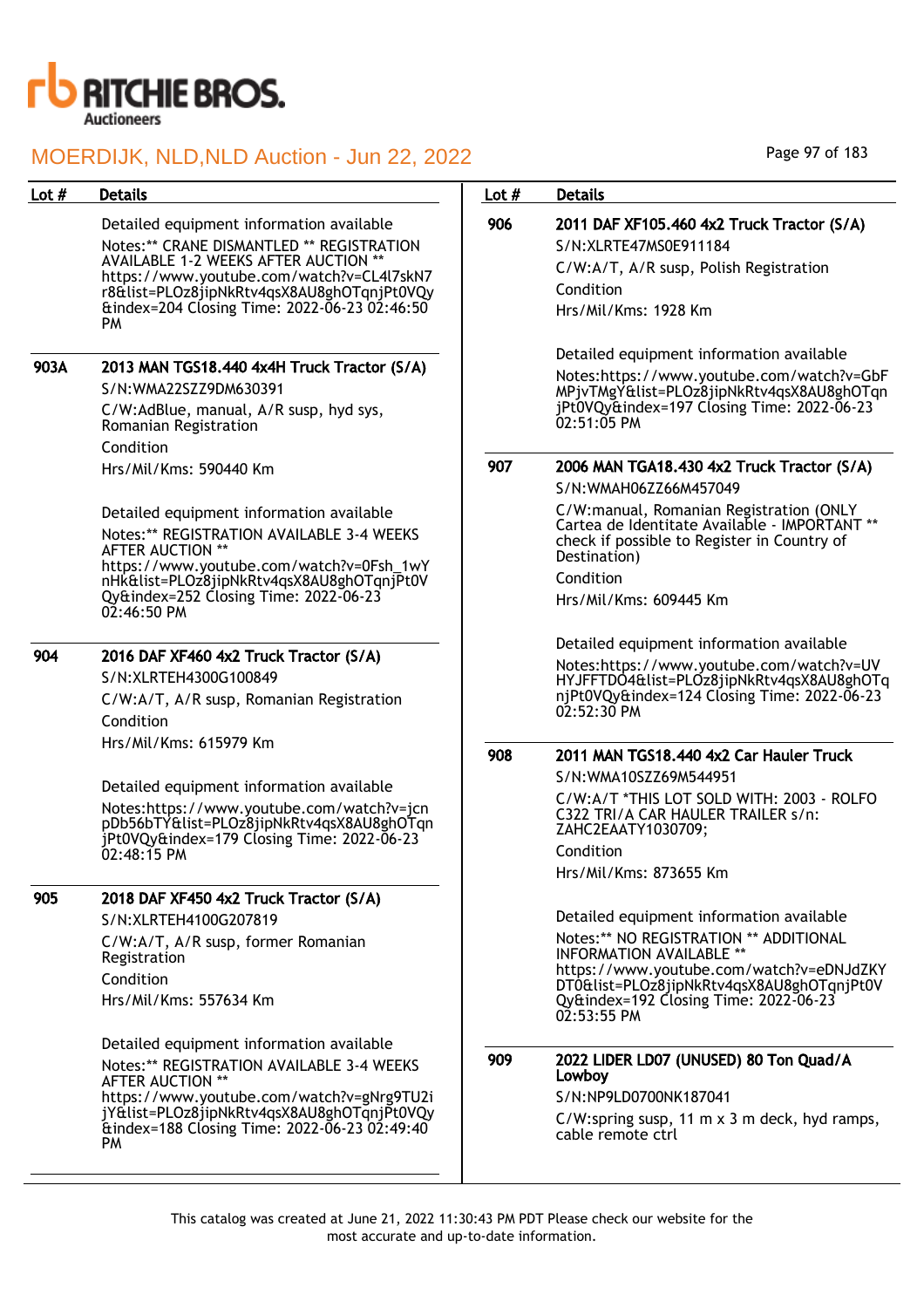| Lot # | Details |
|---|---|
| | Detailed equipment information available<br>Notes:** CRANE DISMANTLED ** REGISTRATION AVAILABLE 1-2 WEEKS AFTER AUCTION ** https://www.youtube.com/watch?v=CL4l7skN7r8&list=PLOz8jipNkRtv4qsX8AU8ghOTqnjPt0VQy&index=204 Closing Time: 2022-06-23 02:46:50 PM |
| 903A | **2013 MAN TGS18.440 4x4H Truck Tractor (S/A)**<br>S/N:WMA22SZZ9DM630391<br>C/W:AdBlue, manual, A/R susp, hyd sys, Romanian Registration<br>Condition<br>Hrs/Mil/Kms: 590440 Km<br><br>Detailed equipment information available<br>Notes:** REGISTRATION AVAILABLE 3-4 WEEKS AFTER AUCTION ** https://www.youtube.com/watch?v=0Fsh_1wYnHk&list=PLOz8jipNkRtv4qsX8AU8ghOTqnjPt0VQy&index=252 Closing Time: 2022-06-23 02:46:50 PM |
| 904 | **2016 DAF XF460 4x2 Truck Tractor (S/A)**<br>S/N:XLRTEH4300G100849<br>C/W:A/T, A/R susp, Romanian Registration<br>Condition<br>Hrs/Mil/Kms: 615979 Km<br><br>Detailed equipment information available<br>Notes:https://www.youtube.com/watch?v=jcnpDb56bTY&list=PLOz8jipNkRtv4qsX8AU8ghOTqnjPt0VQy&index=179 Closing Time: 2022-06-23 02:48:15 PM |
| 905 | **2018 DAF XF450 4x2 Truck Tractor (S/A)**<br>S/N:XLRTEH4100G207819<br>C/W:A/T, A/R susp, former Romanian Registration<br>Condition<br>Hrs/Mil/Kms: 557634 Km<br><br>Detailed equipment information available<br>Notes:** REGISTRATION AVAILABLE 3-4 WEEKS AFTER AUCTION ** https://www.youtube.com/watch?v=gNrg9TU2ijY&list=PLOz8jipNkRtv4qsX8AU8ghOTqnjPt0VQy&index=188 Closing Time: 2022-06-23 02:49:40 PM |
| 906 | **2011 DAF XF105.460 4x2 Truck Tractor (S/A)**<br>S/N:XLRTE47MS0E911184<br>C/W:A/T, A/R susp, Polish Registration<br>Condition<br>Hrs/Mil/Kms: 1928 Km<br><br>Detailed equipment information available<br>Notes:https://www.youtube.com/watch?v=GbFMPjvTMgY&list=PLOz8jipNkRtv4qsX8AU8ghOTqnjPt0VQy&index=197 Closing Time: 2022-06-23 02:51:05 PM |
| 907 | **2006 MAN TGA18.430 4x2 Truck Tractor (S/A)**<br>S/N:WMAH06ZZ66M457049<br>C/W:manual, Romanian Registration (ONLY Cartea de Identitate Available - IMPORTANT ** check if possible to Register in Country of Destination)<br>Condition<br>Hrs/Mil/Kms: 609445 Km<br><br>Detailed equipment information available<br>Notes:https://www.youtube.com/watch?v=UVHYJFFTDO4&list=PLOz8jipNkRtv4qsX8AU8ghOTqnjPt0VQy&index=124 Closing Time: 2022-06-23 02:52:30 PM |
| 908 | **2011 MAN TGS18.440 4x2 Car Hauler Truck**<br>S/N:WMA10SZZ69M544951<br>C/W:A/T *THIS LOT SOLD WITH: 2003 - ROLFO C322 TRI/A CAR HAULER TRAILER s/n: ZAHC2EAATY1030709;<br>Condition<br>Hrs/Mil/Kms: 873655 Km<br><br>Detailed equipment information available<br>Notes:** NO REGISTRATION ** ADDITIONAL INFORMATION AVAILABLE ** https://www.youtube.com/watch?v=eDNJdZKYDT0&list=PLOz8jipNkRtv4qsX8AU8ghOTqnjPt0VQy&index=192 Closing Time: 2022-06-23 02:53:55 PM |
| 909 | **2022 LIDER LD07 (UNUSED) 80 Ton Quad/A Lowboy**<br>S/N:NP9LD0700NK187041<br>C/W:spring susp, 11 m x 3 m deck, hyd ramps, cable remote ctrl |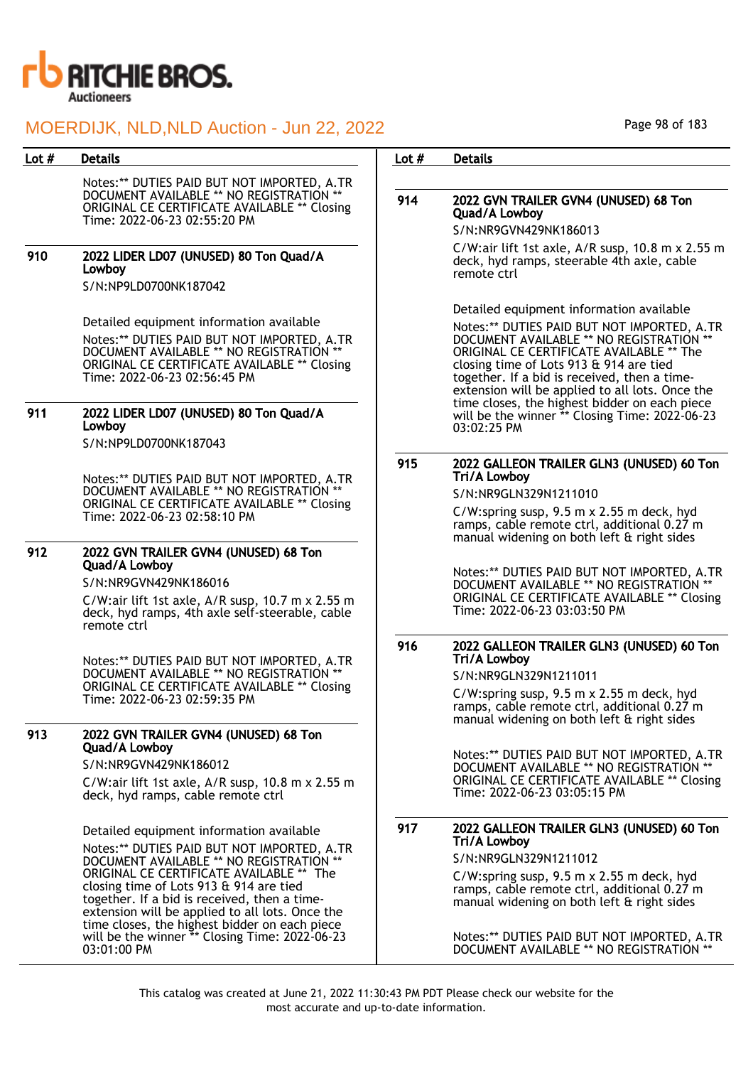| Lot # | Details |
|---|---|
| | Notes:** DUTIES PAID BUT NOT IMPORTED, A.TR DOCUMENT AVAILABLE ** NO REGISTRATION ** ORIGINAL CE CERTIFICATE AVAILABLE ** Closing Time: 2022-06-23 02:55:20 PM |
| 910 | **2022 LIDER LD07 (UNUSED) 80 Ton Quad/A Lowboy**<br>S/N:NP9LD0700NK187042<br><br>Detailed equipment information available<br>Notes:** DUTIES PAID BUT NOT IMPORTED, A.TR DOCUMENT AVAILABLE ** NO REGISTRATION ** ORIGINAL CE CERTIFICATE AVAILABLE ** Closing Time: 2022-06-23 02:56:45 PM |
| 911 | **2022 LIDER LD07 (UNUSED) 80 Ton Quad/A Lowboy**<br>S/N:NP9LD0700NK187043<br><br>Notes:** DUTIES PAID BUT NOT IMPORTED, A.TR DOCUMENT AVAILABLE ** NO REGISTRATION ** ORIGINAL CE CERTIFICATE AVAILABLE ** Closing Time: 2022-06-23 02:58:10 PM |
| 912 | **2022 GVN TRAILER GVN4 (UNUSED) 68 Ton Quad/A Lowboy**<br>S/N:NR9GVN429NK186016<br>C/W:air lift 1st axle, A/R susp, 10.7 m x 2.55 m deck, hyd ramps, 4th axle self-steerable, cable remote ctrl<br><br>Notes:** DUTIES PAID BUT NOT IMPORTED, A.TR DOCUMENT AVAILABLE ** NO REGISTRATION ** ORIGINAL CE CERTIFICATE AVAILABLE ** Closing Time: 2022-06-23 02:59:35 PM |
| 913 | **2022 GVN TRAILER GVN4 (UNUSED) 68 Ton Quad/A Lowboy**<br>S/N:NR9GVN429NK186012<br>C/W:air lift 1st axle, A/R susp, 10.8 m x 2.55 m deck, hyd ramps, cable remote ctrl<br><br>Detailed equipment information available<br>Notes:** DUTIES PAID BUT NOT IMPORTED, A.TR DOCUMENT AVAILABLE ** NO REGISTRATION ** ORIGINAL CE CERTIFICATE AVAILABLE ** The closing time of Lots 913 & 914 are tied together. If a bid is received, then a time-extension will be applied to all lots. Once the time closes, the highest bidder on each piece will be the winner ** Closing Time: 2022-06-23 03:01:00 PM |
| 914 | **2022 GVN TRAILER GVN4 (UNUSED) 68 Ton Quad/A Lowboy**<br>S/N:NR9GVN429NK186013<br>C/W:air lift 1st axle, A/R susp, 10.8 m x 2.55 m deck, hyd ramps, steerable 4th axle, cable remote ctrl<br><br>Detailed equipment information available<br>Notes:** DUTIES PAID BUT NOT IMPORTED, A.TR DOCUMENT AVAILABLE ** NO REGISTRATION ** ORIGINAL CE CERTIFICATE AVAILABLE ** The closing time of Lots 913 & 914 are tied together. If a bid is received, then a time-extension will be applied to all lots. Once the time closes, the highest bidder on each piece will be the winner ** Closing Time: 2022-06-23 03:02:25 PM |
| 915 | **2022 GALLEON TRAILER GLN3 (UNUSED) 60 Ton Tri/A Lowboy**<br>S/N:NR9GLN329N1211010<br>C/W:spring susp, 9.5 m x 2.55 m deck, hyd ramps, cable remote ctrl, additional 0.27 m manual widening on both left & right sides<br><br>Notes:** DUTIES PAID BUT NOT IMPORTED, A.TR DOCUMENT AVAILABLE ** NO REGISTRATION ** ORIGINAL CE CERTIFICATE AVAILABLE ** Closing Time: 2022-06-23 03:03:50 PM |
| 916 | **2022 GALLEON TRAILER GLN3 (UNUSED) 60 Ton Tri/A Lowboy**<br>S/N:NR9GLN329N1211011<br>C/W:spring susp, 9.5 m x 2.55 m deck, hyd ramps, cable remote ctrl, additional 0.27 m manual widening on both left & right sides<br><br>Notes:** DUTIES PAID BUT NOT IMPORTED, A.TR DOCUMENT AVAILABLE ** NO REGISTRATION ** ORIGINAL CE CERTIFICATE AVAILABLE ** Closing Time: 2022-06-23 03:05:15 PM |
| 917 | **2022 GALLEON TRAILER GLN3 (UNUSED) 60 Ton Tri/A Lowboy**<br>S/N:NR9GLN329N1211012<br>C/W:spring susp, 9.5 m x 2.55 m deck, hyd ramps, cable remote ctrl, additional 0.27 m manual widening on both left & right sides<br><br>Notes:** DUTIES PAID BUT NOT IMPORTED, A.TR DOCUMENT AVAILABLE ** NO REGISTRATION ** |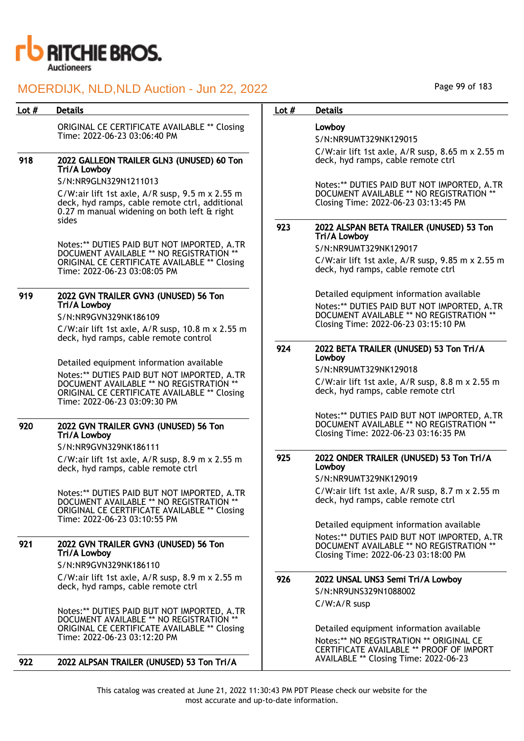| Lot # | Details |
|---|---|
| | ORIGINAL CE CERTIFICATE AVAILABLE ** Closing Time: 2022-06-23 03:06:40 PM |
| 918 | **2022 GALLEON TRAILER GLN3 (UNUSED) 60 Ton Tri/A Lowboy**<br>S/N:NR9GLN329N1211013<br>C/W:air lift 1st axle, A/R susp, 9.5 m x 2.55 m deck, hyd ramps, cable remote ctrl, additional 0.27 m manual widening on both left & right sides<br><br>Notes:** DUTIES PAID BUT NOT IMPORTED, A.TR DOCUMENT AVAILABLE ** NO REGISTRATION ** ORIGINAL CE CERTIFICATE AVAILABLE ** Closing Time: 2022-06-23 03:08:05 PM |
| 919 | **2022 GVN TRAILER GVN3 (UNUSED) 56 Ton Tri/A Lowboy**<br>S/N:NR9GVN329NK186109<br>C/W:air lift 1st axle, A/R susp, 10.8 m x 2.55 m deck, hyd ramps, cable remote control<br><br>Detailed equipment information available<br>Notes:** DUTIES PAID BUT NOT IMPORTED, A.TR DOCUMENT AVAILABLE ** NO REGISTRATION ** ORIGINAL CE CERTIFICATE AVAILABLE ** Closing Time: 2022-06-23 03:09:30 PM |
| 920 | **2022 GVN TRAILER GVN3 (UNUSED) 56 Ton Tri/A Lowboy**<br>S/N:NR9GVN329NK186111<br>C/W:air lift 1st axle, A/R susp, 8.9 m x 2.55 m deck, hyd ramps, cable remote ctrl<br><br>Notes:** DUTIES PAID BUT NOT IMPORTED, A.TR DOCUMENT AVAILABLE ** NO REGISTRATION ** ORIGINAL CE CERTIFICATE AVAILABLE ** Closing Time: 2022-06-23 03:10:55 PM |
| 921 | **2022 GVN TRAILER GVN3 (UNUSED) 56 Ton Tri/A Lowboy**<br>S/N:NR9GVN329NK186110<br>C/W:air lift 1st axle, A/R susp, 8.9 m x 2.55 m deck, hyd ramps, cable remote ctrl<br><br>Notes:** DUTIES PAID BUT NOT IMPORTED, A.TR DOCUMENT AVAILABLE ** NO REGISTRATION ** ORIGINAL CE CERTIFICATE AVAILABLE ** Closing Time: 2022-06-23 03:12:20 PM |
| 922 | **2022 ALPSAN TRAILER (UNUSED) 53 Ton Tri/A Lowboy**<br>S/N:NR9UMT329NK129015<br>C/W:air lift 1st axle, A/R susp, 8.65 m x 2.55 m deck, hyd ramps, cable remote ctrl<br><br>Notes:** DUTIES PAID BUT NOT IMPORTED, A.TR DOCUMENT AVAILABLE ** NO REGISTRATION ** Closing Time: 2022-06-23 03:13:45 PM |
| 923 | **2022 ALSPAN BETA TRAILER (UNUSED) 53 Ton Tri/A Lowboy**<br>S/N:NR9UMT329NK129017<br>C/W:air lift 1st axle, A/R susp, 9.85 m x 2.55 m deck, hyd ramps, cable remote ctrl<br><br>Detailed equipment information available<br>Notes:** DUTIES PAID BUT NOT IMPORTED, A.TR DOCUMENT AVAILABLE ** NO REGISTRATION ** Closing Time: 2022-06-23 03:15:10 PM |
| 924 | **2022 BETA TRAILER (UNUSED) 53 Ton Tri/A Lowboy**<br>S/N:NR9UMT329NK129018<br>C/W:air lift 1st axle, A/R susp, 8.8 m x 2.55 m deck, hyd ramps, cable remote ctrl<br><br>Notes:** DUTIES PAID BUT NOT IMPORTED, A.TR DOCUMENT AVAILABLE ** NO REGISTRATION ** Closing Time: 2022-06-23 03:16:35 PM |
| 925 | **2022 ONDER TRAILER (UNUSED) 53 Ton Tri/A Lowboy**<br>S/N:NR9UMT329NK129019<br>C/W:air lift 1st axle, A/R susp, 8.7 m x 2.55 m deck, hyd ramps, cable remote ctrl<br><br>Detailed equipment information available<br>Notes:** DUTIES PAID BUT NOT IMPORTED, A.TR DOCUMENT AVAILABLE ** NO REGISTRATION ** Closing Time: 2022-06-23 03:18:00 PM |
| 926 | **2022 UNSAL UNS3 Semi Tri/A Lowboy**<br>S/N:NR9UNS329N1088002<br>C/W:A/R susp<br><br>Detailed equipment information available<br>Notes:** NO REGISTRATION ** ORIGINAL CE CERTIFICATE AVAILABLE ** PROOF OF IMPORT AVAILABLE ** Closing Time: 2022-06-23 |

This catalog was created at June 21, 2022 11:30:43 PM PDT Please check our website for the most accurate and up-to-date information.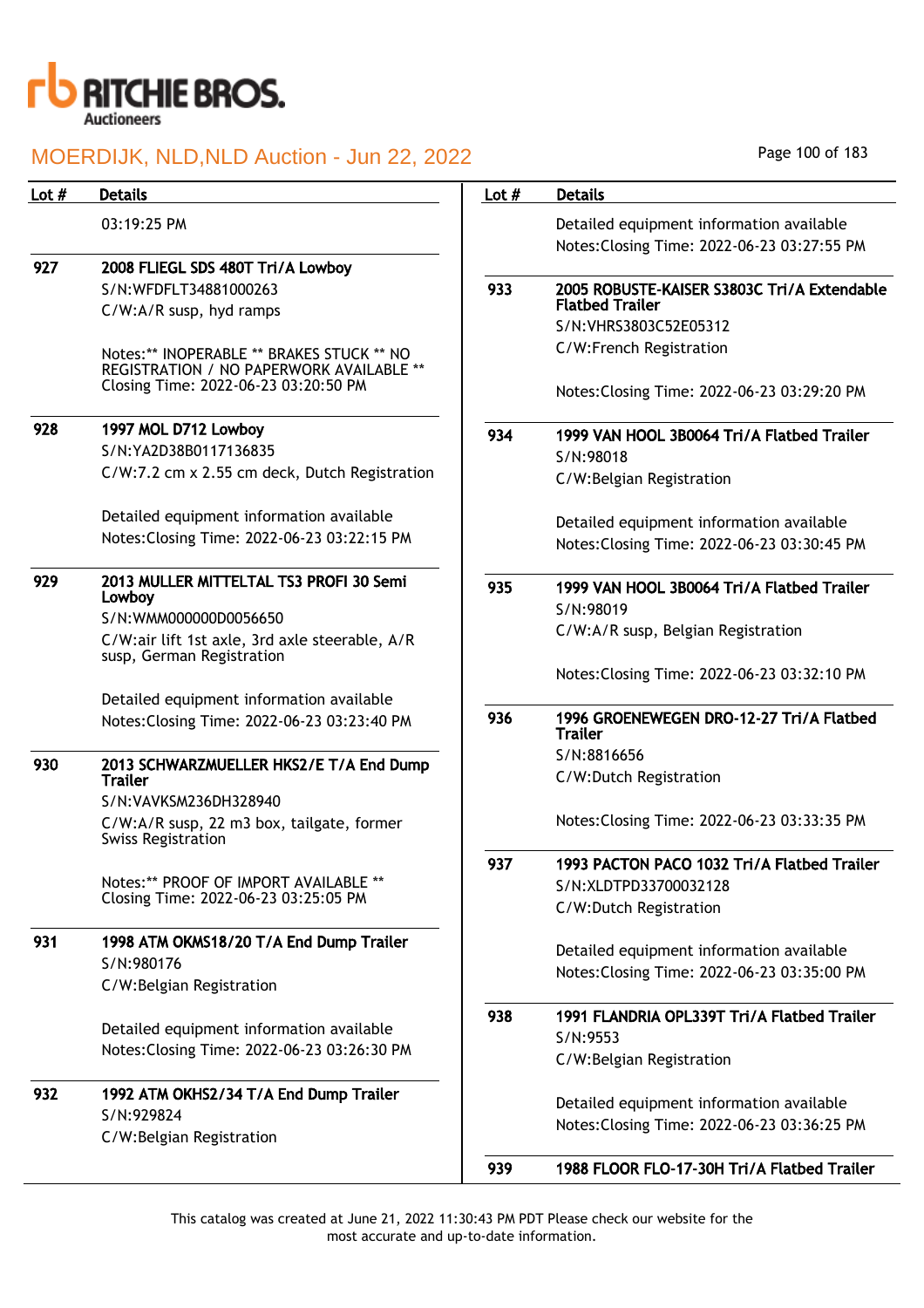| Lot # | Details |
|---|---|
| | 03:19:25 PM |
| 927 | **2008 FLIEGL SDS 480T Tri/A Lowboy**<br>S/N:WFDFLT34881000263<br>C/W:A/R susp, hyd ramps<br><br>Notes:** INOPERABLE ** BRAKES STUCK ** NO REGISTRATION / NO PAPERWORK AVAILABLE ** Closing Time: 2022-06-23 03:20:50 PM |
| 928 | **1997 MOL D712 Lowboy**<br>S/N:YA2D38B0117136835<br>C/W:7.2 cm x 2.55 cm deck, Dutch Registration<br><br>Detailed equipment information available<br>Notes:Closing Time: 2022-06-23 03:22:15 PM |
| 929 | **2013 MULLER MITTELTAL TS3 PROFI 30 Semi Lowboy**<br>S/N:WMM000000D0056650<br>C/W:air lift 1st axle, 3rd axle steerable, A/R susp, German Registration<br><br>Detailed equipment information available<br>Notes:Closing Time: 2022-06-23 03:23:40 PM |
| 930 | **2013 SCHWARZMUELLER HKS2/E T/A End Dump Trailer**<br>S/N:VAVKSM236DH328940<br>C/W:A/R susp, 22 m3 box, tailgate, former Swiss Registration<br><br>Notes:** PROOF OF IMPORT AVAILABLE ** Closing Time: 2022-06-23 03:25:05 PM |
| 931 | **1998 ATM OKMS18/20 T/A End Dump Trailer**<br>S/N:980176<br>C/W:Belgian Registration<br><br>Detailed equipment information available<br>Notes:Closing Time: 2022-06-23 03:26:30 PM |
| 932 | **1992 ATM OKHS2/34 T/A End Dump Trailer**<br>S/N:929824<br>C/W:Belgian Registration<br><br>Detailed equipment information available<br>Notes:Closing Time: 2022-06-23 03:27:55 PM |
| 933 | **2005 ROBUSTE-KAISER S3803C Tri/A Extendable Flatbed Trailer**<br>S/N:VHRS3803C52E05312<br>C/W:French Registration<br><br>Notes:Closing Time: 2022-06-23 03:29:20 PM |
| 934 | **1999 VAN HOOL 3B0064 Tri/A Flatbed Trailer**<br>S/N:98018<br>C/W:Belgian Registration<br><br>Detailed equipment information available<br>Notes:Closing Time: 2022-06-23 03:30:45 PM |
| 935 | **1999 VAN HOOL 3B0064 Tri/A Flatbed Trailer**<br>S/N:98019<br>C/W:A/R susp, Belgian Registration<br><br>Notes:Closing Time: 2022-06-23 03:32:10 PM |
| 936 | **1996 GROENEWEGEN DRO-12-27 Tri/A Flatbed Trailer**<br>S/N:8816656<br>C/W:Dutch Registration<br><br>Notes:Closing Time: 2022-06-23 03:33:35 PM |
| 937 | **1993 PACTON PACO 1032 Tri/A Flatbed Trailer**<br>S/N:XLDTPD33700032128<br>C/W:Dutch Registration<br><br>Detailed equipment information available<br>Notes:Closing Time: 2022-06-23 03:35:00 PM |
| 938 | **1991 FLANDRIA OPL339T Tri/A Flatbed Trailer**<br>S/N:9553<br>C/W:Belgian Registration<br><br>Detailed equipment information available<br>Notes:Closing Time: 2022-06-23 03:36:25 PM |
| 939 | **1988 FLOOR FLO-17-30H Tri/A Flatbed Trailer** |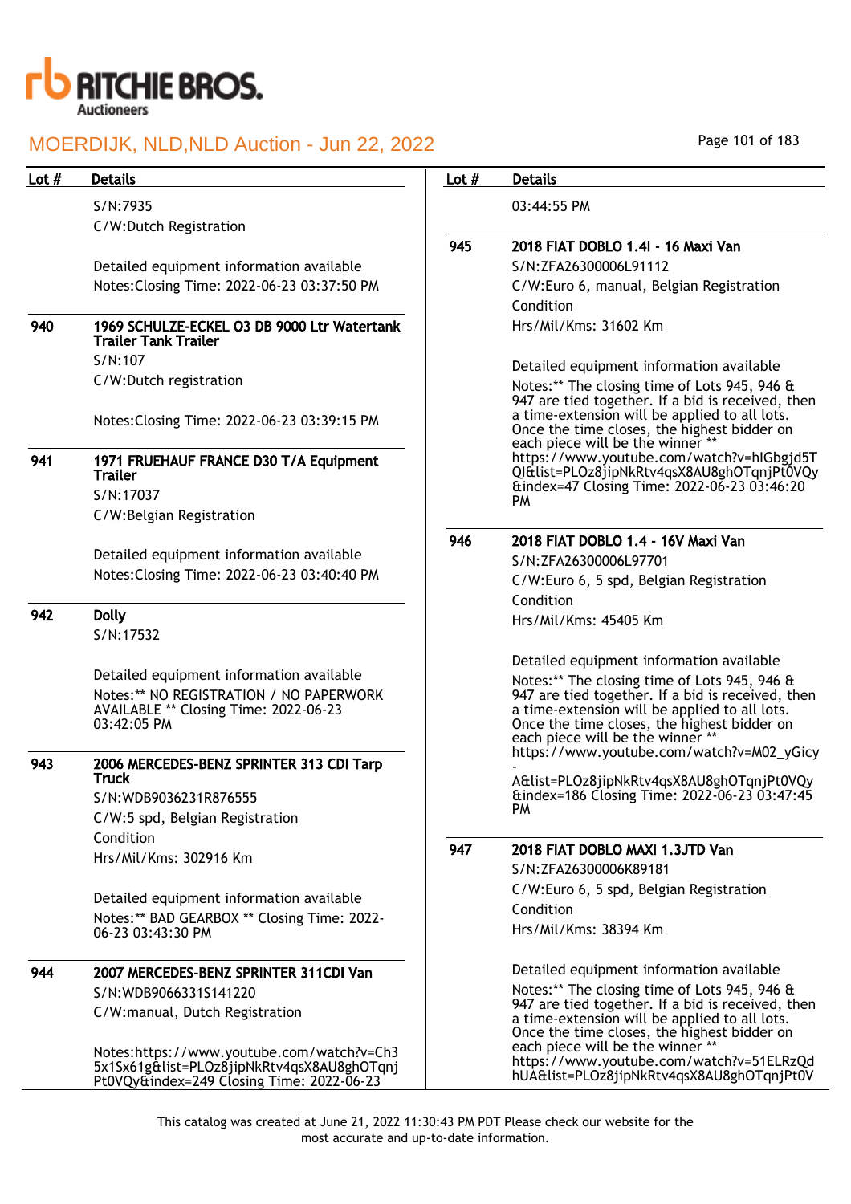| Lot # | Details |
|---|---|
| | S/N:7935<br>C/W:Dutch Registration<br><br>Detailed equipment information available<br>Notes:Closing Time: 2022-06-23 03:37:50 PM |
| 940 | **1969 SCHULZE-ECKEL O3 DB 9000 Ltr Watertank Trailer Tank Trailer**<br>S/N:107<br>C/W:Dutch registration<br><br>Notes:Closing Time: 2022-06-23 03:39:15 PM |
| 941 | **1971 FRUEHAUF FRANCE D30 T/A Equipment Trailer**<br>S/N:17037<br>C/W:Belgian Registration<br><br>Detailed equipment information available<br>Notes:Closing Time: 2022-06-23 03:40:40 PM |
| 942 | **Dolly**<br>S/N:17532<br><br>Detailed equipment information available<br>Notes:** NO REGISTRATION / NO PAPERWORK AVAILABLE ** Closing Time: 2022-06-23 03:42:05 PM |
| 943 | **2006 MERCEDES-BENZ SPRINTER 313 CDI Tarp Truck**<br>S/N:WDB9036231R876555<br>C/W:5 spd, Belgian Registration<br>Condition<br>Hrs/Mil/Kms: 302916 Km<br><br>Detailed equipment information available<br>Notes:** BAD GEARBOX ** Closing Time: 2022-06-23 03:43:30 PM |
| 944 | **2007 MERCEDES-BENZ SPRINTER 311CDI Van**<br>S/N:WDB9066331S141220<br>C/W:manual, Dutch Registration<br><br>Notes:https://www.youtube.com/watch?v=Ch35x1Sx61g&list=PLOz8jipNkRtv4qsX8AU8ghOTqnjPt0VQy&index=249 Closing Time: 2022-06-23 03:44:55 PM |
| 945 | **2018 FIAT DOBLO 1.4l - 16 Maxi Van**<br>S/N:ZFA26300006L91112<br>C/W:Euro 6, manual, Belgian Registration<br>Condition<br>Hrs/Mil/Kms: 31602 Km<br><br>Detailed equipment information available<br>Notes:** The closing time of Lots 945, 946 & 947 are tied together. If a bid is received, then a time-extension will be applied to all lots. Once the time closes, the highest bidder on each piece will be the winner ** https://www.youtube.com/watch?v=hIGbgjd5TQI&list=PLOz8jipNkRtv4qsX8AU8ghOTqnjPt0VQy&index=47 Closing Time: 2022-06-23 03:46:20 PM |
| 946 | **2018 FIAT DOBLO 1.4 - 16V Maxi Van**<br>S/N:ZFA26300006L97701<br>C/W:Euro 6, 5 spd, Belgian Registration<br>Condition<br>Hrs/Mil/Kms: 45405 Km<br><br>Detailed equipment information available<br>Notes:** The closing time of Lots 945, 946 & 947 are tied together. If a bid is received, then a time-extension will be applied to all lots. Once the time closes, the highest bidder on each piece will be the winner ** https://www.youtube.com/watch?v=M02_yGicy-A&list=PLOz8jipNkRtv4qsX8AU8ghOTqnjPt0VQy&index=186 Closing Time: 2022-06-23 03:47:45 PM |
| 947 | **2018 FIAT DOBLO MAXI 1.3JTD Van**<br>S/N:ZFA26300006K89181<br>C/W:Euro 6, 5 spd, Belgian Registration<br>Condition<br>Hrs/Mil/Kms: 38394 Km<br><br>Detailed equipment information available<br>Notes:** The closing time of Lots 945, 946 & 947 are tied together. If a bid is received, then a time-extension will be applied to all lots. Once the time closes, the highest bidder on each piece will be the winner ** https://www.youtube.com/watch?v=51ELRzQdhUA&list=PLOz8jipNkRtv4qsX8AU8ghOTqnjPt0V |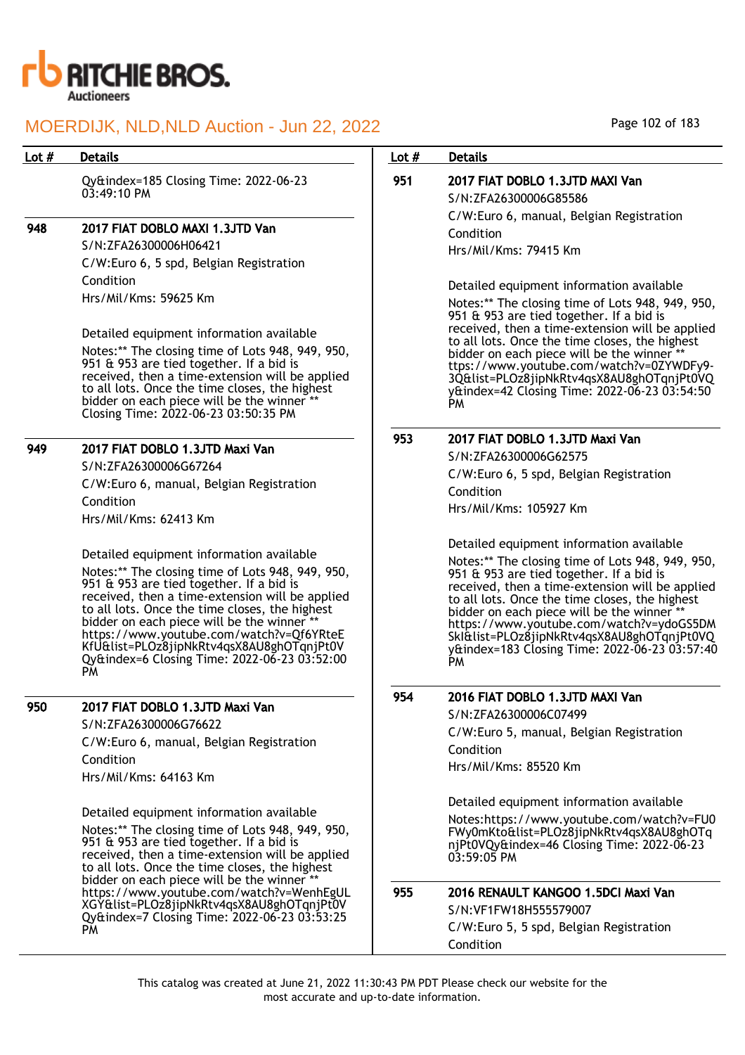| Lot # | Details |
| --- | --- |
| | Qy&index=185 Closing Time: 2022-06-23 03:49:10 PM |
| 948 | **2017 FIAT DOBLO MAXI 1.3JTD Van**<br>S/N:ZFA26300006H06421<br>C/W:Euro 6, 5 spd, Belgian Registration<br>Condition<br>Hrs/Mil/Kms: 59625 Km<br><br>Detailed equipment information available<br>Notes:** The closing time of Lots 948, 949, 950, 951 & 953 are tied together. If a bid is received, then a time-extension will be applied to all lots. Once the time closes, the highest bidder on each piece will be the winner ** Closing Time: 2022-06-23 03:50:35 PM |
| 949 | **2017 FIAT DOBLO 1.3JTD Maxi Van**<br>S/N:ZFA26300006G67264<br>C/W:Euro 6, manual, Belgian Registration<br>Condition<br>Hrs/Mil/Kms: 62413 Km<br><br>Detailed equipment information available<br>Notes:** The closing time of Lots 948, 949, 950, 951 & 953 are tied together. If a bid is received, then a time-extension will be applied to all lots. Once the time closes, the highest bidder on each piece will be the winner ** https://www.youtube.com/watch?v=Qf6YRteEKfU&list=PLOz8jipNkRtv4qsX8AU8ghOTqnjPt0VQy&index=6 Closing Time: 2022-06-23 03:52:00 PM |
| 950 | **2017 FIAT DOBLO 1.3JTD Maxi Van**<br>S/N:ZFA26300006G76622<br>C/W:Euro 6, manual, Belgian Registration<br>Condition<br>Hrs/Mil/Kms: 64163 Km<br><br>Detailed equipment information available<br>Notes:** The closing time of Lots 948, 949, 950, 951 & 953 are tied together. If a bid is received, then a time-extension will be applied to all lots. Once the time closes, the highest bidder on each piece will be the winner ** https://www.youtube.com/watch?v=WenhEgULXGY&list=PLOz8jipNkRtv4qsX8AU8ghOTqnjPt0VQy&index=7 Closing Time: 2022-06-23 03:53:25 PM |
| 951 | **2017 FIAT DOBLO 1.3JTD MAXI Van**<br>S/N:ZFA26300006G85586<br>C/W:Euro 6, manual, Belgian Registration<br>Condition<br>Hrs/Mil/Kms: 79415 Km<br><br>Detailed equipment information available<br>Notes:** The closing time of Lots 948, 949, 950, 951 & 953 are tied together. If a bid is received, then a time-extension will be applied to all lots. Once the time closes, the highest bidder on each piece will be the winner ** ttps://www.youtube.com/watch?v=0ZYWDFy9-3Q&list=PLOz8jipNkRtv4qsX8AU8ghOTqnjPt0VQy&index=42 Closing Time: 2022-06-23 03:54:50 PM |
| 953 | **2017 FIAT DOBLO 1.3JTD Maxi Van**<br>S/N:ZFA26300006G62575<br>C/W:Euro 6, 5 spd, Belgian Registration<br>Condition<br>Hrs/Mil/Kms: 105927 Km<br><br>Detailed equipment information available<br>Notes:** The closing time of Lots 948, 949, 950, 951 & 953 are tied together. If a bid is received, then a time-extension will be applied to all lots. Once the time closes, the highest bidder on each piece will be the winner ** https://www.youtube.com/watch?v=ydoGS5DMSkI&list=PLOz8jipNkRtv4qsX8AU8ghOTqnjPt0VQy&index=183 Closing Time: 2022-06-23 03:57:40 PM |
| 954 | **2016 FIAT DOBLO 1.3JTD MAXI Van**<br>S/N:ZFA26300006C07499<br>C/W:Euro 5, manual, Belgian Registration<br>Condition<br>Hrs/Mil/Kms: 85520 Km<br><br>Detailed equipment information available<br>Notes:https://www.youtube.com/watch?v=FU0FWy0mKto&list=PLOz8jipNkRtv4qsX8AU8ghOTqnjPt0VQy&index=46 Closing Time: 2022-06-23 03:59:05 PM |
| 955 | **2016 RENAULT KANGOO 1.5DCI Maxi Van**<br>S/N:VF1FW18H555579007<br>C/W:Euro 5, 5 spd, Belgian Registration<br>Condition |

This catalog was created at June 21, 2022 11:30:43 PM PDT Please check our website for the most accurate and up-to-date information.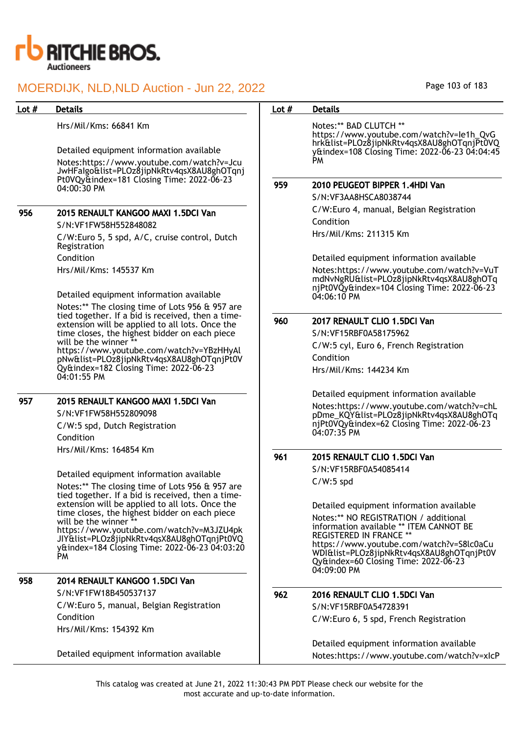| Lot # | Details |
|---|---|
| | Hrs/Mil/Kms: 66841 Km<br><br>Detailed equipment information available<br>Notes:https://www.youtube.com/watch?v=JcuJwHFaIgo&list=PLOz8jipNkRtv4qsX8AU8ghOTqnjPt0VQy&index=181 Closing Time: 2022-06-23 04:00:30 PM |
| 956 | **2015 RENAULT KANGOO MAXI 1.5DCI Van**<br>S/N:VF1FW58H552848082<br>C/W:Euro 5, 5 spd, A/C, cruise control, Dutch Registration<br>Condition<br>Hrs/Mil/Kms: 145537 Km<br><br>Detailed equipment information available<br>Notes:** The closing time of Lots 956 & 957 are tied together. If a bid is received, then a time-extension will be applied to all lots. Once the time closes, the highest bidder on each piece will be the winner ** https://www.youtube.com/watch?v=YBzHHyAlpNw&list=PLOz8jipNkRtv4qsX8AU8ghOTqnjPt0VQy&index=182 Closing Time: 2022-06-23 04:01:55 PM |
| 957 | **2015 RENAULT KANGOO MAXI 1.5DCI Van**<br>S/N:VF1FW58H552809098<br>C/W:5 spd, Dutch Registration<br>Condition<br>Hrs/Mil/Kms: 164854 Km<br><br>Detailed equipment information available<br>Notes:** The closing time of Lots 956 & 957 are tied together. If a bid is received, then a time-extension will be applied to all lots. Once the time closes, the highest bidder on each piece will be the winner ** https://www.youtube.com/watch?v=M3JZU4pkJIY&list=PLOz8jipNkRtv4qsX8AU8ghOTqnjPt0VQy&index=184 Closing Time: 2022-06-23 04:03:20 PM |
| 958 | **2014 RENAULT KANGOO 1.5DCI Van**<br>S/N:VF1FW18B450537137<br>C/W:Euro 5, manual, Belgian Registration<br>Condition<br>Hrs/Mil/Kms: 154392 Km<br><br>Detailed equipment information available<br>Notes:** BAD CLUTCH ** https://www.youtube.com/watch?v=Ie1h_QvGhrk&list=PLOz8jipNkRtv4qsX8AU8ghOTqnjPt0VQy&index=108 Closing Time: 2022-06-23 04:04:45 PM |
| 959 | **2010 PEUGEOT BIPPER 1.4HDI Van**<br>S/N:VF3AA8HSCA8038744<br>C/W:Euro 4, manual, Belgian Registration<br>Condition<br>Hrs/Mil/Kms: 211315 Km<br><br>Detailed equipment information available<br>Notes:https://www.youtube.com/watch?v=VuTmdNvNgRU&list=PLOz8jipNkRtv4qsX8AU8ghOTqnjPt0VQy&index=104 Closing Time: 2022-06-23 04:06:10 PM |
| 960 | **2017 RENAULT CLIO 1.5DCI Van**<br>S/N:VF15RBF0A58175962<br>C/W:5 cyl, Euro 6, French Registration<br>Condition<br>Hrs/Mil/Kms: 144234 Km<br><br>Detailed equipment information available<br>Notes:https://www.youtube.com/watch?v=chLpDme_KQY&list=PLOz8jipNkRtv4qsX8AU8ghOTqnjPt0VQy&index=62 Closing Time: 2022-06-23 04:07:35 PM |
| 961 | **2015 RENAULT CLIO 1.5DCI Van**<br>S/N:VF15RBF0A54085414<br>C/W:5 spd<br><br>Detailed equipment information available<br>Notes:** NO REGISTRATION / additional information available ** ITEM CANNOT BE REGISTERED IN FRANCE ** https://www.youtube.com/watch?v=S8lc0aCuWDI&list=PLOz8jipNkRtv4qsX8AU8ghOTqnjPt0VQy&index=60 Closing Time: 2022-06-23 04:09:00 PM |
| 962 | **2016 RENAULT CLIO 1.5DCI Van**<br>S/N:VF15RBF0A54728391<br>C/W:Euro 6, 5 spd, French Registration<br><br>Detailed equipment information available<br>Notes:https://www.youtube.com/watch?v=xIcP |

This catalog was created at June 21, 2022 11:30:43 PM PDT Please check our website for the most accurate and up-to-date information.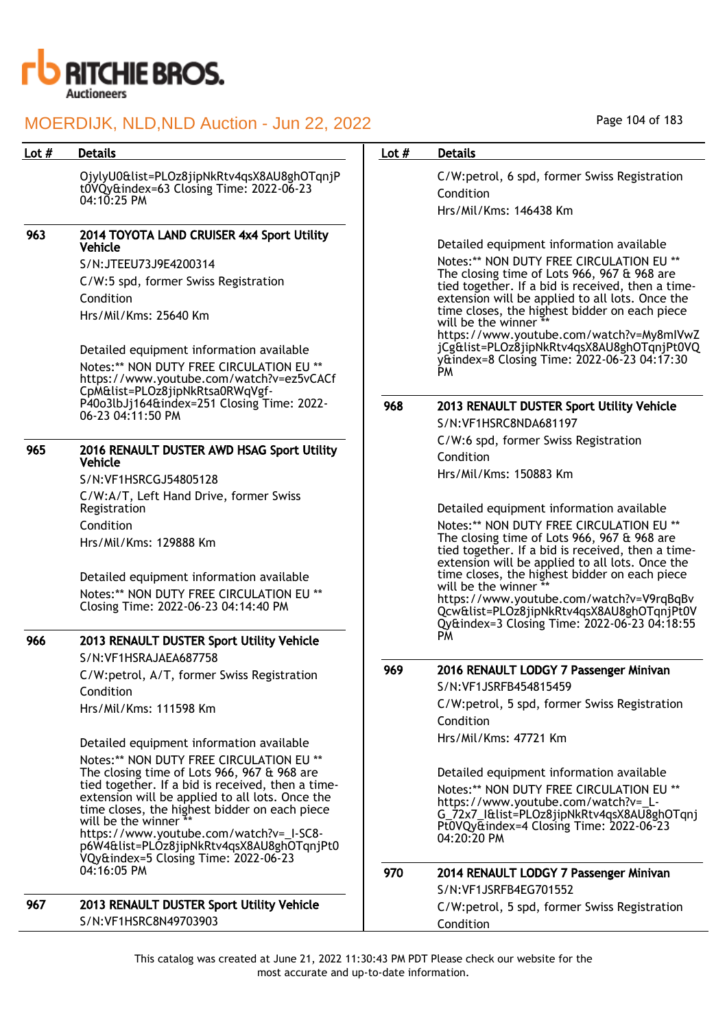| Lot # | Details |
|---|---|
| | OjylyU0&list=PLOz8jipNkRtv4qsX8AU8ghOTqnjPt0VQy&index=63 Closing Time: 2022-06-23 04:10:25 PM |
| 963 | **2014 TOYOTA LAND CRUISER 4x4 Sport Utility Vehicle**<br>S/N:JTEEU73J9E4200314<br>C/W:5 spd, former Swiss Registration<br>Condition<br>Hrs/Mil/Kms: 25640 Km<br><br>Detailed equipment information available<br>Notes:** NON DUTY FREE CIRCULATION EU ** https://www.youtube.com/watch?v=ez5vCACfCpM&list=PLOz8jipNkRtsa0RWqVgf-P40o3lbJj164&index=251 Closing Time: 2022-06-23 04:11:50 PM |
| 965 | **2016 RENAULT DUSTER AWD HSAG Sport Utility Vehicle**<br>S/N:VF1HSRCGJ54805128<br>C/W:A/T, Left Hand Drive, former Swiss Registration<br>Condition<br>Hrs/Mil/Kms: 129888 Km<br><br>Detailed equipment information available<br>Notes:** NON DUTY FREE CIRCULATION EU ** Closing Time: 2022-06-23 04:14:40 PM |
| 966 | **2013 RENAULT DUSTER Sport Utility Vehicle**<br>S/N:VF1HSRAJAEA687758<br>C/W:petrol, A/T, former Swiss Registration<br>Condition<br>Hrs/Mil/Kms: 111598 Km<br><br>Detailed equipment information available<br>Notes:** NON DUTY FREE CIRCULATION EU ** The closing time of Lots 966, 967 & 968 are tied together. If a bid is received, then a time-extension will be applied to all lots. Once the time closes, the highest bidder on each piece will be the winner ** https://www.youtube.com/watch?v=_I-SC8-p6W4&list=PLOz8jipNkRtv4qsX8AU8ghOTqnjPt0VQy&index=5 Closing Time: 2022-06-23 04:16:05 PM |
| 967 | **2013 RENAULT DUSTER Sport Utility Vehicle**<br>S/N:VF1HSRC8N49703903<br>C/W:petrol, 6 spd, former Swiss Registration<br>Condition<br>Hrs/Mil/Kms: 146438 Km<br><br>Detailed equipment information available<br>Notes:** NON DUTY FREE CIRCULATION EU ** The closing time of Lots 966, 967 & 968 are tied together. If a bid is received, then a time-extension will be applied to all lots. Once the time closes, the highest bidder on each piece will be the winner ** https://www.youtube.com/watch?v=My8mIVwZjCg&list=PLOz8jipNkRtv4qsX8AU8ghOTqnjPt0VQy&index=8 Closing Time: 2022-06-23 04:17:30 PM |
| 968 | **2013 RENAULT DUSTER Sport Utility Vehicle**<br>S/N:VF1HSRC8NDA681197<br>C/W:6 spd, former Swiss Registration<br>Condition<br>Hrs/Mil/Kms: 150883 Km<br><br>Detailed equipment information available<br>Notes:** NON DUTY FREE CIRCULATION EU ** The closing time of Lots 966, 967 & 968 are tied together. If a bid is received, then a time-extension will be applied to all lots. Once the time closes, the highest bidder on each piece will be the winner ** https://www.youtube.com/watch?v=V9rqBqBvQcw&list=PLOz8jipNkRtv4qsX8AU8ghOTqnjPt0VQy&index=3 Closing Time: 2022-06-23 04:18:55 PM |
| 969 | **2016 RENAULT LODGY 7 Passenger Minivan**<br>S/N:VF1JSRFB454815459<br>C/W:petrol, 5 spd, former Swiss Registration<br>Condition<br>Hrs/Mil/Kms: 47721 Km<br><br>Detailed equipment information available<br>Notes:** NON DUTY FREE CIRCULATION EU ** https://www.youtube.com/watch?v=_L-G_72x7_I&list=PLOz8jipNkRtv4qsX8AU8ghOTqnjPt0VQy&index=4 Closing Time: 2022-06-23 04:20:20 PM |
| 970 | **2014 RENAULT LODGY 7 Passenger Minivan**<br>S/N:VF1JSRFB4EG701552<br>C/W:petrol, 5 spd, former Swiss Registration<br>Condition |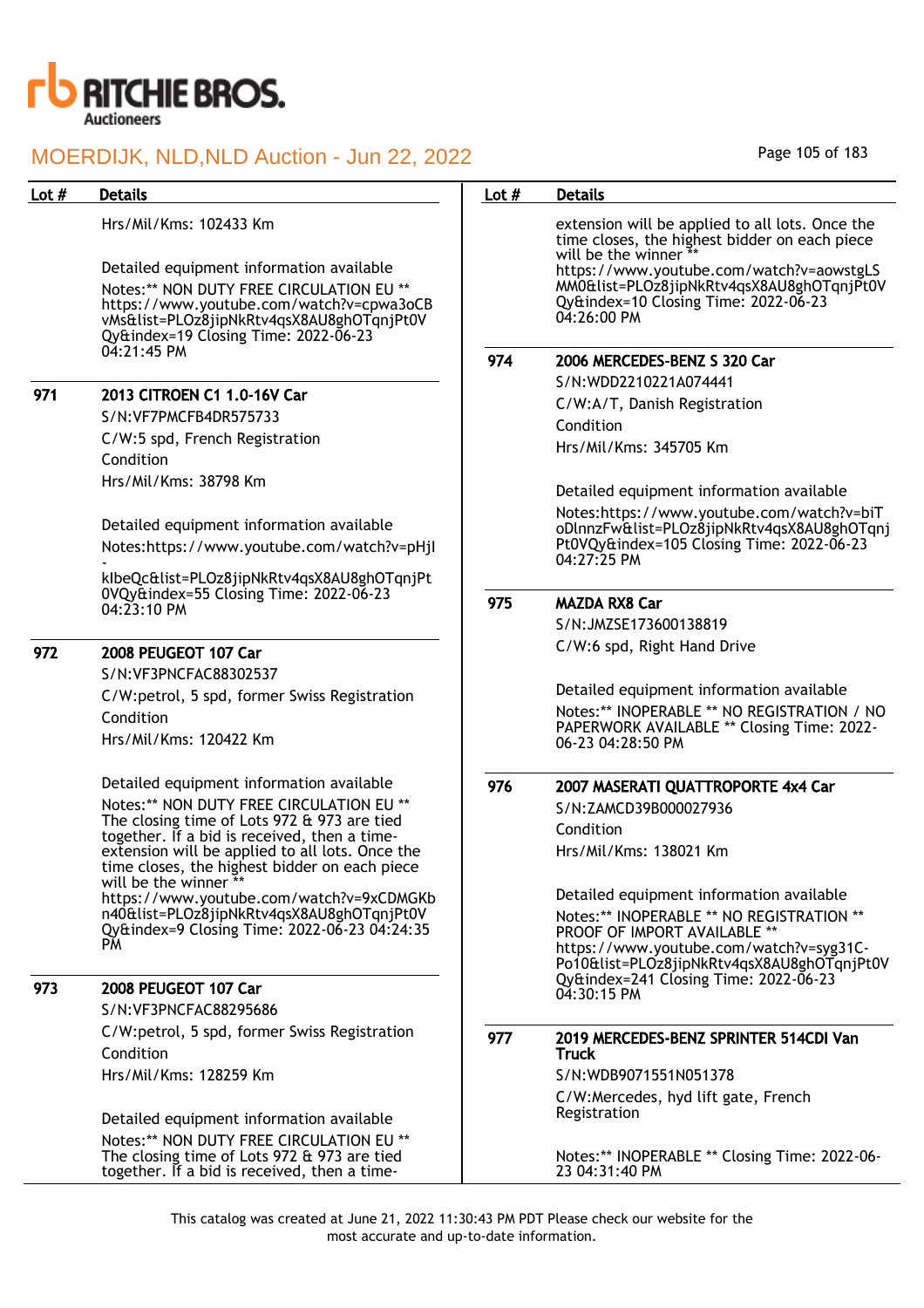MOERDIJK, NLD,NLD Auction - Jun 22, 2022

| Lot # | Details |
|---|---|

Hrs/Mil/Kms: 102433 Km

Detailed equipment information available

Notes:** NON DUTY FREE CIRCULATION EU ** https://www.youtube.com/watch?v=cpwa3oCBvMs&list=PLOz8jipNkRtv4qsX8AU8ghOTqnjPt0VQy&index=19 Closing Time: 2022-06-23 04:21:45 PM

**971 — 2013 CITROEN C1 1.0-16V Car**

S/N:VF7PMCFB4DR575733

C/W:5 spd, French Registration

Condition

Hrs/Mil/Kms: 38798 Km

Detailed equipment information available

Notes:https://www.youtube.com/watch?v=pHjl-klbeQc&list=PLOz8jipNkRtv4qsX8AU8ghOTqnjPt0VQy&index=55 Closing Time: 2022-06-23 04:23:10 PM

**972 — 2008 PEUGEOT 107 Car**

S/N:VF3PNCFAC88302537

C/W:petrol, 5 spd, former Swiss Registration

Condition

Hrs/Mil/Kms: 120422 Km

Detailed equipment information available

Notes:** NON DUTY FREE CIRCULATION EU ** The closing time of Lots 972 & 973 are tied together. If a bid is received, then a time-extension will be applied to all lots. Once the time closes, the highest bidder on each piece will be the winner ** https://www.youtube.com/watch?v=9xCDMGKbn40&list=PLOz8jipNkRtv4qsX8AU8ghOTqnjPt0VQy&index=9 Closing Time: 2022-06-23 04:24:35 PM

**973 — 2008 PEUGEOT 107 Car**

S/N:VF3PNCFAC88295686

C/W:petrol, 5 spd, former Swiss Registration

Condition

Hrs/Mil/Kms: 128259 Km

Detailed equipment information available

Notes:** NON DUTY FREE CIRCULATION EU ** The closing time of Lots 972 & 973 are tied together. If a bid is received, then a time-extension will be applied to all lots. Once the time closes, the highest bidder on each piece will be the winner ** https://www.youtube.com/watch?v=aowstgLSMM0&list=PLOz8jipNkRtv4qsX8AU8ghOTqnjPt0VQy&index=10 Closing Time: 2022-06-23 04:26:00 PM

**974 — 2006 MERCEDES-BENZ S 320 Car**

S/N:WDD2210221A074441

C/W:A/T, Danish Registration

Condition

Hrs/Mil/Kms: 345705 Km

Detailed equipment information available

Notes:https://www.youtube.com/watch?v=biToDlnnzFw&list=PLOz8jipNkRtv4qsX8AU8ghOTqnjPt0VQy&index=105 Closing Time: 2022-06-23 04:27:25 PM

**975 — MAZDA RX8 Car**

S/N:JMZSE173600138819

C/W:6 spd, Right Hand Drive

Detailed equipment information available

Notes:** INOPERABLE ** NO REGISTRATION / NO PAPERWORK AVAILABLE ** Closing Time: 2022-06-23 04:28:50 PM

**976 — 2007 MASERATI QUATTROPORTE 4x4 Car**

S/N:ZAMCD39B000027936

Condition

Hrs/Mil/Kms: 138021 Km

Detailed equipment information available

Notes:** INOPERABLE ** NO REGISTRATION ** PROOF OF IMPORT AVAILABLE ** https://www.youtube.com/watch?v=syg31C-Po10&list=PLOz8jipNkRtv4qsX8AU8ghOTqnjPt0VQy&index=241 Closing Time: 2022-06-23 04:30:15 PM

**977 — 2019 MERCEDES-BENZ SPRINTER 514CDI Van Truck**

S/N:WDB9071551N051378

C/W:Mercedes, hyd lift gate, French Registration

Notes:** INOPERABLE ** Closing Time: 2022-06-23 04:31:40 PM

This catalog was created at June 21, 2022 11:30:43 PM PDT Please check our website for the most accurate and up-to-date information.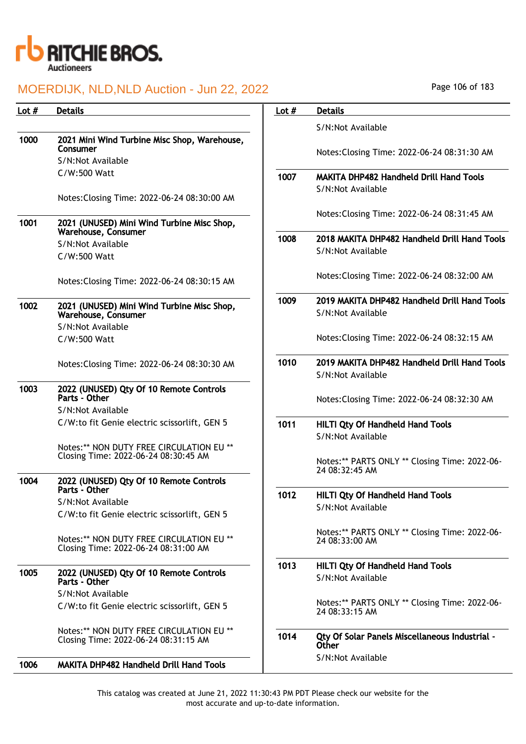# RITCHIE BROS. Auctioneers

## MOERDIJK, NLD,NLD Auction - Jun 22, 2022

| Lot # | Details |
|---|---|
| 1000 | **2021 Mini Wind Turbine Misc Shop, Warehouse, Consumer**<br>S/N:Not Available<br>C/W:500 Watt<br><br>Notes:Closing Time: 2022-06-24 08:30:00 AM |
| 1001 | **2021 (UNUSED) Mini Wind Turbine Misc Shop, Warehouse, Consumer**<br>S/N:Not Available<br>C/W:500 Watt<br><br>Notes:Closing Time: 2022-06-24 08:30:15 AM |
| 1002 | **2021 (UNUSED) Mini Wind Turbine Misc Shop, Warehouse, Consumer**<br>S/N:Not Available<br>C/W:500 Watt<br><br>Notes:Closing Time: 2022-06-24 08:30:30 AM |
| 1003 | **2022 (UNUSED) Qty Of 10 Remote Controls Parts - Other**<br>S/N:Not Available<br>C/W:to fit Genie electric scissorlift, GEN 5<br><br>Notes:** NON DUTY FREE CIRCULATION EU ** Closing Time: 2022-06-24 08:30:45 AM |
| 1004 | **2022 (UNUSED) Qty Of 10 Remote Controls Parts - Other**<br>S/N:Not Available<br>C/W:to fit Genie electric scissorlift, GEN 5<br><br>Notes:** NON DUTY FREE CIRCULATION EU ** Closing Time: 2022-06-24 08:31:00 AM |
| 1005 | **2022 (UNUSED) Qty Of 10 Remote Controls Parts - Other**<br>S/N:Not Available<br>C/W:to fit Genie electric scissorlift, GEN 5<br><br>Notes:** NON DUTY FREE CIRCULATION EU ** Closing Time: 2022-06-24 08:31:15 AM |
| 1006 | **MAKITA DHP482 Handheld Drill Hand Tools**<br>S/N:Not Available<br><br>Notes:Closing Time: 2022-06-24 08:31:30 AM |
| 1007 | **MAKITA DHP482 Handheld Drill Hand Tools**<br>S/N:Not Available<br><br>Notes:Closing Time: 2022-06-24 08:31:45 AM |
| 1008 | **2018 MAKITA DHP482 Handheld Drill Hand Tools**<br>S/N:Not Available<br><br>Notes:Closing Time: 2022-06-24 08:32:00 AM |
| 1009 | **2019 MAKITA DHP482 Handheld Drill Hand Tools**<br>S/N:Not Available<br><br>Notes:Closing Time: 2022-06-24 08:32:15 AM |
| 1010 | **2019 MAKITA DHP482 Handheld Drill Hand Tools**<br>S/N:Not Available<br><br>Notes:Closing Time: 2022-06-24 08:32:30 AM |
| 1011 | **HILTI Qty Of Handheld Hand Tools**<br>S/N:Not Available<br><br>Notes:** PARTS ONLY ** Closing Time: 2022-06-24 08:32:45 AM |
| 1012 | **HILTI Qty Of Handheld Hand Tools**<br>S/N:Not Available<br><br>Notes:** PARTS ONLY ** Closing Time: 2022-06-24 08:33:00 AM |
| 1013 | **HILTI Qty Of Handheld Hand Tools**<br>S/N:Not Available<br><br>Notes:** PARTS ONLY ** Closing Time: 2022-06-24 08:33:15 AM |
| 1014 | **Qty Of Solar Panels Miscellaneous Industrial - Other**<br>S/N:Not Available |

This catalog was created at June 21, 2022 11:30:43 PM PDT Please check our website for the most accurate and up-to-date information.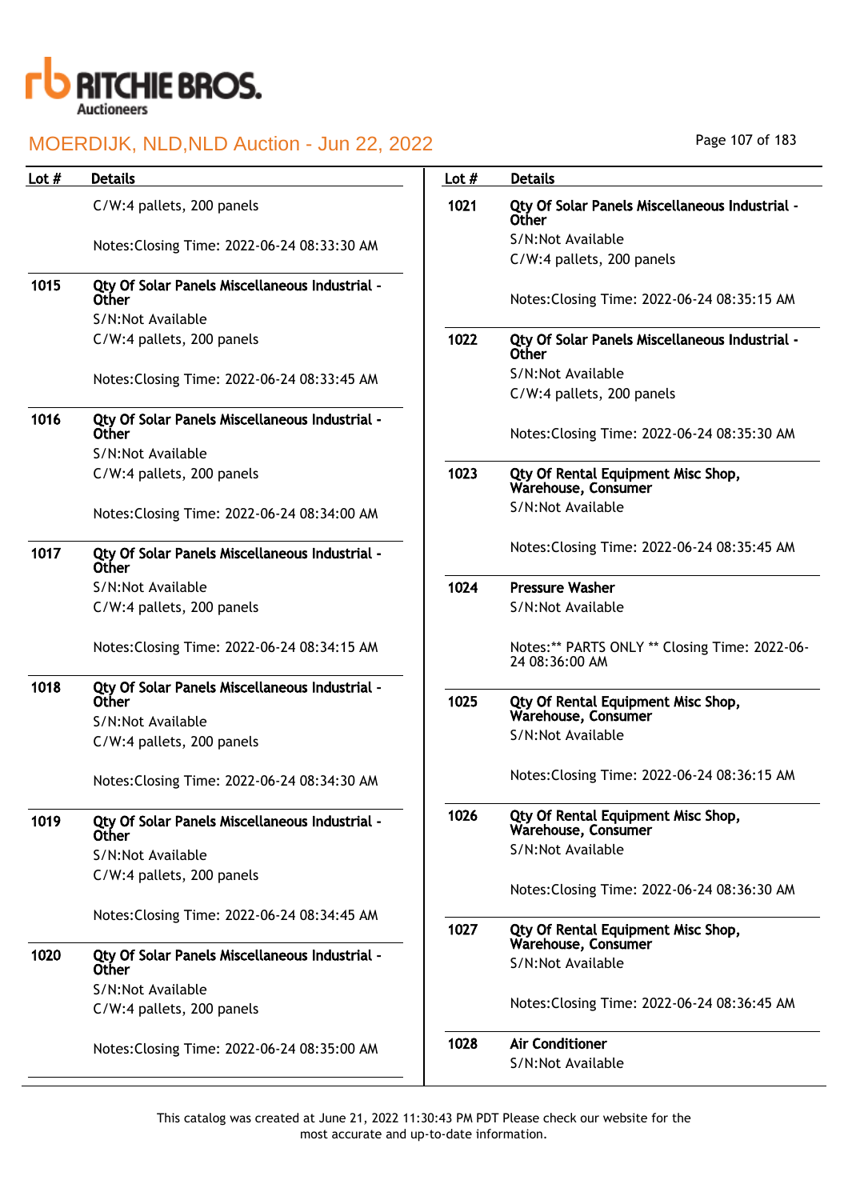| Lot # | Details |
|---|---|
| | C/W:4 pallets, 200 panels<br><br>Notes:Closing Time: 2022-06-24 08:33:30 AM |
| 1015 | **Qty Of Solar Panels Miscellaneous Industrial - Other**<br>S/N:Not Available<br>C/W:4 pallets, 200 panels<br><br>Notes:Closing Time: 2022-06-24 08:33:45 AM |
| 1016 | **Qty Of Solar Panels Miscellaneous Industrial - Other**<br>S/N:Not Available<br>C/W:4 pallets, 200 panels<br><br>Notes:Closing Time: 2022-06-24 08:34:00 AM |
| 1017 | **Qty Of Solar Panels Miscellaneous Industrial - Other**<br>S/N:Not Available<br>C/W:4 pallets, 200 panels<br><br>Notes:Closing Time: 2022-06-24 08:34:15 AM |
| 1018 | **Qty Of Solar Panels Miscellaneous Industrial - Other**<br>S/N:Not Available<br>C/W:4 pallets, 200 panels<br><br>Notes:Closing Time: 2022-06-24 08:34:30 AM |
| 1019 | **Qty Of Solar Panels Miscellaneous Industrial - Other**<br>S/N:Not Available<br>C/W:4 pallets, 200 panels<br><br>Notes:Closing Time: 2022-06-24 08:34:45 AM |
| 1020 | **Qty Of Solar Panels Miscellaneous Industrial - Other**<br>S/N:Not Available<br>C/W:4 pallets, 200 panels<br><br>Notes:Closing Time: 2022-06-24 08:35:00 AM |
| 1021 | **Qty Of Solar Panels Miscellaneous Industrial - Other**<br>S/N:Not Available<br>C/W:4 pallets, 200 panels<br><br>Notes:Closing Time: 2022-06-24 08:35:15 AM |
| 1022 | **Qty Of Solar Panels Miscellaneous Industrial - Other**<br>S/N:Not Available<br>C/W:4 pallets, 200 panels<br><br>Notes:Closing Time: 2022-06-24 08:35:30 AM |
| 1023 | **Qty Of Rental Equipment Misc Shop, Warehouse, Consumer**<br>S/N:Not Available<br><br>Notes:Closing Time: 2022-06-24 08:35:45 AM |
| 1024 | **Pressure Washer**<br>S/N:Not Available<br><br>Notes:** PARTS ONLY ** Closing Time: 2022-06-24 08:36:00 AM |
| 1025 | **Qty Of Rental Equipment Misc Shop, Warehouse, Consumer**<br>S/N:Not Available<br><br>Notes:Closing Time: 2022-06-24 08:36:15 AM |
| 1026 | **Qty Of Rental Equipment Misc Shop, Warehouse, Consumer**<br>S/N:Not Available<br><br>Notes:Closing Time: 2022-06-24 08:36:30 AM |
| 1027 | **Qty Of Rental Equipment Misc Shop, Warehouse, Consumer**<br>S/N:Not Available<br><br>Notes:Closing Time: 2022-06-24 08:36:45 AM |
| 1028 | **Air Conditioner**<br>S/N:Not Available |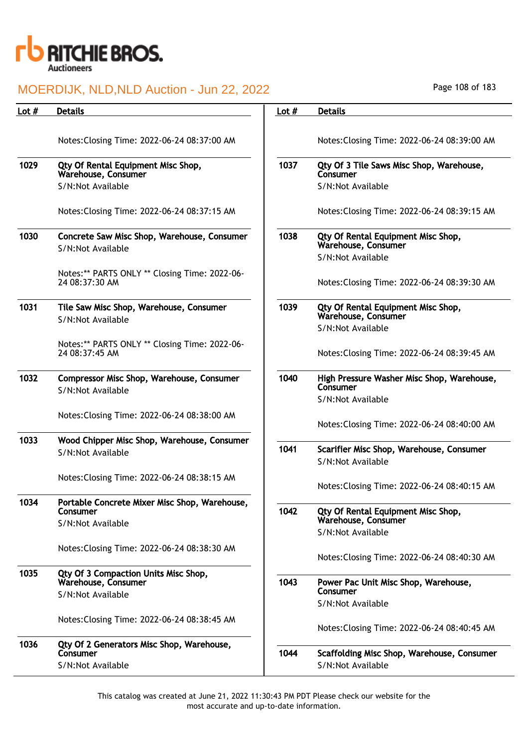| Lot # | Details |
|---|---|
| | Notes:Closing Time: 2022-06-24 08:37:00 AM |
| 1029 | **Qty Of Rental Equipment Misc Shop, Warehouse, Consumer**<br>S/N:Not Available<br><br>Notes:Closing Time: 2022-06-24 08:37:15 AM |
| 1030 | **Concrete Saw Misc Shop, Warehouse, Consumer**<br>S/N:Not Available<br><br>Notes:** PARTS ONLY ** Closing Time: 2022-06-24 08:37:30 AM |
| 1031 | **Tile Saw Misc Shop, Warehouse, Consumer**<br>S/N:Not Available<br><br>Notes:** PARTS ONLY ** Closing Time: 2022-06-24 08:37:45 AM |
| 1032 | **Compressor Misc Shop, Warehouse, Consumer**<br>S/N:Not Available<br><br>Notes:Closing Time: 2022-06-24 08:38:00 AM |
| 1033 | **Wood Chipper Misc Shop, Warehouse, Consumer**<br>S/N:Not Available<br><br>Notes:Closing Time: 2022-06-24 08:38:15 AM |
| 1034 | **Portable Concrete Mixer Misc Shop, Warehouse, Consumer**<br>S/N:Not Available<br><br>Notes:Closing Time: 2022-06-24 08:38:30 AM |
| 1035 | **Qty Of 3 Compaction Units Misc Shop, Warehouse, Consumer**<br>S/N:Not Available<br><br>Notes:Closing Time: 2022-06-24 08:38:45 AM |
| 1036 | **Qty Of 2 Generators Misc Shop, Warehouse, Consumer**<br>S/N:Not Available<br><br>Notes:Closing Time: 2022-06-24 08:39:00 AM |
| 1037 | **Qty Of 3 Tile Saws Misc Shop, Warehouse, Consumer**<br>S/N:Not Available<br><br>Notes:Closing Time: 2022-06-24 08:39:15 AM |
| 1038 | **Qty Of Rental Equipment Misc Shop, Warehouse, Consumer**<br>S/N:Not Available<br><br>Notes:Closing Time: 2022-06-24 08:39:30 AM |
| 1039 | **Qty Of Rental Equipment Misc Shop, Warehouse, Consumer**<br>S/N:Not Available<br><br>Notes:Closing Time: 2022-06-24 08:39:45 AM |
| 1040 | **High Pressure Washer Misc Shop, Warehouse, Consumer**<br>S/N:Not Available<br><br>Notes:Closing Time: 2022-06-24 08:40:00 AM |
| 1041 | **Scarifier Misc Shop, Warehouse, Consumer**<br>S/N:Not Available<br><br>Notes:Closing Time: 2022-06-24 08:40:15 AM |
| 1042 | **Qty Of Rental Equipment Misc Shop, Warehouse, Consumer**<br>S/N:Not Available<br><br>Notes:Closing Time: 2022-06-24 08:40:30 AM |
| 1043 | **Power Pac Unit Misc Shop, Warehouse, Consumer**<br>S/N:Not Available<br><br>Notes:Closing Time: 2022-06-24 08:40:45 AM |
| 1044 | **Scaffolding Misc Shop, Warehouse, Consumer**<br>S/N:Not Available |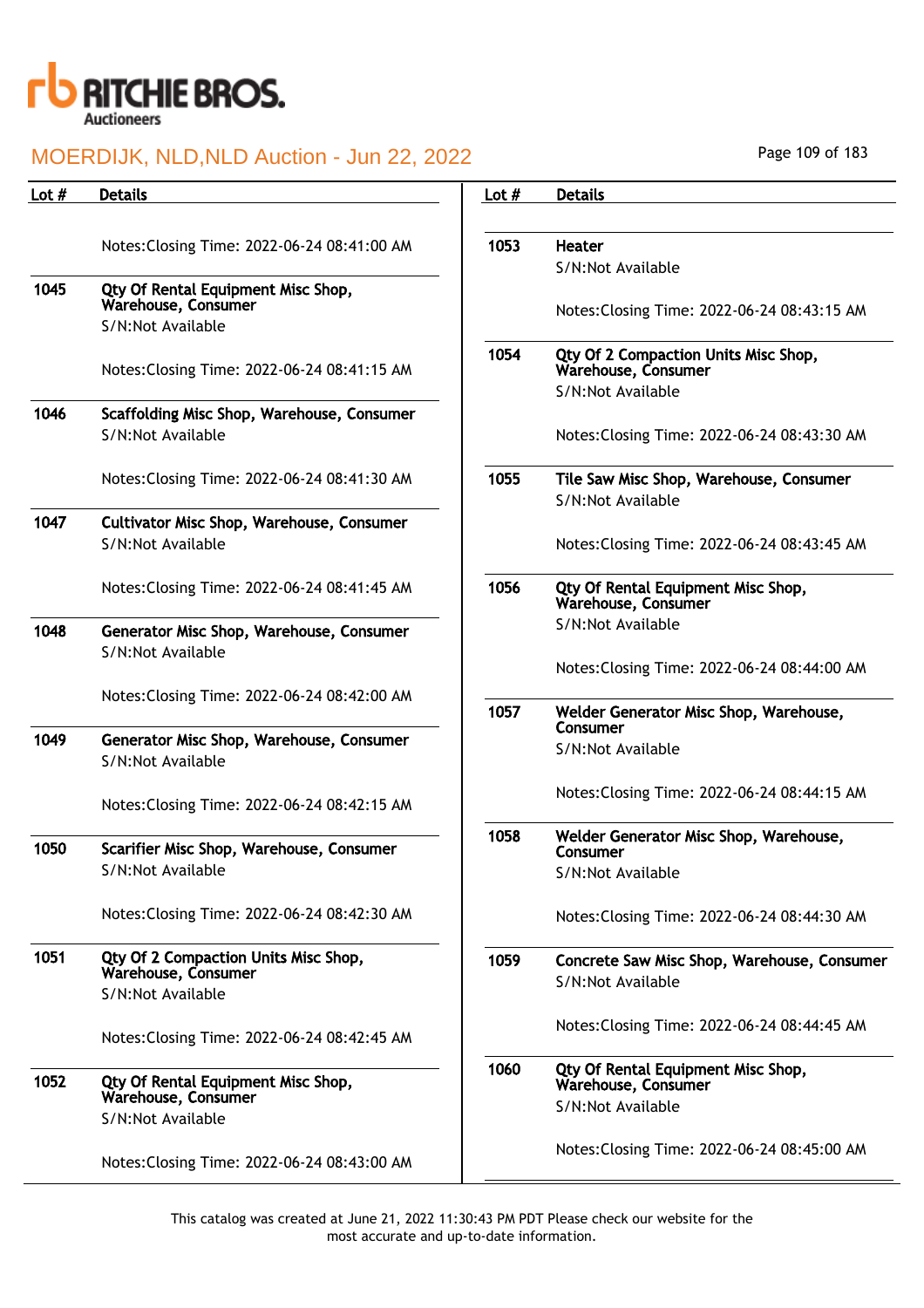| Lot # | Details |
|---|---|
| | Notes:Closing Time: 2022-06-24 08:41:00 AM |
| 1045 | **Qty Of Rental Equipment Misc Shop, Warehouse, Consumer**<br>S/N:Not Available<br><br>Notes:Closing Time: 2022-06-24 08:41:15 AM |
| 1046 | **Scaffolding Misc Shop, Warehouse, Consumer**<br>S/N:Not Available<br><br>Notes:Closing Time: 2022-06-24 08:41:30 AM |
| 1047 | **Cultivator Misc Shop, Warehouse, Consumer**<br>S/N:Not Available<br><br>Notes:Closing Time: 2022-06-24 08:41:45 AM |
| 1048 | **Generator Misc Shop, Warehouse, Consumer**<br>S/N:Not Available<br><br>Notes:Closing Time: 2022-06-24 08:42:00 AM |
| 1049 | **Generator Misc Shop, Warehouse, Consumer**<br>S/N:Not Available<br><br>Notes:Closing Time: 2022-06-24 08:42:15 AM |
| 1050 | **Scarifier Misc Shop, Warehouse, Consumer**<br>S/N:Not Available<br><br>Notes:Closing Time: 2022-06-24 08:42:30 AM |
| 1051 | **Qty Of 2 Compaction Units Misc Shop, Warehouse, Consumer**<br>S/N:Not Available<br><br>Notes:Closing Time: 2022-06-24 08:42:45 AM |
| 1052 | **Qty Of Rental Equipment Misc Shop, Warehouse, Consumer**<br>S/N:Not Available<br><br>Notes:Closing Time: 2022-06-24 08:43:00 AM |
| 1053 | **Heater**<br>S/N:Not Available<br><br>Notes:Closing Time: 2022-06-24 08:43:15 AM |
| 1054 | **Qty Of 2 Compaction Units Misc Shop, Warehouse, Consumer**<br>S/N:Not Available<br><br>Notes:Closing Time: 2022-06-24 08:43:30 AM |
| 1055 | **Tile Saw Misc Shop, Warehouse, Consumer**<br>S/N:Not Available<br><br>Notes:Closing Time: 2022-06-24 08:43:45 AM |
| 1056 | **Qty Of Rental Equipment Misc Shop, Warehouse, Consumer**<br>S/N:Not Available<br><br>Notes:Closing Time: 2022-06-24 08:44:00 AM |
| 1057 | **Welder Generator Misc Shop, Warehouse, Consumer**<br>S/N:Not Available<br><br>Notes:Closing Time: 2022-06-24 08:44:15 AM |
| 1058 | **Welder Generator Misc Shop, Warehouse, Consumer**<br>S/N:Not Available<br><br>Notes:Closing Time: 2022-06-24 08:44:30 AM |
| 1059 | **Concrete Saw Misc Shop, Warehouse, Consumer**<br>S/N:Not Available<br><br>Notes:Closing Time: 2022-06-24 08:44:45 AM |
| 1060 | **Qty Of Rental Equipment Misc Shop, Warehouse, Consumer**<br>S/N:Not Available<br><br>Notes:Closing Time: 2022-06-24 08:45:00 AM |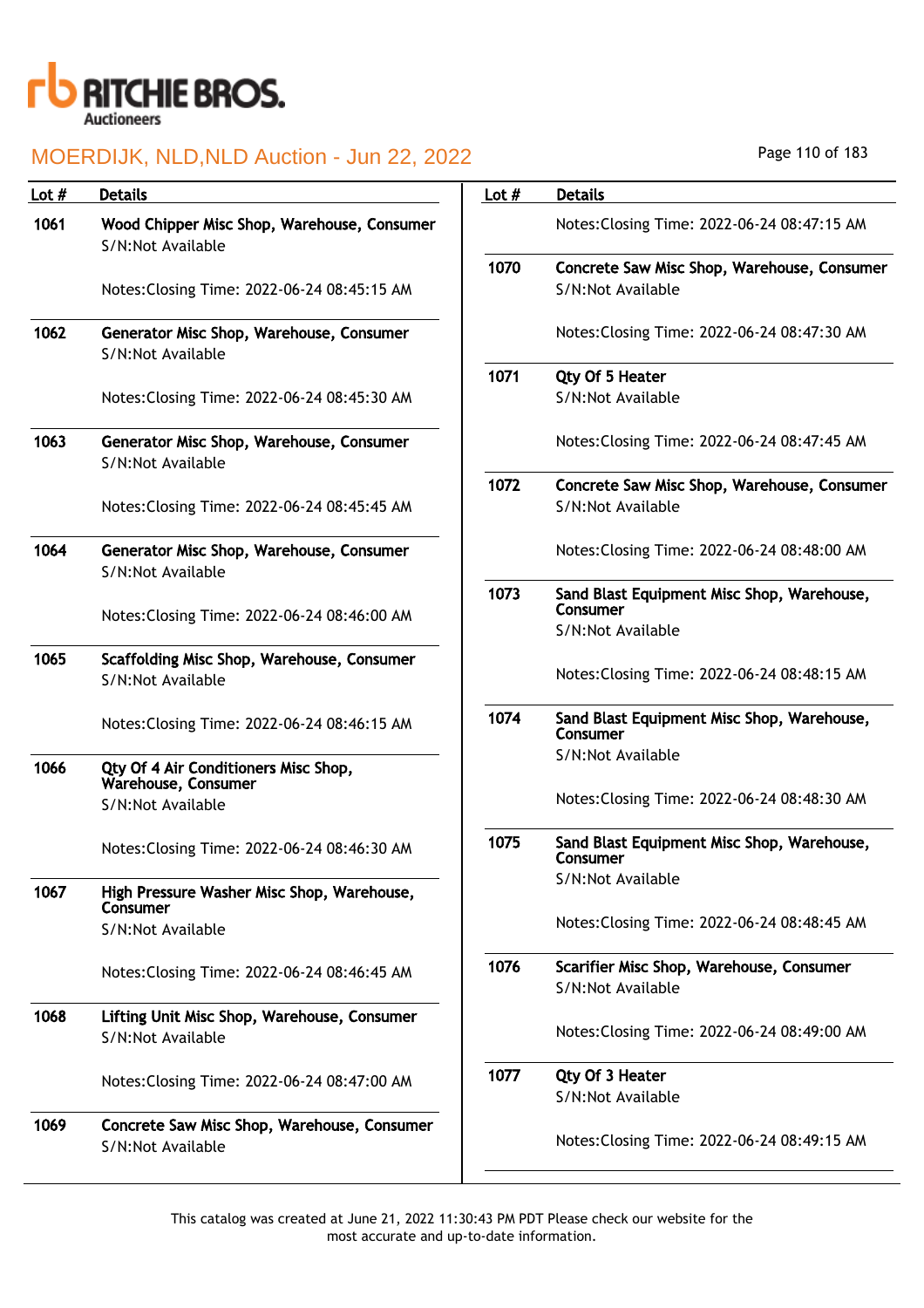# MOERDIJK, NLD,NLD Auction - Jun 22, 2022

| Lot # | Details |
|---|---|
| 1061 | **Wood Chipper Misc Shop, Warehouse, Consumer**<br>S/N:Not Available<br><br>Notes:Closing Time: 2022-06-24 08:45:15 AM |
| 1062 | **Generator Misc Shop, Warehouse, Consumer**<br>S/N:Not Available<br><br>Notes:Closing Time: 2022-06-24 08:45:30 AM |
| 1063 | **Generator Misc Shop, Warehouse, Consumer**<br>S/N:Not Available<br><br>Notes:Closing Time: 2022-06-24 08:45:45 AM |
| 1064 | **Generator Misc Shop, Warehouse, Consumer**<br>S/N:Not Available<br><br>Notes:Closing Time: 2022-06-24 08:46:00 AM |
| 1065 | **Scaffolding Misc Shop, Warehouse, Consumer**<br>S/N:Not Available<br><br>Notes:Closing Time: 2022-06-24 08:46:15 AM |
| 1066 | **Qty Of 4 Air Conditioners Misc Shop, Warehouse, Consumer**<br>S/N:Not Available<br><br>Notes:Closing Time: 2022-06-24 08:46:30 AM |
| 1067 | **High Pressure Washer Misc Shop, Warehouse, Consumer**<br>S/N:Not Available<br><br>Notes:Closing Time: 2022-06-24 08:46:45 AM |
| 1068 | **Lifting Unit Misc Shop, Warehouse, Consumer**<br>S/N:Not Available<br><br>Notes:Closing Time: 2022-06-24 08:47:00 AM |
| 1069 | **Concrete Saw Misc Shop, Warehouse, Consumer**<br>S/N:Not Available<br><br>Notes:Closing Time: 2022-06-24 08:47:15 AM |
| 1070 | **Concrete Saw Misc Shop, Warehouse, Consumer**<br>S/N:Not Available<br><br>Notes:Closing Time: 2022-06-24 08:47:30 AM |
| 1071 | **Qty Of 5 Heater**<br>S/N:Not Available<br><br>Notes:Closing Time: 2022-06-24 08:47:45 AM |
| 1072 | **Concrete Saw Misc Shop, Warehouse, Consumer**<br>S/N:Not Available<br><br>Notes:Closing Time: 2022-06-24 08:48:00 AM |
| 1073 | **Sand Blast Equipment Misc Shop, Warehouse, Consumer**<br>S/N:Not Available<br><br>Notes:Closing Time: 2022-06-24 08:48:15 AM |
| 1074 | **Sand Blast Equipment Misc Shop, Warehouse, Consumer**<br>S/N:Not Available<br><br>Notes:Closing Time: 2022-06-24 08:48:30 AM |
| 1075 | **Sand Blast Equipment Misc Shop, Warehouse, Consumer**<br>S/N:Not Available<br><br>Notes:Closing Time: 2022-06-24 08:48:45 AM |
| 1076 | **Scarifier Misc Shop, Warehouse, Consumer**<br>S/N:Not Available<br><br>Notes:Closing Time: 2022-06-24 08:49:00 AM |
| 1077 | **Qty Of 3 Heater**<br>S/N:Not Available<br><br>Notes:Closing Time: 2022-06-24 08:49:15 AM |

This catalog was created at June 21, 2022 11:30:43 PM PDT Please check our website for the most accurate and up-to-date information.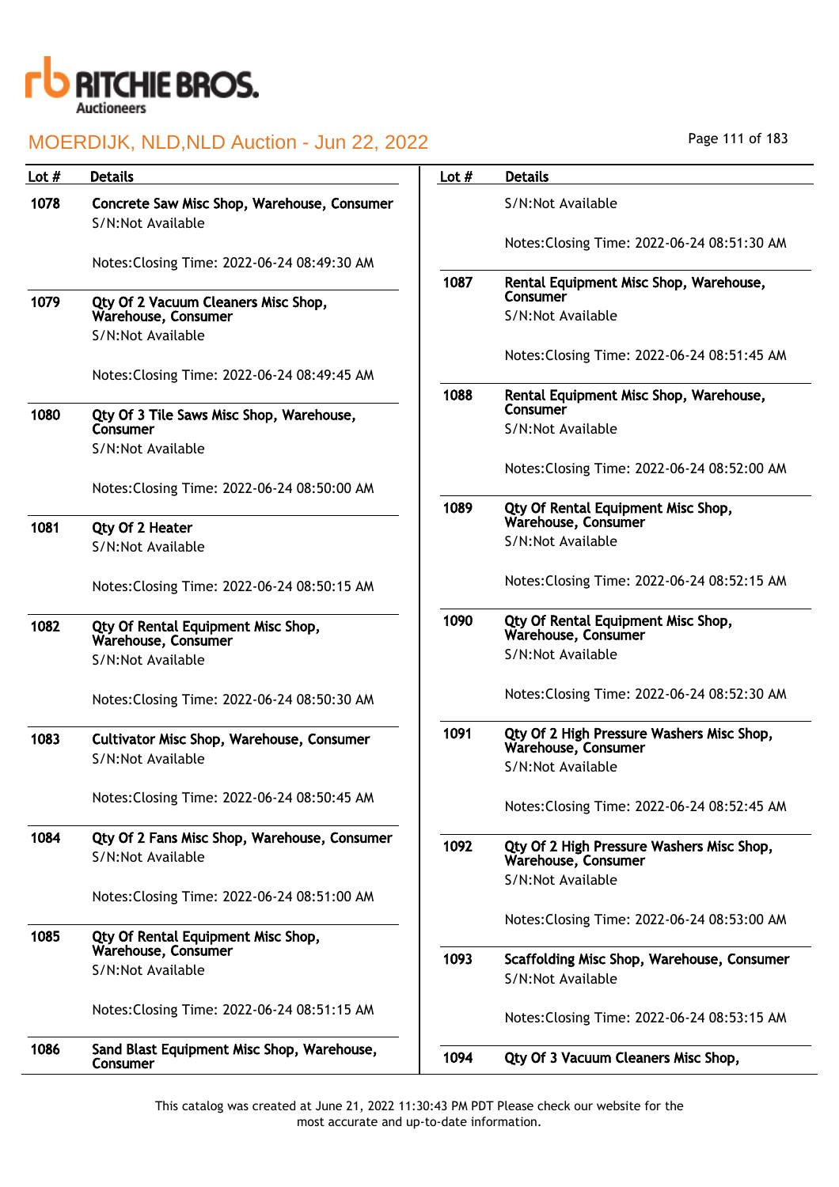MOERDIJK, NLD,NLD Auction - Jun 22, 2022

| Lot # | Details |
|---|---|
| 1078 | **Concrete Saw Misc Shop, Warehouse, Consumer**<br>S/N:Not Available<br><br>Notes:Closing Time: 2022-06-24 08:49:30 AM |
| 1079 | **Qty Of 2 Vacuum Cleaners Misc Shop, Warehouse, Consumer**<br>S/N:Not Available<br><br>Notes:Closing Time: 2022-06-24 08:49:45 AM |
| 1080 | **Qty Of 3 Tile Saws Misc Shop, Warehouse, Consumer**<br>S/N:Not Available<br><br>Notes:Closing Time: 2022-06-24 08:50:00 AM |
| 1081 | **Qty Of 2 Heater**<br>S/N:Not Available<br><br>Notes:Closing Time: 2022-06-24 08:50:15 AM |
| 1082 | **Qty Of Rental Equipment Misc Shop, Warehouse, Consumer**<br>S/N:Not Available<br><br>Notes:Closing Time: 2022-06-24 08:50:30 AM |
| 1083 | **Cultivator Misc Shop, Warehouse, Consumer**<br>S/N:Not Available<br><br>Notes:Closing Time: 2022-06-24 08:50:45 AM |
| 1084 | **Qty Of 2 Fans Misc Shop, Warehouse, Consumer**<br>S/N:Not Available<br><br>Notes:Closing Time: 2022-06-24 08:51:00 AM |
| 1085 | **Qty Of Rental Equipment Misc Shop, Warehouse, Consumer**<br>S/N:Not Available<br><br>Notes:Closing Time: 2022-06-24 08:51:15 AM |
| 1086 | **Sand Blast Equipment Misc Shop, Warehouse, Consumer**<br>S/N:Not Available<br><br>Notes:Closing Time: 2022-06-24 08:51:30 AM |
| 1087 | **Rental Equipment Misc Shop, Warehouse, Consumer**<br>S/N:Not Available<br><br>Notes:Closing Time: 2022-06-24 08:51:45 AM |
| 1088 | **Rental Equipment Misc Shop, Warehouse, Consumer**<br>S/N:Not Available<br><br>Notes:Closing Time: 2022-06-24 08:52:00 AM |
| 1089 | **Qty Of Rental Equipment Misc Shop, Warehouse, Consumer**<br>S/N:Not Available<br><br>Notes:Closing Time: 2022-06-24 08:52:15 AM |
| 1090 | **Qty Of Rental Equipment Misc Shop, Warehouse, Consumer**<br>S/N:Not Available<br><br>Notes:Closing Time: 2022-06-24 08:52:30 AM |
| 1091 | **Qty Of 2 High Pressure Washers Misc Shop, Warehouse, Consumer**<br>S/N:Not Available<br><br>Notes:Closing Time: 2022-06-24 08:52:45 AM |
| 1092 | **Qty Of 2 High Pressure Washers Misc Shop, Warehouse, Consumer**<br>S/N:Not Available<br><br>Notes:Closing Time: 2022-06-24 08:53:00 AM |
| 1093 | **Scaffolding Misc Shop, Warehouse, Consumer**<br>S/N:Not Available<br><br>Notes:Closing Time: 2022-06-24 08:53:15 AM |
| 1094 | **Qty Of 3 Vacuum Cleaners Misc Shop,** |

This catalog was created at June 21, 2022 11:30:43 PM PDT Please check our website for the most accurate and up-to-date information.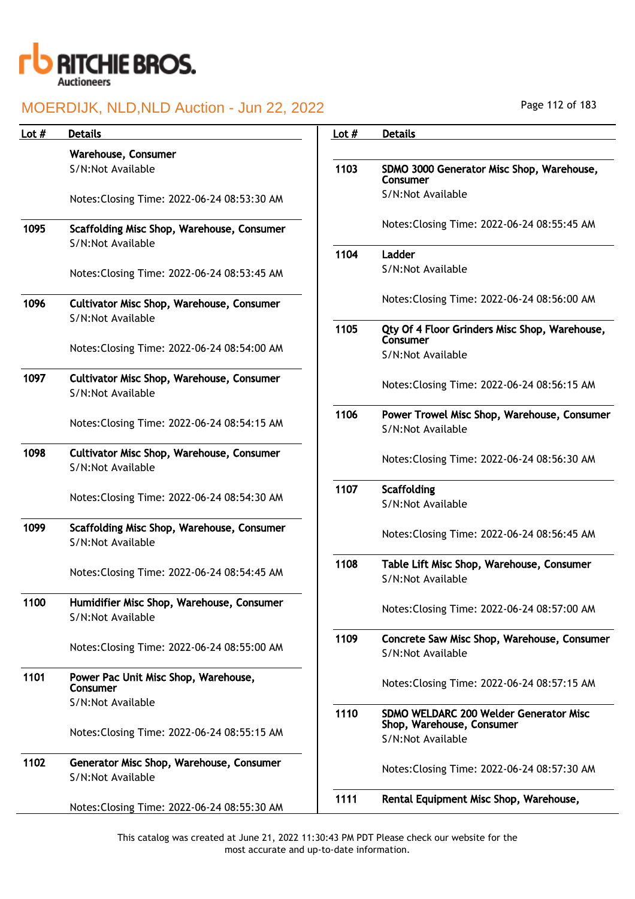# MOERDIJK, NLD,NLD Auction - Jun 22, 2022

| Lot # | Details |
|---|---|
| | **Warehouse, Consumer**<br>S/N:Not Available<br><br>Notes:Closing Time: 2022-06-24 08:53:30 AM |
| 1095 | **Scaffolding Misc Shop, Warehouse, Consumer**<br>S/N:Not Available<br><br>Notes:Closing Time: 2022-06-24 08:53:45 AM |
| 1096 | **Cultivator Misc Shop, Warehouse, Consumer**<br>S/N:Not Available<br><br>Notes:Closing Time: 2022-06-24 08:54:00 AM |
| 1097 | **Cultivator Misc Shop, Warehouse, Consumer**<br>S/N:Not Available<br><br>Notes:Closing Time: 2022-06-24 08:54:15 AM |
| 1098 | **Cultivator Misc Shop, Warehouse, Consumer**<br>S/N:Not Available<br><br>Notes:Closing Time: 2022-06-24 08:54:30 AM |
| 1099 | **Scaffolding Misc Shop, Warehouse, Consumer**<br>S/N:Not Available<br><br>Notes:Closing Time: 2022-06-24 08:54:45 AM |
| 1100 | **Humidifier Misc Shop, Warehouse, Consumer**<br>S/N:Not Available<br><br>Notes:Closing Time: 2022-06-24 08:55:00 AM |
| 1101 | **Power Pac Unit Misc Shop, Warehouse, Consumer**<br>S/N:Not Available<br><br>Notes:Closing Time: 2022-06-24 08:55:15 AM |
| 1102 | **Generator Misc Shop, Warehouse, Consumer**<br>S/N:Not Available<br><br>Notes:Closing Time: 2022-06-24 08:55:30 AM |
| 1103 | **SDMO 3000 Generator Misc Shop, Warehouse, Consumer**<br>S/N:Not Available<br><br>Notes:Closing Time: 2022-06-24 08:55:45 AM |
| 1104 | **Ladder**<br>S/N:Not Available<br><br>Notes:Closing Time: 2022-06-24 08:56:00 AM |
| 1105 | **Qty Of 4 Floor Grinders Misc Shop, Warehouse, Consumer**<br>S/N:Not Available<br><br>Notes:Closing Time: 2022-06-24 08:56:15 AM |
| 1106 | **Power Trowel Misc Shop, Warehouse, Consumer**<br>S/N:Not Available<br><br>Notes:Closing Time: 2022-06-24 08:56:30 AM |
| 1107 | **Scaffolding**<br>S/N:Not Available<br><br>Notes:Closing Time: 2022-06-24 08:56:45 AM |
| 1108 | **Table Lift Misc Shop, Warehouse, Consumer**<br>S/N:Not Available<br><br>Notes:Closing Time: 2022-06-24 08:57:00 AM |
| 1109 | **Concrete Saw Misc Shop, Warehouse, Consumer**<br>S/N:Not Available<br><br>Notes:Closing Time: 2022-06-24 08:57:15 AM |
| 1110 | **SDMO WELDARC 200 Welder Generator Misc Shop, Warehouse, Consumer**<br>S/N:Not Available<br><br>Notes:Closing Time: 2022-06-24 08:57:30 AM |
| 1111 | **Rental Equipment Misc Shop, Warehouse,** |

This catalog was created at June 21, 2022 11:30:43 PM PDT Please check our website for the most accurate and up-to-date information.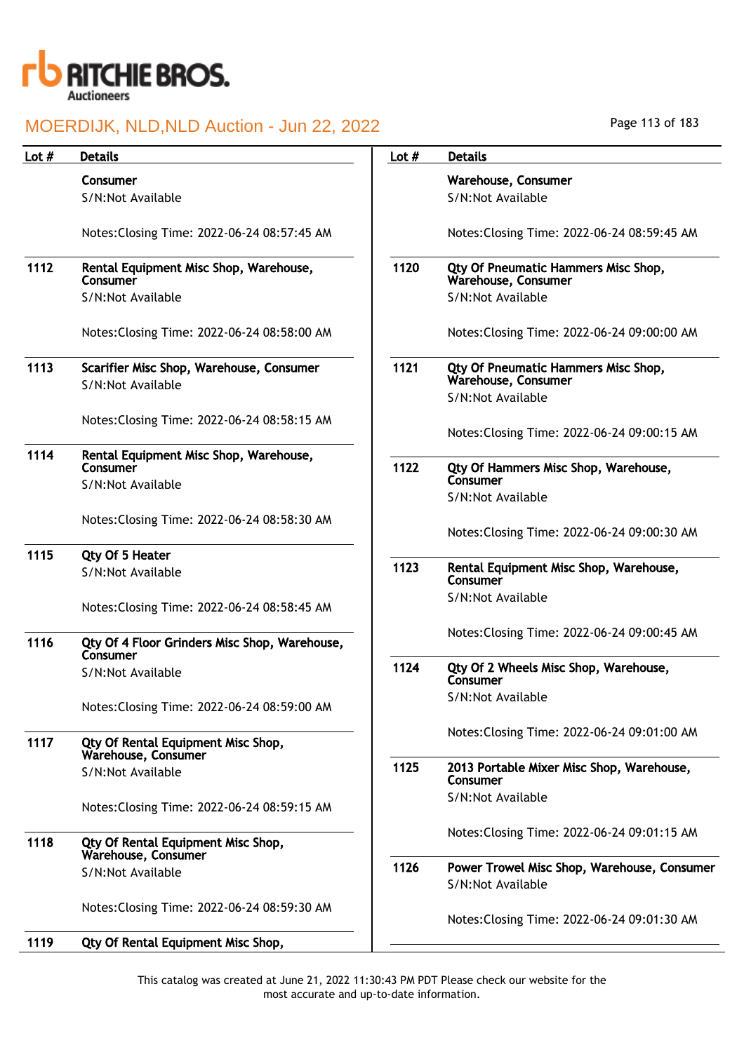| Lot # | Details |
|---|---|
| | **Consumer**<br>S/N:Not Available<br><br>Notes:Closing Time: 2022-06-24 08:57:45 AM |
| 1112 | **Rental Equipment Misc Shop, Warehouse, Consumer**<br>S/N:Not Available<br><br>Notes:Closing Time: 2022-06-24 08:58:00 AM |
| 1113 | **Scarifier Misc Shop, Warehouse, Consumer**<br>S/N:Not Available<br><br>Notes:Closing Time: 2022-06-24 08:58:15 AM |
| 1114 | **Rental Equipment Misc Shop, Warehouse, Consumer**<br>S/N:Not Available<br><br>Notes:Closing Time: 2022-06-24 08:58:30 AM |
| 1115 | **Qty Of 5 Heater**<br>S/N:Not Available<br><br>Notes:Closing Time: 2022-06-24 08:58:45 AM |
| 1116 | **Qty Of 4 Floor Grinders Misc Shop, Warehouse, Consumer**<br>S/N:Not Available<br><br>Notes:Closing Time: 2022-06-24 08:59:00 AM |
| 1117 | **Qty Of Rental Equipment Misc Shop, Warehouse, Consumer**<br>S/N:Not Available<br><br>Notes:Closing Time: 2022-06-24 08:59:15 AM |
| 1118 | **Qty Of Rental Equipment Misc Shop, Warehouse, Consumer**<br>S/N:Not Available<br><br>Notes:Closing Time: 2022-06-24 08:59:30 AM |
| 1119 | **Qty Of Rental Equipment Misc Shop, Warehouse, Consumer**<br>S/N:Not Available<br><br>Notes:Closing Time: 2022-06-24 08:59:45 AM |
| 1120 | **Qty Of Pneumatic Hammers Misc Shop, Warehouse, Consumer**<br>S/N:Not Available<br><br>Notes:Closing Time: 2022-06-24 09:00:00 AM |
| 1121 | **Qty Of Pneumatic Hammers Misc Shop, Warehouse, Consumer**<br>S/N:Not Available<br><br>Notes:Closing Time: 2022-06-24 09:00:15 AM |
| 1122 | **Qty Of Hammers Misc Shop, Warehouse, Consumer**<br>S/N:Not Available<br><br>Notes:Closing Time: 2022-06-24 09:00:30 AM |
| 1123 | **Rental Equipment Misc Shop, Warehouse, Consumer**<br>S/N:Not Available<br><br>Notes:Closing Time: 2022-06-24 09:00:45 AM |
| 1124 | **Qty Of 2 Wheels Misc Shop, Warehouse, Consumer**<br>S/N:Not Available<br><br>Notes:Closing Time: 2022-06-24 09:01:00 AM |
| 1125 | **2013 Portable Mixer Misc Shop, Warehouse, Consumer**<br>S/N:Not Available<br><br>Notes:Closing Time: 2022-06-24 09:01:15 AM |
| 1126 | **Power Trowel Misc Shop, Warehouse, Consumer**<br>S/N:Not Available<br><br>Notes:Closing Time: 2022-06-24 09:01:30 AM |

This catalog was created at June 21, 2022 11:30:43 PM PDT Please check our website for the most accurate and up-to-date information.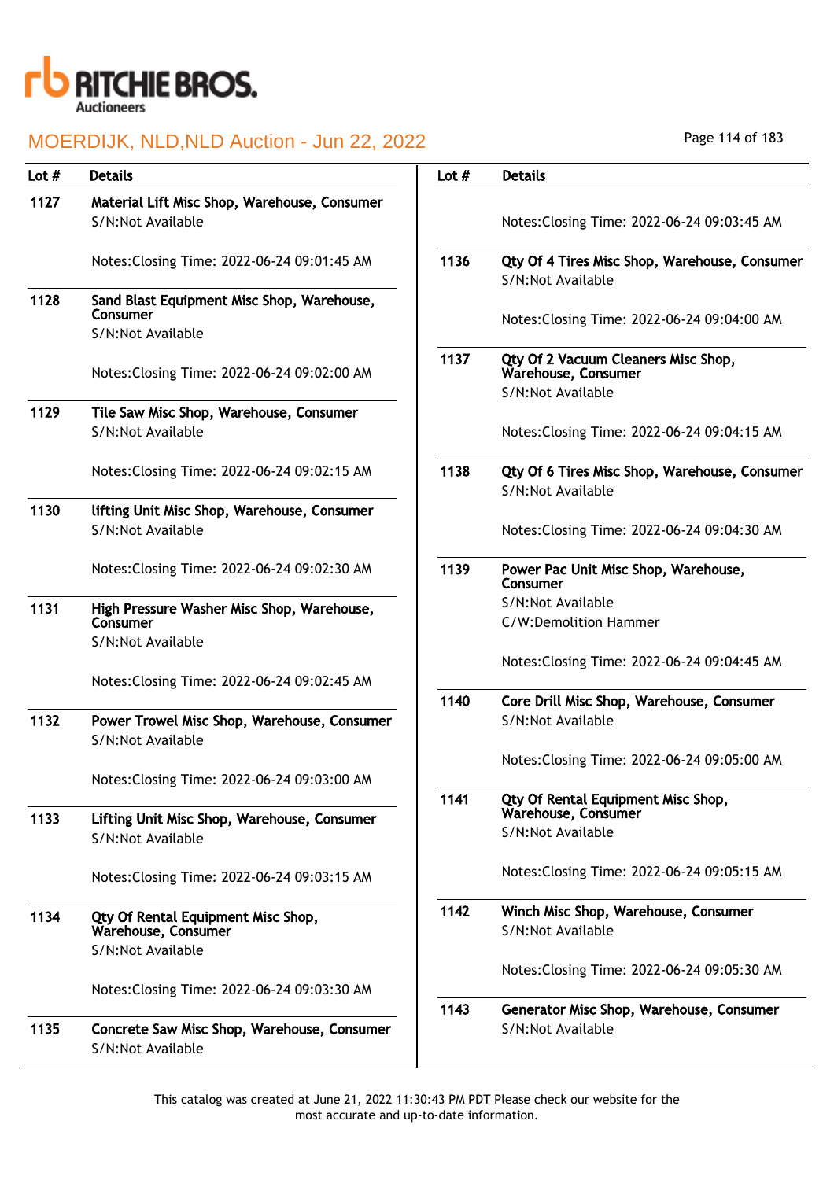# MOERDIJK, NLD,NLD Auction - Jun 22, 2022

| Lot # | Details |
|---|---|
| 1127 | **Material Lift Misc Shop, Warehouse, Consumer**<br>S/N:Not Available<br><br>Notes:Closing Time: 2022-06-24 09:01:45 AM |
| 1128 | **Sand Blast Equipment Misc Shop, Warehouse, Consumer**<br>S/N:Not Available<br><br>Notes:Closing Time: 2022-06-24 09:02:00 AM |
| 1129 | **Tile Saw Misc Shop, Warehouse, Consumer**<br>S/N:Not Available<br><br>Notes:Closing Time: 2022-06-24 09:02:15 AM |
| 1130 | **lifting Unit Misc Shop, Warehouse, Consumer**<br>S/N:Not Available<br><br>Notes:Closing Time: 2022-06-24 09:02:30 AM |
| 1131 | **High Pressure Washer Misc Shop, Warehouse, Consumer**<br>S/N:Not Available<br><br>Notes:Closing Time: 2022-06-24 09:02:45 AM |
| 1132 | **Power Trowel Misc Shop, Warehouse, Consumer**<br>S/N:Not Available<br><br>Notes:Closing Time: 2022-06-24 09:03:00 AM |
| 1133 | **Lifting Unit Misc Shop, Warehouse, Consumer**<br>S/N:Not Available<br><br>Notes:Closing Time: 2022-06-24 09:03:15 AM |
| 1134 | **Qty Of Rental Equipment Misc Shop, Warehouse, Consumer**<br>S/N:Not Available<br><br>Notes:Closing Time: 2022-06-24 09:03:30 AM |
| 1135 | **Concrete Saw Misc Shop, Warehouse, Consumer**<br>S/N:Not Available<br><br>Notes:Closing Time: 2022-06-24 09:03:45 AM |
| 1136 | **Qty Of 4 Tires Misc Shop, Warehouse, Consumer**<br>S/N:Not Available<br><br>Notes:Closing Time: 2022-06-24 09:04:00 AM |
| 1137 | **Qty Of 2 Vacuum Cleaners Misc Shop, Warehouse, Consumer**<br>S/N:Not Available<br><br>Notes:Closing Time: 2022-06-24 09:04:15 AM |
| 1138 | **Qty Of 6 Tires Misc Shop, Warehouse, Consumer**<br>S/N:Not Available<br><br>Notes:Closing Time: 2022-06-24 09:04:30 AM |
| 1139 | **Power Pac Unit Misc Shop, Warehouse, Consumer**<br>S/N:Not Available<br>C/W:Demolition Hammer<br><br>Notes:Closing Time: 2022-06-24 09:04:45 AM |
| 1140 | **Core Drill Misc Shop, Warehouse, Consumer**<br>S/N:Not Available<br><br>Notes:Closing Time: 2022-06-24 09:05:00 AM |
| 1141 | **Qty Of Rental Equipment Misc Shop, Warehouse, Consumer**<br>S/N:Not Available<br><br>Notes:Closing Time: 2022-06-24 09:05:15 AM |
| 1142 | **Winch Misc Shop, Warehouse, Consumer**<br>S/N:Not Available<br><br>Notes:Closing Time: 2022-06-24 09:05:30 AM |
| 1143 | **Generator Misc Shop, Warehouse, Consumer**<br>S/N:Not Available |

This catalog was created at June 21, 2022 11:30:43 PM PDT Please check our website for the most accurate and up-to-date information.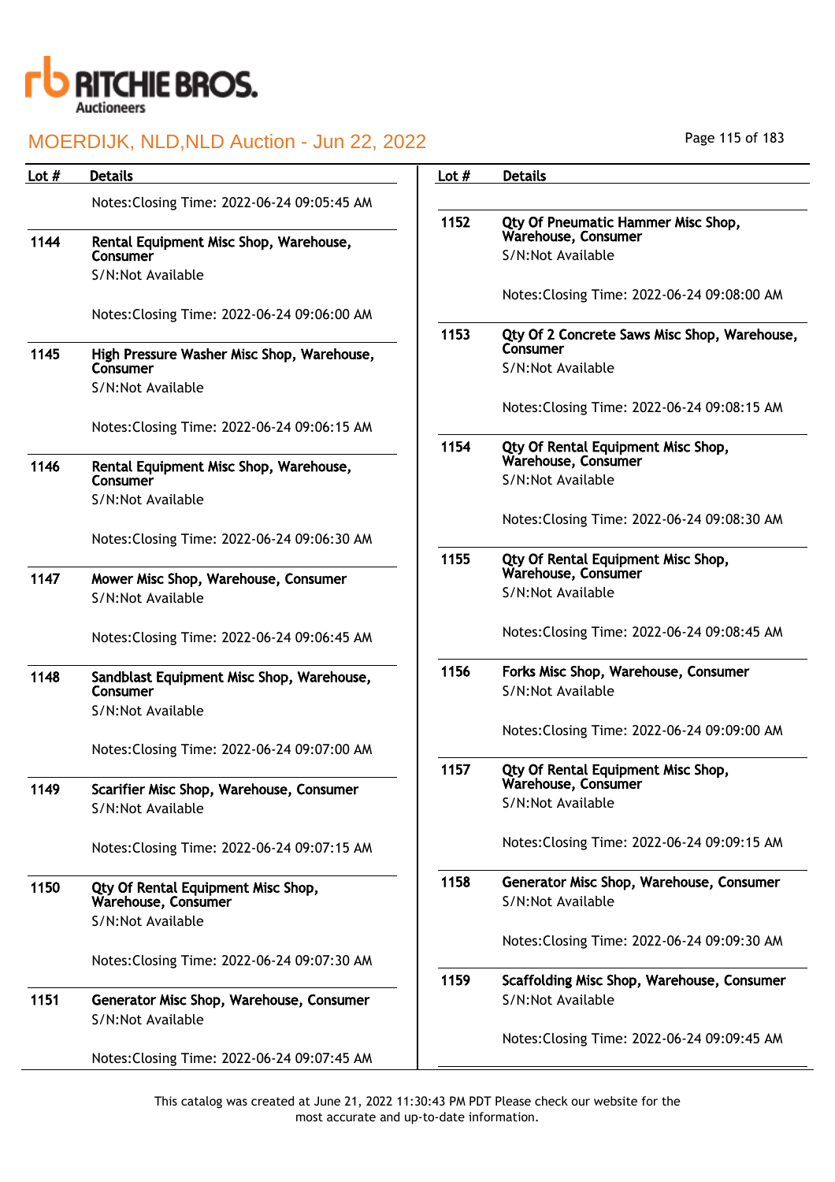| Lot # | Details |
|---|---|
| | Notes:Closing Time: 2022-06-24 09:05:45 AM |
| 1144 | **Rental Equipment Misc Shop, Warehouse, Consumer**<br>S/N:Not Available<br><br>Notes:Closing Time: 2022-06-24 09:06:00 AM |
| 1145 | **High Pressure Washer Misc Shop, Warehouse, Consumer**<br>S/N:Not Available<br><br>Notes:Closing Time: 2022-06-24 09:06:15 AM |
| 1146 | **Rental Equipment Misc Shop, Warehouse, Consumer**<br>S/N:Not Available<br><br>Notes:Closing Time: 2022-06-24 09:06:30 AM |
| 1147 | **Mower Misc Shop, Warehouse, Consumer**<br>S/N:Not Available<br><br>Notes:Closing Time: 2022-06-24 09:06:45 AM |
| 1148 | **Sandblast Equipment Misc Shop, Warehouse, Consumer**<br>S/N:Not Available<br><br>Notes:Closing Time: 2022-06-24 09:07:00 AM |
| 1149 | **Scarifier Misc Shop, Warehouse, Consumer**<br>S/N:Not Available<br><br>Notes:Closing Time: 2022-06-24 09:07:15 AM |
| 1150 | **Qty Of Rental Equipment Misc Shop, Warehouse, Consumer**<br>S/N:Not Available<br><br>Notes:Closing Time: 2022-06-24 09:07:30 AM |
| 1151 | **Generator Misc Shop, Warehouse, Consumer**<br>S/N:Not Available<br><br>Notes:Closing Time: 2022-06-24 09:07:45 AM |
| 1152 | **Qty Of Pneumatic Hammer Misc Shop, Warehouse, Consumer**<br>S/N:Not Available<br><br>Notes:Closing Time: 2022-06-24 09:08:00 AM |
| 1153 | **Qty Of 2 Concrete Saws Misc Shop, Warehouse, Consumer**<br>S/N:Not Available<br><br>Notes:Closing Time: 2022-06-24 09:08:15 AM |
| 1154 | **Qty Of Rental Equipment Misc Shop, Warehouse, Consumer**<br>S/N:Not Available<br><br>Notes:Closing Time: 2022-06-24 09:08:30 AM |
| 1155 | **Qty Of Rental Equipment Misc Shop, Warehouse, Consumer**<br>S/N:Not Available<br><br>Notes:Closing Time: 2022-06-24 09:08:45 AM |
| 1156 | **Forks Misc Shop, Warehouse, Consumer**<br>S/N:Not Available<br><br>Notes:Closing Time: 2022-06-24 09:09:00 AM |
| 1157 | **Qty Of Rental Equipment Misc Shop, Warehouse, Consumer**<br>S/N:Not Available<br><br>Notes:Closing Time: 2022-06-24 09:09:15 AM |
| 1158 | **Generator Misc Shop, Warehouse, Consumer**<br>S/N:Not Available<br><br>Notes:Closing Time: 2022-06-24 09:09:30 AM |
| 1159 | **Scaffolding Misc Shop, Warehouse, Consumer**<br>S/N:Not Available<br><br>Notes:Closing Time: 2022-06-24 09:09:45 AM |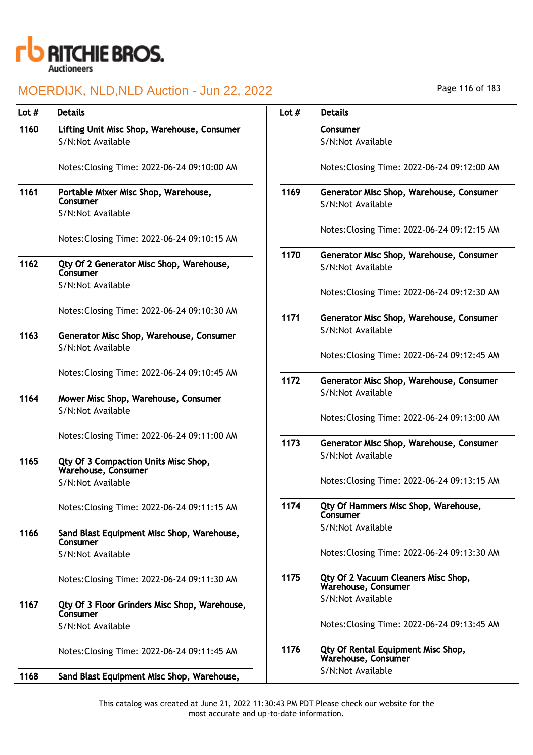# MOERDIJK, NLD,NLD Auction - Jun 22, 2022

| Lot # | Details |
|---|---|
| 1160 | **Lifting Unit Misc Shop, Warehouse, Consumer**<br>S/N:Not Available<br><br>Notes:Closing Time: 2022-06-24 09:10:00 AM |
| 1161 | **Portable Mixer Misc Shop, Warehouse, Consumer**<br>S/N:Not Available<br><br>Notes:Closing Time: 2022-06-24 09:10:15 AM |
| 1162 | **Qty Of 2 Generator Misc Shop, Warehouse, Consumer**<br>S/N:Not Available<br><br>Notes:Closing Time: 2022-06-24 09:10:30 AM |
| 1163 | **Generator Misc Shop, Warehouse, Consumer**<br>S/N:Not Available<br><br>Notes:Closing Time: 2022-06-24 09:10:45 AM |
| 1164 | **Mower Misc Shop, Warehouse, Consumer**<br>S/N:Not Available<br><br>Notes:Closing Time: 2022-06-24 09:11:00 AM |
| 1165 | **Qty Of 3 Compaction Units Misc Shop, Warehouse, Consumer**<br>S/N:Not Available<br><br>Notes:Closing Time: 2022-06-24 09:11:15 AM |
| 1166 | **Sand Blast Equipment Misc Shop, Warehouse, Consumer**<br>S/N:Not Available<br><br>Notes:Closing Time: 2022-06-24 09:11:30 AM |
| 1167 | **Qty Of 3 Floor Grinders Misc Shop, Warehouse, Consumer**<br>S/N:Not Available<br><br>Notes:Closing Time: 2022-06-24 09:11:45 AM |
| 1168 | **Sand Blast Equipment Misc Shop, Warehouse, Consumer**<br>S/N:Not Available<br><br>Notes:Closing Time: 2022-06-24 09:12:00 AM |
| 1169 | **Generator Misc Shop, Warehouse, Consumer**<br>S/N:Not Available<br><br>Notes:Closing Time: 2022-06-24 09:12:15 AM |
| 1170 | **Generator Misc Shop, Warehouse, Consumer**<br>S/N:Not Available<br><br>Notes:Closing Time: 2022-06-24 09:12:30 AM |
| 1171 | **Generator Misc Shop, Warehouse, Consumer**<br>S/N:Not Available<br><br>Notes:Closing Time: 2022-06-24 09:12:45 AM |
| 1172 | **Generator Misc Shop, Warehouse, Consumer**<br>S/N:Not Available<br><br>Notes:Closing Time: 2022-06-24 09:13:00 AM |
| 1173 | **Generator Misc Shop, Warehouse, Consumer**<br>S/N:Not Available<br><br>Notes:Closing Time: 2022-06-24 09:13:15 AM |
| 1174 | **Qty Of Hammers Misc Shop, Warehouse, Consumer**<br>S/N:Not Available<br><br>Notes:Closing Time: 2022-06-24 09:13:30 AM |
| 1175 | **Qty Of 2 Vacuum Cleaners Misc Shop, Warehouse, Consumer**<br>S/N:Not Available<br><br>Notes:Closing Time: 2022-06-24 09:13:45 AM |
| 1176 | **Qty Of Rental Equipment Misc Shop, Warehouse, Consumer**<br>S/N:Not Available |

This catalog was created at June 21, 2022 11:30:43 PM PDT Please check our website for the most accurate and up-to-date information.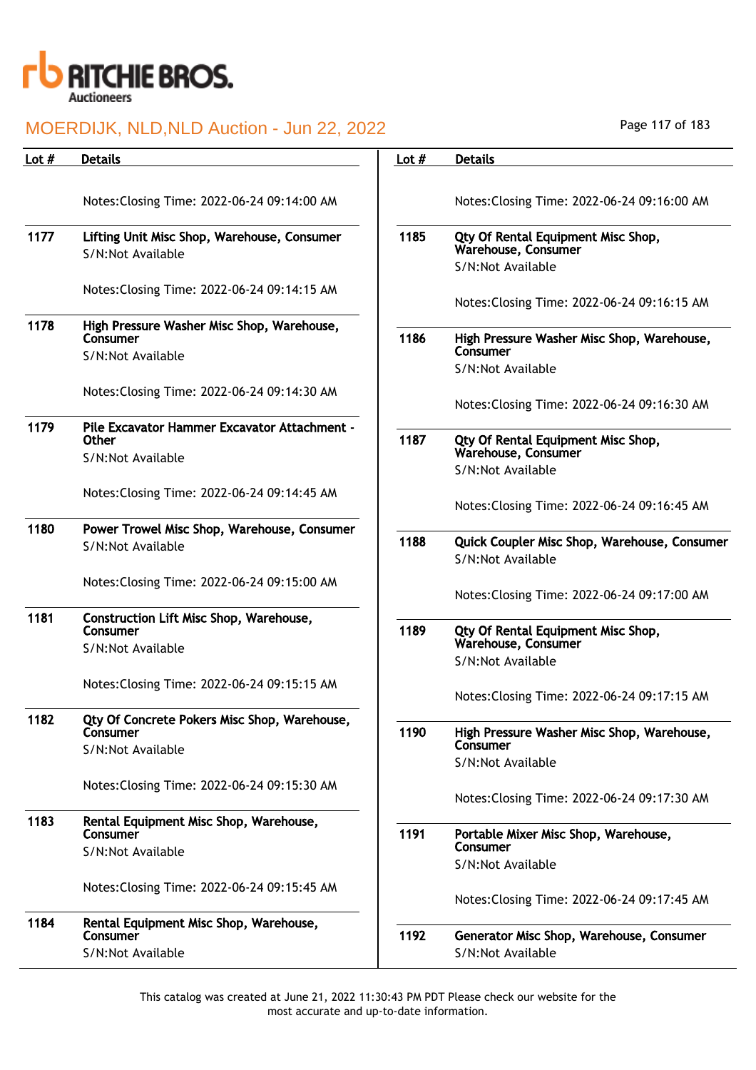| Lot # | Details |
|---|---|
| | Notes:Closing Time: 2022-06-24 09:14:00 AM |
| 1177 | **Lifting Unit Misc Shop, Warehouse, Consumer**<br>S/N:Not Available<br><br>Notes:Closing Time: 2022-06-24 09:14:15 AM |
| 1178 | **High Pressure Washer Misc Shop, Warehouse, Consumer**<br>S/N:Not Available<br><br>Notes:Closing Time: 2022-06-24 09:14:30 AM |
| 1179 | **Pile Excavator Hammer Excavator Attachment - Other**<br>S/N:Not Available<br><br>Notes:Closing Time: 2022-06-24 09:14:45 AM |
| 1180 | **Power Trowel Misc Shop, Warehouse, Consumer**<br>S/N:Not Available<br><br>Notes:Closing Time: 2022-06-24 09:15:00 AM |
| 1181 | **Construction Lift Misc Shop, Warehouse, Consumer**<br>S/N:Not Available<br><br>Notes:Closing Time: 2022-06-24 09:15:15 AM |
| 1182 | **Qty Of Concrete Pokers Misc Shop, Warehouse, Consumer**<br>S/N:Not Available<br><br>Notes:Closing Time: 2022-06-24 09:15:30 AM |
| 1183 | **Rental Equipment Misc Shop, Warehouse, Consumer**<br>S/N:Not Available<br><br>Notes:Closing Time: 2022-06-24 09:15:45 AM |
| 1184 | **Rental Equipment Misc Shop, Warehouse, Consumer**<br>S/N:Not Available<br><br>Notes:Closing Time: 2022-06-24 09:16:00 AM |
| 1185 | **Qty Of Rental Equipment Misc Shop, Warehouse, Consumer**<br>S/N:Not Available<br><br>Notes:Closing Time: 2022-06-24 09:16:15 AM |
| 1186 | **High Pressure Washer Misc Shop, Warehouse, Consumer**<br>S/N:Not Available<br><br>Notes:Closing Time: 2022-06-24 09:16:30 AM |
| 1187 | **Qty Of Rental Equipment Misc Shop, Warehouse, Consumer**<br>S/N:Not Available<br><br>Notes:Closing Time: 2022-06-24 09:16:45 AM |
| 1188 | **Quick Coupler Misc Shop, Warehouse, Consumer**<br>S/N:Not Available<br><br>Notes:Closing Time: 2022-06-24 09:17:00 AM |
| 1189 | **Qty Of Rental Equipment Misc Shop, Warehouse, Consumer**<br>S/N:Not Available<br><br>Notes:Closing Time: 2022-06-24 09:17:15 AM |
| 1190 | **High Pressure Washer Misc Shop, Warehouse, Consumer**<br>S/N:Not Available<br><br>Notes:Closing Time: 2022-06-24 09:17:30 AM |
| 1191 | **Portable Mixer Misc Shop, Warehouse, Consumer**<br>S/N:Not Available<br><br>Notes:Closing Time: 2022-06-24 09:17:45 AM |
| 1192 | **Generator Misc Shop, Warehouse, Consumer**<br>S/N:Not Available |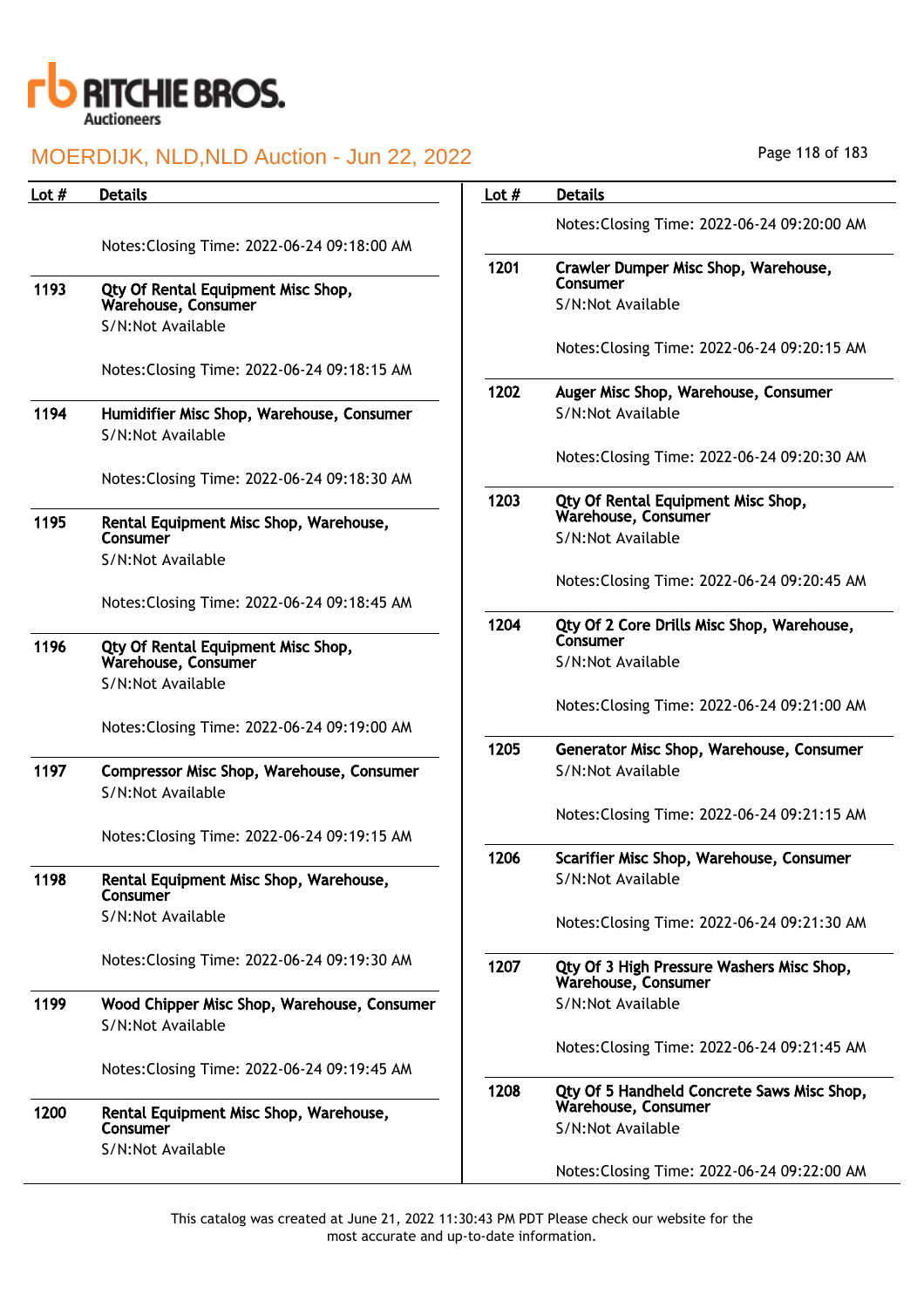| Lot # | Details |
|---|---|
| | Notes:Closing Time: 2022-06-24 09:18:00 AM |
| 1193 | **Qty Of Rental Equipment Misc Shop, Warehouse, Consumer**<br>S/N:Not Available<br><br>Notes:Closing Time: 2022-06-24 09:18:15 AM |
| 1194 | **Humidifier Misc Shop, Warehouse, Consumer**<br>S/N:Not Available<br><br>Notes:Closing Time: 2022-06-24 09:18:30 AM |
| 1195 | **Rental Equipment Misc Shop, Warehouse, Consumer**<br>S/N:Not Available<br><br>Notes:Closing Time: 2022-06-24 09:18:45 AM |
| 1196 | **Qty Of Rental Equipment Misc Shop, Warehouse, Consumer**<br>S/N:Not Available<br><br>Notes:Closing Time: 2022-06-24 09:19:00 AM |
| 1197 | **Compressor Misc Shop, Warehouse, Consumer**<br>S/N:Not Available<br><br>Notes:Closing Time: 2022-06-24 09:19:15 AM |
| 1198 | **Rental Equipment Misc Shop, Warehouse, Consumer**<br>S/N:Not Available<br><br>Notes:Closing Time: 2022-06-24 09:19:30 AM |
| 1199 | **Wood Chipper Misc Shop, Warehouse, Consumer**<br>S/N:Not Available<br><br>Notes:Closing Time: 2022-06-24 09:19:45 AM |
| 1200 | **Rental Equipment Misc Shop, Warehouse, Consumer**<br>S/N:Not Available<br><br>Notes:Closing Time: 2022-06-24 09:20:00 AM |
| 1201 | **Crawler Dumper Misc Shop, Warehouse, Consumer**<br>S/N:Not Available<br><br>Notes:Closing Time: 2022-06-24 09:20:15 AM |
| 1202 | **Auger Misc Shop, Warehouse, Consumer**<br>S/N:Not Available<br><br>Notes:Closing Time: 2022-06-24 09:20:30 AM |
| 1203 | **Qty Of Rental Equipment Misc Shop, Warehouse, Consumer**<br>S/N:Not Available<br><br>Notes:Closing Time: 2022-06-24 09:20:45 AM |
| 1204 | **Qty Of 2 Core Drills Misc Shop, Warehouse, Consumer**<br>S/N:Not Available<br><br>Notes:Closing Time: 2022-06-24 09:21:00 AM |
| 1205 | **Generator Misc Shop, Warehouse, Consumer**<br>S/N:Not Available<br><br>Notes:Closing Time: 2022-06-24 09:21:15 AM |
| 1206 | **Scarifier Misc Shop, Warehouse, Consumer**<br>S/N:Not Available<br><br>Notes:Closing Time: 2022-06-24 09:21:30 AM |
| 1207 | **Qty Of 3 High Pressure Washers Misc Shop, Warehouse, Consumer**<br>S/N:Not Available<br><br>Notes:Closing Time: 2022-06-24 09:21:45 AM |
| 1208 | **Qty Of 5 Handheld Concrete Saws Misc Shop, Warehouse, Consumer**<br>S/N:Not Available<br><br>Notes:Closing Time: 2022-06-24 09:22:00 AM |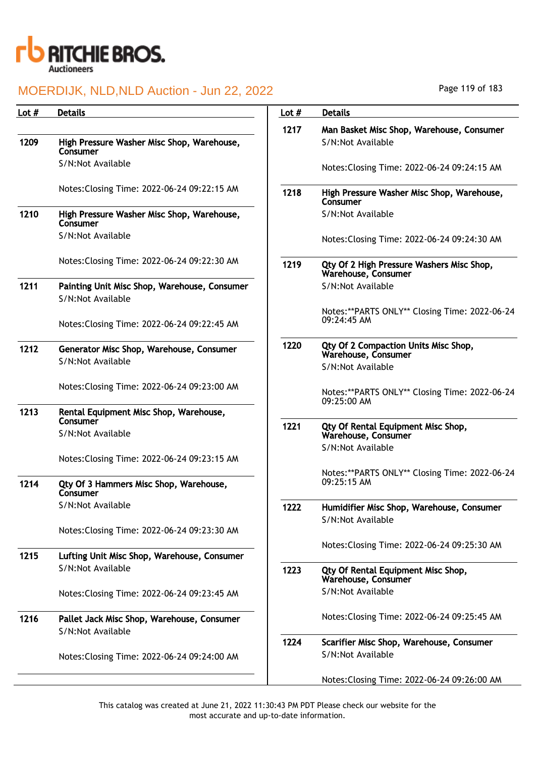| Lot # | Details |
|---|---|
| 1209 | **High Pressure Washer Misc Shop, Warehouse, Consumer**<br>S/N:Not Available<br><br>Notes:Closing Time: 2022-06-24 09:22:15 AM |
| 1210 | **High Pressure Washer Misc Shop, Warehouse, Consumer**<br>S/N:Not Available<br><br>Notes:Closing Time: 2022-06-24 09:22:30 AM |
| 1211 | **Painting Unit Misc Shop, Warehouse, Consumer**<br>S/N:Not Available<br><br>Notes:Closing Time: 2022-06-24 09:22:45 AM |
| 1212 | **Generator Misc Shop, Warehouse, Consumer**<br>S/N:Not Available<br><br>Notes:Closing Time: 2022-06-24 09:23:00 AM |
| 1213 | **Rental Equipment Misc Shop, Warehouse, Consumer**<br>S/N:Not Available<br><br>Notes:Closing Time: 2022-06-24 09:23:15 AM |
| 1214 | **Qty Of 3 Hammers Misc Shop, Warehouse, Consumer**<br>S/N:Not Available<br><br>Notes:Closing Time: 2022-06-24 09:23:30 AM |
| 1215 | **Lufting Unit Misc Shop, Warehouse, Consumer**<br>S/N:Not Available<br><br>Notes:Closing Time: 2022-06-24 09:23:45 AM |
| 1216 | **Pallet Jack Misc Shop, Warehouse, Consumer**<br>S/N:Not Available<br><br>Notes:Closing Time: 2022-06-24 09:24:00 AM |
| 1217 | **Man Basket Misc Shop, Warehouse, Consumer**<br>S/N:Not Available<br><br>Notes:Closing Time: 2022-06-24 09:24:15 AM |
| 1218 | **High Pressure Washer Misc Shop, Warehouse, Consumer**<br>S/N:Not Available<br><br>Notes:Closing Time: 2022-06-24 09:24:30 AM |
| 1219 | **Qty Of 2 High Pressure Washers Misc Shop, Warehouse, Consumer**<br>S/N:Not Available<br><br>Notes:**PARTS ONLY** Closing Time: 2022-06-24 09:24:45 AM |
| 1220 | **Qty Of 2 Compaction Units Misc Shop, Warehouse, Consumer**<br>S/N:Not Available<br><br>Notes:**PARTS ONLY** Closing Time: 2022-06-24 09:25:00 AM |
| 1221 | **Qty Of Rental Equipment Misc Shop, Warehouse, Consumer**<br>S/N:Not Available<br><br>Notes:**PARTS ONLY** Closing Time: 2022-06-24 09:25:15 AM |
| 1222 | **Humidifier Misc Shop, Warehouse, Consumer**<br>S/N:Not Available<br><br>Notes:Closing Time: 2022-06-24 09:25:30 AM |
| 1223 | **Qty Of Rental Equipment Misc Shop, Warehouse, Consumer**<br>S/N:Not Available<br><br>Notes:Closing Time: 2022-06-24 09:25:45 AM |
| 1224 | **Scarifier Misc Shop, Warehouse, Consumer**<br>S/N:Not Available<br><br>Notes:Closing Time: 2022-06-24 09:26:00 AM |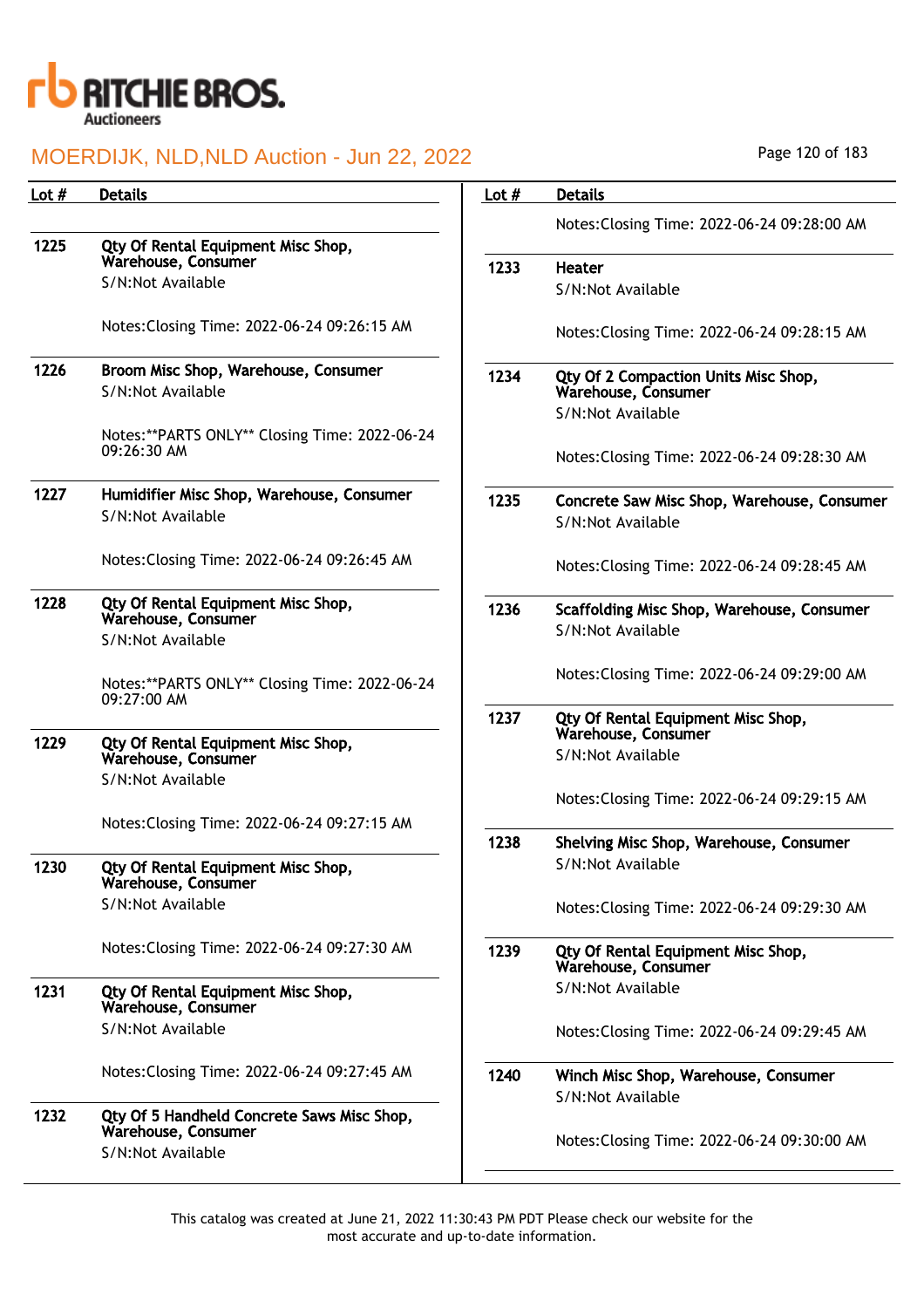# MOERDIJK, NLD,NLD Auction - Jun 22, 2022

| Lot # | Details |
|---|---|
| 1225 | **Qty Of Rental Equipment Misc Shop, Warehouse, Consumer**<br>S/N:Not Available<br><br>Notes:Closing Time: 2022-06-24 09:26:15 AM |
| 1226 | **Broom Misc Shop, Warehouse, Consumer**<br>S/N:Not Available<br><br>Notes:**PARTS ONLY** Closing Time: 2022-06-24 09:26:30 AM |
| 1227 | **Humidifier Misc Shop, Warehouse, Consumer**<br>S/N:Not Available<br><br>Notes:Closing Time: 2022-06-24 09:26:45 AM |
| 1228 | **Qty Of Rental Equipment Misc Shop, Warehouse, Consumer**<br>S/N:Not Available<br><br>Notes:**PARTS ONLY** Closing Time: 2022-06-24 09:27:00 AM |
| 1229 | **Qty Of Rental Equipment Misc Shop, Warehouse, Consumer**<br>S/N:Not Available<br><br>Notes:Closing Time: 2022-06-24 09:27:15 AM |
| 1230 | **Qty Of Rental Equipment Misc Shop, Warehouse, Consumer**<br>S/N:Not Available<br><br>Notes:Closing Time: 2022-06-24 09:27:30 AM |
| 1231 | **Qty Of Rental Equipment Misc Shop, Warehouse, Consumer**<br>S/N:Not Available<br><br>Notes:Closing Time: 2022-06-24 09:27:45 AM |
| 1232 | **Qty Of 5 Handheld Concrete Saws Misc Shop, Warehouse, Consumer**<br>S/N:Not Available<br><br>Notes:Closing Time: 2022-06-24 09:28:00 AM |
| 1233 | **Heater**<br>S/N:Not Available<br><br>Notes:Closing Time: 2022-06-24 09:28:15 AM |
| 1234 | **Qty Of 2 Compaction Units Misc Shop, Warehouse, Consumer**<br>S/N:Not Available<br><br>Notes:Closing Time: 2022-06-24 09:28:30 AM |
| 1235 | **Concrete Saw Misc Shop, Warehouse, Consumer**<br>S/N:Not Available<br><br>Notes:Closing Time: 2022-06-24 09:28:45 AM |
| 1236 | **Scaffolding Misc Shop, Warehouse, Consumer**<br>S/N:Not Available<br><br>Notes:Closing Time: 2022-06-24 09:29:00 AM |
| 1237 | **Qty Of Rental Equipment Misc Shop, Warehouse, Consumer**<br>S/N:Not Available<br><br>Notes:Closing Time: 2022-06-24 09:29:15 AM |
| 1238 | **Shelving Misc Shop, Warehouse, Consumer**<br>S/N:Not Available<br><br>Notes:Closing Time: 2022-06-24 09:29:30 AM |
| 1239 | **Qty Of Rental Equipment Misc Shop, Warehouse, Consumer**<br>S/N:Not Available<br><br>Notes:Closing Time: 2022-06-24 09:29:45 AM |
| 1240 | **Winch Misc Shop, Warehouse, Consumer**<br>S/N:Not Available<br><br>Notes:Closing Time: 2022-06-24 09:30:00 AM |

This catalog was created at June 21, 2022 11:30:43 PM PDT Please check our website for the most accurate and up-to-date information.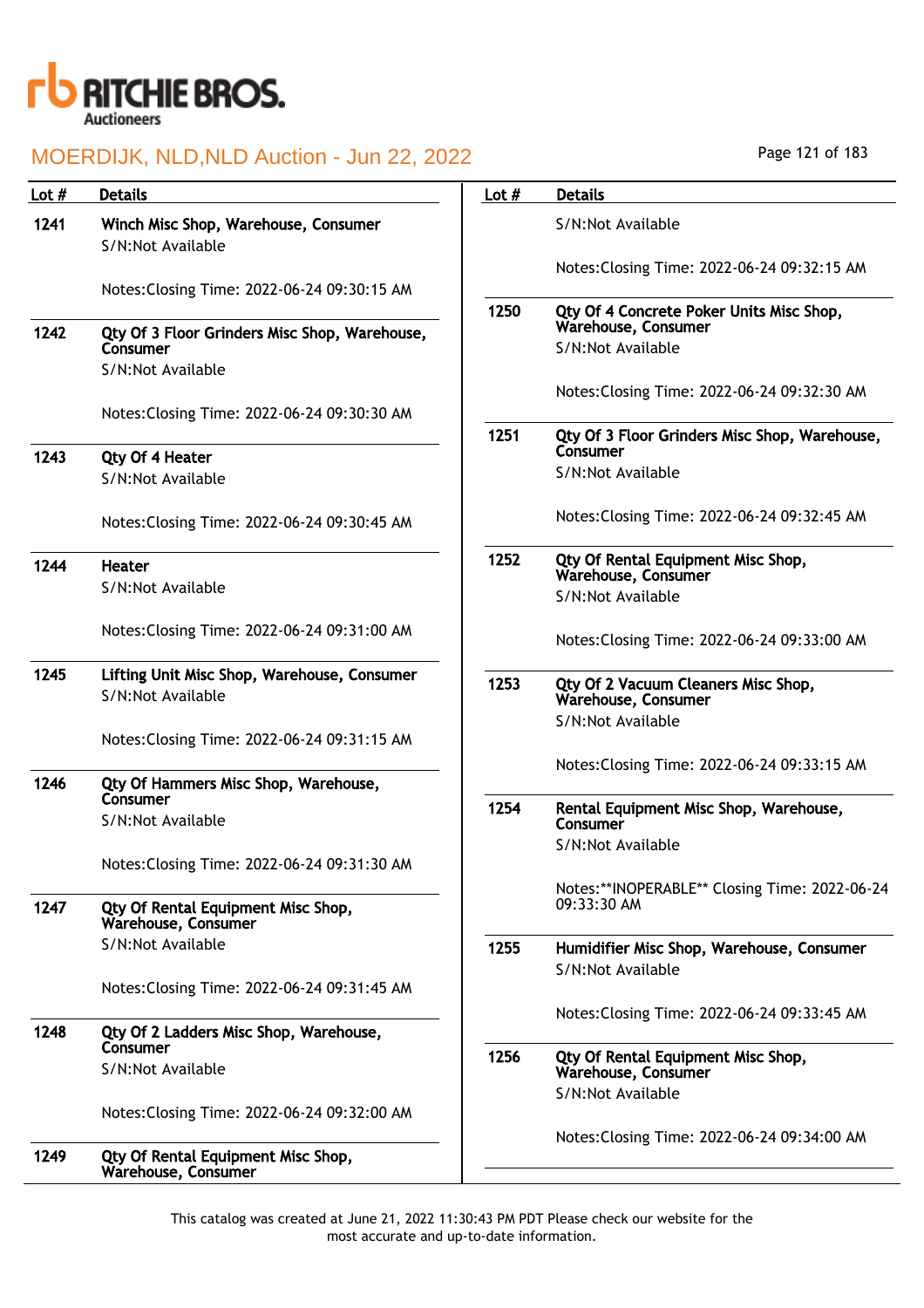| Lot # | Details |
|---|---|
| 1241 | **Winch Misc Shop, Warehouse, Consumer**<br>S/N:Not Available<br><br>Notes:Closing Time: 2022-06-24 09:30:15 AM |
| 1242 | **Qty Of 3 Floor Grinders Misc Shop, Warehouse, Consumer**<br>S/N:Not Available<br><br>Notes:Closing Time: 2022-06-24 09:30:30 AM |
| 1243 | **Qty Of 4 Heater**<br>S/N:Not Available<br><br>Notes:Closing Time: 2022-06-24 09:30:45 AM |
| 1244 | **Heater**<br>S/N:Not Available<br><br>Notes:Closing Time: 2022-06-24 09:31:00 AM |
| 1245 | **Lifting Unit Misc Shop, Warehouse, Consumer**<br>S/N:Not Available<br><br>Notes:Closing Time: 2022-06-24 09:31:15 AM |
| 1246 | **Qty Of Hammers Misc Shop, Warehouse, Consumer**<br>S/N:Not Available<br><br>Notes:Closing Time: 2022-06-24 09:31:30 AM |
| 1247 | **Qty Of Rental Equipment Misc Shop, Warehouse, Consumer**<br>S/N:Not Available<br><br>Notes:Closing Time: 2022-06-24 09:31:45 AM |
| 1248 | **Qty Of 2 Ladders Misc Shop, Warehouse, Consumer**<br>S/N:Not Available<br><br>Notes:Closing Time: 2022-06-24 09:32:00 AM |
| 1249 | **Qty Of Rental Equipment Misc Shop, Warehouse, Consumer**<br>S/N:Not Available<br><br>Notes:Closing Time: 2022-06-24 09:32:15 AM |
| 1250 | **Qty Of 4 Concrete Poker Units Misc Shop, Warehouse, Consumer**<br>S/N:Not Available<br><br>Notes:Closing Time: 2022-06-24 09:32:30 AM |
| 1251 | **Qty Of 3 Floor Grinders Misc Shop, Warehouse, Consumer**<br>S/N:Not Available<br><br>Notes:Closing Time: 2022-06-24 09:32:45 AM |
| 1252 | **Qty Of Rental Equipment Misc Shop, Warehouse, Consumer**<br>S/N:Not Available<br><br>Notes:Closing Time: 2022-06-24 09:33:00 AM |
| 1253 | **Qty Of 2 Vacuum Cleaners Misc Shop, Warehouse, Consumer**<br>S/N:Not Available<br><br>Notes:Closing Time: 2022-06-24 09:33:15 AM |
| 1254 | **Rental Equipment Misc Shop, Warehouse, Consumer**<br>S/N:Not Available<br><br>Notes:**INOPERABLE** Closing Time: 2022-06-24 09:33:30 AM |
| 1255 | **Humidifier Misc Shop, Warehouse, Consumer**<br>S/N:Not Available<br><br>Notes:Closing Time: 2022-06-24 09:33:45 AM |
| 1256 | **Qty Of Rental Equipment Misc Shop, Warehouse, Consumer**<br>S/N:Not Available<br><br>Notes:Closing Time: 2022-06-24 09:34:00 AM |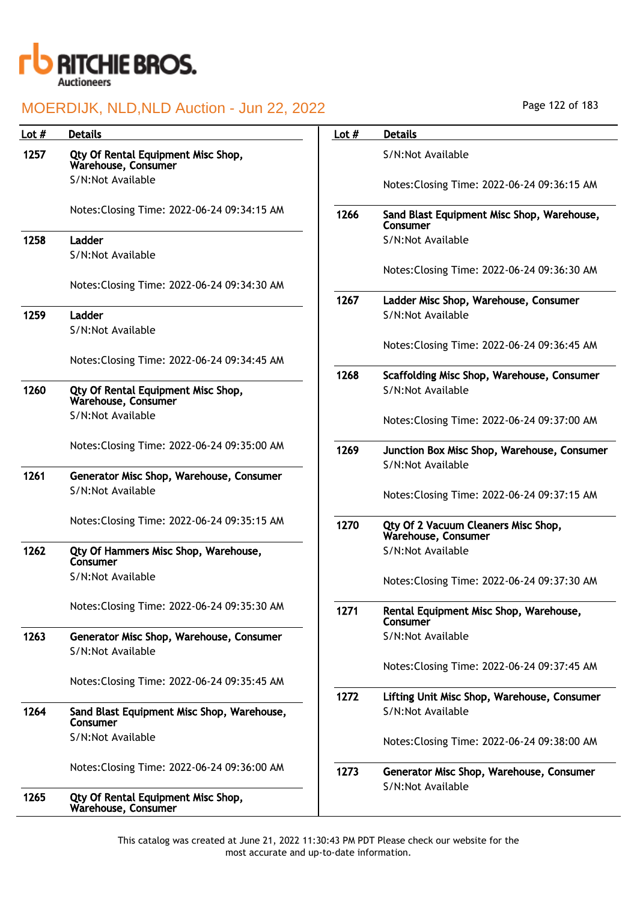MOERDIJK, NLD,NLD Auction - Jun 22, 2022

| Lot # | Details |
|---|---|
| 1257 | **Qty Of Rental Equipment Misc Shop, Warehouse, Consumer**<br>S/N:Not Available<br><br>Notes:Closing Time: 2022-06-24 09:34:15 AM |
| 1258 | **Ladder**<br>S/N:Not Available<br><br>Notes:Closing Time: 2022-06-24 09:34:30 AM |
| 1259 | **Ladder**<br>S/N:Not Available<br><br>Notes:Closing Time: 2022-06-24 09:34:45 AM |
| 1260 | **Qty Of Rental Equipment Misc Shop, Warehouse, Consumer**<br>S/N:Not Available<br><br>Notes:Closing Time: 2022-06-24 09:35:00 AM |
| 1261 | **Generator Misc Shop, Warehouse, Consumer**<br>S/N:Not Available<br><br>Notes:Closing Time: 2022-06-24 09:35:15 AM |
| 1262 | **Qty Of Hammers Misc Shop, Warehouse, Consumer**<br>S/N:Not Available<br><br>Notes:Closing Time: 2022-06-24 09:35:30 AM |
| 1263 | **Generator Misc Shop, Warehouse, Consumer**<br>S/N:Not Available<br><br>Notes:Closing Time: 2022-06-24 09:35:45 AM |
| 1264 | **Sand Blast Equipment Misc Shop, Warehouse, Consumer**<br>S/N:Not Available<br><br>Notes:Closing Time: 2022-06-24 09:36:00 AM |
| 1265 | **Qty Of Rental Equipment Misc Shop, Warehouse, Consumer**<br>S/N:Not Available<br><br>Notes:Closing Time: 2022-06-24 09:36:15 AM |
| 1266 | **Sand Blast Equipment Misc Shop, Warehouse, Consumer**<br>S/N:Not Available<br><br>Notes:Closing Time: 2022-06-24 09:36:30 AM |
| 1267 | **Ladder Misc Shop, Warehouse, Consumer**<br>S/N:Not Available<br><br>Notes:Closing Time: 2022-06-24 09:36:45 AM |
| 1268 | **Scaffolding Misc Shop, Warehouse, Consumer**<br>S/N:Not Available<br><br>Notes:Closing Time: 2022-06-24 09:37:00 AM |
| 1269 | **Junction Box Misc Shop, Warehouse, Consumer**<br>S/N:Not Available<br><br>Notes:Closing Time: 2022-06-24 09:37:15 AM |
| 1270 | **Qty Of 2 Vacuum Cleaners Misc Shop, Warehouse, Consumer**<br>S/N:Not Available<br><br>Notes:Closing Time: 2022-06-24 09:37:30 AM |
| 1271 | **Rental Equipment Misc Shop, Warehouse, Consumer**<br>S/N:Not Available<br><br>Notes:Closing Time: 2022-06-24 09:37:45 AM |
| 1272 | **Lifting Unit Misc Shop, Warehouse, Consumer**<br>S/N:Not Available<br><br>Notes:Closing Time: 2022-06-24 09:38:00 AM |
| 1273 | **Generator Misc Shop, Warehouse, Consumer**<br>S/N:Not Available |

This catalog was created at June 21, 2022 11:30:43 PM PDT Please check our website for the most accurate and up-to-date information.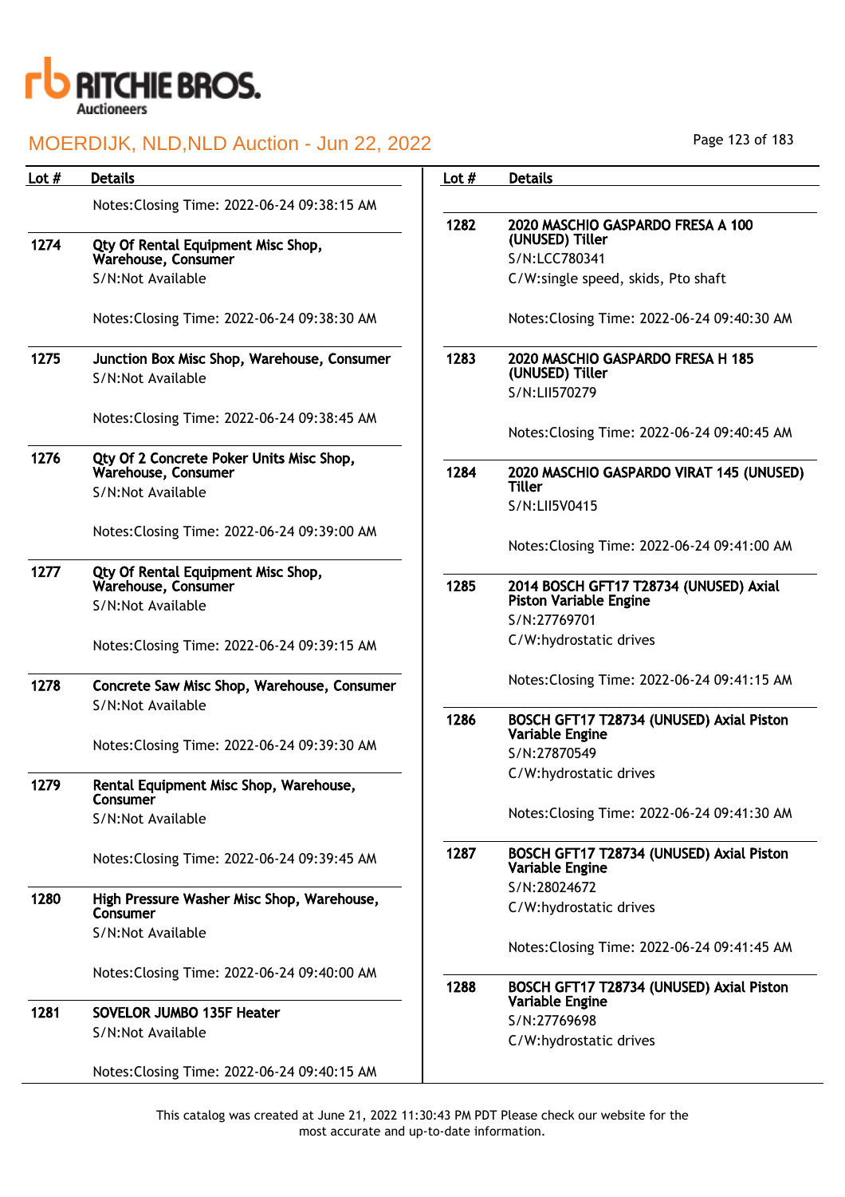| Lot # | Details |
|---|---|
| | Notes:Closing Time: 2022-06-24 09:38:15 AM |
| 1274 | **Qty Of Rental Equipment Misc Shop, Warehouse, Consumer**<br>S/N:Not Available<br><br>Notes:Closing Time: 2022-06-24 09:38:30 AM |
| 1275 | **Junction Box Misc Shop, Warehouse, Consumer**<br>S/N:Not Available<br><br>Notes:Closing Time: 2022-06-24 09:38:45 AM |
| 1276 | **Qty Of 2 Concrete Poker Units Misc Shop, Warehouse, Consumer**<br>S/N:Not Available<br><br>Notes:Closing Time: 2022-06-24 09:39:00 AM |
| 1277 | **Qty Of Rental Equipment Misc Shop, Warehouse, Consumer**<br>S/N:Not Available<br><br>Notes:Closing Time: 2022-06-24 09:39:15 AM |
| 1278 | **Concrete Saw Misc Shop, Warehouse, Consumer**<br>S/N:Not Available<br><br>Notes:Closing Time: 2022-06-24 09:39:30 AM |
| 1279 | **Rental Equipment Misc Shop, Warehouse, Consumer**<br>S/N:Not Available<br><br>Notes:Closing Time: 2022-06-24 09:39:45 AM |
| 1280 | **High Pressure Washer Misc Shop, Warehouse, Consumer**<br>S/N:Not Available<br><br>Notes:Closing Time: 2022-06-24 09:40:00 AM |
| 1281 | **SOVELOR JUMBO 135F Heater**<br>S/N:Not Available<br><br>Notes:Closing Time: 2022-06-24 09:40:15 AM |
| 1282 | **2020 MASCHIO GASPARDO FRESA A 100 (UNUSED) Tiller**<br>S/N:LCC780341<br>C/W:single speed, skids, Pto shaft<br><br>Notes:Closing Time: 2022-06-24 09:40:30 AM |
| 1283 | **2020 MASCHIO GASPARDO FRESA H 185 (UNUSED) Tiller**<br>S/N:LII570279<br><br>Notes:Closing Time: 2022-06-24 09:40:45 AM |
| 1284 | **2020 MASCHIO GASPARDO VIRAT 145 (UNUSED) Tiller**<br>S/N:LII5V0415<br><br>Notes:Closing Time: 2022-06-24 09:41:00 AM |
| 1285 | **2014 BOSCH GFT17 T28734 (UNUSED) Axial Piston Variable Engine**<br>S/N:27769701<br>C/W:hydrostatic drives<br><br>Notes:Closing Time: 2022-06-24 09:41:15 AM |
| 1286 | **BOSCH GFT17 T28734 (UNUSED) Axial Piston Variable Engine**<br>S/N:27870549<br>C/W:hydrostatic drives<br><br>Notes:Closing Time: 2022-06-24 09:41:30 AM |
| 1287 | **BOSCH GFT17 T28734 (UNUSED) Axial Piston Variable Engine**<br>S/N:28024672<br>C/W:hydrostatic drives<br><br>Notes:Closing Time: 2022-06-24 09:41:45 AM |
| 1288 | **BOSCH GFT17 T28734 (UNUSED) Axial Piston Variable Engine**<br>S/N:27769698<br>C/W:hydrostatic drives |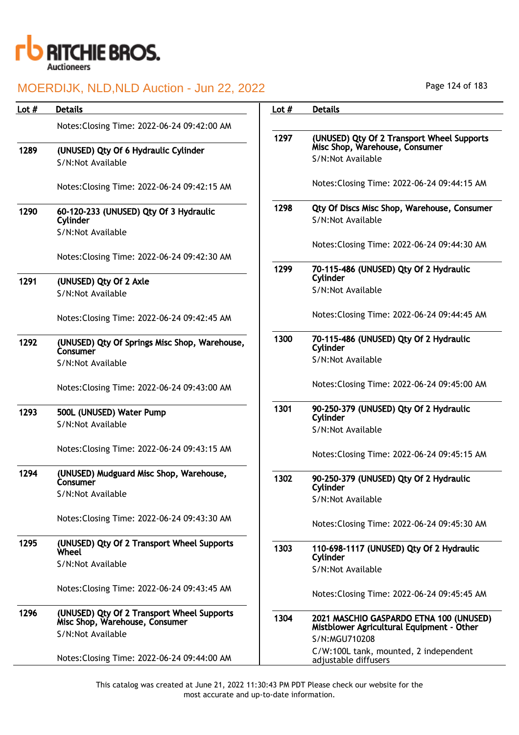| Lot # | Details |
|---|---|
| | Notes:Closing Time: 2022-06-24 09:42:00 AM |
| 1289 | **(UNUSED) Qty Of 6 Hydraulic Cylinder**<br>S/N:Not Available<br><br>Notes:Closing Time: 2022-06-24 09:42:15 AM |
| 1290 | **60-120-233 (UNUSED) Qty Of 3 Hydraulic Cylinder**<br>S/N:Not Available<br><br>Notes:Closing Time: 2022-06-24 09:42:30 AM |
| 1291 | **(UNUSED) Qty Of 2 Axle**<br>S/N:Not Available<br><br>Notes:Closing Time: 2022-06-24 09:42:45 AM |
| 1292 | **(UNUSED) Qty Of Springs Misc Shop, Warehouse, Consumer**<br>S/N:Not Available<br><br>Notes:Closing Time: 2022-06-24 09:43:00 AM |
| 1293 | **500L (UNUSED) Water Pump**<br>S/N:Not Available<br><br>Notes:Closing Time: 2022-06-24 09:43:15 AM |
| 1294 | **(UNUSED) Mudguard Misc Shop, Warehouse, Consumer**<br>S/N:Not Available<br><br>Notes:Closing Time: 2022-06-24 09:43:30 AM |
| 1295 | **(UNUSED) Qty Of 2 Transport Wheel Supports Wheel**<br>S/N:Not Available<br><br>Notes:Closing Time: 2022-06-24 09:43:45 AM |
| 1296 | **(UNUSED) Qty Of 2 Transport Wheel Supports Misc Shop, Warehouse, Consumer**<br>S/N:Not Available<br><br>Notes:Closing Time: 2022-06-24 09:44:00 AM |
| 1297 | **(UNUSED) Qty Of 2 Transport Wheel Supports Misc Shop, Warehouse, Consumer**<br>S/N:Not Available<br><br>Notes:Closing Time: 2022-06-24 09:44:15 AM |
| 1298 | **Qty Of Discs Misc Shop, Warehouse, Consumer**<br>S/N:Not Available<br><br>Notes:Closing Time: 2022-06-24 09:44:30 AM |
| 1299 | **70-115-486 (UNUSED) Qty Of 2 Hydraulic Cylinder**<br>S/N:Not Available<br><br>Notes:Closing Time: 2022-06-24 09:44:45 AM |
| 1300 | **70-115-486 (UNUSED) Qty Of 2 Hydraulic Cylinder**<br>S/N:Not Available<br><br>Notes:Closing Time: 2022-06-24 09:45:00 AM |
| 1301 | **90-250-379 (UNUSED) Qty Of 2 Hydraulic Cylinder**<br>S/N:Not Available<br><br>Notes:Closing Time: 2022-06-24 09:45:15 AM |
| 1302 | **90-250-379 (UNUSED) Qty Of 2 Hydraulic Cylinder**<br>S/N:Not Available<br><br>Notes:Closing Time: 2022-06-24 09:45:30 AM |
| 1303 | **110-698-1117 (UNUSED) Qty Of 2 Hydraulic Cylinder**<br>S/N:Not Available<br><br>Notes:Closing Time: 2022-06-24 09:45:45 AM |
| 1304 | **2021 MASCHIO GASPARDO ETNA 100 (UNUSED) Mistblower Agricultural Equipment - Other**<br>S/N:MGU710208<br>C/W:100L tank, mounted, 2 independent adjustable diffusers |

This catalog was created at June 21, 2022 11:30:43 PM PDT Please check our website for the most accurate and up-to-date information.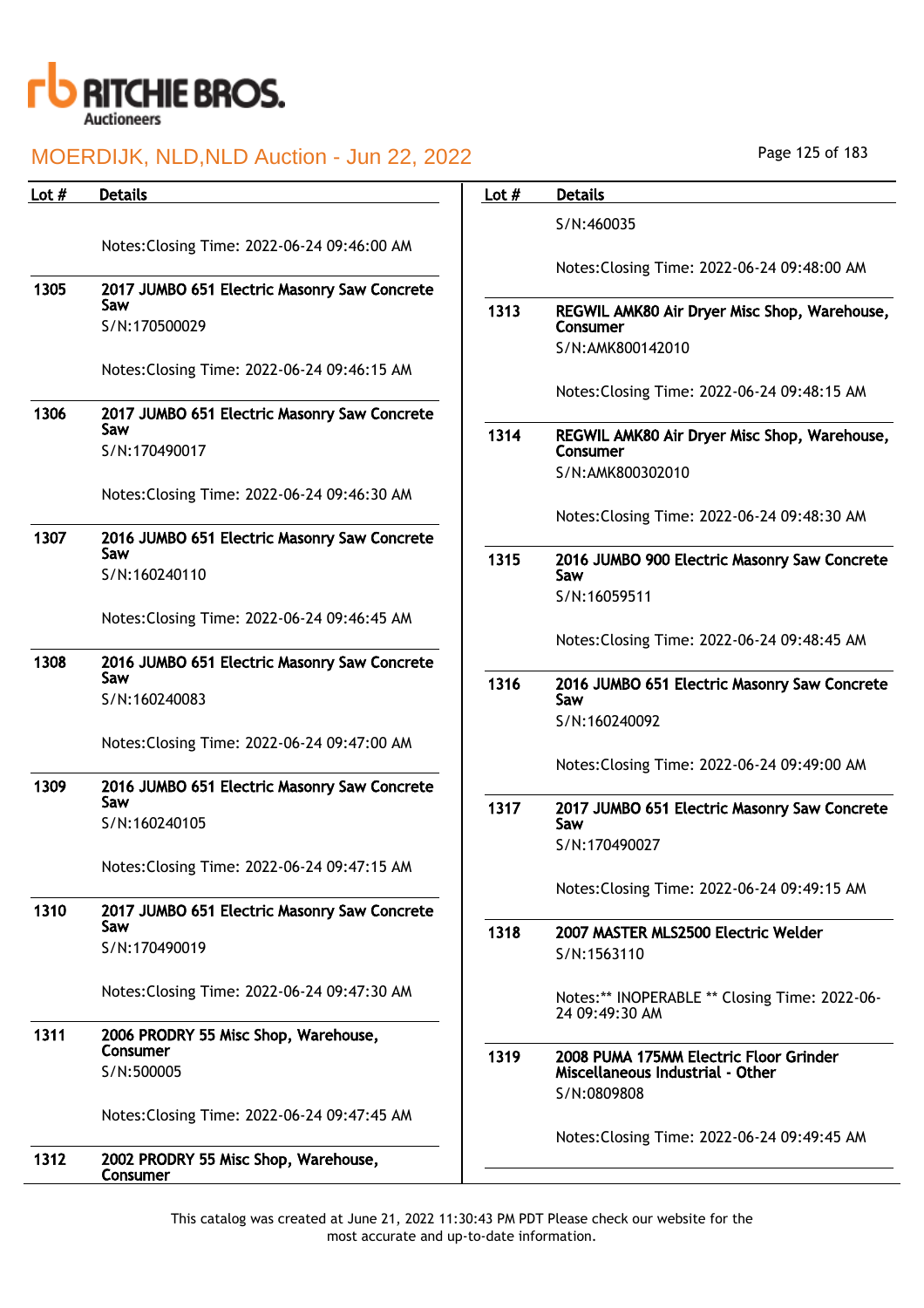| Lot # | Details |
|---|---|
| | Notes:Closing Time: 2022-06-24 09:46:00 AM |
| 1305 | **2017 JUMBO 651 Electric Masonry Saw Concrete Saw**<br>S/N:170500029<br><br>Notes:Closing Time: 2022-06-24 09:46:15 AM |
| 1306 | **2017 JUMBO 651 Electric Masonry Saw Concrete Saw**<br>S/N:170490017<br><br>Notes:Closing Time: 2022-06-24 09:46:30 AM |
| 1307 | **2016 JUMBO 651 Electric Masonry Saw Concrete Saw**<br>S/N:160240110<br><br>Notes:Closing Time: 2022-06-24 09:46:45 AM |
| 1308 | **2016 JUMBO 651 Electric Masonry Saw Concrete Saw**<br>S/N:160240083<br><br>Notes:Closing Time: 2022-06-24 09:47:00 AM |
| 1309 | **2016 JUMBO 651 Electric Masonry Saw Concrete Saw**<br>S/N:160240105<br><br>Notes:Closing Time: 2022-06-24 09:47:15 AM |
| 1310 | **2017 JUMBO 651 Electric Masonry Saw Concrete Saw**<br>S/N:170490019<br><br>Notes:Closing Time: 2022-06-24 09:47:30 AM |
| 1311 | **2006 PRODRY 55 Misc Shop, Warehouse, Consumer**<br>S/N:500005<br><br>Notes:Closing Time: 2022-06-24 09:47:45 AM |
| 1312 | **2002 PRODRY 55 Misc Shop, Warehouse, Consumer**<br>S/N:460035<br><br>Notes:Closing Time: 2022-06-24 09:48:00 AM |
| 1313 | **REGWIL AMK80 Air Dryer Misc Shop, Warehouse, Consumer**<br>S/N:AMK800142010<br><br>Notes:Closing Time: 2022-06-24 09:48:15 AM |
| 1314 | **REGWIL AMK80 Air Dryer Misc Shop, Warehouse, Consumer**<br>S/N:AMK800302010<br><br>Notes:Closing Time: 2022-06-24 09:48:30 AM |
| 1315 | **2016 JUMBO 900 Electric Masonry Saw Concrete Saw**<br>S/N:16059511<br><br>Notes:Closing Time: 2022-06-24 09:48:45 AM |
| 1316 | **2016 JUMBO 651 Electric Masonry Saw Concrete Saw**<br>S/N:160240092<br><br>Notes:Closing Time: 2022-06-24 09:49:00 AM |
| 1317 | **2017 JUMBO 651 Electric Masonry Saw Concrete Saw**<br>S/N:170490027<br><br>Notes:Closing Time: 2022-06-24 09:49:15 AM |
| 1318 | **2007 MASTER MLS2500 Electric Welder**<br>S/N:1563110<br><br>Notes:** INOPERABLE ** Closing Time: 2022-06-24 09:49:30 AM |
| 1319 | **2008 PUMA 175MM Electric Floor Grinder Miscellaneous Industrial - Other**<br>S/N:0809808<br><br>Notes:Closing Time: 2022-06-24 09:49:45 AM |

This catalog was created at June 21, 2022 11:30:43 PM PDT Please check our website for the most accurate and up-to-date information.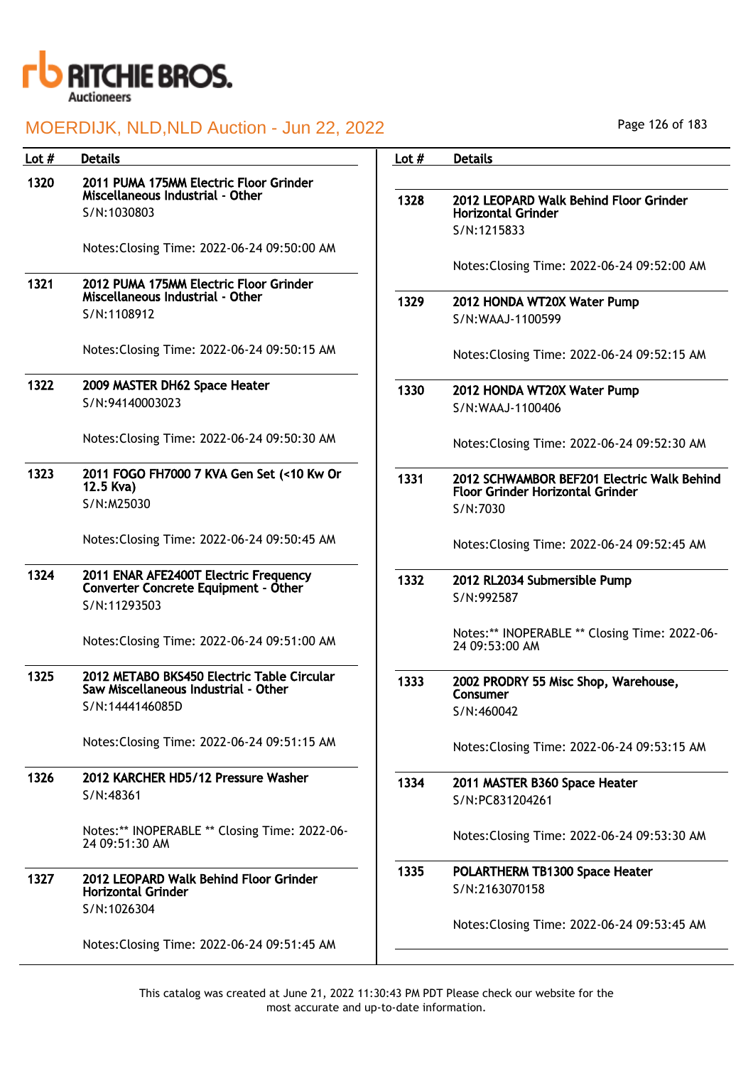| Lot # | Details |
| --- | --- |
| 1320 | **2011 PUMA 175MM Electric Floor Grinder Miscellaneous Industrial - Other**<br>S/N:1030803<br><br>Notes:Closing Time: 2022-06-24 09:50:00 AM |
| 1321 | **2012 PUMA 175MM Electric Floor Grinder Miscellaneous Industrial - Other**<br>S/N:1108912<br><br>Notes:Closing Time: 2022-06-24 09:50:15 AM |
| 1322 | **2009 MASTER DH62 Space Heater**<br>S/N:94140003023<br><br>Notes:Closing Time: 2022-06-24 09:50:30 AM |
| 1323 | **2011 FOGO FH7000 7 KVA Gen Set (<10 Kw Or 12.5 Kva)**<br>S/N:M25030<br><br>Notes:Closing Time: 2022-06-24 09:50:45 AM |
| 1324 | **2011 ENAR AFE2400T Electric Frequency Converter Concrete Equipment - Other**<br>S/N:11293503<br><br>Notes:Closing Time: 2022-06-24 09:51:00 AM |
| 1325 | **2012 METABO BKS450 Electric Table Circular Saw Miscellaneous Industrial - Other**<br>S/N:1444146085D<br><br>Notes:Closing Time: 2022-06-24 09:51:15 AM |
| 1326 | **2012 KARCHER HD5/12 Pressure Washer**<br>S/N:48361<br><br>Notes:** INOPERABLE ** Closing Time: 2022-06-24 09:51:30 AM |
| 1327 | **2012 LEOPARD Walk Behind Floor Grinder Horizontal Grinder**<br>S/N:1026304<br><br>Notes:Closing Time: 2022-06-24 09:51:45 AM |
| 1328 | **2012 LEOPARD Walk Behind Floor Grinder Horizontal Grinder**<br>S/N:1215833<br><br>Notes:Closing Time: 2022-06-24 09:52:00 AM |
| 1329 | **2012 HONDA WT20X Water Pump**<br>S/N:WAAJ-1100599<br><br>Notes:Closing Time: 2022-06-24 09:52:15 AM |
| 1330 | **2012 HONDA WT20X Water Pump**<br>S/N:WAAJ-1100406<br><br>Notes:Closing Time: 2022-06-24 09:52:30 AM |
| 1331 | **2012 SCHWAMBOR BEF201 Electric Walk Behind Floor Grinder Horizontal Grinder**<br>S/N:7030<br><br>Notes:Closing Time: 2022-06-24 09:52:45 AM |
| 1332 | **2012 RL2034 Submersible Pump**<br>S/N:992587<br><br>Notes:** INOPERABLE ** Closing Time: 2022-06-24 09:53:00 AM |
| 1333 | **2002 PRODRY 55 Misc Shop, Warehouse, Consumer**<br>S/N:460042<br><br>Notes:Closing Time: 2022-06-24 09:53:15 AM |
| 1334 | **2011 MASTER B360 Space Heater**<br>S/N:PC831204261<br><br>Notes:Closing Time: 2022-06-24 09:53:30 AM |
| 1335 | **POLARTHERM TB1300 Space Heater**<br>S/N:2163070158<br><br>Notes:Closing Time: 2022-06-24 09:53:45 AM |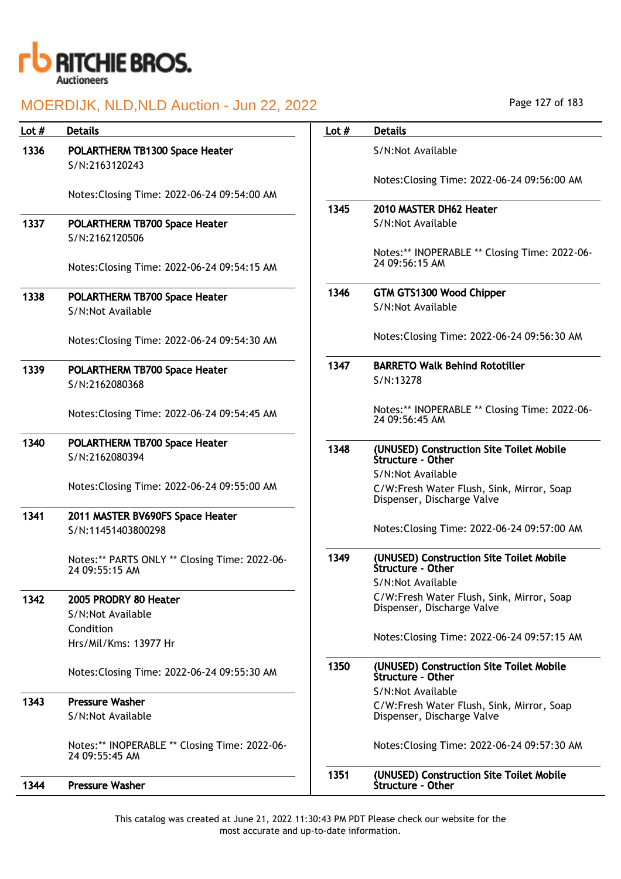# MOERDIJK, NLD,NLD Auction - Jun 22, 2022

| Lot # | Details |
|---|---|
| 1336 | **POLARTHERM TB1300 Space Heater**<br>S/N:2163120243<br><br>Notes:Closing Time: 2022-06-24 09:54:00 AM |
| 1337 | **POLARTHERM TB700 Space Heater**<br>S/N:2162120506<br><br>Notes:Closing Time: 2022-06-24 09:54:15 AM |
| 1338 | **POLARTHERM TB700 Space Heater**<br>S/N:Not Available<br><br>Notes:Closing Time: 2022-06-24 09:54:30 AM |
| 1339 | **POLARTHERM TB700 Space Heater**<br>S/N:2162080368<br><br>Notes:Closing Time: 2022-06-24 09:54:45 AM |
| 1340 | **POLARTHERM TB700 Space Heater**<br>S/N:2162080394<br><br>Notes:Closing Time: 2022-06-24 09:55:00 AM |
| 1341 | **2011 MASTER BV690FS Space Heater**<br>S/N:11451403800298<br><br>Notes:** PARTS ONLY ** Closing Time: 2022-06-24 09:55:15 AM |
| 1342 | **2005 PRODRY 80 Heater**<br>S/N:Not Available<br>Condition<br>Hrs/Mil/Kms: 13977 Hr<br><br>Notes:Closing Time: 2022-06-24 09:55:30 AM |
| 1343 | **Pressure Washer**<br>S/N:Not Available<br><br>Notes:** INOPERABLE ** Closing Time: 2022-06-24 09:55:45 AM |
| 1344 | **Pressure Washer**<br>S/N:Not Available<br><br>Notes:Closing Time: 2022-06-24 09:56:00 AM |
| 1345 | **2010 MASTER DH62 Heater**<br>S/N:Not Available<br><br>Notes:** INOPERABLE ** Closing Time: 2022-06-24 09:56:15 AM |
| 1346 | **GTM GTS1300 Wood Chipper**<br>S/N:Not Available<br><br>Notes:Closing Time: 2022-06-24 09:56:30 AM |
| 1347 | **BARRETO Walk Behind Rototiller**<br>S/N:13278<br><br>Notes:** INOPERABLE ** Closing Time: 2022-06-24 09:56:45 AM |
| 1348 | **(UNUSED) Construction Site Toilet Mobile Structure - Other**<br>S/N:Not Available<br>C/W:Fresh Water Flush, Sink, Mirror, Soap Dispenser, Discharge Valve<br><br>Notes:Closing Time: 2022-06-24 09:57:00 AM |
| 1349 | **(UNUSED) Construction Site Toilet Mobile Structure - Other**<br>S/N:Not Available<br>C/W:Fresh Water Flush, Sink, Mirror, Soap Dispenser, Discharge Valve<br><br>Notes:Closing Time: 2022-06-24 09:57:15 AM |
| 1350 | **(UNUSED) Construction Site Toilet Mobile Structure - Other**<br>S/N:Not Available<br>C/W:Fresh Water Flush, Sink, Mirror, Soap Dispenser, Discharge Valve<br><br>Notes:Closing Time: 2022-06-24 09:57:30 AM |
| 1351 | **(UNUSED) Construction Site Toilet Mobile Structure - Other** |

This catalog was created at June 21, 2022 11:30:43 PM PDT Please check our website for the most accurate and up-to-date information.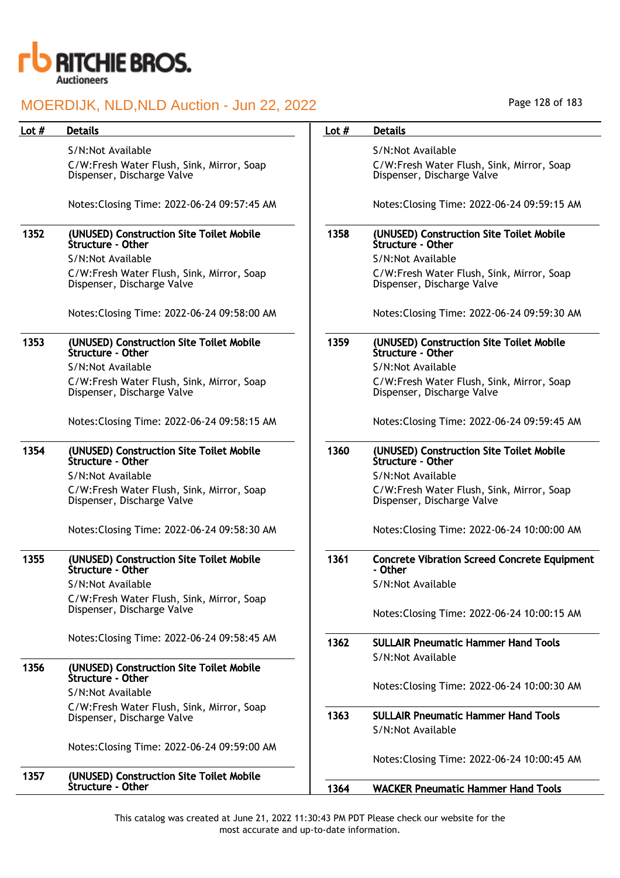| Lot # | Details |
|---|---|
| | S/N:Not Available<br>C/W:Fresh Water Flush, Sink, Mirror, Soap Dispenser, Discharge Valve<br><br>Notes:Closing Time: 2022-06-24 09:57:45 AM |
| 1352 | **(UNUSED) Construction Site Toilet Mobile Structure - Other**<br>S/N:Not Available<br>C/W:Fresh Water Flush, Sink, Mirror, Soap Dispenser, Discharge Valve<br><br>Notes:Closing Time: 2022-06-24 09:58:00 AM |
| 1353 | **(UNUSED) Construction Site Toilet Mobile Structure - Other**<br>S/N:Not Available<br>C/W:Fresh Water Flush, Sink, Mirror, Soap Dispenser, Discharge Valve<br><br>Notes:Closing Time: 2022-06-24 09:58:15 AM |
| 1354 | **(UNUSED) Construction Site Toilet Mobile Structure - Other**<br>S/N:Not Available<br>C/W:Fresh Water Flush, Sink, Mirror, Soap Dispenser, Discharge Valve<br><br>Notes:Closing Time: 2022-06-24 09:58:30 AM |
| 1355 | **(UNUSED) Construction Site Toilet Mobile Structure - Other**<br>S/N:Not Available<br>C/W:Fresh Water Flush, Sink, Mirror, Soap Dispenser, Discharge Valve<br><br>Notes:Closing Time: 2022-06-24 09:58:45 AM |
| 1356 | **(UNUSED) Construction Site Toilet Mobile Structure - Other**<br>S/N:Not Available<br>C/W:Fresh Water Flush, Sink, Mirror, Soap Dispenser, Discharge Valve<br><br>Notes:Closing Time: 2022-06-24 09:59:00 AM |
| 1357 | **(UNUSED) Construction Site Toilet Mobile Structure - Other**<br>S/N:Not Available<br>C/W:Fresh Water Flush, Sink, Mirror, Soap Dispenser, Discharge Valve<br><br>Notes:Closing Time: 2022-06-24 09:59:15 AM |
| 1358 | **(UNUSED) Construction Site Toilet Mobile Structure - Other**<br>S/N:Not Available<br>C/W:Fresh Water Flush, Sink, Mirror, Soap Dispenser, Discharge Valve<br><br>Notes:Closing Time: 2022-06-24 09:59:30 AM |
| 1359 | **(UNUSED) Construction Site Toilet Mobile Structure - Other**<br>S/N:Not Available<br>C/W:Fresh Water Flush, Sink, Mirror, Soap Dispenser, Discharge Valve<br><br>Notes:Closing Time: 2022-06-24 09:59:45 AM |
| 1360 | **(UNUSED) Construction Site Toilet Mobile Structure - Other**<br>S/N:Not Available<br>C/W:Fresh Water Flush, Sink, Mirror, Soap Dispenser, Discharge Valve<br><br>Notes:Closing Time: 2022-06-24 10:00:00 AM |
| 1361 | **Concrete Vibration Screed Concrete Equipment - Other**<br>S/N:Not Available<br><br>Notes:Closing Time: 2022-06-24 10:00:15 AM |
| 1362 | **SULLAIR Pneumatic Hammer Hand Tools**<br>S/N:Not Available<br><br>Notes:Closing Time: 2022-06-24 10:00:30 AM |
| 1363 | **SULLAIR Pneumatic Hammer Hand Tools**<br>S/N:Not Available<br><br>Notes:Closing Time: 2022-06-24 10:00:45 AM |
| 1364 | **WACKER Pneumatic Hammer Hand Tools** |

This catalog was created at June 21, 2022 11:30:43 PM PDT Please check our website for the most accurate and up-to-date information.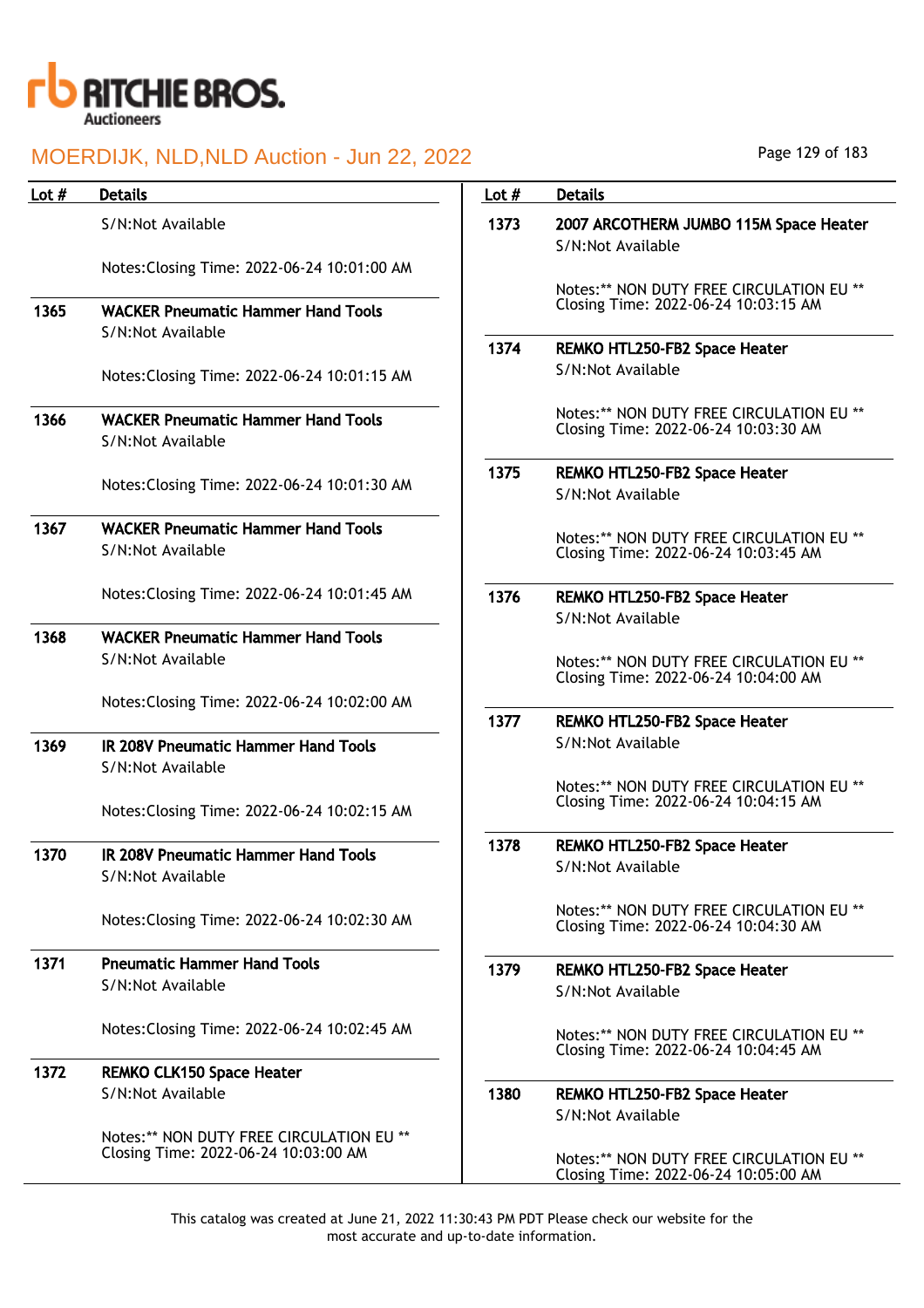# MOERDIJK, NLD,NLD Auction - Jun 22, 2022

| Lot # | Details |
|---|---|
| | S/N:Not Available<br><br>Notes:Closing Time: 2022-06-24 10:01:00 AM |
| 1365 | **WACKER Pneumatic Hammer Hand Tools**<br>S/N:Not Available<br><br>Notes:Closing Time: 2022-06-24 10:01:15 AM |
| 1366 | **WACKER Pneumatic Hammer Hand Tools**<br>S/N:Not Available<br><br>Notes:Closing Time: 2022-06-24 10:01:30 AM |
| 1367 | **WACKER Pneumatic Hammer Hand Tools**<br>S/N:Not Available<br><br>Notes:Closing Time: 2022-06-24 10:01:45 AM |
| 1368 | **WACKER Pneumatic Hammer Hand Tools**<br>S/N:Not Available<br><br>Notes:Closing Time: 2022-06-24 10:02:00 AM |
| 1369 | **IR 208V Pneumatic Hammer Hand Tools**<br>S/N:Not Available<br><br>Notes:Closing Time: 2022-06-24 10:02:15 AM |
| 1370 | **IR 208V Pneumatic Hammer Hand Tools**<br>S/N:Not Available<br><br>Notes:Closing Time: 2022-06-24 10:02:30 AM |
| 1371 | **Pneumatic Hammer Hand Tools**<br>S/N:Not Available<br><br>Notes:Closing Time: 2022-06-24 10:02:45 AM |
| 1372 | **REMKO CLK150 Space Heater**<br>S/N:Not Available<br><br>Notes:** NON DUTY FREE CIRCULATION EU **<br>Closing Time: 2022-06-24 10:03:00 AM |
| 1373 | **2007 ARCOTHERM JUMBO 115M Space Heater**<br>S/N:Not Available<br><br>Notes:** NON DUTY FREE CIRCULATION EU **<br>Closing Time: 2022-06-24 10:03:15 AM |
| 1374 | **REMKO HTL250-FB2 Space Heater**<br>S/N:Not Available<br><br>Notes:** NON DUTY FREE CIRCULATION EU **<br>Closing Time: 2022-06-24 10:03:30 AM |
| 1375 | **REMKO HTL250-FB2 Space Heater**<br>S/N:Not Available<br><br>Notes:** NON DUTY FREE CIRCULATION EU **<br>Closing Time: 2022-06-24 10:03:45 AM |
| 1376 | **REMKO HTL250-FB2 Space Heater**<br>S/N:Not Available<br><br>Notes:** NON DUTY FREE CIRCULATION EU **<br>Closing Time: 2022-06-24 10:04:00 AM |
| 1377 | **REMKO HTL250-FB2 Space Heater**<br>S/N:Not Available<br><br>Notes:** NON DUTY FREE CIRCULATION EU **<br>Closing Time: 2022-06-24 10:04:15 AM |
| 1378 | **REMKO HTL250-FB2 Space Heater**<br>S/N:Not Available<br><br>Notes:** NON DUTY FREE CIRCULATION EU **<br>Closing Time: 2022-06-24 10:04:30 AM |
| 1379 | **REMKO HTL250-FB2 Space Heater**<br>S/N:Not Available<br><br>Notes:** NON DUTY FREE CIRCULATION EU **<br>Closing Time: 2022-06-24 10:04:45 AM |
| 1380 | **REMKO HTL250-FB2 Space Heater**<br>S/N:Not Available<br><br>Notes:** NON DUTY FREE CIRCULATION EU **<br>Closing Time: 2022-06-24 10:05:00 AM |

This catalog was created at June 21, 2022 11:30:43 PM PDT Please check our website for the most accurate and up-to-date information.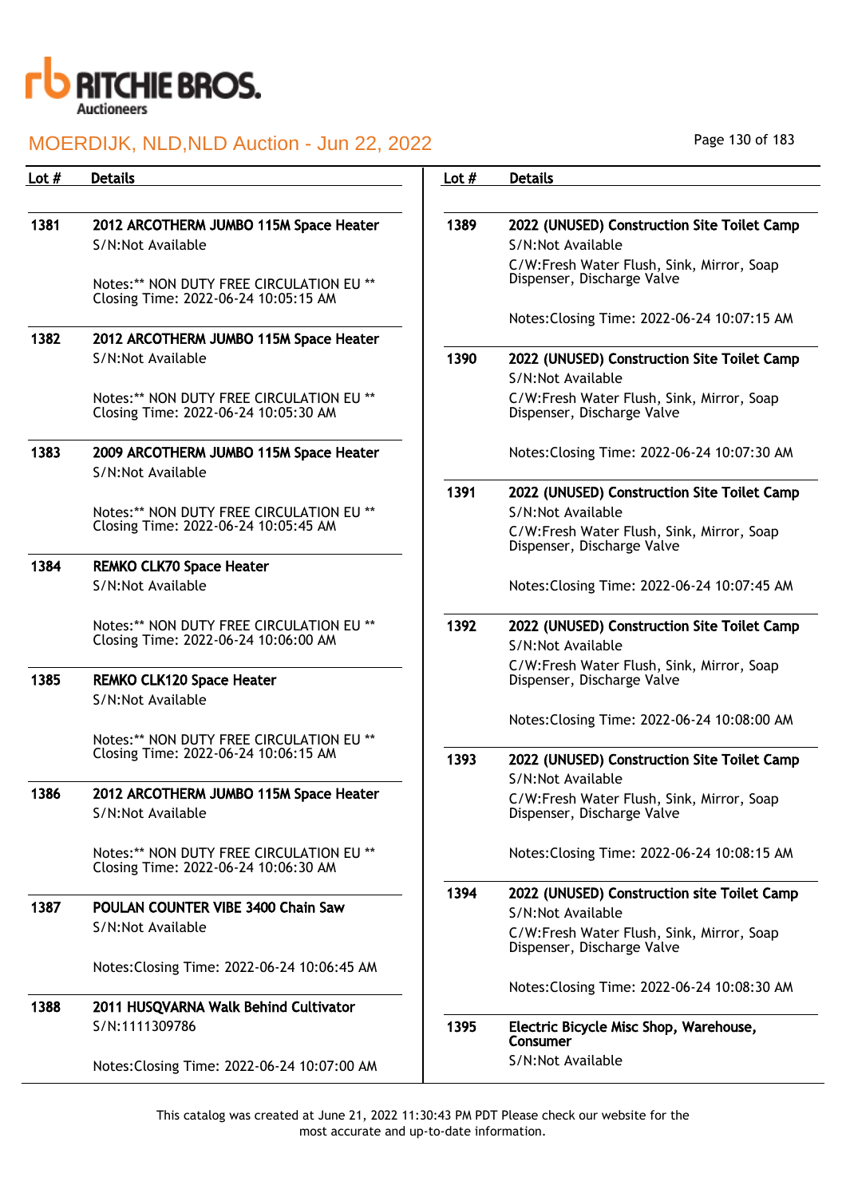| Lot # | Details |
|---|---|
| 1381 | **2012 ARCOTHERM JUMBO 115M Space Heater**<br>S/N:Not Available<br><br>Notes:** NON DUTY FREE CIRCULATION EU **<br>Closing Time: 2022-06-24 10:05:15 AM |
| 1382 | **2012 ARCOTHERM JUMBO 115M Space Heater**<br>S/N:Not Available<br><br>Notes:** NON DUTY FREE CIRCULATION EU **<br>Closing Time: 2022-06-24 10:05:30 AM |
| 1383 | **2009 ARCOTHERM JUMBO 115M Space Heater**<br>S/N:Not Available<br><br>Notes:** NON DUTY FREE CIRCULATION EU **<br>Closing Time: 2022-06-24 10:05:45 AM |
| 1384 | **REMKO CLK70 Space Heater**<br>S/N:Not Available<br><br>Notes:** NON DUTY FREE CIRCULATION EU **<br>Closing Time: 2022-06-24 10:06:00 AM |
| 1385 | **REMKO CLK120 Space Heater**<br>S/N:Not Available<br><br>Notes:** NON DUTY FREE CIRCULATION EU **<br>Closing Time: 2022-06-24 10:06:15 AM |
| 1386 | **2012 ARCOTHERM JUMBO 115M Space Heater**<br>S/N:Not Available<br><br>Notes:** NON DUTY FREE CIRCULATION EU **<br>Closing Time: 2022-06-24 10:06:30 AM |
| 1387 | **POULAN COUNTER VIBE 3400 Chain Saw**<br>S/N:Not Available<br><br>Notes:Closing Time: 2022-06-24 10:06:45 AM |
| 1388 | **2011 HUSQVARNA Walk Behind Cultivator**<br>S/N:1111309786<br><br>Notes:Closing Time: 2022-06-24 10:07:00 AM |
| 1389 | **2022 (UNUSED) Construction Site Toilet Camp**<br>S/N:Not Available<br>C/W:Fresh Water Flush, Sink, Mirror, Soap Dispenser, Discharge Valve<br><br>Notes:Closing Time: 2022-06-24 10:07:15 AM |
| 1390 | **2022 (UNUSED) Construction Site Toilet Camp**<br>S/N:Not Available<br>C/W:Fresh Water Flush, Sink, Mirror, Soap Dispenser, Discharge Valve<br><br>Notes:Closing Time: 2022-06-24 10:07:30 AM |
| 1391 | **2022 (UNUSED) Construction Site Toilet Camp**<br>S/N:Not Available<br>C/W:Fresh Water Flush, Sink, Mirror, Soap Dispenser, Discharge Valve<br><br>Notes:Closing Time: 2022-06-24 10:07:45 AM |
| 1392 | **2022 (UNUSED) Construction Site Toilet Camp**<br>S/N:Not Available<br>C/W:Fresh Water Flush, Sink, Mirror, Soap Dispenser, Discharge Valve<br><br>Notes:Closing Time: 2022-06-24 10:08:00 AM |
| 1393 | **2022 (UNUSED) Construction Site Toilet Camp**<br>S/N:Not Available<br>C/W:Fresh Water Flush, Sink, Mirror, Soap Dispenser, Discharge Valve<br><br>Notes:Closing Time: 2022-06-24 10:08:15 AM |
| 1394 | **2022 (UNUSED) Construction site Toilet Camp**<br>S/N:Not Available<br>C/W:Fresh Water Flush, Sink, Mirror, Soap Dispenser, Discharge Valve<br><br>Notes:Closing Time: 2022-06-24 10:08:30 AM |
| 1395 | **Electric Bicycle Misc Shop, Warehouse, Consumer**<br>S/N:Not Available |

This catalog was created at June 21, 2022 11:30:43 PM PDT Please check our website for the most accurate and up-to-date information.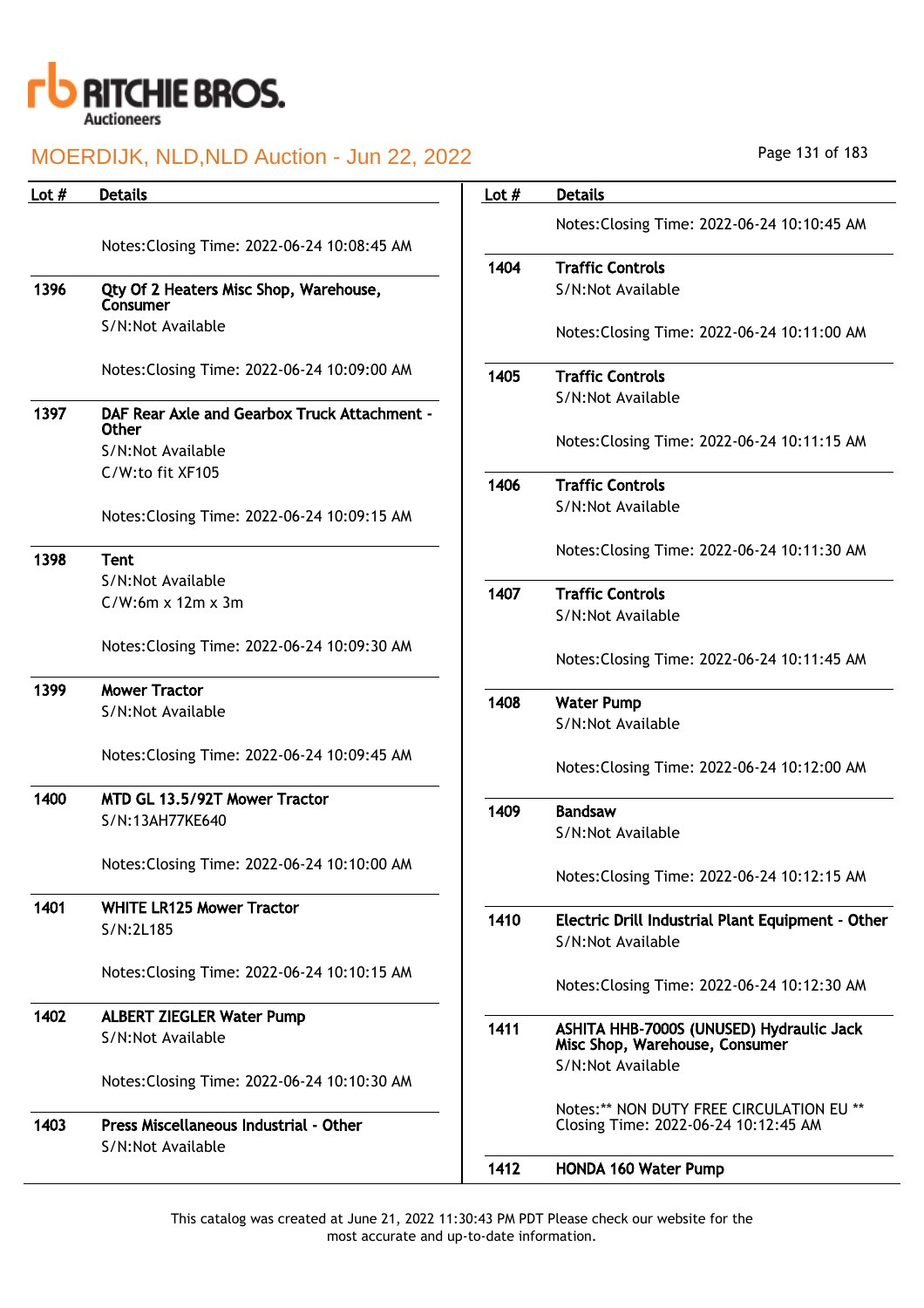| Lot # | Details |
|---|---|
| | Notes:Closing Time: 2022-06-24 10:08:45 AM |
| 1396 | **Qty Of 2 Heaters Misc Shop, Warehouse, Consumer**<br>S/N:Not Available<br><br>Notes:Closing Time: 2022-06-24 10:09:00 AM |
| 1397 | **DAF Rear Axle and Gearbox Truck Attachment - Other**<br>S/N:Not Available<br>C/W:to fit XF105<br><br>Notes:Closing Time: 2022-06-24 10:09:15 AM |
| 1398 | **Tent**<br>S/N:Not Available<br>C/W:6m x 12m x 3m<br><br>Notes:Closing Time: 2022-06-24 10:09:30 AM |
| 1399 | **Mower Tractor**<br>S/N:Not Available<br><br>Notes:Closing Time: 2022-06-24 10:09:45 AM |
| 1400 | **MTD GL 13.5/92T Mower Tractor**<br>S/N:13AH77KE640<br><br>Notes:Closing Time: 2022-06-24 10:10:00 AM |
| 1401 | **WHITE LR125 Mower Tractor**<br>S/N:2L185<br><br>Notes:Closing Time: 2022-06-24 10:10:15 AM |
| 1402 | **ALBERT ZIEGLER Water Pump**<br>S/N:Not Available<br><br>Notes:Closing Time: 2022-06-24 10:10:30 AM |
| 1403 | **Press Miscellaneous Industrial - Other**<br>S/N:Not Available<br><br>Notes:Closing Time: 2022-06-24 10:10:45 AM |
| 1404 | **Traffic Controls**<br>S/N:Not Available<br><br>Notes:Closing Time: 2022-06-24 10:11:00 AM |
| 1405 | **Traffic Controls**<br>S/N:Not Available<br><br>Notes:Closing Time: 2022-06-24 10:11:15 AM |
| 1406 | **Traffic Controls**<br>S/N:Not Available<br><br>Notes:Closing Time: 2022-06-24 10:11:30 AM |
| 1407 | **Traffic Controls**<br>S/N:Not Available<br><br>Notes:Closing Time: 2022-06-24 10:11:45 AM |
| 1408 | **Water Pump**<br>S/N:Not Available<br><br>Notes:Closing Time: 2022-06-24 10:12:00 AM |
| 1409 | **Bandsaw**<br>S/N:Not Available<br><br>Notes:Closing Time: 2022-06-24 10:12:15 AM |
| 1410 | **Electric Drill Industrial Plant Equipment - Other**<br>S/N:Not Available<br><br>Notes:Closing Time: 2022-06-24 10:12:30 AM |
| 1411 | **ASHITA HHB-7000S (UNUSED) Hydraulic Jack Misc Shop, Warehouse, Consumer**<br>S/N:Not Available<br><br>Notes:** NON DUTY FREE CIRCULATION EU **<br>Closing Time: 2022-06-24 10:12:45 AM |
| 1412 | **HONDA 160 Water Pump** |

This catalog was created at June 21, 2022 11:30:43 PM PDT Please check our website for the most accurate and up-to-date information.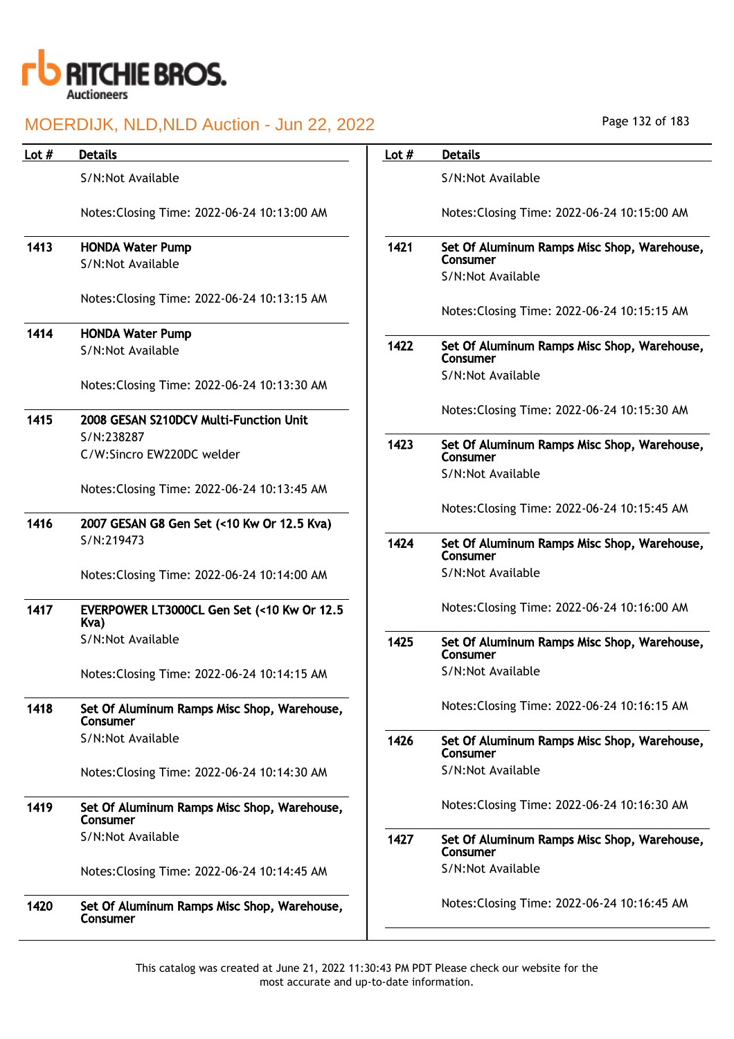| Lot # | Details |
|---|---|
| | S/N:Not Available<br><br>Notes:Closing Time: 2022-06-24 10:13:00 AM |
| 1413 | **HONDA Water Pump**<br>S/N:Not Available<br><br>Notes:Closing Time: 2022-06-24 10:13:15 AM |
| 1414 | **HONDA Water Pump**<br>S/N:Not Available<br><br>Notes:Closing Time: 2022-06-24 10:13:30 AM |
| 1415 | **2008 GESAN S210DCV Multi-Function Unit**<br>S/N:238287<br>C/W:Sincro EW220DC welder<br><br>Notes:Closing Time: 2022-06-24 10:13:45 AM |
| 1416 | **2007 GESAN G8 Gen Set (<10 Kw Or 12.5 Kva)**<br>S/N:219473<br><br>Notes:Closing Time: 2022-06-24 10:14:00 AM |
| 1417 | **EVERPOWER LT3000CL Gen Set (<10 Kw Or 12.5 Kva)**<br>S/N:Not Available<br><br>Notes:Closing Time: 2022-06-24 10:14:15 AM |
| 1418 | **Set Of Aluminum Ramps Misc Shop, Warehouse, Consumer**<br>S/N:Not Available<br><br>Notes:Closing Time: 2022-06-24 10:14:30 AM |
| 1419 | **Set Of Aluminum Ramps Misc Shop, Warehouse, Consumer**<br>S/N:Not Available<br><br>Notes:Closing Time: 2022-06-24 10:14:45 AM |
| 1420 | **Set Of Aluminum Ramps Misc Shop, Warehouse, Consumer**<br>S/N:Not Available<br><br>Notes:Closing Time: 2022-06-24 10:15:00 AM |
| 1421 | **Set Of Aluminum Ramps Misc Shop, Warehouse, Consumer**<br>S/N:Not Available<br><br>Notes:Closing Time: 2022-06-24 10:15:15 AM |
| 1422 | **Set Of Aluminum Ramps Misc Shop, Warehouse, Consumer**<br>S/N:Not Available<br><br>Notes:Closing Time: 2022-06-24 10:15:30 AM |
| 1423 | **Set Of Aluminum Ramps Misc Shop, Warehouse, Consumer**<br>S/N:Not Available<br><br>Notes:Closing Time: 2022-06-24 10:15:45 AM |
| 1424 | **Set Of Aluminum Ramps Misc Shop, Warehouse, Consumer**<br>S/N:Not Available<br><br>Notes:Closing Time: 2022-06-24 10:16:00 AM |
| 1425 | **Set Of Aluminum Ramps Misc Shop, Warehouse, Consumer**<br>S/N:Not Available<br><br>Notes:Closing Time: 2022-06-24 10:16:15 AM |
| 1426 | **Set Of Aluminum Ramps Misc Shop, Warehouse, Consumer**<br>S/N:Not Available<br><br>Notes:Closing Time: 2022-06-24 10:16:30 AM |
| 1427 | **Set Of Aluminum Ramps Misc Shop, Warehouse, Consumer**<br>S/N:Not Available<br><br>Notes:Closing Time: 2022-06-24 10:16:45 AM |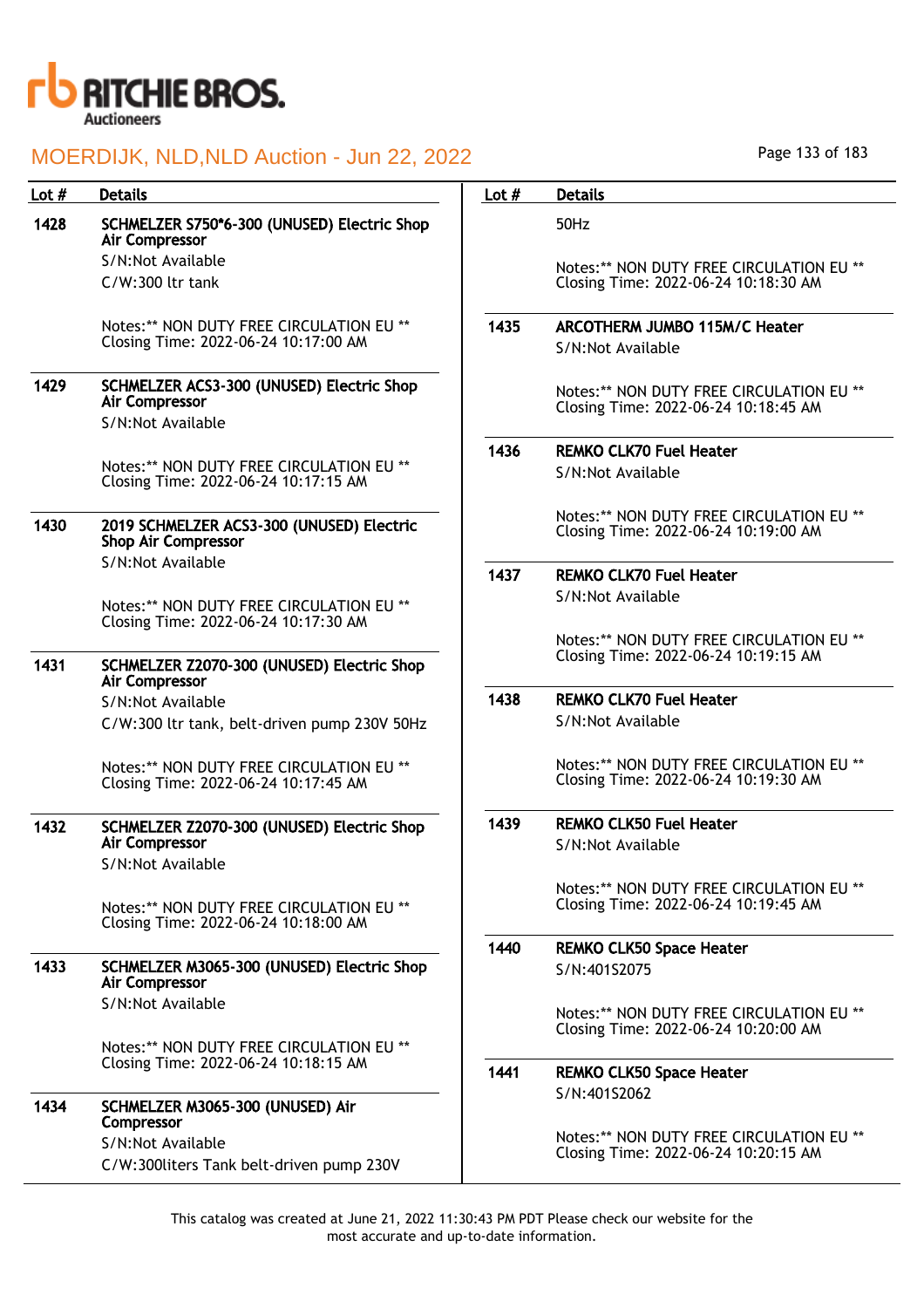| Lot # | Details |
|---|---|
| 1428 | **SCHMELZER S750*6-300 (UNUSED) Electric Shop Air Compressor**<br>S/N:Not Available<br>C/W:300 ltr tank<br><br>Notes:** NON DUTY FREE CIRCULATION EU **<br>Closing Time: 2022-06-24 10:17:00 AM |
| 1429 | **SCHMELZER ACS3-300 (UNUSED) Electric Shop Air Compressor**<br>S/N:Not Available<br><br>Notes:** NON DUTY FREE CIRCULATION EU **<br>Closing Time: 2022-06-24 10:17:15 AM |
| 1430 | **2019 SCHMELZER ACS3-300 (UNUSED) Electric Shop Air Compressor**<br>S/N:Not Available<br><br>Notes:** NON DUTY FREE CIRCULATION EU **<br>Closing Time: 2022-06-24 10:17:30 AM |
| 1431 | **SCHMELZER Z2070-300 (UNUSED) Electric Shop Air Compressor**<br>S/N:Not Available<br>C/W:300 ltr tank, belt-driven pump 230V 50Hz<br><br>Notes:** NON DUTY FREE CIRCULATION EU **<br>Closing Time: 2022-06-24 10:17:45 AM |
| 1432 | **SCHMELZER Z2070-300 (UNUSED) Electric Shop Air Compressor**<br>S/N:Not Available<br><br>Notes:** NON DUTY FREE CIRCULATION EU **<br>Closing Time: 2022-06-24 10:18:00 AM |
| 1433 | **SCHMELZER M3065-300 (UNUSED) Electric Shop Air Compressor**<br>S/N:Not Available<br><br>Notes:** NON DUTY FREE CIRCULATION EU **<br>Closing Time: 2022-06-24 10:18:15 AM |
| 1434 | **SCHMELZER M3065-300 (UNUSED) Air Compressor**<br>S/N:Not Available<br>C/W:300liters Tank belt-driven pump 230V 50Hz<br><br>Notes:** NON DUTY FREE CIRCULATION EU **<br>Closing Time: 2022-06-24 10:18:30 AM |
| 1435 | **ARCOTHERM JUMBO 115M/C Heater**<br>S/N:Not Available<br><br>Notes:** NON DUTY FREE CIRCULATION EU **<br>Closing Time: 2022-06-24 10:18:45 AM |
| 1436 | **REMKO CLK70 Fuel Heater**<br>S/N:Not Available<br><br>Notes:** NON DUTY FREE CIRCULATION EU **<br>Closing Time: 2022-06-24 10:19:00 AM |
| 1437 | **REMKO CLK70 Fuel Heater**<br>S/N:Not Available<br><br>Notes:** NON DUTY FREE CIRCULATION EU **<br>Closing Time: 2022-06-24 10:19:15 AM |
| 1438 | **REMKO CLK70 Fuel Heater**<br>S/N:Not Available<br><br>Notes:** NON DUTY FREE CIRCULATION EU **<br>Closing Time: 2022-06-24 10:19:30 AM |
| 1439 | **REMKO CLK50 Fuel Heater**<br>S/N:Not Available<br><br>Notes:** NON DUTY FREE CIRCULATION EU **<br>Closing Time: 2022-06-24 10:19:45 AM |
| 1440 | **REMKO CLK50 Space Heater**<br>S/N:401S2075<br><br>Notes:** NON DUTY FREE CIRCULATION EU **<br>Closing Time: 2022-06-24 10:20:00 AM |
| 1441 | **REMKO CLK50 Space Heater**<br>S/N:401S2062<br><br>Notes:** NON DUTY FREE CIRCULATION EU **<br>Closing Time: 2022-06-24 10:20:15 AM |

This catalog was created at June 21, 2022 11:30:43 PM PDT Please check our website for the most accurate and up-to-date information.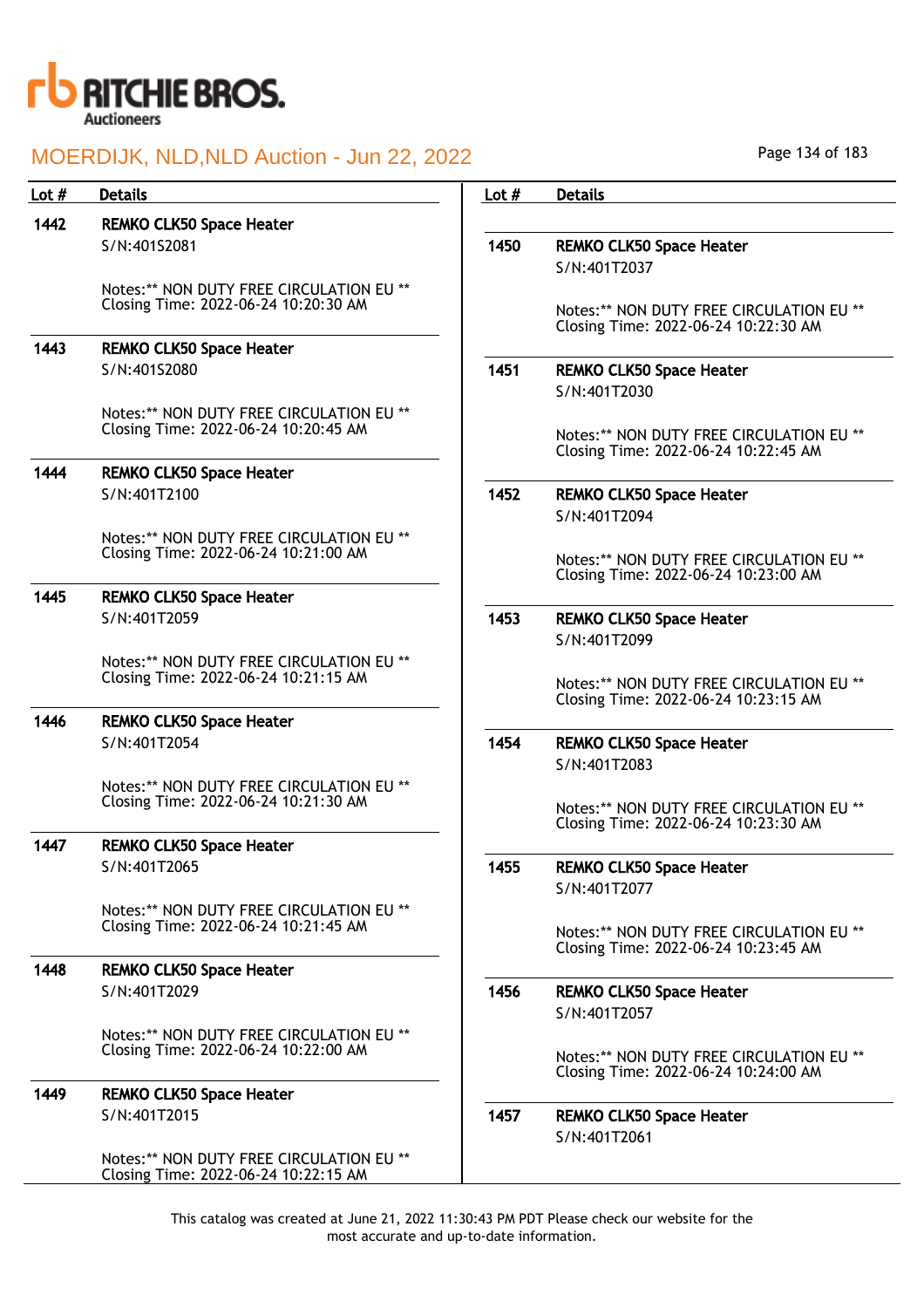| Lot # | Details |
|---|---|
| 1442 | **REMKO CLK50 Space Heater**<br>S/N:401S2081<br><br>Notes:** NON DUTY FREE CIRCULATION EU **<br>Closing Time: 2022-06-24 10:20:30 AM |
| 1443 | **REMKO CLK50 Space Heater**<br>S/N:401S2080<br><br>Notes:** NON DUTY FREE CIRCULATION EU **<br>Closing Time: 2022-06-24 10:20:45 AM |
| 1444 | **REMKO CLK50 Space Heater**<br>S/N:401T2100<br><br>Notes:** NON DUTY FREE CIRCULATION EU **<br>Closing Time: 2022-06-24 10:21:00 AM |
| 1445 | **REMKO CLK50 Space Heater**<br>S/N:401T2059<br><br>Notes:** NON DUTY FREE CIRCULATION EU **<br>Closing Time: 2022-06-24 10:21:15 AM |
| 1446 | **REMKO CLK50 Space Heater**<br>S/N:401T2054<br><br>Notes:** NON DUTY FREE CIRCULATION EU **<br>Closing Time: 2022-06-24 10:21:30 AM |
| 1447 | **REMKO CLK50 Space Heater**<br>S/N:401T2065<br><br>Notes:** NON DUTY FREE CIRCULATION EU **<br>Closing Time: 2022-06-24 10:21:45 AM |
| 1448 | **REMKO CLK50 Space Heater**<br>S/N:401T2029<br><br>Notes:** NON DUTY FREE CIRCULATION EU **<br>Closing Time: 2022-06-24 10:22:00 AM |
| 1449 | **REMKO CLK50 Space Heater**<br>S/N:401T2015<br><br>Notes:** NON DUTY FREE CIRCULATION EU **<br>Closing Time: 2022-06-24 10:22:15 AM |
| 1450 | **REMKO CLK50 Space Heater**<br>S/N:401T2037<br><br>Notes:** NON DUTY FREE CIRCULATION EU **<br>Closing Time: 2022-06-24 10:22:30 AM |
| 1451 | **REMKO CLK50 Space Heater**<br>S/N:401T2030<br><br>Notes:** NON DUTY FREE CIRCULATION EU **<br>Closing Time: 2022-06-24 10:22:45 AM |
| 1452 | **REMKO CLK50 Space Heater**<br>S/N:401T2094<br><br>Notes:** NON DUTY FREE CIRCULATION EU **<br>Closing Time: 2022-06-24 10:23:00 AM |
| 1453 | **REMKO CLK50 Space Heater**<br>S/N:401T2099<br><br>Notes:** NON DUTY FREE CIRCULATION EU **<br>Closing Time: 2022-06-24 10:23:15 AM |
| 1454 | **REMKO CLK50 Space Heater**<br>S/N:401T2083<br><br>Notes:** NON DUTY FREE CIRCULATION EU **<br>Closing Time: 2022-06-24 10:23:30 AM |
| 1455 | **REMKO CLK50 Space Heater**<br>S/N:401T2077<br><br>Notes:** NON DUTY FREE CIRCULATION EU **<br>Closing Time: 2022-06-24 10:23:45 AM |
| 1456 | **REMKO CLK50 Space Heater**<br>S/N:401T2057<br><br>Notes:** NON DUTY FREE CIRCULATION EU **<br>Closing Time: 2022-06-24 10:24:00 AM |
| 1457 | **REMKO CLK50 Space Heater**<br>S/N:401T2061 |

This catalog was created at June 21, 2022 11:30:43 PM PDT Please check our website for the most accurate and up-to-date information.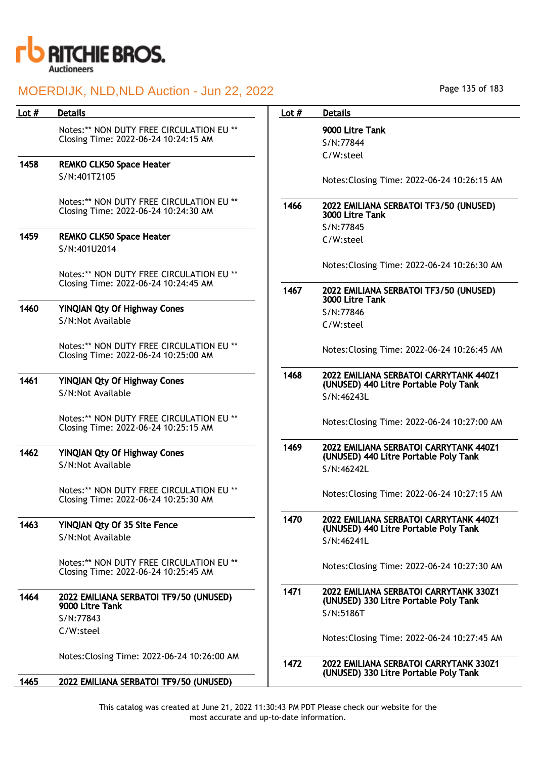| Lot # | Details |
|---|---|
| | Notes:** NON DUTY FREE CIRCULATION EU ** Closing Time: 2022-06-24 10:24:15 AM |
| 1458 | **REMKO CLK50 Space Heater**<br>S/N:401T2105<br><br>Notes:** NON DUTY FREE CIRCULATION EU ** Closing Time: 2022-06-24 10:24:30 AM |
| 1459 | **REMKO CLK50 Space Heater**<br>S/N:401U2014<br><br>Notes:** NON DUTY FREE CIRCULATION EU ** Closing Time: 2022-06-24 10:24:45 AM |
| 1460 | **YINQIAN Qty Of Highway Cones**<br>S/N:Not Available<br><br>Notes:** NON DUTY FREE CIRCULATION EU ** Closing Time: 2022-06-24 10:25:00 AM |
| 1461 | **YINQIAN Qty Of Highway Cones**<br>S/N:Not Available<br><br>Notes:** NON DUTY FREE CIRCULATION EU ** Closing Time: 2022-06-24 10:25:15 AM |
| 1462 | **YINQIAN Qty Of Highway Cones**<br>S/N:Not Available<br><br>Notes:** NON DUTY FREE CIRCULATION EU ** Closing Time: 2022-06-24 10:25:30 AM |
| 1463 | **YINQIAN Qty Of 35 Site Fence**<br>S/N:Not Available<br><br>Notes:** NON DUTY FREE CIRCULATION EU ** Closing Time: 2022-06-24 10:25:45 AM |
| 1464 | **2022 EMILIANA SERBATOI TF9/50 (UNUSED) 9000 Litre Tank**<br>S/N:77843<br>C/W:steel<br><br>Notes:Closing Time: 2022-06-24 10:26:00 AM |
| 1465 | **2022 EMILIANA SERBATOI TF9/50 (UNUSED) 9000 Litre Tank**<br>S/N:77844<br>C/W:steel<br><br>Notes:Closing Time: 2022-06-24 10:26:15 AM |
| 1466 | **2022 EMILIANA SERBATOI TF3/50 (UNUSED) 3000 Litre Tank**<br>S/N:77845<br>C/W:steel<br><br>Notes:Closing Time: 2022-06-24 10:26:30 AM |
| 1467 | **2022 EMILIANA SERBATOI TF3/50 (UNUSED) 3000 Litre Tank**<br>S/N:77846<br>C/W:steel<br><br>Notes:Closing Time: 2022-06-24 10:26:45 AM |
| 1468 | **2022 EMILIANA SERBATOI CARRYTANK 440Z1 (UNUSED) 440 Litre Portable Poly Tank**<br>S/N:46243L<br><br>Notes:Closing Time: 2022-06-24 10:27:00 AM |
| 1469 | **2022 EMILIANA SERBATOI CARRYTANK 440Z1 (UNUSED) 440 Litre Portable Poly Tank**<br>S/N:46242L<br><br>Notes:Closing Time: 2022-06-24 10:27:15 AM |
| 1470 | **2022 EMILIANA SERBATOI CARRYTANK 440Z1 (UNUSED) 440 Litre Portable Poly Tank**<br>S/N:46241L<br><br>Notes:Closing Time: 2022-06-24 10:27:30 AM |
| 1471 | **2022 EMILIANA SERBATOI CARRYTANK 330Z1 (UNUSED) 330 Litre Portable Poly Tank**<br>S/N:5186T<br><br>Notes:Closing Time: 2022-06-24 10:27:45 AM |
| 1472 | **2022 EMILIANA SERBATOI CARRYTANK 330Z1 (UNUSED) 330 Litre Portable Poly Tank** |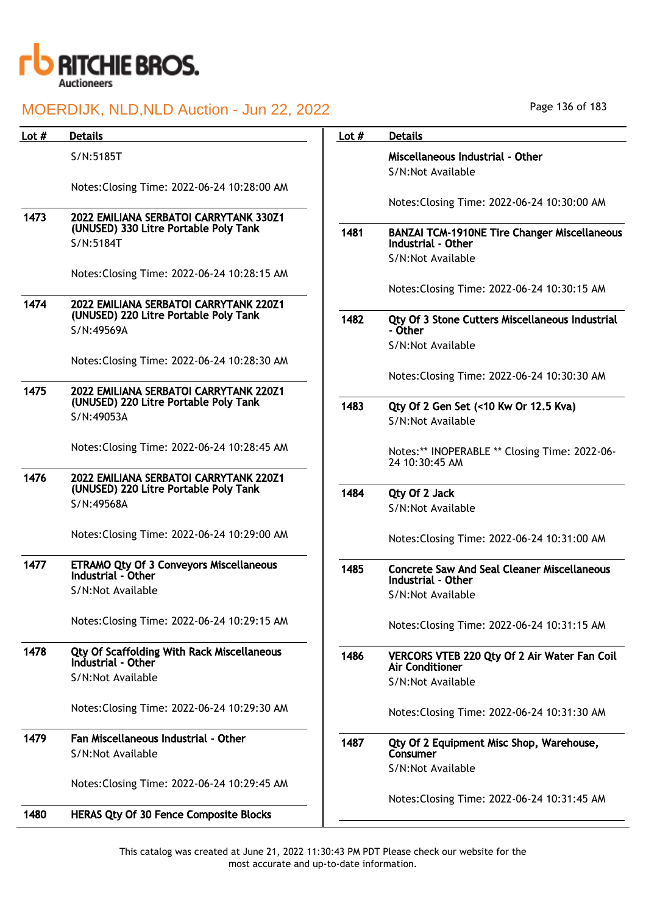# MOERDIJK, NLD,NLD Auction - Jun 22, 2022

| Lot # | Details |
|---|---|
| | S/N:5185T<br><br>Notes:Closing Time: 2022-06-24 10:28:00 AM |
| 1473 | **2022 EMILIANA SERBATOI CARRYTANK 330Z1 (UNUSED) 330 Litre Portable Poly Tank**<br>S/N:5184T<br><br>Notes:Closing Time: 2022-06-24 10:28:15 AM |
| 1474 | **2022 EMILIANA SERBATOI CARRYTANK 220Z1 (UNUSED) 220 Litre Portable Poly Tank**<br>S/N:49569A<br><br>Notes:Closing Time: 2022-06-24 10:28:30 AM |
| 1475 | **2022 EMILIANA SERBATOI CARRYTANK 220Z1 (UNUSED) 220 Litre Portable Poly Tank**<br>S/N:49053A<br><br>Notes:Closing Time: 2022-06-24 10:28:45 AM |
| 1476 | **2022 EMILIANA SERBATOI CARRYTANK 220Z1 (UNUSED) 220 Litre Portable Poly Tank**<br>S/N:49568A<br><br>Notes:Closing Time: 2022-06-24 10:29:00 AM |
| 1477 | **ETRAMO Qty Of 3 Conveyors Miscellaneous Industrial - Other**<br>S/N:Not Available<br><br>Notes:Closing Time: 2022-06-24 10:29:15 AM |
| 1478 | **Qty Of Scaffolding With Rack Miscellaneous Industrial - Other**<br>S/N:Not Available<br><br>Notes:Closing Time: 2022-06-24 10:29:30 AM |
| 1479 | **Fan Miscellaneous Industrial - Other**<br>S/N:Not Available<br><br>Notes:Closing Time: 2022-06-24 10:29:45 AM |
| 1480 | **HERAS Qty Of 30 Fence Composite Blocks Miscellaneous Industrial - Other**<br>S/N:Not Available<br><br>Notes:Closing Time: 2022-06-24 10:30:00 AM |
| 1481 | **BANZAI TCM-1910NE Tire Changer Miscellaneous Industrial - Other**<br>S/N:Not Available<br><br>Notes:Closing Time: 2022-06-24 10:30:15 AM |
| 1482 | **Qty Of 3 Stone Cutters Miscellaneous Industrial - Other**<br>S/N:Not Available<br><br>Notes:Closing Time: 2022-06-24 10:30:30 AM |
| 1483 | **Qty Of 2 Gen Set (<10 Kw Or 12.5 Kva)**<br>S/N:Not Available<br><br>Notes:** INOPERABLE ** Closing Time: 2022-06-24 10:30:45 AM |
| 1484 | **Qty Of 2 Jack**<br>S/N:Not Available<br><br>Notes:Closing Time: 2022-06-24 10:31:00 AM |
| 1485 | **Concrete Saw And Seal Cleaner Miscellaneous Industrial - Other**<br>S/N:Not Available<br><br>Notes:Closing Time: 2022-06-24 10:31:15 AM |
| 1486 | **VERCORS VTEB 220 Qty Of 2 Air Water Fan Coil Air Conditioner**<br>S/N:Not Available<br><br>Notes:Closing Time: 2022-06-24 10:31:30 AM |
| 1487 | **Qty Of 2 Equipment Misc Shop, Warehouse, Consumer**<br>S/N:Not Available<br><br>Notes:Closing Time: 2022-06-24 10:31:45 AM |

This catalog was created at June 21, 2022 11:30:43 PM PDT Please check our website for the most accurate and up-to-date information.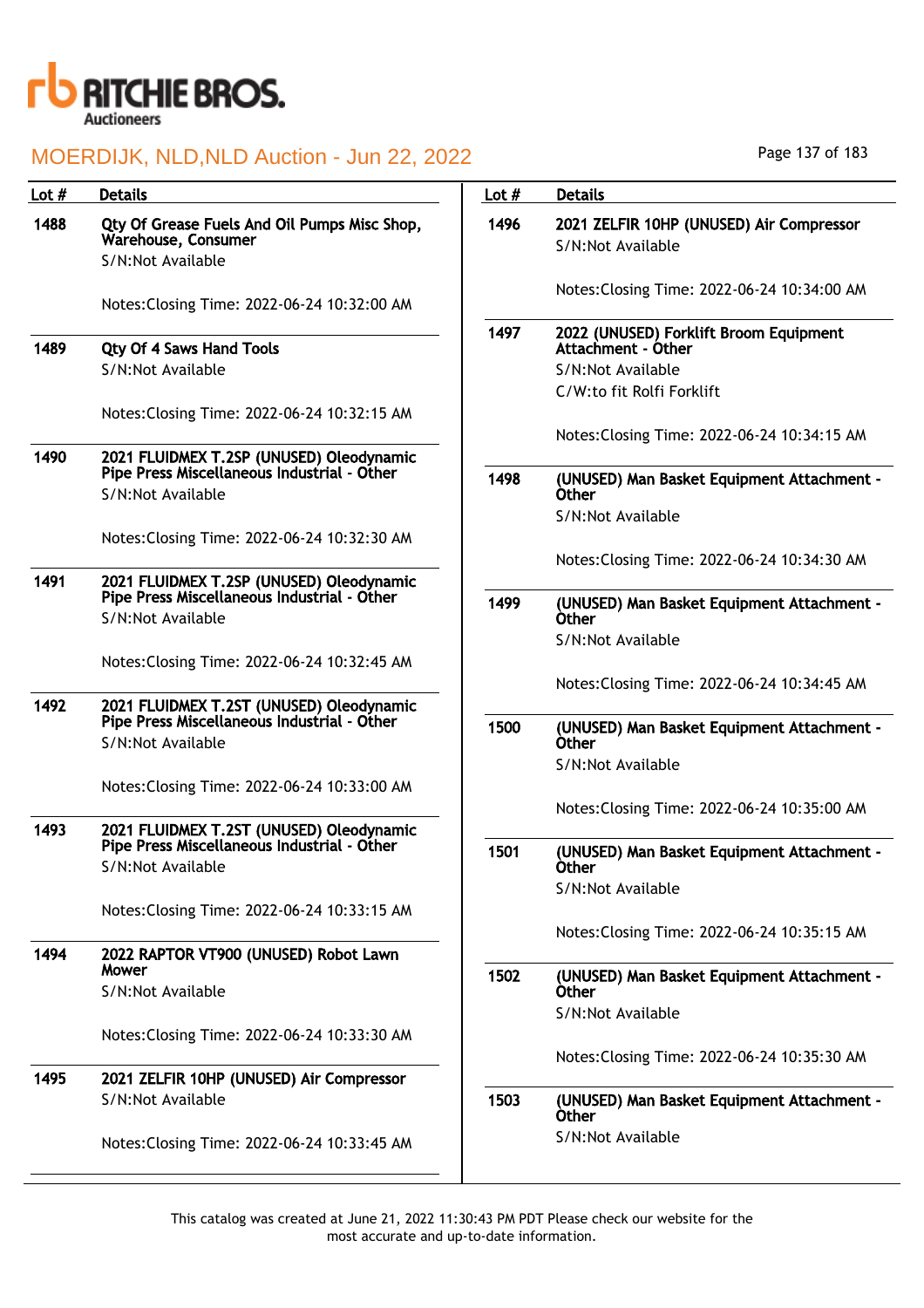# MOERDIJK, NLD,NLD Auction - Jun 22, 2022

| Lot # | Details |
| --- | --- |
| 1488 | **Qty Of Grease Fuels And Oil Pumps Misc Shop, Warehouse, Consumer**<br>S/N:Not Available<br><br>Notes:Closing Time: 2022-06-24 10:32:00 AM |
| 1489 | **Qty Of 4 Saws Hand Tools**<br>S/N:Not Available<br><br>Notes:Closing Time: 2022-06-24 10:32:15 AM |
| 1490 | **2021 FLUIDMEX T.2SP (UNUSED) Oleodynamic Pipe Press Miscellaneous Industrial - Other**<br>S/N:Not Available<br><br>Notes:Closing Time: 2022-06-24 10:32:30 AM |
| 1491 | **2021 FLUIDMEX T.2SP (UNUSED) Oleodynamic Pipe Press Miscellaneous Industrial - Other**<br>S/N:Not Available<br><br>Notes:Closing Time: 2022-06-24 10:32:45 AM |
| 1492 | **2021 FLUIDMEX T.2ST (UNUSED) Oleodynamic Pipe Press Miscellaneous Industrial - Other**<br>S/N:Not Available<br><br>Notes:Closing Time: 2022-06-24 10:33:00 AM |
| 1493 | **2021 FLUIDMEX T.2ST (UNUSED) Oleodynamic Pipe Press Miscellaneous Industrial - Other**<br>S/N:Not Available<br><br>Notes:Closing Time: 2022-06-24 10:33:15 AM |
| 1494 | **2022 RAPTOR VT900 (UNUSED) Robot Lawn Mower**<br>S/N:Not Available<br><br>Notes:Closing Time: 2022-06-24 10:33:30 AM |
| 1495 | **2021 ZELFIR 10HP (UNUSED) Air Compressor**<br>S/N:Not Available<br><br>Notes:Closing Time: 2022-06-24 10:33:45 AM |
| 1496 | **2021 ZELFIR 10HP (UNUSED) Air Compressor**<br>S/N:Not Available<br><br>Notes:Closing Time: 2022-06-24 10:34:00 AM |
| 1497 | **2022 (UNUSED) Forklift Broom Equipment Attachment - Other**<br>S/N:Not Available<br>C/W:to fit Rolfi Forklift<br><br>Notes:Closing Time: 2022-06-24 10:34:15 AM |
| 1498 | **(UNUSED) Man Basket Equipment Attachment - Other**<br>S/N:Not Available<br><br>Notes:Closing Time: 2022-06-24 10:34:30 AM |
| 1499 | **(UNUSED) Man Basket Equipment Attachment - Other**<br>S/N:Not Available<br><br>Notes:Closing Time: 2022-06-24 10:34:45 AM |
| 1500 | **(UNUSED) Man Basket Equipment Attachment - Other**<br>S/N:Not Available<br><br>Notes:Closing Time: 2022-06-24 10:35:00 AM |
| 1501 | **(UNUSED) Man Basket Equipment Attachment - Other**<br>S/N:Not Available<br><br>Notes:Closing Time: 2022-06-24 10:35:15 AM |
| 1502 | **(UNUSED) Man Basket Equipment Attachment - Other**<br>S/N:Not Available<br><br>Notes:Closing Time: 2022-06-24 10:35:30 AM |
| 1503 | **(UNUSED) Man Basket Equipment Attachment - Other**<br>S/N:Not Available |

This catalog was created at June 21, 2022 11:30:43 PM PDT Please check our website for the most accurate and up-to-date information.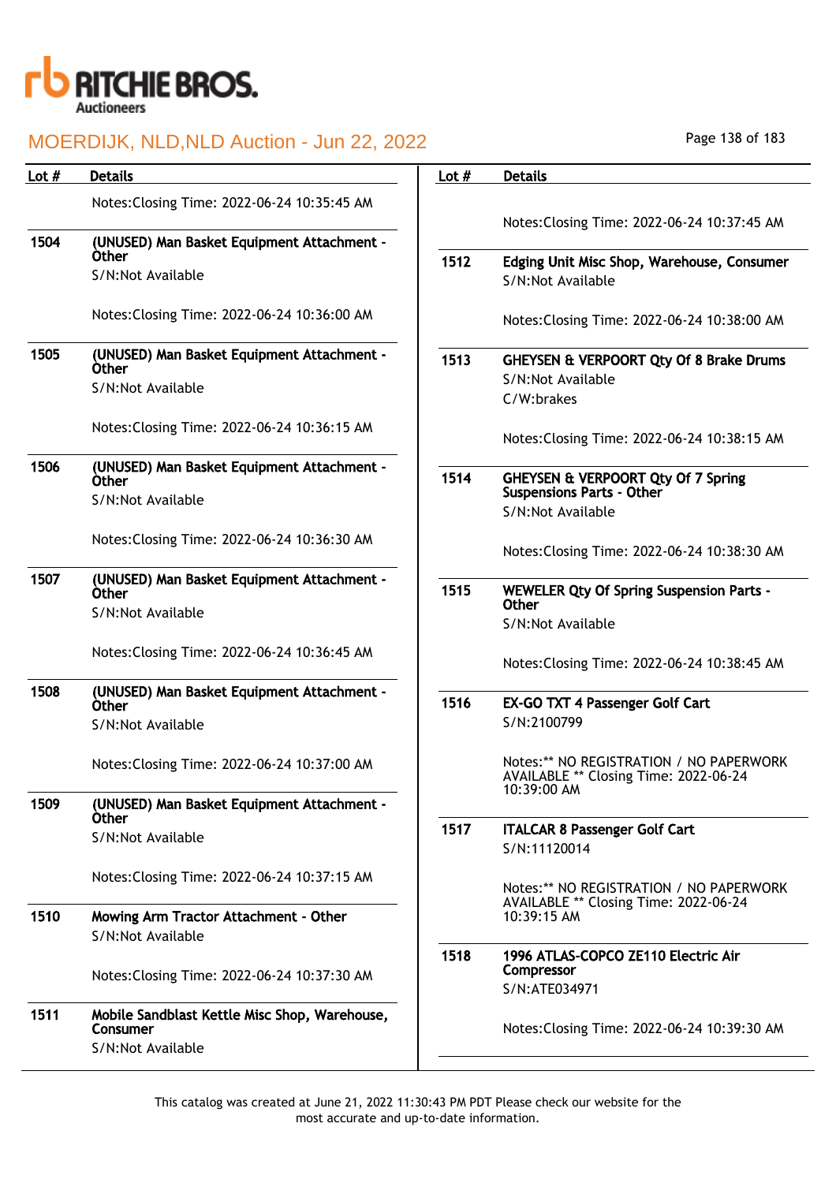| Lot # | Details |
|---|---|
| | Notes:Closing Time: 2022-06-24 10:35:45 AM |
| 1504 | **(UNUSED) Man Basket Equipment Attachment - Other**<br>S/N:Not Available<br><br>Notes:Closing Time: 2022-06-24 10:36:00 AM |
| 1505 | **(UNUSED) Man Basket Equipment Attachment - Other**<br>S/N:Not Available<br><br>Notes:Closing Time: 2022-06-24 10:36:15 AM |
| 1506 | **(UNUSED) Man Basket Equipment Attachment - Other**<br>S/N:Not Available<br><br>Notes:Closing Time: 2022-06-24 10:36:30 AM |
| 1507 | **(UNUSED) Man Basket Equipment Attachment - Other**<br>S/N:Not Available<br><br>Notes:Closing Time: 2022-06-24 10:36:45 AM |
| 1508 | **(UNUSED) Man Basket Equipment Attachment - Other**<br>S/N:Not Available<br><br>Notes:Closing Time: 2022-06-24 10:37:00 AM |
| 1509 | **(UNUSED) Man Basket Equipment Attachment - Other**<br>S/N:Not Available<br><br>Notes:Closing Time: 2022-06-24 10:37:15 AM |
| 1510 | **Mowing Arm Tractor Attachment - Other**<br>S/N:Not Available<br><br>Notes:Closing Time: 2022-06-24 10:37:30 AM |
| 1511 | **Mobile Sandblast Kettle Misc Shop, Warehouse, Consumer**<br>S/N:Not Available<br><br>Notes:Closing Time: 2022-06-24 10:37:45 AM |
| 1512 | **Edging Unit Misc Shop, Warehouse, Consumer**<br>S/N:Not Available<br><br>Notes:Closing Time: 2022-06-24 10:38:00 AM |
| 1513 | **GHEYSEN & VERPOORT Qty Of 8 Brake Drums**<br>S/N:Not Available<br>C/W:brakes<br><br>Notes:Closing Time: 2022-06-24 10:38:15 AM |
| 1514 | **GHEYSEN & VERPOORT Qty Of 7 Spring Suspensions Parts - Other**<br>S/N:Not Available<br><br>Notes:Closing Time: 2022-06-24 10:38:30 AM |
| 1515 | **WEWELER Qty Of Spring Suspension Parts - Other**<br>S/N:Not Available<br><br>Notes:Closing Time: 2022-06-24 10:38:45 AM |
| 1516 | **EX-GO TXT 4 Passenger Golf Cart**<br>S/N:2100799<br><br>Notes:** NO REGISTRATION / NO PAPERWORK AVAILABLE ** Closing Time: 2022-06-24 10:39:00 AM |
| 1517 | **ITALCAR 8 Passenger Golf Cart**<br>S/N:11120014<br><br>Notes:** NO REGISTRATION / NO PAPERWORK AVAILABLE ** Closing Time: 2022-06-24 10:39:15 AM |
| 1518 | **1996 ATLAS-COPCO ZE110 Electric Air Compressor**<br>S/N:ATE034971<br><br>Notes:Closing Time: 2022-06-24 10:39:30 AM |

This catalog was created at June 21, 2022 11:30:43 PM PDT Please check our website for the most accurate and up-to-date information.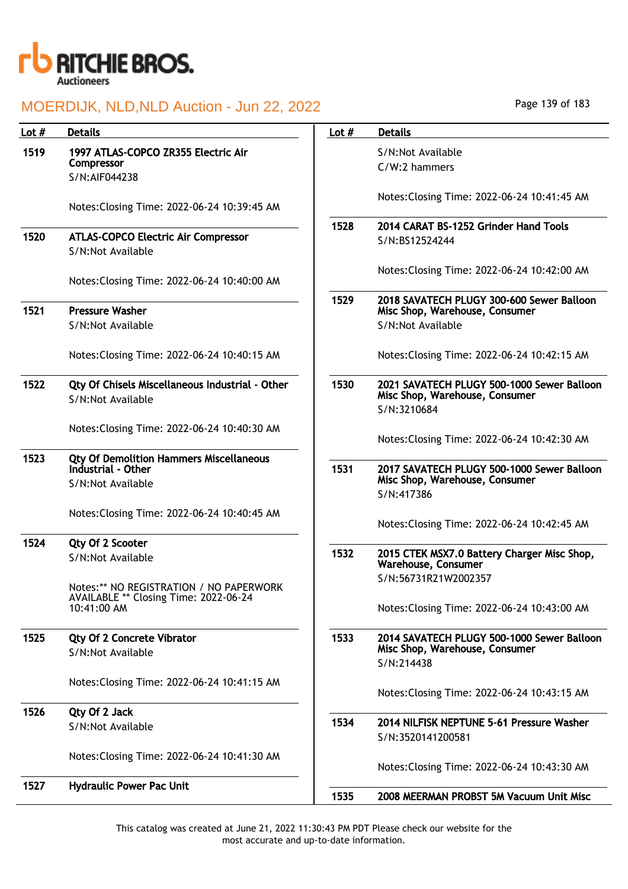| Lot # | Details |
|---|---|
| 1519 | **1997 ATLAS-COPCO ZR355 Electric Air Compressor**<br>S/N:AIF044238<br><br>Notes:Closing Time: 2022-06-24 10:39:45 AM |
| 1520 | **ATLAS-COPCO Electric Air Compressor**<br>S/N:Not Available<br><br>Notes:Closing Time: 2022-06-24 10:40:00 AM |
| 1521 | **Pressure Washer**<br>S/N:Not Available<br><br>Notes:Closing Time: 2022-06-24 10:40:15 AM |
| 1522 | **Qty Of Chisels Miscellaneous Industrial - Other**<br>S/N:Not Available<br><br>Notes:Closing Time: 2022-06-24 10:40:30 AM |
| 1523 | **Qty Of Demolition Hammers Miscellaneous Industrial - Other**<br>S/N:Not Available<br><br>Notes:Closing Time: 2022-06-24 10:40:45 AM |
| 1524 | **Qty Of 2 Scooter**<br>S/N:Not Available<br><br>Notes:** NO REGISTRATION / NO PAPERWORK AVAILABLE ** Closing Time: 2022-06-24 10:41:00 AM |
| 1525 | **Qty Of 2 Concrete Vibrator**<br>S/N:Not Available<br><br>Notes:Closing Time: 2022-06-24 10:41:15 AM |
| 1526 | **Qty Of 2 Jack**<br>S/N:Not Available<br><br>Notes:Closing Time: 2022-06-24 10:41:30 AM |
| 1527 | **Hydraulic Power Pac Unit**<br>S/N:Not Available<br>C/W:2 hammers<br><br>Notes:Closing Time: 2022-06-24 10:41:45 AM |
| 1528 | **2014 CARAT BS-1252 Grinder Hand Tools**<br>S/N:BS12524244<br><br>Notes:Closing Time: 2022-06-24 10:42:00 AM |
| 1529 | **2018 SAVATECH PLUGY 300-600 Sewer Balloon Misc Shop, Warehouse, Consumer**<br>S/N:Not Available<br><br>Notes:Closing Time: 2022-06-24 10:42:15 AM |
| 1530 | **2021 SAVATECH PLUGY 500-1000 Sewer Balloon Misc Shop, Warehouse, Consumer**<br>S/N:3210684<br><br>Notes:Closing Time: 2022-06-24 10:42:30 AM |
| 1531 | **2017 SAVATECH PLUGY 500-1000 Sewer Balloon Misc Shop, Warehouse, Consumer**<br>S/N:417386<br><br>Notes:Closing Time: 2022-06-24 10:42:45 AM |
| 1532 | **2015 CTEK MSX7.0 Battery Charger Misc Shop, Warehouse, Consumer**<br>S/N:56731R21W2002357<br><br>Notes:Closing Time: 2022-06-24 10:43:00 AM |
| 1533 | **2014 SAVATECH PLUGY 500-1000 Sewer Balloon Misc Shop, Warehouse, Consumer**<br>S/N:214438<br><br>Notes:Closing Time: 2022-06-24 10:43:15 AM |
| 1534 | **2014 NILFISK NEPTUNE 5-61 Pressure Washer**<br>S/N:3520141200581<br><br>Notes:Closing Time: 2022-06-24 10:43:30 AM |
| 1535 | **2008 MEERMAN PROBST 5M Vacuum Unit Misc** |

This catalog was created at June 21, 2022 11:30:43 PM PDT Please check our website for the most accurate and up-to-date information.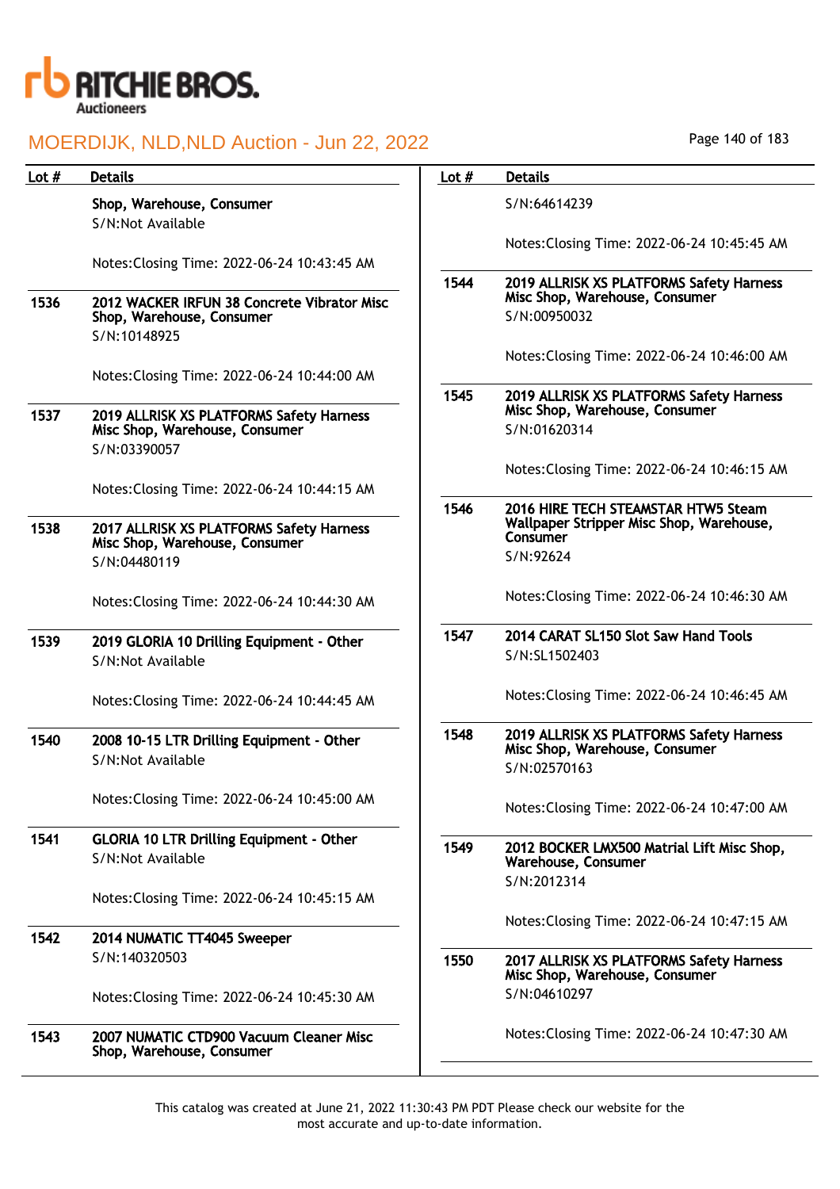| Lot # | Details |
|---|---|
| | Shop, Warehouse, Consumer<br>S/N:Not Available<br><br>Notes:Closing Time: 2022-06-24 10:43:45 AM |
| 1536 | **2012 WACKER IRFUN 38 Concrete Vibrator Misc Shop, Warehouse, Consumer**<br>S/N:10148925<br><br>Notes:Closing Time: 2022-06-24 10:44:00 AM |
| 1537 | **2019 ALLRISK XS PLATFORMS Safety Harness Misc Shop, Warehouse, Consumer**<br>S/N:03390057<br><br>Notes:Closing Time: 2022-06-24 10:44:15 AM |
| 1538 | **2017 ALLRISK XS PLATFORMS Safety Harness Misc Shop, Warehouse, Consumer**<br>S/N:04480119<br><br>Notes:Closing Time: 2022-06-24 10:44:30 AM |
| 1539 | **2019 GLORIA 10 Drilling Equipment - Other**<br>S/N:Not Available<br><br>Notes:Closing Time: 2022-06-24 10:44:45 AM |
| 1540 | **2008 10-15 LTR Drilling Equipment - Other**<br>S/N:Not Available<br><br>Notes:Closing Time: 2022-06-24 10:45:00 AM |
| 1541 | **GLORIA 10 LTR Drilling Equipment - Other**<br>S/N:Not Available<br><br>Notes:Closing Time: 2022-06-24 10:45:15 AM |
| 1542 | **2014 NUMATIC TT4045 Sweeper**<br>S/N:140320503<br><br>Notes:Closing Time: 2022-06-24 10:45:30 AM |
| 1543 | **2007 NUMATIC CTD900 Vacuum Cleaner Misc Shop, Warehouse, Consumer**<br>S/N:64614239<br><br>Notes:Closing Time: 2022-06-24 10:45:45 AM |
| 1544 | **2019 ALLRISK XS PLATFORMS Safety Harness Misc Shop, Warehouse, Consumer**<br>S/N:00950032<br><br>Notes:Closing Time: 2022-06-24 10:46:00 AM |
| 1545 | **2019 ALLRISK XS PLATFORMS Safety Harness Misc Shop, Warehouse, Consumer**<br>S/N:01620314<br><br>Notes:Closing Time: 2022-06-24 10:46:15 AM |
| 1546 | **2016 HIRE TECH STEAMSTAR HTW5 Steam Wallpaper Stripper Misc Shop, Warehouse, Consumer**<br>S/N:92624<br><br>Notes:Closing Time: 2022-06-24 10:46:30 AM |
| 1547 | **2014 CARAT SL150 Slot Saw Hand Tools**<br>S/N:SL1502403<br><br>Notes:Closing Time: 2022-06-24 10:46:45 AM |
| 1548 | **2019 ALLRISK XS PLATFORMS Safety Harness Misc Shop, Warehouse, Consumer**<br>S/N:02570163<br><br>Notes:Closing Time: 2022-06-24 10:47:00 AM |
| 1549 | **2012 BOCKER LMX500 Matrial Lift Misc Shop, Warehouse, Consumer**<br>S/N:2012314<br><br>Notes:Closing Time: 2022-06-24 10:47:15 AM |
| 1550 | **2017 ALLRISK XS PLATFORMS Safety Harness Misc Shop, Warehouse, Consumer**<br>S/N:04610297<br><br>Notes:Closing Time: 2022-06-24 10:47:30 AM |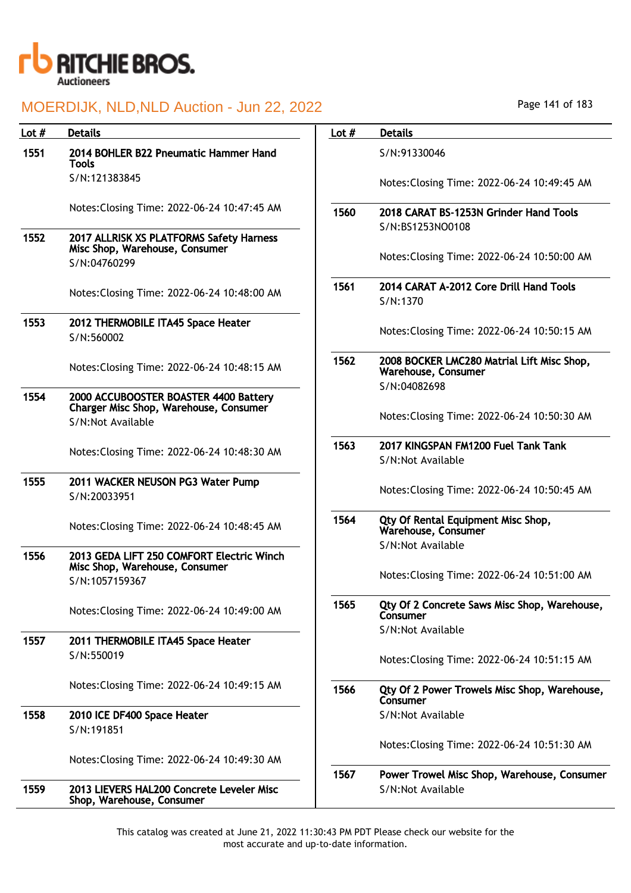MOERDIJK, NLD,NLD Auction - Jun 22, 2022

| Lot # | Details |
| --- | --- |
| 1551 | **2014 BOHLER B22 Pneumatic Hammer Hand Tools**<br>S/N:121383845<br><br>Notes:Closing Time: 2022-06-24 10:47:45 AM |
| 1552 | **2017 ALLRISK XS PLATFORMS Safety Harness Misc Shop, Warehouse, Consumer**<br>S/N:04760299<br><br>Notes:Closing Time: 2022-06-24 10:48:00 AM |
| 1553 | **2012 THERMOBILE ITA45 Space Heater**<br>S/N:560002<br><br>Notes:Closing Time: 2022-06-24 10:48:15 AM |
| 1554 | **2000 ACCUBOOSTER BOASTER 4400 Battery Charger Misc Shop, Warehouse, Consumer**<br>S/N:Not Available<br><br>Notes:Closing Time: 2022-06-24 10:48:30 AM |
| 1555 | **2011 WACKER NEUSON PG3 Water Pump**<br>S/N:20033951<br><br>Notes:Closing Time: 2022-06-24 10:48:45 AM |
| 1556 | **2013 GEDA LIFT 250 COMFORT Electric Winch Misc Shop, Warehouse, Consumer**<br>S/N:1057159367<br><br>Notes:Closing Time: 2022-06-24 10:49:00 AM |
| 1557 | **2011 THERMOBILE ITA45 Space Heater**<br>S/N:550019<br><br>Notes:Closing Time: 2022-06-24 10:49:15 AM |
| 1558 | **2010 ICE DF400 Space Heater**<br>S/N:191851<br><br>Notes:Closing Time: 2022-06-24 10:49:30 AM |
| 1559 | **2013 LIEVERS HAL200 Concrete Leveler Misc Shop, Warehouse, Consumer**<br>S/N:91330046<br><br>Notes:Closing Time: 2022-06-24 10:49:45 AM |
| 1560 | **2018 CARAT BS-1253N Grinder Hand Tools**<br>S/N:BS1253NO0108<br><br>Notes:Closing Time: 2022-06-24 10:50:00 AM |
| 1561 | **2014 CARAT A-2012 Core Drill Hand Tools**<br>S/N:1370<br><br>Notes:Closing Time: 2022-06-24 10:50:15 AM |
| 1562 | **2008 BOCKER LMC280 Matrial Lift Misc Shop, Warehouse, Consumer**<br>S/N:04082698<br><br>Notes:Closing Time: 2022-06-24 10:50:30 AM |
| 1563 | **2017 KINGSPAN FM1200 Fuel Tank Tank**<br>S/N:Not Available<br><br>Notes:Closing Time: 2022-06-24 10:50:45 AM |
| 1564 | **Qty Of Rental Equipment Misc Shop, Warehouse, Consumer**<br>S/N:Not Available<br><br>Notes:Closing Time: 2022-06-24 10:51:00 AM |
| 1565 | **Qty Of 2 Concrete Saws Misc Shop, Warehouse, Consumer**<br>S/N:Not Available<br><br>Notes:Closing Time: 2022-06-24 10:51:15 AM |
| 1566 | **Qty Of 2 Power Trowels Misc Shop, Warehouse, Consumer**<br>S/N:Not Available<br><br>Notes:Closing Time: 2022-06-24 10:51:30 AM |
| 1567 | **Power Trowel Misc Shop, Warehouse, Consumer**<br>S/N:Not Available |

This catalog was created at June 21, 2022 11:30:43 PM PDT Please check our website for the most accurate and up-to-date information.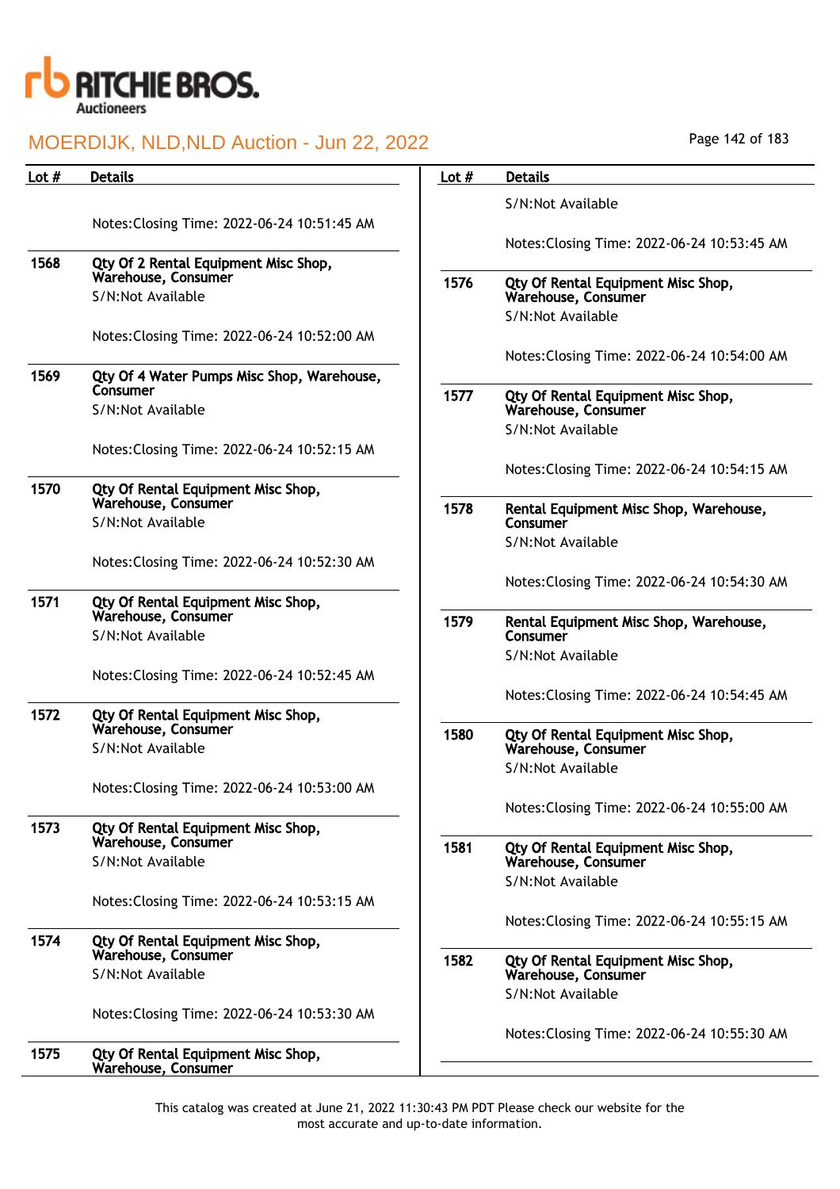| Lot # | Details |
|---|---|
| | Notes:Closing Time: 2022-06-24 10:51:45 AM |
| 1568 | **Qty Of 2 Rental Equipment Misc Shop, Warehouse, Consumer**<br>S/N:Not Available<br><br>Notes:Closing Time: 2022-06-24 10:52:00 AM |
| 1569 | **Qty Of 4 Water Pumps Misc Shop, Warehouse, Consumer**<br>S/N:Not Available<br><br>Notes:Closing Time: 2022-06-24 10:52:15 AM |
| 1570 | **Qty Of Rental Equipment Misc Shop, Warehouse, Consumer**<br>S/N:Not Available<br><br>Notes:Closing Time: 2022-06-24 10:52:30 AM |
| 1571 | **Qty Of Rental Equipment Misc Shop, Warehouse, Consumer**<br>S/N:Not Available<br><br>Notes:Closing Time: 2022-06-24 10:52:45 AM |
| 1572 | **Qty Of Rental Equipment Misc Shop, Warehouse, Consumer**<br>S/N:Not Available<br><br>Notes:Closing Time: 2022-06-24 10:53:00 AM |
| 1573 | **Qty Of Rental Equipment Misc Shop, Warehouse, Consumer**<br>S/N:Not Available<br><br>Notes:Closing Time: 2022-06-24 10:53:15 AM |
| 1574 | **Qty Of Rental Equipment Misc Shop, Warehouse, Consumer**<br>S/N:Not Available<br><br>Notes:Closing Time: 2022-06-24 10:53:30 AM |
| 1575 | **Qty Of Rental Equipment Misc Shop, Warehouse, Consumer**<br>S/N:Not Available<br><br>Notes:Closing Time: 2022-06-24 10:53:45 AM |
| 1576 | **Qty Of Rental Equipment Misc Shop, Warehouse, Consumer**<br>S/N:Not Available<br><br>Notes:Closing Time: 2022-06-24 10:54:00 AM |
| 1577 | **Qty Of Rental Equipment Misc Shop, Warehouse, Consumer**<br>S/N:Not Available<br><br>Notes:Closing Time: 2022-06-24 10:54:15 AM |
| 1578 | **Rental Equipment Misc Shop, Warehouse, Consumer**<br>S/N:Not Available<br><br>Notes:Closing Time: 2022-06-24 10:54:30 AM |
| 1579 | **Rental Equipment Misc Shop, Warehouse, Consumer**<br>S/N:Not Available<br><br>Notes:Closing Time: 2022-06-24 10:54:45 AM |
| 1580 | **Qty Of Rental Equipment Misc Shop, Warehouse, Consumer**<br>S/N:Not Available<br><br>Notes:Closing Time: 2022-06-24 10:55:00 AM |
| 1581 | **Qty Of Rental Equipment Misc Shop, Warehouse, Consumer**<br>S/N:Not Available<br><br>Notes:Closing Time: 2022-06-24 10:55:15 AM |
| 1582 | **Qty Of Rental Equipment Misc Shop, Warehouse, Consumer**<br>S/N:Not Available<br><br>Notes:Closing Time: 2022-06-24 10:55:30 AM |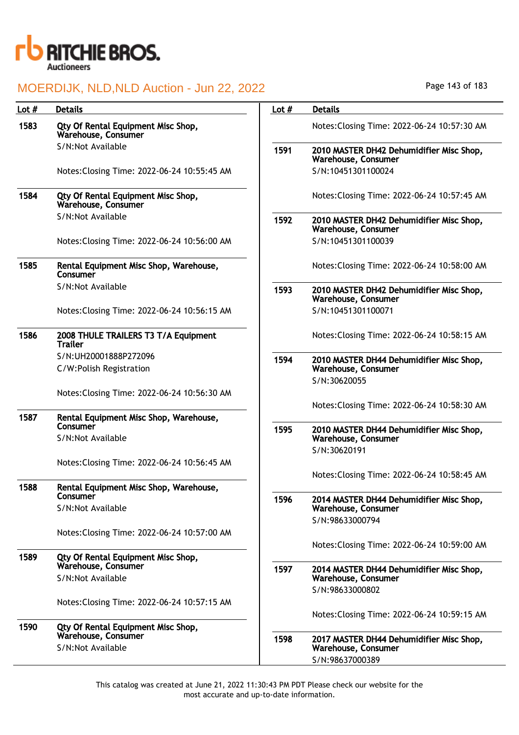MOERDIJK, NLD,NLD Auction - Jun 22, 2022

| Lot # | Details |
|---|---|
| 1583 | **Qty Of Rental Equipment Misc Shop, Warehouse, Consumer**<br>S/N:Not Available<br><br>Notes:Closing Time: 2022-06-24 10:55:45 AM |
| 1584 | **Qty Of Rental Equipment Misc Shop, Warehouse, Consumer**<br>S/N:Not Available<br><br>Notes:Closing Time: 2022-06-24 10:56:00 AM |
| 1585 | **Rental Equipment Misc Shop, Warehouse, Consumer**<br>S/N:Not Available<br><br>Notes:Closing Time: 2022-06-24 10:56:15 AM |
| 1586 | **2008 THULE TRAILERS T3 T/A Equipment Trailer**<br>S/N:UH20001888P272096<br>C/W:Polish Registration<br><br>Notes:Closing Time: 2022-06-24 10:56:30 AM |
| 1587 | **Rental Equipment Misc Shop, Warehouse, Consumer**<br>S/N:Not Available<br><br>Notes:Closing Time: 2022-06-24 10:56:45 AM |
| 1588 | **Rental Equipment Misc Shop, Warehouse, Consumer**<br>S/N:Not Available<br><br>Notes:Closing Time: 2022-06-24 10:57:00 AM |
| 1589 | **Qty Of Rental Equipment Misc Shop, Warehouse, Consumer**<br>S/N:Not Available<br><br>Notes:Closing Time: 2022-06-24 10:57:15 AM |
| 1590 | **Qty Of Rental Equipment Misc Shop, Warehouse, Consumer**<br>S/N:Not Available<br><br>Notes:Closing Time: 2022-06-24 10:57:30 AM |
| 1591 | **2010 MASTER DH42 Dehumidifier Misc Shop, Warehouse, Consumer**<br>S/N:10451301100024<br><br>Notes:Closing Time: 2022-06-24 10:57:45 AM |
| 1592 | **2010 MASTER DH42 Dehumidifier Misc Shop, Warehouse, Consumer**<br>S/N:10451301100039<br><br>Notes:Closing Time: 2022-06-24 10:58:00 AM |
| 1593 | **2010 MASTER DH42 Dehumidifier Misc Shop, Warehouse, Consumer**<br>S/N:10451301100071<br><br>Notes:Closing Time: 2022-06-24 10:58:15 AM |
| 1594 | **2010 MASTER DH44 Dehumidifier Misc Shop, Warehouse, Consumer**<br>S/N:30620055<br><br>Notes:Closing Time: 2022-06-24 10:58:30 AM |
| 1595 | **2010 MASTER DH44 Dehumidifier Misc Shop, Warehouse, Consumer**<br>S/N:30620191<br><br>Notes:Closing Time: 2022-06-24 10:58:45 AM |
| 1596 | **2014 MASTER DH44 Dehumidifier Misc Shop, Warehouse, Consumer**<br>S/N:98633000794<br><br>Notes:Closing Time: 2022-06-24 10:59:00 AM |
| 1597 | **2014 MASTER DH44 Dehumidifier Misc Shop, Warehouse, Consumer**<br>S/N:98633000802<br><br>Notes:Closing Time: 2022-06-24 10:59:15 AM |
| 1598 | **2017 MASTER DH44 Dehumidifier Misc Shop, Warehouse, Consumer**<br>S/N:98637000389 |

This catalog was created at June 21, 2022 11:30:43 PM PDT Please check our website for the most accurate and up-to-date information.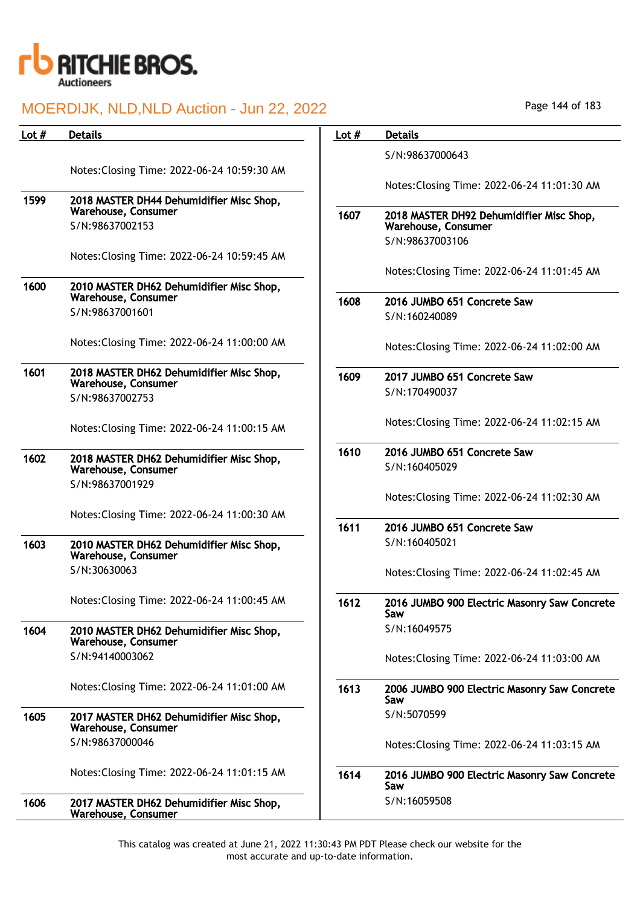| Lot # | Details |
|---|---|
| | Notes:Closing Time: 2022-06-24 10:59:30 AM |
| 1599 | **2018 MASTER DH44 Dehumidifier Misc Shop, Warehouse, Consumer**<br>S/N:98637002153<br><br>Notes:Closing Time: 2022-06-24 10:59:45 AM |
| 1600 | **2010 MASTER DH62 Dehumidifier Misc Shop, Warehouse, Consumer**<br>S/N:98637001601<br><br>Notes:Closing Time: 2022-06-24 11:00:00 AM |
| 1601 | **2018 MASTER DH62 Dehumidifier Misc Shop, Warehouse, Consumer**<br>S/N:98637002753<br><br>Notes:Closing Time: 2022-06-24 11:00:15 AM |
| 1602 | **2018 MASTER DH62 Dehumidifier Misc Shop, Warehouse, Consumer**<br>S/N:98637001929<br><br>Notes:Closing Time: 2022-06-24 11:00:30 AM |
| 1603 | **2010 MASTER DH62 Dehumidifier Misc Shop, Warehouse, Consumer**<br>S/N:30630063<br><br>Notes:Closing Time: 2022-06-24 11:00:45 AM |
| 1604 | **2010 MASTER DH62 Dehumidifier Misc Shop, Warehouse, Consumer**<br>S/N:94140003062<br><br>Notes:Closing Time: 2022-06-24 11:01:00 AM |
| 1605 | **2017 MASTER DH62 Dehumidifier Misc Shop, Warehouse, Consumer**<br>S/N:98637000046<br><br>Notes:Closing Time: 2022-06-24 11:01:15 AM |
| 1606 | **2017 MASTER DH62 Dehumidifier Misc Shop, Warehouse, Consumer**<br>S/N:98637000643<br><br>Notes:Closing Time: 2022-06-24 11:01:30 AM |
| 1607 | **2018 MASTER DH92 Dehumidifier Misc Shop, Warehouse, Consumer**<br>S/N:98637003106<br><br>Notes:Closing Time: 2022-06-24 11:01:45 AM |
| 1608 | **2016 JUMBO 651 Concrete Saw**<br>S/N:160240089<br><br>Notes:Closing Time: 2022-06-24 11:02:00 AM |
| 1609 | **2017 JUMBO 651 Concrete Saw**<br>S/N:170490037<br><br>Notes:Closing Time: 2022-06-24 11:02:15 AM |
| 1610 | **2016 JUMBO 651 Concrete Saw**<br>S/N:160405029<br><br>Notes:Closing Time: 2022-06-24 11:02:30 AM |
| 1611 | **2016 JUMBO 651 Concrete Saw**<br>S/N:160405021<br><br>Notes:Closing Time: 2022-06-24 11:02:45 AM |
| 1612 | **2016 JUMBO 900 Electric Masonry Saw Concrete Saw**<br>S/N:16049575<br><br>Notes:Closing Time: 2022-06-24 11:03:00 AM |
| 1613 | **2006 JUMBO 900 Electric Masonry Saw Concrete Saw**<br>S/N:5070599<br><br>Notes:Closing Time: 2022-06-24 11:03:15 AM |
| 1614 | **2016 JUMBO 900 Electric Masonry Saw Concrete Saw**<br>S/N:16059508 |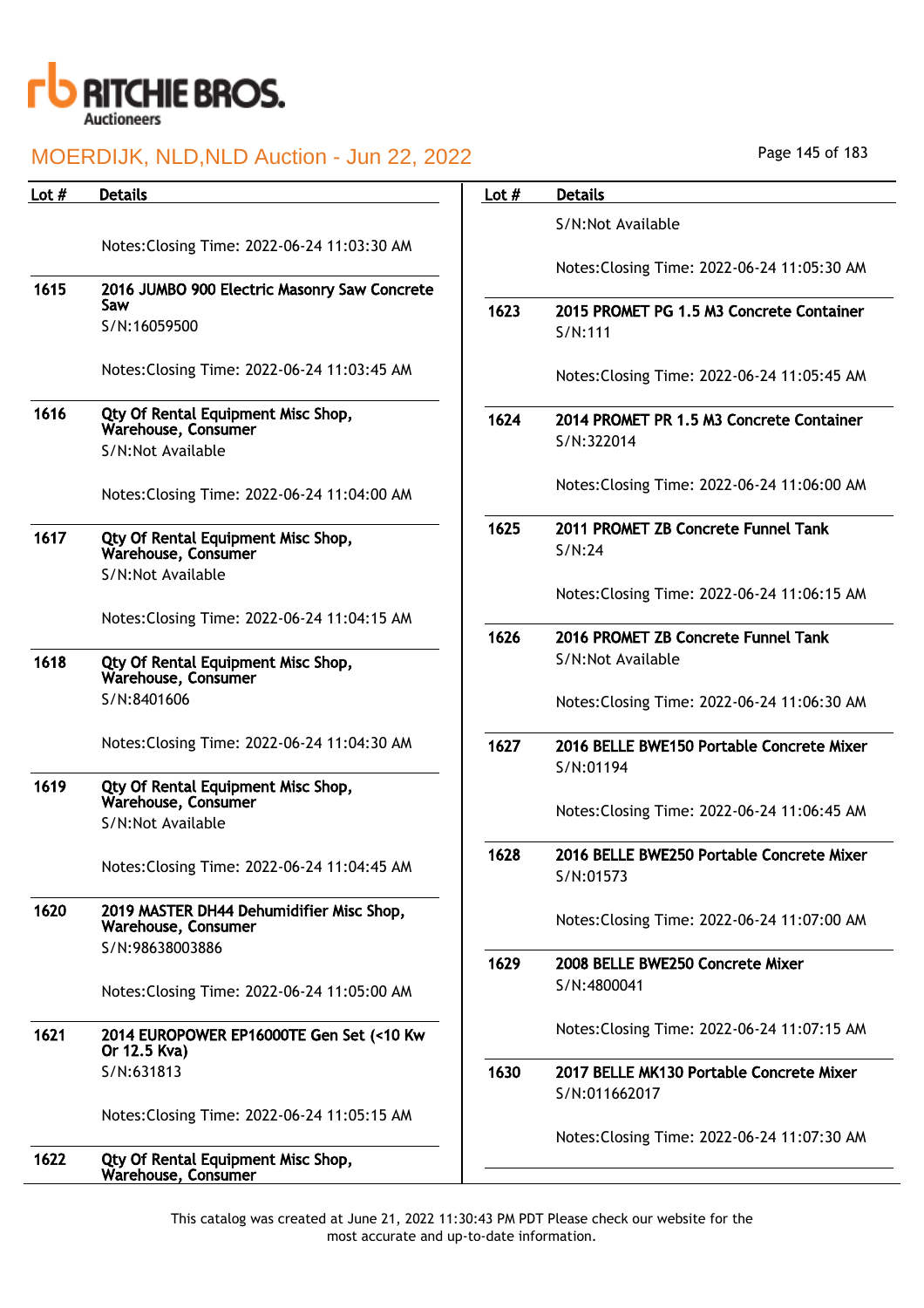| Lot # | Details |
|---|---|
| | Notes:Closing Time: 2022-06-24 11:03:30 AM |
| 1615 | **2016 JUMBO 900 Electric Masonry Saw Concrete Saw**<br>S/N:16059500<br><br>Notes:Closing Time: 2022-06-24 11:03:45 AM |
| 1616 | **Qty Of Rental Equipment Misc Shop, Warehouse, Consumer**<br>S/N:Not Available<br><br>Notes:Closing Time: 2022-06-24 11:04:00 AM |
| 1617 | **Qty Of Rental Equipment Misc Shop, Warehouse, Consumer**<br>S/N:Not Available<br><br>Notes:Closing Time: 2022-06-24 11:04:15 AM |
| 1618 | **Qty Of Rental Equipment Misc Shop, Warehouse, Consumer**<br>S/N:8401606<br><br>Notes:Closing Time: 2022-06-24 11:04:30 AM |
| 1619 | **Qty Of Rental Equipment Misc Shop, Warehouse, Consumer**<br>S/N:Not Available<br><br>Notes:Closing Time: 2022-06-24 11:04:45 AM |
| 1620 | **2019 MASTER DH44 Dehumidifier Misc Shop, Warehouse, Consumer**<br>S/N:98638003886<br><br>Notes:Closing Time: 2022-06-24 11:05:00 AM |
| 1621 | **2014 EUROPOWER EP16000TE Gen Set (<10 Kw Or 12.5 Kva)**<br>S/N:631813<br><br>Notes:Closing Time: 2022-06-24 11:05:15 AM |
| 1622 | **Qty Of Rental Equipment Misc Shop, Warehouse, Consumer**<br>S/N:Not Available<br><br>Notes:Closing Time: 2022-06-24 11:05:30 AM |
| 1623 | **2015 PROMET PG 1.5 M3 Concrete Container**<br>S/N:111<br><br>Notes:Closing Time: 2022-06-24 11:05:45 AM |
| 1624 | **2014 PROMET PR 1.5 M3 Concrete Container**<br>S/N:322014<br><br>Notes:Closing Time: 2022-06-24 11:06:00 AM |
| 1625 | **2011 PROMET ZB Concrete Funnel Tank**<br>S/N:24<br><br>Notes:Closing Time: 2022-06-24 11:06:15 AM |
| 1626 | **2016 PROMET ZB Concrete Funnel Tank**<br>S/N:Not Available<br><br>Notes:Closing Time: 2022-06-24 11:06:30 AM |
| 1627 | **2016 BELLE BWE150 Portable Concrete Mixer**<br>S/N:01194<br><br>Notes:Closing Time: 2022-06-24 11:06:45 AM |
| 1628 | **2016 BELLE BWE250 Portable Concrete Mixer**<br>S/N:01573<br><br>Notes:Closing Time: 2022-06-24 11:07:00 AM |
| 1629 | **2008 BELLE BWE250 Concrete Mixer**<br>S/N:4800041<br><br>Notes:Closing Time: 2022-06-24 11:07:15 AM |
| 1630 | **2017 BELLE MK130 Portable Concrete Mixer**<br>S/N:011662017<br><br>Notes:Closing Time: 2022-06-24 11:07:30 AM |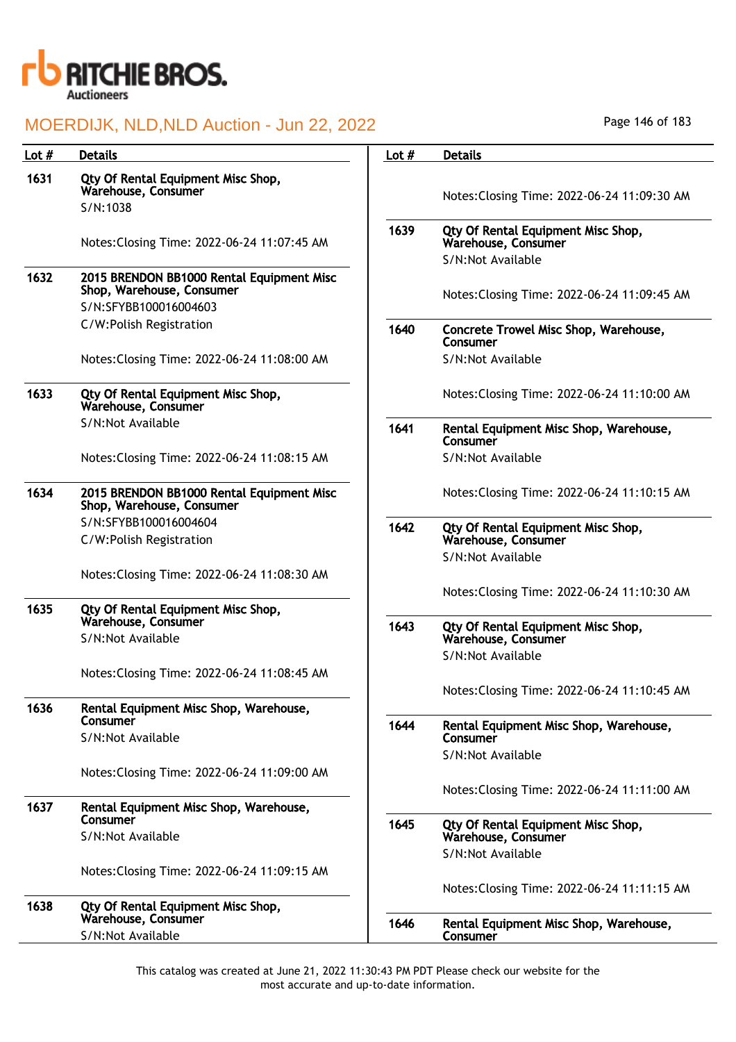| Lot # | Details |
| --- | --- |
| 1631 | **Qty Of Rental Equipment Misc Shop, Warehouse, Consumer**<br>S/N:1038<br><br>Notes:Closing Time: 2022-06-24 11:07:45 AM |
| 1632 | **2015 BRENDON BB1000 Rental Equipment Misc Shop, Warehouse, Consumer**<br>S/N:SFYBB100016004603<br>C/W:Polish Registration<br><br>Notes:Closing Time: 2022-06-24 11:08:00 AM |
| 1633 | **Qty Of Rental Equipment Misc Shop, Warehouse, Consumer**<br>S/N:Not Available<br><br>Notes:Closing Time: 2022-06-24 11:08:15 AM |
| 1634 | **2015 BRENDON BB1000 Rental Equipment Misc Shop, Warehouse, Consumer**<br>S/N:SFYBB100016004604<br>C/W:Polish Registration<br><br>Notes:Closing Time: 2022-06-24 11:08:30 AM |
| 1635 | **Qty Of Rental Equipment Misc Shop, Warehouse, Consumer**<br>S/N:Not Available<br><br>Notes:Closing Time: 2022-06-24 11:08:45 AM |
| 1636 | **Rental Equipment Misc Shop, Warehouse, Consumer**<br>S/N:Not Available<br><br>Notes:Closing Time: 2022-06-24 11:09:00 AM |
| 1637 | **Rental Equipment Misc Shop, Warehouse, Consumer**<br>S/N:Not Available<br><br>Notes:Closing Time: 2022-06-24 11:09:15 AM |
| 1638 | **Qty Of Rental Equipment Misc Shop, Warehouse, Consumer**<br>S/N:Not Available<br><br>Notes:Closing Time: 2022-06-24 11:09:30 AM |
| 1639 | **Qty Of Rental Equipment Misc Shop, Warehouse, Consumer**<br>S/N:Not Available<br><br>Notes:Closing Time: 2022-06-24 11:09:45 AM |
| 1640 | **Concrete Trowel Misc Shop, Warehouse, Consumer**<br>S/N:Not Available<br><br>Notes:Closing Time: 2022-06-24 11:10:00 AM |
| 1641 | **Rental Equipment Misc Shop, Warehouse, Consumer**<br>S/N:Not Available<br><br>Notes:Closing Time: 2022-06-24 11:10:15 AM |
| 1642 | **Qty Of Rental Equipment Misc Shop, Warehouse, Consumer**<br>S/N:Not Available<br><br>Notes:Closing Time: 2022-06-24 11:10:30 AM |
| 1643 | **Qty Of Rental Equipment Misc Shop, Warehouse, Consumer**<br>S/N:Not Available<br><br>Notes:Closing Time: 2022-06-24 11:10:45 AM |
| 1644 | **Rental Equipment Misc Shop, Warehouse, Consumer**<br>S/N:Not Available<br><br>Notes:Closing Time: 2022-06-24 11:11:00 AM |
| 1645 | **Qty Of Rental Equipment Misc Shop, Warehouse, Consumer**<br>S/N:Not Available<br><br>Notes:Closing Time: 2022-06-24 11:11:15 AM |
| 1646 | **Rental Equipment Misc Shop, Warehouse, Consumer** |

This catalog was created at June 21, 2022 11:30:43 PM PDT Please check our website for the most accurate and up-to-date information.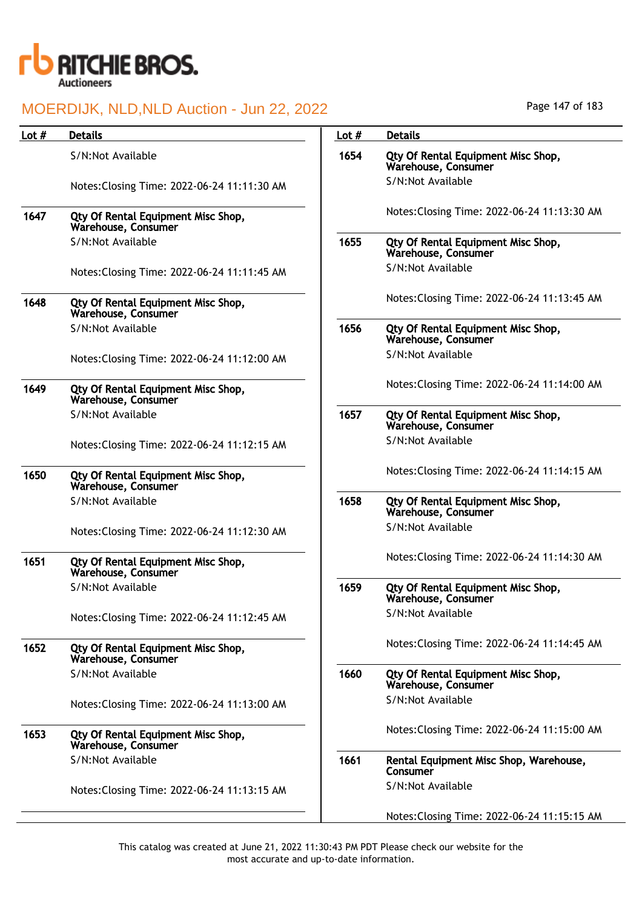| Lot # | Details |
|---|---|
| | S/N:Not Available<br><br>Notes:Closing Time: 2022-06-24 11:11:30 AM |
| **1647** | **Qty Of Rental Equipment Misc Shop, Warehouse, Consumer**<br>S/N:Not Available<br><br>Notes:Closing Time: 2022-06-24 11:11:45 AM |
| **1648** | **Qty Of Rental Equipment Misc Shop, Warehouse, Consumer**<br>S/N:Not Available<br><br>Notes:Closing Time: 2022-06-24 11:12:00 AM |
| **1649** | **Qty Of Rental Equipment Misc Shop, Warehouse, Consumer**<br>S/N:Not Available<br><br>Notes:Closing Time: 2022-06-24 11:12:15 AM |
| **1650** | **Qty Of Rental Equipment Misc Shop, Warehouse, Consumer**<br>S/N:Not Available<br><br>Notes:Closing Time: 2022-06-24 11:12:30 AM |
| **1651** | **Qty Of Rental Equipment Misc Shop, Warehouse, Consumer**<br>S/N:Not Available<br><br>Notes:Closing Time: 2022-06-24 11:12:45 AM |
| **1652** | **Qty Of Rental Equipment Misc Shop, Warehouse, Consumer**<br>S/N:Not Available<br><br>Notes:Closing Time: 2022-06-24 11:13:00 AM |
| **1653** | **Qty Of Rental Equipment Misc Shop, Warehouse, Consumer**<br>S/N:Not Available<br><br>Notes:Closing Time: 2022-06-24 11:13:15 AM |
| **1654** | **Qty Of Rental Equipment Misc Shop, Warehouse, Consumer**<br>S/N:Not Available<br><br>Notes:Closing Time: 2022-06-24 11:13:30 AM |
| **1655** | **Qty Of Rental Equipment Misc Shop, Warehouse, Consumer**<br>S/N:Not Available<br><br>Notes:Closing Time: 2022-06-24 11:13:45 AM |
| **1656** | **Qty Of Rental Equipment Misc Shop, Warehouse, Consumer**<br>S/N:Not Available<br><br>Notes:Closing Time: 2022-06-24 11:14:00 AM |
| **1657** | **Qty Of Rental Equipment Misc Shop, Warehouse, Consumer**<br>S/N:Not Available<br><br>Notes:Closing Time: 2022-06-24 11:14:15 AM |
| **1658** | **Qty Of Rental Equipment Misc Shop, Warehouse, Consumer**<br>S/N:Not Available<br><br>Notes:Closing Time: 2022-06-24 11:14:30 AM |
| **1659** | **Qty Of Rental Equipment Misc Shop, Warehouse, Consumer**<br>S/N:Not Available<br><br>Notes:Closing Time: 2022-06-24 11:14:45 AM |
| **1660** | **Qty Of Rental Equipment Misc Shop, Warehouse, Consumer**<br>S/N:Not Available<br><br>Notes:Closing Time: 2022-06-24 11:15:00 AM |
| **1661** | **Rental Equipment Misc Shop, Warehouse, Consumer**<br>S/N:Not Available<br><br>Notes:Closing Time: 2022-06-24 11:15:15 AM |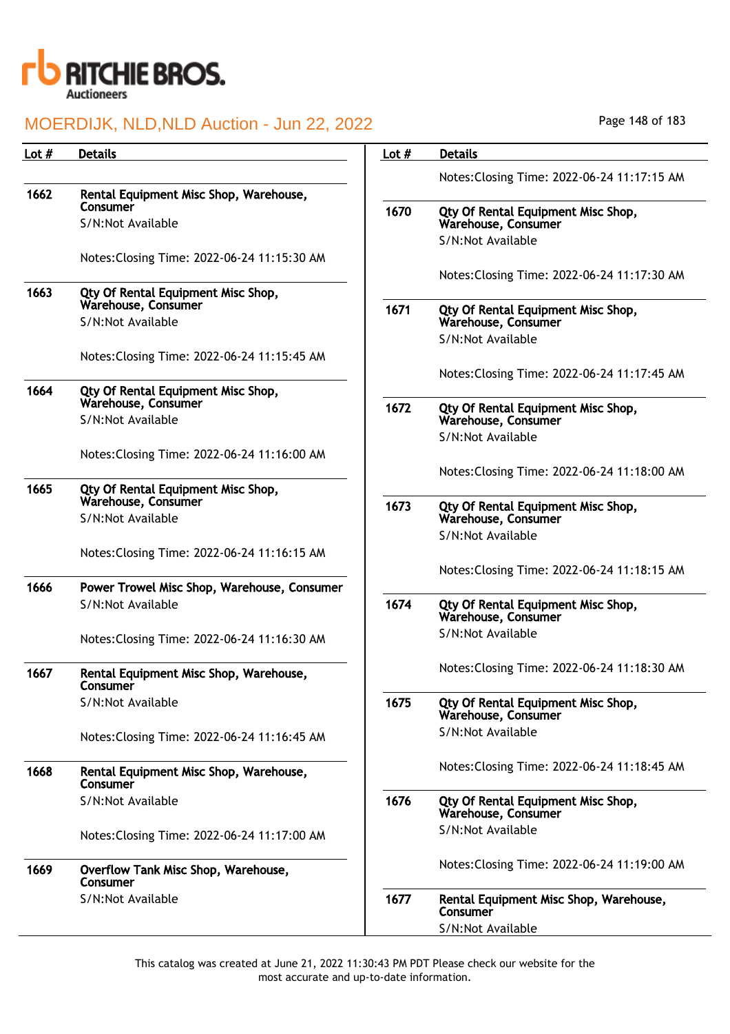| Lot # | Details |
|---|---|
| 1662 | **Rental Equipment Misc Shop, Warehouse, Consumer**<br>S/N:Not Available<br><br>Notes:Closing Time: 2022-06-24 11:15:30 AM |
| 1663 | **Qty Of Rental Equipment Misc Shop, Warehouse, Consumer**<br>S/N:Not Available<br><br>Notes:Closing Time: 2022-06-24 11:15:45 AM |
| 1664 | **Qty Of Rental Equipment Misc Shop, Warehouse, Consumer**<br>S/N:Not Available<br><br>Notes:Closing Time: 2022-06-24 11:16:00 AM |
| 1665 | **Qty Of Rental Equipment Misc Shop, Warehouse, Consumer**<br>S/N:Not Available<br><br>Notes:Closing Time: 2022-06-24 11:16:15 AM |
| 1666 | **Power Trowel Misc Shop, Warehouse, Consumer**<br>S/N:Not Available<br><br>Notes:Closing Time: 2022-06-24 11:16:30 AM |
| 1667 | **Rental Equipment Misc Shop, Warehouse, Consumer**<br>S/N:Not Available<br><br>Notes:Closing Time: 2022-06-24 11:16:45 AM |
| 1668 | **Rental Equipment Misc Shop, Warehouse, Consumer**<br>S/N:Not Available<br><br>Notes:Closing Time: 2022-06-24 11:17:00 AM |
| 1669 | **Overflow Tank Misc Shop, Warehouse, Consumer**<br>S/N:Not Available<br><br>Notes:Closing Time: 2022-06-24 11:17:15 AM |
| 1670 | **Qty Of Rental Equipment Misc Shop, Warehouse, Consumer**<br>S/N:Not Available<br><br>Notes:Closing Time: 2022-06-24 11:17:30 AM |
| 1671 | **Qty Of Rental Equipment Misc Shop, Warehouse, Consumer**<br>S/N:Not Available<br><br>Notes:Closing Time: 2022-06-24 11:17:45 AM |
| 1672 | **Qty Of Rental Equipment Misc Shop, Warehouse, Consumer**<br>S/N:Not Available<br><br>Notes:Closing Time: 2022-06-24 11:18:00 AM |
| 1673 | **Qty Of Rental Equipment Misc Shop, Warehouse, Consumer**<br>S/N:Not Available<br><br>Notes:Closing Time: 2022-06-24 11:18:15 AM |
| 1674 | **Qty Of Rental Equipment Misc Shop, Warehouse, Consumer**<br>S/N:Not Available<br><br>Notes:Closing Time: 2022-06-24 11:18:30 AM |
| 1675 | **Qty Of Rental Equipment Misc Shop, Warehouse, Consumer**<br>S/N:Not Available<br><br>Notes:Closing Time: 2022-06-24 11:18:45 AM |
| 1676 | **Qty Of Rental Equipment Misc Shop, Warehouse, Consumer**<br>S/N:Not Available<br><br>Notes:Closing Time: 2022-06-24 11:19:00 AM |
| 1677 | **Rental Equipment Misc Shop, Warehouse, Consumer**<br>S/N:Not Available |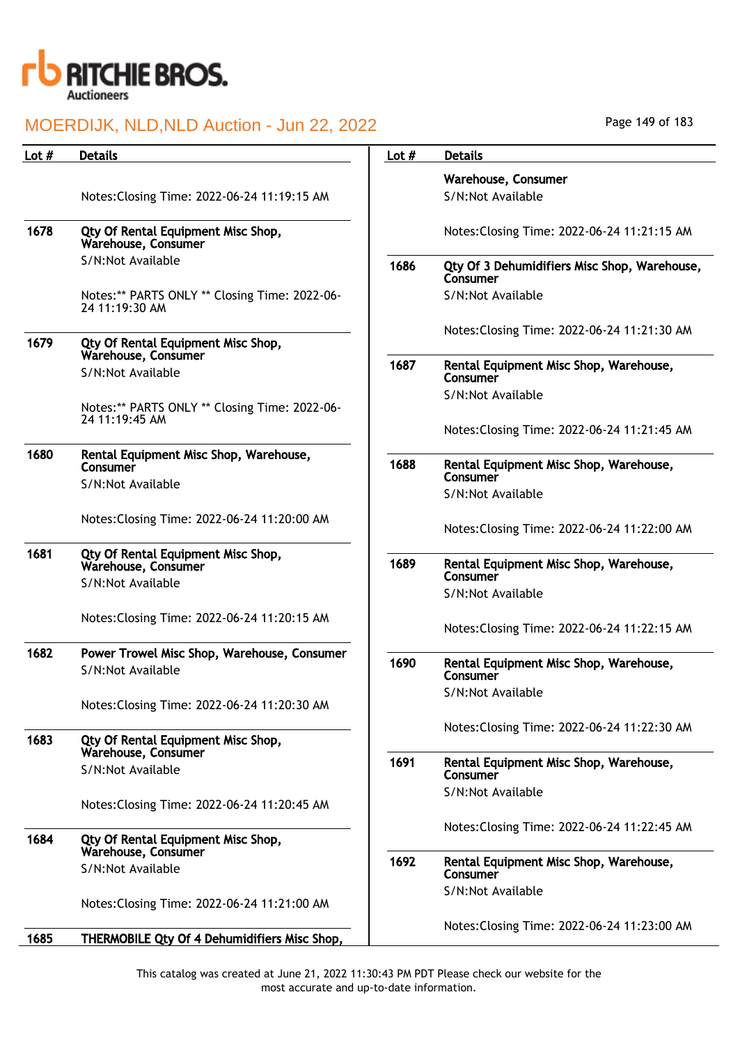# MOERDIJK, NLD,NLD Auction - Jun 22, 2022

| Lot # | Details |
|---|---|
| | Notes:Closing Time: 2022-06-24 11:19:15 AM |
| 1678 | **Qty Of Rental Equipment Misc Shop, Warehouse, Consumer**<br>S/N:Not Available<br><br>Notes:** PARTS ONLY ** Closing Time: 2022-06-24 11:19:30 AM |
| 1679 | **Qty Of Rental Equipment Misc Shop, Warehouse, Consumer**<br>S/N:Not Available<br><br>Notes:** PARTS ONLY ** Closing Time: 2022-06-24 11:19:45 AM |
| 1680 | **Rental Equipment Misc Shop, Warehouse, Consumer**<br>S/N:Not Available<br><br>Notes:Closing Time: 2022-06-24 11:20:00 AM |
| 1681 | **Qty Of Rental Equipment Misc Shop, Warehouse, Consumer**<br>S/N:Not Available<br><br>Notes:Closing Time: 2022-06-24 11:20:15 AM |
| 1682 | **Power Trowel Misc Shop, Warehouse, Consumer**<br>S/N:Not Available<br><br>Notes:Closing Time: 2022-06-24 11:20:30 AM |
| 1683 | **Qty Of Rental Equipment Misc Shop, Warehouse, Consumer**<br>S/N:Not Available<br><br>Notes:Closing Time: 2022-06-24 11:20:45 AM |
| 1684 | **Qty Of Rental Equipment Misc Shop, Warehouse, Consumer**<br>S/N:Not Available<br><br>Notes:Closing Time: 2022-06-24 11:21:00 AM |
| 1685 | **THERMOBILE Qty Of 4 Dehumidifiers Misc Shop, Warehouse, Consumer**<br>S/N:Not Available<br><br>Notes:Closing Time: 2022-06-24 11:21:15 AM |
| 1686 | **Qty Of 3 Dehumidifiers Misc Shop, Warehouse, Consumer**<br>S/N:Not Available<br><br>Notes:Closing Time: 2022-06-24 11:21:30 AM |
| 1687 | **Rental Equipment Misc Shop, Warehouse, Consumer**<br>S/N:Not Available<br><br>Notes:Closing Time: 2022-06-24 11:21:45 AM |
| 1688 | **Rental Equipment Misc Shop, Warehouse, Consumer**<br>S/N:Not Available<br><br>Notes:Closing Time: 2022-06-24 11:22:00 AM |
| 1689 | **Rental Equipment Misc Shop, Warehouse, Consumer**<br>S/N:Not Available<br><br>Notes:Closing Time: 2022-06-24 11:22:15 AM |
| 1690 | **Rental Equipment Misc Shop, Warehouse, Consumer**<br>S/N:Not Available<br><br>Notes:Closing Time: 2022-06-24 11:22:30 AM |
| 1691 | **Rental Equipment Misc Shop, Warehouse, Consumer**<br>S/N:Not Available<br><br>Notes:Closing Time: 2022-06-24 11:22:45 AM |
| 1692 | **Rental Equipment Misc Shop, Warehouse, Consumer**<br>S/N:Not Available<br><br>Notes:Closing Time: 2022-06-24 11:23:00 AM |

This catalog was created at June 21, 2022 11:30:43 PM PDT Please check our website for the most accurate and up-to-date information.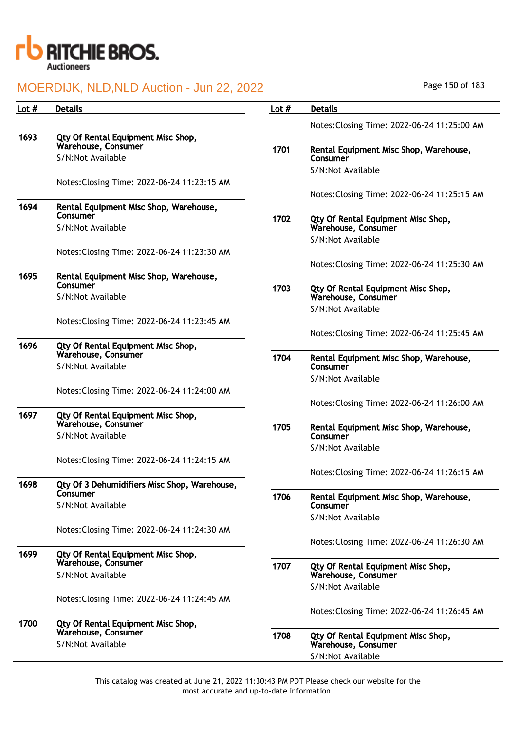| Lot # | Details |
| --- | --- |
| 1693 | **Qty Of Rental Equipment Misc Shop, Warehouse, Consumer**<br>S/N:Not Available<br><br>Notes:Closing Time: 2022-06-24 11:23:15 AM |
| 1694 | **Rental Equipment Misc Shop, Warehouse, Consumer**<br>S/N:Not Available<br><br>Notes:Closing Time: 2022-06-24 11:23:30 AM |
| 1695 | **Rental Equipment Misc Shop, Warehouse, Consumer**<br>S/N:Not Available<br><br>Notes:Closing Time: 2022-06-24 11:23:45 AM |
| 1696 | **Qty Of Rental Equipment Misc Shop, Warehouse, Consumer**<br>S/N:Not Available<br><br>Notes:Closing Time: 2022-06-24 11:24:00 AM |
| 1697 | **Qty Of Rental Equipment Misc Shop, Warehouse, Consumer**<br>S/N:Not Available<br><br>Notes:Closing Time: 2022-06-24 11:24:15 AM |
| 1698 | **Qty Of 3 Dehumidifiers Misc Shop, Warehouse, Consumer**<br>S/N:Not Available<br><br>Notes:Closing Time: 2022-06-24 11:24:30 AM |
| 1699 | **Qty Of Rental Equipment Misc Shop, Warehouse, Consumer**<br>S/N:Not Available<br><br>Notes:Closing Time: 2022-06-24 11:24:45 AM |
| 1700 | **Qty Of Rental Equipment Misc Shop, Warehouse, Consumer**<br>S/N:Not Available<br><br>Notes:Closing Time: 2022-06-24 11:25:00 AM |
| 1701 | **Rental Equipment Misc Shop, Warehouse, Consumer**<br>S/N:Not Available<br><br>Notes:Closing Time: 2022-06-24 11:25:15 AM |
| 1702 | **Qty Of Rental Equipment Misc Shop, Warehouse, Consumer**<br>S/N:Not Available<br><br>Notes:Closing Time: 2022-06-24 11:25:30 AM |
| 1703 | **Qty Of Rental Equipment Misc Shop, Warehouse, Consumer**<br>S/N:Not Available<br><br>Notes:Closing Time: 2022-06-24 11:25:45 AM |
| 1704 | **Rental Equipment Misc Shop, Warehouse, Consumer**<br>S/N:Not Available<br><br>Notes:Closing Time: 2022-06-24 11:26:00 AM |
| 1705 | **Rental Equipment Misc Shop, Warehouse, Consumer**<br>S/N:Not Available<br><br>Notes:Closing Time: 2022-06-24 11:26:15 AM |
| 1706 | **Rental Equipment Misc Shop, Warehouse, Consumer**<br>S/N:Not Available<br><br>Notes:Closing Time: 2022-06-24 11:26:30 AM |
| 1707 | **Qty Of Rental Equipment Misc Shop, Warehouse, Consumer**<br>S/N:Not Available<br><br>Notes:Closing Time: 2022-06-24 11:26:45 AM |
| 1708 | **Qty Of Rental Equipment Misc Shop, Warehouse, Consumer**<br>S/N:Not Available |

This catalog was created at June 21, 2022 11:30:43 PM PDT Please check our website for the most accurate and up-to-date information.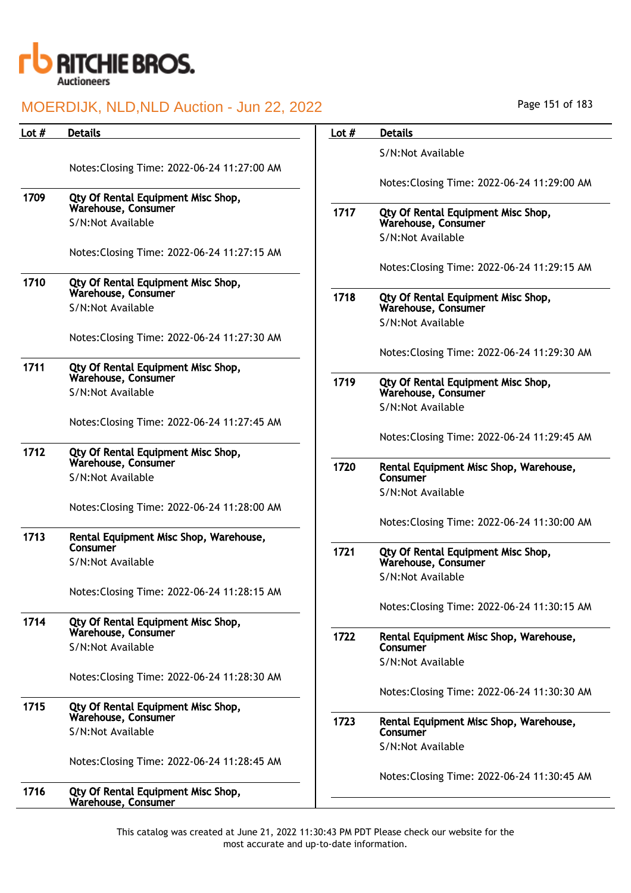| Lot # | Details |
|---|---|
| | Notes:Closing Time: 2022-06-24 11:27:00 AM |
| 1709 | **Qty Of Rental Equipment Misc Shop, Warehouse, Consumer**<br>S/N:Not Available<br><br>Notes:Closing Time: 2022-06-24 11:27:15 AM |
| 1710 | **Qty Of Rental Equipment Misc Shop, Warehouse, Consumer**<br>S/N:Not Available<br><br>Notes:Closing Time: 2022-06-24 11:27:30 AM |
| 1711 | **Qty Of Rental Equipment Misc Shop, Warehouse, Consumer**<br>S/N:Not Available<br><br>Notes:Closing Time: 2022-06-24 11:27:45 AM |
| 1712 | **Qty Of Rental Equipment Misc Shop, Warehouse, Consumer**<br>S/N:Not Available<br><br>Notes:Closing Time: 2022-06-24 11:28:00 AM |
| 1713 | **Rental Equipment Misc Shop, Warehouse, Consumer**<br>S/N:Not Available<br><br>Notes:Closing Time: 2022-06-24 11:28:15 AM |
| 1714 | **Qty Of Rental Equipment Misc Shop, Warehouse, Consumer**<br>S/N:Not Available<br><br>Notes:Closing Time: 2022-06-24 11:28:30 AM |
| 1715 | **Qty Of Rental Equipment Misc Shop, Warehouse, Consumer**<br>S/N:Not Available<br><br>Notes:Closing Time: 2022-06-24 11:28:45 AM |
| 1716 | **Qty Of Rental Equipment Misc Shop, Warehouse, Consumer**<br>S/N:Not Available<br><br>Notes:Closing Time: 2022-06-24 11:29:00 AM |
| 1717 | **Qty Of Rental Equipment Misc Shop, Warehouse, Consumer**<br>S/N:Not Available<br><br>Notes:Closing Time: 2022-06-24 11:29:15 AM |
| 1718 | **Qty Of Rental Equipment Misc Shop, Warehouse, Consumer**<br>S/N:Not Available<br><br>Notes:Closing Time: 2022-06-24 11:29:30 AM |
| 1719 | **Qty Of Rental Equipment Misc Shop, Warehouse, Consumer**<br>S/N:Not Available<br><br>Notes:Closing Time: 2022-06-24 11:29:45 AM |
| 1720 | **Rental Equipment Misc Shop, Warehouse, Consumer**<br>S/N:Not Available<br><br>Notes:Closing Time: 2022-06-24 11:30:00 AM |
| 1721 | **Qty Of Rental Equipment Misc Shop, Warehouse, Consumer**<br>S/N:Not Available<br><br>Notes:Closing Time: 2022-06-24 11:30:15 AM |
| 1722 | **Rental Equipment Misc Shop, Warehouse, Consumer**<br>S/N:Not Available<br><br>Notes:Closing Time: 2022-06-24 11:30:30 AM |
| 1723 | **Rental Equipment Misc Shop, Warehouse, Consumer**<br>S/N:Not Available<br><br>Notes:Closing Time: 2022-06-24 11:30:45 AM |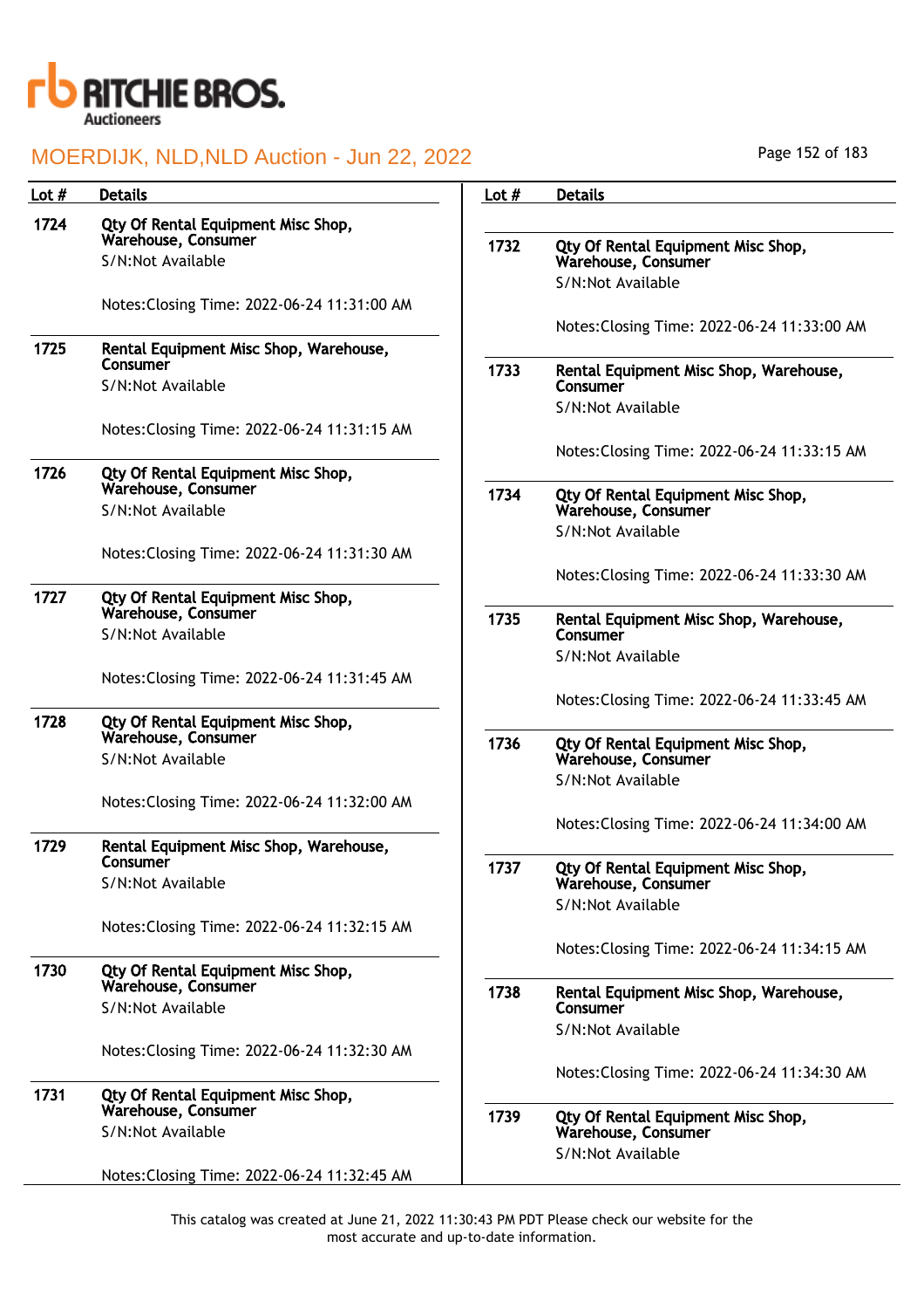# MOERDIJK, NLD,NLD Auction - Jun 22, 2022

| Lot # | Details |
|---|---|
| 1724 | **Qty Of Rental Equipment Misc Shop, Warehouse, Consumer**<br>S/N:Not Available<br><br>Notes:Closing Time: 2022-06-24 11:31:00 AM |
| 1725 | **Rental Equipment Misc Shop, Warehouse, Consumer**<br>S/N:Not Available<br><br>Notes:Closing Time: 2022-06-24 11:31:15 AM |
| 1726 | **Qty Of Rental Equipment Misc Shop, Warehouse, Consumer**<br>S/N:Not Available<br><br>Notes:Closing Time: 2022-06-24 11:31:30 AM |
| 1727 | **Qty Of Rental Equipment Misc Shop, Warehouse, Consumer**<br>S/N:Not Available<br><br>Notes:Closing Time: 2022-06-24 11:31:45 AM |
| 1728 | **Qty Of Rental Equipment Misc Shop, Warehouse, Consumer**<br>S/N:Not Available<br><br>Notes:Closing Time: 2022-06-24 11:32:00 AM |
| 1729 | **Rental Equipment Misc Shop, Warehouse, Consumer**<br>S/N:Not Available<br><br>Notes:Closing Time: 2022-06-24 11:32:15 AM |
| 1730 | **Qty Of Rental Equipment Misc Shop, Warehouse, Consumer**<br>S/N:Not Available<br><br>Notes:Closing Time: 2022-06-24 11:32:30 AM |
| 1731 | **Qty Of Rental Equipment Misc Shop, Warehouse, Consumer**<br>S/N:Not Available<br><br>Notes:Closing Time: 2022-06-24 11:32:45 AM |
| 1732 | **Qty Of Rental Equipment Misc Shop, Warehouse, Consumer**<br>S/N:Not Available<br><br>Notes:Closing Time: 2022-06-24 11:33:00 AM |
| 1733 | **Rental Equipment Misc Shop, Warehouse, Consumer**<br>S/N:Not Available<br><br>Notes:Closing Time: 2022-06-24 11:33:15 AM |
| 1734 | **Qty Of Rental Equipment Misc Shop, Warehouse, Consumer**<br>S/N:Not Available<br><br>Notes:Closing Time: 2022-06-24 11:33:30 AM |
| 1735 | **Rental Equipment Misc Shop, Warehouse, Consumer**<br>S/N:Not Available<br><br>Notes:Closing Time: 2022-06-24 11:33:45 AM |
| 1736 | **Qty Of Rental Equipment Misc Shop, Warehouse, Consumer**<br>S/N:Not Available<br><br>Notes:Closing Time: 2022-06-24 11:34:00 AM |
| 1737 | **Qty Of Rental Equipment Misc Shop, Warehouse, Consumer**<br>S/N:Not Available<br><br>Notes:Closing Time: 2022-06-24 11:34:15 AM |
| 1738 | **Rental Equipment Misc Shop, Warehouse, Consumer**<br>S/N:Not Available<br><br>Notes:Closing Time: 2022-06-24 11:34:30 AM |
| 1739 | **Qty Of Rental Equipment Misc Shop, Warehouse, Consumer**<br>S/N:Not Available |

This catalog was created at June 21, 2022 11:30:43 PM PDT Please check our website for the most accurate and up-to-date information.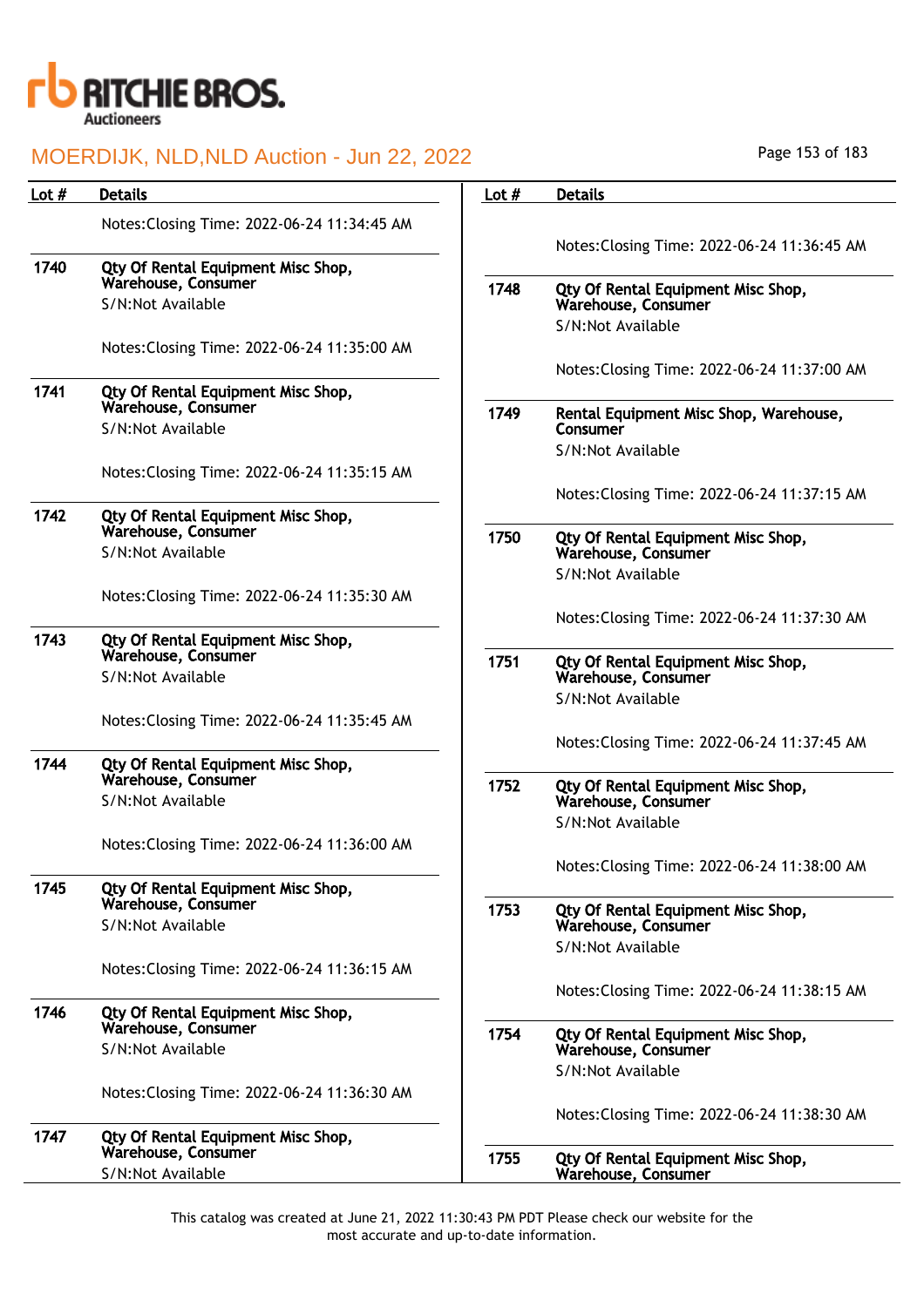| Lot # | Details |
|---|---|
| | Notes:Closing Time: 2022-06-24 11:34:45 AM |
| 1740 | **Qty Of Rental Equipment Misc Shop, Warehouse, Consumer**<br>S/N:Not Available<br><br>Notes:Closing Time: 2022-06-24 11:35:00 AM |
| 1741 | **Qty Of Rental Equipment Misc Shop, Warehouse, Consumer**<br>S/N:Not Available<br><br>Notes:Closing Time: 2022-06-24 11:35:15 AM |
| 1742 | **Qty Of Rental Equipment Misc Shop, Warehouse, Consumer**<br>S/N:Not Available<br><br>Notes:Closing Time: 2022-06-24 11:35:30 AM |
| 1743 | **Qty Of Rental Equipment Misc Shop, Warehouse, Consumer**<br>S/N:Not Available<br><br>Notes:Closing Time: 2022-06-24 11:35:45 AM |
| 1744 | **Qty Of Rental Equipment Misc Shop, Warehouse, Consumer**<br>S/N:Not Available<br><br>Notes:Closing Time: 2022-06-24 11:36:00 AM |
| 1745 | **Qty Of Rental Equipment Misc Shop, Warehouse, Consumer**<br>S/N:Not Available<br><br>Notes:Closing Time: 2022-06-24 11:36:15 AM |
| 1746 | **Qty Of Rental Equipment Misc Shop, Warehouse, Consumer**<br>S/N:Not Available<br><br>Notes:Closing Time: 2022-06-24 11:36:30 AM |
| 1747 | **Qty Of Rental Equipment Misc Shop, Warehouse, Consumer**<br>S/N:Not Available<br><br>Notes:Closing Time: 2022-06-24 11:36:45 AM |
| 1748 | **Qty Of Rental Equipment Misc Shop, Warehouse, Consumer**<br>S/N:Not Available<br><br>Notes:Closing Time: 2022-06-24 11:37:00 AM |
| 1749 | **Rental Equipment Misc Shop, Warehouse, Consumer**<br>S/N:Not Available<br><br>Notes:Closing Time: 2022-06-24 11:37:15 AM |
| 1750 | **Qty Of Rental Equipment Misc Shop, Warehouse, Consumer**<br>S/N:Not Available<br><br>Notes:Closing Time: 2022-06-24 11:37:30 AM |
| 1751 | **Qty Of Rental Equipment Misc Shop, Warehouse, Consumer**<br>S/N:Not Available<br><br>Notes:Closing Time: 2022-06-24 11:37:45 AM |
| 1752 | **Qty Of Rental Equipment Misc Shop, Warehouse, Consumer**<br>S/N:Not Available<br><br>Notes:Closing Time: 2022-06-24 11:38:00 AM |
| 1753 | **Qty Of Rental Equipment Misc Shop, Warehouse, Consumer**<br>S/N:Not Available<br><br>Notes:Closing Time: 2022-06-24 11:38:15 AM |
| 1754 | **Qty Of Rental Equipment Misc Shop, Warehouse, Consumer**<br>S/N:Not Available<br><br>Notes:Closing Time: 2022-06-24 11:38:30 AM |
| 1755 | **Qty Of Rental Equipment Misc Shop, Warehouse, Consumer** |

This catalog was created at June 21, 2022 11:30:43 PM PDT Please check our website for the most accurate and up-to-date information.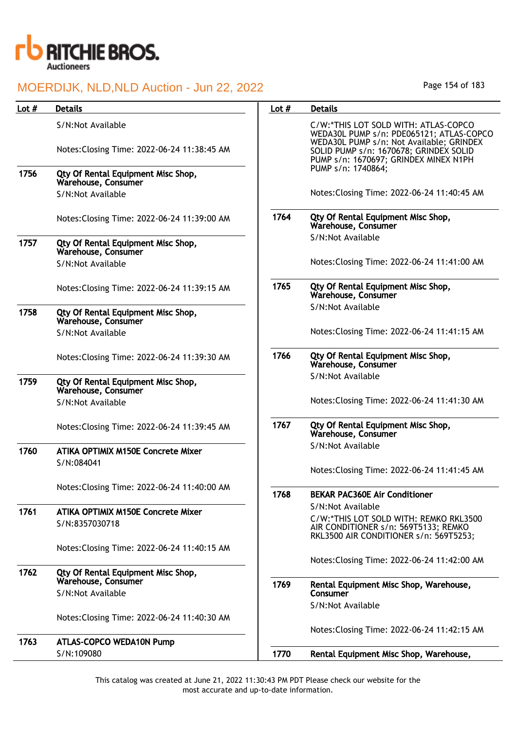# RITCHIE BROS. Auctioneers

## MOERDIJK, NLD,NLD Auction - Jun 22, 2022

| Lot # | Details |
|---|---|
| | S/N:Not Available<br><br>Notes:Closing Time: 2022-06-24 11:38:45 AM |
| 1756 | **Qty Of Rental Equipment Misc Shop, Warehouse, Consumer**<br>S/N:Not Available<br><br>Notes:Closing Time: 2022-06-24 11:39:00 AM |
| 1757 | **Qty Of Rental Equipment Misc Shop, Warehouse, Consumer**<br>S/N:Not Available<br><br>Notes:Closing Time: 2022-06-24 11:39:15 AM |
| 1758 | **Qty Of Rental Equipment Misc Shop, Warehouse, Consumer**<br>S/N:Not Available<br><br>Notes:Closing Time: 2022-06-24 11:39:30 AM |
| 1759 | **Qty Of Rental Equipment Misc Shop, Warehouse, Consumer**<br>S/N:Not Available<br><br>Notes:Closing Time: 2022-06-24 11:39:45 AM |
| 1760 | **ATIKA OPTIMIX M150E Concrete Mixer**<br>S/N:084041<br><br>Notes:Closing Time: 2022-06-24 11:40:00 AM |
| 1761 | **ATIKA OPTIMIX M150E Concrete Mixer**<br>S/N:8357030718<br><br>Notes:Closing Time: 2022-06-24 11:40:15 AM |
| 1762 | **Qty Of Rental Equipment Misc Shop, Warehouse, Consumer**<br>S/N:Not Available<br><br>Notes:Closing Time: 2022-06-24 11:40:30 AM |
| 1763 | **ATLAS-COPCO WEDA10N Pump**<br>S/N:109080<br>C/W:*THIS LOT SOLD WITH: ATLAS-COPCO WEDA30L PUMP s/n: PDE065121; ATLAS-COPCO WEDA30L PUMP s/n: Not Available; GRINDEX SOLID PUMP s/n: 1670678; GRINDEX SOLID PUMP s/n: 1670697; GRINDEX MINEX N1PH PUMP s/n: 1740864;<br><br>Notes:Closing Time: 2022-06-24 11:40:45 AM |
| 1764 | **Qty Of Rental Equipment Misc Shop, Warehouse, Consumer**<br>S/N:Not Available<br><br>Notes:Closing Time: 2022-06-24 11:41:00 AM |
| 1765 | **Qty Of Rental Equipment Misc Shop, Warehouse, Consumer**<br>S/N:Not Available<br><br>Notes:Closing Time: 2022-06-24 11:41:15 AM |
| 1766 | **Qty Of Rental Equipment Misc Shop, Warehouse, Consumer**<br>S/N:Not Available<br><br>Notes:Closing Time: 2022-06-24 11:41:30 AM |
| 1767 | **Qty Of Rental Equipment Misc Shop, Warehouse, Consumer**<br>S/N:Not Available<br><br>Notes:Closing Time: 2022-06-24 11:41:45 AM |
| 1768 | **BEKAR PAC360E Air Conditioner**<br>S/N:Not Available<br>C/W:*THIS LOT SOLD WITH: REMKO RKL3500 AIR CONDITIONER s/n: 569T5133; REMKO RKL3500 AIR CONDITIONER s/n: 569T5253;<br><br>Notes:Closing Time: 2022-06-24 11:42:00 AM |
| 1769 | **Rental Equipment Misc Shop, Warehouse, Consumer**<br>S/N:Not Available<br><br>Notes:Closing Time: 2022-06-24 11:42:15 AM |
| 1770 | **Rental Equipment Misc Shop, Warehouse,** |

This catalog was created at June 21, 2022 11:30:43 PM PDT Please check our website for the most accurate and up-to-date information.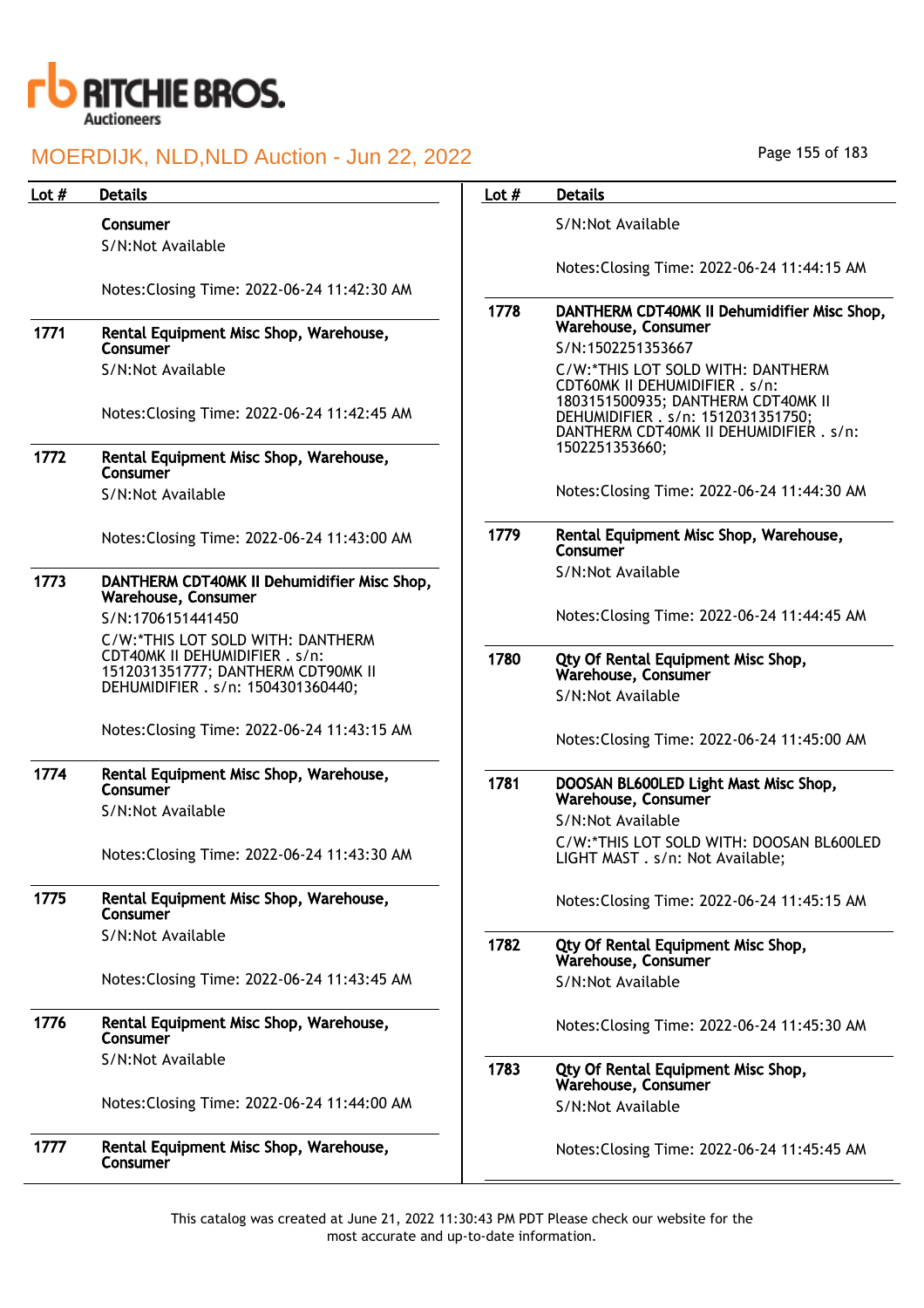| Lot # | Details |
| --- | --- |
| | **Consumer**<br>S/N:Not Available<br><br>Notes:Closing Time: 2022-06-24 11:42:30 AM |
| 1771 | **Rental Equipment Misc Shop, Warehouse, Consumer**<br>S/N:Not Available<br><br>Notes:Closing Time: 2022-06-24 11:42:45 AM |
| 1772 | **Rental Equipment Misc Shop, Warehouse, Consumer**<br>S/N:Not Available<br><br>Notes:Closing Time: 2022-06-24 11:43:00 AM |
| 1773 | **DANTHERM CDT40MK II Dehumidifier Misc Shop, Warehouse, Consumer**<br>S/N:1706151441450<br>C/W:*THIS LOT SOLD WITH: DANTHERM CDT40MK II DEHUMIDIFIER . s/n: 1512031351777; DANTHERM CDT90MK II DEHUMIDIFIER . s/n: 1504301360440;<br><br>Notes:Closing Time: 2022-06-24 11:43:15 AM |
| 1774 | **Rental Equipment Misc Shop, Warehouse, Consumer**<br>S/N:Not Available<br><br>Notes:Closing Time: 2022-06-24 11:43:30 AM |
| 1775 | **Rental Equipment Misc Shop, Warehouse, Consumer**<br>S/N:Not Available<br><br>Notes:Closing Time: 2022-06-24 11:43:45 AM |
| 1776 | **Rental Equipment Misc Shop, Warehouse, Consumer**<br>S/N:Not Available<br><br>Notes:Closing Time: 2022-06-24 11:44:00 AM |
| 1777 | **Rental Equipment Misc Shop, Warehouse, Consumer**<br>S/N:Not Available<br><br>Notes:Closing Time: 2022-06-24 11:44:15 AM |
| 1778 | **DANTHERM CDT40MK II Dehumidifier Misc Shop, Warehouse, Consumer**<br>S/N:1502251353667<br>C/W:*THIS LOT SOLD WITH: DANTHERM CDT60MK II DEHUMIDIFIER . s/n: 1803151500935; DANTHERM CDT40MK II DEHUMIDIFIER . s/n: 1512031351750; DANTHERM CDT40MK II DEHUMIDIFIER . s/n: 1502251353660;<br><br>Notes:Closing Time: 2022-06-24 11:44:30 AM |
| 1779 | **Rental Equipment Misc Shop, Warehouse, Consumer**<br>S/N:Not Available<br><br>Notes:Closing Time: 2022-06-24 11:44:45 AM |
| 1780 | **Qty Of Rental Equipment Misc Shop, Warehouse, Consumer**<br>S/N:Not Available<br><br>Notes:Closing Time: 2022-06-24 11:45:00 AM |
| 1781 | **DOOSAN BL600LED Light Mast Misc Shop, Warehouse, Consumer**<br>S/N:Not Available<br>C/W:*THIS LOT SOLD WITH: DOOSAN BL600LED LIGHT MAST . s/n: Not Available;<br><br>Notes:Closing Time: 2022-06-24 11:45:15 AM |
| 1782 | **Qty Of Rental Equipment Misc Shop, Warehouse, Consumer**<br>S/N:Not Available<br><br>Notes:Closing Time: 2022-06-24 11:45:30 AM |
| 1783 | **Qty Of Rental Equipment Misc Shop, Warehouse, Consumer**<br>S/N:Not Available<br><br>Notes:Closing Time: 2022-06-24 11:45:45 AM |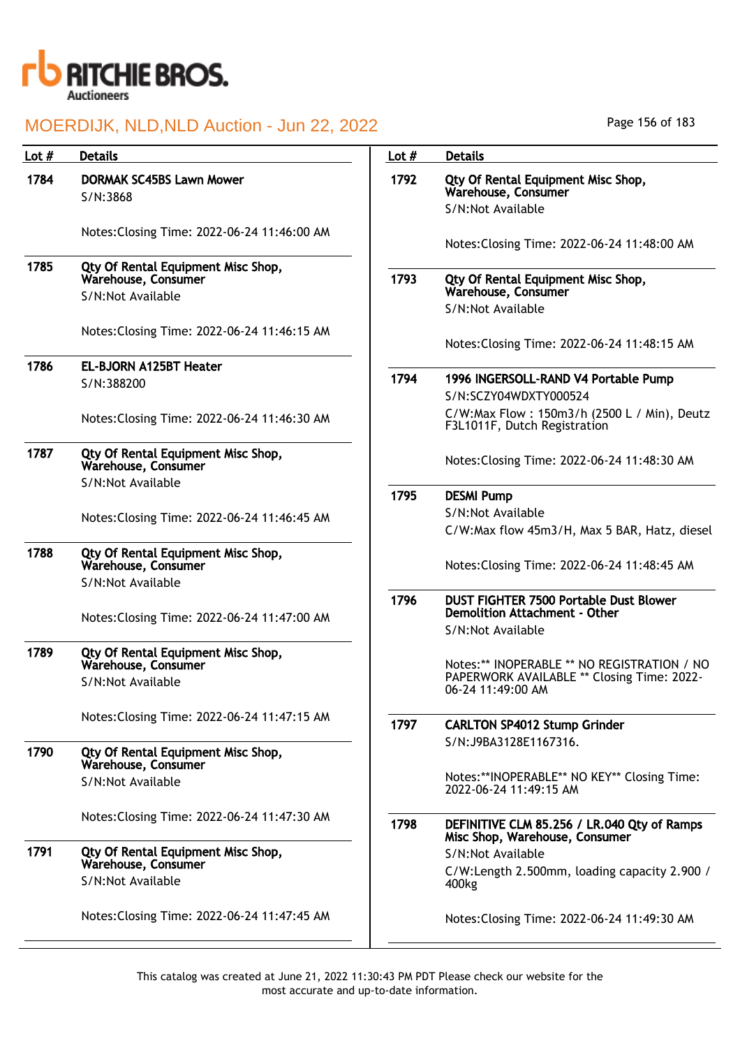# MOERDIJK, NLD,NLD Auction - Jun 22, 2022

| Lot # | Details |
|---|---|
| 1784 | **DORMAK SC45BS Lawn Mower**<br>S/N:3868<br><br>Notes:Closing Time: 2022-06-24 11:46:00 AM |
| 1785 | **Qty Of Rental Equipment Misc Shop, Warehouse, Consumer**<br>S/N:Not Available<br><br>Notes:Closing Time: 2022-06-24 11:46:15 AM |
| 1786 | **EL-BJORN A125BT Heater**<br>S/N:388200<br><br>Notes:Closing Time: 2022-06-24 11:46:30 AM |
| 1787 | **Qty Of Rental Equipment Misc Shop, Warehouse, Consumer**<br>S/N:Not Available<br><br>Notes:Closing Time: 2022-06-24 11:46:45 AM |
| 1788 | **Qty Of Rental Equipment Misc Shop, Warehouse, Consumer**<br>S/N:Not Available<br><br>Notes:Closing Time: 2022-06-24 11:47:00 AM |
| 1789 | **Qty Of Rental Equipment Misc Shop, Warehouse, Consumer**<br>S/N:Not Available<br><br>Notes:Closing Time: 2022-06-24 11:47:15 AM |
| 1790 | **Qty Of Rental Equipment Misc Shop, Warehouse, Consumer**<br>S/N:Not Available<br><br>Notes:Closing Time: 2022-06-24 11:47:30 AM |
| 1791 | **Qty Of Rental Equipment Misc Shop, Warehouse, Consumer**<br>S/N:Not Available<br><br>Notes:Closing Time: 2022-06-24 11:47:45 AM |
| 1792 | **Qty Of Rental Equipment Misc Shop, Warehouse, Consumer**<br>S/N:Not Available<br><br>Notes:Closing Time: 2022-06-24 11:48:00 AM |
| 1793 | **Qty Of Rental Equipment Misc Shop, Warehouse, Consumer**<br>S/N:Not Available<br><br>Notes:Closing Time: 2022-06-24 11:48:15 AM |
| 1794 | **1996 INGERSOLL-RAND V4 Portable Pump**<br>S/N:SCZY04WDXTY000524<br>C/W:Max Flow : 150m3/h (2500 L / Min), Deutz F3L1011F, Dutch Registration<br><br>Notes:Closing Time: 2022-06-24 11:48:30 AM |
| 1795 | **DESMI Pump**<br>S/N:Not Available<br>C/W:Max flow 45m3/H, Max 5 BAR, Hatz, diesel<br><br>Notes:Closing Time: 2022-06-24 11:48:45 AM |
| 1796 | **DUST FIGHTER 7500 Portable Dust Blower Demolition Attachment - Other**<br>S/N:Not Available<br><br>Notes:** INOPERABLE ** NO REGISTRATION / NO PAPERWORK AVAILABLE ** Closing Time: 2022-06-24 11:49:00 AM |
| 1797 | **CARLTON SP4012 Stump Grinder**<br>S/N:J9BA3128E1167316.<br><br>Notes:**INOPERABLE** NO KEY** Closing Time: 2022-06-24 11:49:15 AM |
| 1798 | **DEFINITIVE CLM 85.256 / LR.040 Qty of Ramps Misc Shop, Warehouse, Consumer**<br>S/N:Not Available<br>C/W:Length 2.500mm, loading capacity 2.900 / 400kg<br><br>Notes:Closing Time: 2022-06-24 11:49:30 AM |

This catalog was created at June 21, 2022 11:30:43 PM PDT Please check our website for the most accurate and up-to-date information.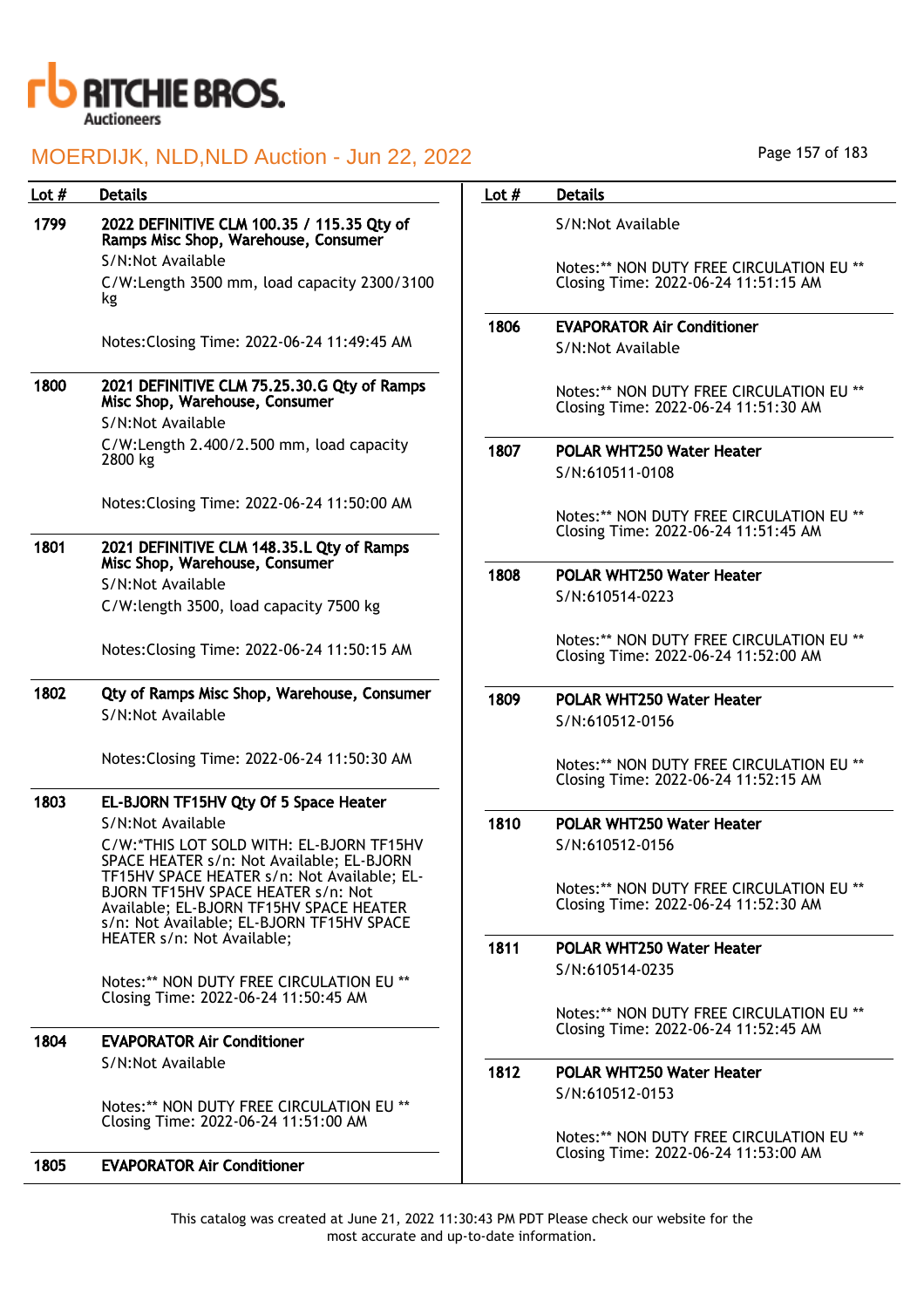| Lot # | Details |
|---|---|
| 1799 | **2022 DEFINITIVE CLM 100.35 / 115.35 Qty of Ramps Misc Shop, Warehouse, Consumer**<br>S/N:Not Available<br>C/W:Length 3500 mm, load capacity 2300/3100 kg<br><br>Notes:Closing Time: 2022-06-24 11:49:45 AM |
| 1800 | **2021 DEFINITIVE CLM 75.25.30.G Qty of Ramps Misc Shop, Warehouse, Consumer**<br>S/N:Not Available<br>C/W:Length 2.400/2.500 mm, load capacity 2800 kg<br><br>Notes:Closing Time: 2022-06-24 11:50:00 AM |
| 1801 | **2021 DEFINITIVE CLM 148.35.L Qty of Ramps Misc Shop, Warehouse, Consumer**<br>S/N:Not Available<br>C/W:length 3500, load capacity 7500 kg<br><br>Notes:Closing Time: 2022-06-24 11:50:15 AM |
| 1802 | **Qty of Ramps Misc Shop, Warehouse, Consumer**<br>S/N:Not Available<br><br>Notes:Closing Time: 2022-06-24 11:50:30 AM |
| 1803 | **EL-BJORN TF15HV Qty Of 5 Space Heater**<br>S/N:Not Available<br>C/W:*THIS LOT SOLD WITH: EL-BJORN TF15HV SPACE HEATER s/n: Not Available; EL-BJORN TF15HV SPACE HEATER s/n: Not Available; EL-BJORN TF15HV SPACE HEATER s/n: Not Available; EL-BJORN TF15HV SPACE HEATER s/n: Not Available; EL-BJORN TF15HV SPACE HEATER s/n: Not Available;<br><br>Notes:** NON DUTY FREE CIRCULATION EU ** Closing Time: 2022-06-24 11:50:45 AM |
| 1804 | **EVAPORATOR Air Conditioner**<br>S/N:Not Available<br><br>Notes:** NON DUTY FREE CIRCULATION EU ** Closing Time: 2022-06-24 11:51:00 AM |
| 1805 | **EVAPORATOR Air Conditioner**<br>S/N:Not Available<br><br>Notes:** NON DUTY FREE CIRCULATION EU ** Closing Time: 2022-06-24 11:51:15 AM |
| 1806 | **EVAPORATOR Air Conditioner**<br>S/N:Not Available<br><br>Notes:** NON DUTY FREE CIRCULATION EU ** Closing Time: 2022-06-24 11:51:30 AM |
| 1807 | **POLAR WHT250 Water Heater**<br>S/N:610511-0108<br><br>Notes:** NON DUTY FREE CIRCULATION EU ** Closing Time: 2022-06-24 11:51:45 AM |
| 1808 | **POLAR WHT250 Water Heater**<br>S/N:610514-0223<br><br>Notes:** NON DUTY FREE CIRCULATION EU ** Closing Time: 2022-06-24 11:52:00 AM |
| 1809 | **POLAR WHT250 Water Heater**<br>S/N:610512-0156<br><br>Notes:** NON DUTY FREE CIRCULATION EU ** Closing Time: 2022-06-24 11:52:15 AM |
| 1810 | **POLAR WHT250 Water Heater**<br>S/N:610512-0156<br><br>Notes:** NON DUTY FREE CIRCULATION EU ** Closing Time: 2022-06-24 11:52:30 AM |
| 1811 | **POLAR WHT250 Water Heater**<br>S/N:610514-0235<br><br>Notes:** NON DUTY FREE CIRCULATION EU ** Closing Time: 2022-06-24 11:52:45 AM |
| 1812 | **POLAR WHT250 Water Heater**<br>S/N:610512-0153<br><br>Notes:** NON DUTY FREE CIRCULATION EU ** Closing Time: 2022-06-24 11:53:00 AM |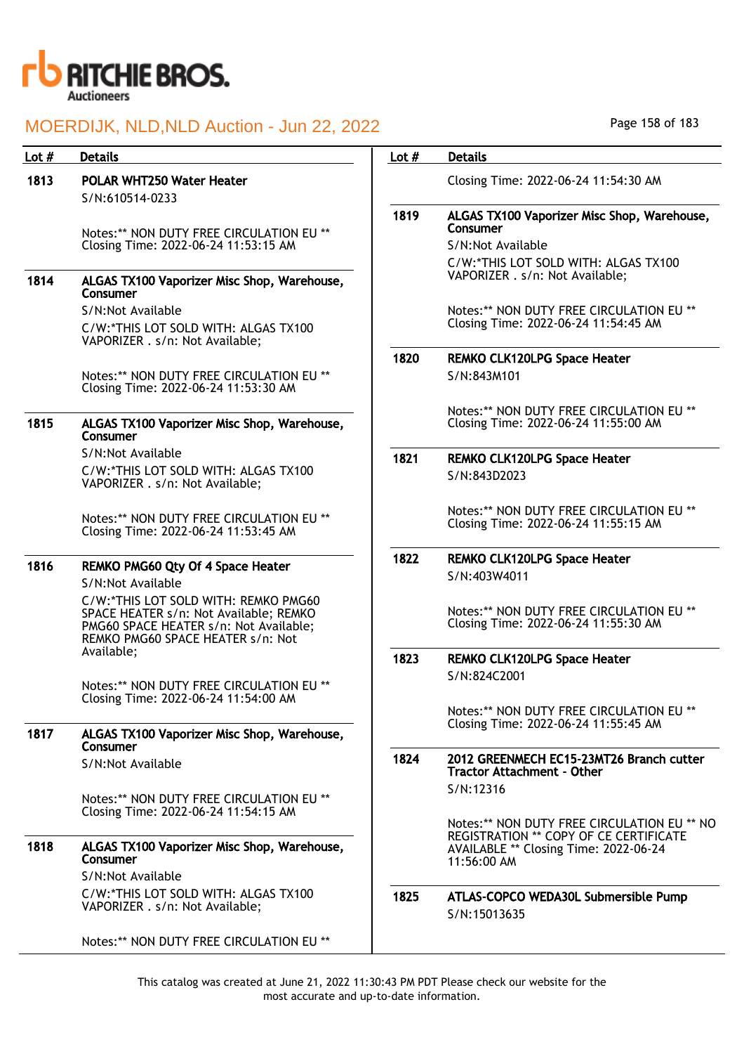# MOERDIJK, NLD,NLD Auction - Jun 22, 2022

| Lot # | Details |
| --- | --- |
| 1813 | **POLAR WHT250 Water Heater**<br>S/N:610514-0233<br><br>Notes:** NON DUTY FREE CIRCULATION EU ** Closing Time: 2022-06-24 11:53:15 AM |
| 1814 | **ALGAS TX100 Vaporizer Misc Shop, Warehouse, Consumer**<br>S/N:Not Available<br>C/W:*THIS LOT SOLD WITH: ALGAS TX100 VAPORIZER . s/n: Not Available;<br><br>Notes:** NON DUTY FREE CIRCULATION EU ** Closing Time: 2022-06-24 11:53:30 AM |
| 1815 | **ALGAS TX100 Vaporizer Misc Shop, Warehouse, Consumer**<br>S/N:Not Available<br>C/W:*THIS LOT SOLD WITH: ALGAS TX100 VAPORIZER . s/n: Not Available;<br><br>Notes:** NON DUTY FREE CIRCULATION EU ** Closing Time: 2022-06-24 11:53:45 AM |
| 1816 | **REMKO PMG60 Qty Of 4 Space Heater**<br>S/N:Not Available<br>C/W:*THIS LOT SOLD WITH: REMKO PMG60 SPACE HEATER s/n: Not Available; REMKO PMG60 SPACE HEATER s/n: Not Available; REMKO PMG60 SPACE HEATER s/n: Not Available;<br><br>Notes:** NON DUTY FREE CIRCULATION EU ** Closing Time: 2022-06-24 11:54:00 AM |
| 1817 | **ALGAS TX100 Vaporizer Misc Shop, Warehouse, Consumer**<br>S/N:Not Available<br><br>Notes:** NON DUTY FREE CIRCULATION EU ** Closing Time: 2022-06-24 11:54:15 AM |
| 1818 | **ALGAS TX100 Vaporizer Misc Shop, Warehouse, Consumer**<br>S/N:Not Available<br>C/W:*THIS LOT SOLD WITH: ALGAS TX100 VAPORIZER . s/n: Not Available;<br><br>Notes:** NON DUTY FREE CIRCULATION EU ** Closing Time: 2022-06-24 11:54:30 AM |
| 1819 | **ALGAS TX100 Vaporizer Misc Shop, Warehouse, Consumer**<br>S/N:Not Available<br>C/W:*THIS LOT SOLD WITH: ALGAS TX100 VAPORIZER . s/n: Not Available;<br><br>Notes:** NON DUTY FREE CIRCULATION EU ** Closing Time: 2022-06-24 11:54:45 AM |
| 1820 | **REMKO CLK120LPG Space Heater**<br>S/N:843M101<br><br>Notes:** NON DUTY FREE CIRCULATION EU ** Closing Time: 2022-06-24 11:55:00 AM |
| 1821 | **REMKO CLK120LPG Space Heater**<br>S/N:843D2023<br><br>Notes:** NON DUTY FREE CIRCULATION EU ** Closing Time: 2022-06-24 11:55:15 AM |
| 1822 | **REMKO CLK120LPG Space Heater**<br>S/N:403W4011<br><br>Notes:** NON DUTY FREE CIRCULATION EU ** Closing Time: 2022-06-24 11:55:30 AM |
| 1823 | **REMKO CLK120LPG Space Heater**<br>S/N:824C2001<br><br>Notes:** NON DUTY FREE CIRCULATION EU ** Closing Time: 2022-06-24 11:55:45 AM |
| 1824 | **2012 GREENMECH EC15-23MT26 Branch cutter Tractor Attachment - Other**<br>S/N:12316<br><br>Notes:** NON DUTY FREE CIRCULATION EU ** NO REGISTRATION ** COPY OF CE CERTIFICATE AVAILABLE ** Closing Time: 2022-06-24 11:56:00 AM |
| 1825 | **ATLAS-COPCO WEDA30L Submersible Pump**<br>S/N:15013635 |

This catalog was created at June 21, 2022 11:30:43 PM PDT Please check our website for the most accurate and up-to-date information.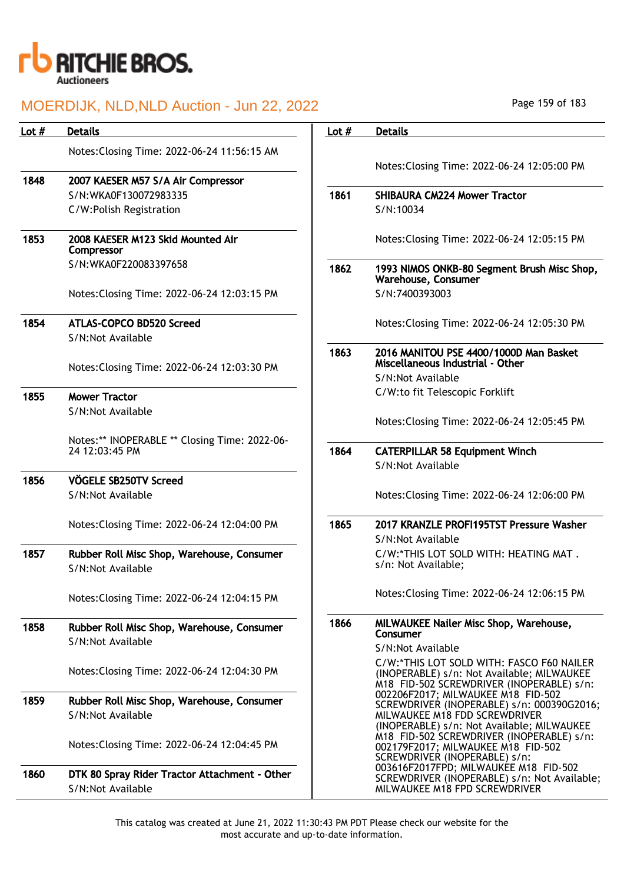| Lot # | Details |
| --- | --- |
| | Notes:Closing Time: 2022-06-24 11:56:15 AM |
| 1848 | **2007 KAESER M57 S/A Air Compressor**<br>S/N:WKA0F130072983335<br>C/W:Polish Registration |
| 1853 | **2008 KAESER M123 Skid Mounted Air Compressor**<br>S/N:WKA0F220083397658<br><br>Notes:Closing Time: 2022-06-24 12:03:15 PM |
| 1854 | **ATLAS-COPCO BD520 Screed**<br>S/N:Not Available<br><br>Notes:Closing Time: 2022-06-24 12:03:30 PM |
| 1855 | **Mower Tractor**<br>S/N:Not Available<br><br>Notes:** INOPERABLE ** Closing Time: 2022-06-24 12:03:45 PM |
| 1856 | **VÖGELE SB250TV Screed**<br>S/N:Not Available<br><br>Notes:Closing Time: 2022-06-24 12:04:00 PM |
| 1857 | **Rubber Roll Misc Shop, Warehouse, Consumer**<br>S/N:Not Available<br><br>Notes:Closing Time: 2022-06-24 12:04:15 PM |
| 1858 | **Rubber Roll Misc Shop, Warehouse, Consumer**<br>S/N:Not Available<br><br>Notes:Closing Time: 2022-06-24 12:04:30 PM |
| 1859 | **Rubber Roll Misc Shop, Warehouse, Consumer**<br>S/N:Not Available<br><br>Notes:Closing Time: 2022-06-24 12:04:45 PM |
| 1860 | **DTK 80 Spray Rider Tractor Attachment - Other**<br>S/N:Not Available<br><br>Notes:Closing Time: 2022-06-24 12:05:00 PM |
| 1861 | **SHIBAURA CM224 Mower Tractor**<br>S/N:10034<br><br>Notes:Closing Time: 2022-06-24 12:05:15 PM |
| 1862 | **1993 NIMOS ONKB-80 Segment Brush Misc Shop, Warehouse, Consumer**<br>S/N:7400393003<br><br>Notes:Closing Time: 2022-06-24 12:05:30 PM |
| 1863 | **2016 MANITOU PSE 4400/1000D Man Basket Miscellaneous Industrial - Other**<br>S/N:Not Available<br>C/W:to fit Telescopic Forklift<br><br>Notes:Closing Time: 2022-06-24 12:05:45 PM |
| 1864 | **CATERPILLAR 58 Equipment Winch**<br>S/N:Not Available<br><br>Notes:Closing Time: 2022-06-24 12:06:00 PM |
| 1865 | **2017 KRANZLE PROFI195TST Pressure Washer**<br>S/N:Not Available<br>C/W:*THIS LOT SOLD WITH: HEATING MAT . s/n: Not Available;<br><br>Notes:Closing Time: 2022-06-24 12:06:15 PM |
| 1866 | **MILWAUKEE Nailer Misc Shop, Warehouse, Consumer**<br>S/N:Not Available<br>C/W:*THIS LOT SOLD WITH: FASCO F60 NAILER (INOPERABLE) s/n: Not Available; MILWAUKEE M18 FID-502 SCREWDRIVER (INOPERABLE) s/n: 002206F2017; MILWAUKEE M18 FID-502 SCREWDRIVER (INOPERABLE) s/n: 000390G2016; MILWAUKEE M18 FDD SCREWDRIVER (INOPERABLE) s/n: Not Available; MILWAUKEE M18 FID-502 SCREWDRIVER (INOPERABLE) s/n: 002179F2017; MILWAUKEE M18 FID-502 SCREWDRIVER (INOPERABLE) s/n: 003616F2017FPD; MILWAUKEE M18 FID-502 SCREWDRIVER (INOPERABLE) s/n: Not Available; MILWAUKEE M18 FPD SCREWDRIVER |

This catalog was created at June 21, 2022 11:30:43 PM PDT Please check our website for the most accurate and up-to-date information.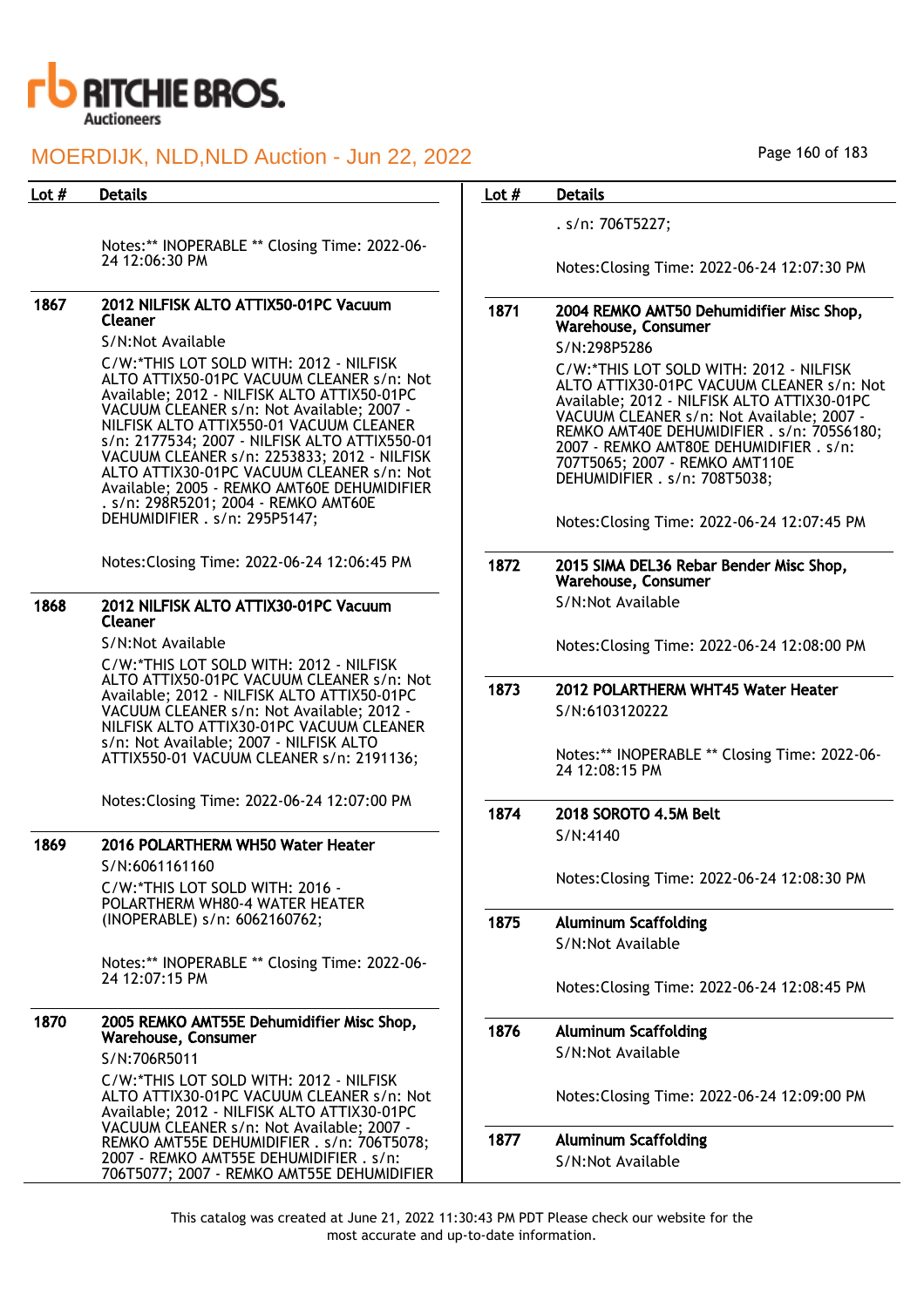| Lot # | Details |
|---|---|
| | Notes:** INOPERABLE ** Closing Time: 2022-06-24 12:06:30 PM |
| 1867 | **2012 NILFISK ALTO ATTIX50-01PC Vacuum Cleaner**<br>S/N:Not Available<br>C/W:*THIS LOT SOLD WITH: 2012 - NILFISK ALTO ATTIX50-01PC VACUUM CLEANER s/n: Not Available; 2012 - NILFISK ALTO ATTIX50-01PC VACUUM CLEANER s/n: Not Available; 2007 - NILFISK ALTO ATTIX550-01 VACUUM CLEANER s/n: 2177534; 2007 - NILFISK ALTO ATTIX550-01 VACUUM CLEANER s/n: 2253833; 2012 - NILFISK ALTO ATTIX30-01PC VACUUM CLEANER s/n: Not Available; 2005 - REMKO AMT60E DEHUMIDIFIER . s/n: 298R5201; 2004 - REMKO AMT60E DEHUMIDIFIER . s/n: 295P5147;<br>Notes:Closing Time: 2022-06-24 12:06:45 PM |
| 1868 | **2012 NILFISK ALTO ATTIX30-01PC Vacuum Cleaner**<br>S/N:Not Available<br>C/W:*THIS LOT SOLD WITH: 2012 - NILFISK ALTO ATTIX50-01PC VACUUM CLEANER s/n: Not Available; 2012 - NILFISK ALTO ATTIX50-01PC VACUUM CLEANER s/n: Not Available; 2012 - NILFISK ALTO ATTIX30-01PC VACUUM CLEANER s/n: Not Available; 2007 - NILFISK ALTO ATTIX550-01 VACUUM CLEANER s/n: 2191136;<br>Notes:Closing Time: 2022-06-24 12:07:00 PM |
| 1869 | **2016 POLARTHERM WH50 Water Heater**<br>S/N:6061161160<br>C/W:*THIS LOT SOLD WITH: 2016 - POLARTHERM WH80-4 WATER HEATER (INOPERABLE) s/n: 6062160762;<br>Notes:** INOPERABLE ** Closing Time: 2022-06-24 12:07:15 PM |
| 1870 | **2005 REMKO AMT55E Dehumidifier Misc Shop, Warehouse, Consumer**<br>S/N:706R5011<br>C/W:*THIS LOT SOLD WITH: 2012 - NILFISK ALTO ATTIX30-01PC VACUUM CLEANER s/n: Not Available; 2012 - NILFISK ALTO ATTIX30-01PC VACUUM CLEANER s/n: Not Available; 2007 - REMKO AMT55E DEHUMIDIFIER . s/n: 706T5078; 2007 - REMKO AMT55E DEHUMIDIFIER . s/n: 706T5077; 2007 - REMKO AMT55E DEHUMIDIFIER . s/n: 706T5227;<br>Notes:Closing Time: 2022-06-24 12:07:30 PM |
| 1871 | **2004 REMKO AMT50 Dehumidifier Misc Shop, Warehouse, Consumer**<br>S/N:298P5286<br>C/W:*THIS LOT SOLD WITH: 2012 - NILFISK ALTO ATTIX30-01PC VACUUM CLEANER s/n: Not Available; 2012 - NILFISK ALTO ATTIX30-01PC VACUUM CLEANER s/n: Not Available; 2007 - REMKO AMT40E DEHUMIDIFIER . s/n: 705S6180; 2007 - REMKO AMT80E DEHUMIDIFIER . s/n: 707T5065; 2007 - REMKO AMT110E DEHUMIDIFIER . s/n: 708T5038;<br>Notes:Closing Time: 2022-06-24 12:07:45 PM |
| 1872 | **2015 SIMA DEL36 Rebar Bender Misc Shop, Warehouse, Consumer**<br>S/N:Not Available<br>Notes:Closing Time: 2022-06-24 12:08:00 PM |
| 1873 | **2012 POLARTHERM WHT45 Water Heater**<br>S/N:6103120222<br>Notes:** INOPERABLE ** Closing Time: 2022-06-24 12:08:15 PM |
| 1874 | **2018 SOROTO 4.5M Belt**<br>S/N:4140<br>Notes:Closing Time: 2022-06-24 12:08:30 PM |
| 1875 | **Aluminum Scaffolding**<br>S/N:Not Available<br>Notes:Closing Time: 2022-06-24 12:08:45 PM |
| 1876 | **Aluminum Scaffolding**<br>S/N:Not Available<br>Notes:Closing Time: 2022-06-24 12:09:00 PM |
| 1877 | **Aluminum Scaffolding**<br>S/N:Not Available |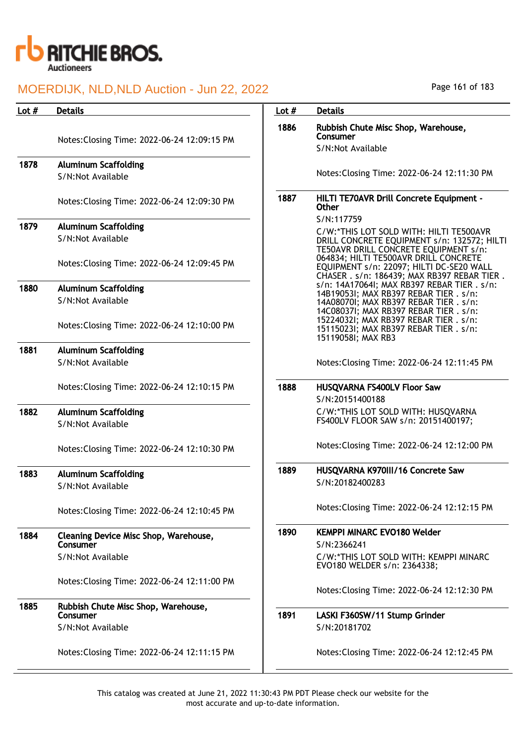| Lot # | Details |
|---|---|
| | Notes:Closing Time: 2022-06-24 12:09:15 PM |
| 1878 | **Aluminum Scaffolding**<br>S/N:Not Available<br><br>Notes:Closing Time: 2022-06-24 12:09:30 PM |
| 1879 | **Aluminum Scaffolding**<br>S/N:Not Available<br><br>Notes:Closing Time: 2022-06-24 12:09:45 PM |
| 1880 | **Aluminum Scaffolding**<br>S/N:Not Available<br><br>Notes:Closing Time: 2022-06-24 12:10:00 PM |
| 1881 | **Aluminum Scaffolding**<br>S/N:Not Available<br><br>Notes:Closing Time: 2022-06-24 12:10:15 PM |
| 1882 | **Aluminum Scaffolding**<br>S/N:Not Available<br><br>Notes:Closing Time: 2022-06-24 12:10:30 PM |
| 1883 | **Aluminum Scaffolding**<br>S/N:Not Available<br><br>Notes:Closing Time: 2022-06-24 12:10:45 PM |
| 1884 | **Cleaning Device Misc Shop, Warehouse, Consumer**<br>S/N:Not Available<br><br>Notes:Closing Time: 2022-06-24 12:11:00 PM |
| 1885 | **Rubbish Chute Misc Shop, Warehouse, Consumer**<br>S/N:Not Available<br><br>Notes:Closing Time: 2022-06-24 12:11:15 PM |
| 1886 | **Rubbish Chute Misc Shop, Warehouse, Consumer**<br>S/N:Not Available<br><br>Notes:Closing Time: 2022-06-24 12:11:30 PM |
| 1887 | **HILTI TE70AVR Drill Concrete Equipment - Other**<br>S/N:117759<br>C/W:*THIS LOT SOLD WITH: HILTI TE500AVR DRILL CONCRETE EQUIPMENT s/n: 132572; HILTI TE50AVR DRILL CONCRETE EQUIPMENT s/n: 064834; HILTI TE500AVR DRILL CONCRETE EQUIPMENT s/n: 22097; HILTI DC-SE20 WALL CHASER . s/n: 186439; MAX RB397 REBAR TIER . s/n: 14A17064I; MAX RB397 REBAR TIER . s/n: 14B19053I; MAX RB397 REBAR TIER . s/n: 14A08070I; MAX RB397 REBAR TIER . s/n: 14C08037I; MAX RB397 REBAR TIER . s/n: 15224032I; MAX RB397 REBAR TIER . s/n: 15115023I; MAX RB397 REBAR TIER . s/n: 15119058I; MAX RB3<br><br>Notes:Closing Time: 2022-06-24 12:11:45 PM |
| 1888 | **HUSQVARNA FS400LV Floor Saw**<br>S/N:20151400188<br>C/W:*THIS LOT SOLD WITH: HUSQVARNA FS400LV FLOOR SAW s/n: 20151400197;<br><br>Notes:Closing Time: 2022-06-24 12:12:00 PM |
| 1889 | **HUSQVARNA K970III/16 Concrete Saw**<br>S/N:20182400283<br><br>Notes:Closing Time: 2022-06-24 12:12:15 PM |
| 1890 | **KEMPPI MINARC EVO180 Welder**<br>S/N:2366241<br>C/W:*THIS LOT SOLD WITH: KEMPPI MINARC EVO180 WELDER s/n: 2364338;<br><br>Notes:Closing Time: 2022-06-24 12:12:30 PM |
| 1891 | **LASKI F360SW/11 Stump Grinder**<br>S/N:20181702<br><br>Notes:Closing Time: 2022-06-24 12:12:45 PM |

This catalog was created at June 21, 2022 11:30:43 PM PDT Please check our website for the most accurate and up-to-date information.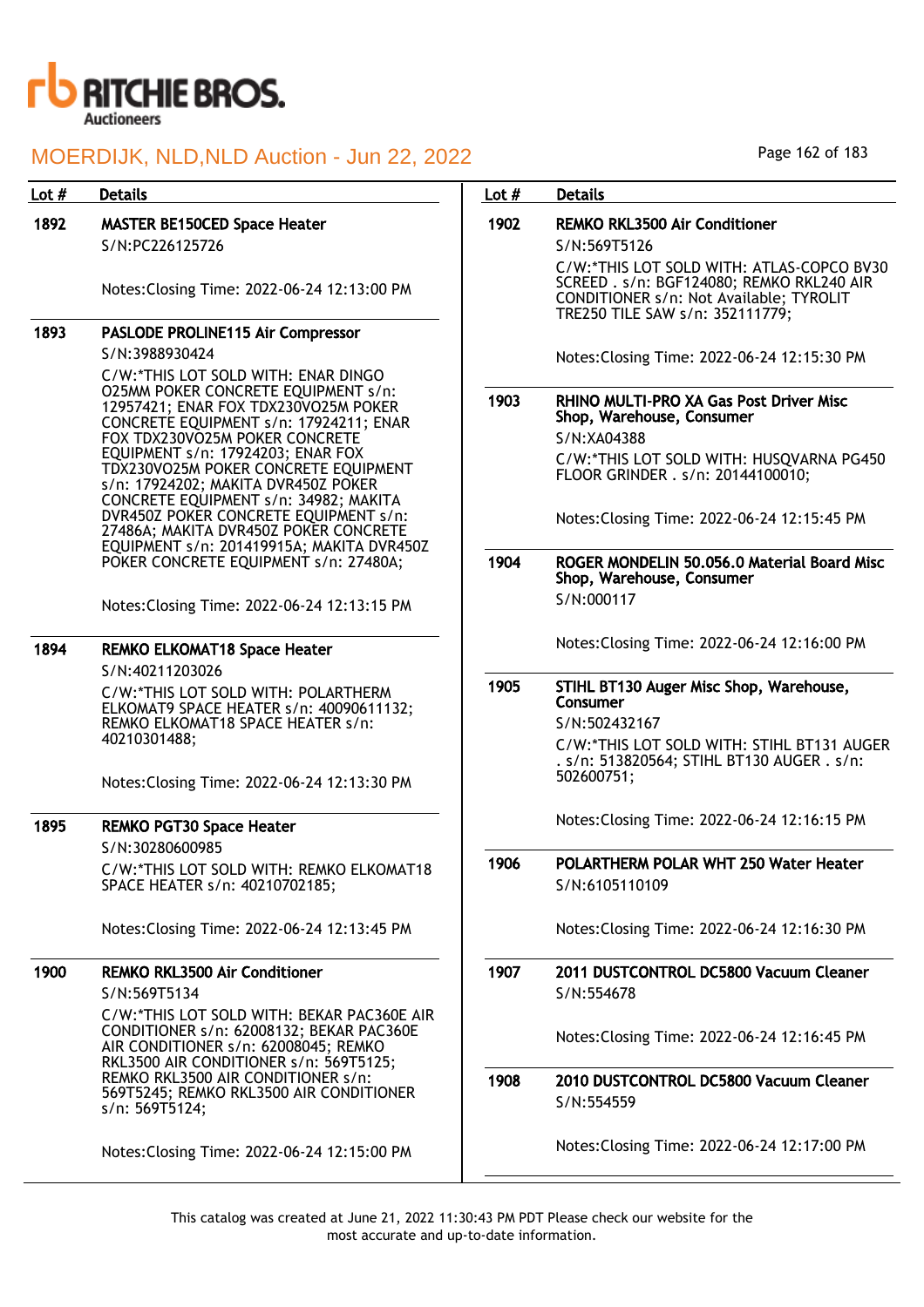# MOERDIJK, NLD,NLD Auction - Jun 22, 2022

| Lot # | Details |
|---|---|
| 1892 | **MASTER BE150CED Space Heater**<br>S/N:PC226125726<br><br>Notes:Closing Time: 2022-06-24 12:13:00 PM |
| 1893 | **PASLODE PROLINE115 Air Compressor**<br>S/N:3988930424<br>C/W:*THIS LOT SOLD WITH: ENAR DINGO O25MM POKER CONCRETE EQUIPMENT s/n: 12957421; ENAR FOX TDX230VO25M POKER CONCRETE EQUIPMENT s/n: 17924211; ENAR FOX TDX230VO25M POKER CONCRETE EQUIPMENT s/n: 17924203; ENAR FOX TDX230VO25M POKER CONCRETE EQUIPMENT s/n: 17924202; MAKITA DVR450Z POKER CONCRETE EQUIPMENT s/n: 34982; MAKITA DVR450Z POKER CONCRETE EQUIPMENT s/n: 27486A; MAKITA DVR450Z POKER CONCRETE EQUIPMENT s/n: 201419915A; MAKITA DVR450Z POKER CONCRETE EQUIPMENT s/n: 27480A;<br><br>Notes:Closing Time: 2022-06-24 12:13:15 PM |
| 1894 | **REMKO ELKOMAT18 Space Heater**<br>S/N:40211203026<br>C/W:*THIS LOT SOLD WITH: POLARTHERM ELKOMAT9 SPACE HEATER s/n: 40090611132; REMKO ELKOMAT18 SPACE HEATER s/n: 40210301488;<br><br>Notes:Closing Time: 2022-06-24 12:13:30 PM |
| 1895 | **REMKO PGT30 Space Heater**<br>S/N:30280600985<br>C/W:*THIS LOT SOLD WITH: REMKO ELKOMAT18 SPACE HEATER s/n: 40210702185;<br><br>Notes:Closing Time: 2022-06-24 12:13:45 PM |
| 1900 | **REMKO RKL3500 Air Conditioner**<br>S/N:569T5134<br>C/W:*THIS LOT SOLD WITH: BEKAR PAC360E AIR CONDITIONER s/n: 62008132; BEKAR PAC360E AIR CONDITIONER s/n: 62008045; REMKO RKL3500 AIR CONDITIONER s/n: 569T5125; REMKO RKL3500 AIR CONDITIONER s/n: 569T5245; REMKO RKL3500 AIR CONDITIONER s/n: 569T5124;<br><br>Notes:Closing Time: 2022-06-24 12:15:00 PM |
| 1902 | **REMKO RKL3500 Air Conditioner**<br>S/N:569T5126<br>C/W:*THIS LOT SOLD WITH: ATLAS-COPCO BV30 SCREED . s/n: BGF124080; REMKO RKL240 AIR CONDITIONER s/n: Not Available; TYROLIT TRE250 TILE SAW s/n: 352111779;<br><br>Notes:Closing Time: 2022-06-24 12:15:30 PM |
| 1903 | **RHINO MULTI-PRO XA Gas Post Driver Misc Shop, Warehouse, Consumer**<br>S/N:XA04388<br>C/W:*THIS LOT SOLD WITH: HUSQVARNA PG450 FLOOR GRINDER . s/n: 20144100010;<br><br>Notes:Closing Time: 2022-06-24 12:15:45 PM |
| 1904 | **ROGER MONDELIN 50.056.0 Material Board Misc Shop, Warehouse, Consumer**<br>S/N:000117<br><br>Notes:Closing Time: 2022-06-24 12:16:00 PM |
| 1905 | **STIHL BT130 Auger Misc Shop, Warehouse, Consumer**<br>S/N:502432167<br>C/W:*THIS LOT SOLD WITH: STIHL BT131 AUGER . s/n: 513820564; STIHL BT130 AUGER . s/n: 502600751;<br><br>Notes:Closing Time: 2022-06-24 12:16:15 PM |
| 1906 | **POLARTHERM POLAR WHT 250 Water Heater**<br>S/N:6105110109<br><br>Notes:Closing Time: 2022-06-24 12:16:30 PM |
| 1907 | **2011 DUSTCONTROL DC5800 Vacuum Cleaner**<br>S/N:554678<br><br>Notes:Closing Time: 2022-06-24 12:16:45 PM |
| 1908 | **2010 DUSTCONTROL DC5800 Vacuum Cleaner**<br>S/N:554559<br><br>Notes:Closing Time: 2022-06-24 12:17:00 PM |

This catalog was created at June 21, 2022 11:30:43 PM PDT Please check our website for the most accurate and up-to-date information.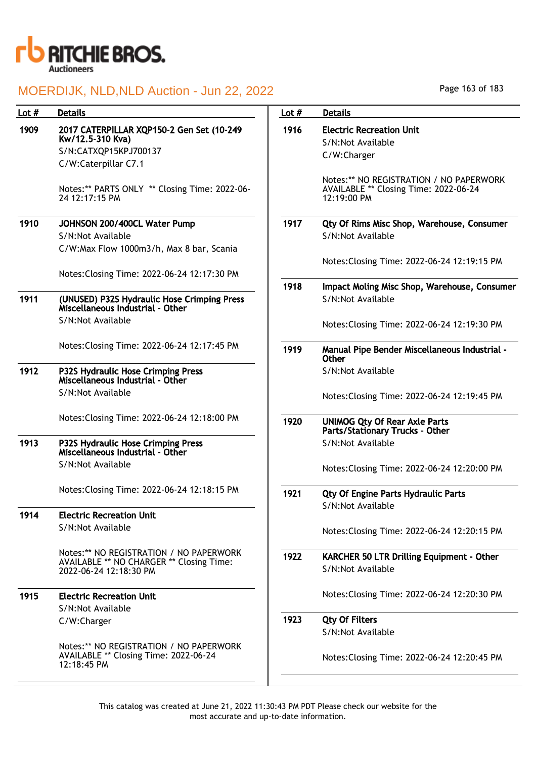# RITCHIE BROS. Auctioneers

## MOERDIJK, NLD,NLD Auction - Jun 22, 2022

| Lot # | Details |
|---|---|
| 1909 | **2017 CATERPILLAR XQP150-2 Gen Set (10-249 Kw/12.5-310 Kva)**<br>S/N:CATXQP15KPJ700137<br>C/W:Caterpillar C7.1<br><br>Notes:** PARTS ONLY ** Closing Time: 2022-06-24 12:17:15 PM |
| 1910 | **JOHNSON 200/400CL Water Pump**<br>S/N:Not Available<br>C/W:Max Flow 1000m3/h, Max 8 bar, Scania<br><br>Notes:Closing Time: 2022-06-24 12:17:30 PM |
| 1911 | **(UNUSED) P32S Hydraulic Hose Crimping Press Miscellaneous Industrial - Other**<br>S/N:Not Available<br><br>Notes:Closing Time: 2022-06-24 12:17:45 PM |
| 1912 | **P32S Hydraulic Hose Crimping Press Miscellaneous Industrial - Other**<br>S/N:Not Available<br><br>Notes:Closing Time: 2022-06-24 12:18:00 PM |
| 1913 | **P32S Hydraulic Hose Crimping Press Miscellaneous Industrial - Other**<br>S/N:Not Available<br><br>Notes:Closing Time: 2022-06-24 12:18:15 PM |
| 1914 | **Electric Recreation Unit**<br>S/N:Not Available<br><br>Notes:** NO REGISTRATION / NO PAPERWORK AVAILABLE ** NO CHARGER ** Closing Time: 2022-06-24 12:18:30 PM |
| 1915 | **Electric Recreation Unit**<br>S/N:Not Available<br>C/W:Charger<br><br>Notes:** NO REGISTRATION / NO PAPERWORK AVAILABLE ** Closing Time: 2022-06-24 12:18:45 PM |
| 1916 | **Electric Recreation Unit**<br>S/N:Not Available<br>C/W:Charger<br><br>Notes:** NO REGISTRATION / NO PAPERWORK AVAILABLE ** Closing Time: 2022-06-24 12:19:00 PM |
| 1917 | **Qty Of Rims Misc Shop, Warehouse, Consumer**<br>S/N:Not Available<br><br>Notes:Closing Time: 2022-06-24 12:19:15 PM |
| 1918 | **Impact Moling Misc Shop, Warehouse, Consumer**<br>S/N:Not Available<br><br>Notes:Closing Time: 2022-06-24 12:19:30 PM |
| 1919 | **Manual Pipe Bender Miscellaneous Industrial - Other**<br>S/N:Not Available<br><br>Notes:Closing Time: 2022-06-24 12:19:45 PM |
| 1920 | **UNIMOG Qty Of Rear Axle Parts Parts/Stationary Trucks - Other**<br>S/N:Not Available<br><br>Notes:Closing Time: 2022-06-24 12:20:00 PM |
| 1921 | **Qty Of Engine Parts Hydraulic Parts**<br>S/N:Not Available<br><br>Notes:Closing Time: 2022-06-24 12:20:15 PM |
| 1922 | **KARCHER 50 LTR Drilling Equipment - Other**<br>S/N:Not Available<br><br>Notes:Closing Time: 2022-06-24 12:20:30 PM |
| 1923 | **Qty Of Filters**<br>S/N:Not Available<br><br>Notes:Closing Time: 2022-06-24 12:20:45 PM |

This catalog was created at June 21, 2022 11:30:43 PM PDT Please check our website for the most accurate and up-to-date information.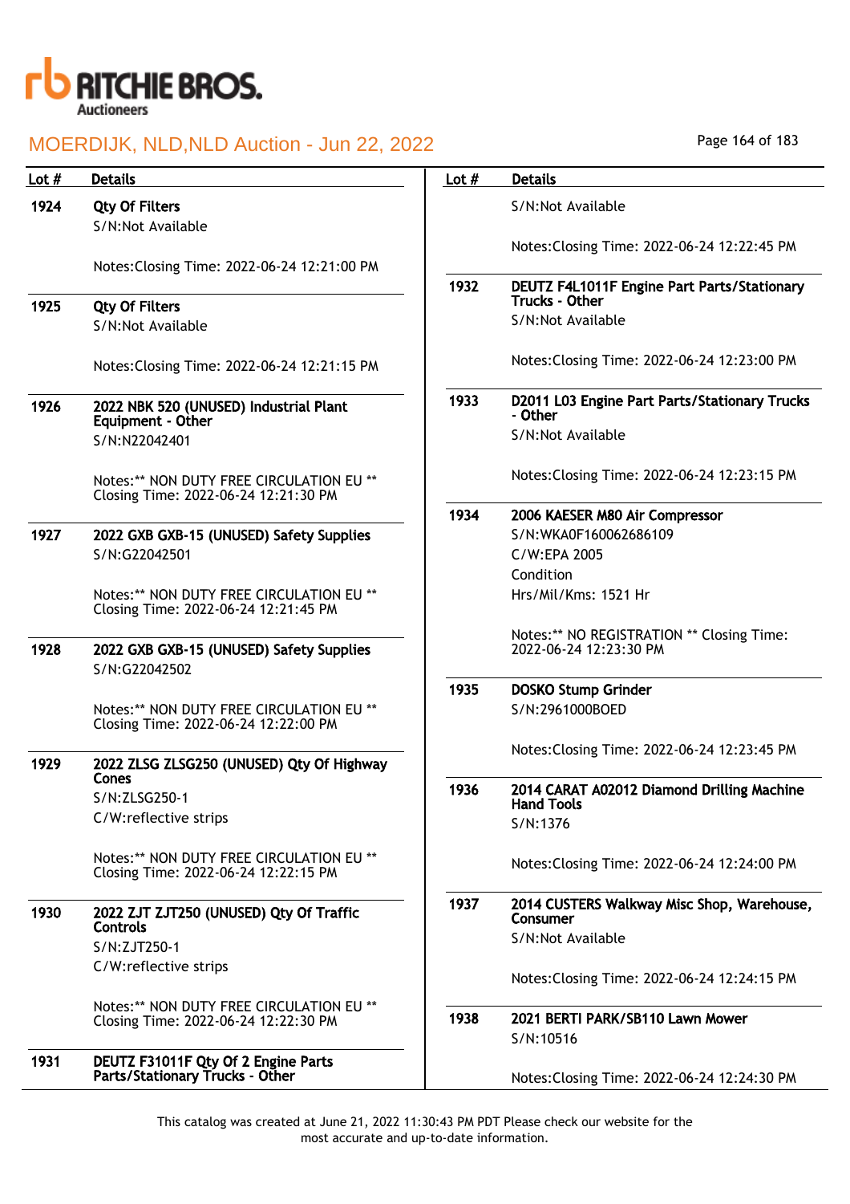| Lot # | Details |
|---|---|
| 1924 | **Qty Of Filters**<br>S/N:Not Available<br><br>Notes:Closing Time: 2022-06-24 12:21:00 PM |
| 1925 | **Qty Of Filters**<br>S/N:Not Available<br><br>Notes:Closing Time: 2022-06-24 12:21:15 PM |
| 1926 | **2022 NBK 520 (UNUSED) Industrial Plant Equipment - Other**<br>S/N:N22042401<br><br>Notes:** NON DUTY FREE CIRCULATION EU ** Closing Time: 2022-06-24 12:21:30 PM |
| 1927 | **2022 GXB GXB-15 (UNUSED) Safety Supplies**<br>S/N:G22042501<br><br>Notes:** NON DUTY FREE CIRCULATION EU ** Closing Time: 2022-06-24 12:21:45 PM |
| 1928 | **2022 GXB GXB-15 (UNUSED) Safety Supplies**<br>S/N:G22042502<br><br>Notes:** NON DUTY FREE CIRCULATION EU ** Closing Time: 2022-06-24 12:22:00 PM |
| 1929 | **2022 ZLSG ZLSG250 (UNUSED) Qty Of Highway Cones**<br>S/N:ZLSG250-1<br>C/W:reflective strips<br><br>Notes:** NON DUTY FREE CIRCULATION EU ** Closing Time: 2022-06-24 12:22:15 PM |
| 1930 | **2022 ZJT ZJT250 (UNUSED) Qty Of Traffic Controls**<br>S/N:ZJT250-1<br>C/W:reflective strips<br><br>Notes:** NON DUTY FREE CIRCULATION EU ** Closing Time: 2022-06-24 12:22:30 PM |
| 1931 | **DEUTZ F31011F Qty Of 2 Engine Parts Parts/Stationary Trucks - Other**<br>S/N:Not Available<br><br>Notes:Closing Time: 2022-06-24 12:22:45 PM |
| 1932 | **DEUTZ F4L1011F Engine Part Parts/Stationary Trucks - Other**<br>S/N:Not Available<br><br>Notes:Closing Time: 2022-06-24 12:23:00 PM |
| 1933 | **D2011 L03 Engine Part Parts/Stationary Trucks - Other**<br>S/N:Not Available<br><br>Notes:Closing Time: 2022-06-24 12:23:15 PM |
| 1934 | **2006 KAESER M80 Air Compressor**<br>S/N:WKA0F160062686109<br>C/W:EPA 2005<br>Condition<br>Hrs/Mil/Kms: 1521 Hr<br><br>Notes:** NO REGISTRATION ** Closing Time: 2022-06-24 12:23:30 PM |
| 1935 | **DOSKO Stump Grinder**<br>S/N:2961000BOED<br><br>Notes:Closing Time: 2022-06-24 12:23:45 PM |
| 1936 | **2014 CARAT A02012 Diamond Drilling Machine Hand Tools**<br>S/N:1376<br><br>Notes:Closing Time: 2022-06-24 12:24:00 PM |
| 1937 | **2014 CUSTERS Walkway Misc Shop, Warehouse, Consumer**<br>S/N:Not Available<br><br>Notes:Closing Time: 2022-06-24 12:24:15 PM |
| 1938 | **2021 BERTI PARK/SB110 Lawn Mower**<br>S/N:10516<br><br>Notes:Closing Time: 2022-06-24 12:24:30 PM |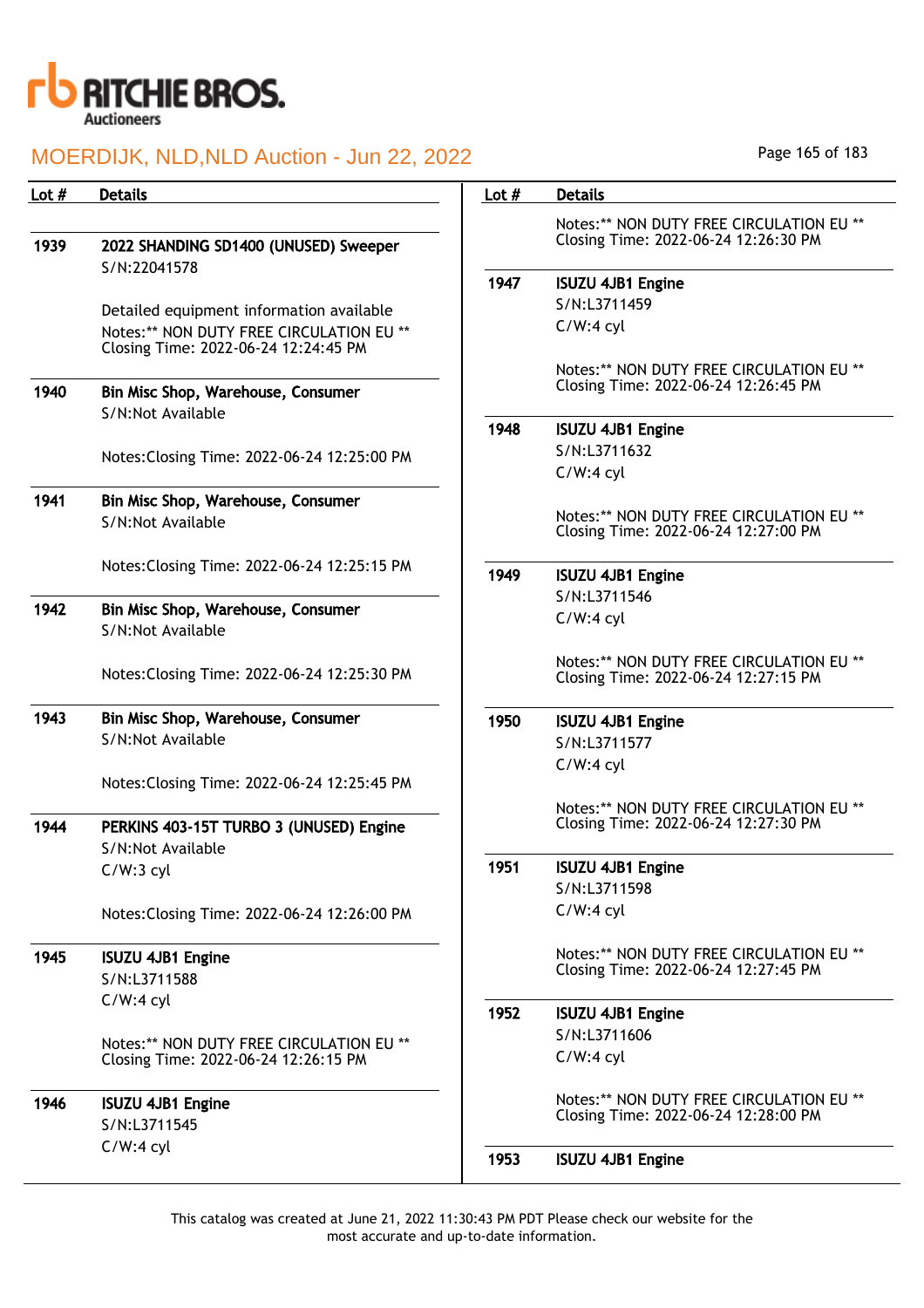| Lot # | Details |
|---|---|
| 1939 | **2022 SHANDING SD1400 (UNUSED) Sweeper**<br>S/N:22041578<br><br>Detailed equipment information available<br>Notes:** NON DUTY FREE CIRCULATION EU **<br>Closing Time: 2022-06-24 12:24:45 PM |
| 1940 | **Bin Misc Shop, Warehouse, Consumer**<br>S/N:Not Available<br><br>Notes:Closing Time: 2022-06-24 12:25:00 PM |
| 1941 | **Bin Misc Shop, Warehouse, Consumer**<br>S/N:Not Available<br><br>Notes:Closing Time: 2022-06-24 12:25:15 PM |
| 1942 | **Bin Misc Shop, Warehouse, Consumer**<br>S/N:Not Available<br><br>Notes:Closing Time: 2022-06-24 12:25:30 PM |
| 1943 | **Bin Misc Shop, Warehouse, Consumer**<br>S/N:Not Available<br><br>Notes:Closing Time: 2022-06-24 12:25:45 PM |
| 1944 | **PERKINS 403-15T TURBO 3 (UNUSED) Engine**<br>S/N:Not Available<br>C/W:3 cyl<br><br>Notes:Closing Time: 2022-06-24 12:26:00 PM |
| 1945 | **ISUZU 4JB1 Engine**<br>S/N:L3711588<br>C/W:4 cyl<br><br>Notes:** NON DUTY FREE CIRCULATION EU **<br>Closing Time: 2022-06-24 12:26:15 PM |
| 1946 | **ISUZU 4JB1 Engine**<br>S/N:L3711545<br>C/W:4 cyl<br><br>Notes:** NON DUTY FREE CIRCULATION EU **<br>Closing Time: 2022-06-24 12:26:30 PM |
| 1947 | **ISUZU 4JB1 Engine**<br>S/N:L3711459<br>C/W:4 cyl<br><br>Notes:** NON DUTY FREE CIRCULATION EU **<br>Closing Time: 2022-06-24 12:26:45 PM |
| 1948 | **ISUZU 4JB1 Engine**<br>S/N:L3711632<br>C/W:4 cyl<br><br>Notes:** NON DUTY FREE CIRCULATION EU **<br>Closing Time: 2022-06-24 12:27:00 PM |
| 1949 | **ISUZU 4JB1 Engine**<br>S/N:L3711546<br>C/W:4 cyl<br><br>Notes:** NON DUTY FREE CIRCULATION EU **<br>Closing Time: 2022-06-24 12:27:15 PM |
| 1950 | **ISUZU 4JB1 Engine**<br>S/N:L3711577<br>C/W:4 cyl<br><br>Notes:** NON DUTY FREE CIRCULATION EU **<br>Closing Time: 2022-06-24 12:27:30 PM |
| 1951 | **ISUZU 4JB1 Engine**<br>S/N:L3711598<br>C/W:4 cyl<br><br>Notes:** NON DUTY FREE CIRCULATION EU **<br>Closing Time: 2022-06-24 12:27:45 PM |
| 1952 | **ISUZU 4JB1 Engine**<br>S/N:L3711606<br>C/W:4 cyl<br><br>Notes:** NON DUTY FREE CIRCULATION EU **<br>Closing Time: 2022-06-24 12:28:00 PM |
| 1953 | **ISUZU 4JB1 Engine** |

This catalog was created at June 21, 2022 11:30:43 PM PDT Please check our website for the most accurate and up-to-date information.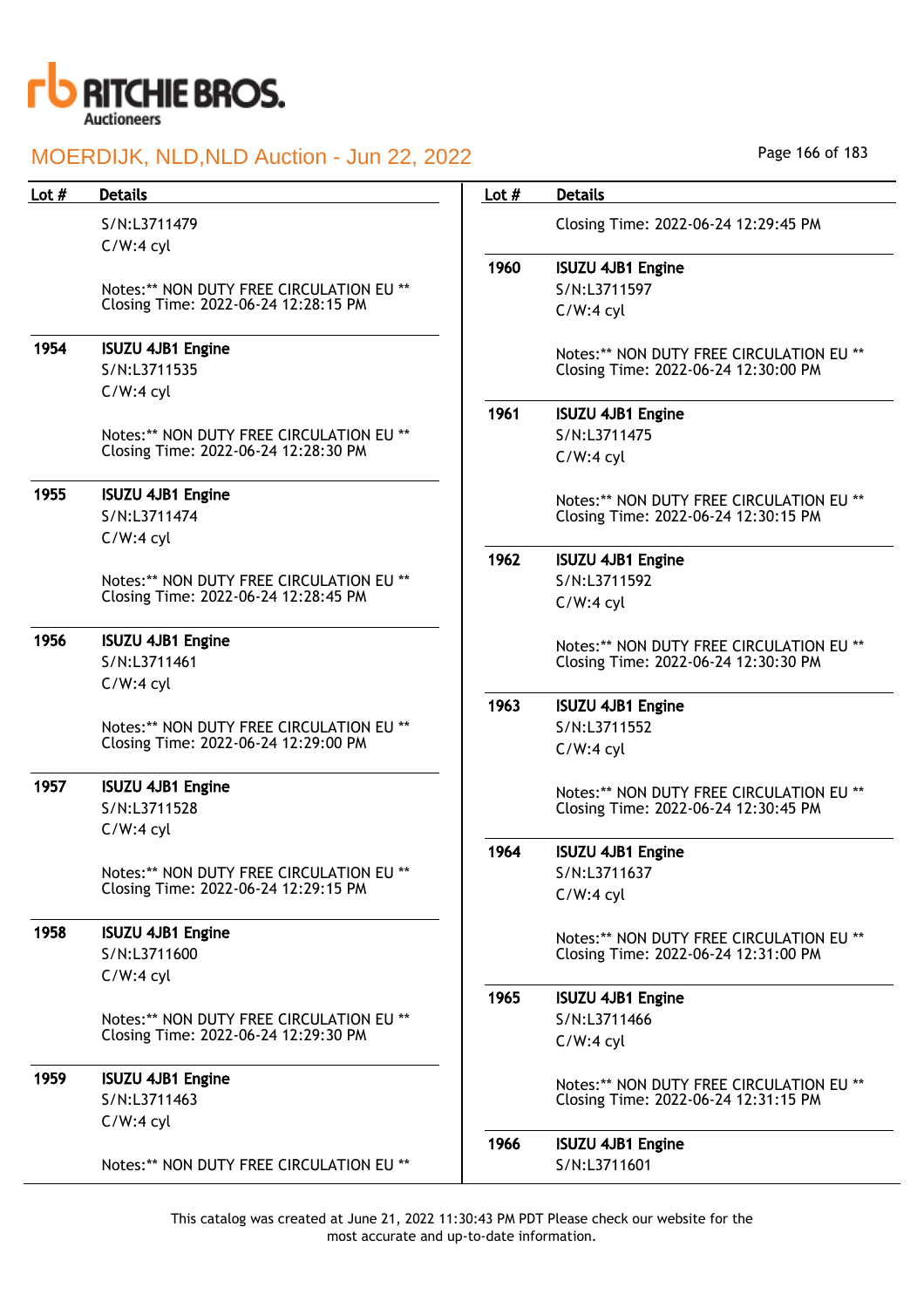| Lot # | Details |
|---|---|
| | S/N:L3711479<br>C/W:4 cyl<br><br>Notes:** NON DUTY FREE CIRCULATION EU **<br>Closing Time: 2022-06-24 12:28:15 PM |
| 1954 | **ISUZU 4JB1 Engine**<br>S/N:L3711535<br>C/W:4 cyl<br><br>Notes:** NON DUTY FREE CIRCULATION EU **<br>Closing Time: 2022-06-24 12:28:30 PM |
| 1955 | **ISUZU 4JB1 Engine**<br>S/N:L3711474<br>C/W:4 cyl<br><br>Notes:** NON DUTY FREE CIRCULATION EU **<br>Closing Time: 2022-06-24 12:28:45 PM |
| 1956 | **ISUZU 4JB1 Engine**<br>S/N:L3711461<br>C/W:4 cyl<br><br>Notes:** NON DUTY FREE CIRCULATION EU **<br>Closing Time: 2022-06-24 12:29:00 PM |
| 1957 | **ISUZU 4JB1 Engine**<br>S/N:L3711528<br>C/W:4 cyl<br><br>Notes:** NON DUTY FREE CIRCULATION EU **<br>Closing Time: 2022-06-24 12:29:15 PM |
| 1958 | **ISUZU 4JB1 Engine**<br>S/N:L3711600<br>C/W:4 cyl<br><br>Notes:** NON DUTY FREE CIRCULATION EU **<br>Closing Time: 2022-06-24 12:29:30 PM |
| 1959 | **ISUZU 4JB1 Engine**<br>S/N:L3711463<br>C/W:4 cyl<br><br>Notes:** NON DUTY FREE CIRCULATION EU **<br>Closing Time: 2022-06-24 12:29:45 PM |
| 1960 | **ISUZU 4JB1 Engine**<br>S/N:L3711597<br>C/W:4 cyl<br><br>Notes:** NON DUTY FREE CIRCULATION EU **<br>Closing Time: 2022-06-24 12:30:00 PM |
| 1961 | **ISUZU 4JB1 Engine**<br>S/N:L3711475<br>C/W:4 cyl<br><br>Notes:** NON DUTY FREE CIRCULATION EU **<br>Closing Time: 2022-06-24 12:30:15 PM |
| 1962 | **ISUZU 4JB1 Engine**<br>S/N:L3711592<br>C/W:4 cyl<br><br>Notes:** NON DUTY FREE CIRCULATION EU **<br>Closing Time: 2022-06-24 12:30:30 PM |
| 1963 | **ISUZU 4JB1 Engine**<br>S/N:L3711552<br>C/W:4 cyl<br><br>Notes:** NON DUTY FREE CIRCULATION EU **<br>Closing Time: 2022-06-24 12:30:45 PM |
| 1964 | **ISUZU 4JB1 Engine**<br>S/N:L3711637<br>C/W:4 cyl<br><br>Notes:** NON DUTY FREE CIRCULATION EU **<br>Closing Time: 2022-06-24 12:31:00 PM |
| 1965 | **ISUZU 4JB1 Engine**<br>S/N:L3711466<br>C/W:4 cyl<br><br>Notes:** NON DUTY FREE CIRCULATION EU **<br>Closing Time: 2022-06-24 12:31:15 PM |
| 1966 | **ISUZU 4JB1 Engine**<br>S/N:L3711601 |

This catalog was created at June 21, 2022 11:30:43 PM PDT Please check our website for the most accurate and up-to-date information.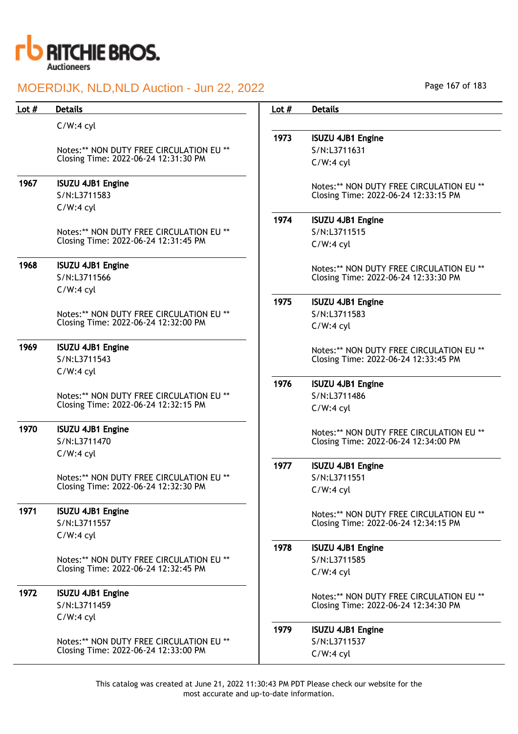| Lot # | Details |
|---|---|
| | C/W:4 cyl<br><br>Notes:** NON DUTY FREE CIRCULATION EU **<br>Closing Time: 2022-06-24 12:31:30 PM |
| 1967 | **ISUZU 4JB1 Engine**<br>S/N:L3711583<br>C/W:4 cyl<br><br>Notes:** NON DUTY FREE CIRCULATION EU **<br>Closing Time: 2022-06-24 12:31:45 PM |
| 1968 | **ISUZU 4JB1 Engine**<br>S/N:L3711566<br>C/W:4 cyl<br><br>Notes:** NON DUTY FREE CIRCULATION EU **<br>Closing Time: 2022-06-24 12:32:00 PM |
| 1969 | **ISUZU 4JB1 Engine**<br>S/N:L3711543<br>C/W:4 cyl<br><br>Notes:** NON DUTY FREE CIRCULATION EU **<br>Closing Time: 2022-06-24 12:32:15 PM |
| 1970 | **ISUZU 4JB1 Engine**<br>S/N:L3711470<br>C/W:4 cyl<br><br>Notes:** NON DUTY FREE CIRCULATION EU **<br>Closing Time: 2022-06-24 12:32:30 PM |
| 1971 | **ISUZU 4JB1 Engine**<br>S/N:L3711557<br>C/W:4 cyl<br><br>Notes:** NON DUTY FREE CIRCULATION EU **<br>Closing Time: 2022-06-24 12:32:45 PM |
| 1972 | **ISUZU 4JB1 Engine**<br>S/N:L3711459<br>C/W:4 cyl<br><br>Notes:** NON DUTY FREE CIRCULATION EU **<br>Closing Time: 2022-06-24 12:33:00 PM |
| 1973 | **ISUZU 4JB1 Engine**<br>S/N:L3711631<br>C/W:4 cyl<br><br>Notes:** NON DUTY FREE CIRCULATION EU **<br>Closing Time: 2022-06-24 12:33:15 PM |
| 1974 | **ISUZU 4JB1 Engine**<br>S/N:L3711515<br>C/W:4 cyl<br><br>Notes:** NON DUTY FREE CIRCULATION EU **<br>Closing Time: 2022-06-24 12:33:30 PM |
| 1975 | **ISUZU 4JB1 Engine**<br>S/N:L3711583<br>C/W:4 cyl<br><br>Notes:** NON DUTY FREE CIRCULATION EU **<br>Closing Time: 2022-06-24 12:33:45 PM |
| 1976 | **ISUZU 4JB1 Engine**<br>S/N:L3711486<br>C/W:4 cyl<br><br>Notes:** NON DUTY FREE CIRCULATION EU **<br>Closing Time: 2022-06-24 12:34:00 PM |
| 1977 | **ISUZU 4JB1 Engine**<br>S/N:L3711551<br>C/W:4 cyl<br><br>Notes:** NON DUTY FREE CIRCULATION EU **<br>Closing Time: 2022-06-24 12:34:15 PM |
| 1978 | **ISUZU 4JB1 Engine**<br>S/N:L3711585<br>C/W:4 cyl<br><br>Notes:** NON DUTY FREE CIRCULATION EU **<br>Closing Time: 2022-06-24 12:34:30 PM |
| 1979 | **ISUZU 4JB1 Engine**<br>S/N:L3711537<br>C/W:4 cyl |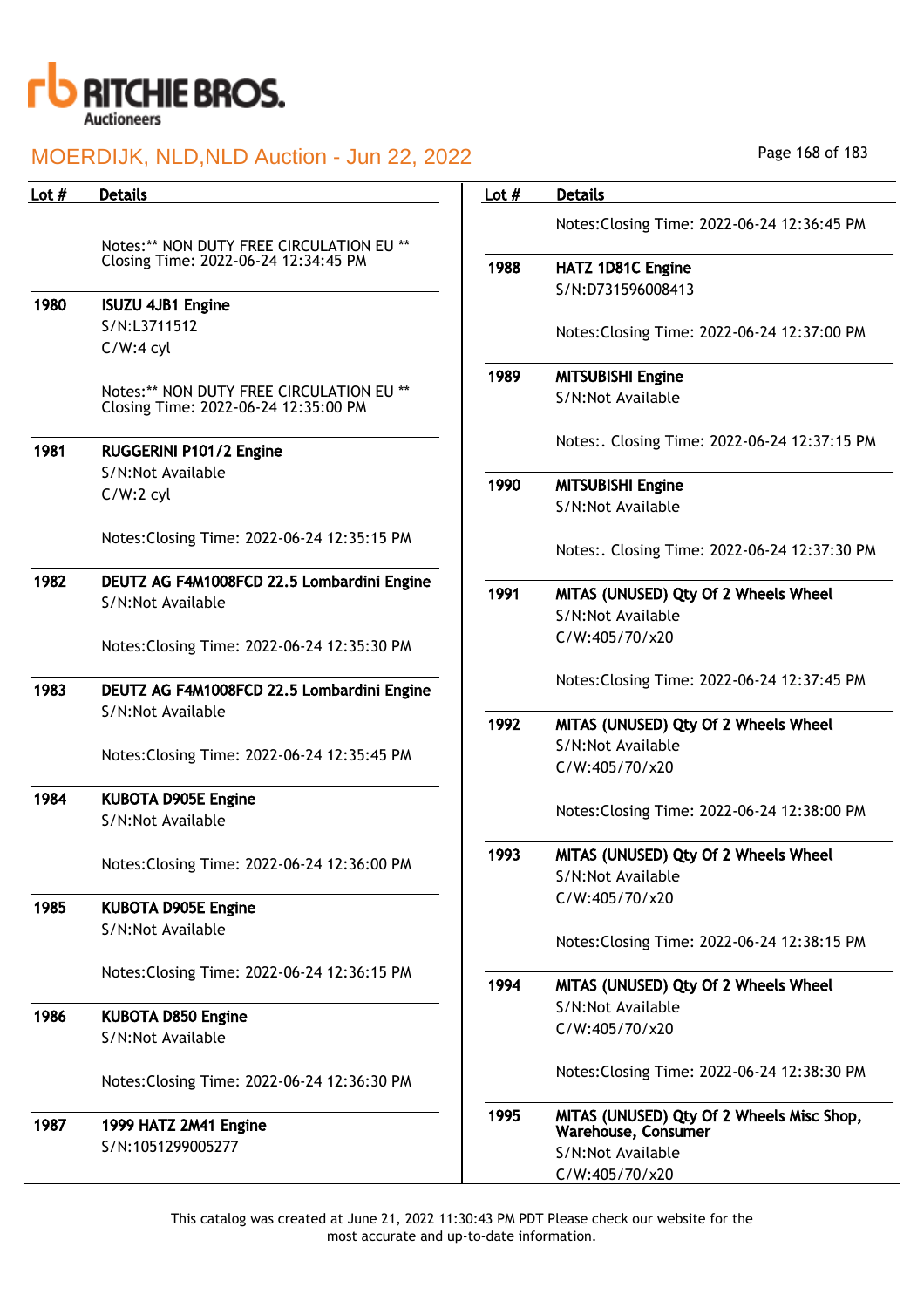| Lot # | Details |
|---|---|
| | Notes:** NON DUTY FREE CIRCULATION EU ** Closing Time: 2022-06-24 12:34:45 PM |
| 1980 | **ISUZU 4JB1 Engine**<br>S/N:L3711512<br>C/W:4 cyl<br><br>Notes:** NON DUTY FREE CIRCULATION EU ** Closing Time: 2022-06-24 12:35:00 PM |
| 1981 | **RUGGERINI P101/2 Engine**<br>S/N:Not Available<br>C/W:2 cyl<br><br>Notes:Closing Time: 2022-06-24 12:35:15 PM |
| 1982 | **DEUTZ AG F4M1008FCD 22.5 Lombardini Engine**<br>S/N:Not Available<br><br>Notes:Closing Time: 2022-06-24 12:35:30 PM |
| 1983 | **DEUTZ AG F4M1008FCD 22.5 Lombardini Engine**<br>S/N:Not Available<br><br>Notes:Closing Time: 2022-06-24 12:35:45 PM |
| 1984 | **KUBOTA D905E Engine**<br>S/N:Not Available<br><br>Notes:Closing Time: 2022-06-24 12:36:00 PM |
| 1985 | **KUBOTA D905E Engine**<br>S/N:Not Available<br><br>Notes:Closing Time: 2022-06-24 12:36:15 PM |
| 1986 | **KUBOTA D850 Engine**<br>S/N:Not Available<br><br>Notes:Closing Time: 2022-06-24 12:36:30 PM |
| 1987 | **1999 HATZ 2M41 Engine**<br>S/N:1051299005277<br><br>Notes:Closing Time: 2022-06-24 12:36:45 PM |
| 1988 | **HATZ 1D81C Engine**<br>S/N:D731596008413<br><br>Notes:Closing Time: 2022-06-24 12:37:00 PM |
| 1989 | **MITSUBISHI Engine**<br>S/N:Not Available<br><br>Notes:. Closing Time: 2022-06-24 12:37:15 PM |
| 1990 | **MITSUBISHI Engine**<br>S/N:Not Available<br><br>Notes:. Closing Time: 2022-06-24 12:37:30 PM |
| 1991 | **MITAS (UNUSED) Qty Of 2 Wheels Wheel**<br>S/N:Not Available<br>C/W:405/70/x20<br><br>Notes:Closing Time: 2022-06-24 12:37:45 PM |
| 1992 | **MITAS (UNUSED) Qty Of 2 Wheels Wheel**<br>S/N:Not Available<br>C/W:405/70/x20<br><br>Notes:Closing Time: 2022-06-24 12:38:00 PM |
| 1993 | **MITAS (UNUSED) Qty Of 2 Wheels Wheel**<br>S/N:Not Available<br>C/W:405/70/x20<br><br>Notes:Closing Time: 2022-06-24 12:38:15 PM |
| 1994 | **MITAS (UNUSED) Qty Of 2 Wheels Wheel**<br>S/N:Not Available<br>C/W:405/70/x20<br><br>Notes:Closing Time: 2022-06-24 12:38:30 PM |
| 1995 | **MITAS (UNUSED) Qty Of 2 Wheels Misc Shop, Warehouse, Consumer**<br>S/N:Not Available<br>C/W:405/70/x20 |

This catalog was created at June 21, 2022 11:30:43 PM PDT Please check our website for the most accurate and up-to-date information.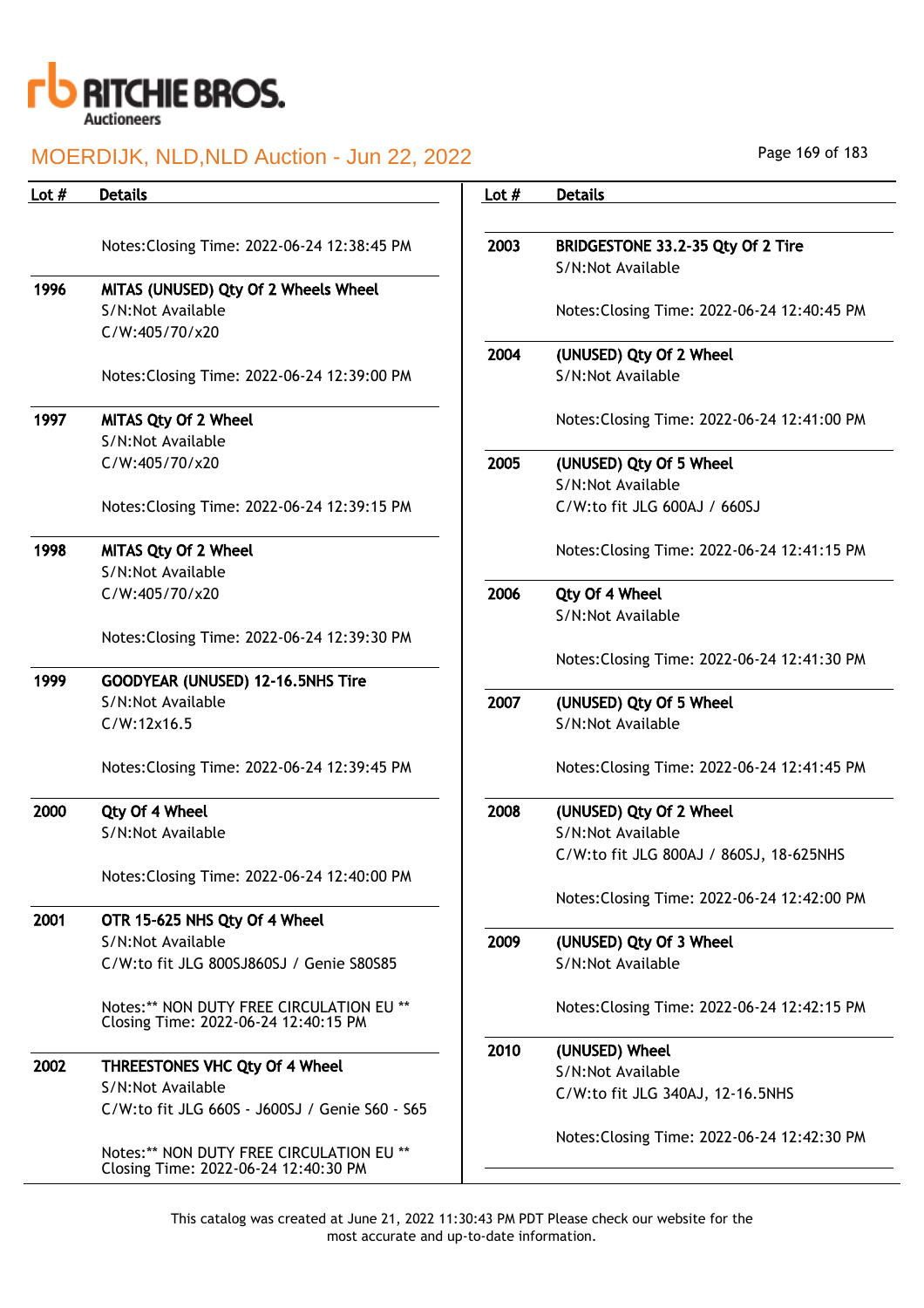# MOERDIJK, NLD,NLD Auction - Jun 22, 2022

| Lot # | Details |
|---|---|
| | Notes:Closing Time: 2022-06-24 12:38:45 PM |
| 1996 | **MITAS (UNUSED) Qty Of 2 Wheels Wheel**<br>S/N:Not Available<br>C/W:405/70/x20<br><br>Notes:Closing Time: 2022-06-24 12:39:00 PM |
| 1997 | **MITAS Qty Of 2 Wheel**<br>S/N:Not Available<br>C/W:405/70/x20<br><br>Notes:Closing Time: 2022-06-24 12:39:15 PM |
| 1998 | **MITAS Qty Of 2 Wheel**<br>S/N:Not Available<br>C/W:405/70/x20<br><br>Notes:Closing Time: 2022-06-24 12:39:30 PM |
| 1999 | **GOODYEAR (UNUSED) 12-16.5NHS Tire**<br>S/N:Not Available<br>C/W:12x16.5<br><br>Notes:Closing Time: 2022-06-24 12:39:45 PM |
| 2000 | **Qty Of 4 Wheel**<br>S/N:Not Available<br><br>Notes:Closing Time: 2022-06-24 12:40:00 PM |
| 2001 | **OTR 15-625 NHS Qty Of 4 Wheel**<br>S/N:Not Available<br>C/W:to fit JLG 800SJ860SJ / Genie S80S85<br><br>Notes:** NON DUTY FREE CIRCULATION EU ** Closing Time: 2022-06-24 12:40:15 PM |
| 2002 | **THREESTONES VHC Qty Of 4 Wheel**<br>S/N:Not Available<br>C/W:to fit JLG 660S - J600SJ / Genie S60 - S65<br><br>Notes:** NON DUTY FREE CIRCULATION EU ** Closing Time: 2022-06-24 12:40:30 PM |
| 2003 | **BRIDGESTONE 33.2-35 Qty Of 2 Tire**<br>S/N:Not Available<br><br>Notes:Closing Time: 2022-06-24 12:40:45 PM |
| 2004 | **(UNUSED) Qty Of 2 Wheel**<br>S/N:Not Available<br><br>Notes:Closing Time: 2022-06-24 12:41:00 PM |
| 2005 | **(UNUSED) Qty Of 5 Wheel**<br>S/N:Not Available<br>C/W:to fit JLG 600AJ / 660SJ<br><br>Notes:Closing Time: 2022-06-24 12:41:15 PM |
| 2006 | **Qty Of 4 Wheel**<br>S/N:Not Available<br><br>Notes:Closing Time: 2022-06-24 12:41:30 PM |
| 2007 | **(UNUSED) Qty Of 5 Wheel**<br>S/N:Not Available<br><br>Notes:Closing Time: 2022-06-24 12:41:45 PM |
| 2008 | **(UNUSED) Qty Of 2 Wheel**<br>S/N:Not Available<br>C/W:to fit JLG 800AJ / 860SJ, 18-625NHS<br><br>Notes:Closing Time: 2022-06-24 12:42:00 PM |
| 2009 | **(UNUSED) Qty Of 3 Wheel**<br>S/N:Not Available<br><br>Notes:Closing Time: 2022-06-24 12:42:15 PM |
| 2010 | **(UNUSED) Wheel**<br>S/N:Not Available<br>C/W:to fit JLG 340AJ, 12-16.5NHS<br><br>Notes:Closing Time: 2022-06-24 12:42:30 PM |

This catalog was created at June 21, 2022 11:30:43 PM PDT Please check our website for the most accurate and up-to-date information.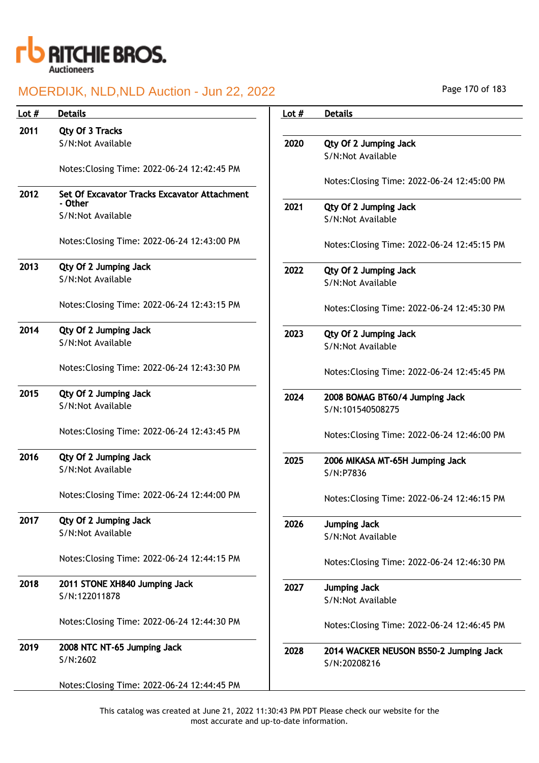| Lot # | Details |
|---|---|
| 2011 | **Qty Of 3 Tracks**<br>S/N:Not Available<br><br>Notes:Closing Time: 2022-06-24 12:42:45 PM |
| 2012 | **Set Of Excavator Tracks Excavator Attachment - Other**<br>S/N:Not Available<br><br>Notes:Closing Time: 2022-06-24 12:43:00 PM |
| 2013 | **Qty Of 2 Jumping Jack**<br>S/N:Not Available<br><br>Notes:Closing Time: 2022-06-24 12:43:15 PM |
| 2014 | **Qty Of 2 Jumping Jack**<br>S/N:Not Available<br><br>Notes:Closing Time: 2022-06-24 12:43:30 PM |
| 2015 | **Qty Of 2 Jumping Jack**<br>S/N:Not Available<br><br>Notes:Closing Time: 2022-06-24 12:43:45 PM |
| 2016 | **Qty Of 2 Jumping Jack**<br>S/N:Not Available<br><br>Notes:Closing Time: 2022-06-24 12:44:00 PM |
| 2017 | **Qty Of 2 Jumping Jack**<br>S/N:Not Available<br><br>Notes:Closing Time: 2022-06-24 12:44:15 PM |
| 2018 | **2011 STONE XH840 Jumping Jack**<br>S/N:122011878<br><br>Notes:Closing Time: 2022-06-24 12:44:30 PM |
| 2019 | **2008 NTC NT-65 Jumping Jack**<br>S/N:2602<br><br>Notes:Closing Time: 2022-06-24 12:44:45 PM |
| 2020 | **Qty Of 2 Jumping Jack**<br>S/N:Not Available<br><br>Notes:Closing Time: 2022-06-24 12:45:00 PM |
| 2021 | **Qty Of 2 Jumping Jack**<br>S/N:Not Available<br><br>Notes:Closing Time: 2022-06-24 12:45:15 PM |
| 2022 | **Qty Of 2 Jumping Jack**<br>S/N:Not Available<br><br>Notes:Closing Time: 2022-06-24 12:45:30 PM |
| 2023 | **Qty Of 2 Jumping Jack**<br>S/N:Not Available<br><br>Notes:Closing Time: 2022-06-24 12:45:45 PM |
| 2024 | **2008 BOMAG BT60/4 Jumping Jack**<br>S/N:101540508275<br><br>Notes:Closing Time: 2022-06-24 12:46:00 PM |
| 2025 | **2006 MIKASA MT-65H Jumping Jack**<br>S/N:P7836<br><br>Notes:Closing Time: 2022-06-24 12:46:15 PM |
| 2026 | **Jumping Jack**<br>S/N:Not Available<br><br>Notes:Closing Time: 2022-06-24 12:46:30 PM |
| 2027 | **Jumping Jack**<br>S/N:Not Available<br><br>Notes:Closing Time: 2022-06-24 12:46:45 PM |
| 2028 | **2014 WACKER NEUSON BS50-2 Jumping Jack**<br>S/N:20208216 |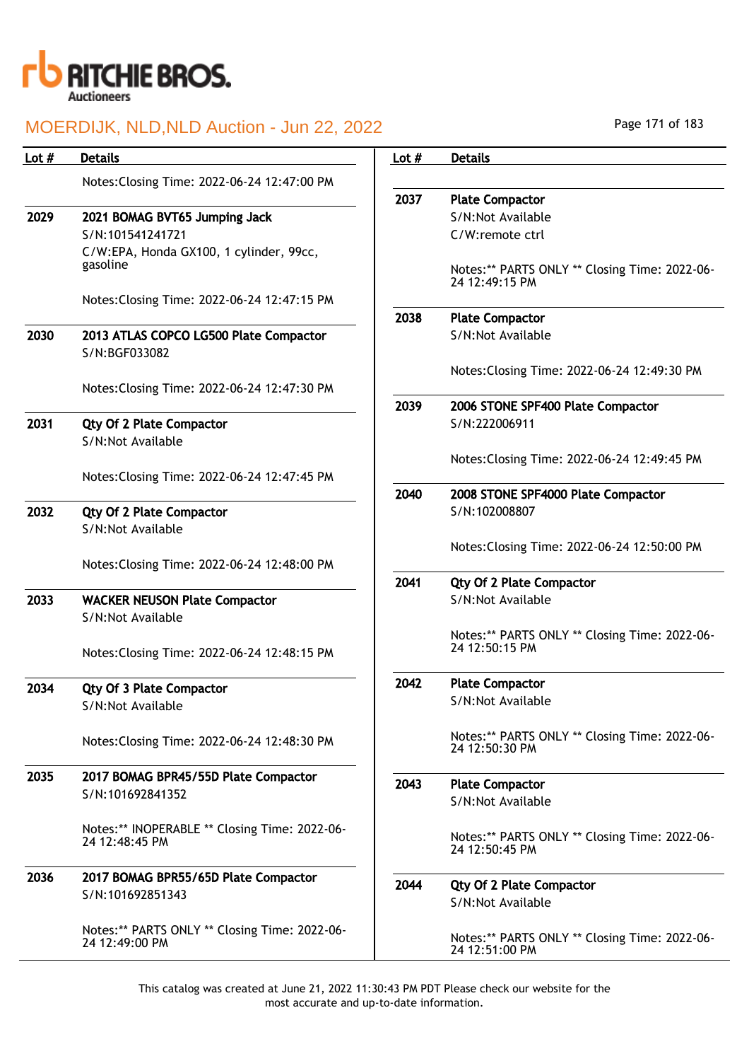| Lot # | Details |
|---|---|
| | Notes:Closing Time: 2022-06-24 12:47:00 PM |
| 2029 | **2021 BOMAG BVT65 Jumping Jack**<br>S/N:101541241721<br>C/W:EPA, Honda GX100, 1 cylinder, 99cc, gasoline<br><br>Notes:Closing Time: 2022-06-24 12:47:15 PM |
| 2030 | **2013 ATLAS COPCO LG500 Plate Compactor**<br>S/N:BGF033082<br><br>Notes:Closing Time: 2022-06-24 12:47:30 PM |
| 2031 | **Qty Of 2 Plate Compactor**<br>S/N:Not Available<br><br>Notes:Closing Time: 2022-06-24 12:47:45 PM |
| 2032 | **Qty Of 2 Plate Compactor**<br>S/N:Not Available<br><br>Notes:Closing Time: 2022-06-24 12:48:00 PM |
| 2033 | **WACKER NEUSON Plate Compactor**<br>S/N:Not Available<br><br>Notes:Closing Time: 2022-06-24 12:48:15 PM |
| 2034 | **Qty Of 3 Plate Compactor**<br>S/N:Not Available<br><br>Notes:Closing Time: 2022-06-24 12:48:30 PM |
| 2035 | **2017 BOMAG BPR45/55D Plate Compactor**<br>S/N:101692841352<br><br>Notes:** INOPERABLE ** Closing Time: 2022-06-24 12:48:45 PM |
| 2036 | **2017 BOMAG BPR55/65D Plate Compactor**<br>S/N:101692851343<br><br>Notes:** PARTS ONLY ** Closing Time: 2022-06-24 12:49:00 PM |
| 2037 | **Plate Compactor**<br>S/N:Not Available<br>C/W:remote ctrl<br><br>Notes:** PARTS ONLY ** Closing Time: 2022-06-24 12:49:15 PM |
| 2038 | **Plate Compactor**<br>S/N:Not Available<br><br>Notes:Closing Time: 2022-06-24 12:49:30 PM |
| 2039 | **2006 STONE SPF400 Plate Compactor**<br>S/N:222006911<br><br>Notes:Closing Time: 2022-06-24 12:49:45 PM |
| 2040 | **2008 STONE SPF4000 Plate Compactor**<br>S/N:102008807<br><br>Notes:Closing Time: 2022-06-24 12:50:00 PM |
| 2041 | **Qty Of 2 Plate Compactor**<br>S/N:Not Available<br><br>Notes:** PARTS ONLY ** Closing Time: 2022-06-24 12:50:15 PM |
| 2042 | **Plate Compactor**<br>S/N:Not Available<br><br>Notes:** PARTS ONLY ** Closing Time: 2022-06-24 12:50:30 PM |
| 2043 | **Plate Compactor**<br>S/N:Not Available<br><br>Notes:** PARTS ONLY ** Closing Time: 2022-06-24 12:50:45 PM |
| 2044 | **Qty Of 2 Plate Compactor**<br>S/N:Not Available<br><br>Notes:** PARTS ONLY ** Closing Time: 2022-06-24 12:51:00 PM |

This catalog was created at June 21, 2022 11:30:43 PM PDT Please check our website for the most accurate and up-to-date information.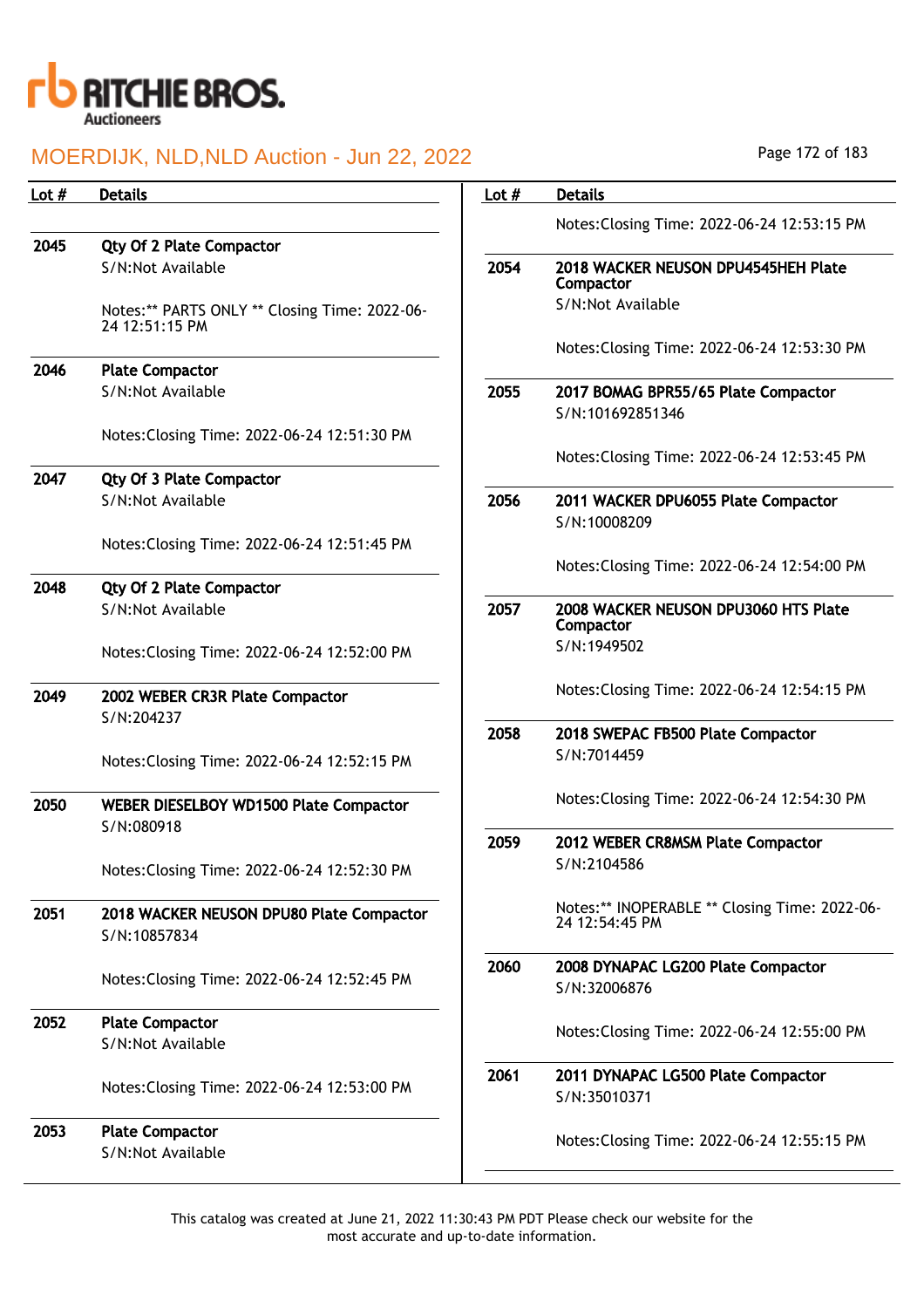# MOERDIJK, NLD,NLD Auction - Jun 22, 2022

| Lot # | Details |
|---|---|
| 2045 | **Qty Of 2 Plate Compactor**<br>S/N:Not Available<br><br>Notes:** PARTS ONLY ** Closing Time: 2022-06-24 12:51:15 PM |
| 2046 | **Plate Compactor**<br>S/N:Not Available<br><br>Notes:Closing Time: 2022-06-24 12:51:30 PM |
| 2047 | **Qty Of 3 Plate Compactor**<br>S/N:Not Available<br><br>Notes:Closing Time: 2022-06-24 12:51:45 PM |
| 2048 | **Qty Of 2 Plate Compactor**<br>S/N:Not Available<br><br>Notes:Closing Time: 2022-06-24 12:52:00 PM |
| 2049 | **2002 WEBER CR3R Plate Compactor**<br>S/N:204237<br><br>Notes:Closing Time: 2022-06-24 12:52:15 PM |
| 2050 | **WEBER DIESELBOY WD1500 Plate Compactor**<br>S/N:080918<br><br>Notes:Closing Time: 2022-06-24 12:52:30 PM |
| 2051 | **2018 WACKER NEUSON DPU80 Plate Compactor**<br>S/N:10857834<br><br>Notes:Closing Time: 2022-06-24 12:52:45 PM |
| 2052 | **Plate Compactor**<br>S/N:Not Available<br><br>Notes:Closing Time: 2022-06-24 12:53:00 PM |
| 2053 | **Plate Compactor**<br>S/N:Not Available<br><br>Notes:Closing Time: 2022-06-24 12:53:15 PM |
| 2054 | **2018 WACKER NEUSON DPU4545HEH Plate Compactor**<br>S/N:Not Available<br><br>Notes:Closing Time: 2022-06-24 12:53:30 PM |
| 2055 | **2017 BOMAG BPR55/65 Plate Compactor**<br>S/N:101692851346<br><br>Notes:Closing Time: 2022-06-24 12:53:45 PM |
| 2056 | **2011 WACKER DPU6055 Plate Compactor**<br>S/N:10008209<br><br>Notes:Closing Time: 2022-06-24 12:54:00 PM |
| 2057 | **2008 WACKER NEUSON DPU3060 HTS Plate Compactor**<br>S/N:1949502<br><br>Notes:Closing Time: 2022-06-24 12:54:15 PM |
| 2058 | **2018 SWEPAC FB500 Plate Compactor**<br>S/N:7014459<br><br>Notes:Closing Time: 2022-06-24 12:54:30 PM |
| 2059 | **2012 WEBER CR8MSM Plate Compactor**<br>S/N:2104586<br><br>Notes:** INOPERABLE ** Closing Time: 2022-06-24 12:54:45 PM |
| 2060 | **2008 DYNAPAC LG200 Plate Compactor**<br>S/N:32006876<br><br>Notes:Closing Time: 2022-06-24 12:55:00 PM |
| 2061 | **2011 DYNAPAC LG500 Plate Compactor**<br>S/N:35010371<br><br>Notes:Closing Time: 2022-06-24 12:55:15 PM |

This catalog was created at June 21, 2022 11:30:43 PM PDT Please check our website for the most accurate and up-to-date information.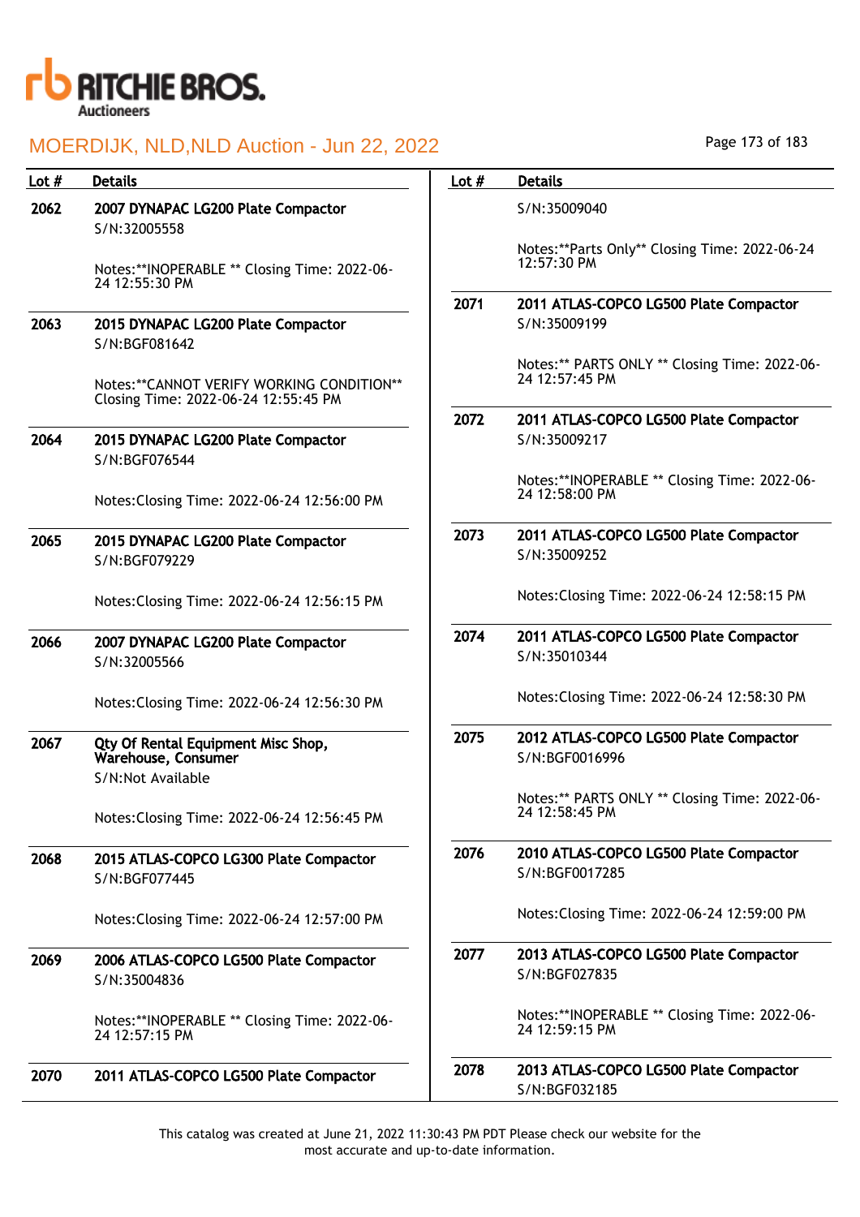# MOERDIJK, NLD,NLD Auction - Jun 22, 2022

| Lot # | Details |
|---|---|
| 2062 | **2007 DYNAPAC LG200 Plate Compactor**<br>S/N:32005558<br><br>Notes:**INOPERABLE ** Closing Time: 2022-06-24 12:55:30 PM |
| 2063 | **2015 DYNAPAC LG200 Plate Compactor**<br>S/N:BGF081642<br><br>Notes:**CANNOT VERIFY WORKING CONDITION** Closing Time: 2022-06-24 12:55:45 PM |
| 2064 | **2015 DYNAPAC LG200 Plate Compactor**<br>S/N:BGF076544<br><br>Notes:Closing Time: 2022-06-24 12:56:00 PM |
| 2065 | **2015 DYNAPAC LG200 Plate Compactor**<br>S/N:BGF079229<br><br>Notes:Closing Time: 2022-06-24 12:56:15 PM |
| 2066 | **2007 DYNAPAC LG200 Plate Compactor**<br>S/N:32005566<br><br>Notes:Closing Time: 2022-06-24 12:56:30 PM |
| 2067 | **Qty Of Rental Equipment Misc Shop, Warehouse, Consumer**<br>S/N:Not Available<br><br>Notes:Closing Time: 2022-06-24 12:56:45 PM |
| 2068 | **2015 ATLAS-COPCO LG300 Plate Compactor**<br>S/N:BGF077445<br><br>Notes:Closing Time: 2022-06-24 12:57:00 PM |
| 2069 | **2006 ATLAS-COPCO LG500 Plate Compactor**<br>S/N:35004836<br><br>Notes:**INOPERABLE ** Closing Time: 2022-06-24 12:57:15 PM |
| 2070 | **2011 ATLAS-COPCO LG500 Plate Compactor**<br>S/N:35009040<br><br>Notes:**Parts Only** Closing Time: 2022-06-24 12:57:30 PM |
| 2071 | **2011 ATLAS-COPCO LG500 Plate Compactor**<br>S/N:35009199<br><br>Notes:** PARTS ONLY ** Closing Time: 2022-06-24 12:57:45 PM |
| 2072 | **2011 ATLAS-COPCO LG500 Plate Compactor**<br>S/N:35009217<br><br>Notes:**INOPERABLE ** Closing Time: 2022-06-24 12:58:00 PM |
| 2073 | **2011 ATLAS-COPCO LG500 Plate Compactor**<br>S/N:35009252<br><br>Notes:Closing Time: 2022-06-24 12:58:15 PM |
| 2074 | **2011 ATLAS-COPCO LG500 Plate Compactor**<br>S/N:35010344<br><br>Notes:Closing Time: 2022-06-24 12:58:30 PM |
| 2075 | **2012 ATLAS-COPCO LG500 Plate Compactor**<br>S/N:BGF0016996<br><br>Notes:** PARTS ONLY ** Closing Time: 2022-06-24 12:58:45 PM |
| 2076 | **2010 ATLAS-COPCO LG500 Plate Compactor**<br>S/N:BGF0017285<br><br>Notes:Closing Time: 2022-06-24 12:59:00 PM |
| 2077 | **2013 ATLAS-COPCO LG500 Plate Compactor**<br>S/N:BGF027835<br><br>Notes:**INOPERABLE ** Closing Time: 2022-06-24 12:59:15 PM |
| 2078 | **2013 ATLAS-COPCO LG500 Plate Compactor**<br>S/N:BGF032185 |

This catalog was created at June 21, 2022 11:30:43 PM PDT Please check our website for the most accurate and up-to-date information.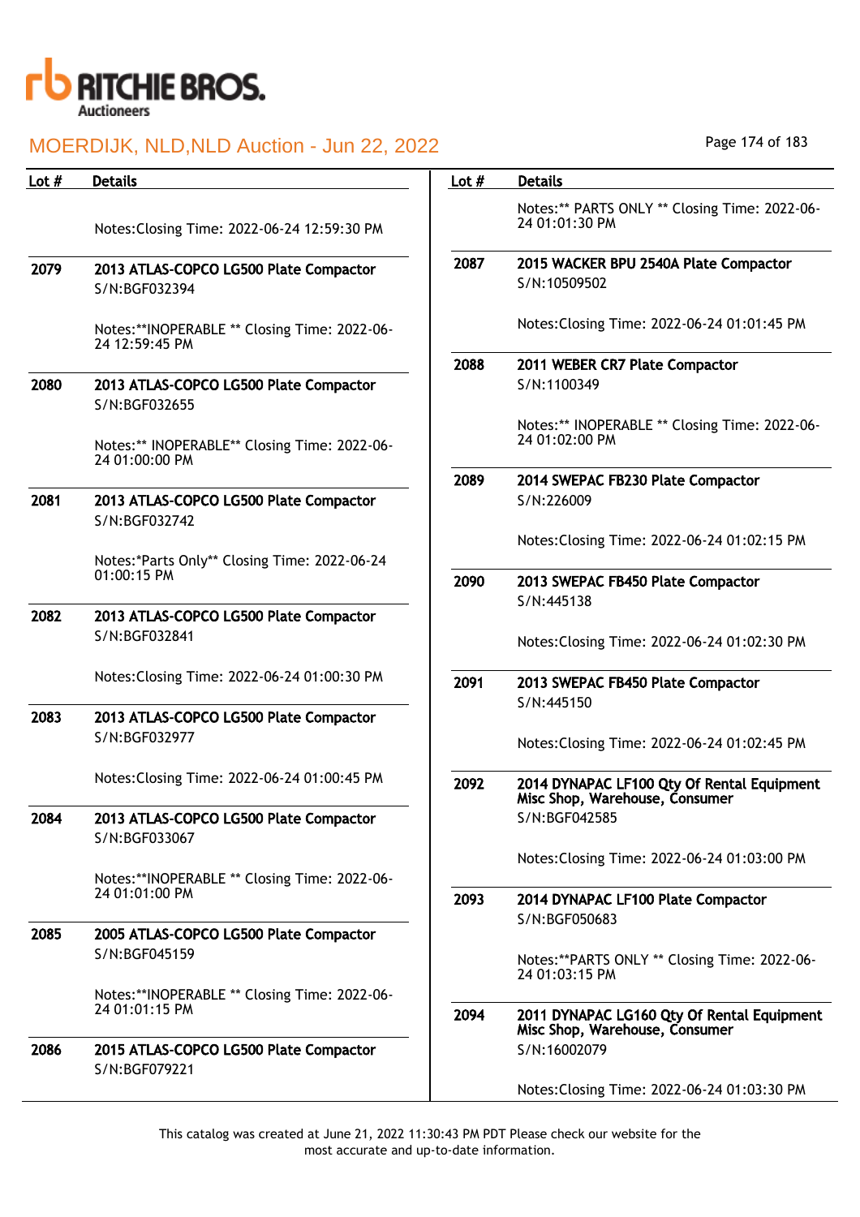| Lot # | Details |
|---|---|
| | Notes:Closing Time: 2022-06-24 12:59:30 PM |
| 2079 | **2013 ATLAS-COPCO LG500 Plate Compactor**<br>S/N:BGF032394<br><br>Notes:**INOPERABLE ** Closing Time: 2022-06-24 12:59:45 PM |
| 2080 | **2013 ATLAS-COPCO LG500 Plate Compactor**<br>S/N:BGF032655<br><br>Notes:** INOPERABLE** Closing Time: 2022-06-24 01:00:00 PM |
| 2081 | **2013 ATLAS-COPCO LG500 Plate Compactor**<br>S/N:BGF032742<br><br>Notes:*Parts Only** Closing Time: 2022-06-24 01:00:15 PM |
| 2082 | **2013 ATLAS-COPCO LG500 Plate Compactor**<br>S/N:BGF032841<br><br>Notes:Closing Time: 2022-06-24 01:00:30 PM |
| 2083 | **2013 ATLAS-COPCO LG500 Plate Compactor**<br>S/N:BGF032977<br><br>Notes:Closing Time: 2022-06-24 01:00:45 PM |
| 2084 | **2013 ATLAS-COPCO LG500 Plate Compactor**<br>S/N:BGF033067<br><br>Notes:**INOPERABLE ** Closing Time: 2022-06-24 01:01:00 PM |
| 2085 | **2005 ATLAS-COPCO LG500 Plate Compactor**<br>S/N:BGF045159<br><br>Notes:**INOPERABLE ** Closing Time: 2022-06-24 01:01:15 PM |
| 2086 | **2015 ATLAS-COPCO LG500 Plate Compactor**<br>S/N:BGF079221<br><br>Notes:** PARTS ONLY ** Closing Time: 2022-06-24 01:01:30 PM |
| 2087 | **2015 WACKER BPU 2540A Plate Compactor**<br>S/N:10509502<br><br>Notes:Closing Time: 2022-06-24 01:01:45 PM |
| 2088 | **2011 WEBER CR7 Plate Compactor**<br>S/N:1100349<br><br>Notes:** INOPERABLE ** Closing Time: 2022-06-24 01:02:00 PM |
| 2089 | **2014 SWEPAC FB230 Plate Compactor**<br>S/N:226009<br><br>Notes:Closing Time: 2022-06-24 01:02:15 PM |
| 2090 | **2013 SWEPAC FB450 Plate Compactor**<br>S/N:445138<br><br>Notes:Closing Time: 2022-06-24 01:02:30 PM |
| 2091 | **2013 SWEPAC FB450 Plate Compactor**<br>S/N:445150<br><br>Notes:Closing Time: 2022-06-24 01:02:45 PM |
| 2092 | **2014 DYNAPAC LF100 Qty Of Rental Equipment Misc Shop, Warehouse, Consumer**<br>S/N:BGF042585<br><br>Notes:Closing Time: 2022-06-24 01:03:00 PM |
| 2093 | **2014 DYNAPAC LF100 Plate Compactor**<br>S/N:BGF050683<br><br>Notes:**PARTS ONLY ** Closing Time: 2022-06-24 01:03:15 PM |
| 2094 | **2011 DYNAPAC LG160 Qty Of Rental Equipment Misc Shop, Warehouse, Consumer**<br>S/N:16002079<br><br>Notes:Closing Time: 2022-06-24 01:03:30 PM |

This catalog was created at June 21, 2022 11:30:43 PM PDT Please check our website for the most accurate and up-to-date information.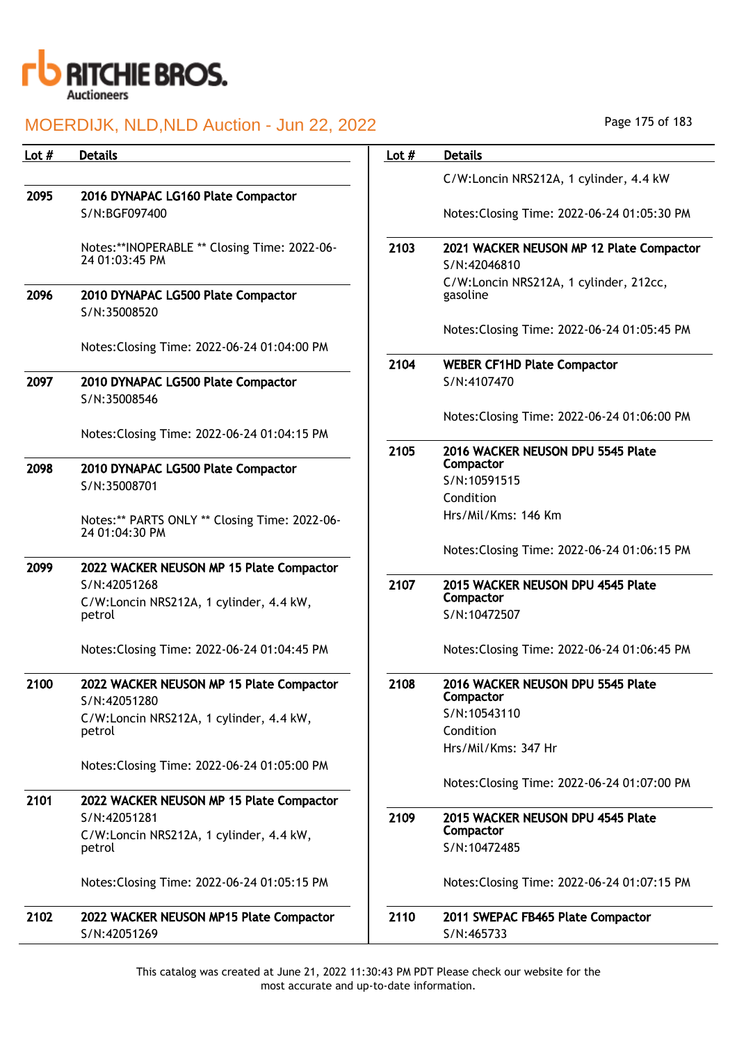# MOERDIJK, NLD,NLD Auction - Jun 22, 2022

| Lot # | Details |
|---|---|
| 2095 | **2016 DYNAPAC LG160 Plate Compactor**<br>S/N:BGF097400<br><br>Notes:**INOPERABLE ** Closing Time: 2022-06-24 01:03:45 PM |
| 2096 | **2010 DYNAPAC LG500 Plate Compactor**<br>S/N:35008520<br><br>Notes:Closing Time: 2022-06-24 01:04:00 PM |
| 2097 | **2010 DYNAPAC LG500 Plate Compactor**<br>S/N:35008546<br><br>Notes:Closing Time: 2022-06-24 01:04:15 PM |
| 2098 | **2010 DYNAPAC LG500 Plate Compactor**<br>S/N:35008701<br><br>Notes:** PARTS ONLY ** Closing Time: 2022-06-24 01:04:30 PM |
| 2099 | **2022 WACKER NEUSON MP 15 Plate Compactor**<br>S/N:42051268<br>C/W:Loncin NRS212A, 1 cylinder, 4.4 kW, petrol<br><br>Notes:Closing Time: 2022-06-24 01:04:45 PM |
| 2100 | **2022 WACKER NEUSON MP 15 Plate Compactor**<br>S/N:42051280<br>C/W:Loncin NRS212A, 1 cylinder, 4.4 kW, petrol<br><br>Notes:Closing Time: 2022-06-24 01:05:00 PM |
| 2101 | **2022 WACKER NEUSON MP 15 Plate Compactor**<br>S/N:42051281<br>C/W:Loncin NRS212A, 1 cylinder, 4.4 kW, petrol<br><br>Notes:Closing Time: 2022-06-24 01:05:15 PM |
| 2102 | **2022 WACKER NEUSON MP15 Plate Compactor**<br>S/N:42051269<br>C/W:Loncin NRS212A, 1 cylinder, 4.4 kW<br><br>Notes:Closing Time: 2022-06-24 01:05:30 PM |
| 2103 | **2021 WACKER NEUSON MP 12 Plate Compactor**<br>S/N:42046810<br>C/W:Loncin NRS212A, 1 cylinder, 212cc, gasoline<br><br>Notes:Closing Time: 2022-06-24 01:05:45 PM |
| 2104 | **WEBER CF1HD Plate Compactor**<br>S/N:4107470<br><br>Notes:Closing Time: 2022-06-24 01:06:00 PM |
| 2105 | **2016 WACKER NEUSON DPU 5545 Plate Compactor**<br>S/N:10591515<br>Condition<br>Hrs/Mil/Kms: 146 Km<br><br>Notes:Closing Time: 2022-06-24 01:06:15 PM |
| 2107 | **2015 WACKER NEUSON DPU 4545 Plate Compactor**<br>S/N:10472507<br><br>Notes:Closing Time: 2022-06-24 01:06:45 PM |
| 2108 | **2016 WACKER NEUSON DPU 5545 Plate Compactor**<br>S/N:10543110<br>Condition<br>Hrs/Mil/Kms: 347 Hr<br><br>Notes:Closing Time: 2022-06-24 01:07:00 PM |
| 2109 | **2015 WACKER NEUSON DPU 4545 Plate Compactor**<br>S/N:10472485<br><br>Notes:Closing Time: 2022-06-24 01:07:15 PM |
| 2110 | **2011 SWEPAC FB465 Plate Compactor**<br>S/N:465733 |

This catalog was created at June 21, 2022 11:30:43 PM PDT Please check our website for the most accurate and up-to-date information.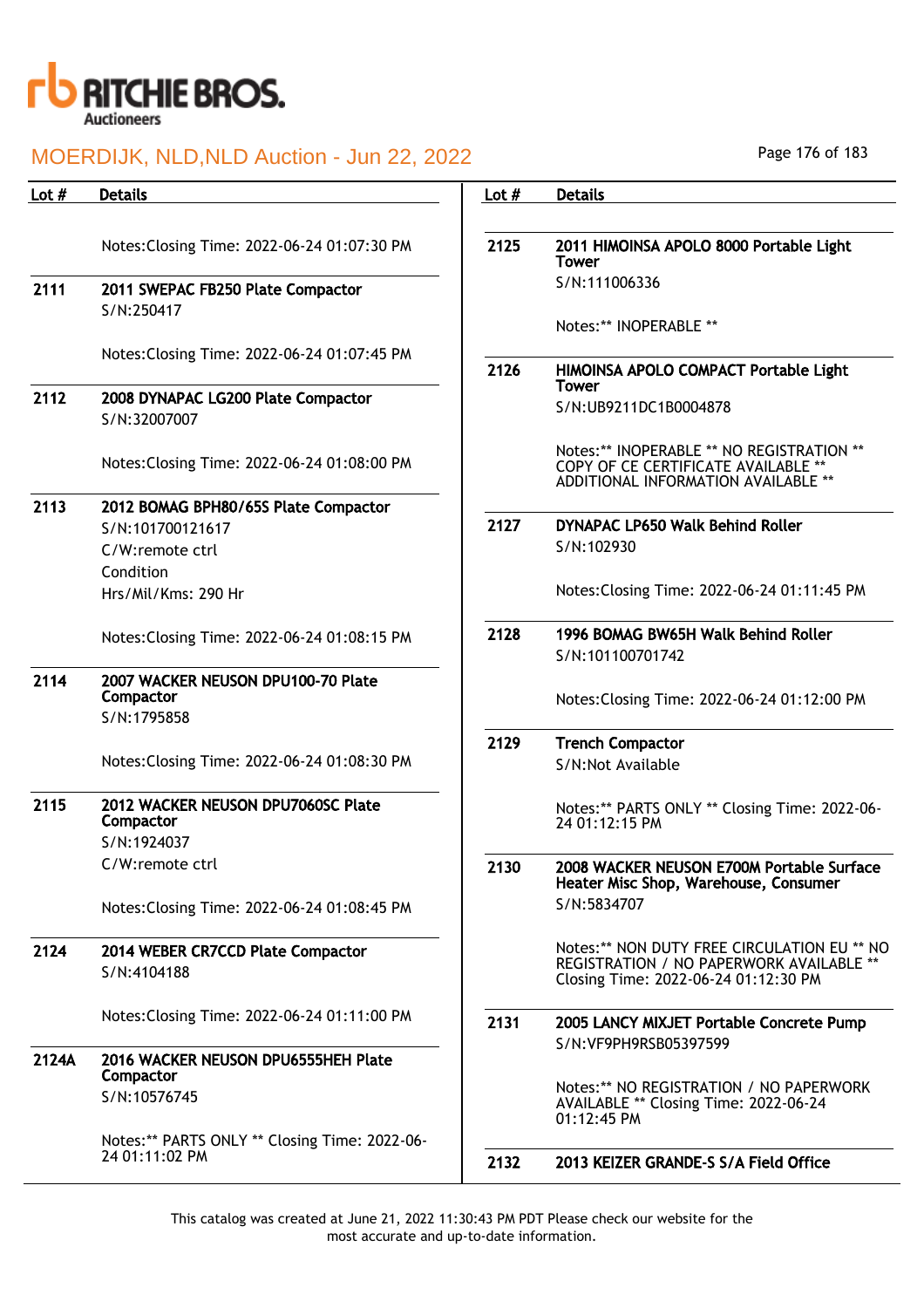| Lot # | Details |
|---|---|
| | Notes:Closing Time: 2022-06-24 01:07:30 PM |
| 2111 | **2011 SWEPAC FB250 Plate Compactor**<br>S/N:250417<br><br>Notes:Closing Time: 2022-06-24 01:07:45 PM |
| 2112 | **2008 DYNAPAC LG200 Plate Compactor**<br>S/N:32007007<br><br>Notes:Closing Time: 2022-06-24 01:08:00 PM |
| 2113 | **2012 BOMAG BPH80/65S Plate Compactor**<br>S/N:101700121617<br>C/W:remote ctrl<br>Condition<br>Hrs/Mil/Kms: 290 Hr<br><br>Notes:Closing Time: 2022-06-24 01:08:15 PM |
| 2114 | **2007 WACKER NEUSON DPU100-70 Plate Compactor**<br>S/N:1795858<br><br>Notes:Closing Time: 2022-06-24 01:08:30 PM |
| 2115 | **2012 WACKER NEUSON DPU7060SC Plate Compactor**<br>S/N:1924037<br>C/W:remote ctrl<br><br>Notes:Closing Time: 2022-06-24 01:08:45 PM |
| 2124 | **2014 WEBER CR7CCD Plate Compactor**<br>S/N:4104188<br><br>Notes:Closing Time: 2022-06-24 01:11:00 PM |
| 2124A | **2016 WACKER NEUSON DPU6555HEH Plate Compactor**<br>S/N:10576745<br><br>Notes:** PARTS ONLY ** Closing Time: 2022-06-24 01:11:02 PM |
| 2125 | **2011 HIMOINSA APOLO 8000 Portable Light Tower**<br>S/N:111006336<br><br>Notes:** INOPERABLE ** |
| 2126 | **HIMOINSA APOLO COMPACT Portable Light Tower**<br>S/N:UB9211DC1B0004878<br><br>Notes:** INOPERABLE ** NO REGISTRATION ** COPY OF CE CERTIFICATE AVAILABLE ** ADDITIONAL INFORMATION AVAILABLE ** |
| 2127 | **DYNAPAC LP650 Walk Behind Roller**<br>S/N:102930<br><br>Notes:Closing Time: 2022-06-24 01:11:45 PM |
| 2128 | **1996 BOMAG BW65H Walk Behind Roller**<br>S/N:101100701742<br><br>Notes:Closing Time: 2022-06-24 01:12:00 PM |
| 2129 | **Trench Compactor**<br>S/N:Not Available<br><br>Notes:** PARTS ONLY ** Closing Time: 2022-06-24 01:12:15 PM |
| 2130 | **2008 WACKER NEUSON E700M Portable Surface Heater Misc Shop, Warehouse, Consumer**<br>S/N:5834707<br><br>Notes:** NON DUTY FREE CIRCULATION EU ** NO REGISTRATION / NO PAPERWORK AVAILABLE ** Closing Time: 2022-06-24 01:12:30 PM |
| 2131 | **2005 LANCY MIXJET Portable Concrete Pump**<br>S/N:VF9PH9RSB05397599<br><br>Notes:** NO REGISTRATION / NO PAPERWORK AVAILABLE ** Closing Time: 2022-06-24 01:12:45 PM |
| 2132 | **2013 KEIZER GRANDE-S S/A Field Office** |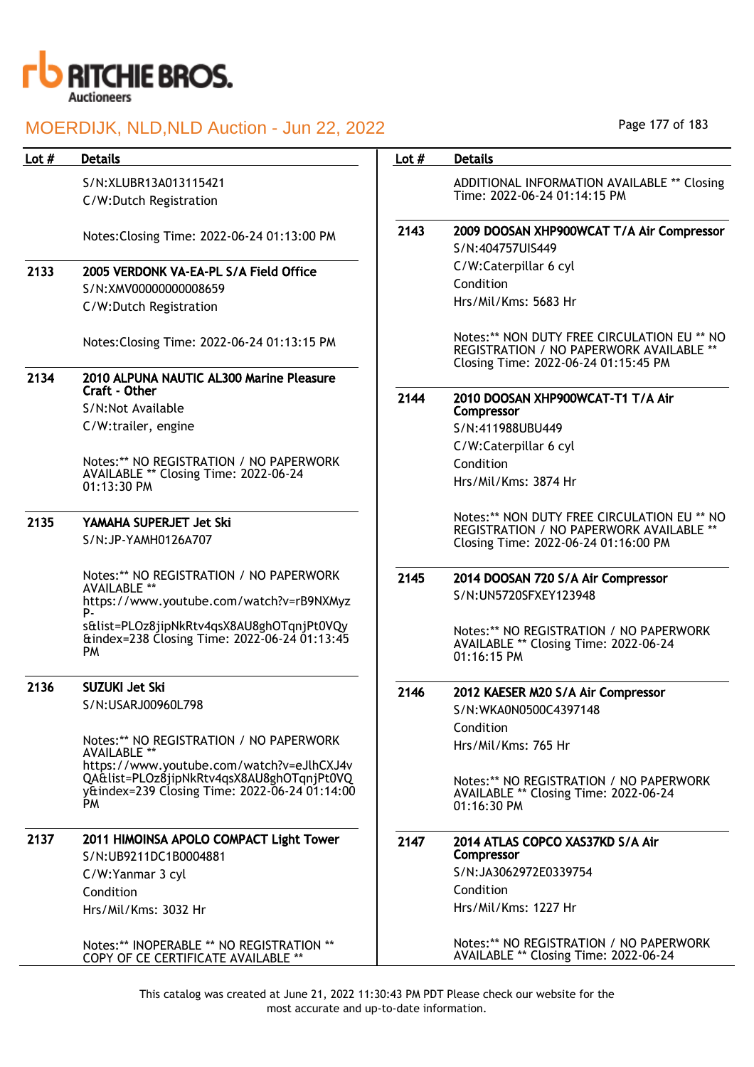| Lot # | Details |
|---|---|
| | S/N:XLUBR13A013115421<br>C/W:Dutch Registration<br><br>Notes:Closing Time: 2022-06-24 01:13:00 PM |
| 2133 | **2005 VERDONK VA-EA-PL S/A Field Office**<br>S/N:XMV00000000008659<br>C/W:Dutch Registration<br><br>Notes:Closing Time: 2022-06-24 01:13:15 PM |
| 2134 | **2010 ALPUNA NAUTIC AL300 Marine Pleasure Craft - Other**<br>S/N:Not Available<br>C/W:trailer, engine<br><br>Notes:** NO REGISTRATION / NO PAPERWORK AVAILABLE ** Closing Time: 2022-06-24 01:13:30 PM |
| 2135 | **YAMAHA SUPERJET Jet Ski**<br>S/N:JP-YAMH0126A707<br><br>Notes:** NO REGISTRATION / NO PAPERWORK AVAILABLE ** https://www.youtube.com/watch?v=rB9NXMyzP-s&list=PLOz8jipNkRtv4qsX8AU8ghOTqnjPt0VQy&index=238 Closing Time: 2022-06-24 01:13:45 PM |
| 2136 | **SUZUKI Jet Ski**<br>S/N:USARJ00960L798<br><br>Notes:** NO REGISTRATION / NO PAPERWORK AVAILABLE ** https://www.youtube.com/watch?v=eJlhCXJ4vQA&list=PLOz8jipNkRtv4qsX8AU8ghOTqnjPt0VQy&index=239 Closing Time: 2022-06-24 01:14:00 PM |
| 2137 | **2011 HIMOINSA APOLO COMPACT Light Tower**<br>S/N:UB9211DC1B0004881<br>C/W:Yanmar 3 cyl<br>Condition<br>Hrs/Mil/Kms: 3032 Hr<br><br>Notes:** INOPERABLE ** NO REGISTRATION ** COPY OF CE CERTIFICATE AVAILABLE ** |
| | ADDITIONAL INFORMATION AVAILABLE ** Closing Time: 2022-06-24 01:14:15 PM |
| 2143 | **2009 DOOSAN XHP900WCAT T/A Air Compressor**<br>S/N:404757UIS449<br>C/W:Caterpillar 6 cyl<br>Condition<br>Hrs/Mil/Kms: 5683 Hr<br><br>Notes:** NON DUTY FREE CIRCULATION EU ** NO REGISTRATION / NO PAPERWORK AVAILABLE ** Closing Time: 2022-06-24 01:15:45 PM |
| 2144 | **2010 DOOSAN XHP900WCAT-T1 T/A Air Compressor**<br>S/N:411988UBU449<br>C/W:Caterpillar 6 cyl<br>Condition<br>Hrs/Mil/Kms: 3874 Hr<br><br>Notes:** NON DUTY FREE CIRCULATION EU ** NO REGISTRATION / NO PAPERWORK AVAILABLE ** Closing Time: 2022-06-24 01:16:00 PM |
| 2145 | **2014 DOOSAN 720 S/A Air Compressor**<br>S/N:UN5720SFXEY123948<br><br>Notes:** NO REGISTRATION / NO PAPERWORK AVAILABLE ** Closing Time: 2022-06-24 01:16:15 PM |
| 2146 | **2012 KAESER M20 S/A Air Compressor**<br>S/N:WKA0N0500C4397148<br>Condition<br>Hrs/Mil/Kms: 765 Hr<br><br>Notes:** NO REGISTRATION / NO PAPERWORK AVAILABLE ** Closing Time: 2022-06-24 01:16:30 PM |
| 2147 | **2014 ATLAS COPCO XAS37KD S/A Air Compressor**<br>S/N:JA3062972E0339754<br>Condition<br>Hrs/Mil/Kms: 1227 Hr<br><br>Notes:** NO REGISTRATION / NO PAPERWORK AVAILABLE ** Closing Time: 2022-06-24 |

This catalog was created at June 21, 2022 11:30:43 PM PDT Please check our website for the most accurate and up-to-date information.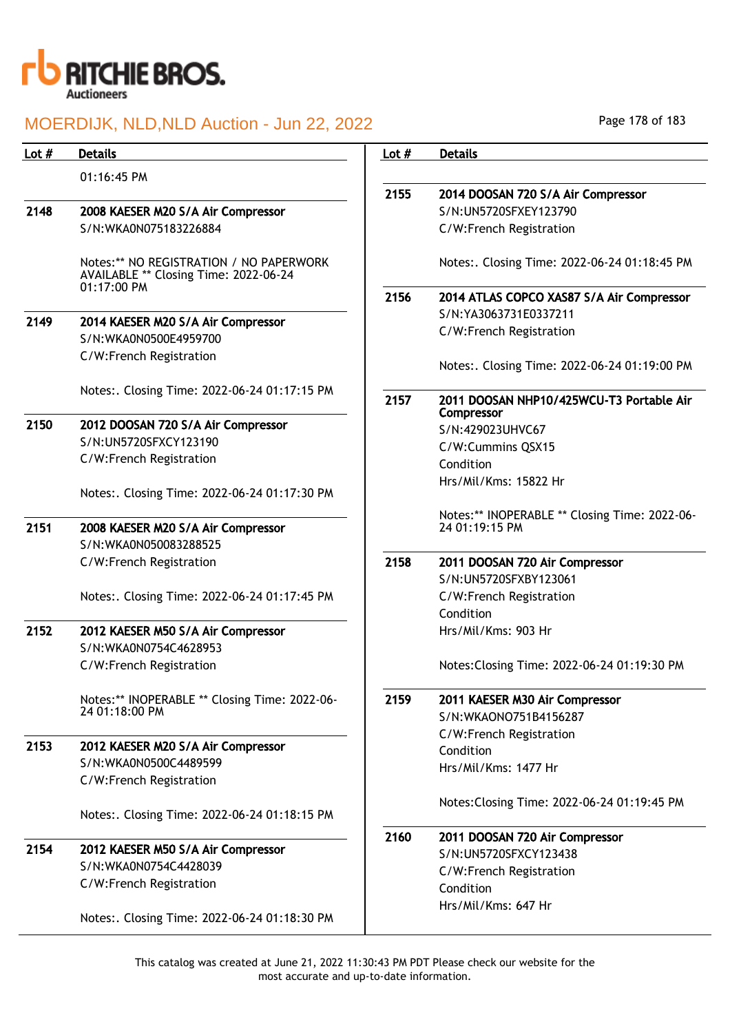01:16:45 PM

**2148** **2008 KAESER M20 S/A Air Compressor**
S/N:WKA0N075183226884

Notes:** NO REGISTRATION / NO PAPERWORK AVAILABLE ** Closing Time: 2022-06-24 01:17:00 PM

**2149** **2014 KAESER M20 S/A Air Compressor**
S/N:WKA0N0500E4959700
C/W:French Registration

Notes:. Closing Time: 2022-06-24 01:17:15 PM

**2150** **2012 DOOSAN 720 S/A Air Compressor**
S/N:UN5720SFXCY123190
C/W:French Registration

Notes:. Closing Time: 2022-06-24 01:17:30 PM

**2151** **2008 KAESER M20 S/A Air Compressor**
S/N:WKA0N050083288525
C/W:French Registration

Notes:. Closing Time: 2022-06-24 01:17:45 PM

**2152** **2012 KAESER M50 S/A Air Compressor**
S/N:WKA0N0754C4628953
C/W:French Registration

Notes:** INOPERABLE ** Closing Time: 2022-06-24 01:18:00 PM

**2153** **2012 KAESER M20 S/A Air Compressor**
S/N:WKA0N0500C4489599
C/W:French Registration

Notes:. Closing Time: 2022-06-24 01:18:15 PM

**2154** **2012 KAESER M50 S/A Air Compressor**
S/N:WKA0N0754C4428039
C/W:French Registration

Notes:. Closing Time: 2022-06-24 01:18:30 PM

**2155** **2014 DOOSAN 720 S/A Air Compressor**
S/N:UN5720SFXEY123790
C/W:French Registration

Notes:. Closing Time: 2022-06-24 01:18:45 PM

**2156** **2014 ATLAS COPCO XAS87 S/A Air Compressor**
S/N:YA3063731E0337211
C/W:French Registration

Notes:. Closing Time: 2022-06-24 01:19:00 PM

**2157** **2011 DOOSAN NHP10/425WCU-T3 Portable Air Compressor**
S/N:429023UHVC67
C/W:Cummins QSX15
Condition
Hrs/Mil/Kms: 15822 Hr

Notes:** INOPERABLE ** Closing Time: 2022-06-24 01:19:15 PM

**2158** **2011 DOOSAN 720 Air Compressor**
S/N:UN5720SFXBY123061
C/W:French Registration
Condition
Hrs/Mil/Kms: 903 Hr

Notes:Closing Time: 2022-06-24 01:19:30 PM

**2159** **2011 KAESER M30 Air Compressor**
S/N:WKAONO751B4156287
C/W:French Registration
Condition
Hrs/Mil/Kms: 1477 Hr

Notes:Closing Time: 2022-06-24 01:19:45 PM

**2160** **2011 DOOSAN 720 Air Compressor**
S/N:UN5720SFXCY123438
C/W:French Registration
Condition
Hrs/Mil/Kms: 647 Hr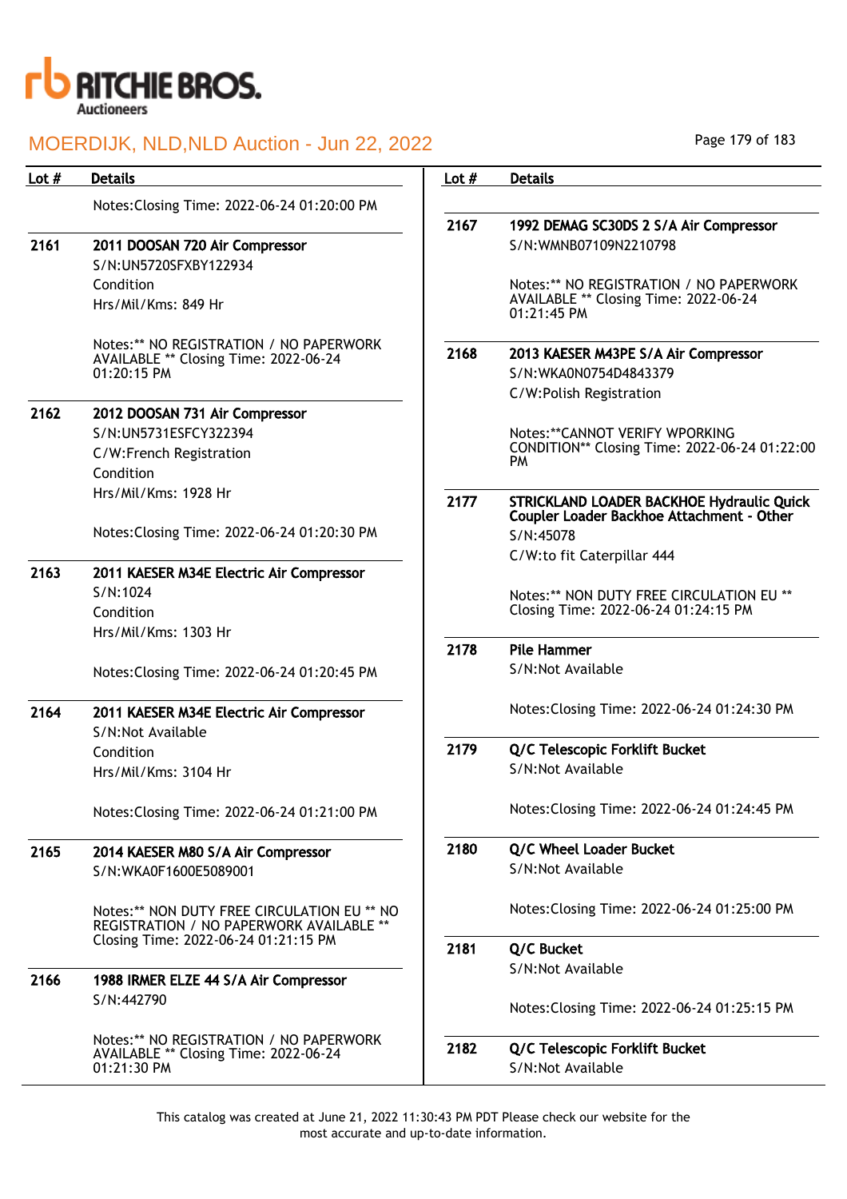| Lot # | Details |
|---|---|
| | Notes:Closing Time: 2022-06-24 01:20:00 PM |
| 2161 | **2011 DOOSAN 720 Air Compressor**<br>S/N:UN5720SFXBY122934<br>Condition<br>Hrs/Mil/Kms: 849 Hr<br><br>Notes:** NO REGISTRATION / NO PAPERWORK AVAILABLE ** Closing Time: 2022-06-24 01:20:15 PM |
| 2162 | **2012 DOOSAN 731 Air Compressor**<br>S/N:UN5731ESFCY322394<br>C/W:French Registration<br>Condition<br>Hrs/Mil/Kms: 1928 Hr<br><br>Notes:Closing Time: 2022-06-24 01:20:30 PM |
| 2163 | **2011 KAESER M34E Electric Air Compressor**<br>S/N:1024<br>Condition<br>Hrs/Mil/Kms: 1303 Hr<br><br>Notes:Closing Time: 2022-06-24 01:20:45 PM |
| 2164 | **2011 KAESER M34E Electric Air Compressor**<br>S/N:Not Available<br>Condition<br>Hrs/Mil/Kms: 3104 Hr<br><br>Notes:Closing Time: 2022-06-24 01:21:00 PM |
| 2165 | **2014 KAESER M80 S/A Air Compressor**<br>S/N:WKA0F1600E5089001<br><br>Notes:** NON DUTY FREE CIRCULATION EU ** NO REGISTRATION / NO PAPERWORK AVAILABLE ** Closing Time: 2022-06-24 01:21:15 PM |
| 2166 | **1988 IRMER ELZE 44 S/A Air Compressor**<br>S/N:442790<br><br>Notes:** NO REGISTRATION / NO PAPERWORK AVAILABLE ** Closing Time: 2022-06-24 01:21:30 PM |
| 2167 | **1992 DEMAG SC30DS 2 S/A Air Compressor**<br>S/N:WMNB07109N2210798<br><br>Notes:** NO REGISTRATION / NO PAPERWORK AVAILABLE ** Closing Time: 2022-06-24 01:21:45 PM |
| 2168 | **2013 KAESER M43PE S/A Air Compressor**<br>S/N:WKA0N0754D4843379<br>C/W:Polish Registration<br><br>Notes:**CANNOT VERIFY WPORKING CONDITION** Closing Time: 2022-06-24 01:22:00 PM |
| 2177 | **STRICKLAND LOADER BACKHOE Hydraulic Quick Coupler Loader Backhoe Attachment - Other**<br>S/N:45078<br>C/W:to fit Caterpillar 444<br><br>Notes:** NON DUTY FREE CIRCULATION EU ** Closing Time: 2022-06-24 01:24:15 PM |
| 2178 | **Pile Hammer**<br>S/N:Not Available<br><br>Notes:Closing Time: 2022-06-24 01:24:30 PM |
| 2179 | **Q/C Telescopic Forklift Bucket**<br>S/N:Not Available<br><br>Notes:Closing Time: 2022-06-24 01:24:45 PM |
| 2180 | **Q/C Wheel Loader Bucket**<br>S/N:Not Available<br><br>Notes:Closing Time: 2022-06-24 01:25:00 PM |
| 2181 | **Q/C Bucket**<br>S/N:Not Available<br><br>Notes:Closing Time: 2022-06-24 01:25:15 PM |
| 2182 | **Q/C Telescopic Forklift Bucket**<br>S/N:Not Available |

This catalog was created at June 21, 2022 11:30:43 PM PDT Please check our website for the most accurate and up-to-date information.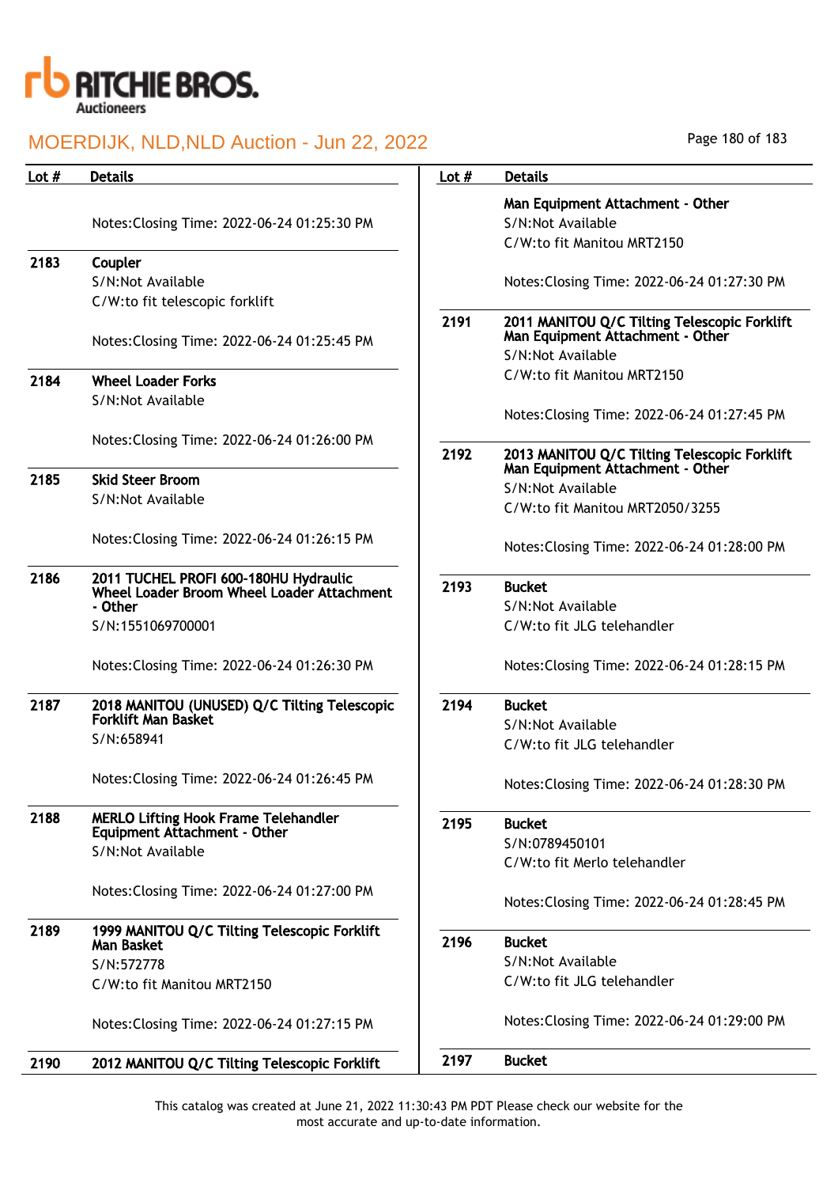| Lot # | Details |
|---|---|
| | Notes:Closing Time: 2022-06-24 01:25:30 PM |
| 2183 | **Coupler**<br>S/N:Not Available<br>C/W:to fit telescopic forklift<br><br>Notes:Closing Time: 2022-06-24 01:25:45 PM |
| 2184 | **Wheel Loader Forks**<br>S/N:Not Available<br><br>Notes:Closing Time: 2022-06-24 01:26:00 PM |
| 2185 | **Skid Steer Broom**<br>S/N:Not Available<br><br>Notes:Closing Time: 2022-06-24 01:26:15 PM |
| 2186 | **2011 TUCHEL PROFI 600-180HU Hydraulic Wheel Loader Broom Wheel Loader Attachment - Other**<br>S/N:1551069700001<br><br>Notes:Closing Time: 2022-06-24 01:26:30 PM |
| 2187 | **2018 MANITOU (UNUSED) Q/C Tilting Telescopic Forklift Man Basket**<br>S/N:658941<br><br>Notes:Closing Time: 2022-06-24 01:26:45 PM |
| 2188 | **MERLO Lifting Hook Frame Telehandler Equipment Attachment - Other**<br>S/N:Not Available<br><br>Notes:Closing Time: 2022-06-24 01:27:00 PM |
| 2189 | **1999 MANITOU Q/C Tilting Telescopic Forklift Man Basket**<br>S/N:572778<br>C/W:to fit Manitou MRT2150<br><br>Notes:Closing Time: 2022-06-24 01:27:15 PM |
| 2190 | **2012 MANITOU Q/C Tilting Telescopic Forklift Man Equipment Attachment - Other**<br>S/N:Not Available<br>C/W:to fit Manitou MRT2150<br><br>Notes:Closing Time: 2022-06-24 01:27:30 PM |
| 2191 | **2011 MANITOU Q/C Tilting Telescopic Forklift Man Equipment Attachment - Other**<br>S/N:Not Available<br>C/W:to fit Manitou MRT2150<br><br>Notes:Closing Time: 2022-06-24 01:27:45 PM |
| 2192 | **2013 MANITOU Q/C Tilting Telescopic Forklift Man Equipment Attachment - Other**<br>S/N:Not Available<br>C/W:to fit Manitou MRT2050/3255<br><br>Notes:Closing Time: 2022-06-24 01:28:00 PM |
| 2193 | **Bucket**<br>S/N:Not Available<br>C/W:to fit JLG telehandler<br><br>Notes:Closing Time: 2022-06-24 01:28:15 PM |
| 2194 | **Bucket**<br>S/N:Not Available<br>C/W:to fit JLG telehandler<br><br>Notes:Closing Time: 2022-06-24 01:28:30 PM |
| 2195 | **Bucket**<br>S/N:0789450101<br>C/W:to fit Merlo telehandler<br><br>Notes:Closing Time: 2022-06-24 01:28:45 PM |
| 2196 | **Bucket**<br>S/N:Not Available<br>C/W:to fit JLG telehandler<br><br>Notes:Closing Time: 2022-06-24 01:29:00 PM |
| 2197 | **Bucket** |

This catalog was created at June 21, 2022 11:30:43 PM PDT Please check our website for the most accurate and up-to-date information.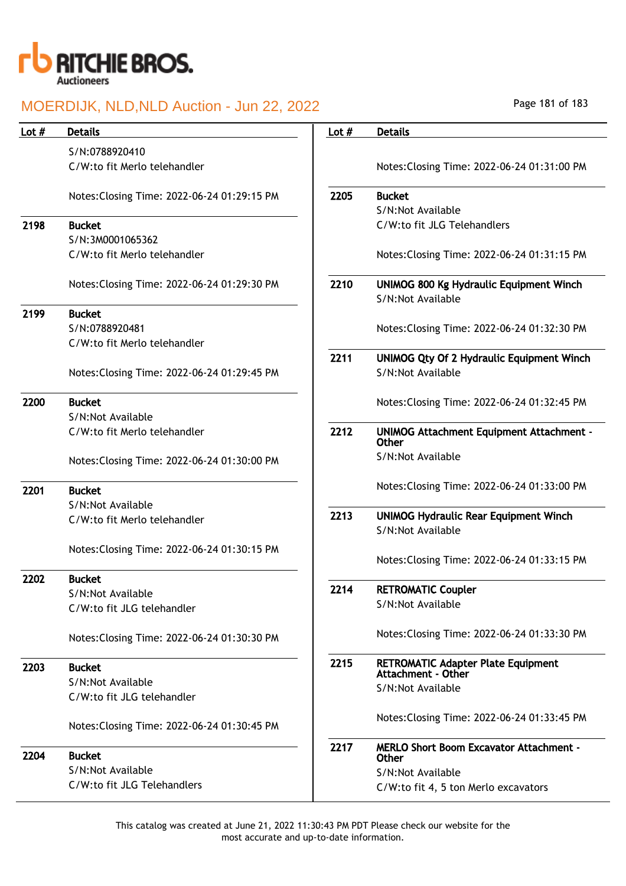# MOERDIJK, NLD,NLD Auction - Jun 22, 2022

| Lot # | Details |
|---|---|
| | S/N:0788920410<br>C/W:to fit Merlo telehandler<br><br>Notes:Closing Time: 2022-06-24 01:29:15 PM |
| 2198 | **Bucket**<br>S/N:3M0001065362<br>C/W:to fit Merlo telehandler<br><br>Notes:Closing Time: 2022-06-24 01:29:30 PM |
| 2199 | **Bucket**<br>S/N:0788920481<br>C/W:to fit Merlo telehandler<br><br>Notes:Closing Time: 2022-06-24 01:29:45 PM |
| 2200 | **Bucket**<br>S/N:Not Available<br>C/W:to fit Merlo telehandler<br><br>Notes:Closing Time: 2022-06-24 01:30:00 PM |
| 2201 | **Bucket**<br>S/N:Not Available<br>C/W:to fit Merlo telehandler<br><br>Notes:Closing Time: 2022-06-24 01:30:15 PM |
| 2202 | **Bucket**<br>S/N:Not Available<br>C/W:to fit JLG telehandler<br><br>Notes:Closing Time: 2022-06-24 01:30:30 PM |
| 2203 | **Bucket**<br>S/N:Not Available<br>C/W:to fit JLG telehandler<br><br>Notes:Closing Time: 2022-06-24 01:30:45 PM |
| 2204 | **Bucket**<br>S/N:Not Available<br>C/W:to fit JLG Telehandlers<br><br>Notes:Closing Time: 2022-06-24 01:31:00 PM |
| 2205 | **Bucket**<br>S/N:Not Available<br>C/W:to fit JLG Telehandlers<br><br>Notes:Closing Time: 2022-06-24 01:31:15 PM |
| 2210 | **UNIMOG 800 Kg Hydraulic Equipment Winch**<br>S/N:Not Available<br><br>Notes:Closing Time: 2022-06-24 01:32:30 PM |
| 2211 | **UNIMOG Qty Of 2 Hydraulic Equipment Winch**<br>S/N:Not Available<br><br>Notes:Closing Time: 2022-06-24 01:32:45 PM |
| 2212 | **UNIMOG Attachment Equipment Attachment - Other**<br>S/N:Not Available<br><br>Notes:Closing Time: 2022-06-24 01:33:00 PM |
| 2213 | **UNIMOG Hydraulic Rear Equipment Winch**<br>S/N:Not Available<br><br>Notes:Closing Time: 2022-06-24 01:33:15 PM |
| 2214 | **RETROMATIC Coupler**<br>S/N:Not Available<br><br>Notes:Closing Time: 2022-06-24 01:33:30 PM |
| 2215 | **RETROMATIC Adapter Plate Equipment Attachment - Other**<br>S/N:Not Available<br><br>Notes:Closing Time: 2022-06-24 01:33:45 PM |
| 2217 | **MERLO Short Boom Excavator Attachment - Other**<br>S/N:Not Available<br>C/W:to fit 4, 5 ton Merlo excavators |

This catalog was created at June 21, 2022 11:30:43 PM PDT Please check our website for the most accurate and up-to-date information.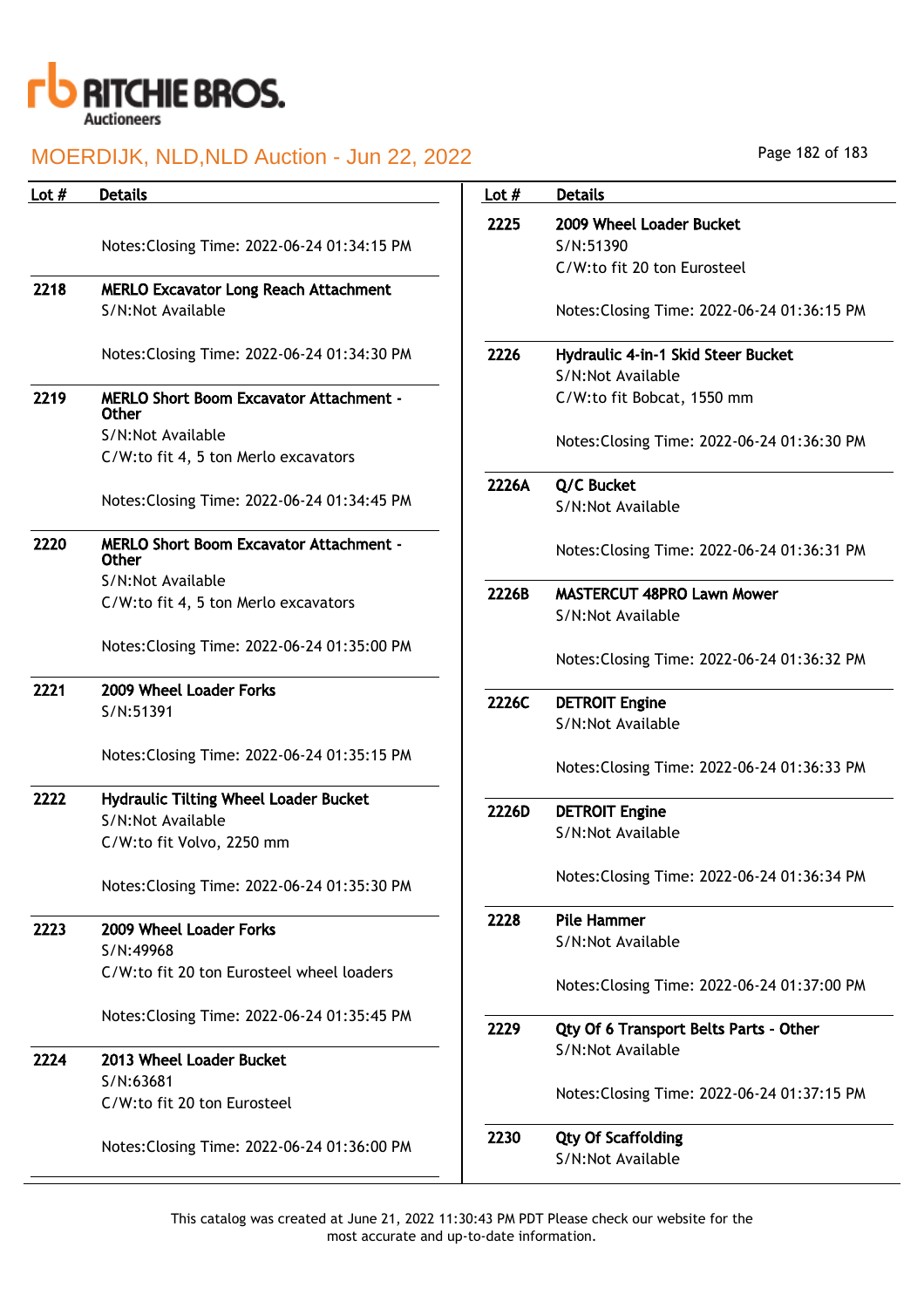# MOERDIJK, NLD,NLD Auction - Jun 22, 2022

| Lot # | Details |
|---|---|
| | Notes:Closing Time: 2022-06-24 01:34:15 PM |
| 2218 | **MERLO Excavator Long Reach Attachment**<br>S/N:Not Available<br><br>Notes:Closing Time: 2022-06-24 01:34:30 PM |
| 2219 | **MERLO Short Boom Excavator Attachment - Other**<br>S/N:Not Available<br>C/W:to fit 4, 5 ton Merlo excavators<br><br>Notes:Closing Time: 2022-06-24 01:34:45 PM |
| 2220 | **MERLO Short Boom Excavator Attachment - Other**<br>S/N:Not Available<br>C/W:to fit 4, 5 ton Merlo excavators<br><br>Notes:Closing Time: 2022-06-24 01:35:00 PM |
| 2221 | **2009 Wheel Loader Forks**<br>S/N:51391<br><br>Notes:Closing Time: 2022-06-24 01:35:15 PM |
| 2222 | **Hydraulic Tilting Wheel Loader Bucket**<br>S/N:Not Available<br>C/W:to fit Volvo, 2250 mm<br><br>Notes:Closing Time: 2022-06-24 01:35:30 PM |
| 2223 | **2009 Wheel Loader Forks**<br>S/N:49968<br>C/W:to fit 20 ton Eurosteel wheel loaders<br><br>Notes:Closing Time: 2022-06-24 01:35:45 PM |
| 2224 | **2013 Wheel Loader Bucket**<br>S/N:63681<br>C/W:to fit 20 ton Eurosteel<br><br>Notes:Closing Time: 2022-06-24 01:36:00 PM |
| 2225 | **2009 Wheel Loader Bucket**<br>S/N:51390<br>C/W:to fit 20 ton Eurosteel<br><br>Notes:Closing Time: 2022-06-24 01:36:15 PM |
| 2226 | **Hydraulic 4-in-1 Skid Steer Bucket**<br>S/N:Not Available<br>C/W:to fit Bobcat, 1550 mm<br><br>Notes:Closing Time: 2022-06-24 01:36:30 PM |
| 2226A | **Q/C Bucket**<br>S/N:Not Available<br><br>Notes:Closing Time: 2022-06-24 01:36:31 PM |
| 2226B | **MASTERCUT 48PRO Lawn Mower**<br>S/N:Not Available<br><br>Notes:Closing Time: 2022-06-24 01:36:32 PM |
| 2226C | **DETROIT Engine**<br>S/N:Not Available<br><br>Notes:Closing Time: 2022-06-24 01:36:33 PM |
| 2226D | **DETROIT Engine**<br>S/N:Not Available<br><br>Notes:Closing Time: 2022-06-24 01:36:34 PM |
| 2228 | **Pile Hammer**<br>S/N:Not Available<br><br>Notes:Closing Time: 2022-06-24 01:37:00 PM |
| 2229 | **Qty Of 6 Transport Belts Parts - Other**<br>S/N:Not Available<br><br>Notes:Closing Time: 2022-06-24 01:37:15 PM |
| 2230 | **Qty Of Scaffolding**<br>S/N:Not Available |

This catalog was created at June 21, 2022 11:30:43 PM PDT Please check our website for the most accurate and up-to-date information.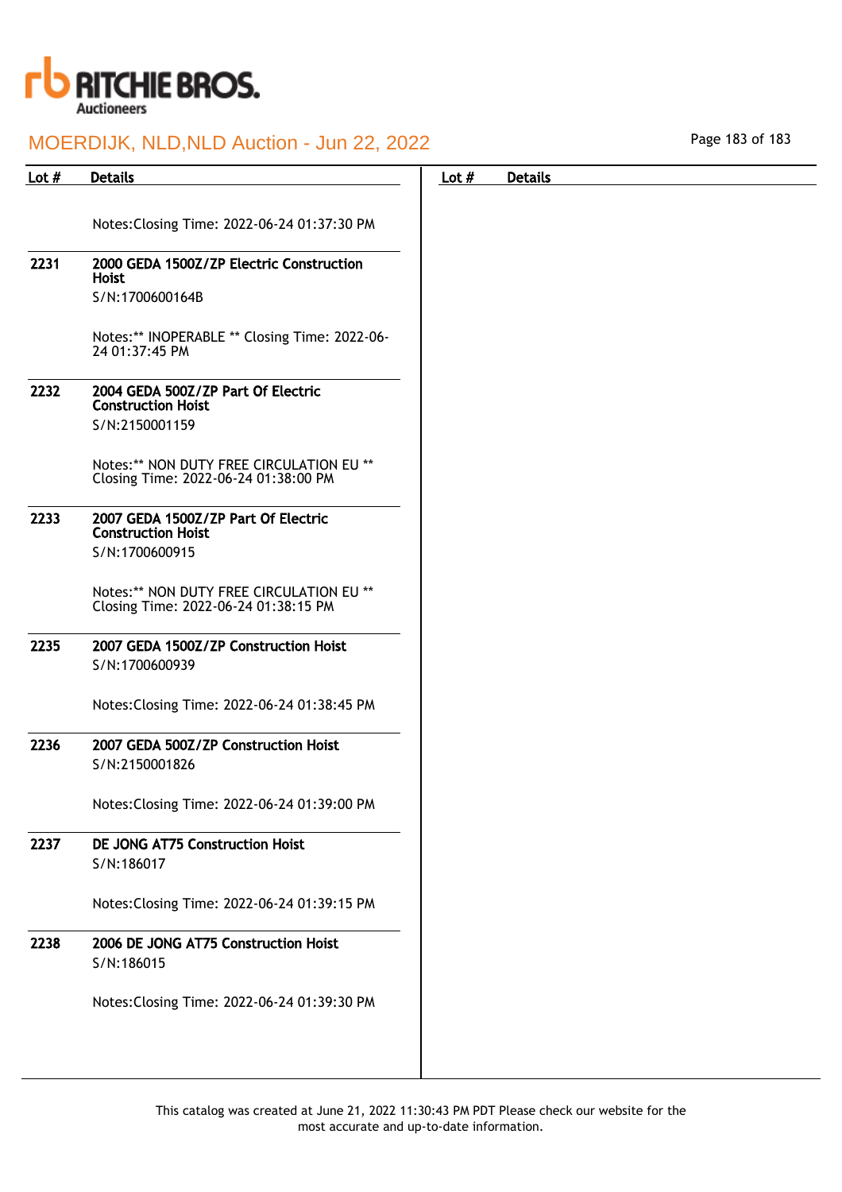| Lot # | Details |
|---|---|
| | Notes:Closing Time: 2022-06-24 01:37:30 PM |
| 2231 | **2000 GEDA 1500Z/ZP Electric Construction Hoist**<br>S/N:1700600164B<br><br>Notes:** INOPERABLE ** Closing Time: 2022-06-24 01:37:45 PM |
| 2232 | **2004 GEDA 500Z/ZP Part Of Electric Construction Hoist**<br>S/N:2150001159<br><br>Notes:** NON DUTY FREE CIRCULATION EU ** Closing Time: 2022-06-24 01:38:00 PM |
| 2233 | **2007 GEDA 1500Z/ZP Part Of Electric Construction Hoist**<br>S/N:1700600915<br><br>Notes:** NON DUTY FREE CIRCULATION EU ** Closing Time: 2022-06-24 01:38:15 PM |
| 2235 | **2007 GEDA 1500Z/ZP Construction Hoist**<br>S/N:1700600939<br><br>Notes:Closing Time: 2022-06-24 01:38:45 PM |
| 2236 | **2007 GEDA 500Z/ZP Construction Hoist**<br>S/N:2150001826<br><br>Notes:Closing Time: 2022-06-24 01:39:00 PM |
| 2237 | **DE JONG AT75 Construction Hoist**<br>S/N:186017<br><br>Notes:Closing Time: 2022-06-24 01:39:15 PM |
| 2238 | **2006 DE JONG AT75 Construction Hoist**<br>S/N:186015<br><br>Notes:Closing Time: 2022-06-24 01:39:30 PM |